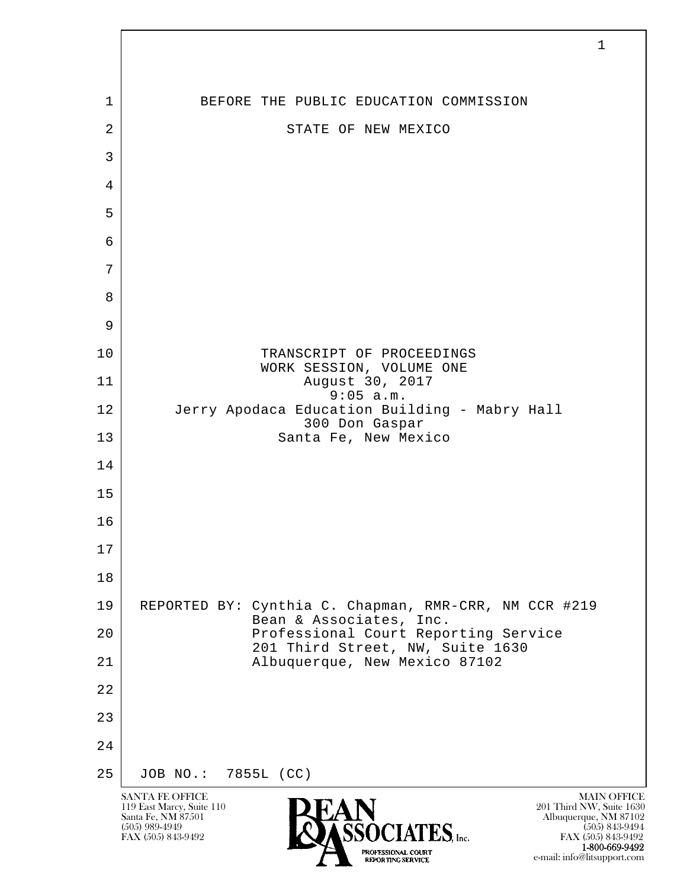BEFORE THE PUBLIC EDUCATION COMMISSION

STATE OF NEW MEXICO

TRANSCRIPT OF PROCEEDINGS
WORK SESSION, VOLUME ONE
August 30, 2017
9:05 a.m.
Jerry Apodaca Education Building - Mabry Hall
300 Don Gaspar
Santa Fe, New Mexico

REPORTED BY: Cynthia C. Chapman, RMR-CRR, NM CCR #219
Bean & Associates, Inc.
Professional Court Reporting Service
201 Third Street, NW, Suite 1630
Albuquerque, New Mexico 87102

JOB NO.: 7855L (CC)

SANTA FE OFFICE
119 East Marcy, Suite 110
Santa Fe, NM 87501
(505) 989-4949
FAX (505) 843-9492

BEAN & ASSOCIATES, Inc.
PROFESSIONAL COURT REPORTING SERVICE

MAIN OFFICE
201 Third NW, Suite 1630
Albuquerque, NM 87102
(505) 843-9494
FAX (505) 843-9492
1-800-669-9492
e-mail: info@litsupport.com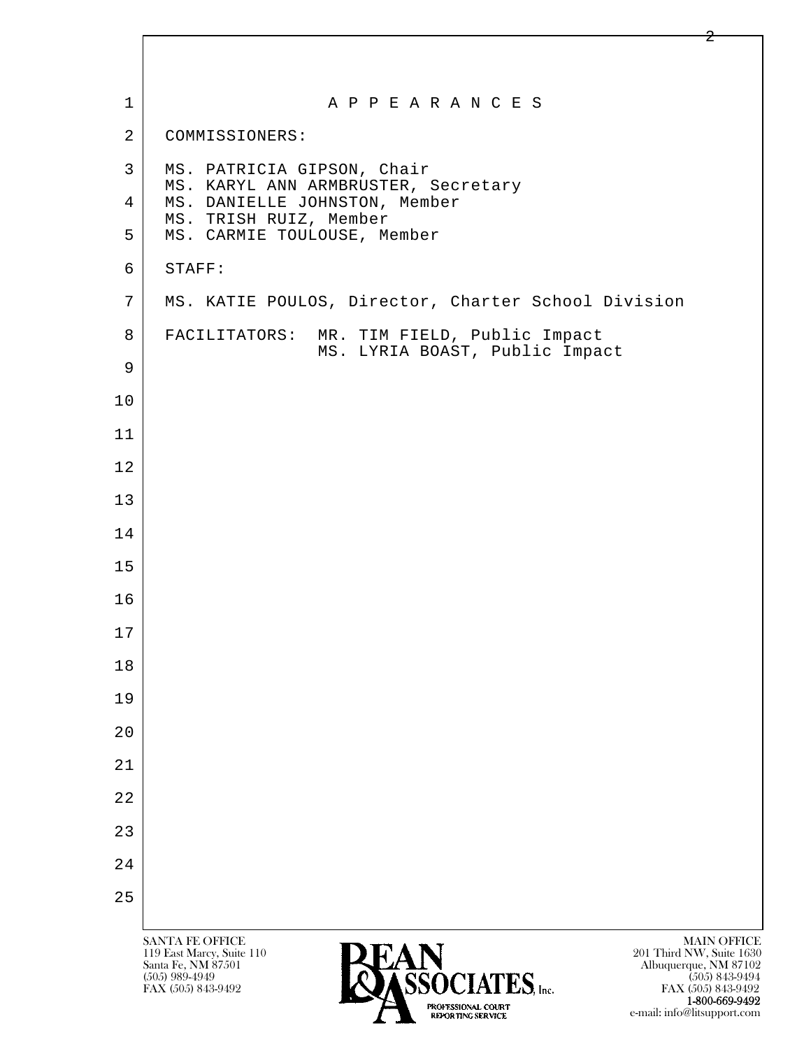# A P P E A R A N C E S

COMMISSIONERS:

MS. PATRICIA GIPSON, Chair
MS. KARYL ANN ARMBRUSTER, Secretary
MS. DANIELLE JOHNSTON, Member
MS. TRISH RUIZ, Member
MS. CARMIE TOULOUSE, Member

STAFF:

MS. KATIE POULOS, Director, Charter School Division

FACILITATORS: MR. TIM FIELD, Public Impact
MS. LYRIA BOAST, Public Impact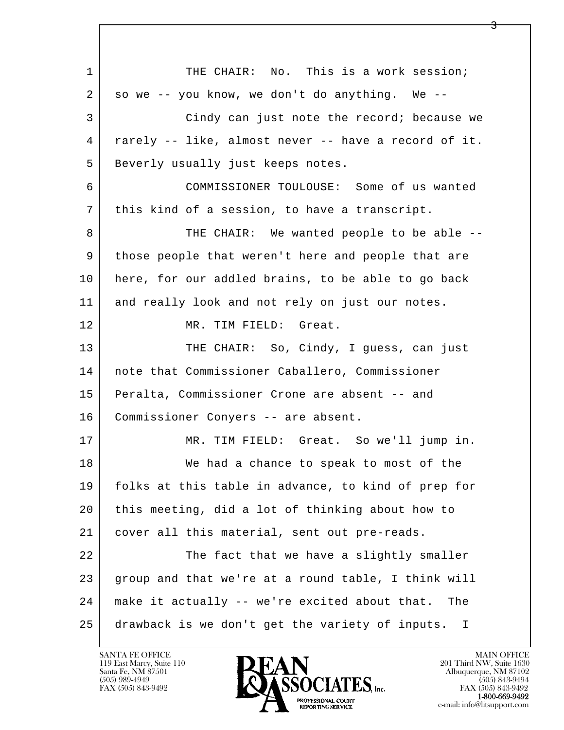1 THE CHAIR: No. This is a work session;
2 so we -- you know, we don't do anything. We --
3 Cindy can just note the record; because we
4 rarely -- like, almost never -- have a record of it.
5 Beverly usually just keeps notes.
6 COMMISSIONER TOULOUSE: Some of us wanted
7 this kind of a session, to have a transcript.
8 THE CHAIR: We wanted people to be able --
9 those people that weren't here and people that are
10 here, for our addled brains, to be able to go back
11 and really look and not rely on just our notes.
12 MR. TIM FIELD: Great.
13 THE CHAIR: So, Cindy, I guess, can just
14 note that Commissioner Caballero, Commissioner
15 Peralta, Commissioner Crone are absent -- and
16 Commissioner Conyers -- are absent.
17 MR. TIM FIELD: Great. So we'll jump in.
18 We had a chance to speak to most of the
19 folks at this table in advance, to kind of prep for
20 this meeting, did a lot of thinking about how to
21 cover all this material, sent out pre-reads.
22 The fact that we have a slightly smaller
23 group and that we're at a round table, I think will
24 make it actually -- we're excited about that. The
25 drawback is we don't get the variety of inputs. I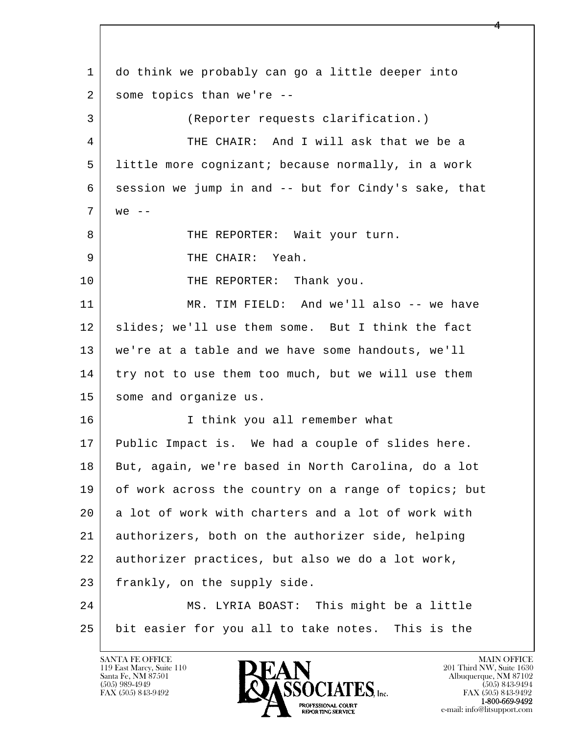1 do think we probably can go a little deeper into
2 some topics than we're --
3 (Reporter requests clarification.)
4 THE CHAIR: And I will ask that we be a
5 little more cognizant; because normally, in a work
6 session we jump in and -- but for Cindy's sake, that
7 we --
8 THE REPORTER: Wait your turn.
9 THE CHAIR: Yeah.
10 THE REPORTER: Thank you.
11 MR. TIM FIELD: And we'll also -- we have
12 slides; we'll use them some. But I think the fact
13 we're at a table and we have some handouts, we'll
14 try not to use them too much, but we will use them
15 some and organize us.
16 I think you all remember what
17 Public Impact is. We had a couple of slides here.
18 But, again, we're based in North Carolina, do a lot
19 of work across the country on a range of topics; but
20 a lot of work with charters and a lot of work with
21 authorizers, both on the authorizer side, helping
22 authorizer practices, but also we do a lot work,
23 frankly, on the supply side.
24 MS. LYRIA BOAST: This might be a little
25 bit easier for you all to take notes. This is the

SANTA FE OFFICE
119 East Marcy, Suite 110
Santa Fe, NM 87501
(505) 989-4949
FAX (505) 843-9492

MAIN OFFICE
201 Third NW, Suite 1630
Albuquerque, NM 87102
(505) 843-9494
FAX (505) 843-9492
1-800-669-9492
e-mail: info@litsupport.com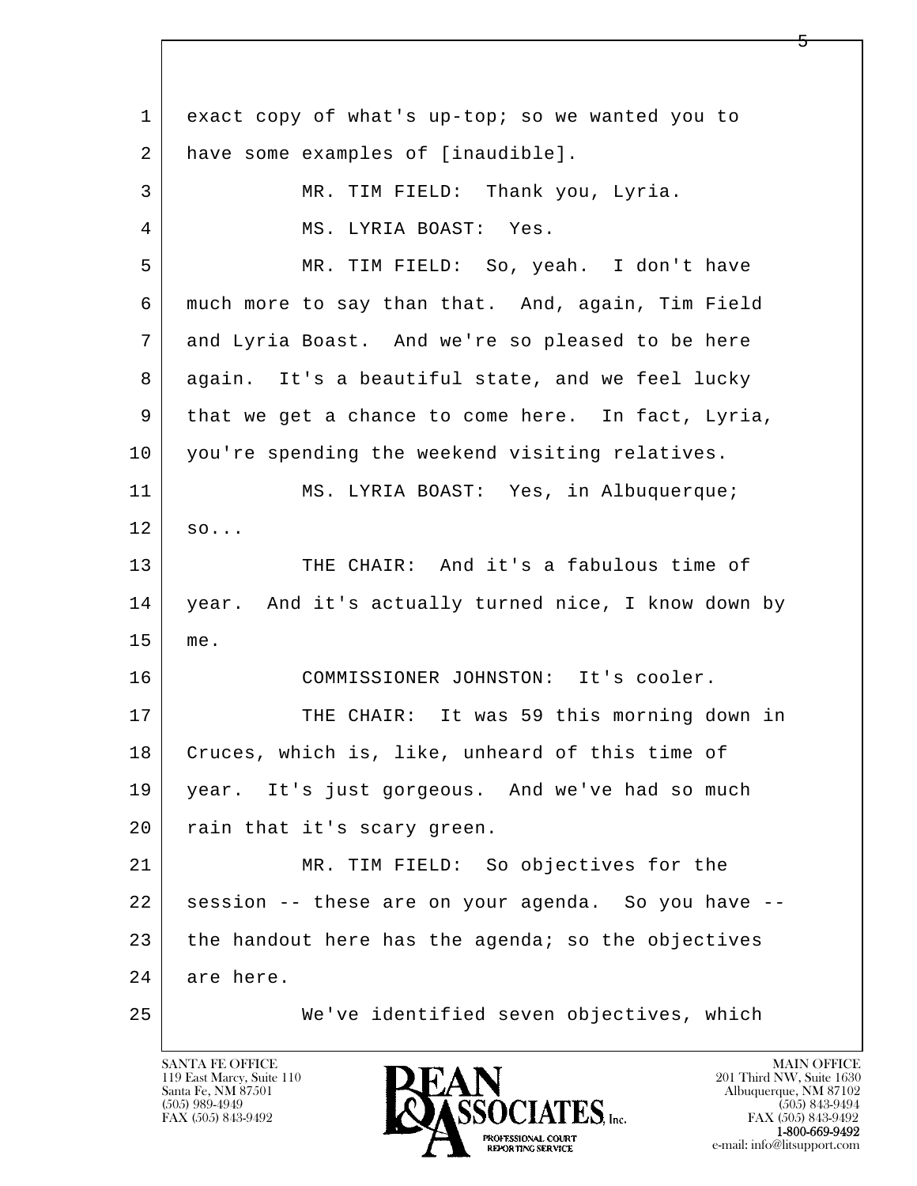1 exact copy of what's up-top; so we wanted you to
2 have some examples of [inaudible].
3 MR. TIM FIELD: Thank you, Lyria.
4 MS. LYRIA BOAST: Yes.
5 MR. TIM FIELD: So, yeah. I don't have
6 much more to say than that. And, again, Tim Field
7 and Lyria Boast. And we're so pleased to be here
8 again. It's a beautiful state, and we feel lucky
9 that we get a chance to come here. In fact, Lyria,
10 you're spending the weekend visiting relatives.
11 MS. LYRIA BOAST: Yes, in Albuquerque;
12 so...
13 THE CHAIR: And it's a fabulous time of
14 year. And it's actually turned nice, I know down by
15 me.
16 COMMISSIONER JOHNSTON: It's cooler.
17 THE CHAIR: It was 59 this morning down in
18 Cruces, which is, like, unheard of this time of
19 year. It's just gorgeous. And we've had so much
20 rain that it's scary green.
21 MR. TIM FIELD: So objectives for the
22 session -- these are on your agenda. So you have --
23 the handout here has the agenda; so the objectives
24 are here.
25 We've identified seven objectives, which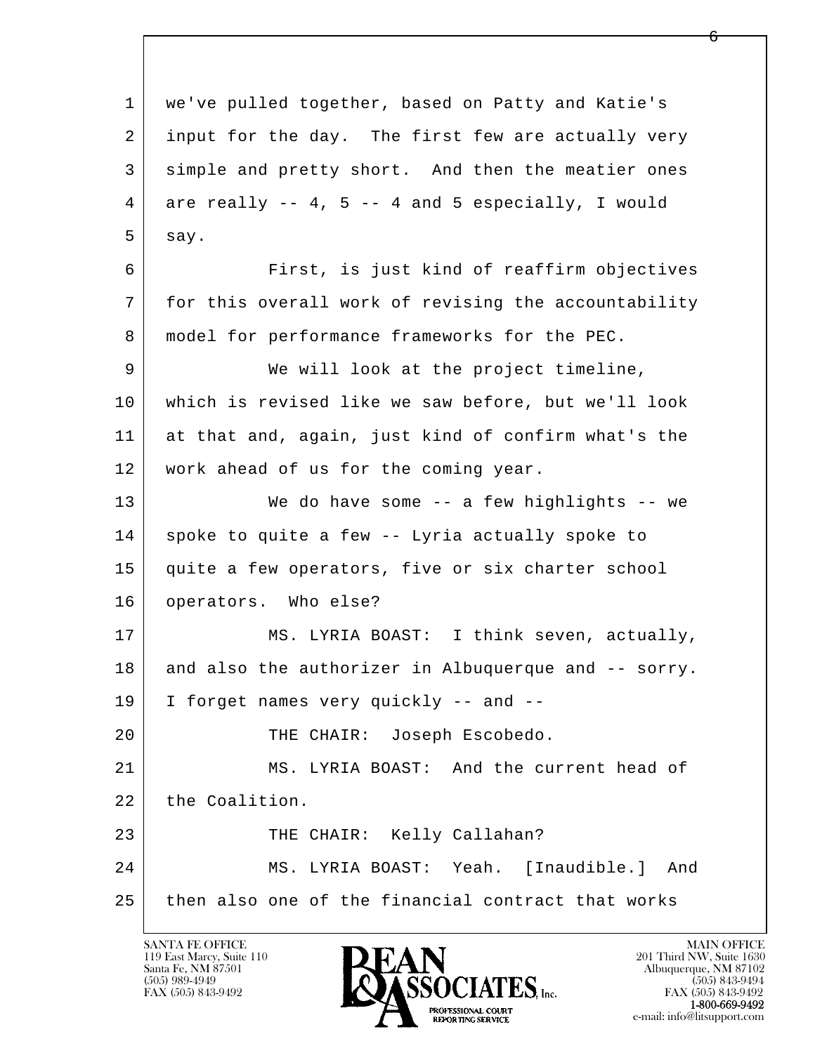1 we've pulled together, based on Patty and Katie's
2 input for the day. The first few are actually very
3 simple and pretty short. And then the meatier ones
4 are really -- 4, 5 -- 4 and 5 especially, I would
5 say.
6 First, is just kind of reaffirm objectives
7 for this overall work of revising the accountability
8 model for performance frameworks for the PEC.
9 We will look at the project timeline,
10 which is revised like we saw before, but we'll look
11 at that and, again, just kind of confirm what's the
12 work ahead of us for the coming year.
13 We do have some -- a few highlights -- we
14 spoke to quite a few -- Lyria actually spoke to
15 quite a few operators, five or six charter school
16 operators. Who else?
17 MS. LYRIA BOAST: I think seven, actually,
18 and also the authorizer in Albuquerque and -- sorry.
19 I forget names very quickly -- and --
20 THE CHAIR: Joseph Escobedo.
21 MS. LYRIA BOAST: And the current head of
22 the Coalition.
23 THE CHAIR: Kelly Callahan?
24 MS. LYRIA BOAST: Yeah. [Inaudible.] And
25 then also one of the financial contract that works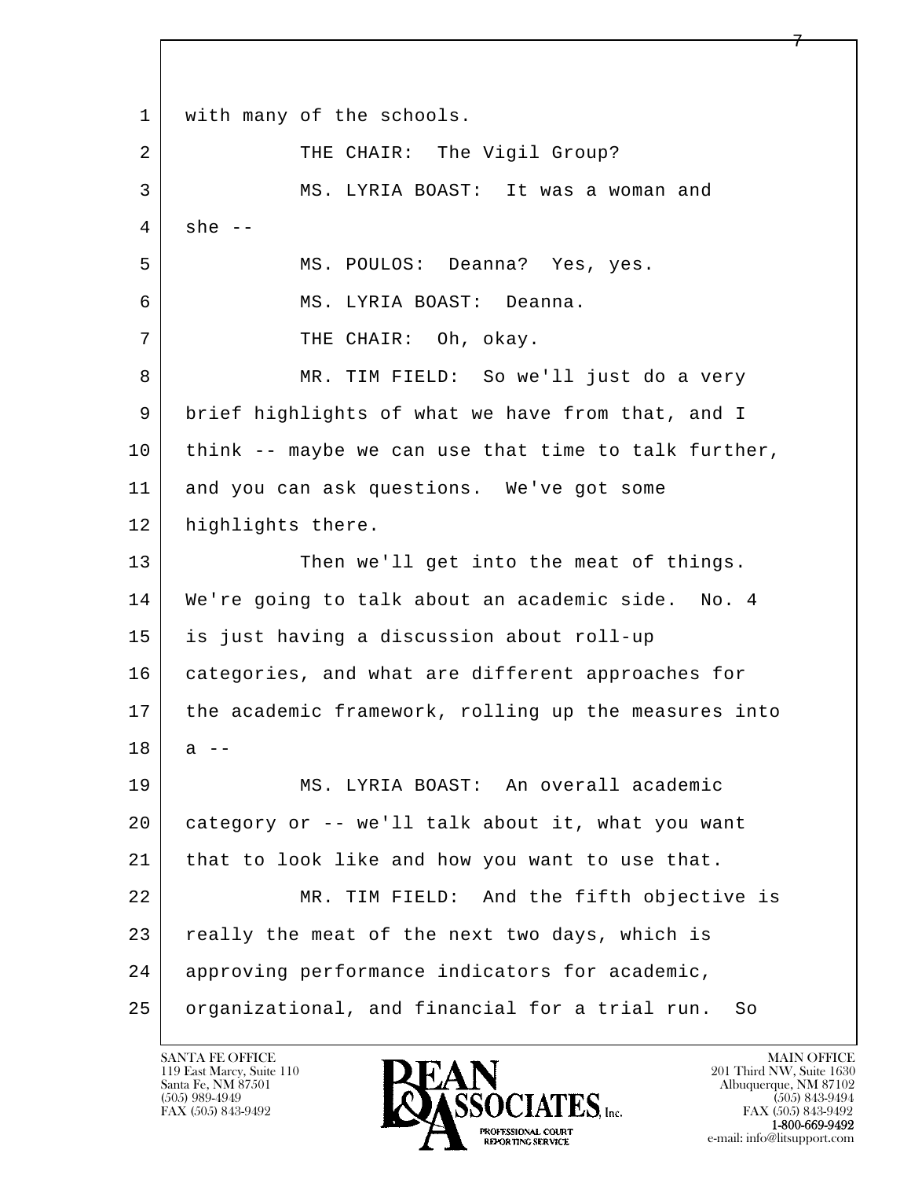1 with many of the schools.

2 THE CHAIR: The Vigil Group?

3 MS. LYRIA BOAST: It was a woman and

4 she --

5 MS. POULOS: Deanna? Yes, yes.

6 MS. LYRIA BOAST: Deanna.

7 THE CHAIR: Oh, okay.

8 MR. TIM FIELD: So we'll just do a very

9 brief highlights of what we have from that, and I

10 think -- maybe we can use that time to talk further,

11 and you can ask questions. We've got some

12 highlights there.

13 Then we'll get into the meat of things.

14 We're going to talk about an academic side. No. 4

15 is just having a discussion about roll-up

16 categories, and what are different approaches for

17 the academic framework, rolling up the measures into

18 a --

19 MS. LYRIA BOAST: An overall academic

20 category or -- we'll talk about it, what you want

21 that to look like and how you want to use that.

22 MR. TIM FIELD: And the fifth objective is

23 really the meat of the next two days, which is

24 approving performance indicators for academic,

25 organizational, and financial for a trial run. So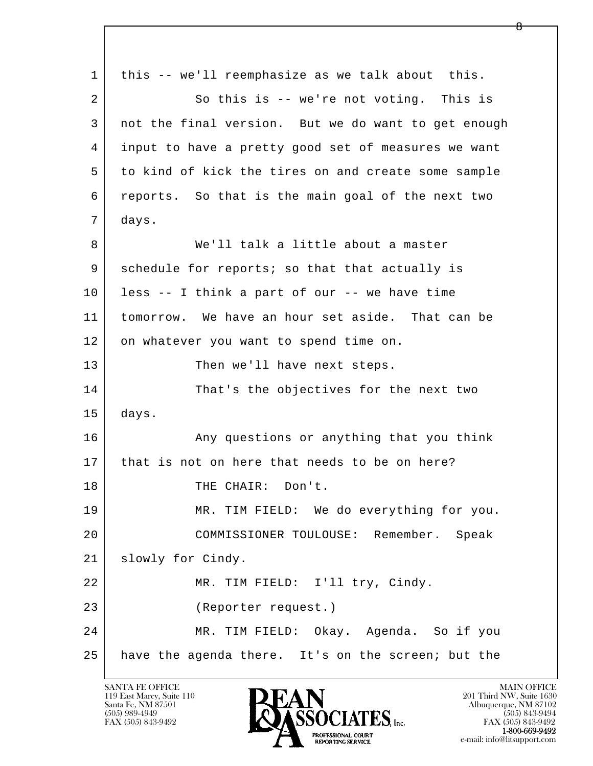1 this -- we'll reemphasize as we talk about this.

2 So this is -- we're not voting. This is

3 not the final version. But we do want to get enough

4 input to have a pretty good set of measures we want

5 to kind of kick the tires on and create some sample

6 reports. So that is the main goal of the next two

7 days.

8 We'll talk a little about a master

9 schedule for reports; so that that actually is

10 less -- I think a part of our -- we have time

11 tomorrow. We have an hour set aside. That can be

12 on whatever you want to spend time on.

13 Then we'll have next steps.

14 That's the objectives for the next two

15 days.

16 Any questions or anything that you think

17 that is not on here that needs to be on here?

18 THE CHAIR: Don't.

19 MR. TIM FIELD: We do everything for you.

20 COMMISSIONER TOULOUSE: Remember. Speak

21 slowly for Cindy.

22 MR. TIM FIELD: I'll try, Cindy.

23 (Reporter request.)

24 MR. TIM FIELD: Okay. Agenda. So if you

25 have the agenda there. It's on the screen; but the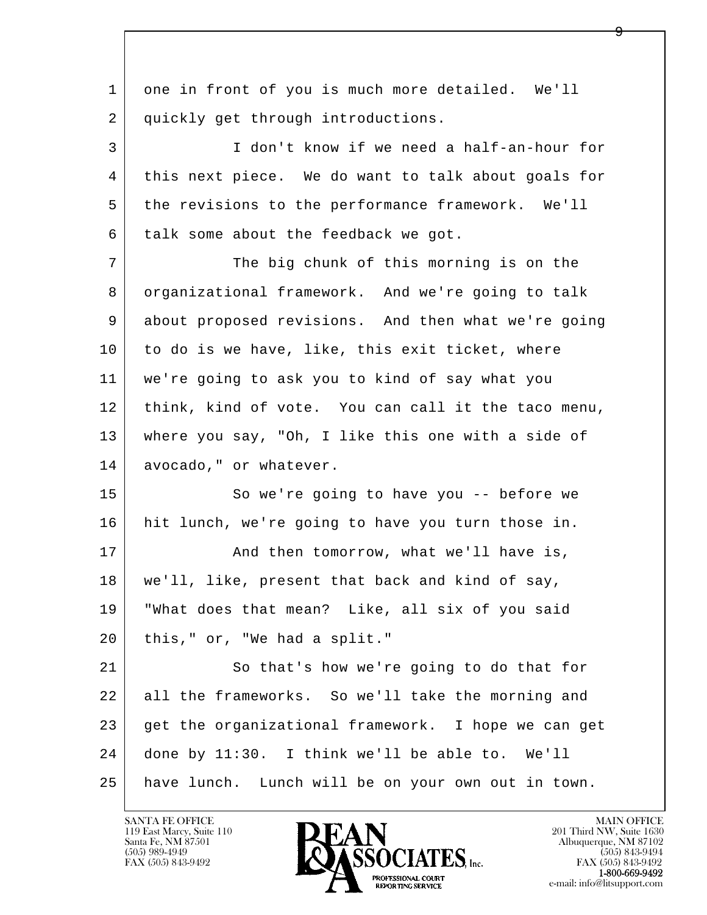1 one in front of you is much more detailed. We'll
2 quickly get through introductions.
3 I don't know if we need a half-an-hour for
4 this next piece. We do want to talk about goals for
5 the revisions to the performance framework. We'll
6 talk some about the feedback we got.
7 The big chunk of this morning is on the
8 organizational framework. And we're going to talk
9 about proposed revisions. And then what we're going
10 to do is we have, like, this exit ticket, where
11 we're going to ask you to kind of say what you
12 think, kind of vote. You can call it the taco menu,
13 where you say, "Oh, I like this one with a side of
14 avocado," or whatever.
15 So we're going to have you -- before we
16 hit lunch, we're going to have you turn those in.
17 And then tomorrow, what we'll have is,
18 we'll, like, present that back and kind of say,
19 "What does that mean? Like, all six of you said
20 this," or, "We had a split."
21 So that's how we're going to do that for
22 all the frameworks. So we'll take the morning and
23 get the organizational framework. I hope we can get
24 done by 11:30. I think we'll be able to. We'll
25 have lunch. Lunch will be on your own out in town.

SANTA FE OFFICE
119 East Marcy, Suite 110
Santa Fe, NM 87501
(505) 989-4949
FAX (505) 843-9492

BEAN & ASSOCIATES, Inc.
PROFESSIONAL COURT REPORTING SERVICE

MAIN OFFICE
201 Third NW, Suite 1630
Albuquerque, NM 87102
(505) 843-9494
FAX (505) 843-9492
1-800-669-9492
e-mail: info@litsupport.com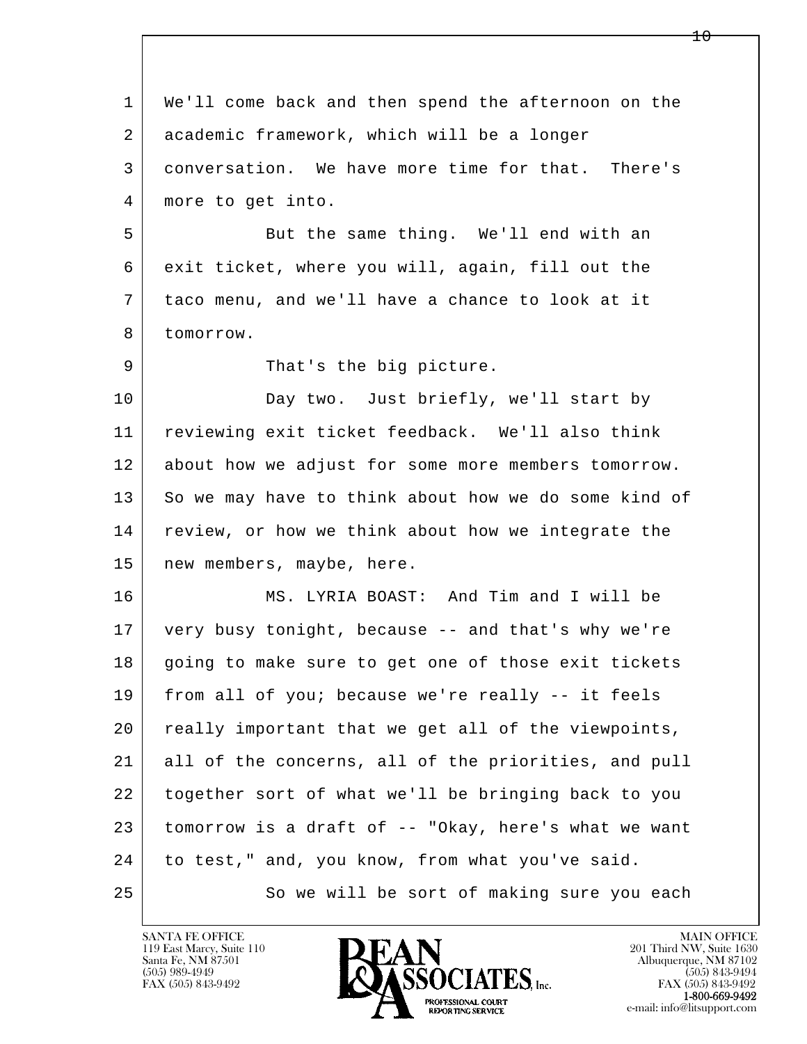We'll come back and then spend the afternoon on the academic framework, which will be a longer conversation. We have more time for that. There's more to get into.

But the same thing. We'll end with an exit ticket, where you will, again, fill out the taco menu, and we'll have a chance to look at it tomorrow.

That's the big picture.

Day two. Just briefly, we'll start by reviewing exit ticket feedback. We'll also think about how we adjust for some more members tomorrow. So we may have to think about how we do some kind of review, or how we think about how we integrate the new members, maybe, here.

MS. LYRIA BOAST: And Tim and I will be very busy tonight, because -- and that's why we're going to make sure to get one of those exit tickets from all of you; because we're really -- it feels really important that we get all of the viewpoints, all of the concerns, all of the priorities, and pull together sort of what we'll be bringing back to you tomorrow is a draft of -- "Okay, here's what we want to test," and, you know, from what you've said.

So we will be sort of making sure you each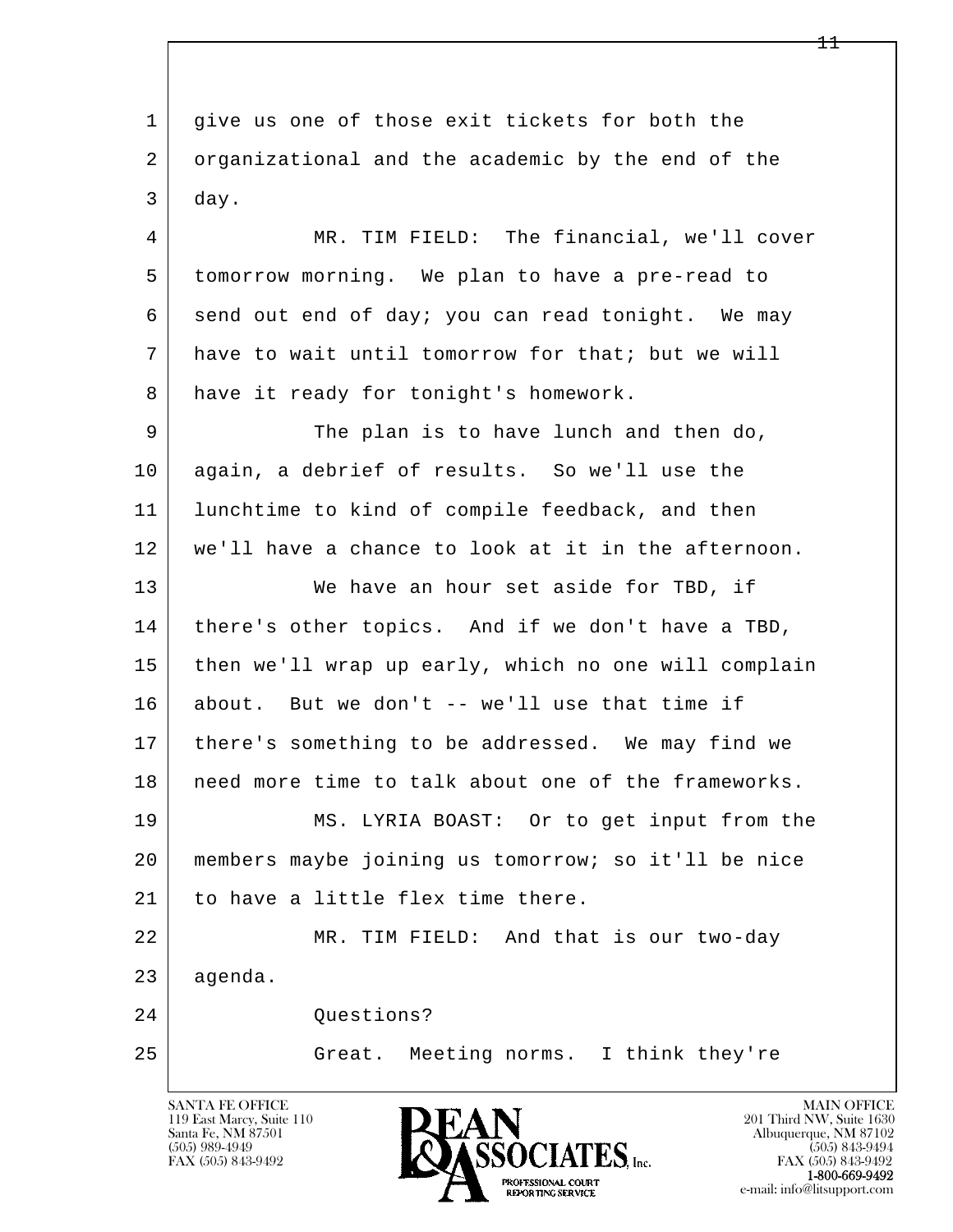1 give us one of those exit tickets for both the
2 organizational and the academic by the end of the
3 day.

4 MR. TIM FIELD: The financial, we'll cover
5 tomorrow morning. We plan to have a pre-read to
6 send out end of day; you can read tonight. We may
7 have to wait until tomorrow for that; but we will
8 have it ready for tonight's homework.

9 The plan is to have lunch and then do,
10 again, a debrief of results. So we'll use the
11 lunchtime to kind of compile feedback, and then
12 we'll have a chance to look at it in the afternoon.

13 We have an hour set aside for TBD, if
14 there's other topics. And if we don't have a TBD,
15 then we'll wrap up early, which no one will complain
16 about. But we don't -- we'll use that time if
17 there's something to be addressed. We may find we
18 need more time to talk about one of the frameworks.

19 MS. LYRIA BOAST: Or to get input from the
20 members maybe joining us tomorrow; so it'll be nice
21 to have a little flex time there.

22 MR. TIM FIELD: And that is our two-day
23 agenda.

24 Questions?

25 Great. Meeting norms. I think they're

SANTA FE OFFICE
119 East Marcy, Suite 110
Santa Fe, NM 87501
(505) 989-4949
FAX (505) 843-9492

MAIN OFFICE
201 Third NW, Suite 1630
Albuquerque, NM 87102
(505) 843-9494
FAX (505) 843-9492
1-800-669-9492
e-mail: info@litsupport.com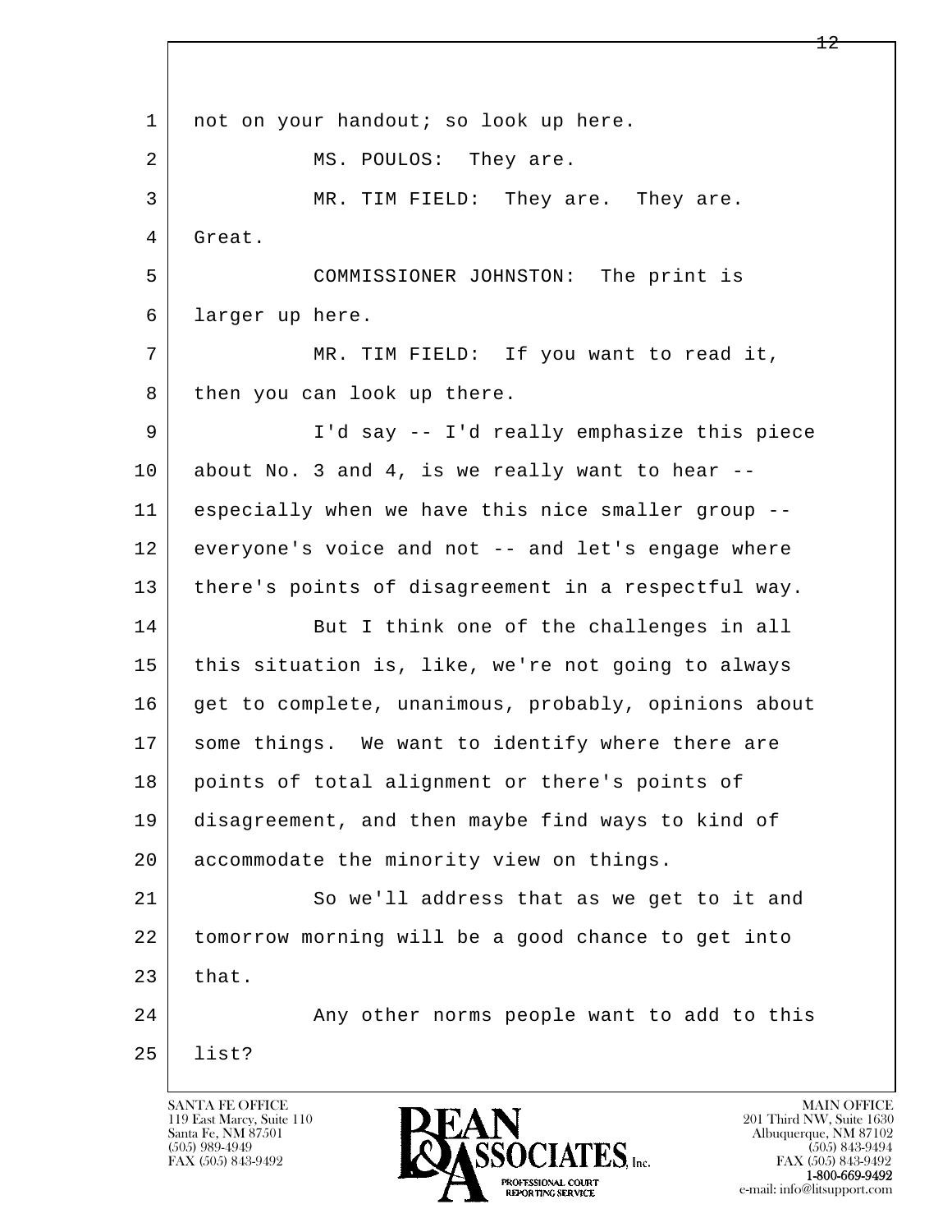not on your handout; so look up here.

MS. POULOS: They are.

MR. TIM FIELD: They are. They are. Great.

COMMISSIONER JOHNSTON: The print is larger up here.

MR. TIM FIELD: If you want to read it, then you can look up there.

I'd say -- I'd really emphasize this piece about No. 3 and 4, is we really want to hear -- especially when we have this nice smaller group -- everyone's voice and not -- and let's engage where there's points of disagreement in a respectful way.

But I think one of the challenges in all this situation is, like, we're not going to always get to complete, unanimous, probably, opinions about some things. We want to identify where there are points of total alignment or there's points of disagreement, and then maybe find ways to kind of accommodate the minority view on things.

So we'll address that as we get to it and tomorrow morning will be a good chance to get into that.

Any other norms people want to add to this list?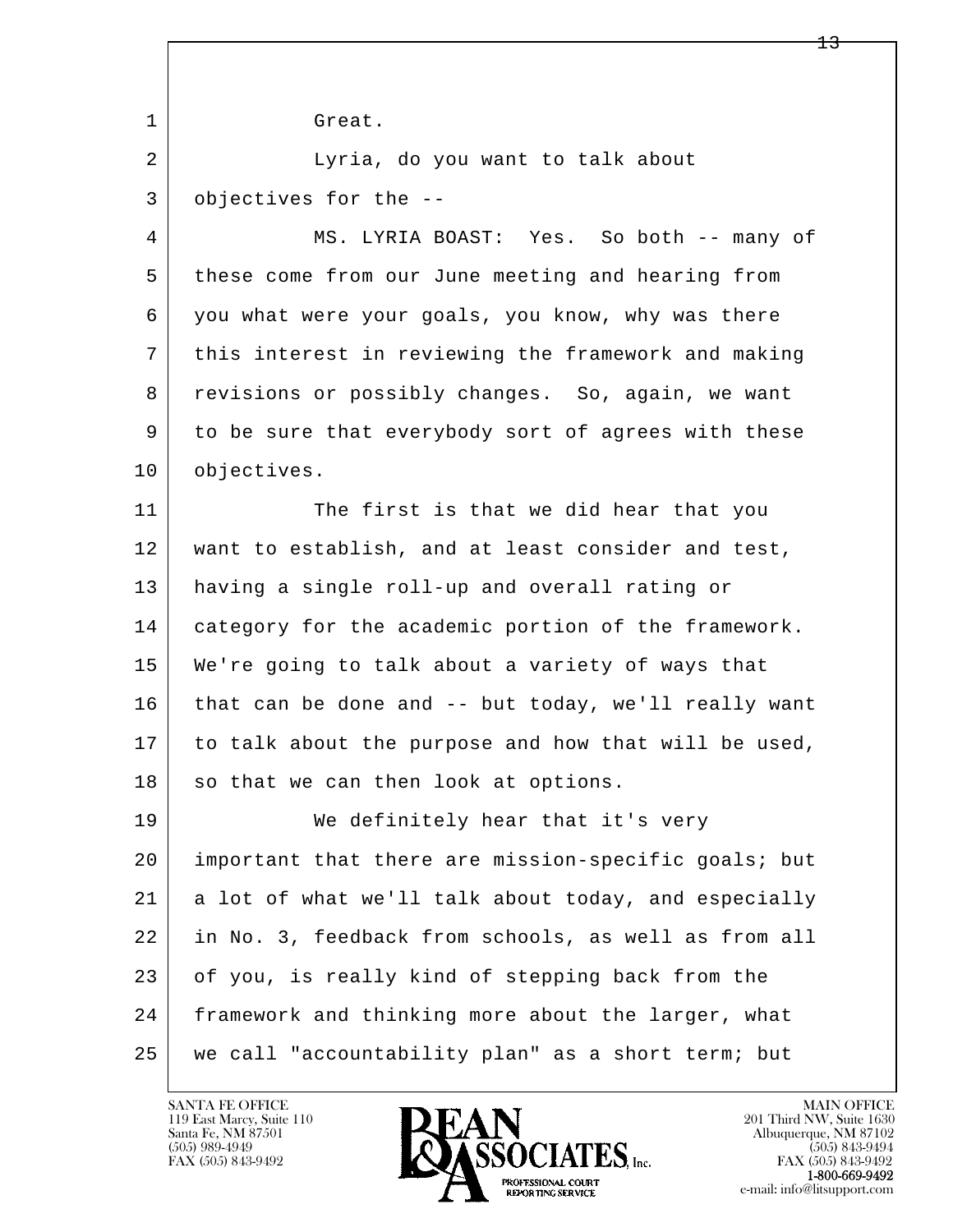Great.

Lyria, do you want to talk about objectives for the --

MS. LYRIA BOAST: Yes. So both -- many of these come from our June meeting and hearing from you what were your goals, you know, why was there this interest in reviewing the framework and making revisions or possibly changes. So, again, we want to be sure that everybody sort of agrees with these objectives.

The first is that we did hear that you want to establish, and at least consider and test, having a single roll-up and overall rating or category for the academic portion of the framework. We're going to talk about a variety of ways that that can be done and -- but today, we'll really want to talk about the purpose and how that will be used, so that we can then look at options.

We definitely hear that it's very important that there are mission-specific goals; but a lot of what we'll talk about today, and especially in No. 3, feedback from schools, as well as from all of you, is really kind of stepping back from the framework and thinking more about the larger, what we call "accountability plan" as a short term; but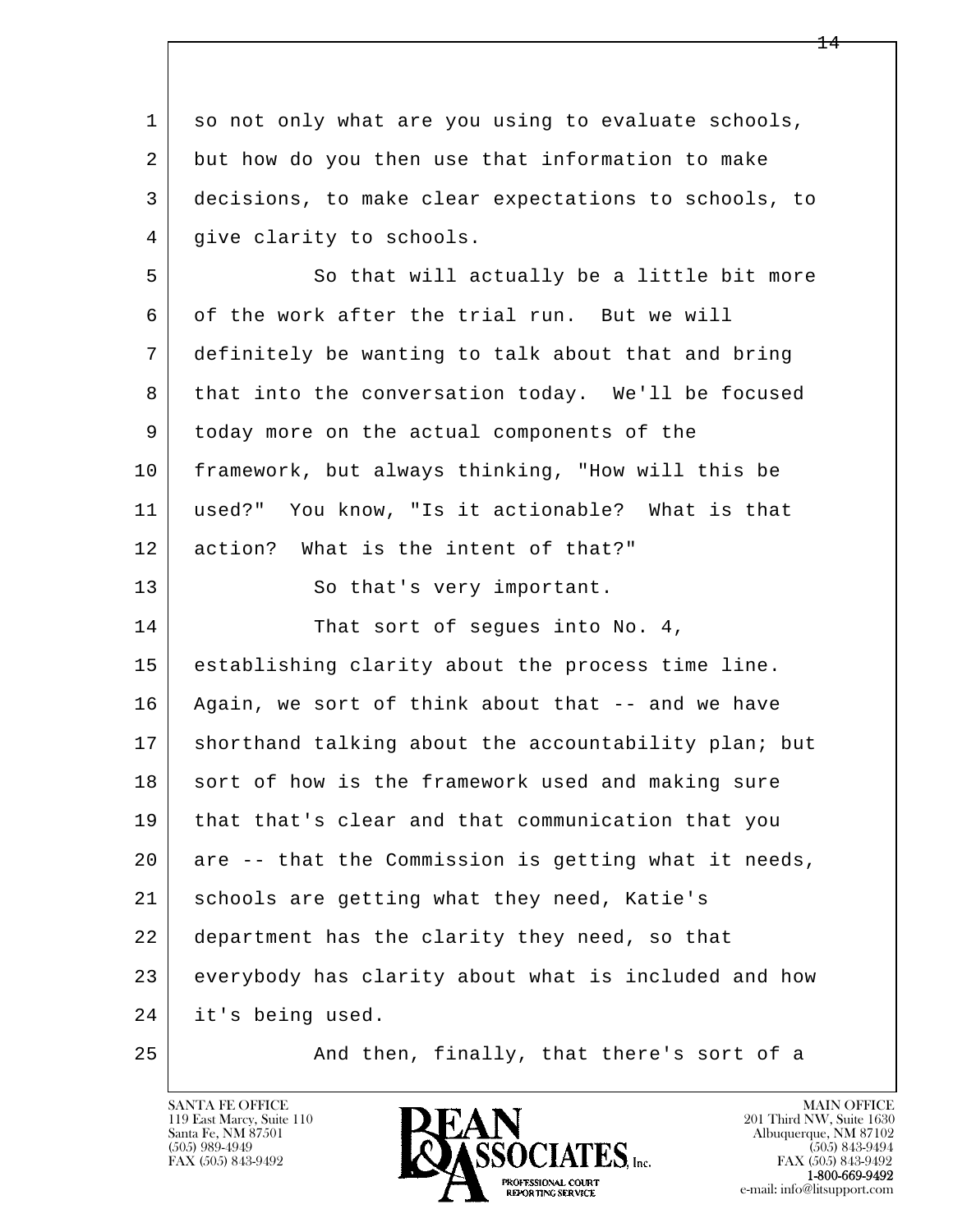1 so not only what are you using to evaluate schools,
2 but how do you then use that information to make
3 decisions, to make clear expectations to schools, to
4 give clarity to schools.

5 So that will actually be a little bit more
6 of the work after the trial run. But we will
7 definitely be wanting to talk about that and bring
8 that into the conversation today. We'll be focused
9 today more on the actual components of the
10 framework, but always thinking, "How will this be
11 used?" You know, "Is it actionable? What is that
12 action? What is the intent of that?"

13 So that's very important.

14 That sort of segues into No. 4,
15 establishing clarity about the process time line.
16 Again, we sort of think about that -- and we have
17 shorthand talking about the accountability plan; but
18 sort of how is the framework used and making sure
19 that that's clear and that communication that you
20 are -- that the Commission is getting what it needs,
21 schools are getting what they need, Katie's
22 department has the clarity they need, so that
23 everybody has clarity about what is included and how
24 it's being used.

25 And then, finally, that there's sort of a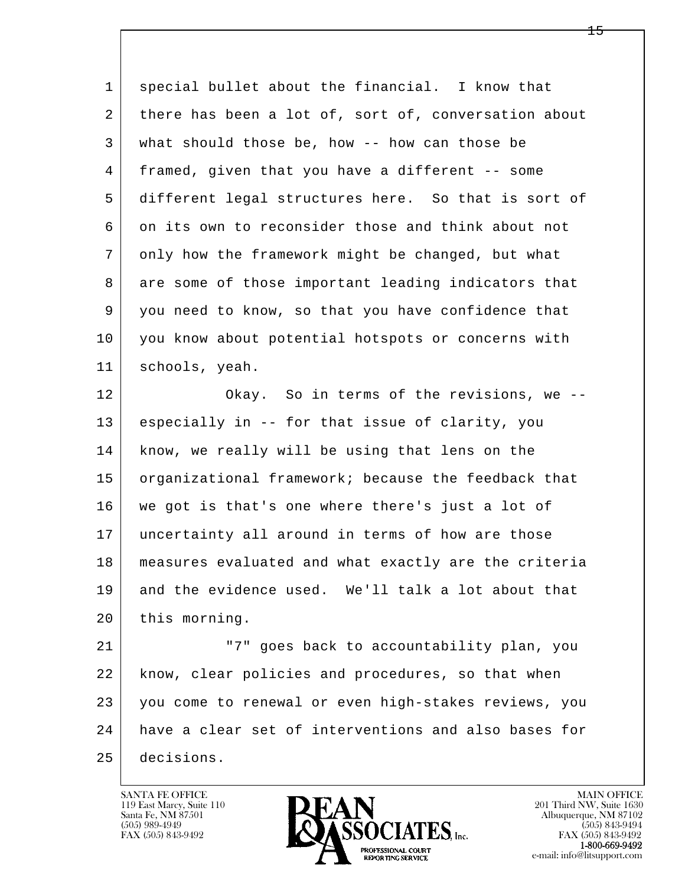1 special bullet about the financial. I know that
2 there has been a lot of, sort of, conversation about
3 what should those be, how -- how can those be
4 framed, given that you have a different -- some
5 different legal structures here. So that is sort of
6 on its own to reconsider those and think about not
7 only how the framework might be changed, but what
8 are some of those important leading indicators that
9 you need to know, so that you have confidence that
10 you know about potential hotspots or concerns with
11 schools, yeah.

12 Okay. So in terms of the revisions, we --
13 especially in -- for that issue of clarity, you
14 know, we really will be using that lens on the
15 organizational framework; because the feedback that
16 we got is that's one where there's just a lot of
17 uncertainty all around in terms of how are those
18 measures evaluated and what exactly are the criteria
19 and the evidence used. We'll talk a lot about that
20 this morning.

21 "7" goes back to accountability plan, you
22 know, clear policies and procedures, so that when
23 you come to renewal or even high-stakes reviews, you
24 have a clear set of interventions and also bases for
25 decisions.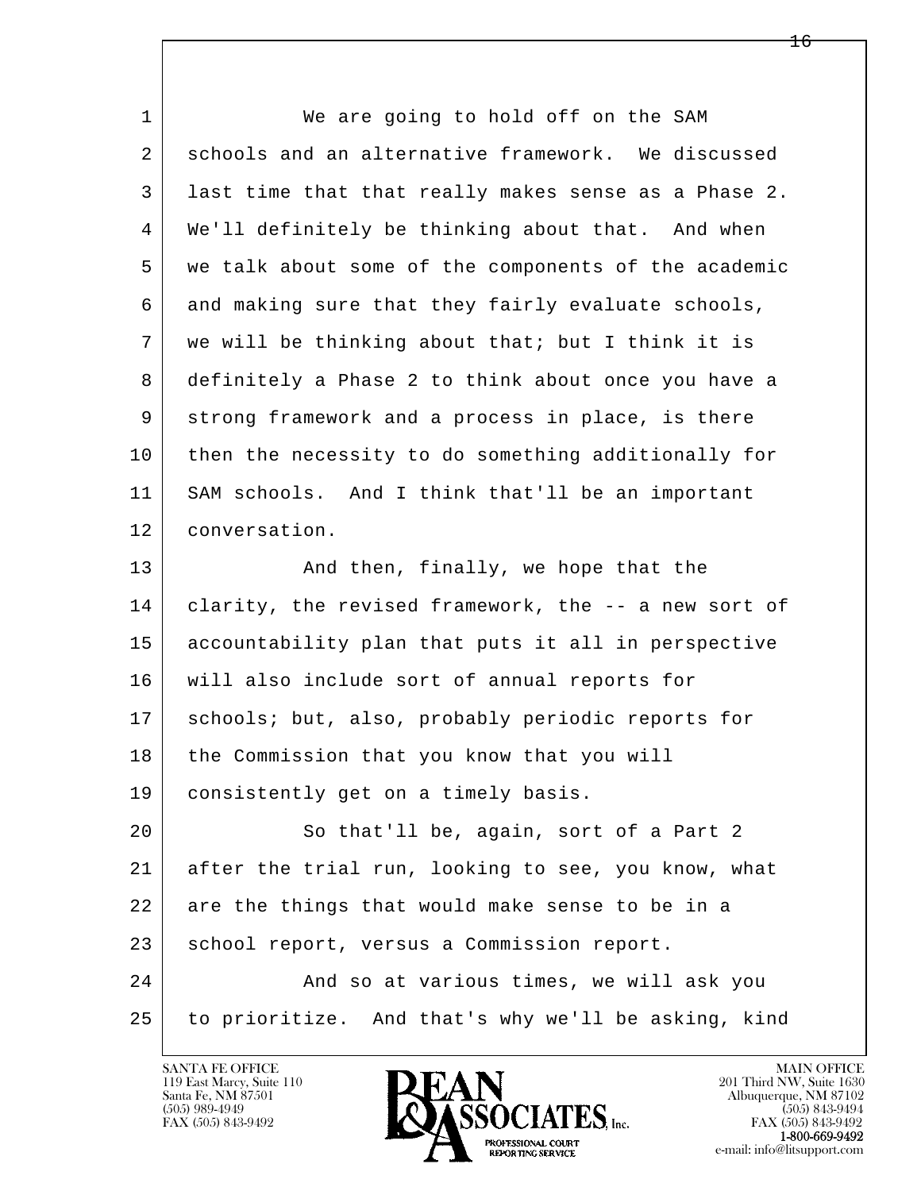1 We are going to hold off on the SAM
2 schools and an alternative framework. We discussed
3 last time that that really makes sense as a Phase 2.
4 We'll definitely be thinking about that. And when
5 we talk about some of the components of the academic
6 and making sure that they fairly evaluate schools,
7 we will be thinking about that; but I think it is
8 definitely a Phase 2 to think about once you have a
9 strong framework and a process in place, is there
10 then the necessity to do something additionally for
11 SAM schools. And I think that'll be an important
12 conversation.
13 And then, finally, we hope that the
14 clarity, the revised framework, the -- a new sort of
15 accountability plan that puts it all in perspective
16 will also include sort of annual reports for
17 schools; but, also, probably periodic reports for
18 the Commission that you know that you will
19 consistently get on a timely basis.
20 So that'll be, again, sort of a Part 2
21 after the trial run, looking to see, you know, what
22 are the things that would make sense to be in a
23 school report, versus a Commission report.
24 And so at various times, we will ask you
25 to prioritize. And that's why we'll be asking, kind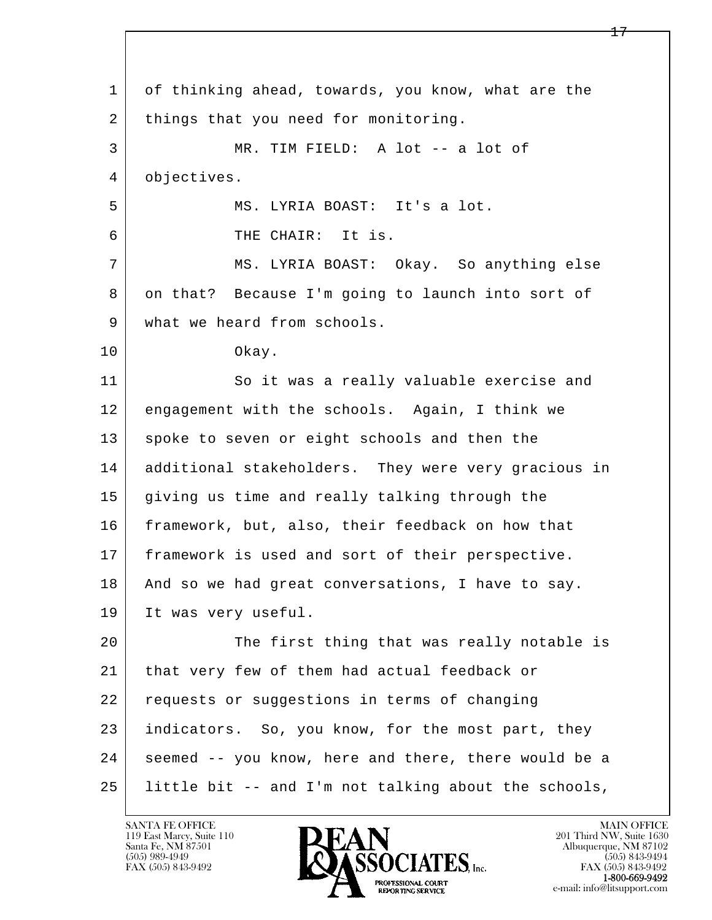1 of thinking ahead, towards, you know, what are the
2 things that you need for monitoring.
3 MR. TIM FIELD: A lot -- a lot of
4 objectives.
5 MS. LYRIA BOAST: It's a lot.
6 THE CHAIR: It is.
7 MS. LYRIA BOAST: Okay. So anything else
8 on that? Because I'm going to launch into sort of
9 what we heard from schools.
10 Okay.
11 So it was a really valuable exercise and
12 engagement with the schools. Again, I think we
13 spoke to seven or eight schools and then the
14 additional stakeholders. They were very gracious in
15 giving us time and really talking through the
16 framework, but, also, their feedback on how that
17 framework is used and sort of their perspective.
18 And so we had great conversations, I have to say.
19 It was very useful.
20 The first thing that was really notable is
21 that very few of them had actual feedback or
22 requests or suggestions in terms of changing
23 indicators. So, you know, for the most part, they
24 seemed -- you know, here and there, there would be a
25 little bit -- and I'm not talking about the schools,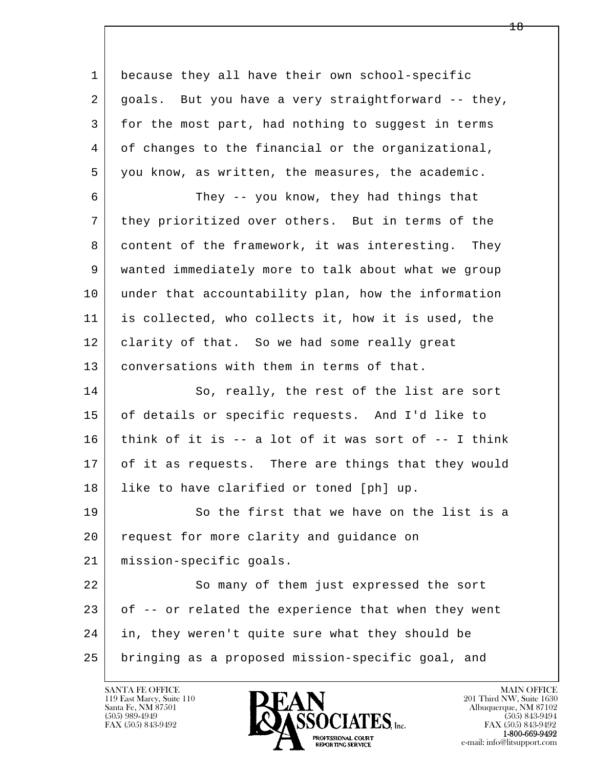because they all have their own school-specific goals. But you have a very straightforward -- they, for the most part, had nothing to suggest in terms of changes to the financial or the organizational, you know, as written, the measures, the academic.

They -- you know, they had things that they prioritized over others. But in terms of the content of the framework, it was interesting. They wanted immediately more to talk about what we group under that accountability plan, how the information is collected, who collects it, how it is used, the clarity of that. So we had some really great conversations with them in terms of that.

So, really, the rest of the list are sort of details or specific requests. And I'd like to think of it is -- a lot of it was sort of -- I think of it as requests. There are things that they would like to have clarified or toned [ph] up.

So the first that we have on the list is a request for more clarity and guidance on mission-specific goals.

So many of them just expressed the sort of -- or related the experience that when they went in, they weren't quite sure what they should be bringing as a proposed mission-specific goal, and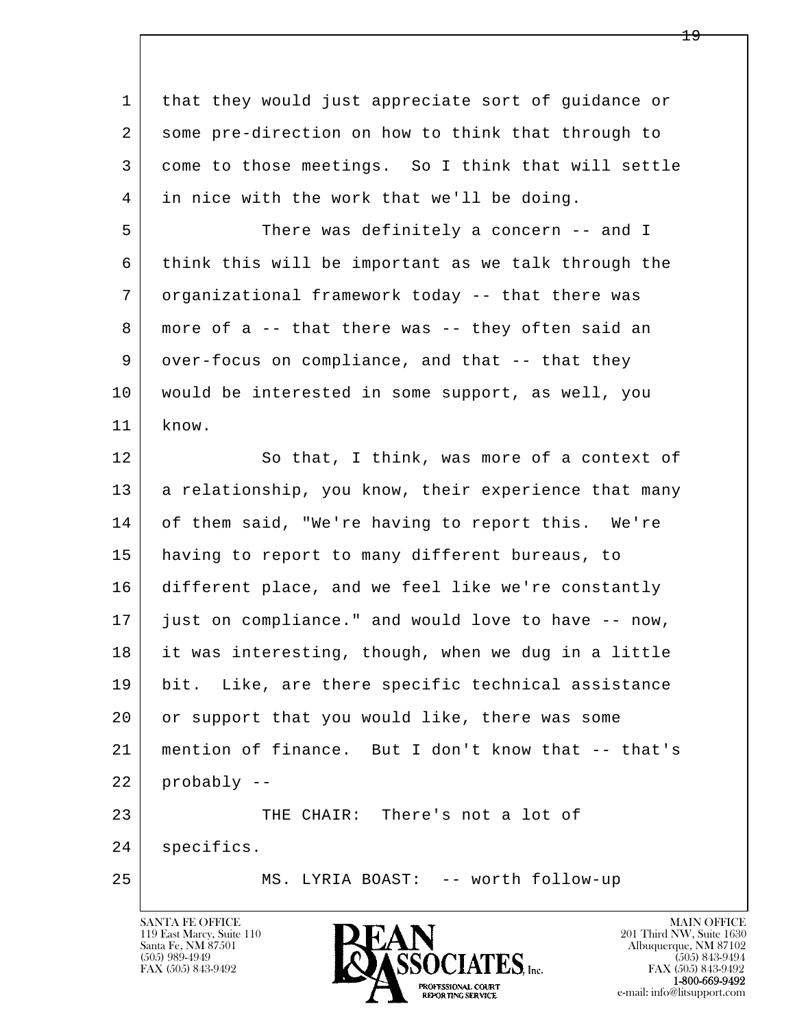that they would just appreciate sort of guidance or some pre-direction on how to think that through to come to those meetings. So I think that will settle in nice with the work that we'll be doing.

There was definitely a concern -- and I think this will be important as we talk through the organizational framework today -- that there was more of a -- that there was -- they often said an over-focus on compliance, and that -- that they would be interested in some support, as well, you know.

So that, I think, was more of a context of a relationship, you know, their experience that many of them said, "We're having to report this. We're having to report to many different bureaus, to different place, and we feel like we're constantly just on compliance." and would love to have -- now, it was interesting, though, when we dug in a little bit. Like, are there specific technical assistance or support that you would like, there was some mention of finance. But I don't know that -- that's probably --

THE CHAIR: There's not a lot of specifics.

MS. LYRIA BOAST: -- worth follow-up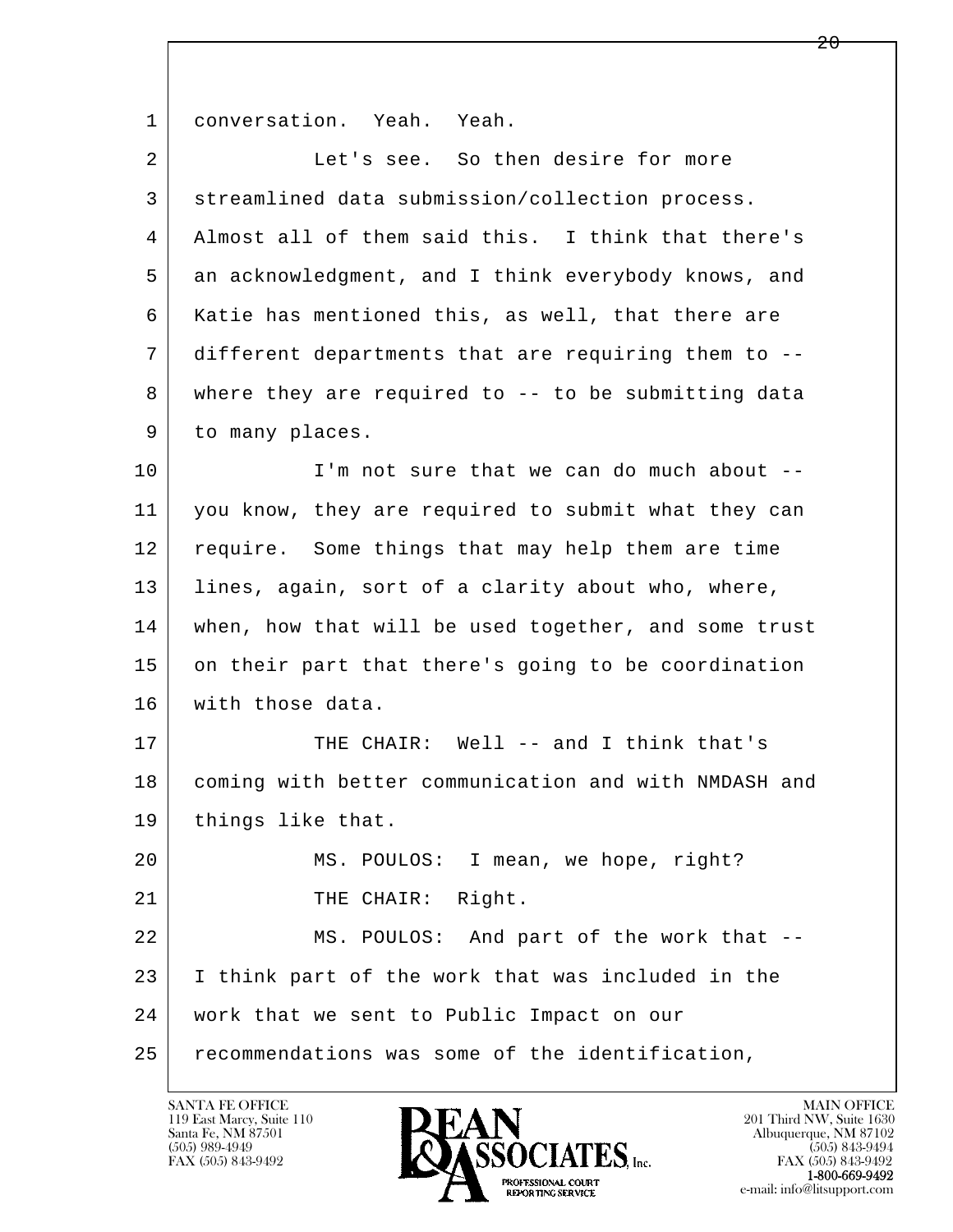1 conversation. Yeah. Yeah.

2 Let's see. So then desire for more

3 streamlined data submission/collection process.

4 Almost all of them said this. I think that there's

5 an acknowledgment, and I think everybody knows, and

6 Katie has mentioned this, as well, that there are

7 different departments that are requiring them to --

8 where they are required to -- to be submitting data

9 to many places.

10 I'm not sure that we can do much about --

11 you know, they are required to submit what they can

12 require. Some things that may help them are time

13 lines, again, sort of a clarity about who, where,

14 when, how that will be used together, and some trust

15 on their part that there's going to be coordination

16 with those data.

17 THE CHAIR: Well -- and I think that's

18 coming with better communication and with NMDASH and

19 things like that.

20 MS. POULOS: I mean, we hope, right?

21 THE CHAIR: Right.

22 MS. POULOS: And part of the work that --

23 I think part of the work that was included in the

24 work that we sent to Public Impact on our

25 recommendations was some of the identification,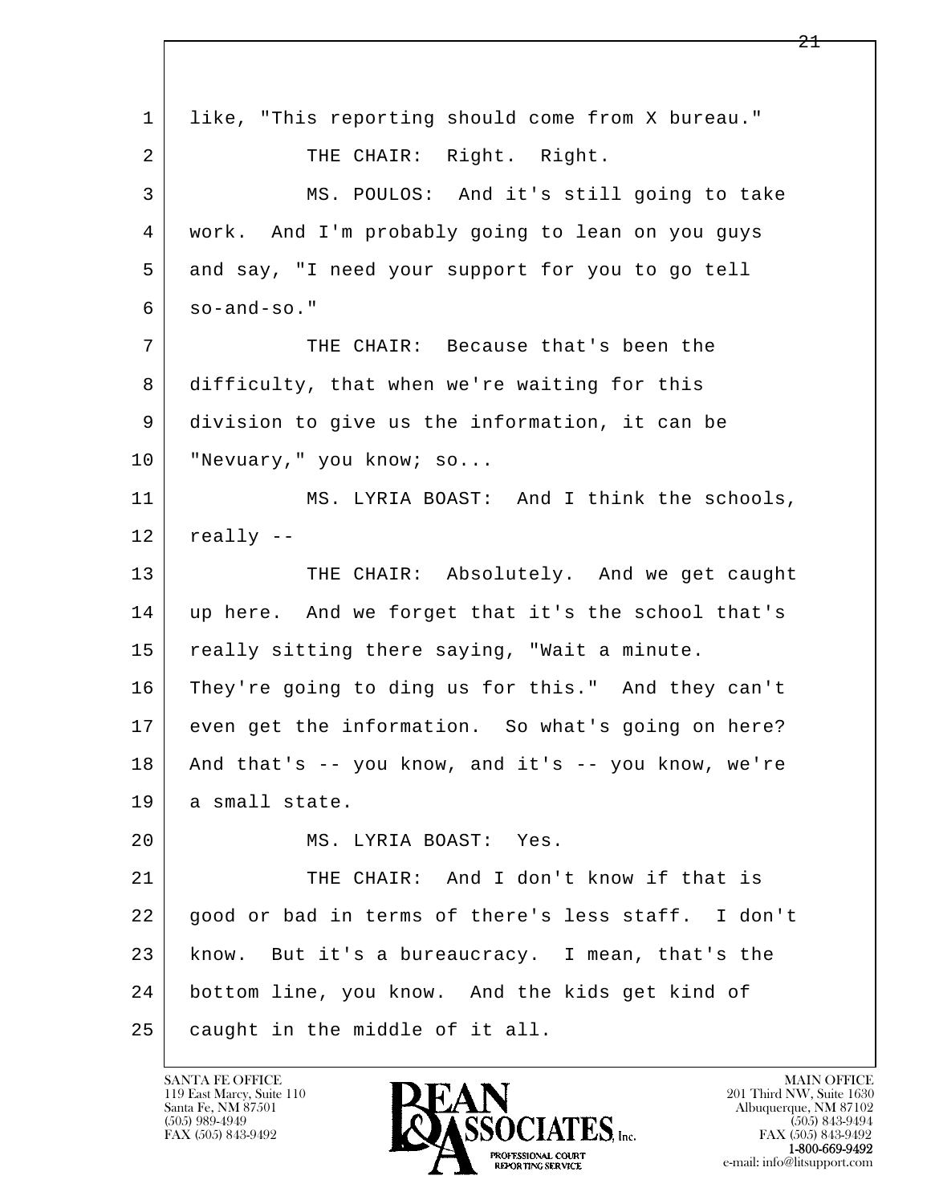1 like, "This reporting should come from X bureau."

2 THE CHAIR: Right. Right.

3 MS. POULOS: And it's still going to take

4 work. And I'm probably going to lean on you guys

5 and say, "I need your support for you to go tell

6 so-and-so."

7 THE CHAIR: Because that's been the

8 difficulty, that when we're waiting for this

9 division to give us the information, it can be

10 "Nevuary," you know; so...

11 MS. LYRIA BOAST: And I think the schools,

12 really --

13 THE CHAIR: Absolutely. And we get caught

14 up here. And we forget that it's the school that's

15 really sitting there saying, "Wait a minute.

16 They're going to ding us for this." And they can't

17 even get the information. So what's going on here?

18 And that's -- you know, and it's -- you know, we're

19 a small state.

20 MS. LYRIA BOAST: Yes.

21 THE CHAIR: And I don't know if that is

22 good or bad in terms of there's less staff. I don't

23 know. But it's a bureaucracy. I mean, that's the

24 bottom line, you know. And the kids get kind of

25 caught in the middle of it all.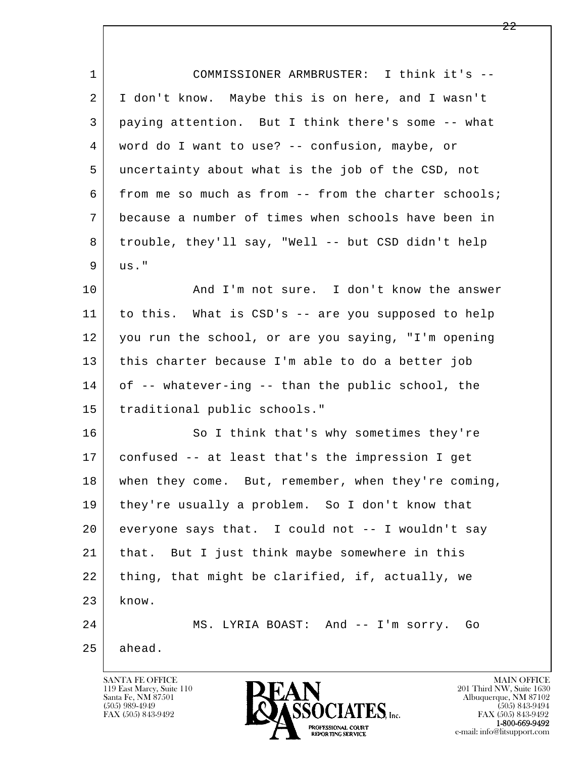1 COMMISSIONER ARMBRUSTER: I think it's --
2 I don't know. Maybe this is on here, and I wasn't
3 paying attention. But I think there's some -- what
4 word do I want to use? -- confusion, maybe, or
5 uncertainty about what is the job of the CSD, not
6 from me so much as from -- from the charter schools;
7 because a number of times when schools have been in
8 trouble, they'll say, "Well -- but CSD didn't help
9 us."
10 And I'm not sure. I don't know the answer
11 to this. What is CSD's -- are you supposed to help
12 you run the school, or are you saying, "I'm opening
13 this charter because I'm able to do a better job
14 of -- whatever-ing -- than the public school, the
15 traditional public schools."
16 So I think that's why sometimes they're
17 confused -- at least that's the impression I get
18 when they come. But, remember, when they're coming,
19 they're usually a problem. So I don't know that
20 everyone says that. I could not -- I wouldn't say
21 that. But I just think maybe somewhere in this
22 thing, that might be clarified, if, actually, we
23 know.
24 MS. LYRIA BOAST: And -- I'm sorry. Go
25 ahead.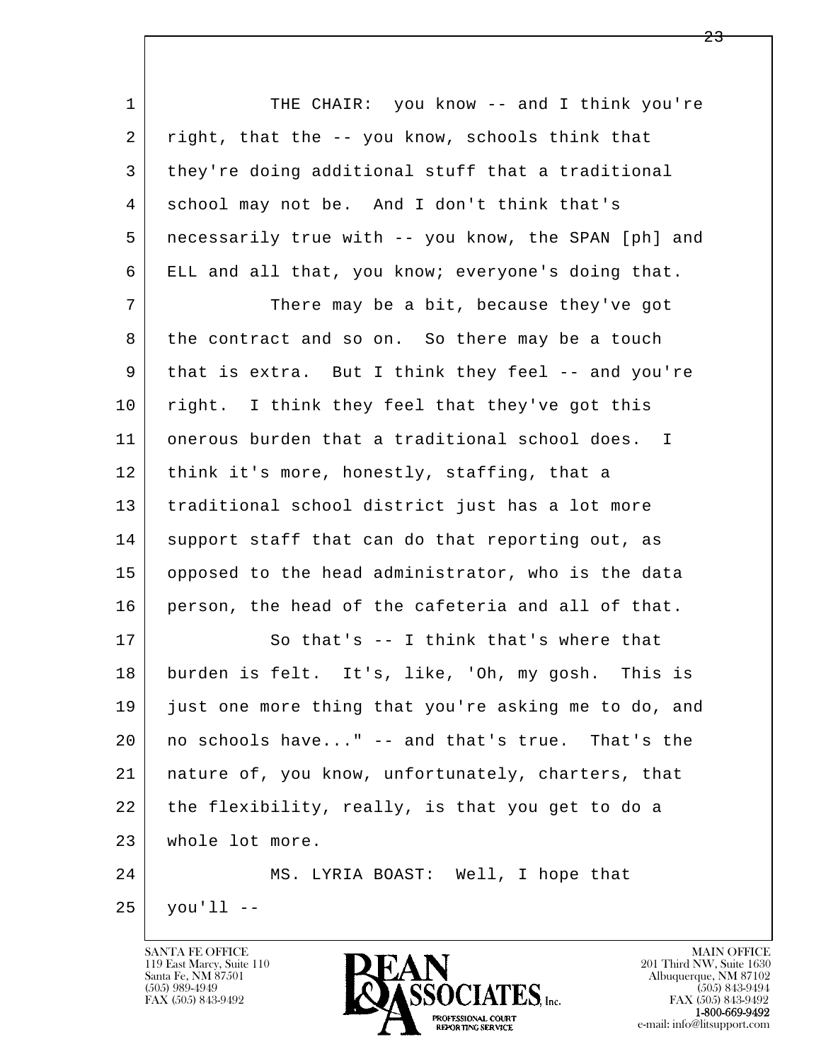THE CHAIR: you know -- and I think you're right, that the -- you know, schools think that they're doing additional stuff that a traditional school may not be. And I don't think that's necessarily true with -- you know, the SPAN [ph] and ELL and all that, you know; everyone's doing that.

There may be a bit, because they've got the contract and so on. So there may be a touch that is extra. But I think they feel -- and you're right. I think they feel that they've got this onerous burden that a traditional school does. I think it's more, honestly, staffing, that a traditional school district just has a lot more support staff that can do that reporting out, as opposed to the head administrator, who is the data person, the head of the cafeteria and all of that.

So that's -- I think that's where that burden is felt. It's, like, 'Oh, my gosh. This is just one more thing that you're asking me to do, and no schools have..." -- and that's true. That's the nature of, you know, unfortunately, charters, that the flexibility, really, is that you get to do a whole lot more.

MS. LYRIA BOAST: Well, I hope that you'll --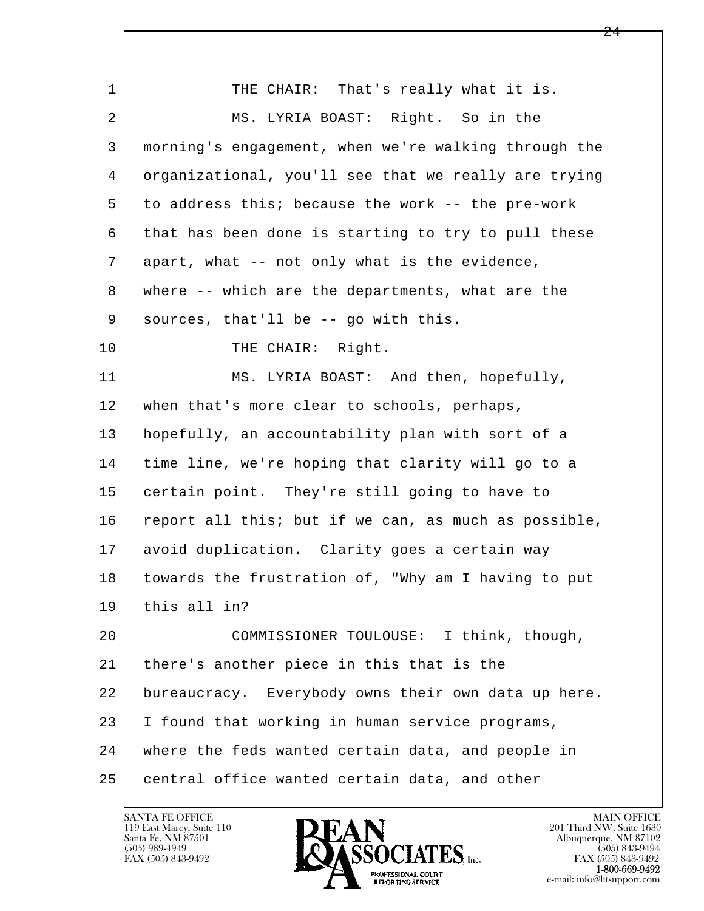1 THE CHAIR: That's really what it is.

2 MS. LYRIA BOAST: Right. So in the

3 morning's engagement, when we're walking through the

4 organizational, you'll see that we really are trying

5 to address this; because the work -- the pre-work

6 that has been done is starting to try to pull these

7 apart, what -- not only what is the evidence,

8 where -- which are the departments, what are the

9 sources, that'll be -- go with this.

10 THE CHAIR: Right.

11 MS. LYRIA BOAST: And then, hopefully,

12 when that's more clear to schools, perhaps,

13 hopefully, an accountability plan with sort of a

14 time line, we're hoping that clarity will go to a

15 certain point. They're still going to have to

16 report all this; but if we can, as much as possible,

17 avoid duplication. Clarity goes a certain way

18 towards the frustration of, "Why am I having to put

19 this all in?

20 COMMISSIONER TOULOUSE: I think, though,

21 there's another piece in this that is the

22 bureaucracy. Everybody owns their own data up here.

23 I found that working in human service programs,

24 where the feds wanted certain data, and people in

25 central office wanted certain data, and other

SANTA FE OFFICE
119 East Marcy, Suite 110
Santa Fe, NM 87501
(505) 989-4949
FAX (505) 843-9492

MAIN OFFICE
201 Third NW, Suite 1630
Albuquerque, NM 87102
(505) 843-9494
FAX (505) 843-9492
1-800-669-9492
e-mail: info@litsupport.com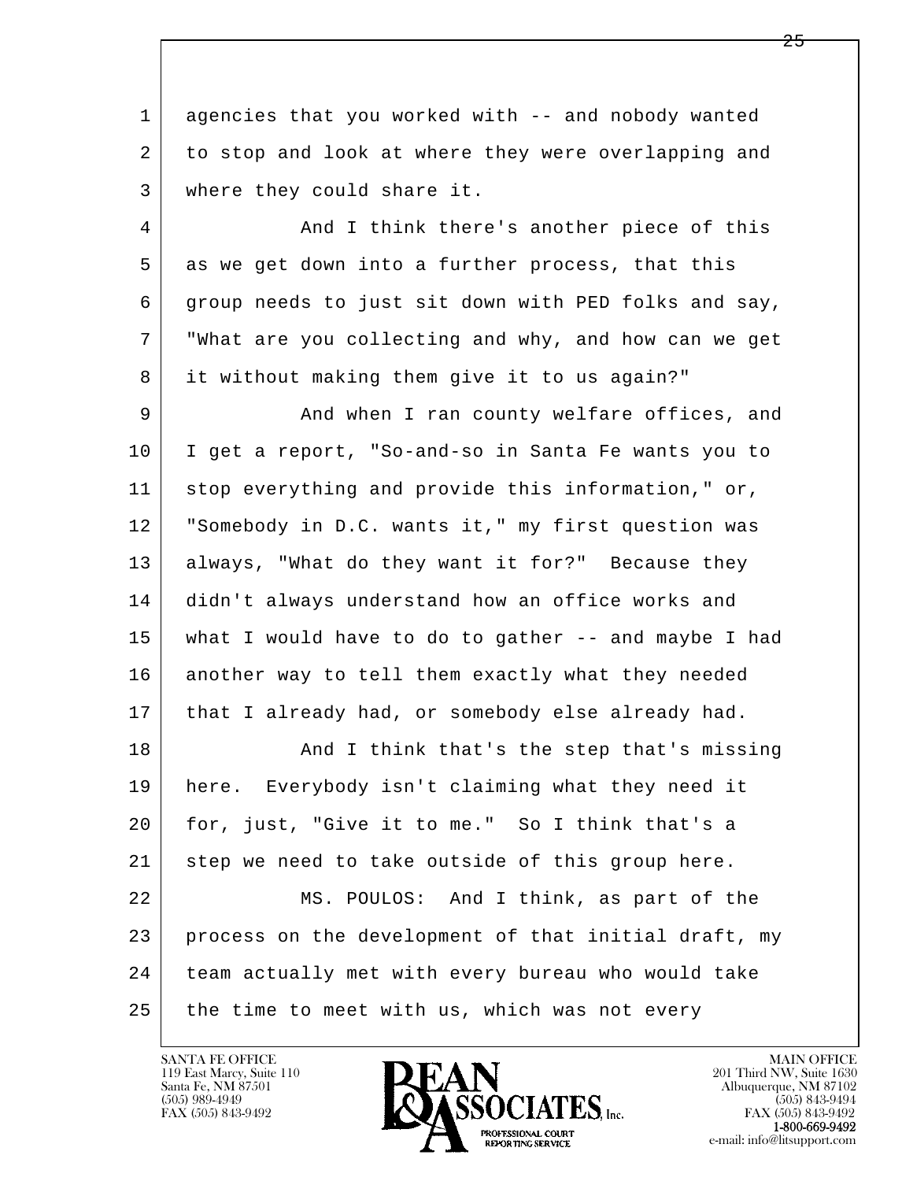1 agencies that you worked with -- and nobody wanted
2 to stop and look at where they were overlapping and
3 where they could share it.

4 And I think there's another piece of this
5 as we get down into a further process, that this
6 group needs to just sit down with PED folks and say,
7 "What are you collecting and why, and how can we get
8 it without making them give it to us again?"

9 And when I ran county welfare offices, and
10 I get a report, "So-and-so in Santa Fe wants you to
11 stop everything and provide this information," or,
12 "Somebody in D.C. wants it," my first question was
13 always, "What do they want it for?" Because they
14 didn't always understand how an office works and
15 what I would have to do to gather -- and maybe I had
16 another way to tell them exactly what they needed
17 that I already had, or somebody else already had.

18 And I think that's the step that's missing
19 here. Everybody isn't claiming what they need it
20 for, just, "Give it to me." So I think that's a
21 step we need to take outside of this group here.

22 MS. POULOS: And I think, as part of the
23 process on the development of that initial draft, my
24 team actually met with every bureau who would take
25 the time to meet with us, which was not every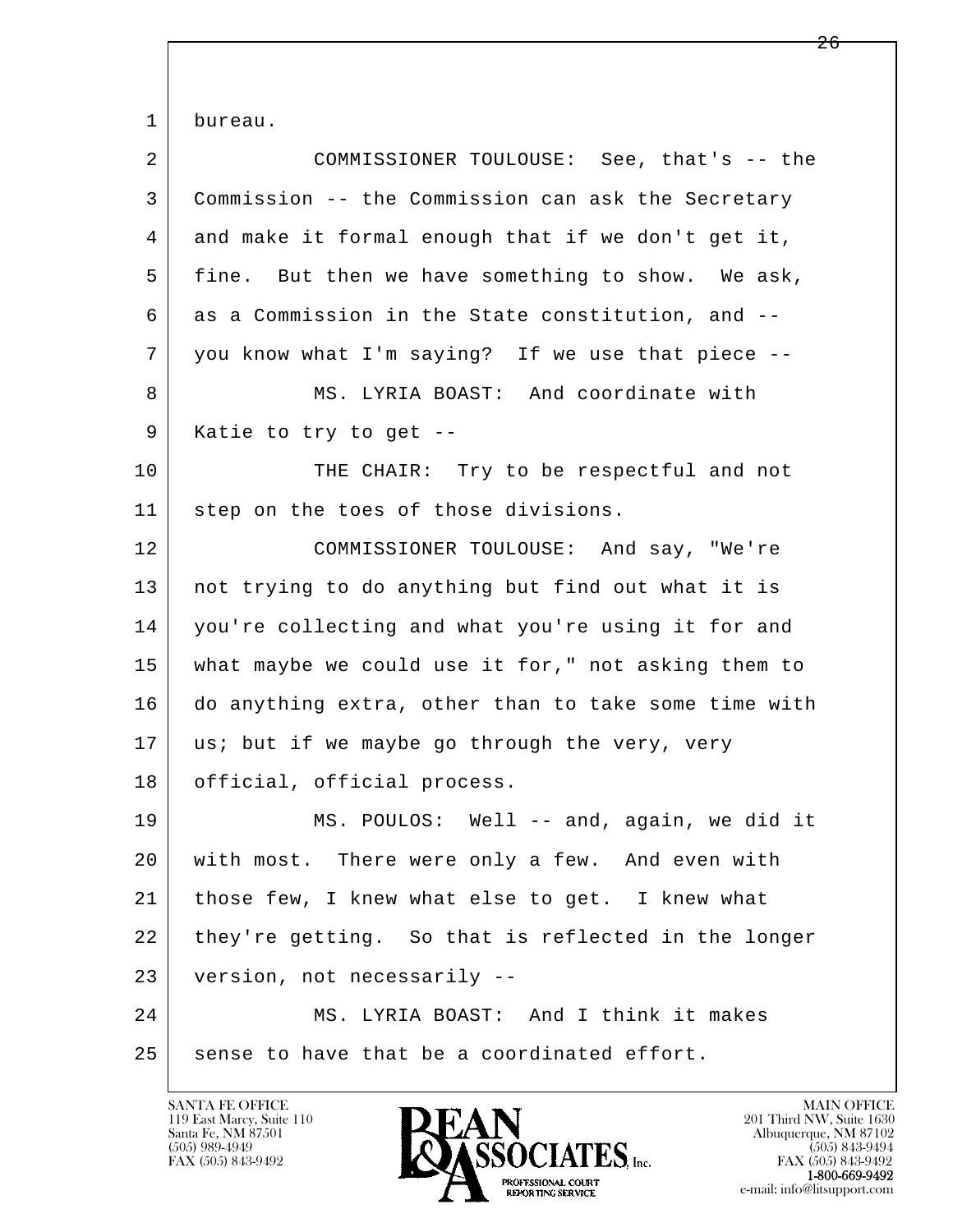bureau.

COMMISSIONER TOULOUSE: See, that's -- the Commission -- the Commission can ask the Secretary and make it formal enough that if we don't get it, fine. But then we have something to show. We ask, as a Commission in the State constitution, and -- you know what I'm saying? If we use that piece --

MS. LYRIA BOAST: And coordinate with Katie to try to get --

THE CHAIR: Try to be respectful and not step on the toes of those divisions.

COMMISSIONER TOULOUSE: And say, "We're not trying to do anything but find out what it is you're collecting and what you're using it for and what maybe we could use it for," not asking them to do anything extra, other than to take some time with us; but if we maybe go through the very, very official, official process.

MS. POULOS: Well -- and, again, we did it with most. There were only a few. And even with those few, I knew what else to get. I knew what they're getting. So that is reflected in the longer version, not necessarily --

MS. LYRIA BOAST: And I think it makes sense to have that be a coordinated effort.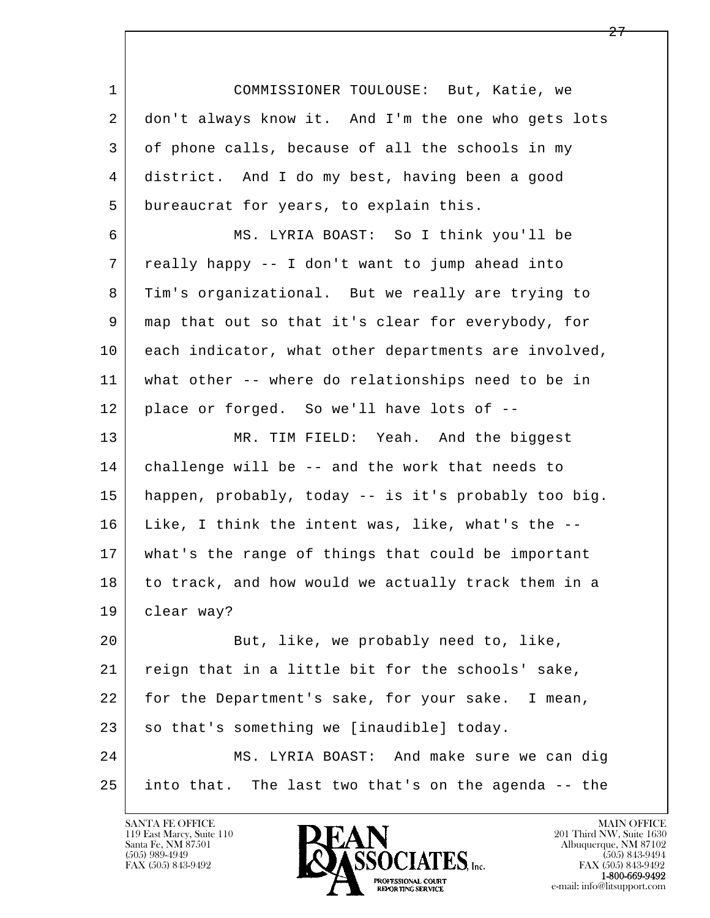1 COMMISSIONER TOULOUSE: But, Katie, we
2 don't always know it. And I'm the one who gets lots
3 of phone calls, because of all the schools in my
4 district. And I do my best, having been a good
5 bureaucrat for years, to explain this.
6 MS. LYRIA BOAST: So I think you'll be
7 really happy -- I don't want to jump ahead into
8 Tim's organizational. But we really are trying to
9 map that out so that it's clear for everybody, for
10 each indicator, what other departments are involved,
11 what other -- where do relationships need to be in
12 place or forged. So we'll have lots of --
13 MR. TIM FIELD: Yeah. And the biggest
14 challenge will be -- and the work that needs to
15 happen, probably, today -- is it's probably too big.
16 Like, I think the intent was, like, what's the --
17 what's the range of things that could be important
18 to track, and how would we actually track them in a
19 clear way?
20 But, like, we probably need to, like,
21 reign that in a little bit for the schools' sake,
22 for the Department's sake, for your sake. I mean,
23 so that's something we [inaudible] today.
24 MS. LYRIA BOAST: And make sure we can dig
25 into that. The last two that's on the agenda -- the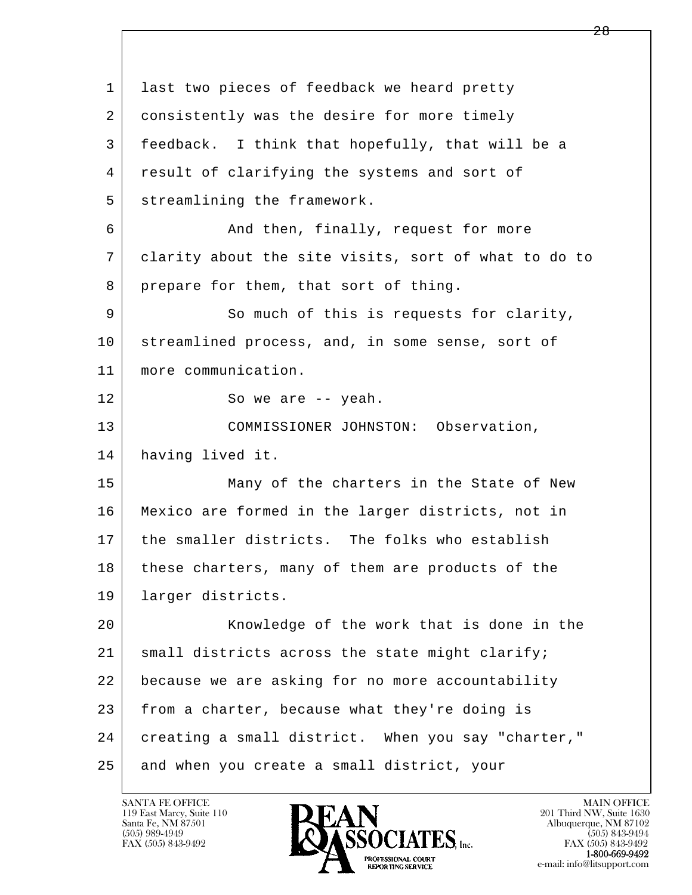last two pieces of feedback we heard pretty consistently was the desire for more timely feedback. I think that hopefully, that will be a result of clarifying the systems and sort of streamlining the framework.

And then, finally, request for more clarity about the site visits, sort of what to do to prepare for them, that sort of thing.

So much of this is requests for clarity, streamlined process, and, in some sense, sort of more communication.

So we are -- yeah.

COMMISSIONER JOHNSTON: Observation, having lived it.

Many of the charters in the State of New Mexico are formed in the larger districts, not in the smaller districts. The folks who establish these charters, many of them are products of the larger districts.

Knowledge of the work that is done in the small districts across the state might clarify; because we are asking for no more accountability from a charter, because what they're doing is creating a small district. When you say "charter," and when you create a small district, your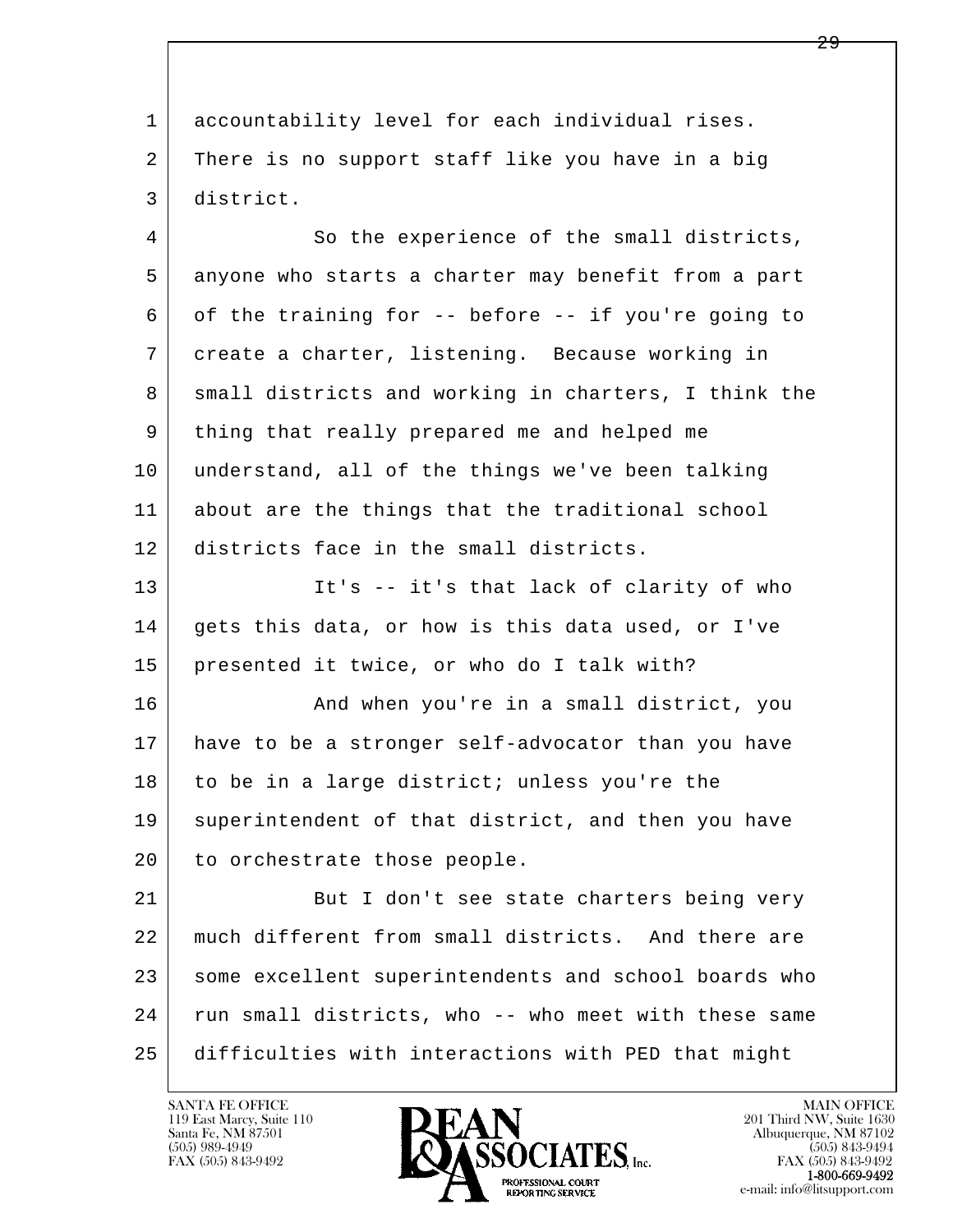1 accountability level for each individual rises.
2 There is no support staff like you have in a big
3 district.
4 So the experience of the small districts,
5 anyone who starts a charter may benefit from a part
6 of the training for -- before -- if you're going to
7 create a charter, listening. Because working in
8 small districts and working in charters, I think the
9 thing that really prepared me and helped me
10 understand, all of the things we've been talking
11 about are the things that the traditional school
12 districts face in the small districts.
13 It's -- it's that lack of clarity of who
14 gets this data, or how is this data used, or I've
15 presented it twice, or who do I talk with?
16 And when you're in a small district, you
17 have to be a stronger self-advocator than you have
18 to be in a large district; unless you're the
19 superintendent of that district, and then you have
20 to orchestrate those people.
21 But I don't see state charters being very
22 much different from small districts. And there are
23 some excellent superintendents and school boards who
24 run small districts, who -- who meet with these same
25 difficulties with interactions with PED that might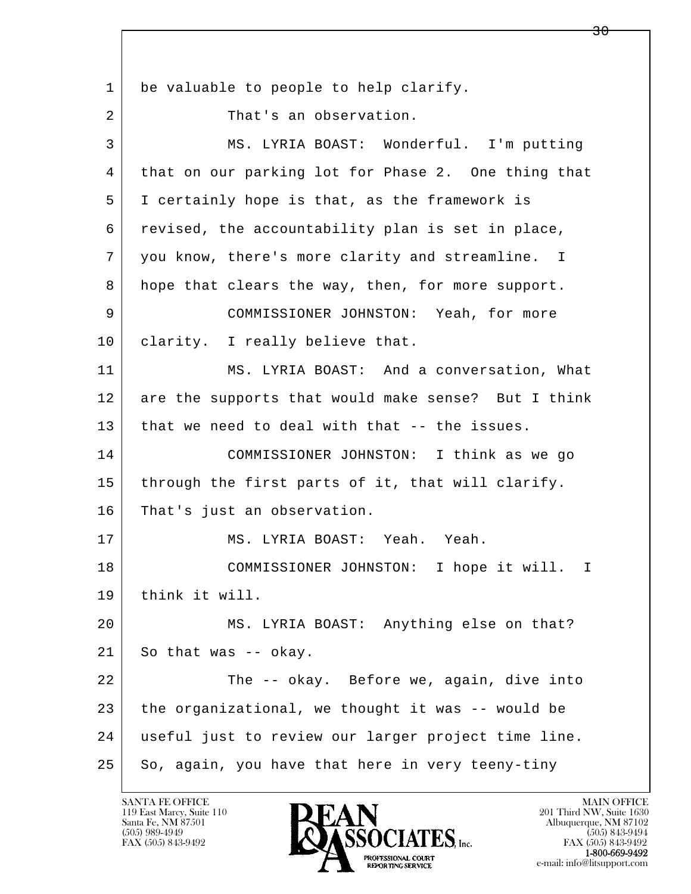be valuable to people to help clarify.

That's an observation.

MS. LYRIA BOAST: Wonderful. I'm putting that on our parking lot for Phase 2. One thing that I certainly hope is that, as the framework is revised, the accountability plan is set in place, you know, there's more clarity and streamline. I hope that clears the way, then, for more support.

COMMISSIONER JOHNSTON: Yeah, for more clarity. I really believe that.

MS. LYRIA BOAST: And a conversation, What are the supports that would make sense? But I think that we need to deal with that -- the issues.

COMMISSIONER JOHNSTON: I think as we go through the first parts of it, that will clarify. That's just an observation.

MS. LYRIA BOAST: Yeah. Yeah.

COMMISSIONER JOHNSTON: I hope it will. I think it will.

MS. LYRIA BOAST: Anything else on that? So that was -- okay.

The -- okay. Before we, again, dive into the organizational, we thought it was -- would be useful just to review our larger project time line. So, again, you have that here in very teeny-tiny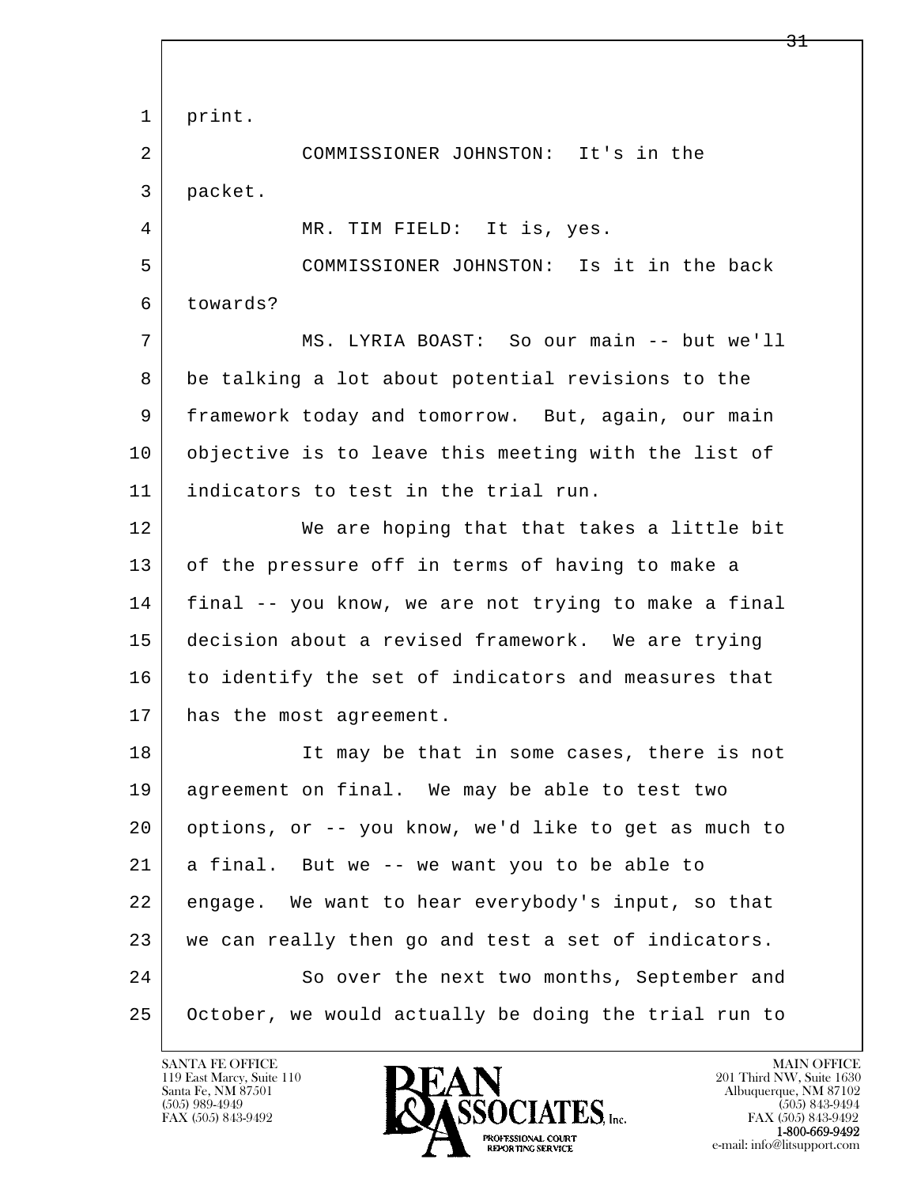print.

COMMISSIONER JOHNSTON: It's in the packet.

MR. TIM FIELD: It is, yes.

COMMISSIONER JOHNSTON: Is it in the back towards?

MS. LYRIA BOAST: So our main -- but we'll be talking a lot about potential revisions to the framework today and tomorrow. But, again, our main objective is to leave this meeting with the list of indicators to test in the trial run.

We are hoping that that takes a little bit of the pressure off in terms of having to make a final -- you know, we are not trying to make a final decision about a revised framework. We are trying to identify the set of indicators and measures that has the most agreement.

It may be that in some cases, there is not agreement on final. We may be able to test two options, or -- you know, we'd like to get as much to a final. But we -- we want you to be able to engage. We want to hear everybody's input, so that we can really then go and test a set of indicators.

So over the next two months, September and October, we would actually be doing the trial run to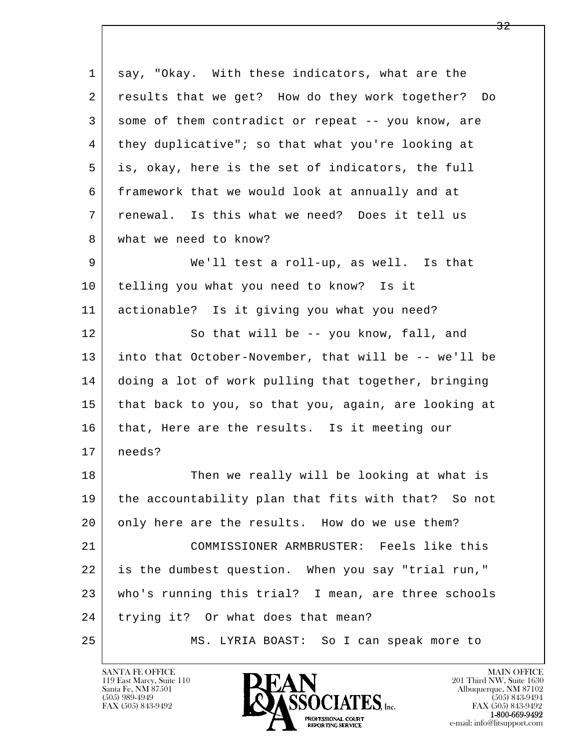1 say, "Okay. With these indicators, what are the
2 results that we get? How do they work together? Do
3 some of them contradict or repeat -- you know, are
4 they duplicative"; so that what you're looking at
5 is, okay, here is the set of indicators, the full
6 framework that we would look at annually and at
7 renewal. Is this what we need? Does it tell us
8 what we need to know?

9 We'll test a roll-up, as well. Is that
10 telling you what you need to know? Is it
11 actionable? Is it giving you what you need?

12 So that will be -- you know, fall, and
13 into that October-November, that will be -- we'll be
14 doing a lot of work pulling that together, bringing
15 that back to you, so that you, again, are looking at
16 that, Here are the results. Is it meeting our
17 needs?

18 Then we really will be looking at what is
19 the accountability plan that fits with that? So not
20 only here are the results. How do we use them?

21 COMMISSIONER ARMBRUSTER: Feels like this
22 is the dumbest question. When you say "trial run,"
23 who's running this trial? I mean, are three schools
24 trying it? Or what does that mean?

25 MS. LYRIA BOAST: So I can speak more to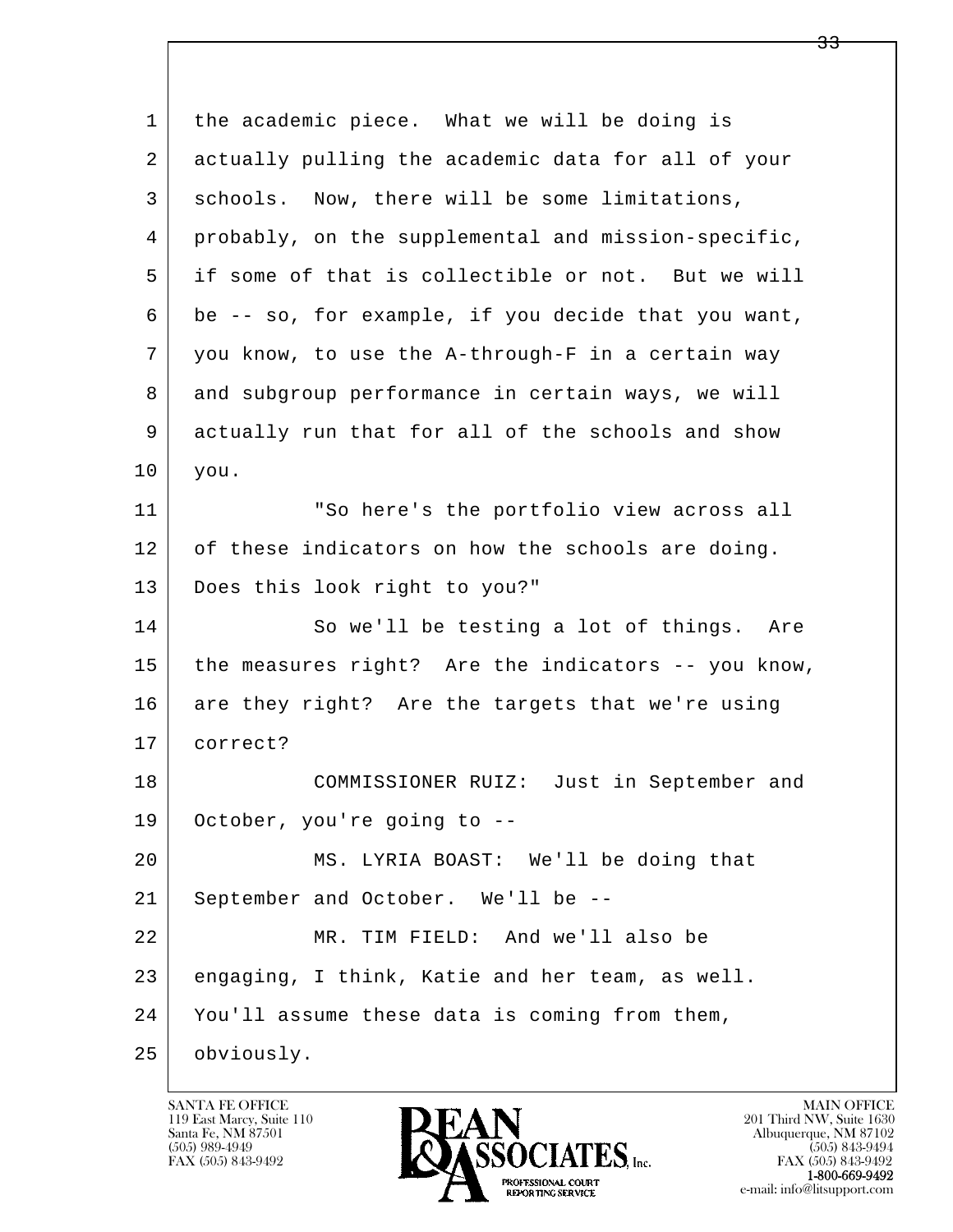1 the academic piece. What we will be doing is
2 actually pulling the academic data for all of your
3 schools. Now, there will be some limitations,
4 probably, on the supplemental and mission-specific,
5 if some of that is collectible or not. But we will
6 be -- so, for example, if you decide that you want,
7 you know, to use the A-through-F in a certain way
8 and subgroup performance in certain ways, we will
9 actually run that for all of the schools and show
10 you.

11 "So here's the portfolio view across all
12 of these indicators on how the schools are doing.
13 Does this look right to you?"

14 So we'll be testing a lot of things. Are
15 the measures right? Are the indicators -- you know,
16 are they right? Are the targets that we're using
17 correct?

18 COMMISSIONER RUIZ: Just in September and
19 October, you're going to --

20 MS. LYRIA BOAST: We'll be doing that
21 September and October. We'll be --

22 MR. TIM FIELD: And we'll also be
23 engaging, I think, Katie and her team, as well.
24 You'll assume these data is coming from them,
25 obviously.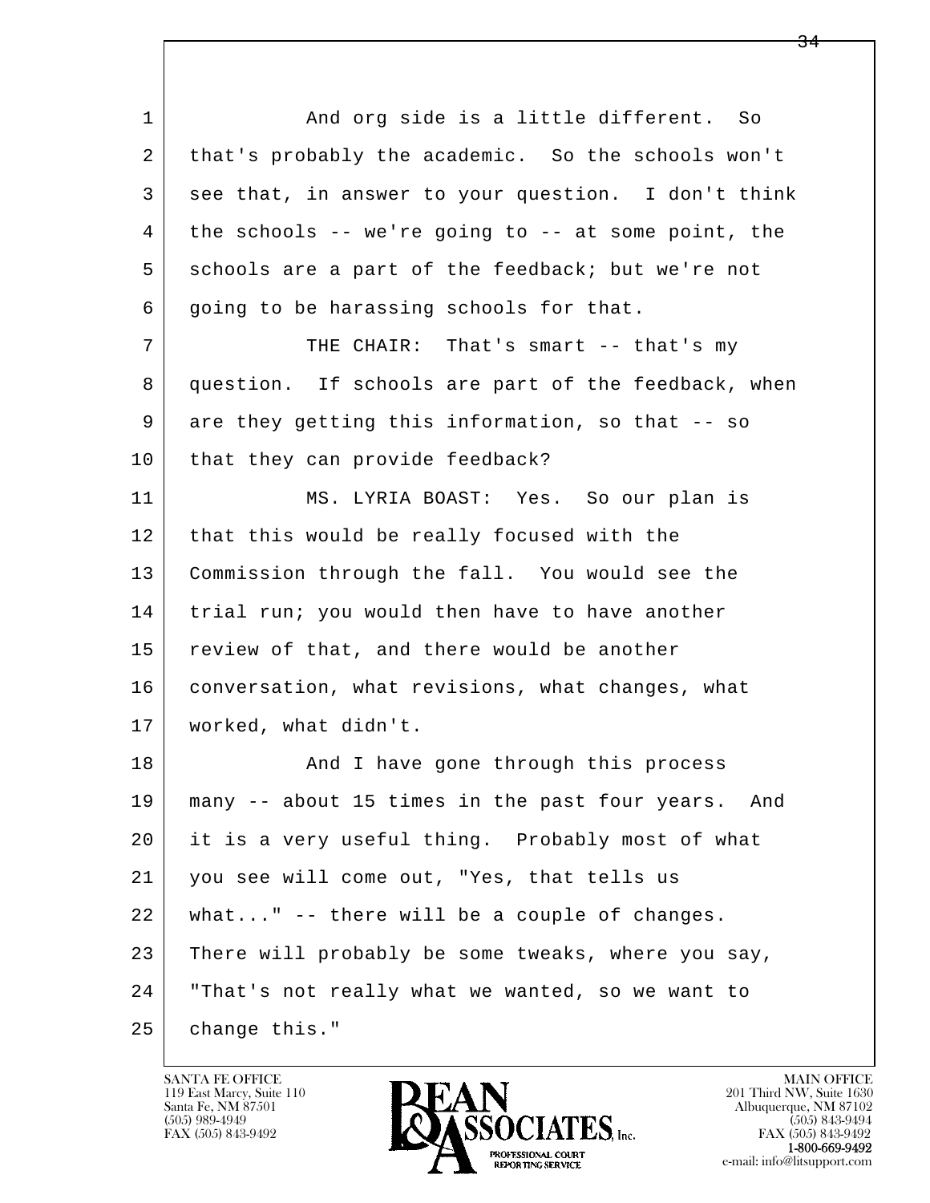And org side is a little different. So that's probably the academic. So the schools won't see that, in answer to your question. I don't think the schools -- we're going to -- at some point, the schools are a part of the feedback; but we're not going to be harassing schools for that.

THE CHAIR: That's smart -- that's my question. If schools are part of the feedback, when are they getting this information, so that -- so that they can provide feedback?

MS. LYRIA BOAST: Yes. So our plan is that this would be really focused with the Commission through the fall. You would see the trial run; you would then have to have another review of that, and there would be another conversation, what revisions, what changes, what worked, what didn't.

And I have gone through this process many -- about 15 times in the past four years. And it is a very useful thing. Probably most of what you see will come out, "Yes, that tells us what..." -- there will be a couple of changes. There will probably be some tweaks, where you say, "That's not really what we wanted, so we want to change this."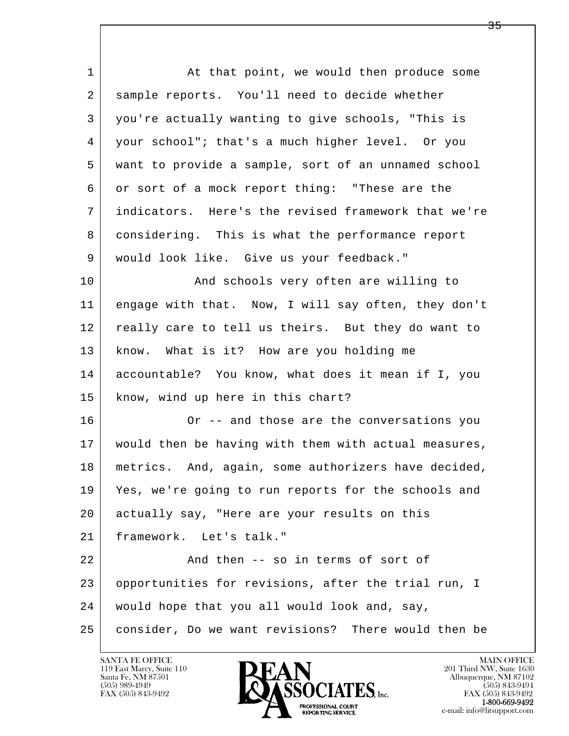1 At that point, we would then produce some
2 sample reports. You'll need to decide whether
3 you're actually wanting to give schools, "This is
4 your school"; that's a much higher level. Or you
5 want to provide a sample, sort of an unnamed school
6 or sort of a mock report thing: "These are the
7 indicators. Here's the revised framework that we're
8 considering. This is what the performance report
9 would look like. Give us your feedback."
10 And schools very often are willing to
11 engage with that. Now, I will say often, they don't
12 really care to tell us theirs. But they do want to
13 know. What is it? How are you holding me
14 accountable? You know, what does it mean if I, you
15 know, wind up here in this chart?
16 Or -- and those are the conversations you
17 would then be having with them with actual measures,
18 metrics. And, again, some authorizers have decided,
19 Yes, we're going to run reports for the schools and
20 actually say, "Here are your results on this
21 framework. Let's talk."
22 And then -- so in terms of sort of
23 opportunities for revisions, after the trial run, I
24 would hope that you all would look and, say,
25 consider, Do we want revisions? There would then be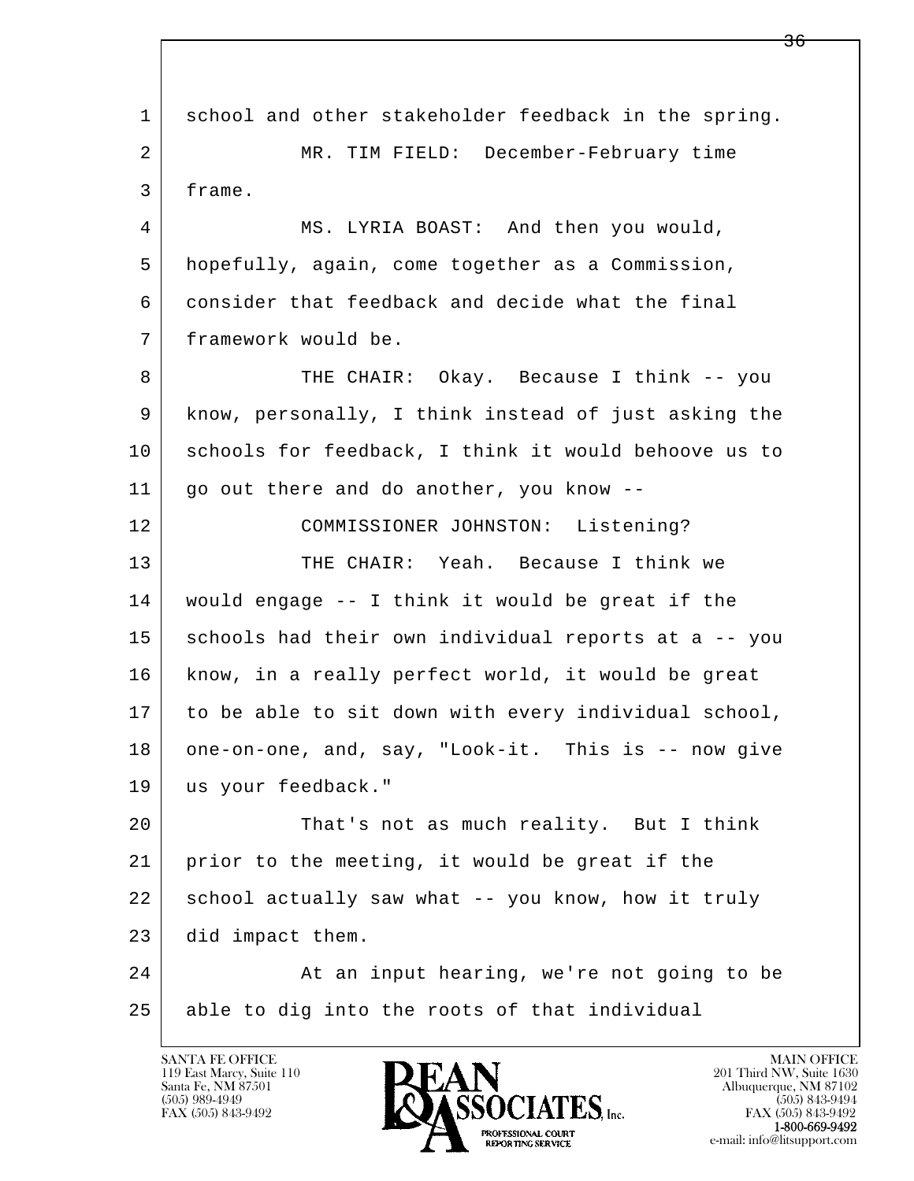1 school and other stakeholder feedback in the spring.

2 MR. TIM FIELD: December-February time

3 frame.

4 MS. LYRIA BOAST: And then you would,

5 hopefully, again, come together as a Commission,

6 consider that feedback and decide what the final

7 framework would be.

8 THE CHAIR: Okay. Because I think -- you

9 know, personally, I think instead of just asking the

10 schools for feedback, I think it would behoove us to

11 go out there and do another, you know --

12 COMMISSIONER JOHNSTON: Listening?

13 THE CHAIR: Yeah. Because I think we

14 would engage -- I think it would be great if the

15 schools had their own individual reports at a -- you

16 know, in a really perfect world, it would be great

17 to be able to sit down with every individual school,

18 one-on-one, and, say, "Look-it. This is -- now give

19 us your feedback."

20 That's not as much reality. But I think

21 prior to the meeting, it would be great if the

22 school actually saw what -- you know, how it truly

23 did impact them.

24 At an input hearing, we're not going to be

25 able to dig into the roots of that individual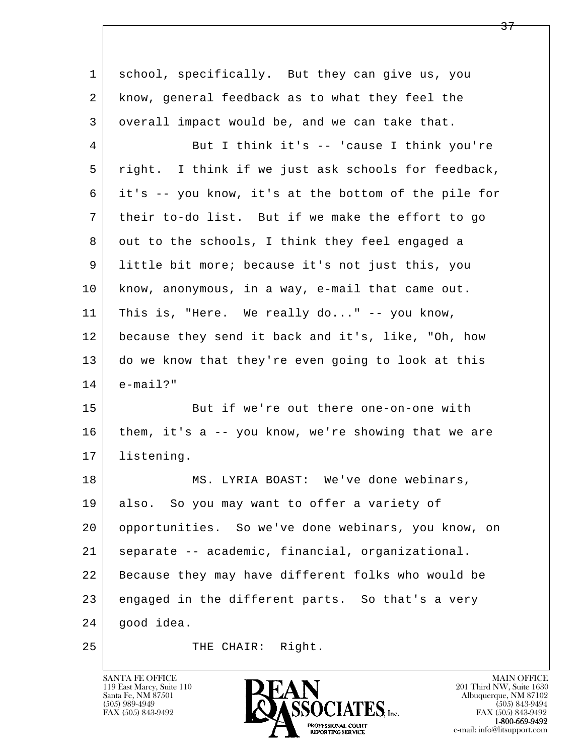1 school, specifically. But they can give us, you
2 know, general feedback as to what they feel the
3 overall impact would be, and we can take that.
4 But I think it's -- 'cause I think you're
5 right. I think if we just ask schools for feedback,
6 it's -- you know, it's at the bottom of the pile for
7 their to-do list. But if we make the effort to go
8 out to the schools, I think they feel engaged a
9 little bit more; because it's not just this, you
10 know, anonymous, in a way, e-mail that came out.
11 This is, "Here. We really do..." -- you know,
12 because they send it back and it's, like, "Oh, how
13 do we know that they're even going to look at this
14 e-mail?"
15 But if we're out there one-on-one with
16 them, it's a -- you know, we're showing that we are
17 listening.
18 MS. LYRIA BOAST: We've done webinars,
19 also. So you may want to offer a variety of
20 opportunities. So we've done webinars, you know, on
21 separate -- academic, financial, organizational.
22 Because they may have different folks who would be
23 engaged in the different parts. So that's a very
24 good idea.
25 THE CHAIR: Right.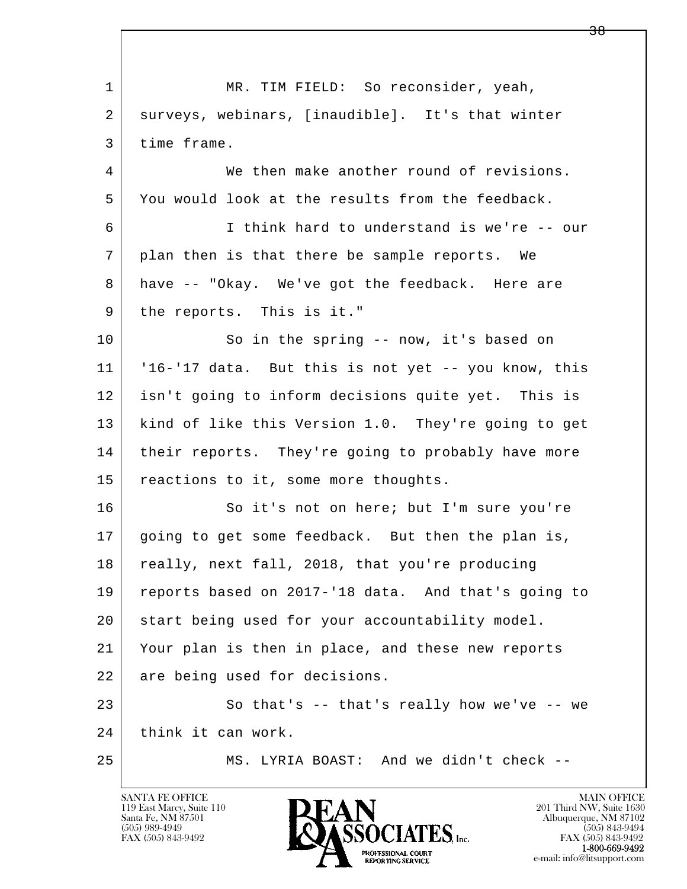1 MR. TIM FIELD: So reconsider, yeah,
2 surveys, webinars, [inaudible]. It's that winter
3 time frame.
4 We then make another round of revisions.
5 You would look at the results from the feedback.
6 I think hard to understand is we're -- our
7 plan then is that there be sample reports. We
8 have -- "Okay. We've got the feedback. Here are
9 the reports. This is it."
10 So in the spring -- now, it's based on
11 '16-'17 data. But this is not yet -- you know, this
12 isn't going to inform decisions quite yet. This is
13 kind of like this Version 1.0. They're going to get
14 their reports. They're going to probably have more
15 reactions to it, some more thoughts.
16 So it's not on here; but I'm sure you're
17 going to get some feedback. But then the plan is,
18 really, next fall, 2018, that you're producing
19 reports based on 2017-'18 data. And that's going to
20 start being used for your accountability model.
21 Your plan is then in place, and these new reports
22 are being used for decisions.
23 So that's -- that's really how we've -- we
24 think it can work.
25 MS. LYRIA BOAST: And we didn't check --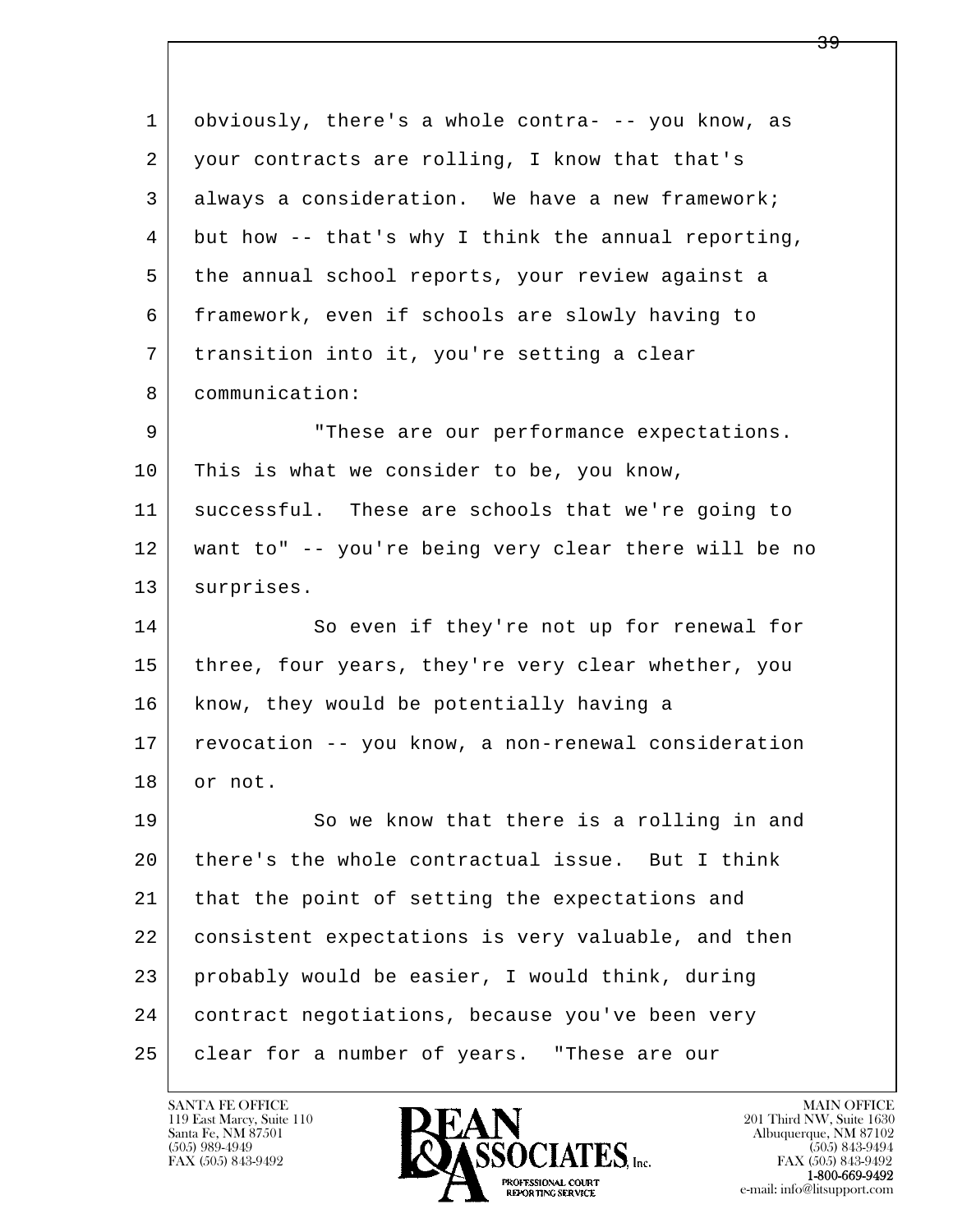1 obviously, there's a whole contra- -- you know, as
2 your contracts are rolling, I know that that's
3 always a consideration. We have a new framework;
4 but how -- that's why I think the annual reporting,
5 the annual school reports, your review against a
6 framework, even if schools are slowly having to
7 transition into it, you're setting a clear
8 communication:

9 "These are our performance expectations.
10 This is what we consider to be, you know,
11 successful. These are schools that we're going to
12 want to" -- you're being very clear there will be no
13 surprises.

14 So even if they're not up for renewal for
15 three, four years, they're very clear whether, you
16 know, they would be potentially having a
17 revocation -- you know, a non-renewal consideration
18 or not.

19 So we know that there is a rolling in and
20 there's the whole contractual issue. But I think
21 that the point of setting the expectations and
22 consistent expectations is very valuable, and then
23 probably would be easier, I would think, during
24 contract negotiations, because you've been very
25 clear for a number of years. "These are our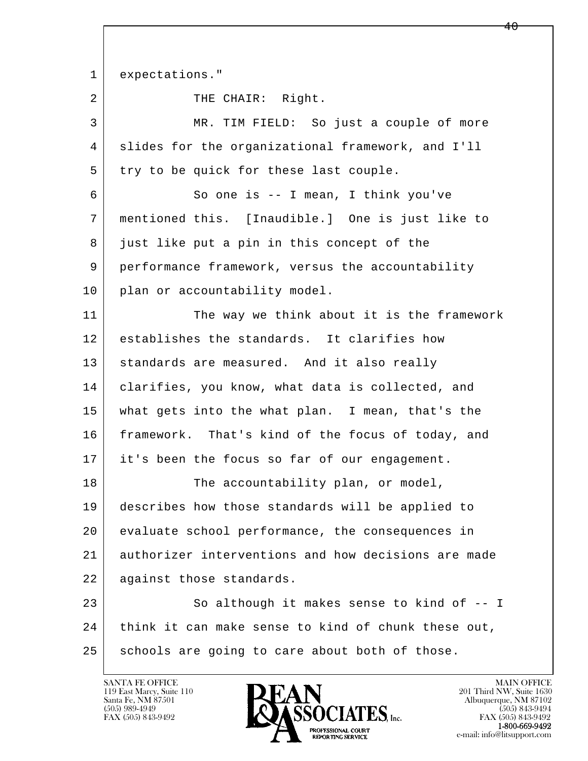1 expectations."

2 THE CHAIR: Right.

3 MR. TIM FIELD: So just a couple of more
4 slides for the organizational framework, and I'll
5 try to be quick for these last couple.

6 So one is -- I mean, I think you've
7 mentioned this. [Inaudible.] One is just like to
8 just like put a pin in this concept of the
9 performance framework, versus the accountability
10 plan or accountability model.

11 The way we think about it is the framework
12 establishes the standards. It clarifies how
13 standards are measured. And it also really
14 clarifies, you know, what data is collected, and
15 what gets into the what plan. I mean, that's the
16 framework. That's kind of the focus of today, and
17 it's been the focus so far of our engagement.

18 The accountability plan, or model,
19 describes how those standards will be applied to
20 evaluate school performance, the consequences in
21 authorizer interventions and how decisions are made
22 against those standards.

23 So although it makes sense to kind of -- I
24 think it can make sense to kind of chunk these out,
25 schools are going to care about both of those.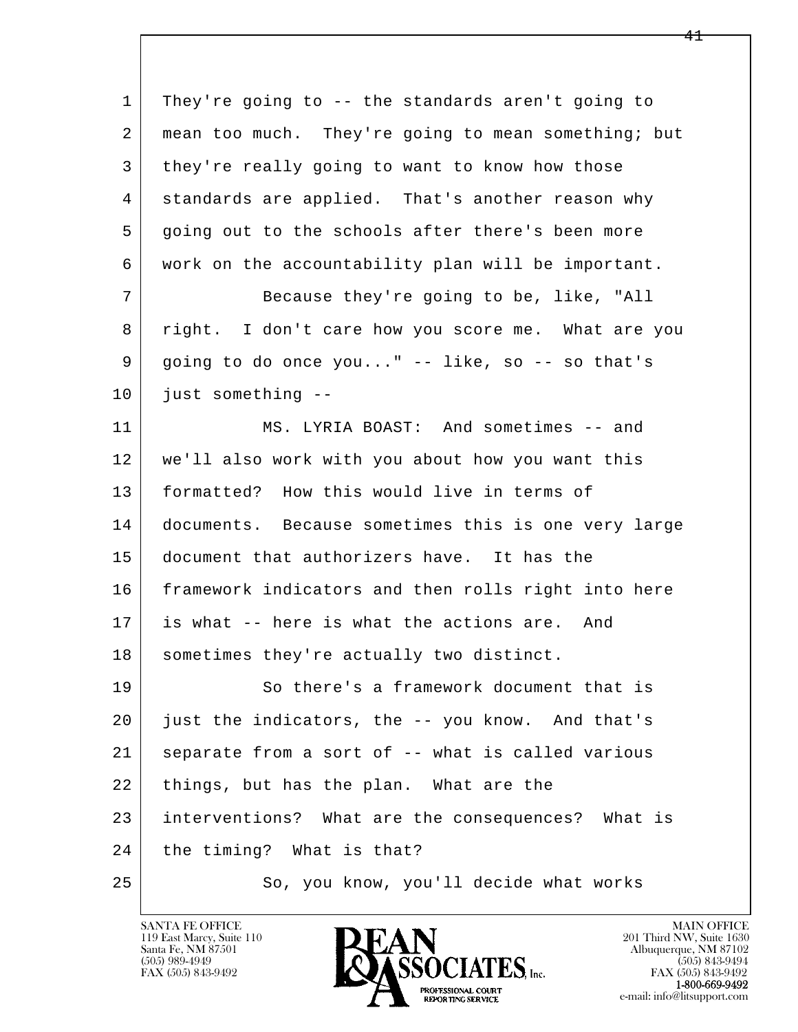1 They're going to -- the standards aren't going to
2 mean too much. They're going to mean something; but
3 they're really going to want to know how those
4 standards are applied. That's another reason why
5 going out to the schools after there's been more
6 work on the accountability plan will be important.
7 Because they're going to be, like, "All
8 right. I don't care how you score me. What are you
9 going to do once you..." -- like, so -- so that's
10 just something --
11 MS. LYRIA BOAST: And sometimes -- and
12 we'll also work with you about how you want this
13 formatted? How this would live in terms of
14 documents. Because sometimes this is one very large
15 document that authorizers have. It has the
16 framework indicators and then rolls right into here
17 is what -- here is what the actions are. And
18 sometimes they're actually two distinct.
19 So there's a framework document that is
20 just the indicators, the -- you know. And that's
21 separate from a sort of -- what is called various
22 things, but has the plan. What are the
23 interventions? What are the consequences? What is
24 the timing? What is that?
25 So, you know, you'll decide what works

SANTA FE OFFICE
119 East Marcy, Suite 110
Santa Fe, NM 87501
(505) 989-4949
FAX (505) 843-9492

MAIN OFFICE
201 Third NW, Suite 1630
Albuquerque, NM 87102
(505) 843-9494
FAX (505) 843-9492
1-800-669-9492
e-mail: info@litsupport.com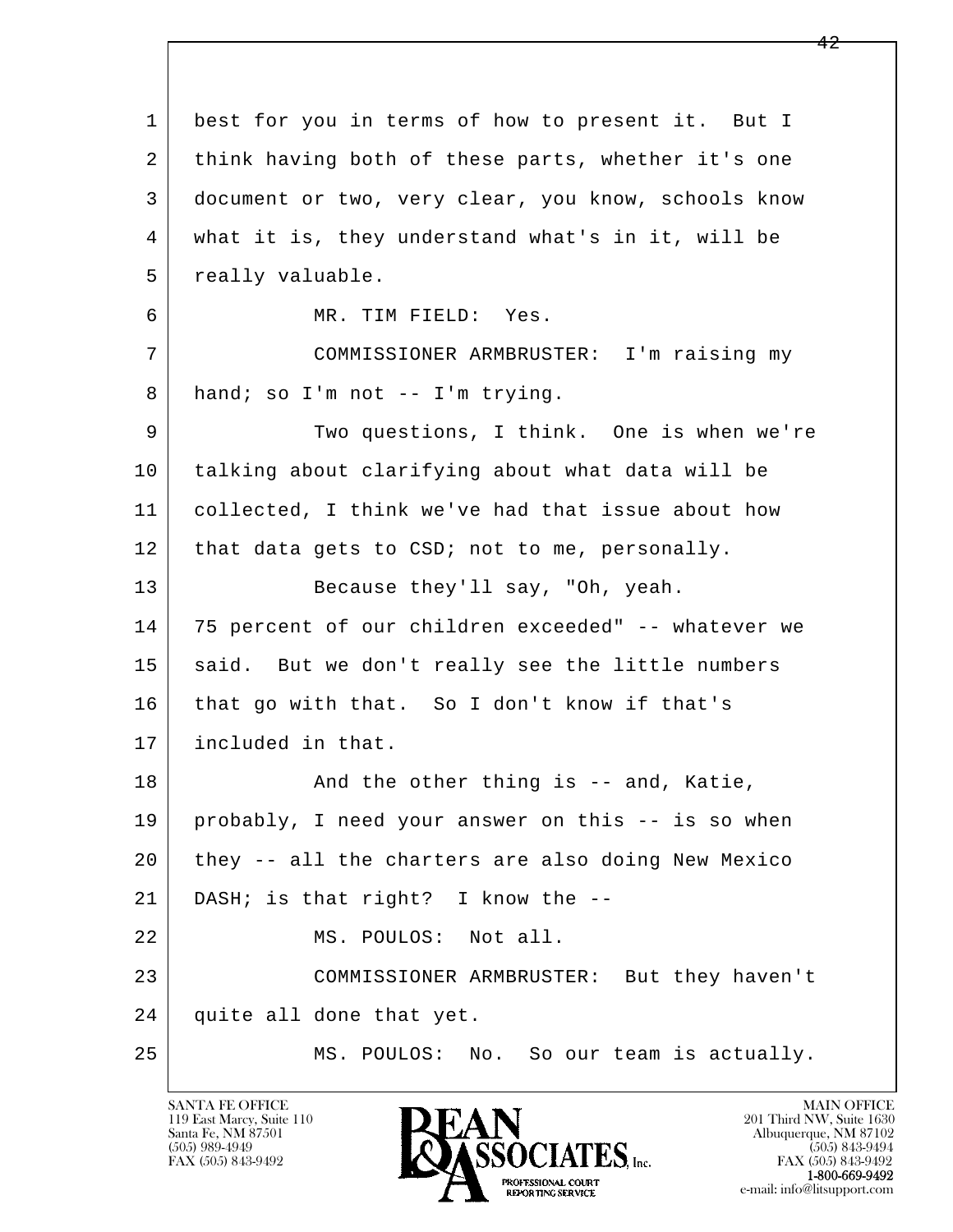1 best for you in terms of how to present it. But I
2 think having both of these parts, whether it's one
3 document or two, very clear, you know, schools know
4 what it is, they understand what's in it, will be
5 really valuable.

6 MR. TIM FIELD: Yes.

7 COMMISSIONER ARMBRUSTER: I'm raising my
8 hand; so I'm not -- I'm trying.

9 Two questions, I think. One is when we're
10 talking about clarifying about what data will be
11 collected, I think we've had that issue about how
12 that data gets to CSD; not to me, personally.

13 Because they'll say, "Oh, yeah.
14 75 percent of our children exceeded" -- whatever we
15 said. But we don't really see the little numbers
16 that go with that. So I don't know if that's
17 included in that.

18 And the other thing is -- and, Katie,
19 probably, I need your answer on this -- is so when
20 they -- all the charters are also doing New Mexico
21 DASH; is that right? I know the --

22 MS. POULOS: Not all.

23 COMMISSIONER ARMBRUSTER: But they haven't
24 quite all done that yet.

25 MS. POULOS: No. So our team is actually.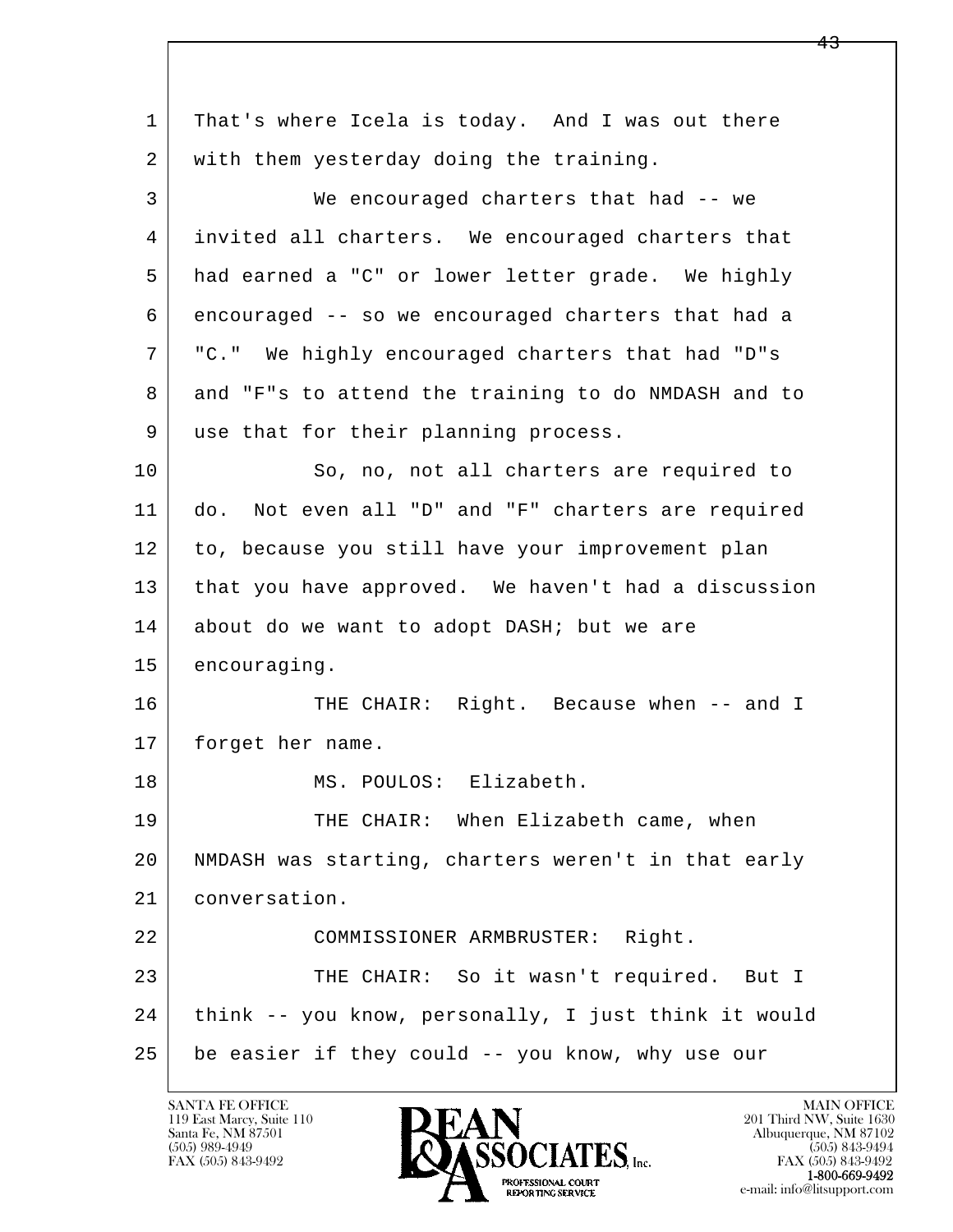1 That's where Icela is today. And I was out there
2 with them yesterday doing the training.
3 We encouraged charters that had -- we
4 invited all charters. We encouraged charters that
5 had earned a "C" or lower letter grade. We highly
6 encouraged -- so we encouraged charters that had a
7 "C." We highly encouraged charters that had "D"s
8 and "F"s to attend the training to do NMDASH and to
9 use that for their planning process.
10 So, no, not all charters are required to
11 do. Not even all "D" and "F" charters are required
12 to, because you still have your improvement plan
13 that you have approved. We haven't had a discussion
14 about do we want to adopt DASH; but we are
15 encouraging.
16 THE CHAIR: Right. Because when -- and I
17 forget her name.
18 MS. POULOS: Elizabeth.
19 THE CHAIR: When Elizabeth came, when
20 NMDASH was starting, charters weren't in that early
21 conversation.
22 COMMISSIONER ARMBRUSTER: Right.
23 THE CHAIR: So it wasn't required. But I
24 think -- you know, personally, I just think it would
25 be easier if they could -- you know, why use our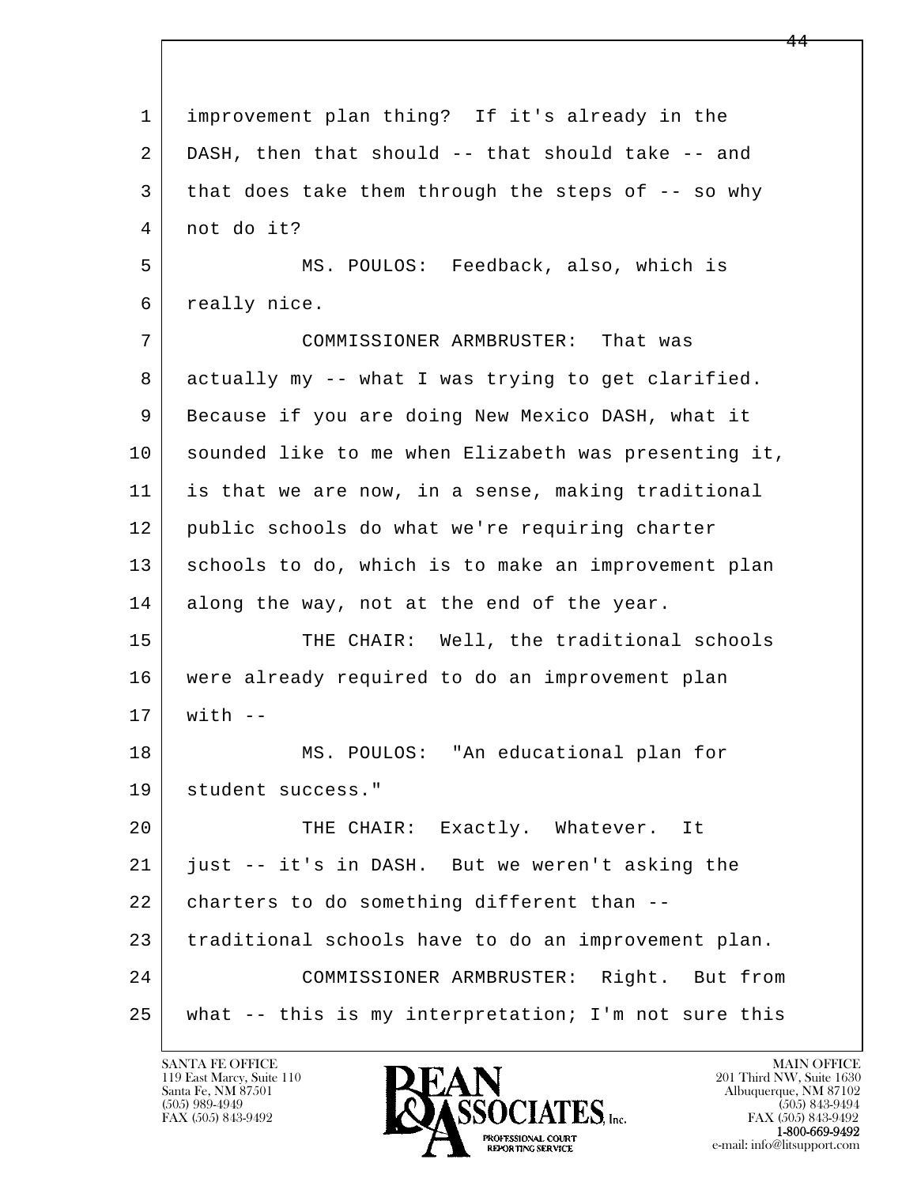improvement plan thing? If it's already in the DASH, then that should -- that should take -- and that does take them through the steps of -- so why not do it?

MS. POULOS: Feedback, also, which is really nice.

COMMISSIONER ARMBRUSTER: That was actually my -- what I was trying to get clarified. Because if you are doing New Mexico DASH, what it sounded like to me when Elizabeth was presenting it, is that we are now, in a sense, making traditional public schools do what we're requiring charter schools to do, which is to make an improvement plan along the way, not at the end of the year.

THE CHAIR: Well, the traditional schools were already required to do an improvement plan with --

MS. POULOS: "An educational plan for student success."

THE CHAIR: Exactly. Whatever. It just -- it's in DASH. But we weren't asking the charters to do something different than -- traditional schools have to do an improvement plan.

COMMISSIONER ARMBRUSTER: Right. But from what -- this is my interpretation; I'm not sure this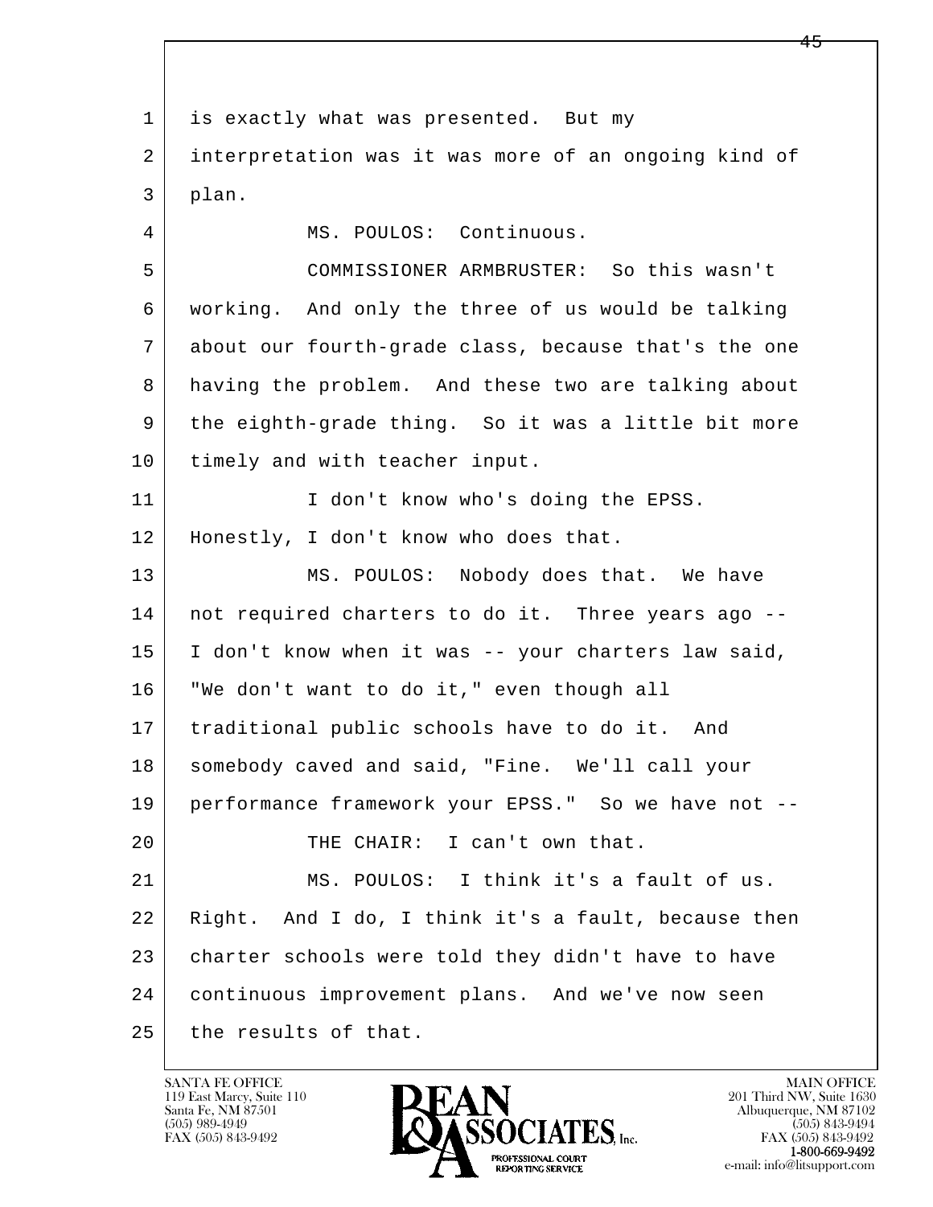1 is exactly what was presented. But my
2 interpretation was it was more of an ongoing kind of
3 plan.
4 MS. POULOS: Continuous.
5 COMMISSIONER ARMBRUSTER: So this wasn't
6 working. And only the three of us would be talking
7 about our fourth-grade class, because that's the one
8 having the problem. And these two are talking about
9 the eighth-grade thing. So it was a little bit more
10 timely and with teacher input.
11 I don't know who's doing the EPSS.
12 Honestly, I don't know who does that.
13 MS. POULOS: Nobody does that. We have
14 not required charters to do it. Three years ago --
15 I don't know when it was -- your charters law said,
16 "We don't want to do it," even though all
17 traditional public schools have to do it. And
18 somebody caved and said, "Fine. We'll call your
19 performance framework your EPSS." So we have not --
20 THE CHAIR: I can't own that.
21 MS. POULOS: I think it's a fault of us.
22 Right. And I do, I think it's a fault, because then
23 charter schools were told they didn't have to have
24 continuous improvement plans. And we've now seen
25 the results of that.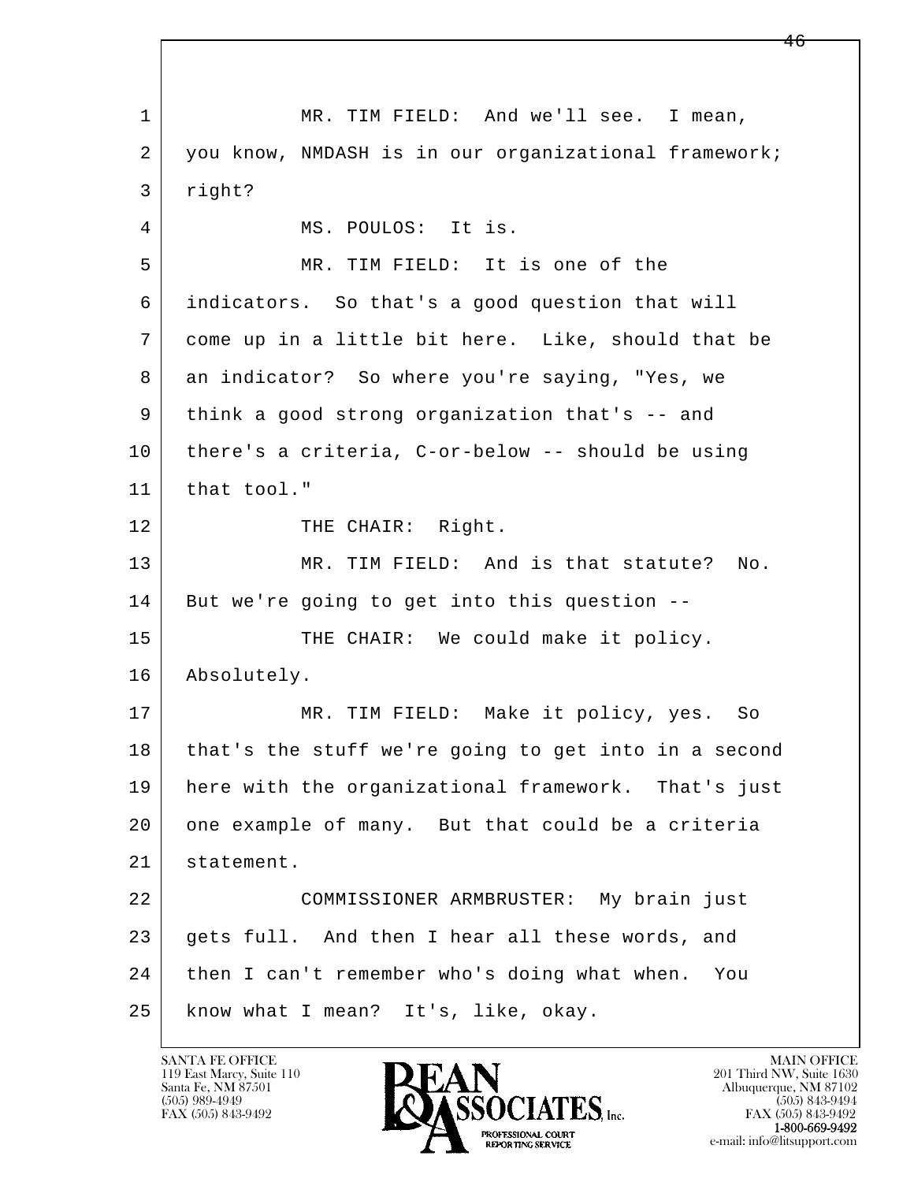MR. TIM FIELD: And we'll see. I mean, you know, NMDASH is in our organizational framework; right?

MS. POULOS: It is.

MR. TIM FIELD: It is one of the indicators. So that's a good question that will come up in a little bit here. Like, should that be an indicator? So where you're saying, "Yes, we think a good strong organization that's -- and there's a criteria, C-or-below -- should be using that tool."

THE CHAIR: Right.

MR. TIM FIELD: And is that statute? No. But we're going to get into this question --

THE CHAIR: We could make it policy. Absolutely.

MR. TIM FIELD: Make it policy, yes. So that's the stuff we're going to get into in a second here with the organizational framework. That's just one example of many. But that could be a criteria statement.

COMMISSIONER ARMBRUSTER: My brain just gets full. And then I hear all these words, and then I can't remember who's doing what when. You know what I mean? It's, like, okay.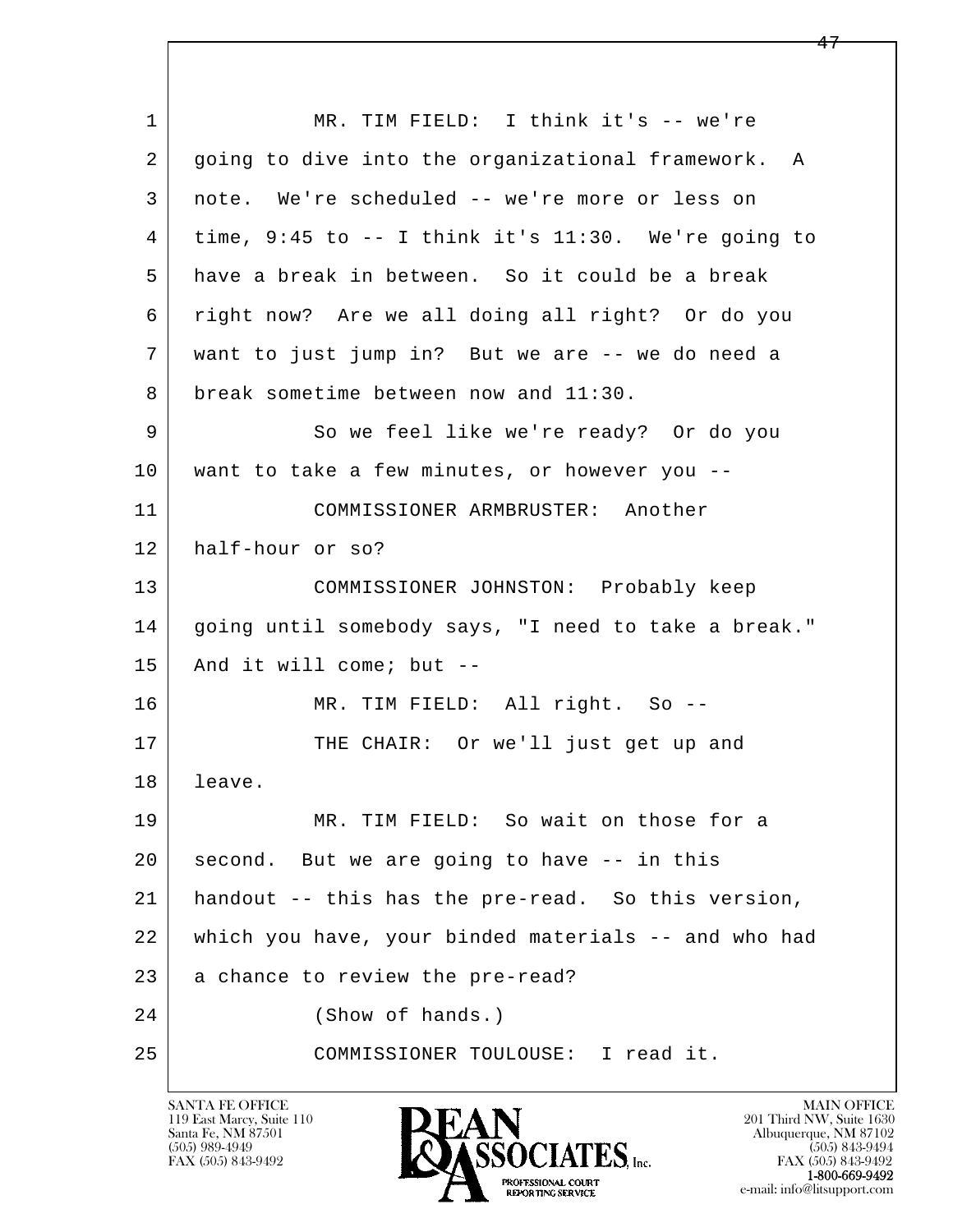1 MR. TIM FIELD: I think it's -- we're
2 going to dive into the organizational framework. A
3 note. We're scheduled -- we're more or less on
4 time, 9:45 to -- I think it's 11:30. We're going to
5 have a break in between. So it could be a break
6 right now? Are we all doing all right? Or do you
7 want to just jump in? But we are -- we do need a
8 break sometime between now and 11:30.
9 So we feel like we're ready? Or do you
10 want to take a few minutes, or however you --
11 COMMISSIONER ARMBRUSTER: Another
12 half-hour or so?
13 COMMISSIONER JOHNSTON: Probably keep
14 going until somebody says, "I need to take a break."
15 And it will come; but --
16 MR. TIM FIELD: All right. So --
17 THE CHAIR: Or we'll just get up and
18 leave.
19 MR. TIM FIELD: So wait on those for a
20 second. But we are going to have -- in this
21 handout -- this has the pre-read. So this version,
22 which you have, your binded materials -- and who had
23 a chance to review the pre-read?
24 (Show of hands.)
25 COMMISSIONER TOULOUSE: I read it.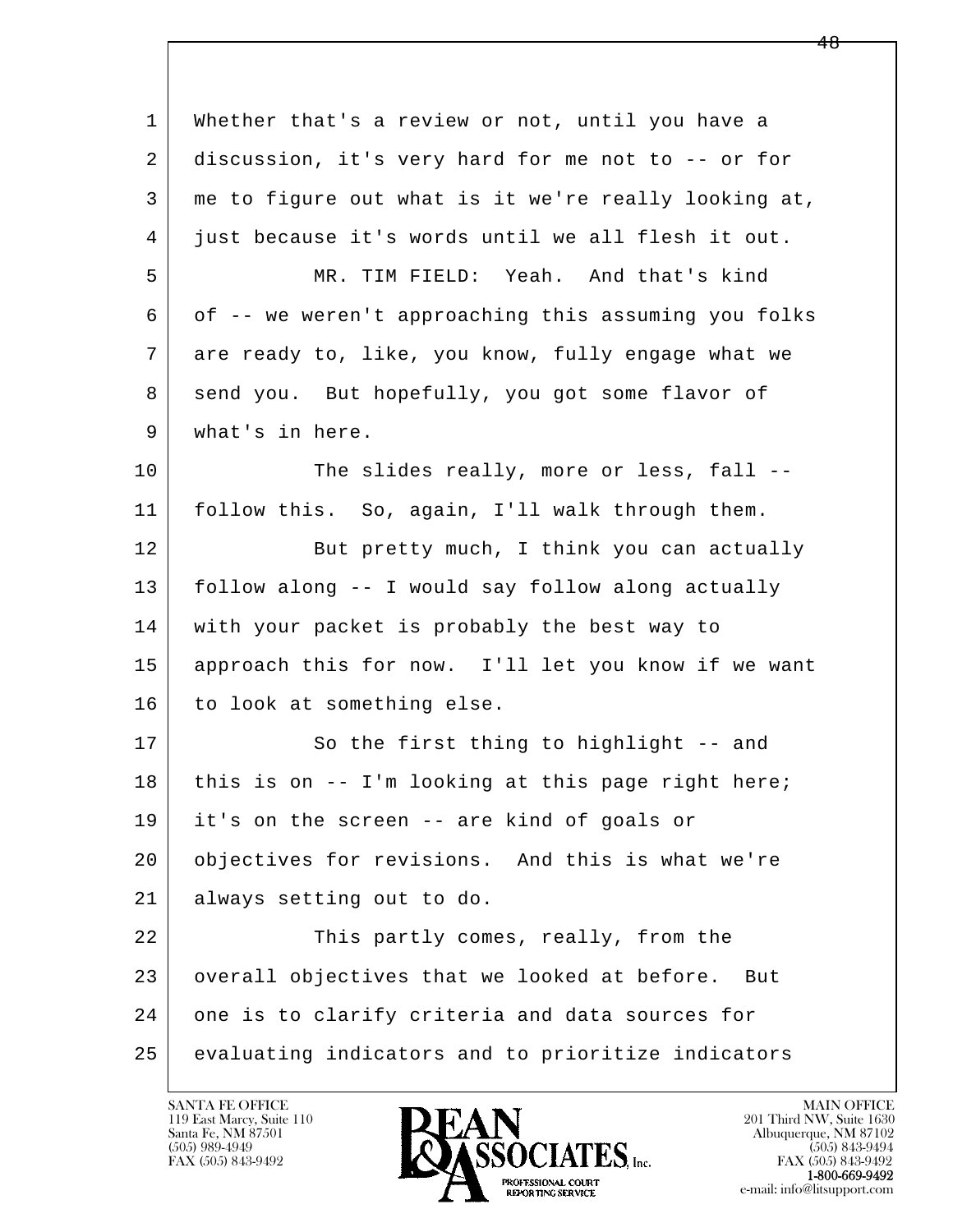1 Whether that's a review or not, until you have a
2 discussion, it's very hard for me not to -- or for
3 me to figure out what is it we're really looking at,
4 just because it's words until we all flesh it out.
5 MR. TIM FIELD: Yeah. And that's kind
6 of -- we weren't approaching this assuming you folks
7 are ready to, like, you know, fully engage what we
8 send you. But hopefully, you got some flavor of
9 what's in here.
10 The slides really, more or less, fall --
11 follow this. So, again, I'll walk through them.
12 But pretty much, I think you can actually
13 follow along -- I would say follow along actually
14 with your packet is probably the best way to
15 approach this for now. I'll let you know if we want
16 to look at something else.
17 So the first thing to highlight -- and
18 this is on -- I'm looking at this page right here;
19 it's on the screen -- are kind of goals or
20 objectives for revisions. And this is what we're
21 always setting out to do.
22 This partly comes, really, from the
23 overall objectives that we looked at before. But
24 one is to clarify criteria and data sources for
25 evaluating indicators and to prioritize indicators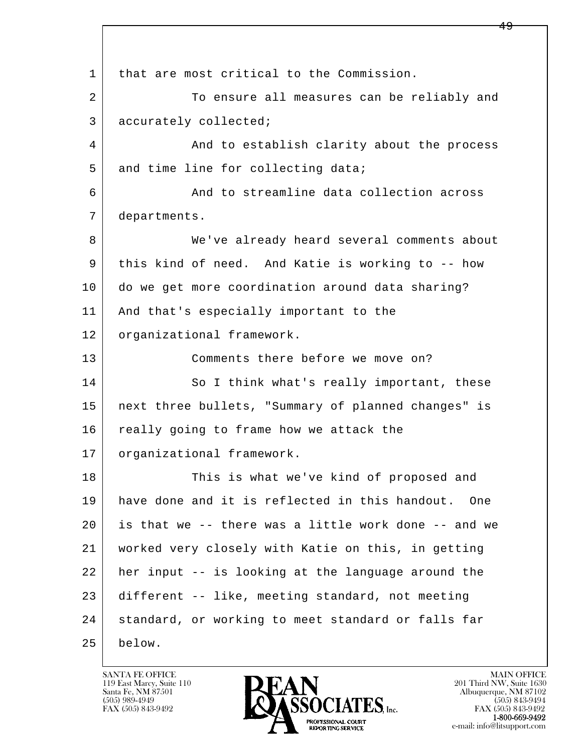1 that are most critical to the Commission.

2 To ensure all measures can be reliably and

3 accurately collected;

4 And to establish clarity about the process

5 and time line for collecting data;

6 And to streamline data collection across

7 departments.

8 We've already heard several comments about

9 this kind of need. And Katie is working to -- how

10 do we get more coordination around data sharing?

11 And that's especially important to the

12 organizational framework.

13 Comments there before we move on?

14 So I think what's really important, these

15 next three bullets, "Summary of planned changes" is

16 really going to frame how we attack the

17 organizational framework.

18 This is what we've kind of proposed and

19 have done and it is reflected in this handout. One

20 is that we -- there was a little work done -- and we

21 worked very closely with Katie on this, in getting

22 her input -- is looking at the language around the

23 different -- like, meeting standard, not meeting

24 standard, or working to meet standard or falls far

25 below.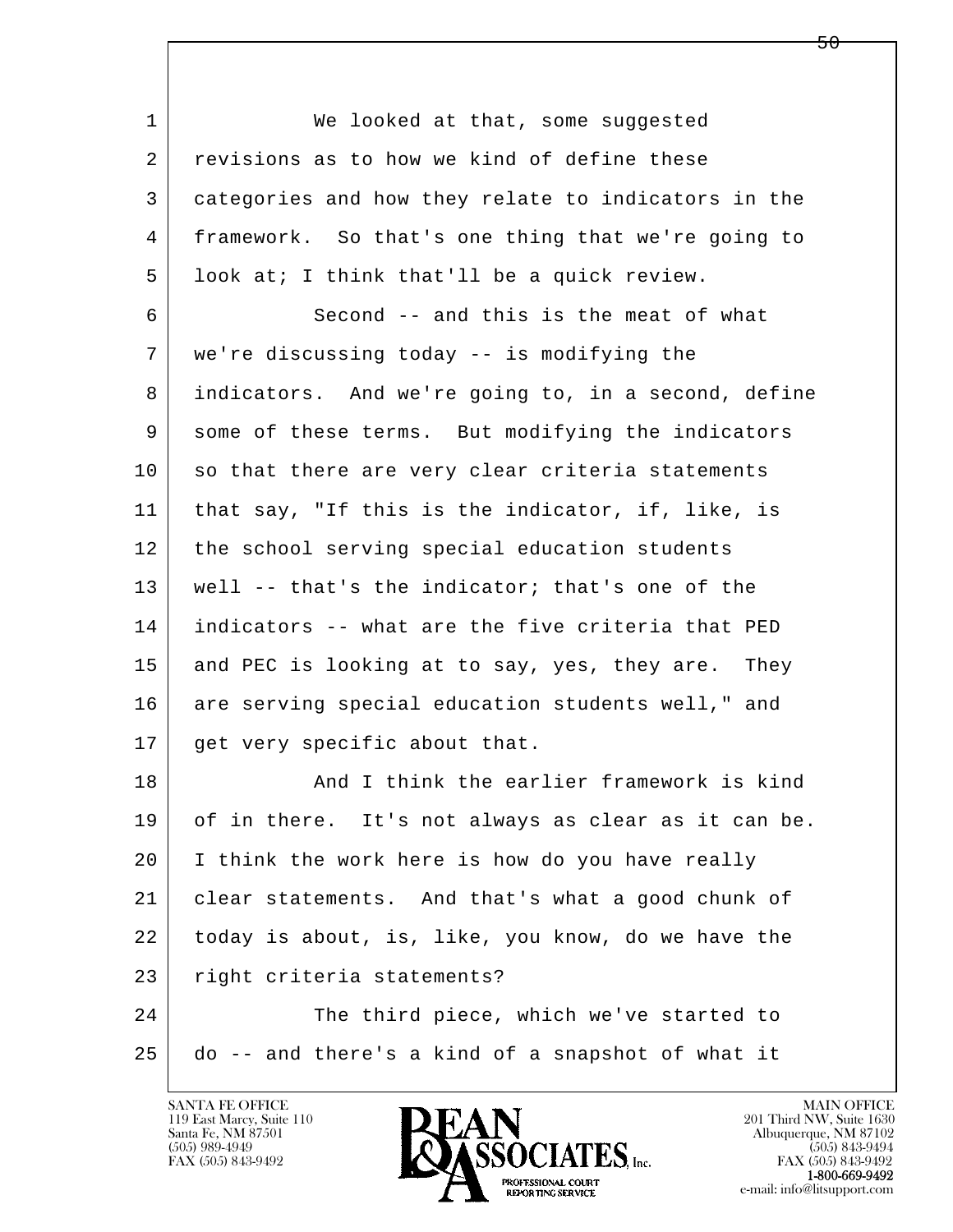We looked at that, some suggested revisions as to how we kind of define these categories and how they relate to indicators in the framework. So that's one thing that we're going to look at; I think that'll be a quick review.

Second -- and this is the meat of what we're discussing today -- is modifying the indicators. And we're going to, in a second, define some of these terms. But modifying the indicators so that there are very clear criteria statements that say, "If this is the indicator, if, like, is the school serving special education students well -- that's the indicator; that's one of the indicators -- what are the five criteria that PED and PEC is looking at to say, yes, they are. They are serving special education students well," and get very specific about that.

And I think the earlier framework is kind of in there. It's not always as clear as it can be. I think the work here is how do you have really clear statements. And that's what a good chunk of today is about, is, like, you know, do we have the right criteria statements?

The third piece, which we've started to do -- and there's a kind of a snapshot of what it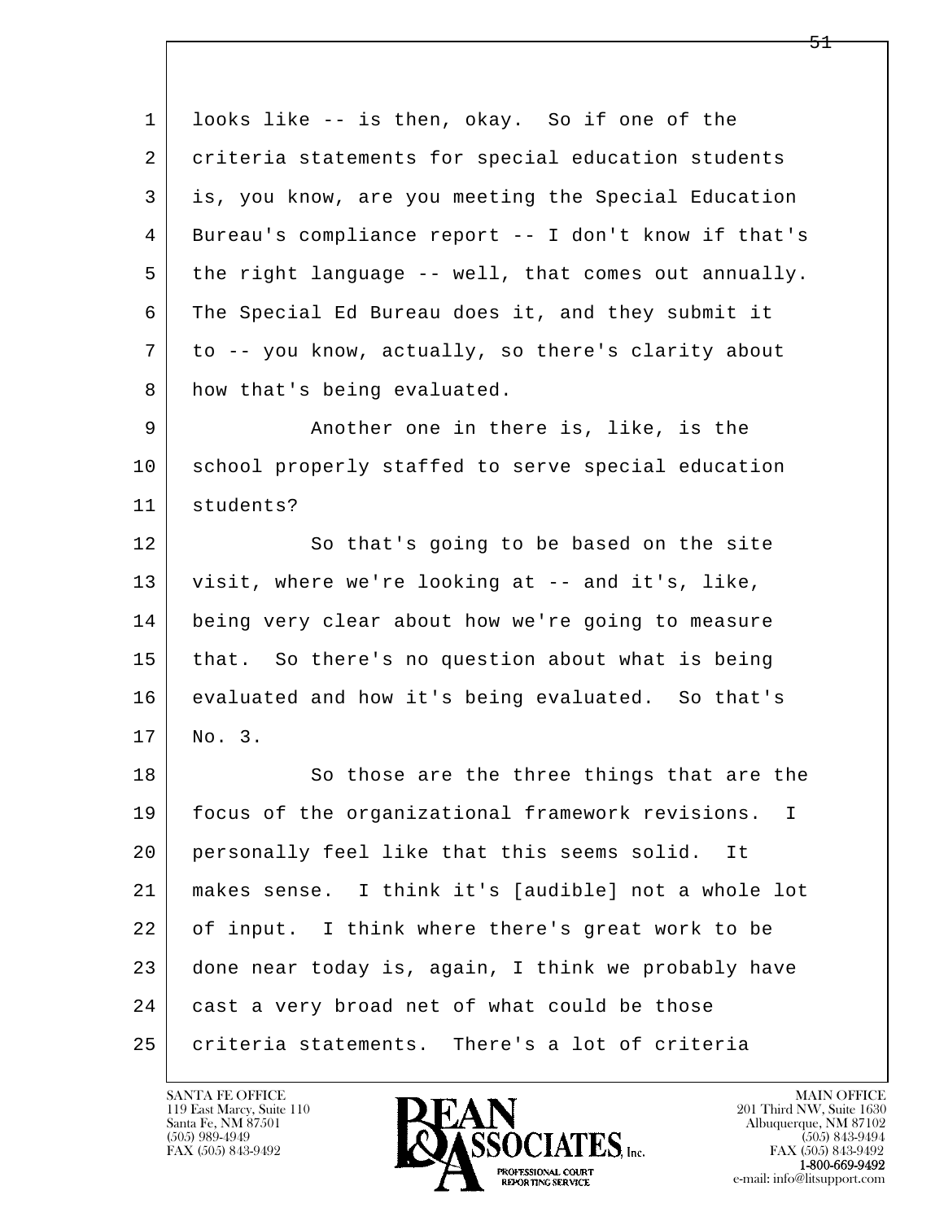looks like -- is then, okay. So if one of the criteria statements for special education students is, you know, are you meeting the Special Education Bureau's compliance report -- I don't know if that's the right language -- well, that comes out annually. The Special Ed Bureau does it, and they submit it to -- you know, actually, so there's clarity about how that's being evaluated.

Another one in there is, like, is the school properly staffed to serve special education students?

So that's going to be based on the site visit, where we're looking at -- and it's, like, being very clear about how we're going to measure that. So there's no question about what is being evaluated and how it's being evaluated. So that's No. 3.

So those are the three things that are the focus of the organizational framework revisions. I personally feel like that this seems solid. It makes sense. I think it's [audible] not a whole lot of input. I think where there's great work to be done near today is, again, I think we probably have cast a very broad net of what could be those criteria statements. There's a lot of criteria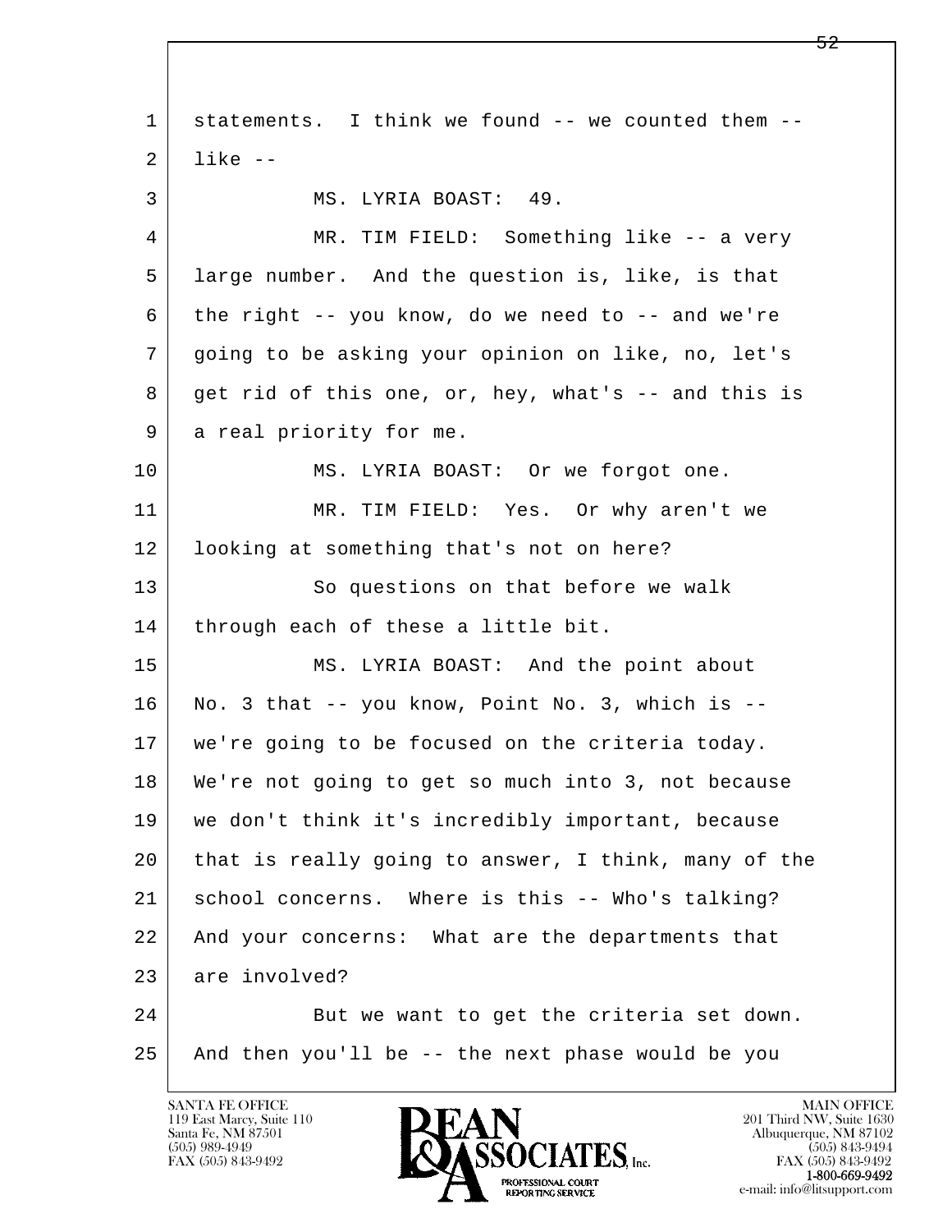1 statements. I think we found -- we counted them --
2 like --
3 MS. LYRIA BOAST: 49.
4 MR. TIM FIELD: Something like -- a very
5 large number. And the question is, like, is that
6 the right -- you know, do we need to -- and we're
7 going to be asking your opinion on like, no, let's
8 get rid of this one, or, hey, what's -- and this is
9 a real priority for me.
10 MS. LYRIA BOAST: Or we forgot one.
11 MR. TIM FIELD: Yes. Or why aren't we
12 looking at something that's not on here?
13 So questions on that before we walk
14 through each of these a little bit.
15 MS. LYRIA BOAST: And the point about
16 No. 3 that -- you know, Point No. 3, which is --
17 we're going to be focused on the criteria today.
18 We're not going to get so much into 3, not because
19 we don't think it's incredibly important, because
20 that is really going to answer, I think, many of the
21 school concerns. Where is this -- Who's talking?
22 And your concerns: What are the departments that
23 are involved?
24 But we want to get the criteria set down.
25 And then you'll be -- the next phase would be you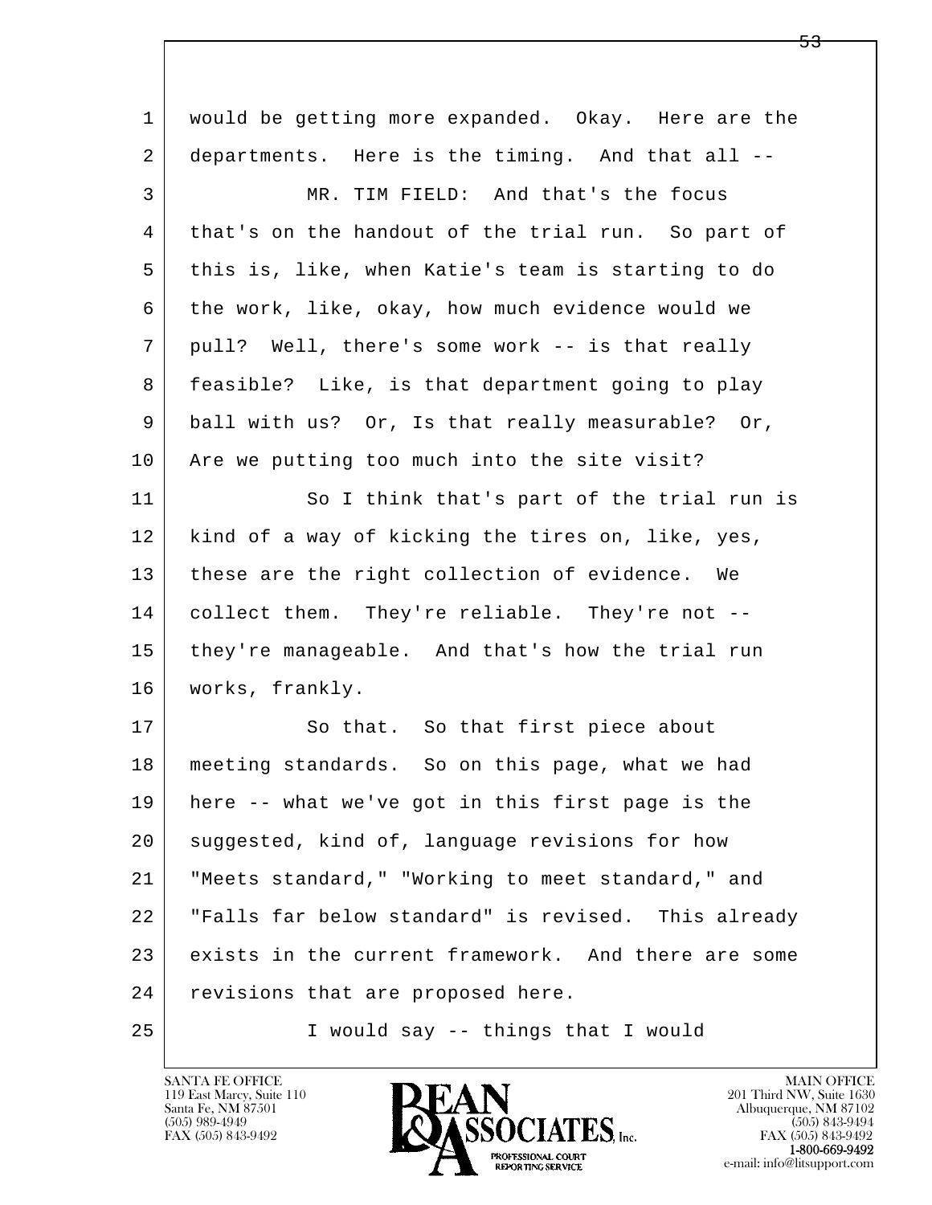1 would be getting more expanded. Okay. Here are the
2 departments. Here is the timing. And that all --
3 MR. TIM FIELD: And that's the focus
4 that's on the handout of the trial run. So part of
5 this is, like, when Katie's team is starting to do
6 the work, like, okay, how much evidence would we
7 pull? Well, there's some work -- is that really
8 feasible? Like, is that department going to play
9 ball with us? Or, Is that really measurable? Or,
10 Are we putting too much into the site visit?
11 So I think that's part of the trial run is
12 kind of a way of kicking the tires on, like, yes,
13 these are the right collection of evidence. We
14 collect them. They're reliable. They're not --
15 they're manageable. And that's how the trial run
16 works, frankly.
17 So that. So that first piece about
18 meeting standards. So on this page, what we had
19 here -- what we've got in this first page is the
20 suggested, kind of, language revisions for how
21 "Meets standard," "Working to meet standard," and
22 "Falls far below standard" is revised. This already
23 exists in the current framework. And there are some
24 revisions that are proposed here.
25 I would say -- things that I would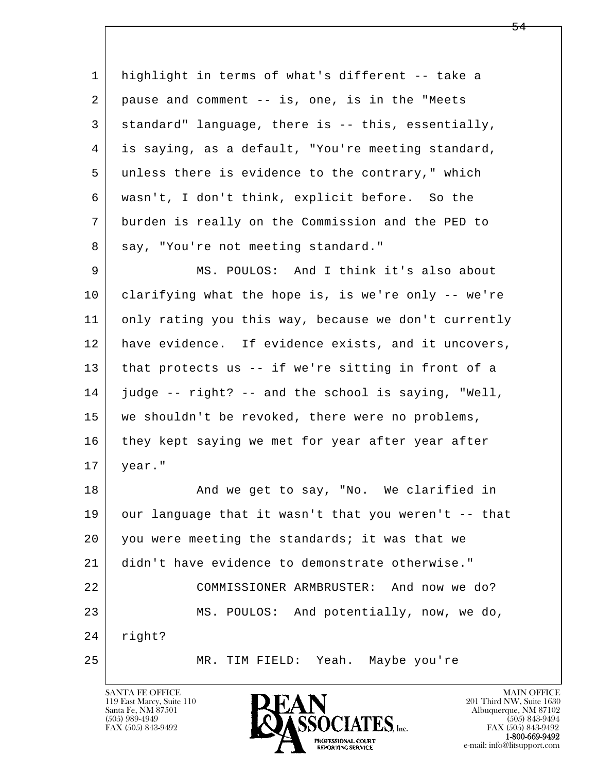1 highlight in terms of what's different -- take a
2 pause and comment -- is, one, is in the "Meets
3 standard" language, there is -- this, essentially,
4 is saying, as a default, "You're meeting standard,
5 unless there is evidence to the contrary," which
6 wasn't, I don't think, explicit before. So the
7 burden is really on the Commission and the PED to
8 say, "You're not meeting standard."
9 MS. POULOS: And I think it's also about
10 clarifying what the hope is, is we're only -- we're
11 only rating you this way, because we don't currently
12 have evidence. If evidence exists, and it uncovers,
13 that protects us -- if we're sitting in front of a
14 judge -- right? -- and the school is saying, "Well,
15 we shouldn't be revoked, there were no problems,
16 they kept saying we met for year after year after
17 year."
18 And we get to say, "No. We clarified in
19 our language that it wasn't that you weren't -- that
20 you were meeting the standards; it was that we
21 didn't have evidence to demonstrate otherwise."
22 COMMISSIONER ARMBRUSTER: And now we do?
23 MS. POULOS: And potentially, now, we do,
24 right?
25 MR. TIM FIELD: Yeah. Maybe you're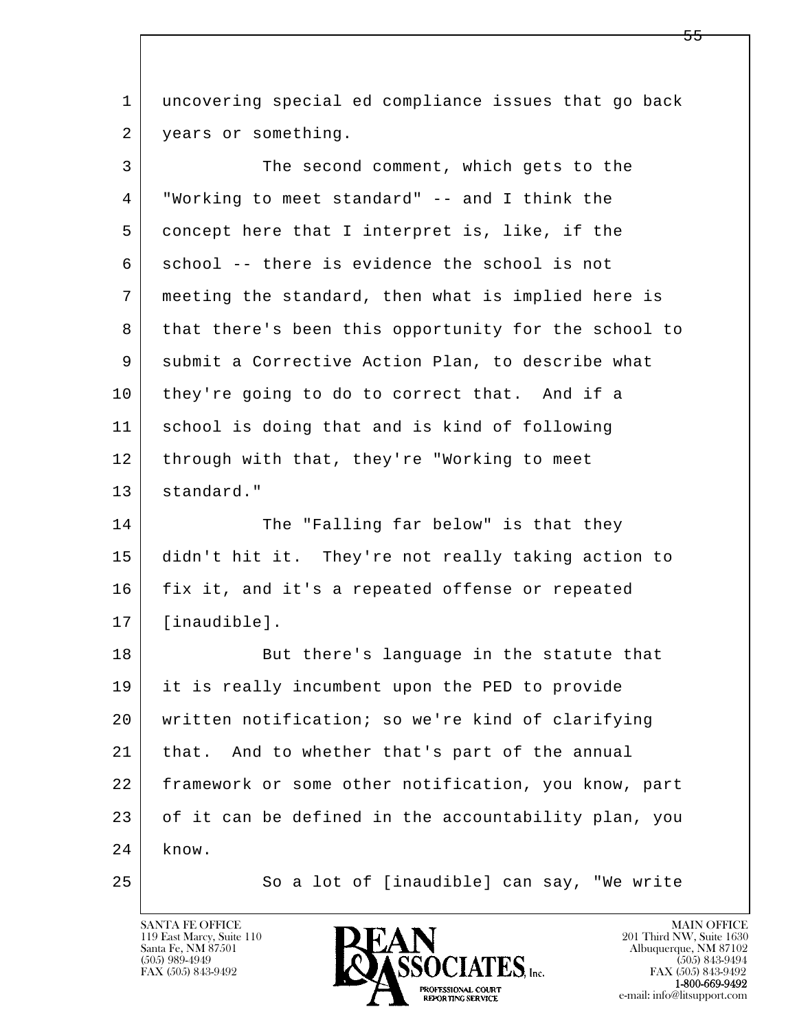1 uncovering special ed compliance issues that go back
2 years or something.
3 The second comment, which gets to the
4 "Working to meet standard" -- and I think the
5 concept here that I interpret is, like, if the
6 school -- there is evidence the school is not
7 meeting the standard, then what is implied here is
8 that there's been this opportunity for the school to
9 submit a Corrective Action Plan, to describe what
10 they're going to do to correct that. And if a
11 school is doing that and is kind of following
12 through with that, they're "Working to meet
13 standard."
14 The "Falling far below" is that they
15 didn't hit it. They're not really taking action to
16 fix it, and it's a repeated offense or repeated
17 [inaudible].
18 But there's language in the statute that
19 it is really incumbent upon the PED to provide
20 written notification; so we're kind of clarifying
21 that. And to whether that's part of the annual
22 framework or some other notification, you know, part
23 of it can be defined in the accountability plan, you
24 know.
25 So a lot of [inaudible] can say, "We write

SANTA FE OFFICE
119 East Marcy, Suite 110
Santa Fe, NM 87501
(505) 989-4949
FAX (505) 843-9492

MAIN OFFICE
201 Third NW, Suite 1630
Albuquerque, NM 87102
(505) 843-9494
FAX (505) 843-9492
1-800-669-9492
e-mail: info@litsupport.com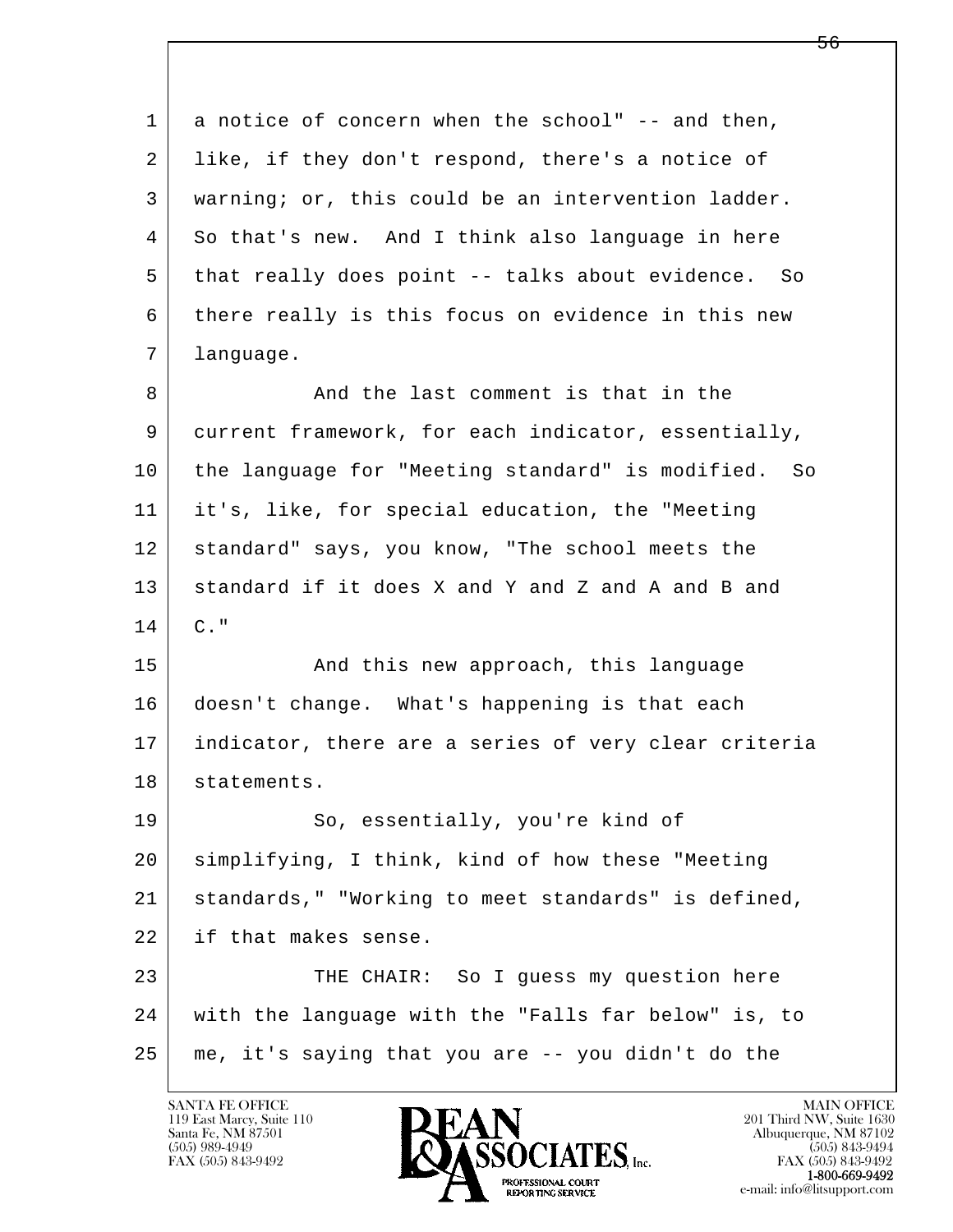a notice of concern when the school" -- and then, like, if they don't respond, there's a notice of warning; or, this could be an intervention ladder. So that's new. And I think also language in here that really does point -- talks about evidence. So there really is this focus on evidence in this new language.

And the last comment is that in the current framework, for each indicator, essentially, the language for "Meeting standard" is modified. So it's, like, for special education, the "Meeting standard" says, you know, "The school meets the standard if it does X and Y and Z and A and B and C."

And this new approach, this language doesn't change. What's happening is that each indicator, there are a series of very clear criteria statements.

So, essentially, you're kind of simplifying, I think, kind of how these "Meeting standards," "Working to meet standards" is defined, if that makes sense.

THE CHAIR: So I guess my question here with the language with the "Falls far below" is, to me, it's saying that you are -- you didn't do the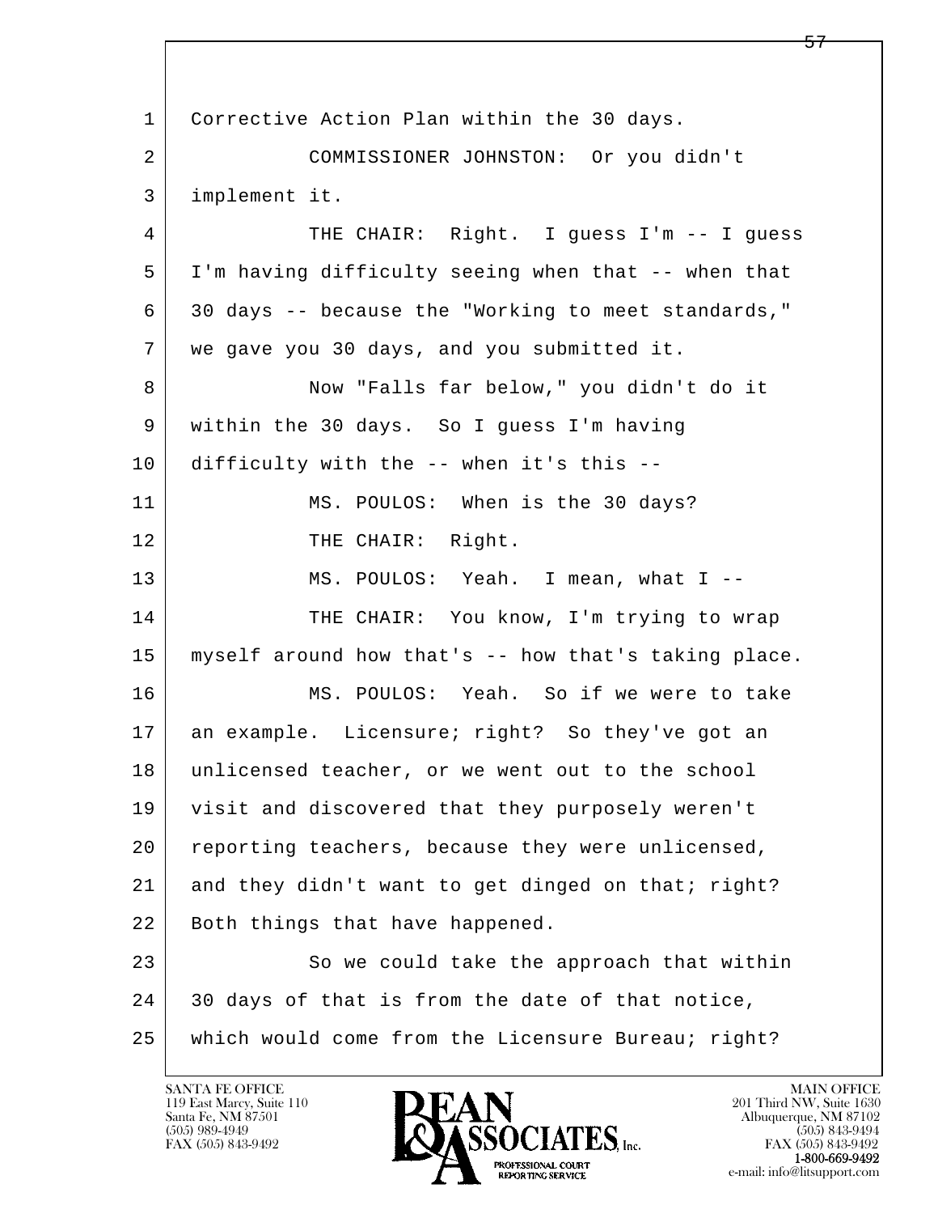1 Corrective Action Plan within the 30 days.

2 COMMISSIONER JOHNSTON: Or you didn't

3 implement it.

4 THE CHAIR: Right. I guess I'm -- I guess

5 I'm having difficulty seeing when that -- when that

6 30 days -- because the "Working to meet standards,"

7 we gave you 30 days, and you submitted it.

8 Now "Falls far below," you didn't do it

9 within the 30 days. So I guess I'm having

10 difficulty with the -- when it's this --

11 MS. POULOS: When is the 30 days?

12 THE CHAIR: Right.

13 MS. POULOS: Yeah. I mean, what I --

14 THE CHAIR: You know, I'm trying to wrap

15 myself around how that's -- how that's taking place.

16 MS. POULOS: Yeah. So if we were to take

17 an example. Licensure; right? So they've got an

18 unlicensed teacher, or we went out to the school

19 visit and discovered that they purposely weren't

20 reporting teachers, because they were unlicensed,

21 and they didn't want to get dinged on that; right?

22 Both things that have happened.

23 So we could take the approach that within

24 30 days of that is from the date of that notice,

25 which would come from the Licensure Bureau; right?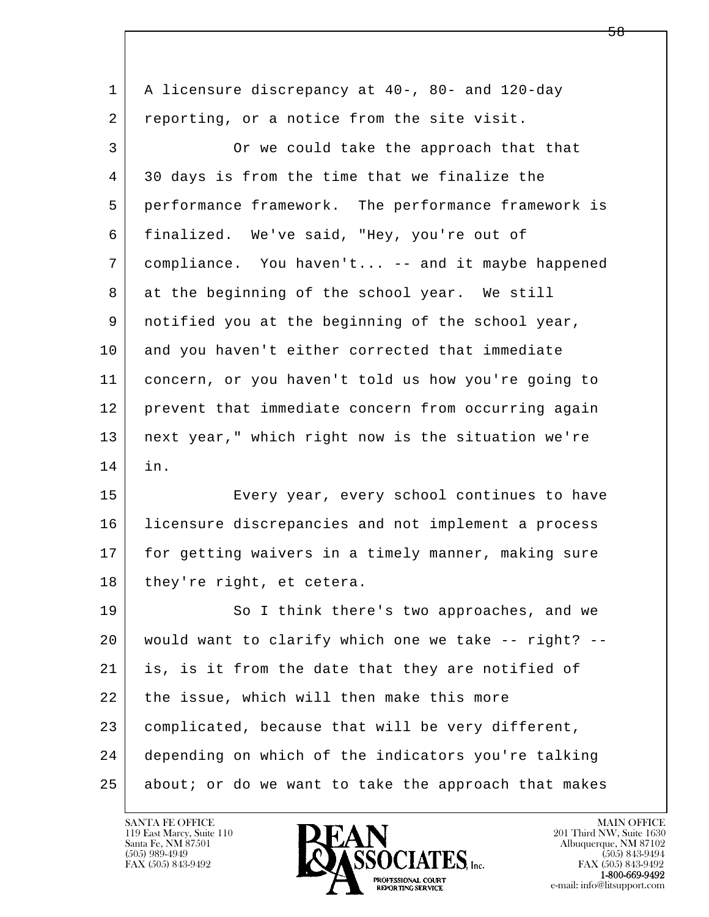1 A licensure discrepancy at 40-, 80- and 120-day
2 reporting, or a notice from the site visit.
3 Or we could take the approach that that
4 30 days is from the time that we finalize the
5 performance framework. The performance framework is
6 finalized. We've said, "Hey, you're out of
7 compliance. You haven't... -- and it maybe happened
8 at the beginning of the school year. We still
9 notified you at the beginning of the school year,
10 and you haven't either corrected that immediate
11 concern, or you haven't told us how you're going to
12 prevent that immediate concern from occurring again
13 next year," which right now is the situation we're
14 in.
15 Every year, every school continues to have
16 licensure discrepancies and not implement a process
17 for getting waivers in a timely manner, making sure
18 they're right, et cetera.
19 So I think there's two approaches, and we
20 would want to clarify which one we take -- right? --
21 is, is it from the date that they are notified of
22 the issue, which will then make this more
23 complicated, because that will be very different,
24 depending on which of the indicators you're talking
25 about; or do we want to take the approach that makes

SANTA FE OFFICE
119 East Marcy, Suite 110
Santa Fe, NM 87501
(505) 989-4949
FAX (505) 843-9492

MAIN OFFICE
201 Third NW, Suite 1630
Albuquerque, NM 87102
(505) 843-9494
FAX (505) 843-9492
1-800-669-9492
e-mail: info@litsupport.com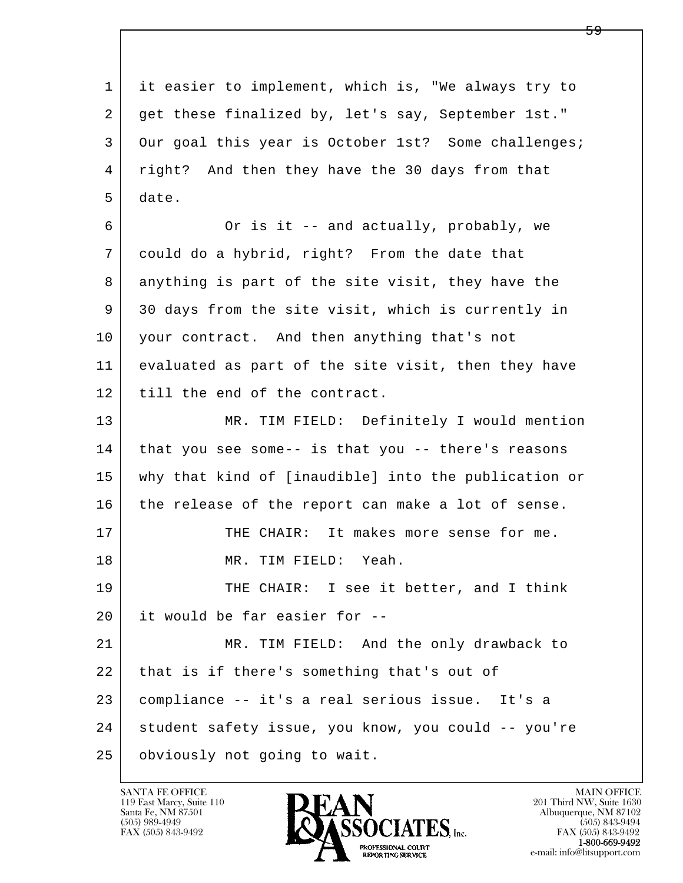1 it easier to implement, which is, "We always try to
2 get these finalized by, let's say, September 1st."
3 Our goal this year is October 1st? Some challenges;
4 right? And then they have the 30 days from that
5 date.

6 Or is it -- and actually, probably, we
7 could do a hybrid, right? From the date that
8 anything is part of the site visit, they have the
9 30 days from the site visit, which is currently in
10 your contract. And then anything that's not
11 evaluated as part of the site visit, then they have
12 till the end of the contract.

13 MR. TIM FIELD: Definitely I would mention
14 that you see some-- is that you -- there's reasons
15 why that kind of [inaudible] into the publication or
16 the release of the report can make a lot of sense.

17 THE CHAIR: It makes more sense for me.

18 MR. TIM FIELD: Yeah.

19 THE CHAIR: I see it better, and I think
20 it would be far easier for --

21 MR. TIM FIELD: And the only drawback to
22 that is if there's something that's out of
23 compliance -- it's a real serious issue. It's a
24 student safety issue, you know, you could -- you're
25 obviously not going to wait.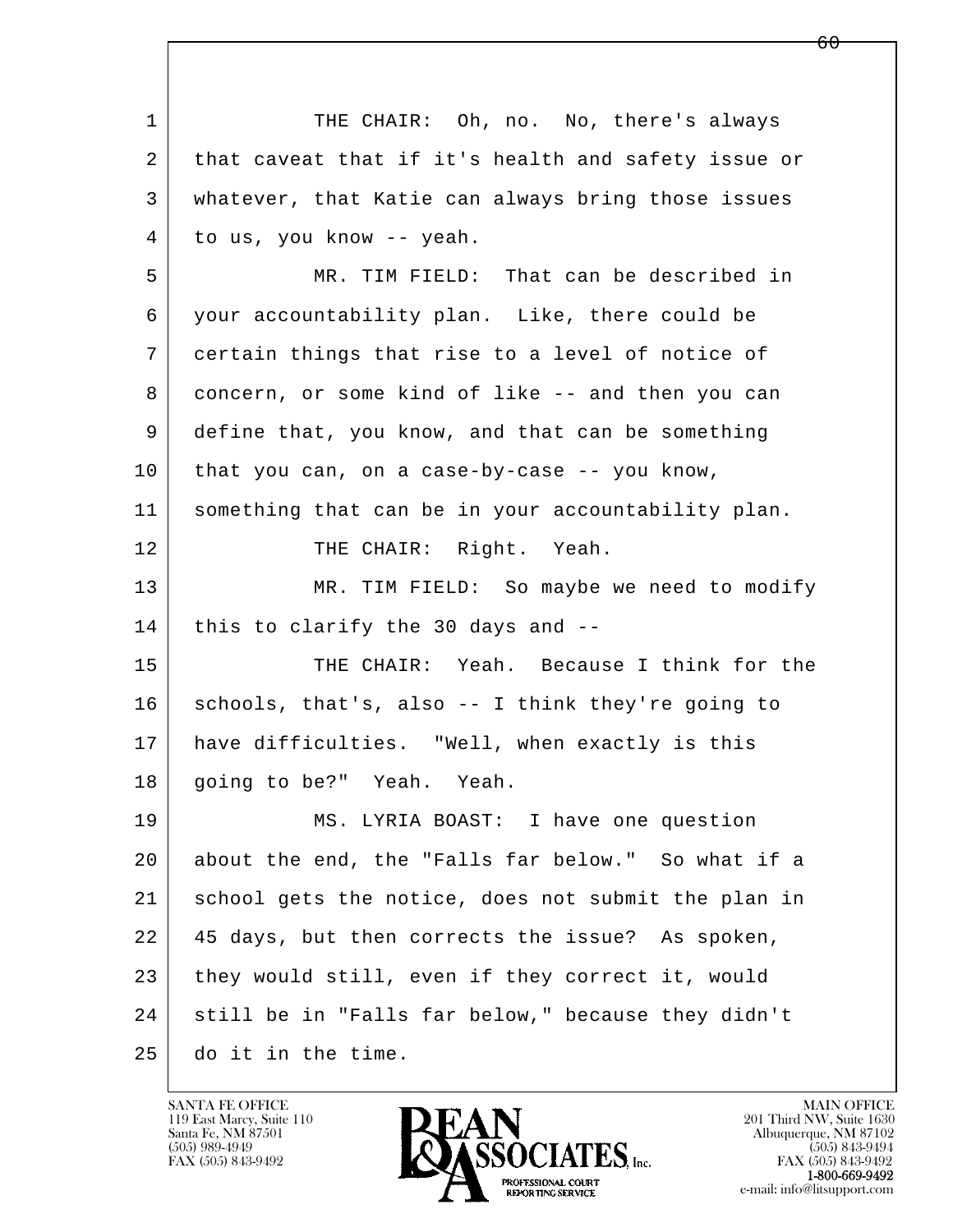THE CHAIR: Oh, no. No, there's always that caveat that if it's health and safety issue or whatever, that Katie can always bring those issues to us, you know -- yeah.

MR. TIM FIELD: That can be described in your accountability plan. Like, there could be certain things that rise to a level of notice of concern, or some kind of like -- and then you can define that, you know, and that can be something that you can, on a case-by-case -- you know, something that can be in your accountability plan.

THE CHAIR: Right. Yeah.

MR. TIM FIELD: So maybe we need to modify this to clarify the 30 days and --

THE CHAIR: Yeah. Because I think for the schools, that's, also -- I think they're going to have difficulties. "Well, when exactly is this going to be?" Yeah. Yeah.

MS. LYRIA BOAST: I have one question about the end, the "Falls far below." So what if a school gets the notice, does not submit the plan in 45 days, but then corrects the issue? As spoken, they would still, even if they correct it, would still be in "Falls far below," because they didn't do it in the time.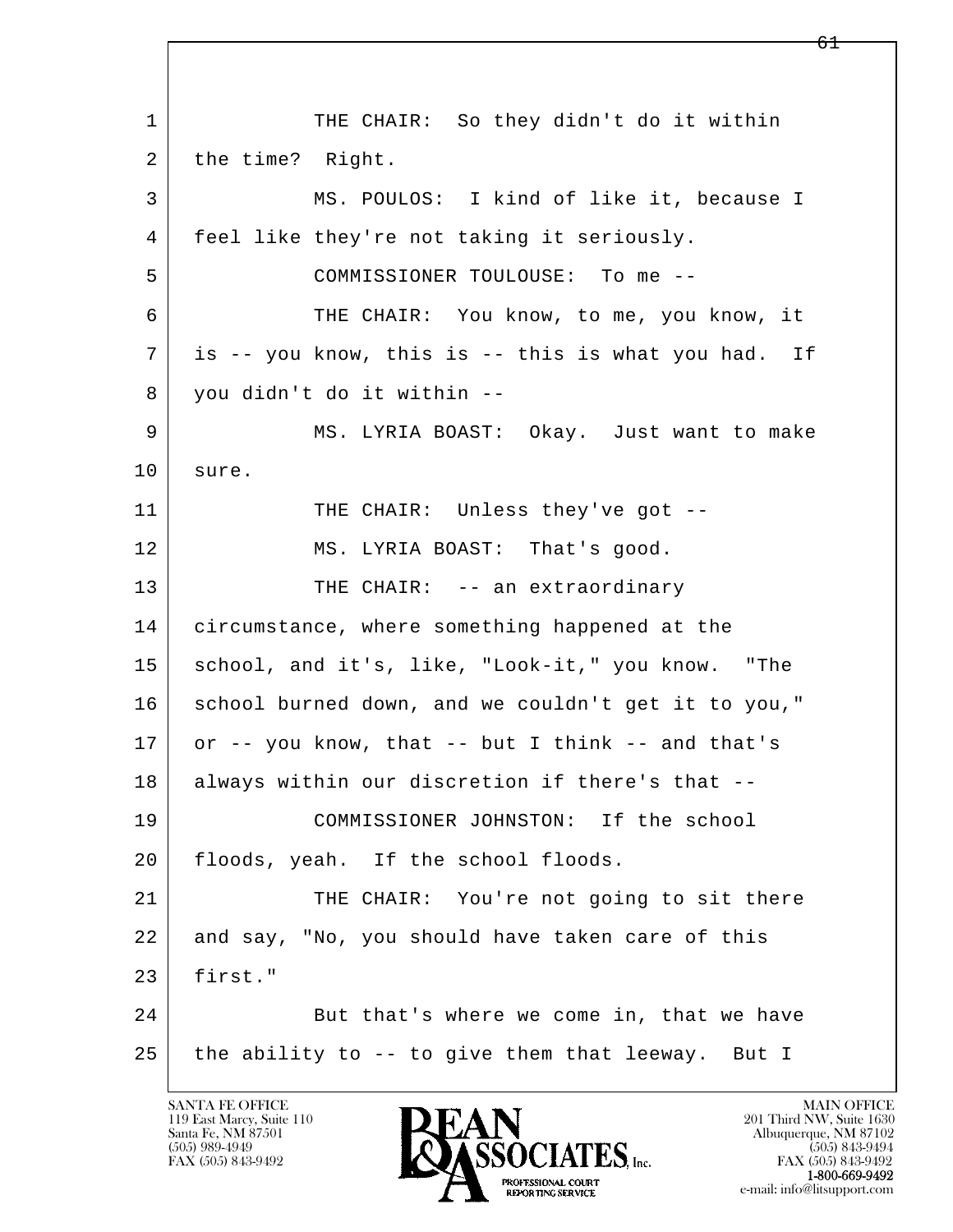1 THE CHAIR: So they didn't do it within
2 the time? Right.
3 MS. POULOS: I kind of like it, because I
4 feel like they're not taking it seriously.
5 COMMISSIONER TOULOUSE: To me --
6 THE CHAIR: You know, to me, you know, it
7 is -- you know, this is -- this is what you had. If
8 you didn't do it within --
9 MS. LYRIA BOAST: Okay. Just want to make
10 sure.
11 THE CHAIR: Unless they've got --
12 MS. LYRIA BOAST: That's good.
13 THE CHAIR: -- an extraordinary
14 circumstance, where something happened at the
15 school, and it's, like, "Look-it," you know. "The
16 school burned down, and we couldn't get it to you,"
17 or -- you know, that -- but I think -- and that's
18 always within our discretion if there's that --
19 COMMISSIONER JOHNSTON: If the school
20 floods, yeah. If the school floods.
21 THE CHAIR: You're not going to sit there
22 and say, "No, you should have taken care of this
23 first."
24 But that's where we come in, that we have
25 the ability to -- to give them that leeway. But I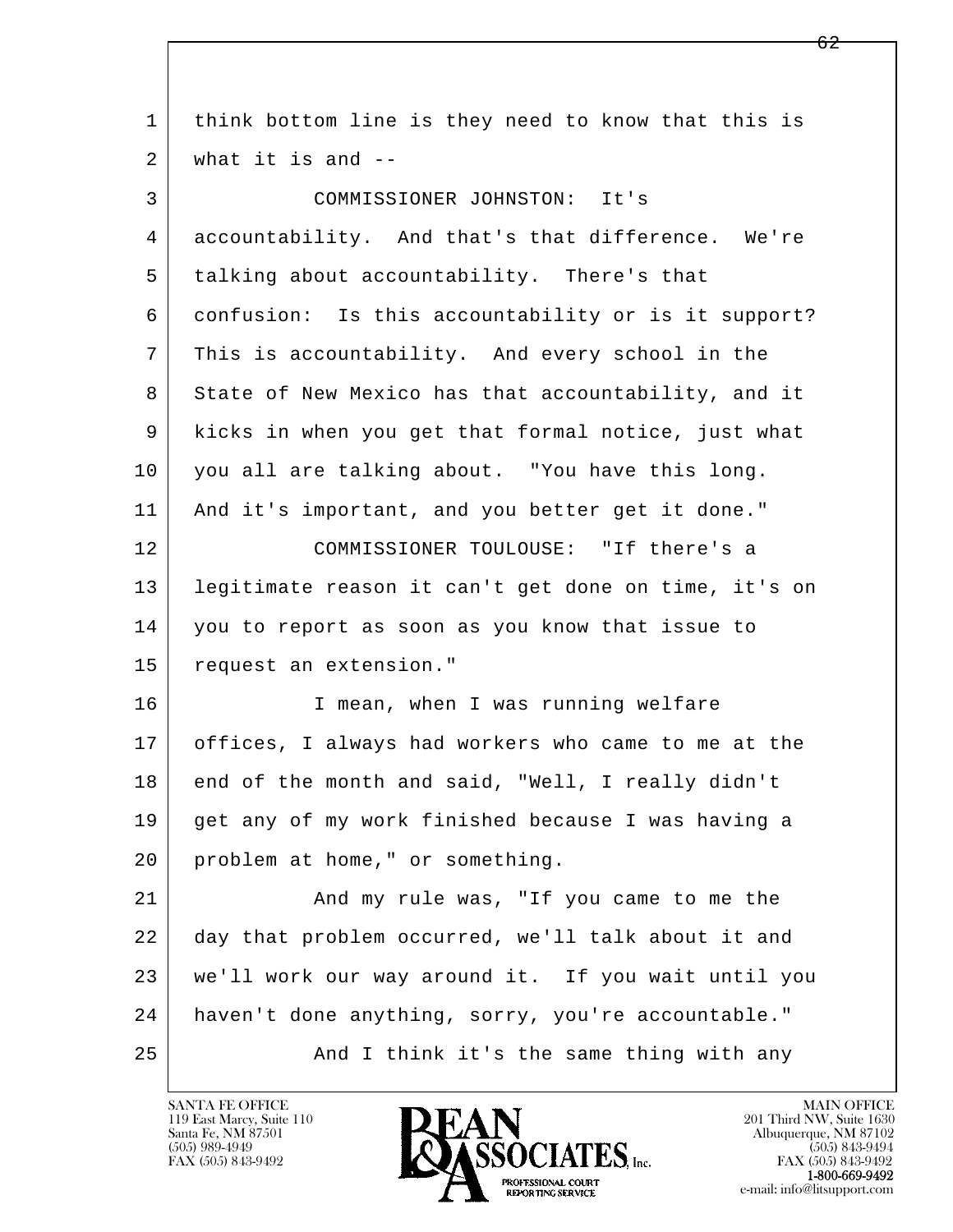think bottom line is they need to know that this is what it is and --

COMMISSIONER JOHNSTON: It's accountability. And that's that difference. We're talking about accountability. There's that confusion: Is this accountability or is it support? This is accountability. And every school in the State of New Mexico has that accountability, and it kicks in when you get that formal notice, just what you all are talking about. "You have this long. And it's important, and you better get it done."

COMMISSIONER TOULOUSE: "If there's a legitimate reason it can't get done on time, it's on you to report as soon as you know that issue to request an extension."

I mean, when I was running welfare offices, I always had workers who came to me at the end of the month and said, "Well, I really didn't get any of my work finished because I was having a problem at home," or something.

And my rule was, "If you came to me the day that problem occurred, we'll talk about it and we'll work our way around it. If you wait until you haven't done anything, sorry, you're accountable."

And I think it's the same thing with any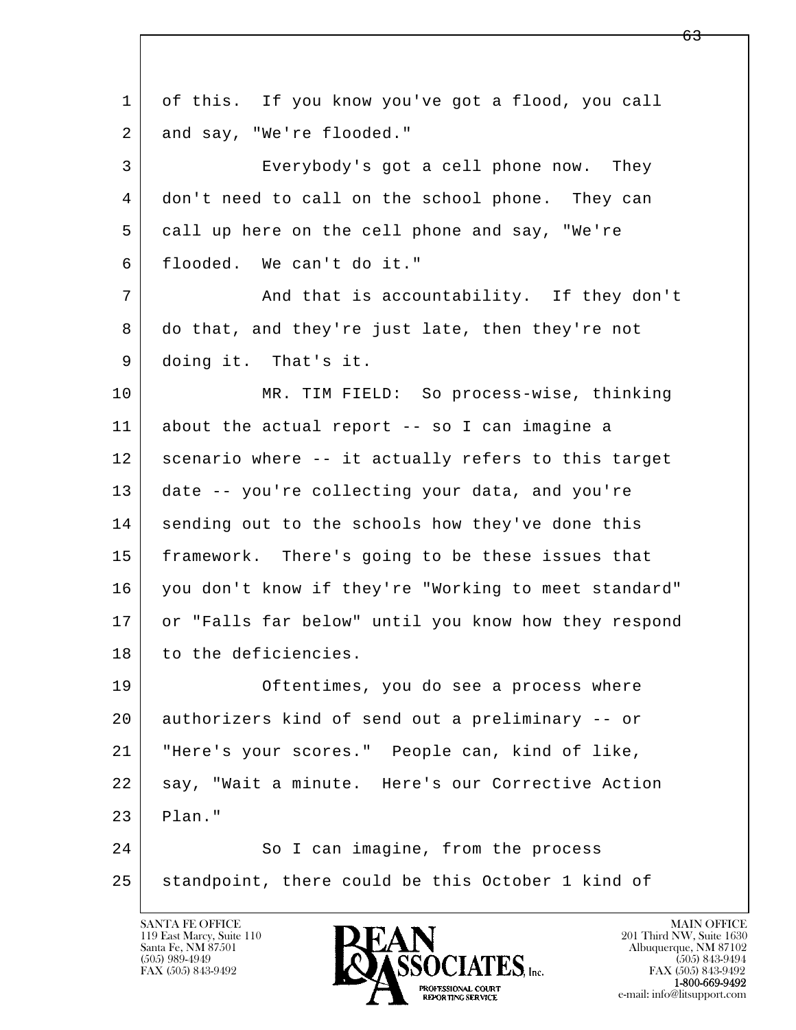of this. If you know you've got a flood, you call and say, "We're flooded."

Everybody's got a cell phone now. They don't need to call on the school phone. They can call up here on the cell phone and say, "We're flooded. We can't do it."

And that is accountability. If they don't do that, and they're just late, then they're not doing it. That's it.

MR. TIM FIELD: So process-wise, thinking about the actual report -- so I can imagine a scenario where -- it actually refers to this target date -- you're collecting your data, and you're sending out to the schools how they've done this framework. There's going to be these issues that you don't know if they're "Working to meet standard" or "Falls far below" until you know how they respond to the deficiencies.

Oftentimes, you do see a process where authorizers kind of send out a preliminary -- or "Here's your scores." People can, kind of like, say, "Wait a minute. Here's our Corrective Action Plan."

So I can imagine, from the process standpoint, there could be this October 1 kind of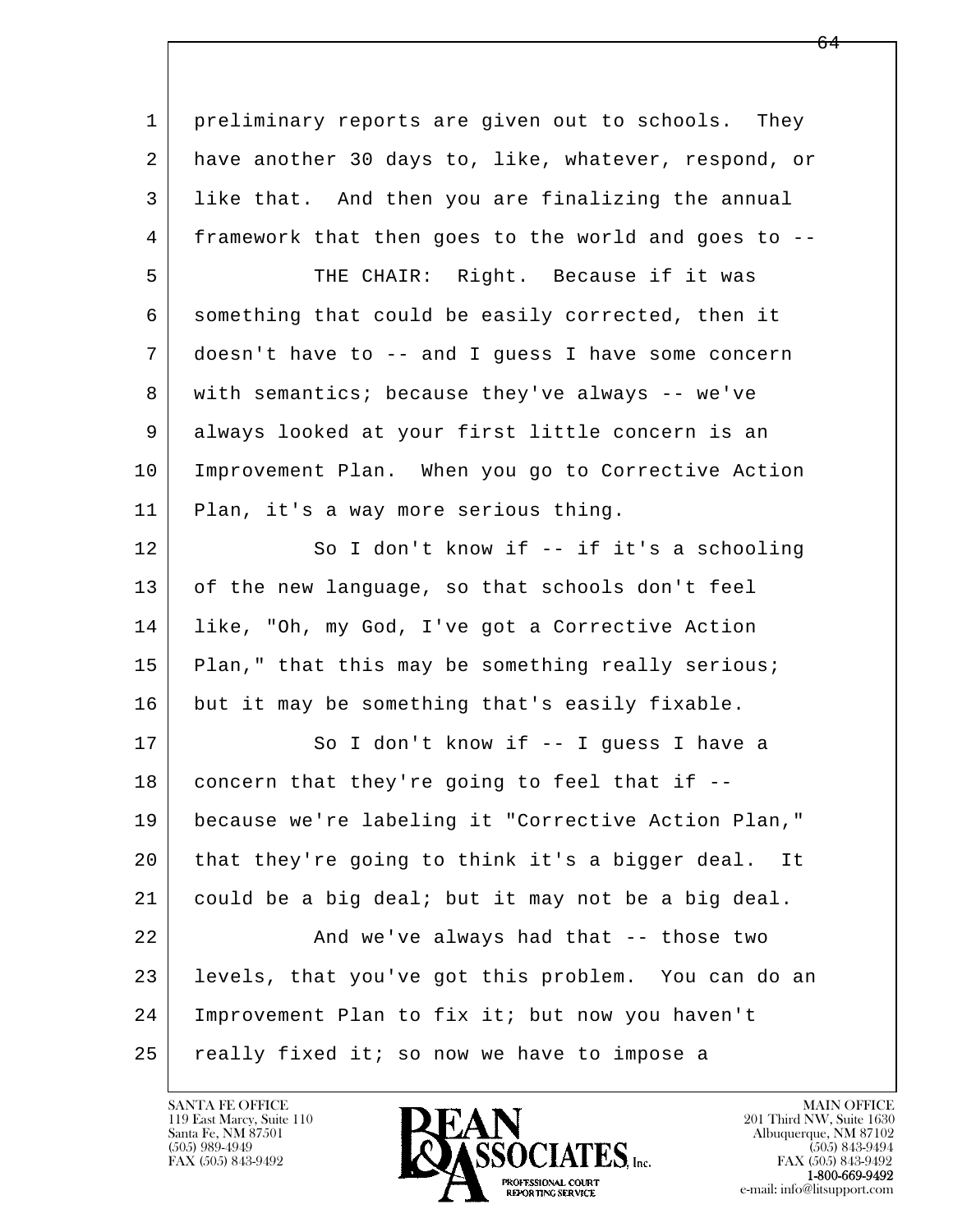1 preliminary reports are given out to schools. They
2 have another 30 days to, like, whatever, respond, or
3 like that. And then you are finalizing the annual
4 framework that then goes to the world and goes to --
5 THE CHAIR: Right. Because if it was
6 something that could be easily corrected, then it
7 doesn't have to -- and I guess I have some concern
8 with semantics; because they've always -- we've
9 always looked at your first little concern is an
10 Improvement Plan. When you go to Corrective Action
11 Plan, it's a way more serious thing.
12 So I don't know if -- if it's a schooling
13 of the new language, so that schools don't feel
14 like, "Oh, my God, I've got a Corrective Action
15 Plan," that this may be something really serious;
16 but it may be something that's easily fixable.
17 So I don't know if -- I guess I have a
18 concern that they're going to feel that if --
19 because we're labeling it "Corrective Action Plan,"
20 that they're going to think it's a bigger deal. It
21 could be a big deal; but it may not be a big deal.
22 And we've always had that -- those two
23 levels, that you've got this problem. You can do an
24 Improvement Plan to fix it; but now you haven't
25 really fixed it; so now we have to impose a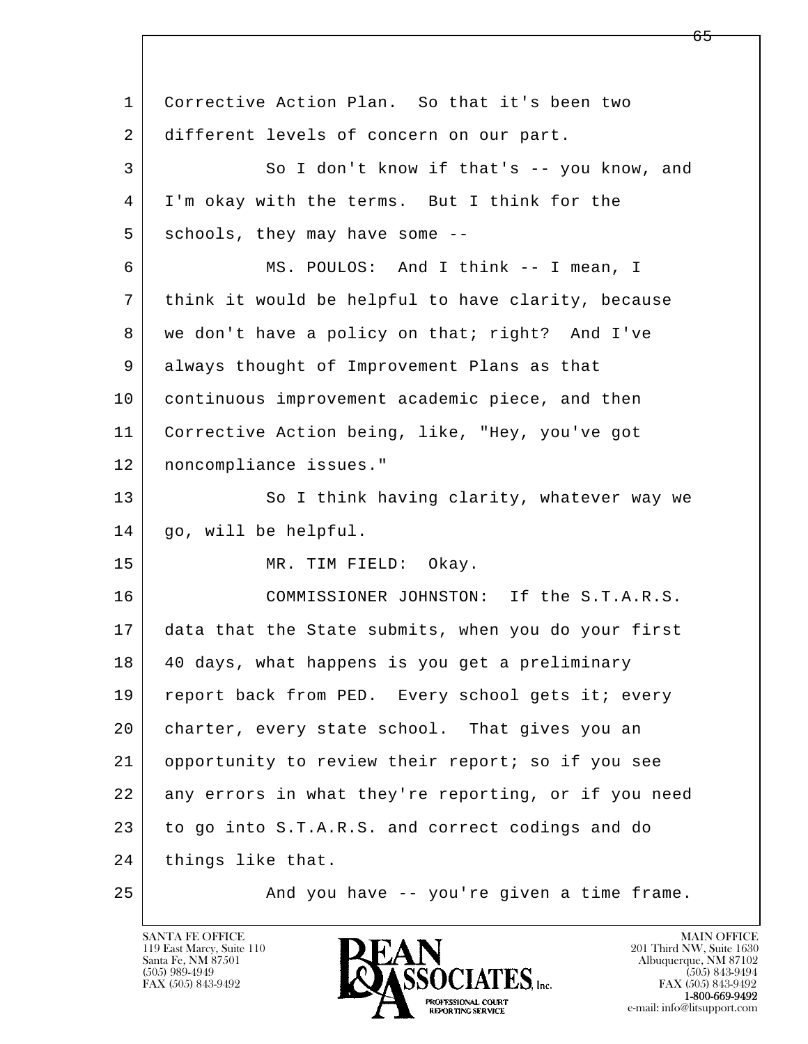1 Corrective Action Plan. So that it's been two
2 different levels of concern on our part.
3 So I don't know if that's -- you know, and
4 I'm okay with the terms. But I think for the
5 schools, they may have some --
6 MS. POULOS: And I think -- I mean, I
7 think it would be helpful to have clarity, because
8 we don't have a policy on that; right? And I've
9 always thought of Improvement Plans as that
10 continuous improvement academic piece, and then
11 Corrective Action being, like, "Hey, you've got
12 noncompliance issues."
13 So I think having clarity, whatever way we
14 go, will be helpful.
15 MR. TIM FIELD: Okay.
16 COMMISSIONER JOHNSTON: If the S.T.A.R.S.
17 data that the State submits, when you do your first
18 40 days, what happens is you get a preliminary
19 report back from PED. Every school gets it; every
20 charter, every state school. That gives you an
21 opportunity to review their report; so if you see
22 any errors in what they're reporting, or if you need
23 to go into S.T.A.R.S. and correct codings and do
24 things like that.
25 And you have -- you're given a time frame.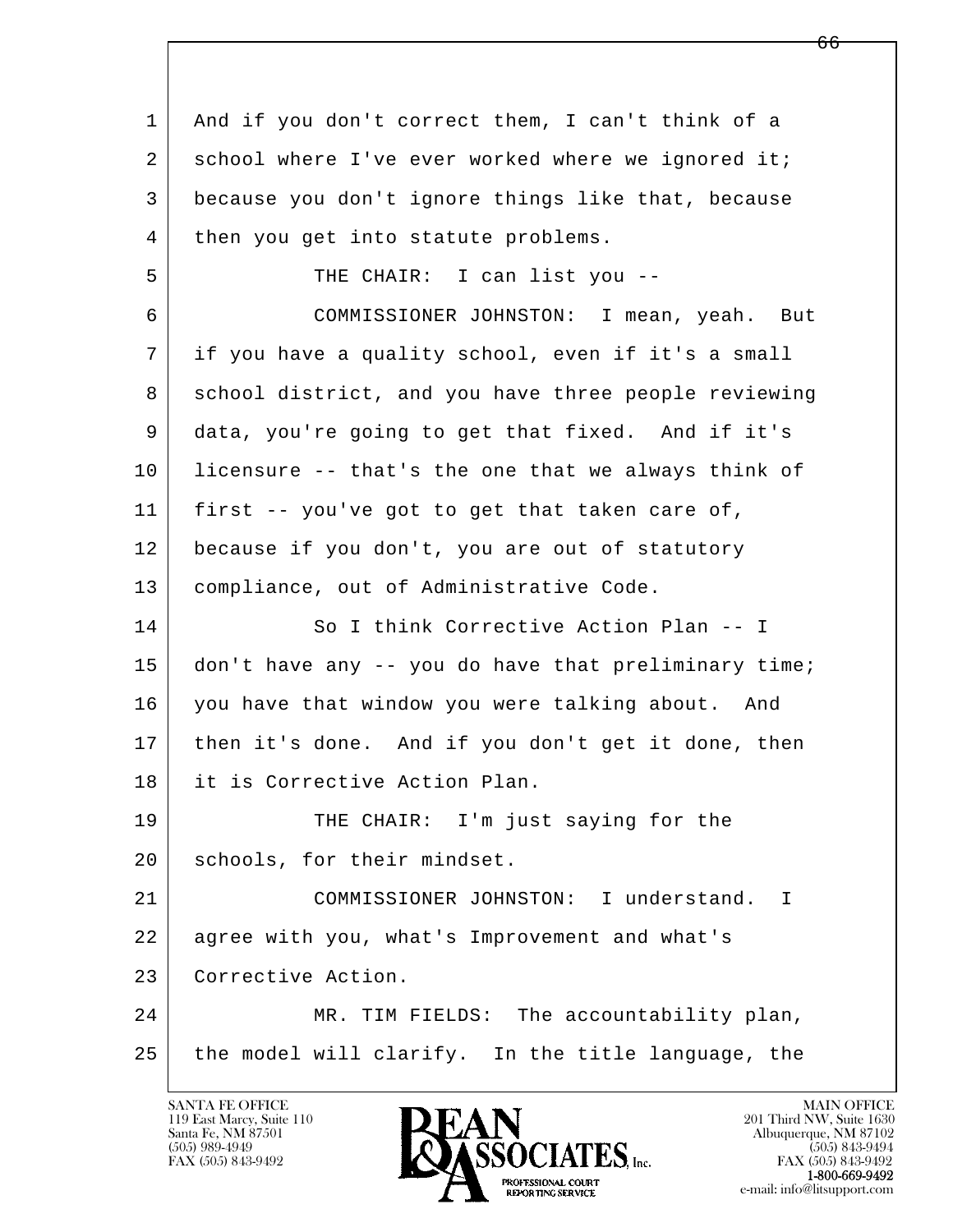1 And if you don't correct them, I can't think of a
2 school where I've ever worked where we ignored it;
3 because you don't ignore things like that, because
4 then you get into statute problems.

5 THE CHAIR: I can list you --

6 COMMISSIONER JOHNSTON: I mean, yeah. But
7 if you have a quality school, even if it's a small
8 school district, and you have three people reviewing
9 data, you're going to get that fixed. And if it's
10 licensure -- that's the one that we always think of
11 first -- you've got to get that taken care of,
12 because if you don't, you are out of statutory
13 compliance, out of Administrative Code.

14 So I think Corrective Action Plan -- I
15 don't have any -- you do have that preliminary time;
16 you have that window you were talking about. And
17 then it's done. And if you don't get it done, then
18 it is Corrective Action Plan.

19 THE CHAIR: I'm just saying for the
20 schools, for their mindset.

21 COMMISSIONER JOHNSTON: I understand. I
22 agree with you, what's Improvement and what's
23 Corrective Action.

24 MR. TIM FIELDS: The accountability plan,
25 the model will clarify. In the title language, the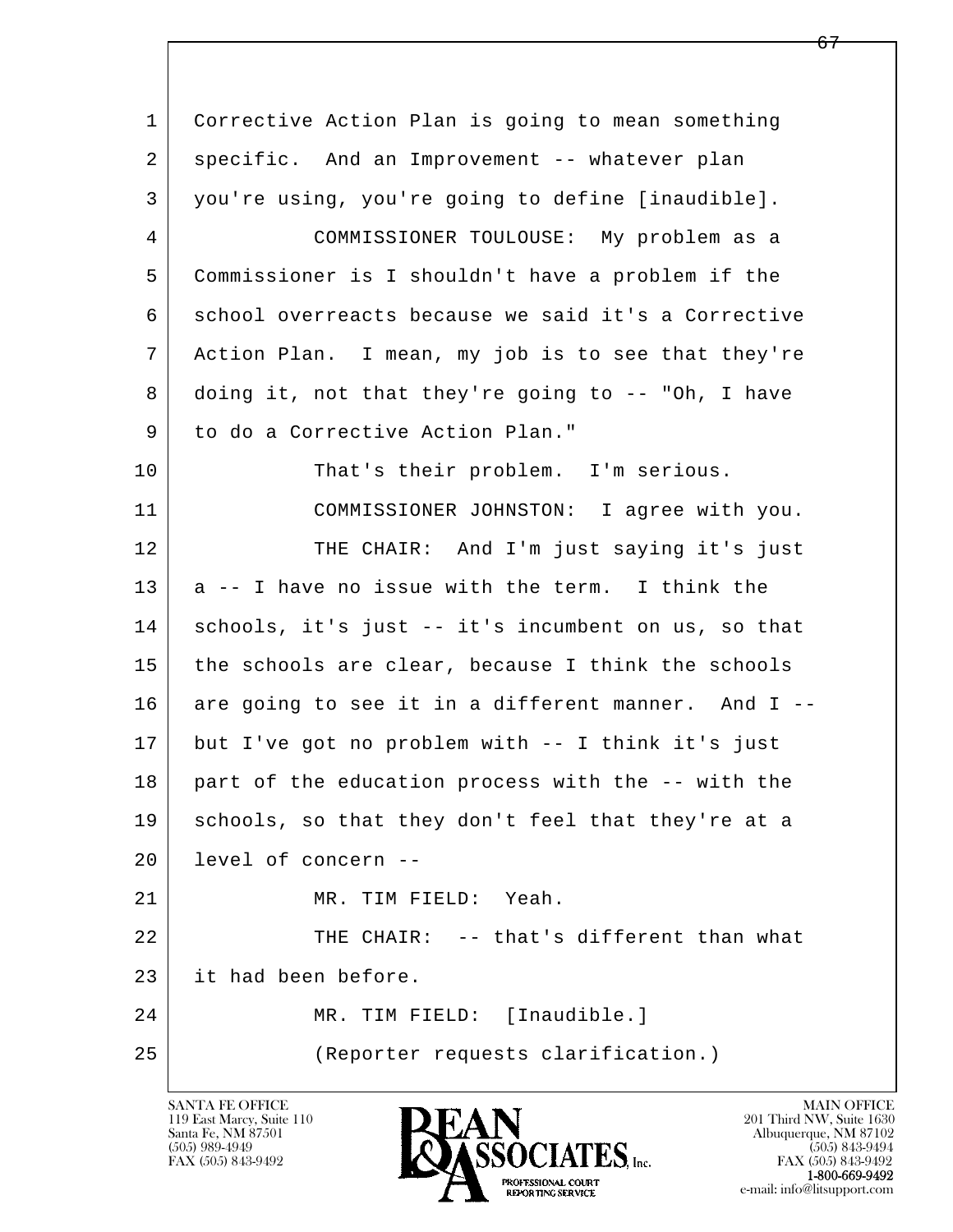1 Corrective Action Plan is going to mean something
2 specific. And an Improvement -- whatever plan
3 you're using, you're going to define [inaudible].
4 COMMISSIONER TOULOUSE: My problem as a
5 Commissioner is I shouldn't have a problem if the
6 school overreacts because we said it's a Corrective
7 Action Plan. I mean, my job is to see that they're
8 doing it, not that they're going to -- "Oh, I have
9 to do a Corrective Action Plan."
10 That's their problem. I'm serious.
11 COMMISSIONER JOHNSTON: I agree with you.
12 THE CHAIR: And I'm just saying it's just
13 a -- I have no issue with the term. I think the
14 schools, it's just -- it's incumbent on us, so that
15 the schools are clear, because I think the schools
16 are going to see it in a different manner. And I --
17 but I've got no problem with -- I think it's just
18 part of the education process with the -- with the
19 schools, so that they don't feel that they're at a
20 level of concern --
21 MR. TIM FIELD: Yeah.
22 THE CHAIR: -- that's different than what
23 it had been before.
24 MR. TIM FIELD: [Inaudible.]
25 (Reporter requests clarification.)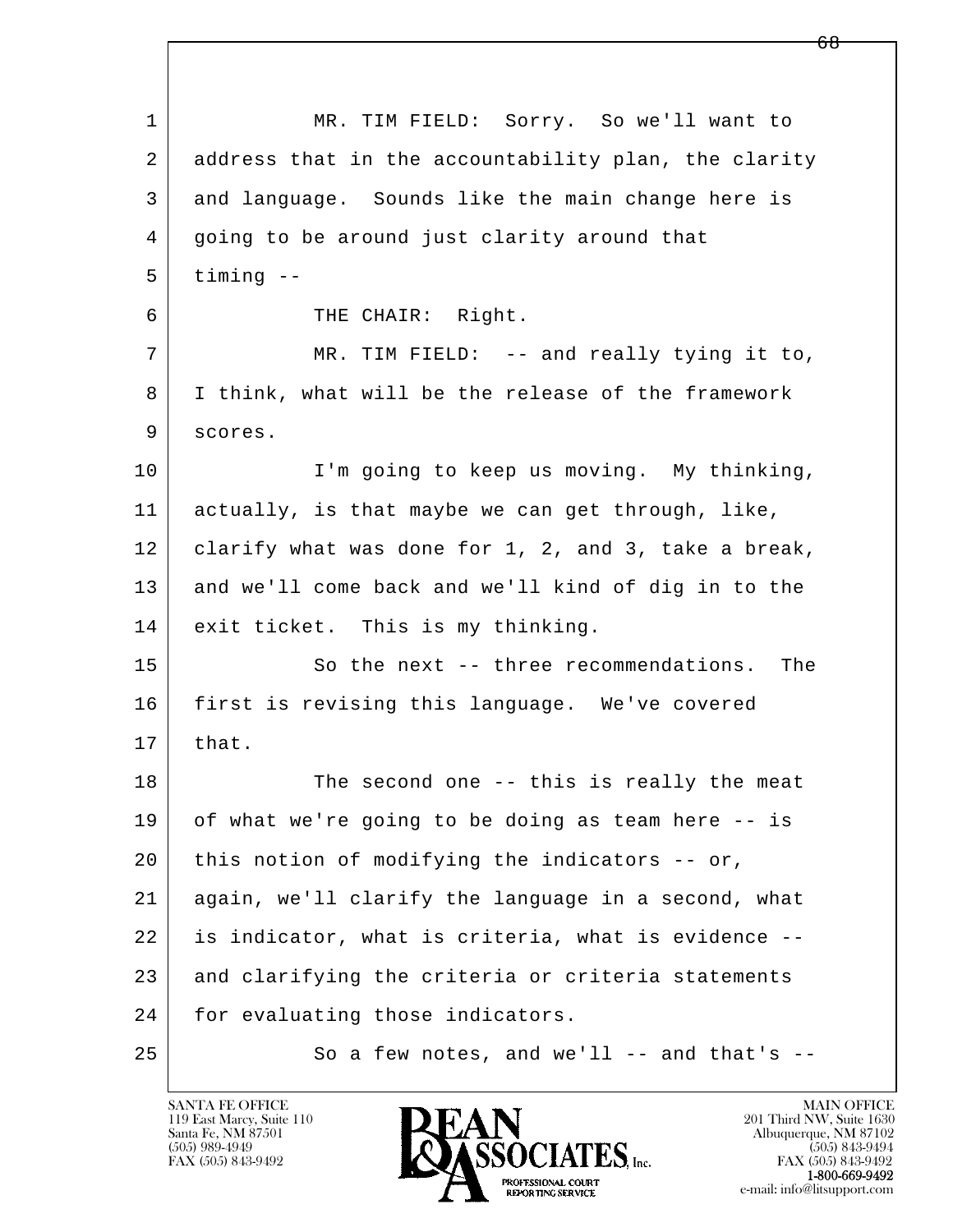1 MR. TIM FIELD: Sorry. So we'll want to
2 address that in the accountability plan, the clarity
3 and language. Sounds like the main change here is
4 going to be around just clarity around that
5 timing --
6 THE CHAIR: Right.
7 MR. TIM FIELD: -- and really tying it to,
8 I think, what will be the release of the framework
9 scores.
10 I'm going to keep us moving. My thinking,
11 actually, is that maybe we can get through, like,
12 clarify what was done for 1, 2, and 3, take a break,
13 and we'll come back and we'll kind of dig in to the
14 exit ticket. This is my thinking.
15 So the next -- three recommendations. The
16 first is revising this language. We've covered
17 that.
18 The second one -- this is really the meat
19 of what we're going to be doing as team here -- is
20 this notion of modifying the indicators -- or,
21 again, we'll clarify the language in a second, what
22 is indicator, what is criteria, what is evidence --
23 and clarifying the criteria or criteria statements
24 for evaluating those indicators.
25 So a few notes, and we'll -- and that's --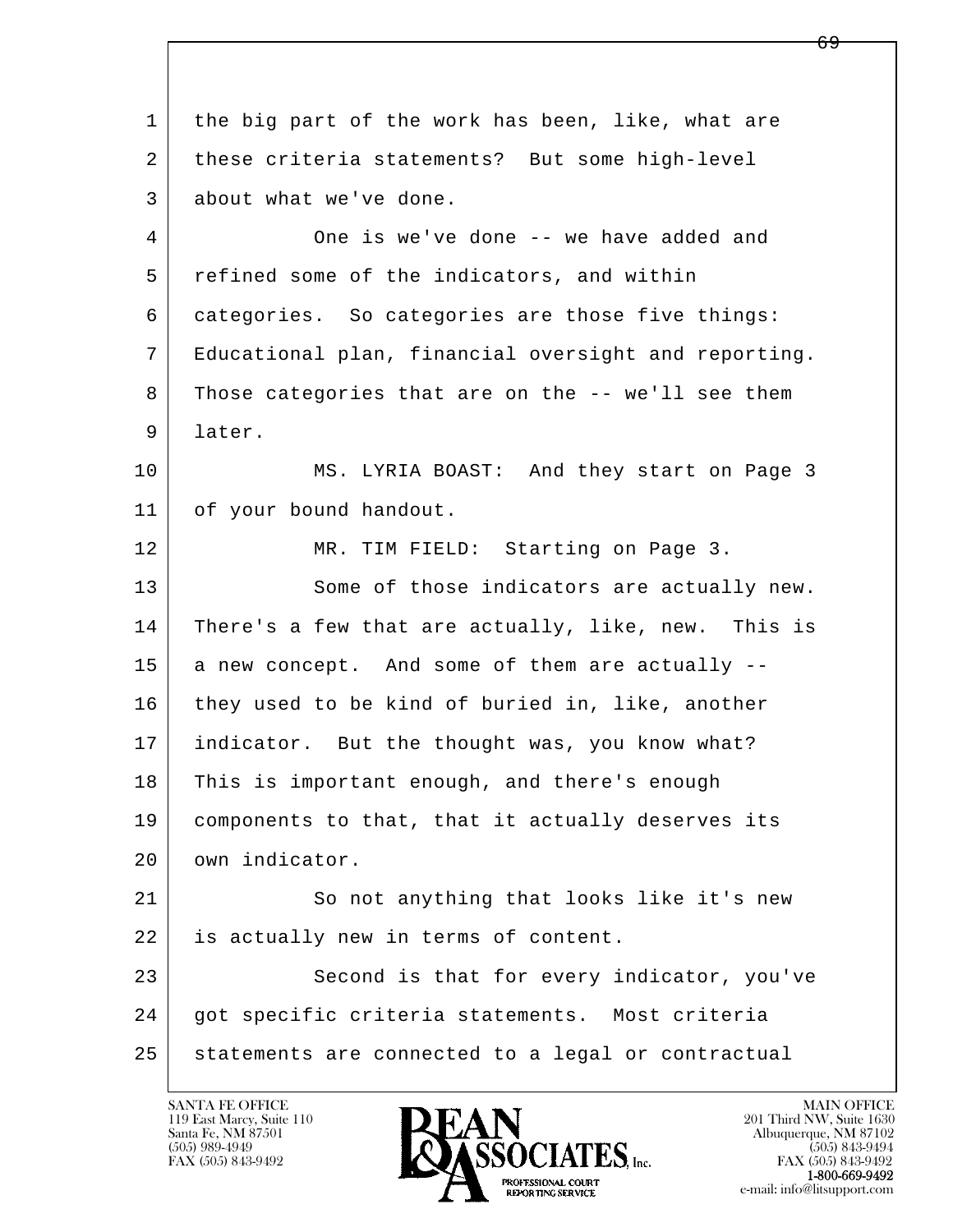1 the big part of the work has been, like, what are
2 these criteria statements? But some high-level
3 about what we've done.

4 One is we've done -- we have added and
5 refined some of the indicators, and within
6 categories. So categories are those five things:
7 Educational plan, financial oversight and reporting.
8 Those categories that are on the -- we'll see them
9 later.

10 MS. LYRIA BOAST: And they start on Page 3
11 of your bound handout.

12 MR. TIM FIELD: Starting on Page 3.

13 Some of those indicators are actually new.
14 There's a few that are actually, like, new. This is
15 a new concept. And some of them are actually --
16 they used to be kind of buried in, like, another
17 indicator. But the thought was, you know what?
18 This is important enough, and there's enough
19 components to that, that it actually deserves its
20 own indicator.

21 So not anything that looks like it's new
22 is actually new in terms of content.

23 Second is that for every indicator, you've
24 got specific criteria statements. Most criteria
25 statements are connected to a legal or contractual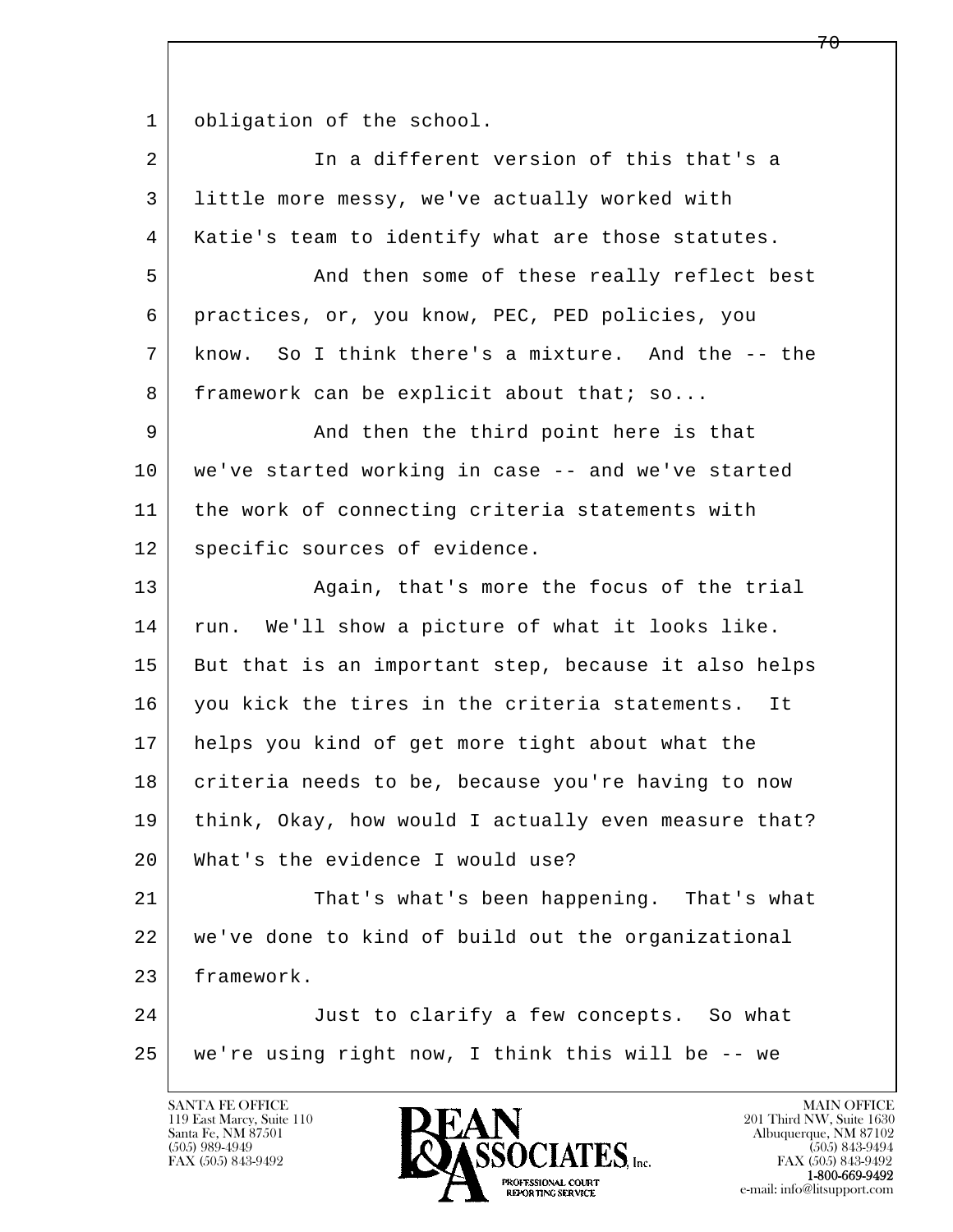1 obligation of the school.

2 In a different version of this that's a

3 little more messy, we've actually worked with

4 Katie's team to identify what are those statutes.

5 And then some of these really reflect best

6 practices, or, you know, PEC, PED policies, you

7 know. So I think there's a mixture. And the -- the

8 framework can be explicit about that; so...

9 And then the third point here is that

10 we've started working in case -- and we've started

11 the work of connecting criteria statements with

12 specific sources of evidence.

13 Again, that's more the focus of the trial

14 run. We'll show a picture of what it looks like.

15 But that is an important step, because it also helps

16 you kick the tires in the criteria statements. It

17 helps you kind of get more tight about what the

18 criteria needs to be, because you're having to now

19 think, Okay, how would I actually even measure that?

20 What's the evidence I would use?

21 That's what's been happening. That's what

22 we've done to kind of build out the organizational

23 framework.

24 Just to clarify a few concepts. So what

25 we're using right now, I think this will be -- we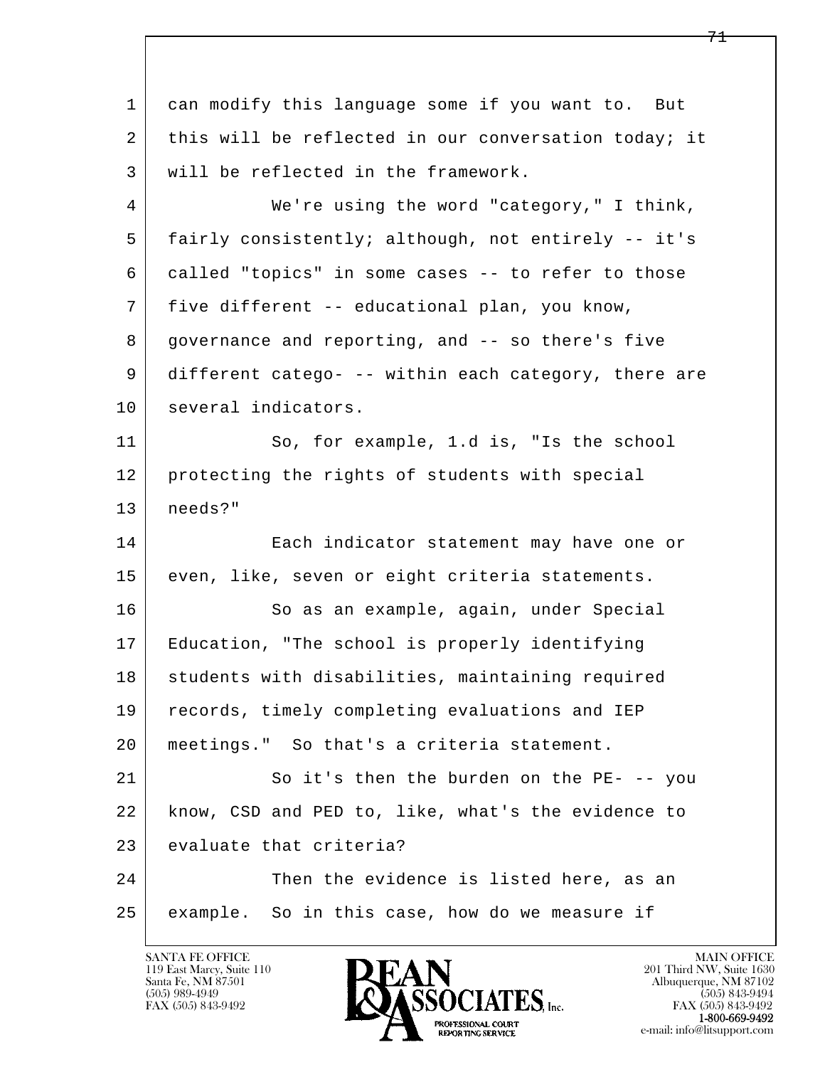can modify this language some if you want to. But this will be reflected in our conversation today; it will be reflected in the framework.

We're using the word "category," I think, fairly consistently; although, not entirely -- it's called "topics" in some cases -- to refer to those five different -- educational plan, you know, governance and reporting, and -- so there's five different catego- -- within each category, there are several indicators.

So, for example, 1.d is, "Is the school protecting the rights of students with special needs?"

Each indicator statement may have one or even, like, seven or eight criteria statements.

So as an example, again, under Special Education, "The school is properly identifying students with disabilities, maintaining required records, timely completing evaluations and IEP meetings." So that's a criteria statement.

So it's then the burden on the PE- -- you know, CSD and PED to, like, what's the evidence to evaluate that criteria?

Then the evidence is listed here, as an example. So in this case, how do we measure if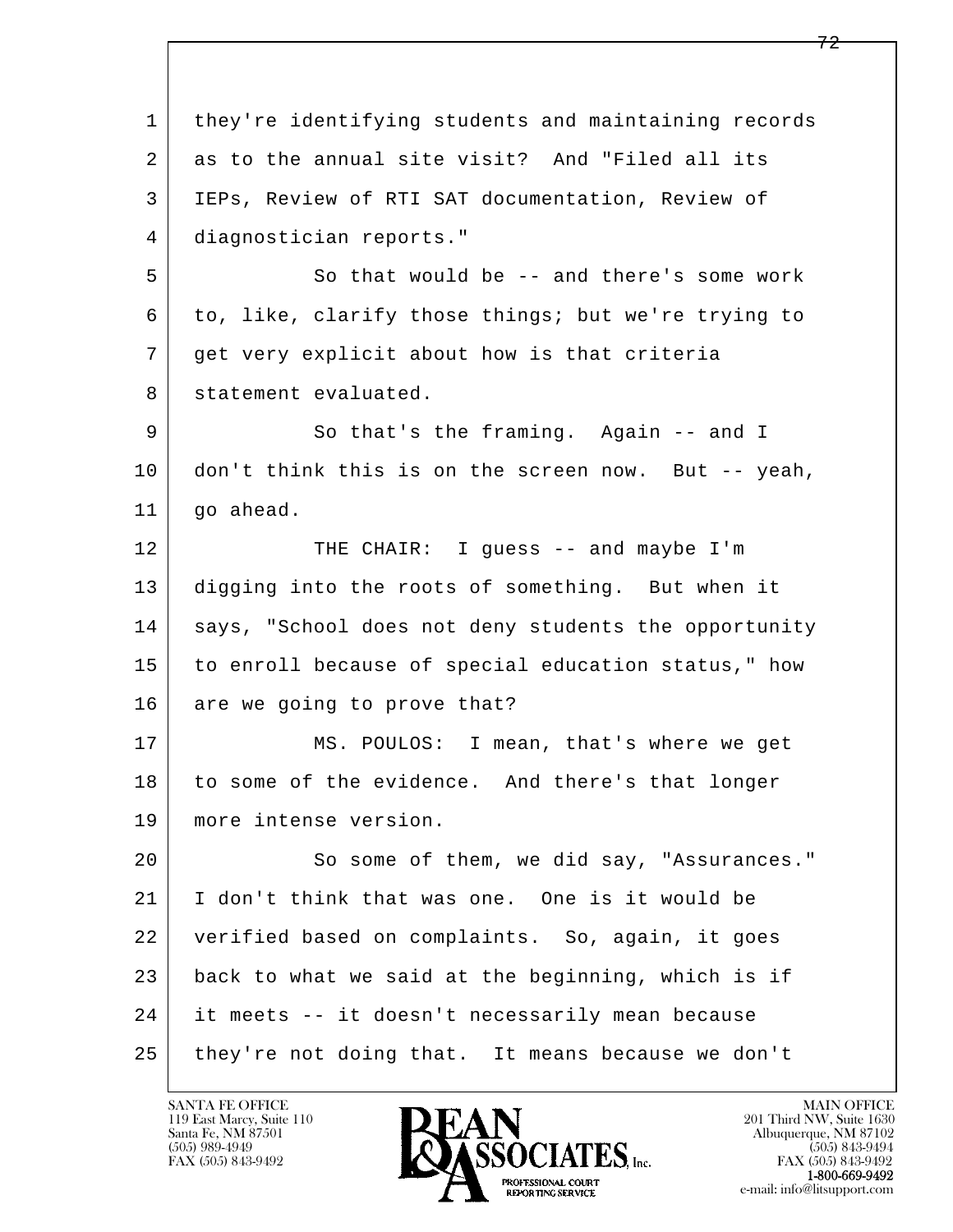1 they're identifying students and maintaining records
2 as to the annual site visit? And "Filed all its
3 IEPs, Review of RTI SAT documentation, Review of
4 diagnostician reports."

5 So that would be -- and there's some work
6 to, like, clarify those things; but we're trying to
7 get very explicit about how is that criteria
8 statement evaluated.

9 So that's the framing. Again -- and I
10 don't think this is on the screen now. But -- yeah,
11 go ahead.

12 THE CHAIR: I guess -- and maybe I'm
13 digging into the roots of something. But when it
14 says, "School does not deny students the opportunity
15 to enroll because of special education status," how
16 are we going to prove that?

17 MS. POULOS: I mean, that's where we get
18 to some of the evidence. And there's that longer
19 more intense version.

20 So some of them, we did say, "Assurances."
21 I don't think that was one. One is it would be
22 verified based on complaints. So, again, it goes
23 back to what we said at the beginning, which is if
24 it meets -- it doesn't necessarily mean because
25 they're not doing that. It means because we don't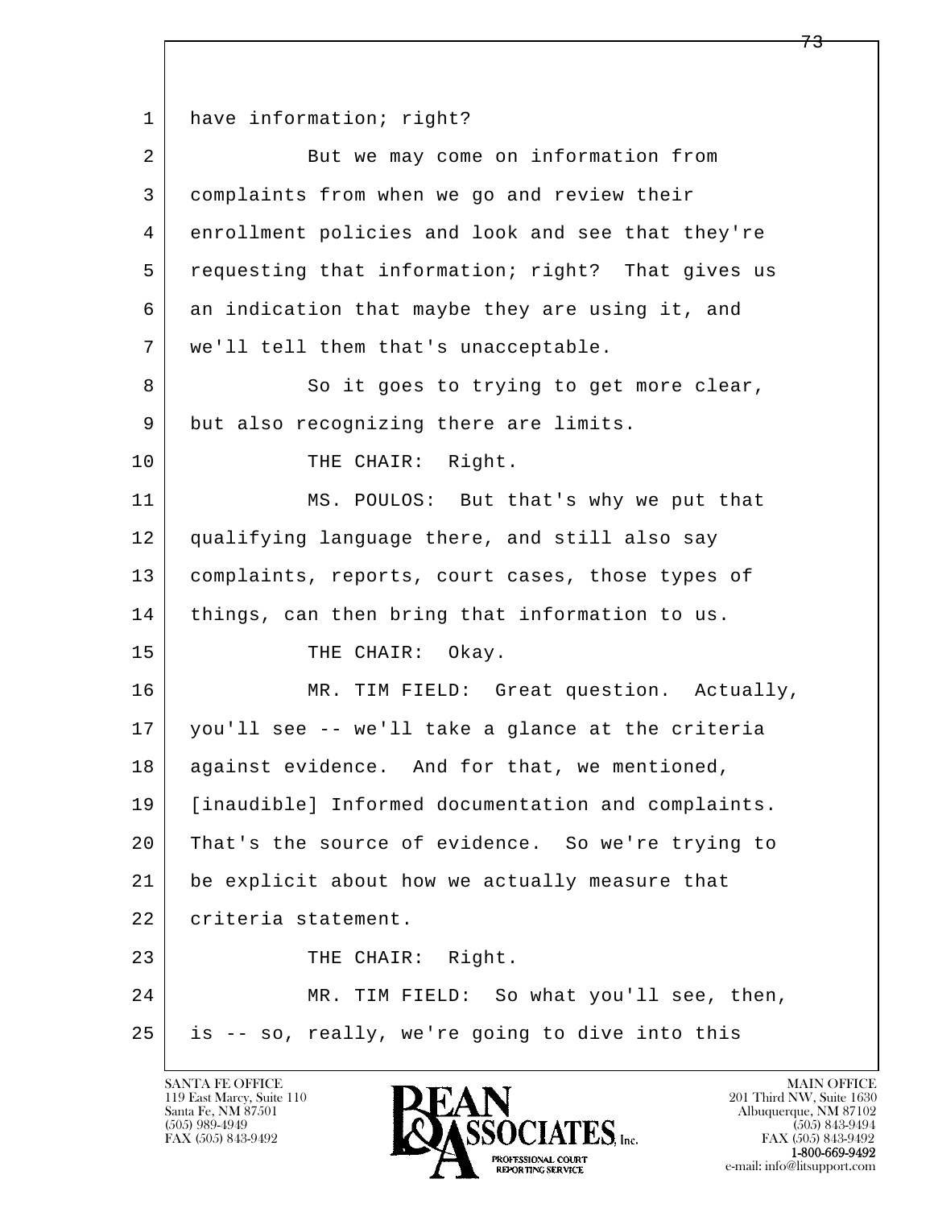1 have information; right?

2 But we may come on information from

3 complaints from when we go and review their

4 enrollment policies and look and see that they're

5 requesting that information; right? That gives us

6 an indication that maybe they are using it, and

7 we'll tell them that's unacceptable.

8 So it goes to trying to get more clear,

9 but also recognizing there are limits.

10 THE CHAIR: Right.

11 MS. POULOS: But that's why we put that

12 qualifying language there, and still also say

13 complaints, reports, court cases, those types of

14 things, can then bring that information to us.

15 THE CHAIR: Okay.

16 MR. TIM FIELD: Great question. Actually,

17 you'll see -- we'll take a glance at the criteria

18 against evidence. And for that, we mentioned,

19 [inaudible] Informed documentation and complaints.

20 That's the source of evidence. So we're trying to

21 be explicit about how we actually measure that

22 criteria statement.

23 THE CHAIR: Right.

24 MR. TIM FIELD: So what you'll see, then,

25 is -- so, really, we're going to dive into this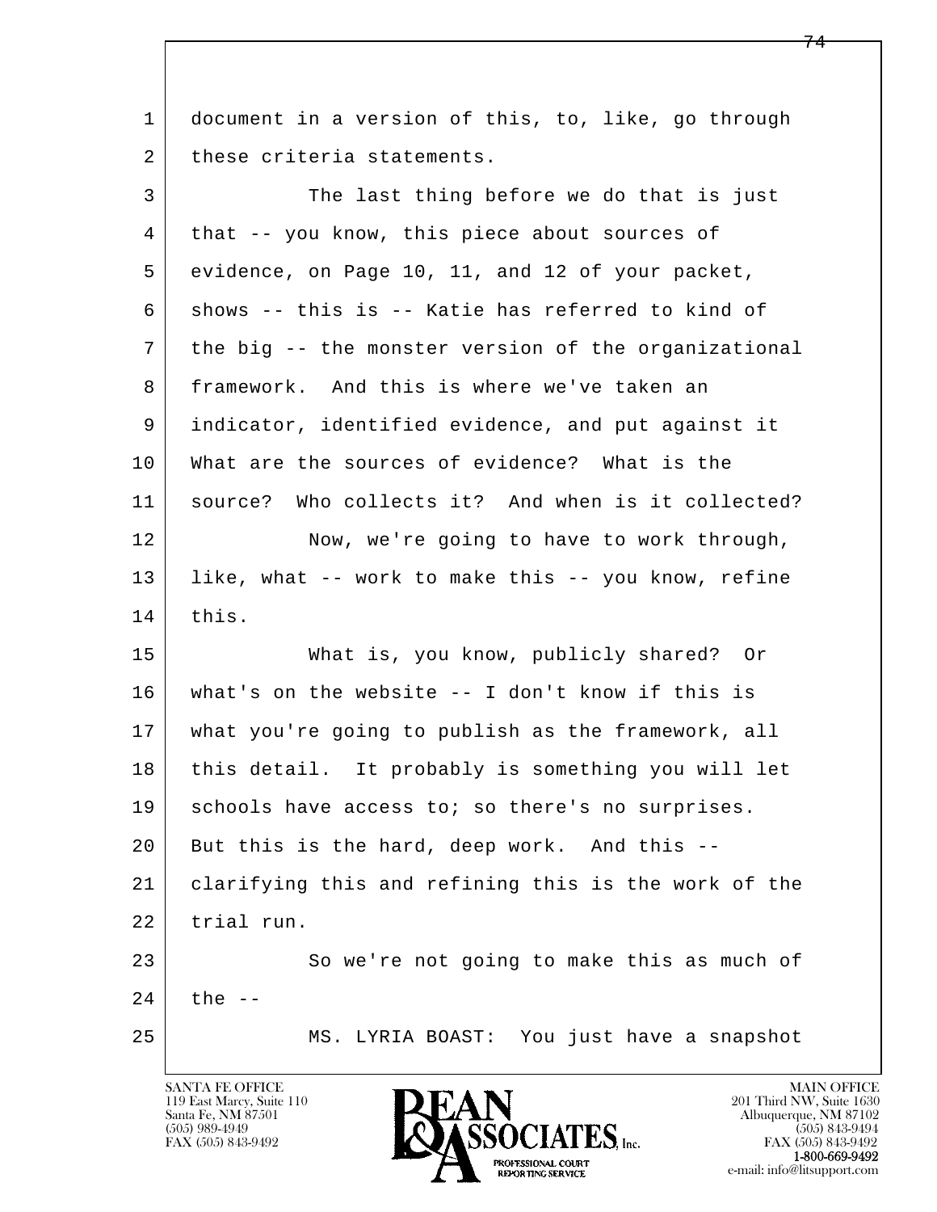1 document in a version of this, to, like, go through
2 these criteria statements.
3 The last thing before we do that is just
4 that -- you know, this piece about sources of
5 evidence, on Page 10, 11, and 12 of your packet,
6 shows -- this is -- Katie has referred to kind of
7 the big -- the monster version of the organizational
8 framework. And this is where we've taken an
9 indicator, identified evidence, and put against it
10 What are the sources of evidence? What is the
11 source? Who collects it? And when is it collected?
12 Now, we're going to have to work through,
13 like, what -- work to make this -- you know, refine
14 this.
15 What is, you know, publicly shared? Or
16 what's on the website -- I don't know if this is
17 what you're going to publish as the framework, all
18 this detail. It probably is something you will let
19 schools have access to; so there's no surprises.
20 But this is the hard, deep work. And this --
21 clarifying this and refining this is the work of the
22 trial run.
23 So we're not going to make this as much of
24 the --
25 MS. LYRIA BOAST: You just have a snapshot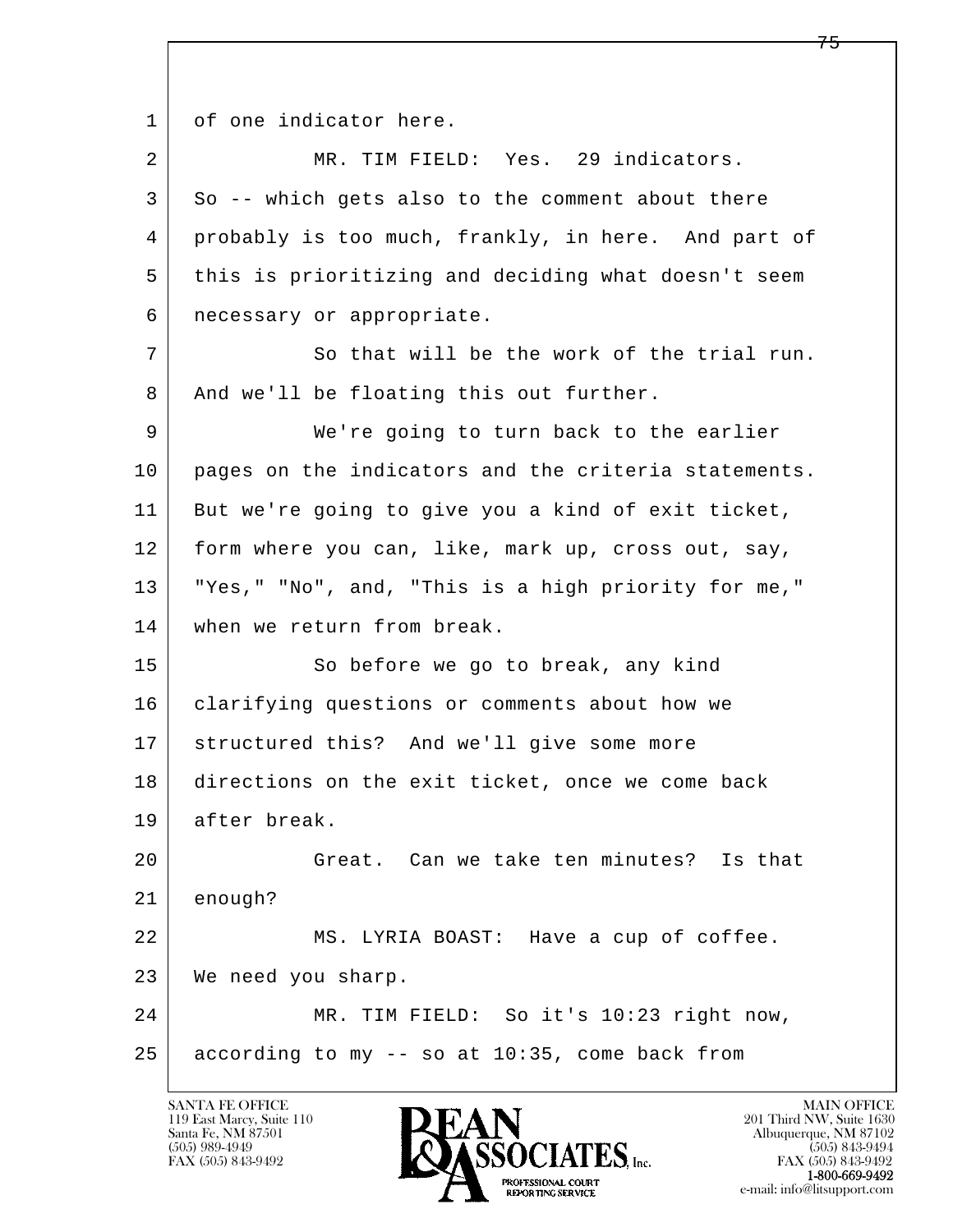1 of one indicator here.

2 MR. TIM FIELD: Yes. 29 indicators.

3 So -- which gets also to the comment about there

4 probably is too much, frankly, in here. And part of

5 this is prioritizing and deciding what doesn't seem

6 necessary or appropriate.

7 So that will be the work of the trial run.

8 And we'll be floating this out further.

9 We're going to turn back to the earlier

10 pages on the indicators and the criteria statements.

11 But we're going to give you a kind of exit ticket,

12 form where you can, like, mark up, cross out, say,

13 "Yes," "No", and, "This is a high priority for me,"

14 when we return from break.

15 So before we go to break, any kind

16 clarifying questions or comments about how we

17 structured this? And we'll give some more

18 directions on the exit ticket, once we come back

19 after break.

20 Great. Can we take ten minutes? Is that

21 enough?

22 MS. LYRIA BOAST: Have a cup of coffee.

23 We need you sharp.

24 MR. TIM FIELD: So it's 10:23 right now,

25 according to my -- so at 10:35, come back from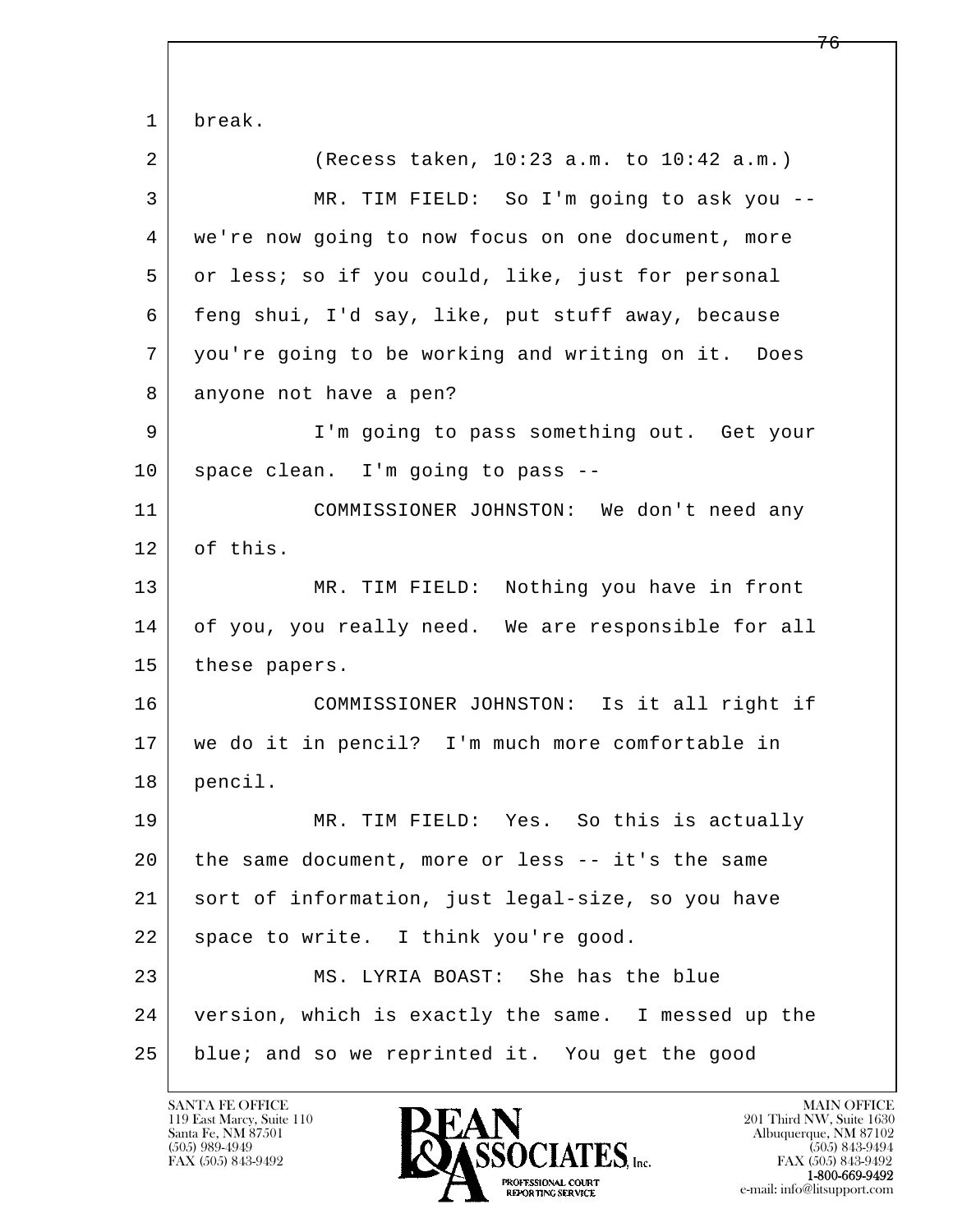1 break.

2 (Recess taken, 10:23 a.m. to 10:42 a.m.)

3 MR. TIM FIELD: So I'm going to ask you --
4 we're now going to now focus on one document, more
5 or less; so if you could, like, just for personal
6 feng shui, I'd say, like, put stuff away, because
7 you're going to be working and writing on it. Does
8 anyone not have a pen?

9 I'm going to pass something out. Get your
10 space clean. I'm going to pass --

11 COMMISSIONER JOHNSTON: We don't need any
12 of this.

13 MR. TIM FIELD: Nothing you have in front
14 of you, you really need. We are responsible for all
15 these papers.

16 COMMISSIONER JOHNSTON: Is it all right if
17 we do it in pencil? I'm much more comfortable in
18 pencil.

19 MR. TIM FIELD: Yes. So this is actually
20 the same document, more or less -- it's the same
21 sort of information, just legal-size, so you have
22 space to write. I think you're good.

23 MS. LYRIA BOAST: She has the blue
24 version, which is exactly the same. I messed up the
25 blue; and so we reprinted it. You get the good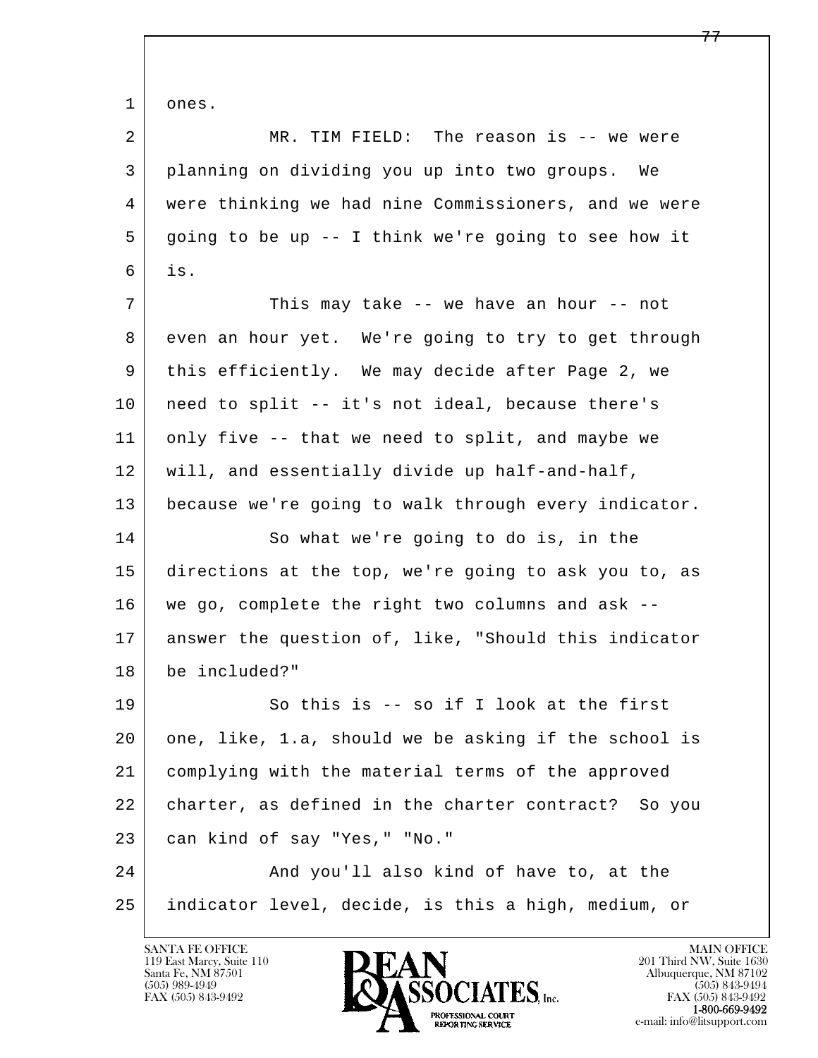ones.

MR. TIM FIELD: The reason is -- we were planning on dividing you up into two groups. We were thinking we had nine Commissioners, and we were going to be up -- I think we're going to see how it is.

This may take -- we have an hour -- not even an hour yet. We're going to try to get through this efficiently. We may decide after Page 2, we need to split -- it's not ideal, because there's only five -- that we need to split, and maybe we will, and essentially divide up half-and-half, because we're going to walk through every indicator.

So what we're going to do is, in the directions at the top, we're going to ask you to, as we go, complete the right two columns and ask -- answer the question of, like, "Should this indicator be included?"

So this is -- so if I look at the first one, like, 1.a, should we be asking if the school is complying with the material terms of the approved charter, as defined in the charter contract? So you can kind of say "Yes," "No."

And you'll also kind of have to, at the indicator level, decide, is this a high, medium, or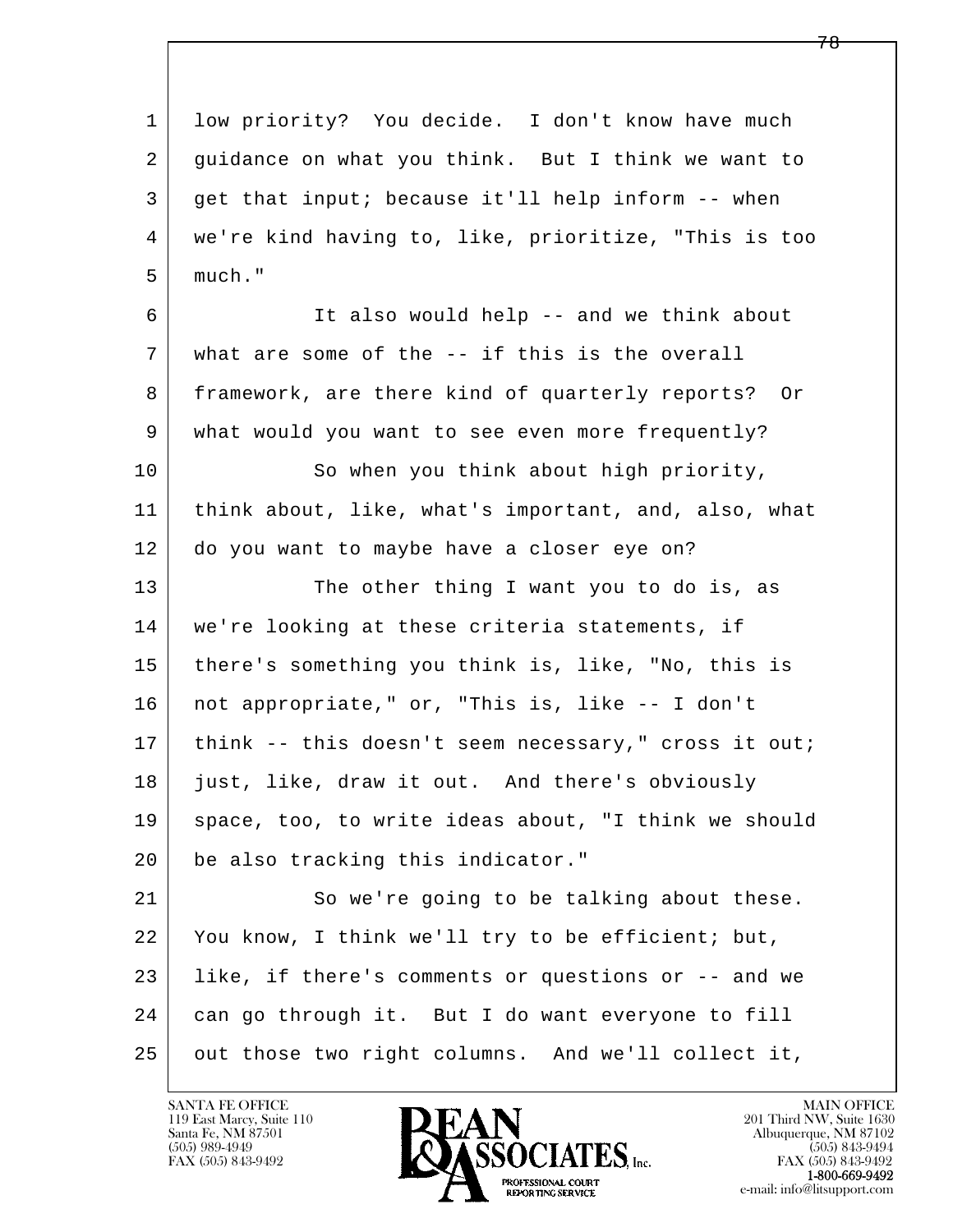low priority? You decide. I don't know have much guidance on what you think. But I think we want to get that input; because it'll help inform -- when we're kind having to, like, prioritize, "This is too much."

It also would help -- and we think about what are some of the -- if this is the overall framework, are there kind of quarterly reports? Or what would you want to see even more frequently?

So when you think about high priority, think about, like, what's important, and, also, what do you want to maybe have a closer eye on?

The other thing I want you to do is, as we're looking at these criteria statements, if there's something you think is, like, "No, this is not appropriate," or, "This is, like -- I don't think -- this doesn't seem necessary," cross it out; just, like, draw it out. And there's obviously space, too, to write ideas about, "I think we should be also tracking this indicator."

So we're going to be talking about these. You know, I think we'll try to be efficient; but, like, if there's comments or questions or -- and we can go through it. But I do want everyone to fill out those two right columns. And we'll collect it,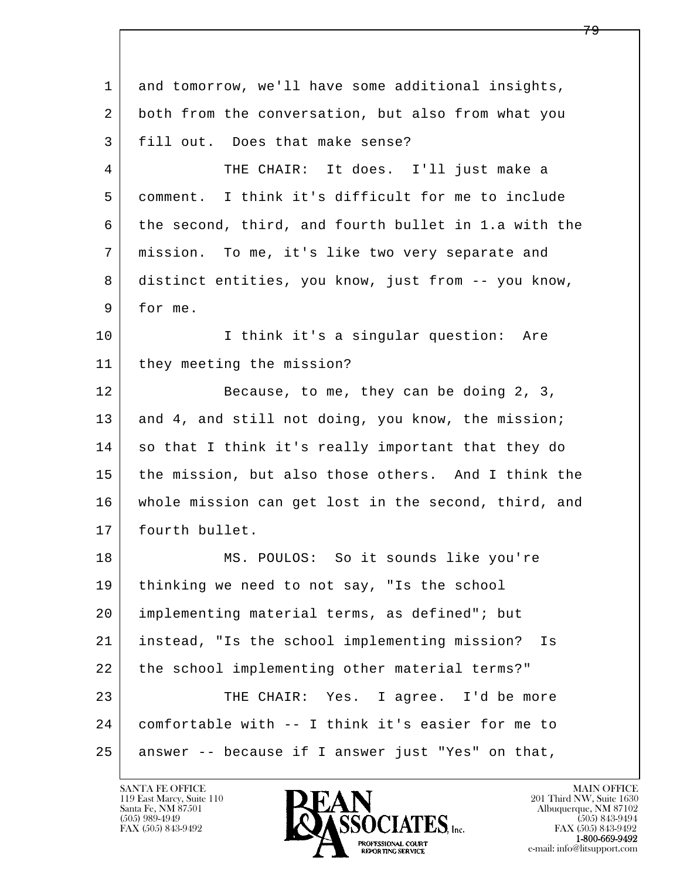1 and tomorrow, we'll have some additional insights,
2 both from the conversation, but also from what you
3 fill out. Does that make sense?

4 THE CHAIR: It does. I'll just make a
5 comment. I think it's difficult for me to include
6 the second, third, and fourth bullet in 1.a with the
7 mission. To me, it's like two very separate and
8 distinct entities, you know, just from -- you know,
9 for me.

10 I think it's a singular question: Are
11 they meeting the mission?

12 Because, to me, they can be doing 2, 3,
13 and 4, and still not doing, you know, the mission;
14 so that I think it's really important that they do
15 the mission, but also those others. And I think the
16 whole mission can get lost in the second, third, and
17 fourth bullet.

18 MS. POULOS: So it sounds like you're
19 thinking we need to not say, "Is the school
20 implementing material terms, as defined"; but
21 instead, "Is the school implementing mission? Is
22 the school implementing other material terms?"

23 THE CHAIR: Yes. I agree. I'd be more
24 comfortable with -- I think it's easier for me to
25 answer -- because if I answer just "Yes" on that,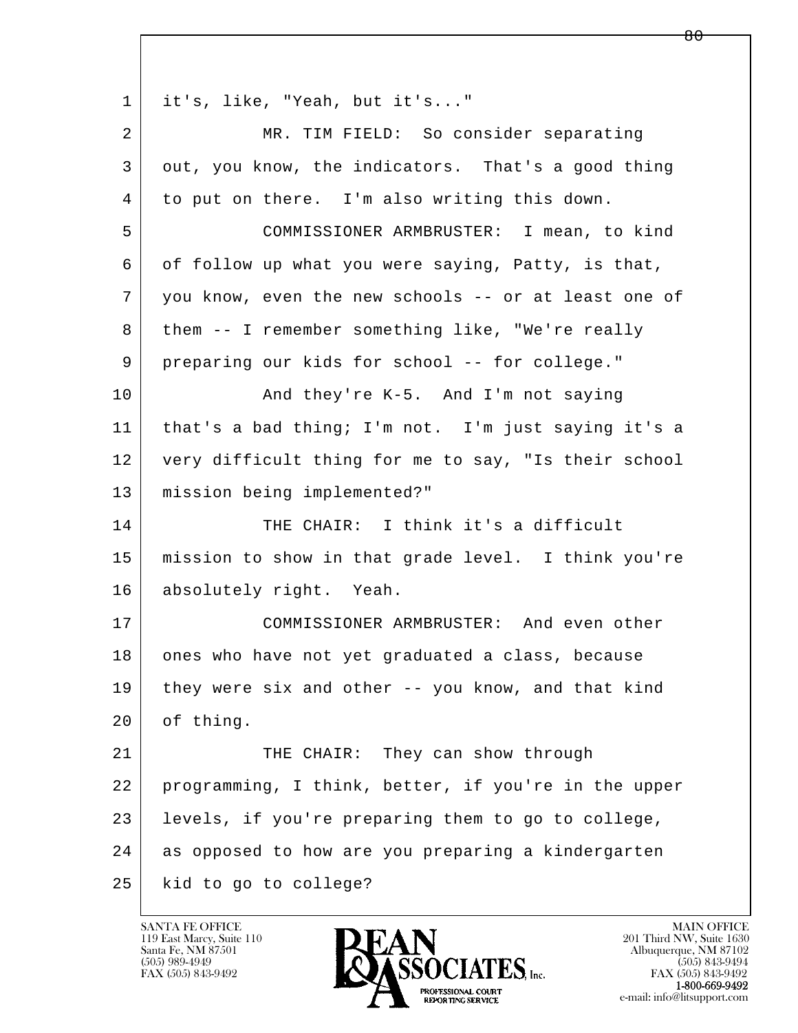1 it's, like, "Yeah, but it's..."

2 MR. TIM FIELD: So consider separating

3 out, you know, the indicators. That's a good thing

4 to put on there. I'm also writing this down.

5 COMMISSIONER ARMBRUSTER: I mean, to kind

6 of follow up what you were saying, Patty, is that,

7 you know, even the new schools -- or at least one of

8 them -- I remember something like, "We're really

9 preparing our kids for school -- for college."

10 And they're K-5. And I'm not saying

11 that's a bad thing; I'm not. I'm just saying it's a

12 very difficult thing for me to say, "Is their school

13 mission being implemented?"

14 THE CHAIR: I think it's a difficult

15 mission to show in that grade level. I think you're

16 absolutely right. Yeah.

17 COMMISSIONER ARMBRUSTER: And even other

18 ones who have not yet graduated a class, because

19 they were six and other -- you know, and that kind

20 of thing.

21 THE CHAIR: They can show through

22 programming, I think, better, if you're in the upper

23 levels, if you're preparing them to go to college,

24 as opposed to how are you preparing a kindergarten

25 kid to go to college?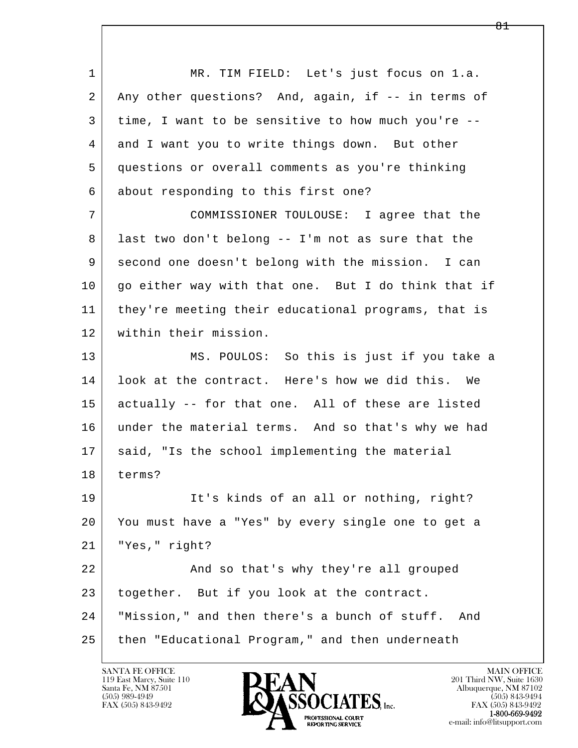MR. TIM FIELD: Let's just focus on 1.a. Any other questions? And, again, if -- in terms of time, I want to be sensitive to how much you're -- and I want you to write things down. But other questions or overall comments as you're thinking about responding to this first one?

COMMISSIONER TOULOUSE: I agree that the last two don't belong -- I'm not as sure that the second one doesn't belong with the mission. I can go either way with that one. But I do think that if they're meeting their educational programs, that is within their mission.

MS. POULOS: So this is just if you take a look at the contract. Here's how we did this. We actually -- for that one. All of these are listed under the material terms. And so that's why we had said, "Is the school implementing the material terms?

It's kinds of an all or nothing, right? You must have a "Yes" by every single one to get a "Yes," right?

And so that's why they're all grouped together. But if you look at the contract. "Mission," and then there's a bunch of stuff. And then "Educational Program," and then underneath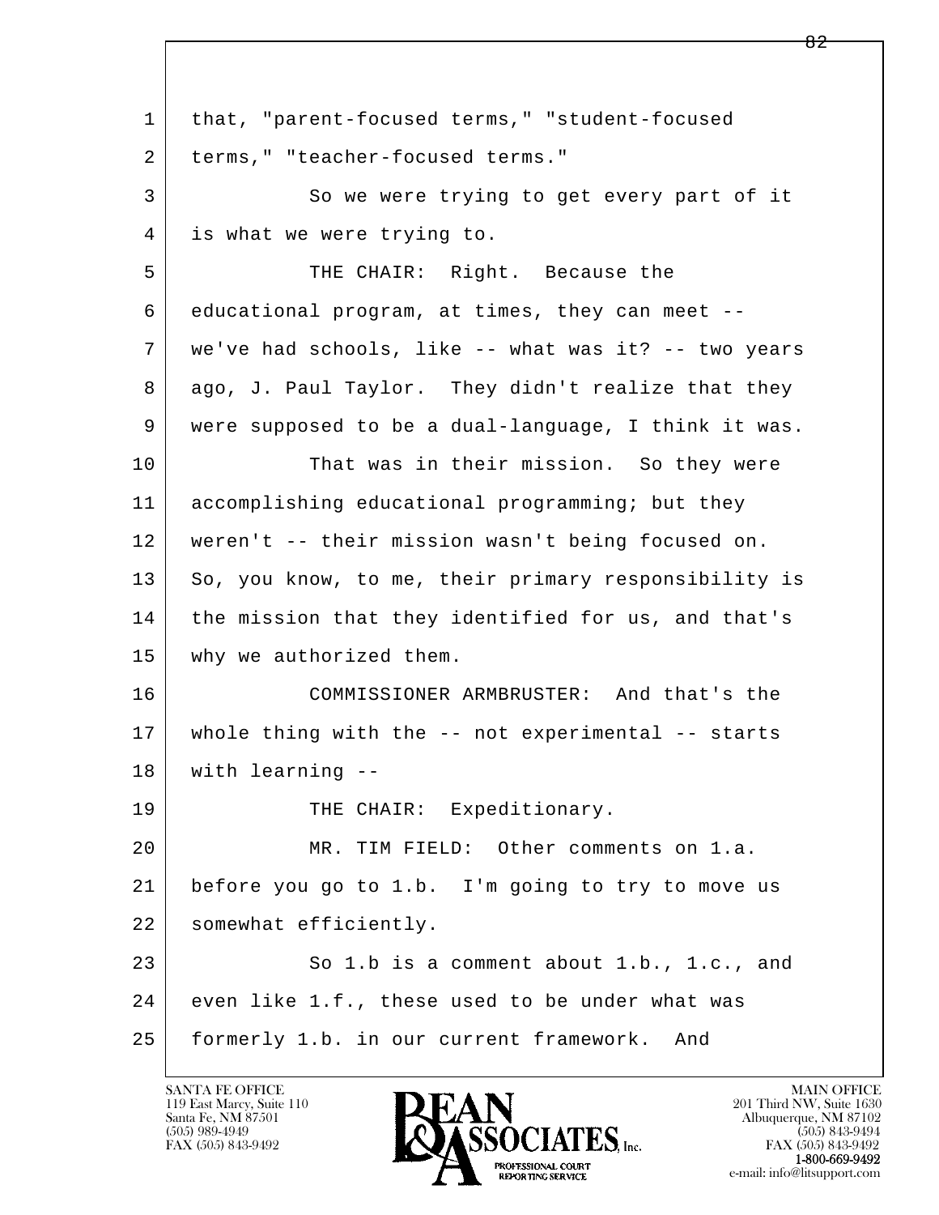1 that, "parent-focused terms," "student-focused
2 terms," "teacher-focused terms."
3 So we were trying to get every part of it
4 is what we were trying to.
5 THE CHAIR: Right. Because the
6 educational program, at times, they can meet --
7 we've had schools, like -- what was it? -- two years
8 ago, J. Paul Taylor. They didn't realize that they
9 were supposed to be a dual-language, I think it was.
10 That was in their mission. So they were
11 accomplishing educational programming; but they
12 weren't -- their mission wasn't being focused on.
13 So, you know, to me, their primary responsibility is
14 the mission that they identified for us, and that's
15 why we authorized them.
16 COMMISSIONER ARMBRUSTER: And that's the
17 whole thing with the -- not experimental -- starts
18 with learning --
19 THE CHAIR: Expeditionary.
20 MR. TIM FIELD: Other comments on 1.a.
21 before you go to 1.b. I'm going to try to move us
22 somewhat efficiently.
23 So 1.b is a comment about 1.b., 1.c., and
24 even like 1.f., these used to be under what was
25 formerly 1.b. in our current framework. And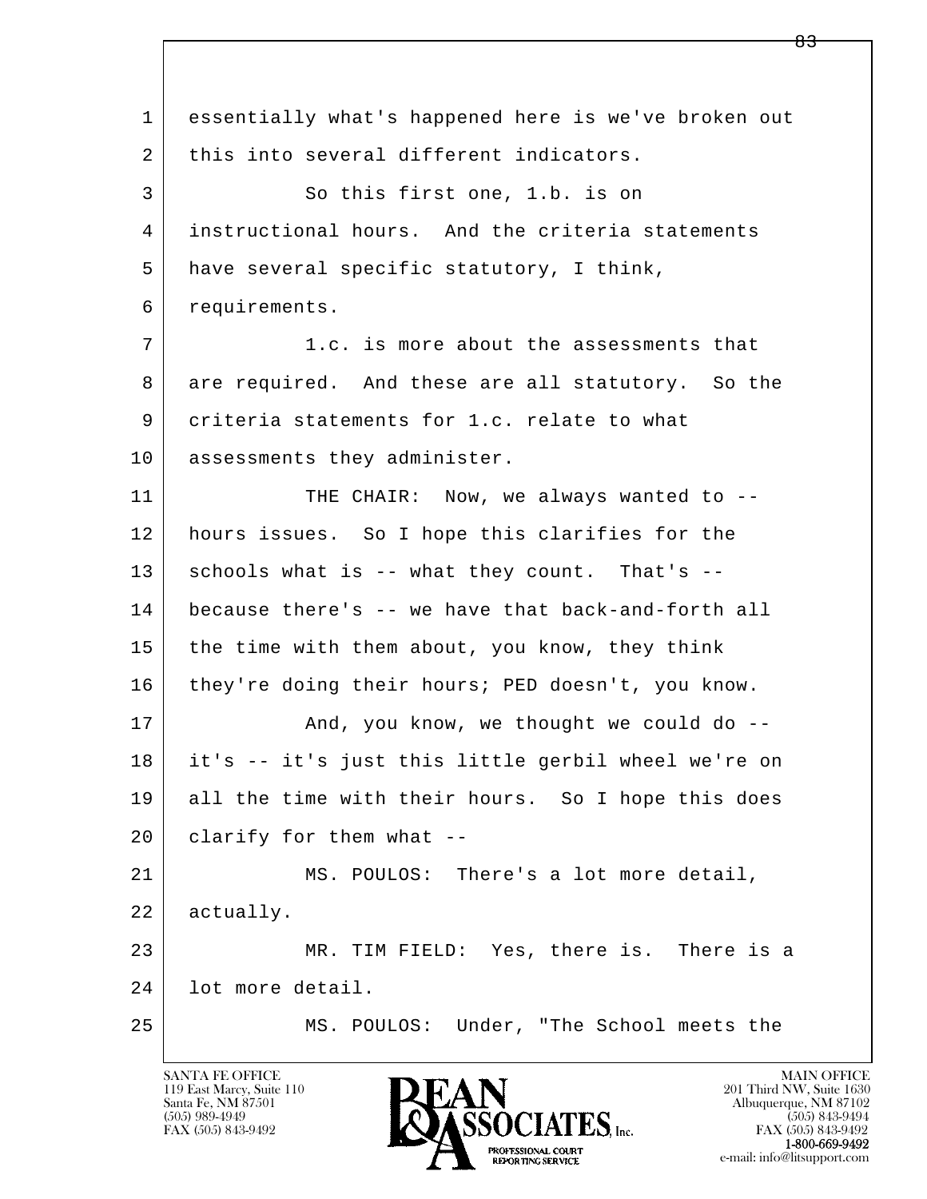1 essentially what's happened here is we've broken out
2 this into several different indicators.
3 So this first one, 1.b. is on
4 instructional hours. And the criteria statements
5 have several specific statutory, I think,
6 requirements.
7 1.c. is more about the assessments that
8 are required. And these are all statutory. So the
9 criteria statements for 1.c. relate to what
10 assessments they administer.
11 THE CHAIR: Now, we always wanted to --
12 hours issues. So I hope this clarifies for the
13 schools what is -- what they count. That's --
14 because there's -- we have that back-and-forth all
15 the time with them about, you know, they think
16 they're doing their hours; PED doesn't, you know.
17 And, you know, we thought we could do --
18 it's -- it's just this little gerbil wheel we're on
19 all the time with their hours. So I hope this does
20 clarify for them what --
21 MS. POULOS: There's a lot more detail,
22 actually.
23 MR. TIM FIELD: Yes, there is. There is a
24 lot more detail.
25 MS. POULOS: Under, "The School meets the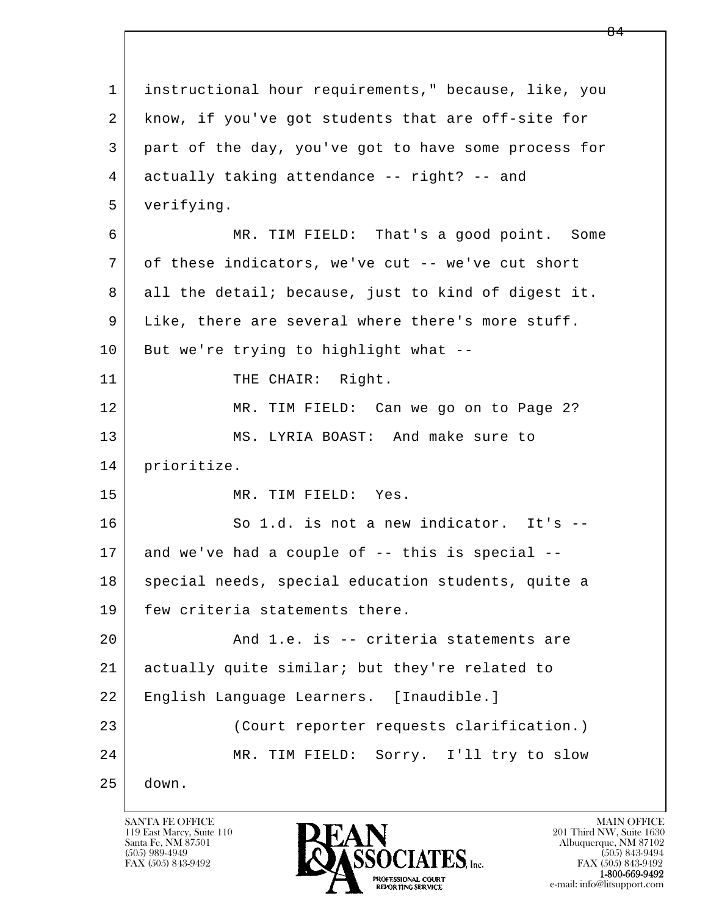instructional hour requirements," because, like, you know, if you've got students that are off-site for part of the day, you've got to have some process for actually taking attendance -- right? -- and verifying.

MR. TIM FIELD: That's a good point. Some of these indicators, we've cut -- we've cut short all the detail; because, just to kind of digest it. Like, there are several where there's more stuff. But we're trying to highlight what --

THE CHAIR: Right.

MR. TIM FIELD: Can we go on to Page 2?

MS. LYRIA BOAST: And make sure to prioritize.

MR. TIM FIELD: Yes.

So 1.d. is not a new indicator. It's -- and we've had a couple of -- this is special -- special needs, special education students, quite a few criteria statements there.

And 1.e. is -- criteria statements are actually quite similar; but they're related to English Language Learners. [Inaudible.]

(Court reporter requests clarification.)

MR. TIM FIELD: Sorry. I'll try to slow down.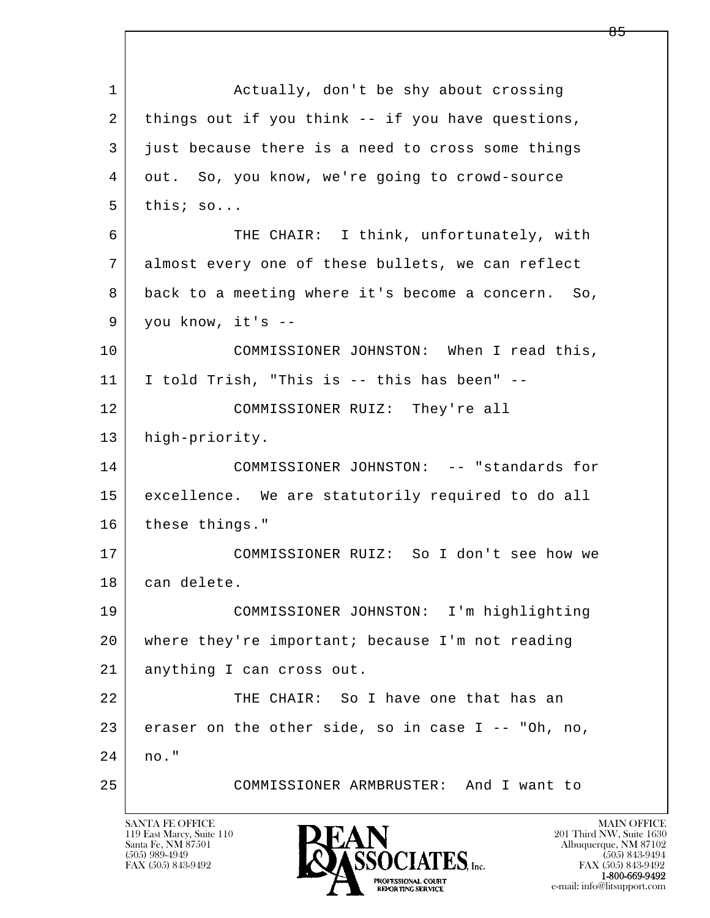1 Actually, don't be shy about crossing
2 things out if you think -- if you have questions,
3 just because there is a need to cross some things
4 out. So, you know, we're going to crowd-source
5 this; so...
6 THE CHAIR: I think, unfortunately, with
7 almost every one of these bullets, we can reflect
8 back to a meeting where it's become a concern. So,
9 you know, it's --
10 COMMISSIONER JOHNSTON: When I read this,
11 I told Trish, "This is -- this has been" --
12 COMMISSIONER RUIZ: They're all
13 high-priority.
14 COMMISSIONER JOHNSTON: -- "standards for
15 excellence. We are statutorily required to do all
16 these things."
17 COMMISSIONER RUIZ: So I don't see how we
18 can delete.
19 COMMISSIONER JOHNSTON: I'm highlighting
20 where they're important; because I'm not reading
21 anything I can cross out.
22 THE CHAIR: So I have one that has an
23 eraser on the other side, so in case I -- "Oh, no,
24 no."
25 COMMISSIONER ARMBRUSTER: And I want to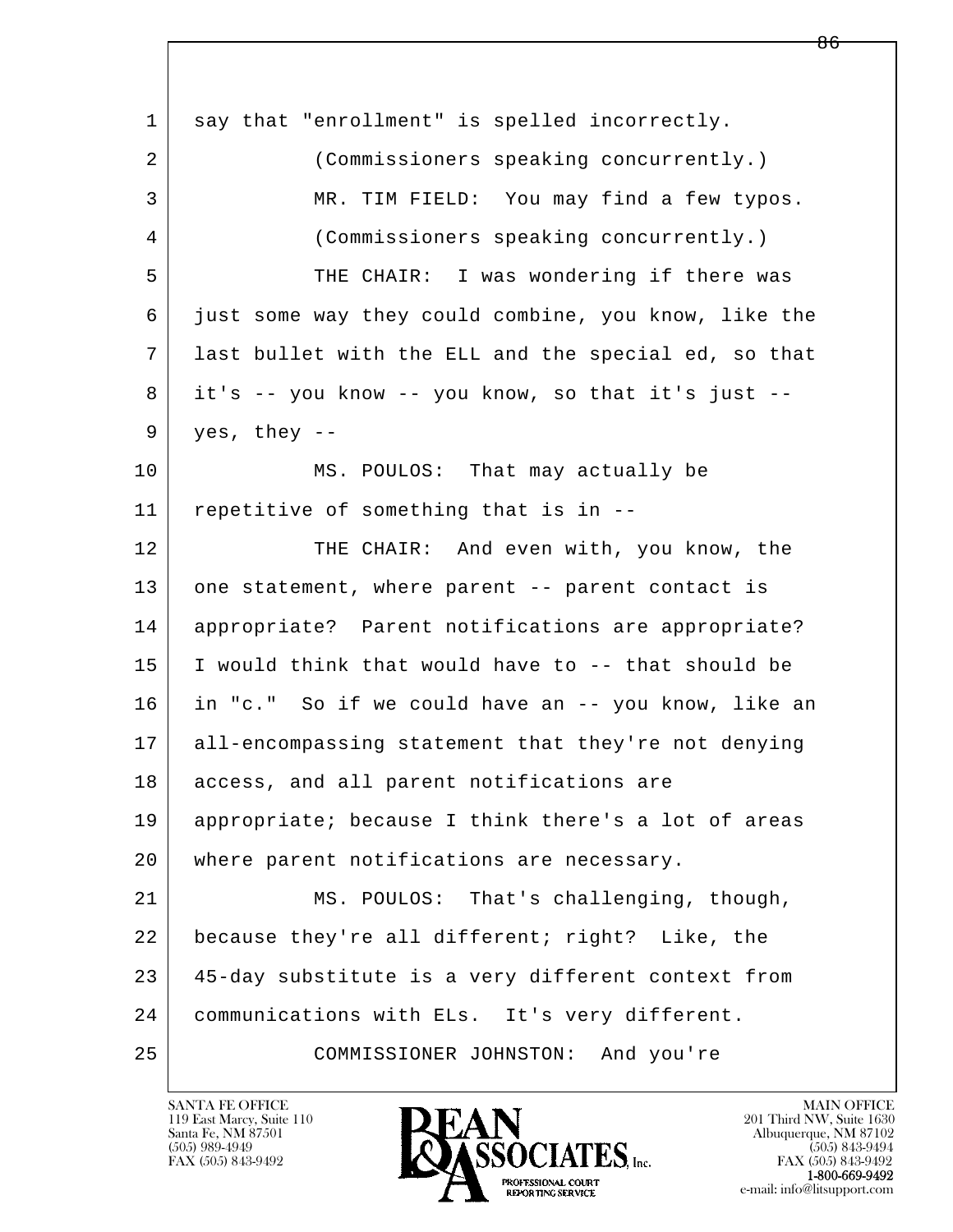1 say that "enrollment" is spelled incorrectly.

2 (Commissioners speaking concurrently.)

3 MR. TIM FIELD: You may find a few typos.

4 (Commissioners speaking concurrently.)

5 THE CHAIR: I was wondering if there was

6 just some way they could combine, you know, like the

7 last bullet with the ELL and the special ed, so that

8 it's -- you know -- you know, so that it's just --

9 yes, they --

10 MS. POULOS: That may actually be

11 repetitive of something that is in --

12 THE CHAIR: And even with, you know, the

13 one statement, where parent -- parent contact is

14 appropriate? Parent notifications are appropriate?

15 I would think that would have to -- that should be

16 in "c." So if we could have an -- you know, like an

17 all-encompassing statement that they're not denying

18 access, and all parent notifications are

19 appropriate; because I think there's a lot of areas

20 where parent notifications are necessary.

21 MS. POULOS: That's challenging, though,

22 because they're all different; right? Like, the

23 45-day substitute is a very different context from

24 communications with ELs. It's very different.

25 COMMISSIONER JOHNSTON: And you're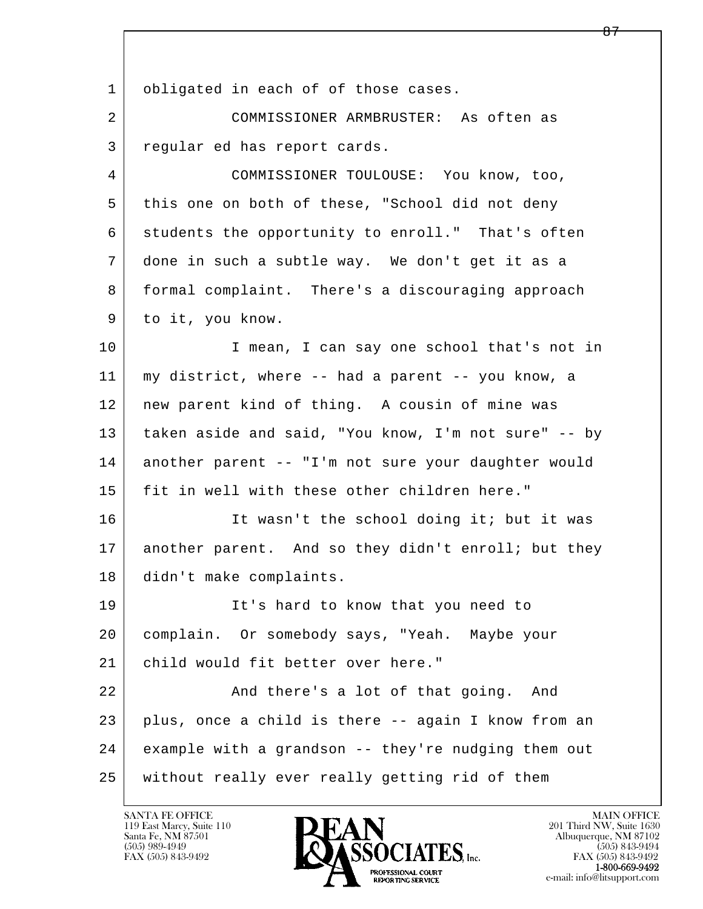1 obligated in each of of those cases.

2 COMMISSIONER ARMBRUSTER: As often as

3 regular ed has report cards.

4 COMMISSIONER TOULOUSE: You know, too,

5 this one on both of these, "School did not deny

6 students the opportunity to enroll." That's often

7 done in such a subtle way. We don't get it as a

8 formal complaint. There's a discouraging approach

9 to it, you know.

10 I mean, I can say one school that's not in

11 my district, where -- had a parent -- you know, a

12 new parent kind of thing. A cousin of mine was

13 taken aside and said, "You know, I'm not sure" -- by

14 another parent -- "I'm not sure your daughter would

15 fit in well with these other children here."

16 It wasn't the school doing it; but it was

17 another parent. And so they didn't enroll; but they

18 didn't make complaints.

19 It's hard to know that you need to

20 complain. Or somebody says, "Yeah. Maybe your

21 child would fit better over here."

22 And there's a lot of that going. And

23 plus, once a child is there -- again I know from an

24 example with a grandson -- they're nudging them out

25 without really ever really getting rid of them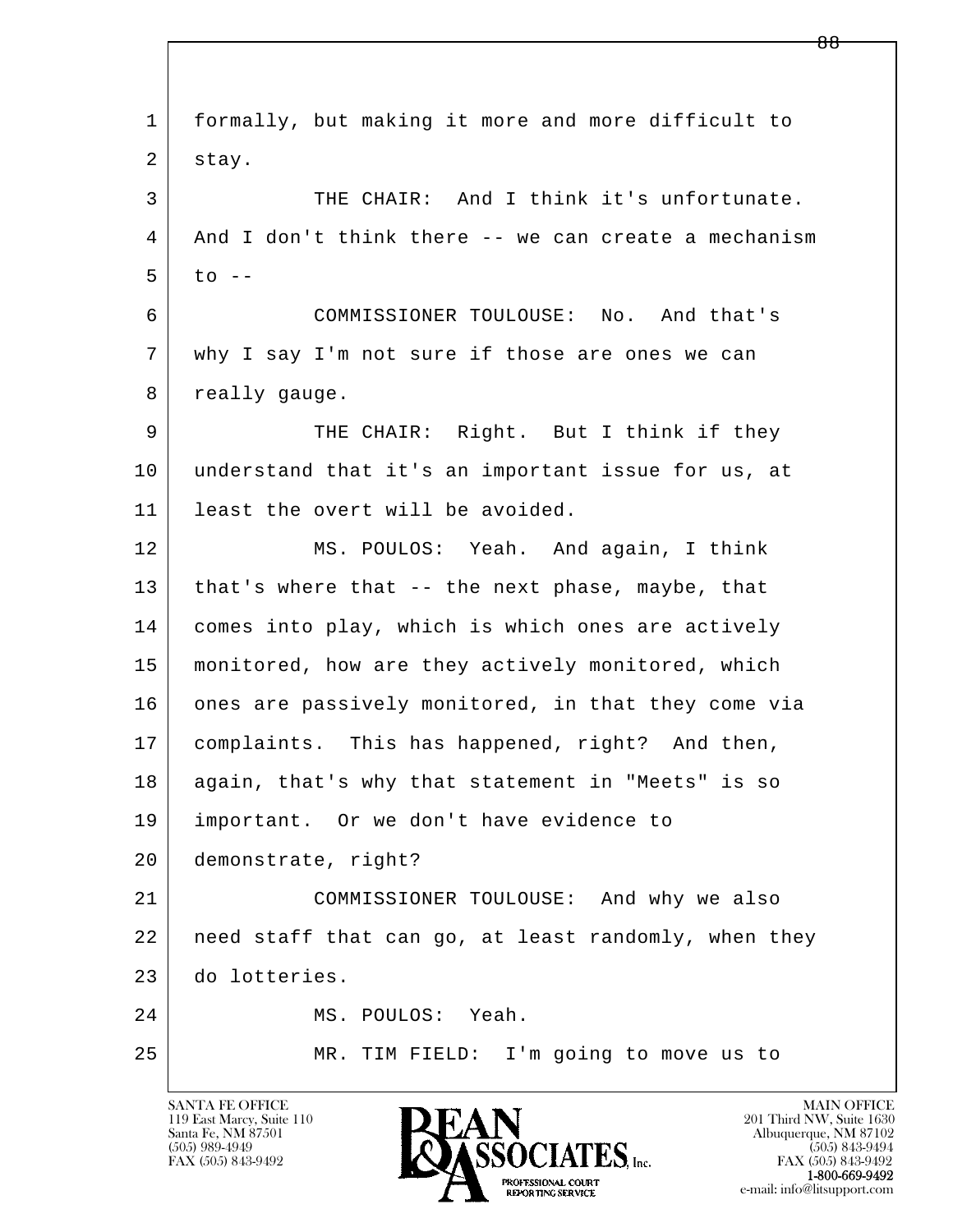formally, but making it more and more difficult to stay.

THE CHAIR: And I think it's unfortunate. And I don't think there -- we can create a mechanism to --

COMMISSIONER TOULOUSE: No. And that's why I say I'm not sure if those are ones we can really gauge.

THE CHAIR: Right. But I think if they understand that it's an important issue for us, at least the overt will be avoided.

MS. POULOS: Yeah. And again, I think that's where that -- the next phase, maybe, that comes into play, which is which ones are actively monitored, how are they actively monitored, which ones are passively monitored, in that they come via complaints. This has happened, right? And then, again, that's why that statement in "Meets" is so important. Or we don't have evidence to demonstrate, right?

COMMISSIONER TOULOUSE: And why we also need staff that can go, at least randomly, when they do lotteries.

MS. POULOS: Yeah.

MR. TIM FIELD: I'm going to move us to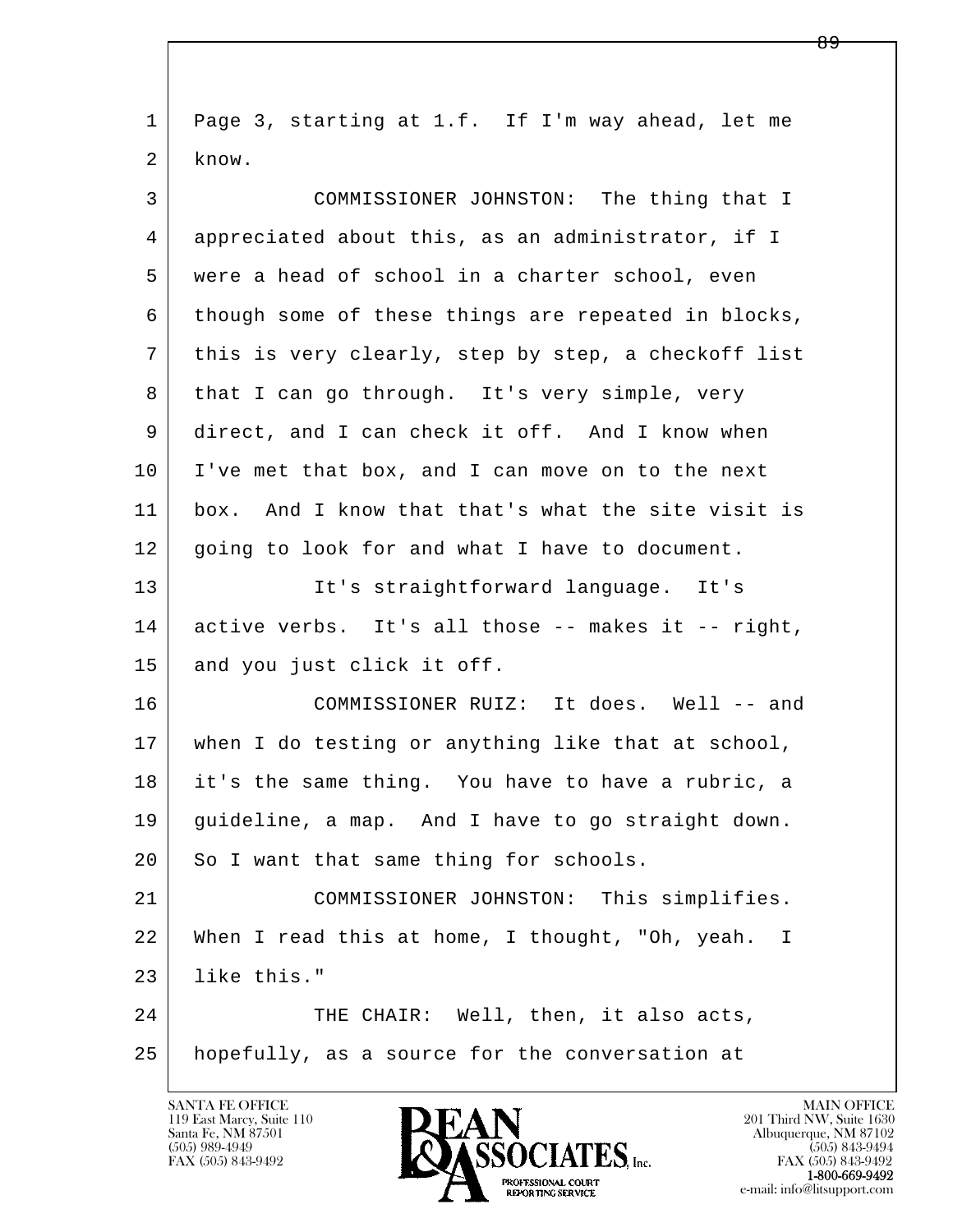Page 3, starting at 1.f. If I'm way ahead, let me know.

COMMISSIONER JOHNSTON: The thing that I appreciated about this, as an administrator, if I were a head of school in a charter school, even though some of these things are repeated in blocks, this is very clearly, step by step, a checkoff list that I can go through. It's very simple, very direct, and I can check it off. And I know when I've met that box, and I can move on to the next box. And I know that that's what the site visit is going to look for and what I have to document.

It's straightforward language. It's active verbs. It's all those -- makes it -- right, and you just click it off.

COMMISSIONER RUIZ: It does. Well -- and when I do testing or anything like that at school, it's the same thing. You have to have a rubric, a guideline, a map. And I have to go straight down. So I want that same thing for schools.

COMMISSIONER JOHNSTON: This simplifies. When I read this at home, I thought, "Oh, yeah. I like this."

THE CHAIR: Well, then, it also acts, hopefully, as a source for the conversation at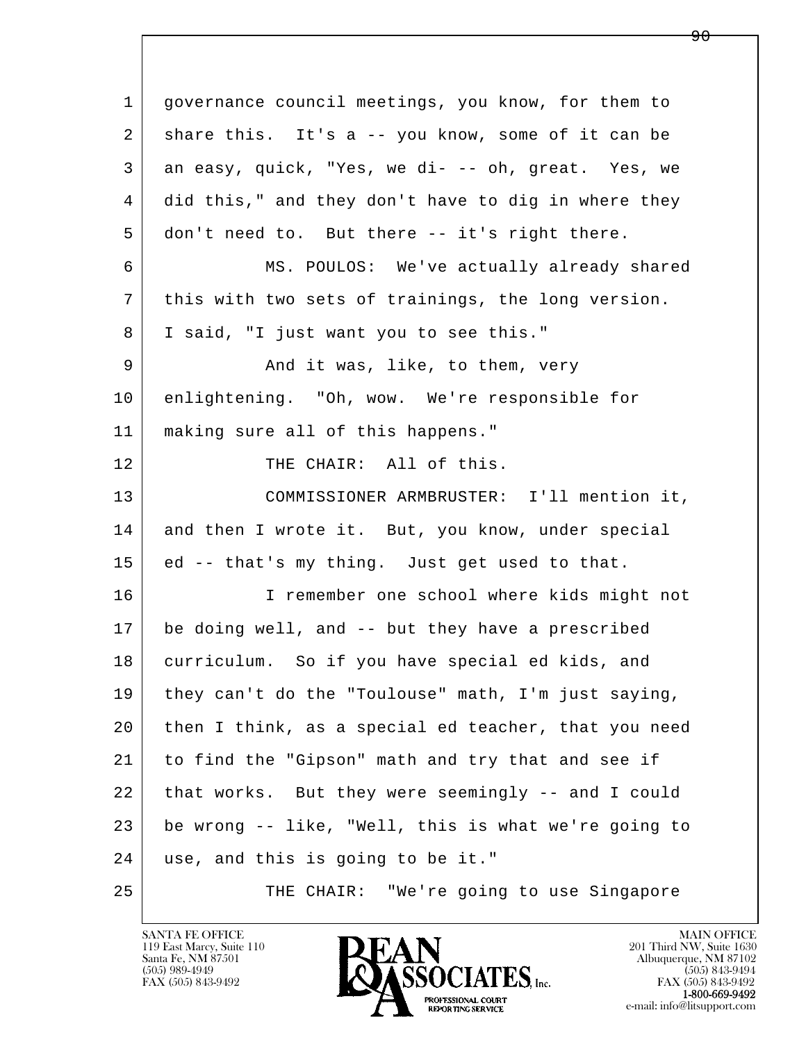1 governance council meetings, you know, for them to
2 share this. It's a -- you know, some of it can be
3 an easy, quick, "Yes, we di- -- oh, great. Yes, we
4 did this," and they don't have to dig in where they
5 don't need to. But there -- it's right there.
6 MS. POULOS: We've actually already shared
7 this with two sets of trainings, the long version.
8 I said, "I just want you to see this."
9 And it was, like, to them, very
10 enlightening. "Oh, wow. We're responsible for
11 making sure all of this happens."
12 THE CHAIR: All of this.
13 COMMISSIONER ARMBRUSTER: I'll mention it,
14 and then I wrote it. But, you know, under special
15 ed -- that's my thing. Just get used to that.
16 I remember one school where kids might not
17 be doing well, and -- but they have a prescribed
18 curriculum. So if you have special ed kids, and
19 they can't do the "Toulouse" math, I'm just saying,
20 then I think, as a special ed teacher, that you need
21 to find the "Gipson" math and try that and see if
22 that works. But they were seemingly -- and I could
23 be wrong -- like, "Well, this is what we're going to
24 use, and this is going to be it."
25 THE CHAIR: "We're going to use Singapore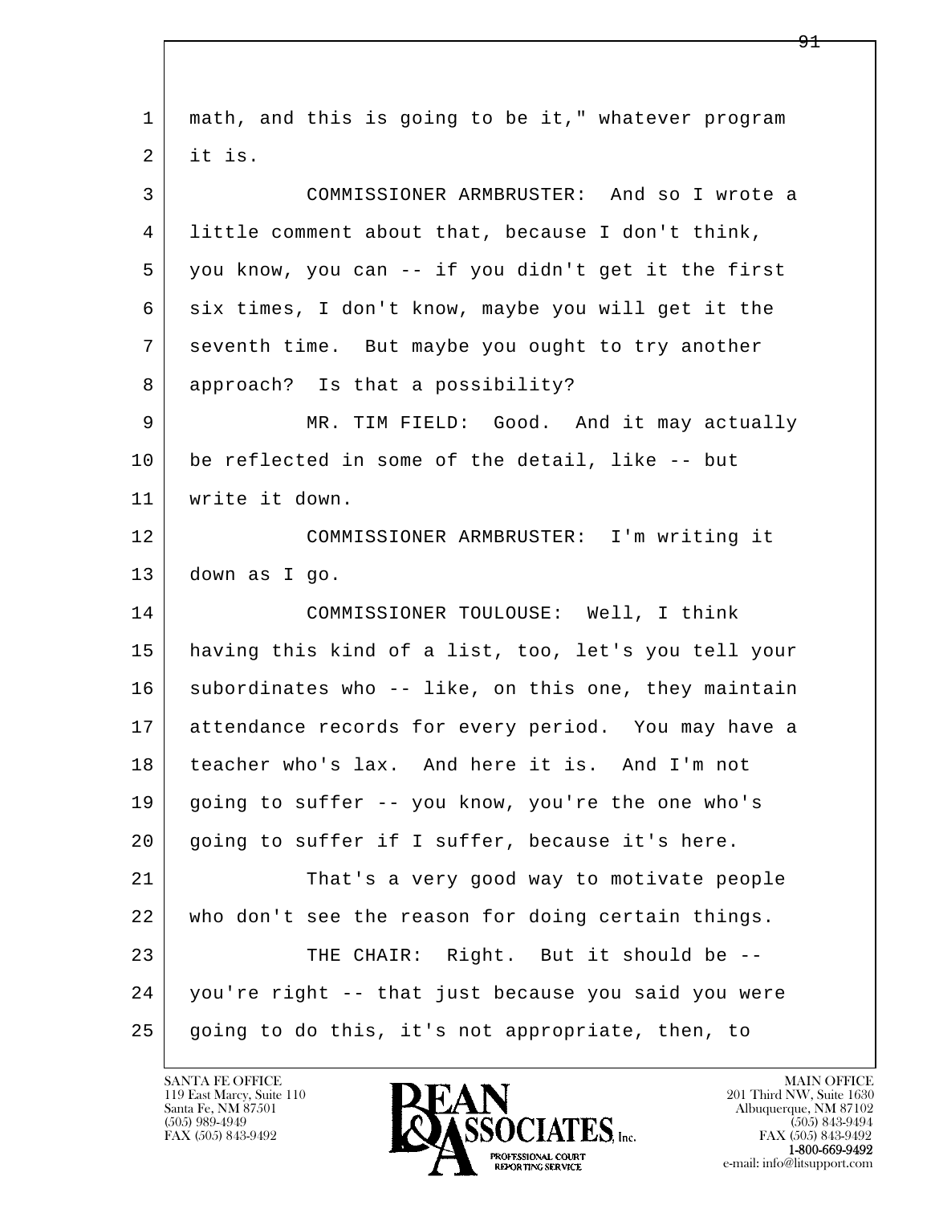math, and this is going to be it," whatever program it is.

COMMISSIONER ARMBRUSTER: And so I wrote a little comment about that, because I don't think, you know, you can -- if you didn't get it the first six times, I don't know, maybe you will get it the seventh time. But maybe you ought to try another approach? Is that a possibility?

MR. TIM FIELD: Good. And it may actually be reflected in some of the detail, like -- but write it down.

COMMISSIONER ARMBRUSTER: I'm writing it down as I go.

COMMISSIONER TOULOUSE: Well, I think having this kind of a list, too, let's you tell your subordinates who -- like, on this one, they maintain attendance records for every period. You may have a teacher who's lax. And here it is. And I'm not going to suffer -- you know, you're the one who's going to suffer if I suffer, because it's here.

That's a very good way to motivate people who don't see the reason for doing certain things.

THE CHAIR: Right. But it should be -- you're right -- that just because you said you were going to do this, it's not appropriate, then, to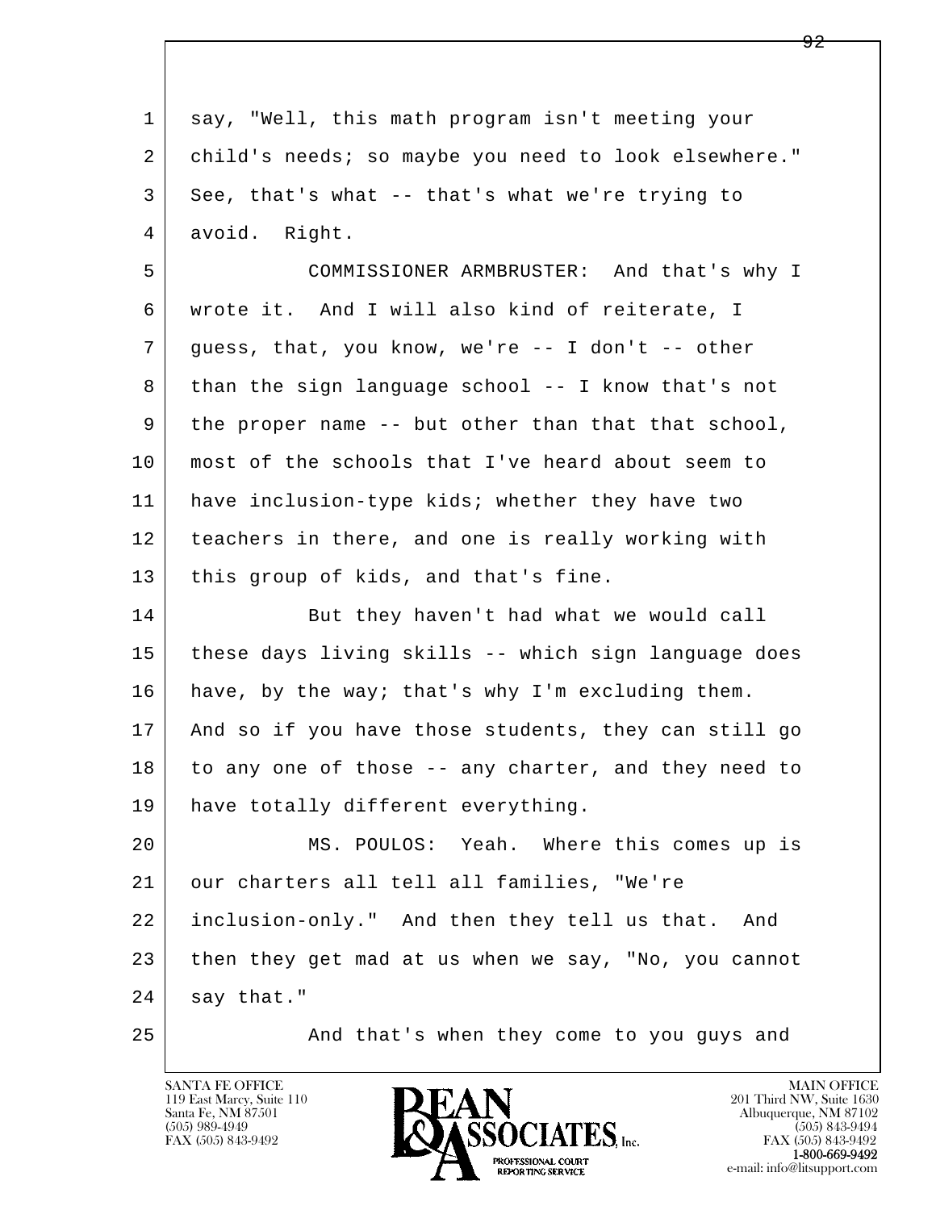say, "Well, this math program isn't meeting your child's needs; so maybe you need to look elsewhere." See, that's what -- that's what we're trying to avoid. Right.

COMMISSIONER ARMBRUSTER: And that's why I wrote it. And I will also kind of reiterate, I guess, that, you know, we're -- I don't -- other than the sign language school -- I know that's not the proper name -- but other than that that school, most of the schools that I've heard about seem to have inclusion-type kids; whether they have two teachers in there, and one is really working with this group of kids, and that's fine.

But they haven't had what we would call these days living skills -- which sign language does have, by the way; that's why I'm excluding them. And so if you have those students, they can still go to any one of those -- any charter, and they need to have totally different everything.

MS. POULOS: Yeah. Where this comes up is our charters all tell all families, "We're inclusion-only." And then they tell us that. And then they get mad at us when we say, "No, you cannot say that."

And that's when they come to you guys and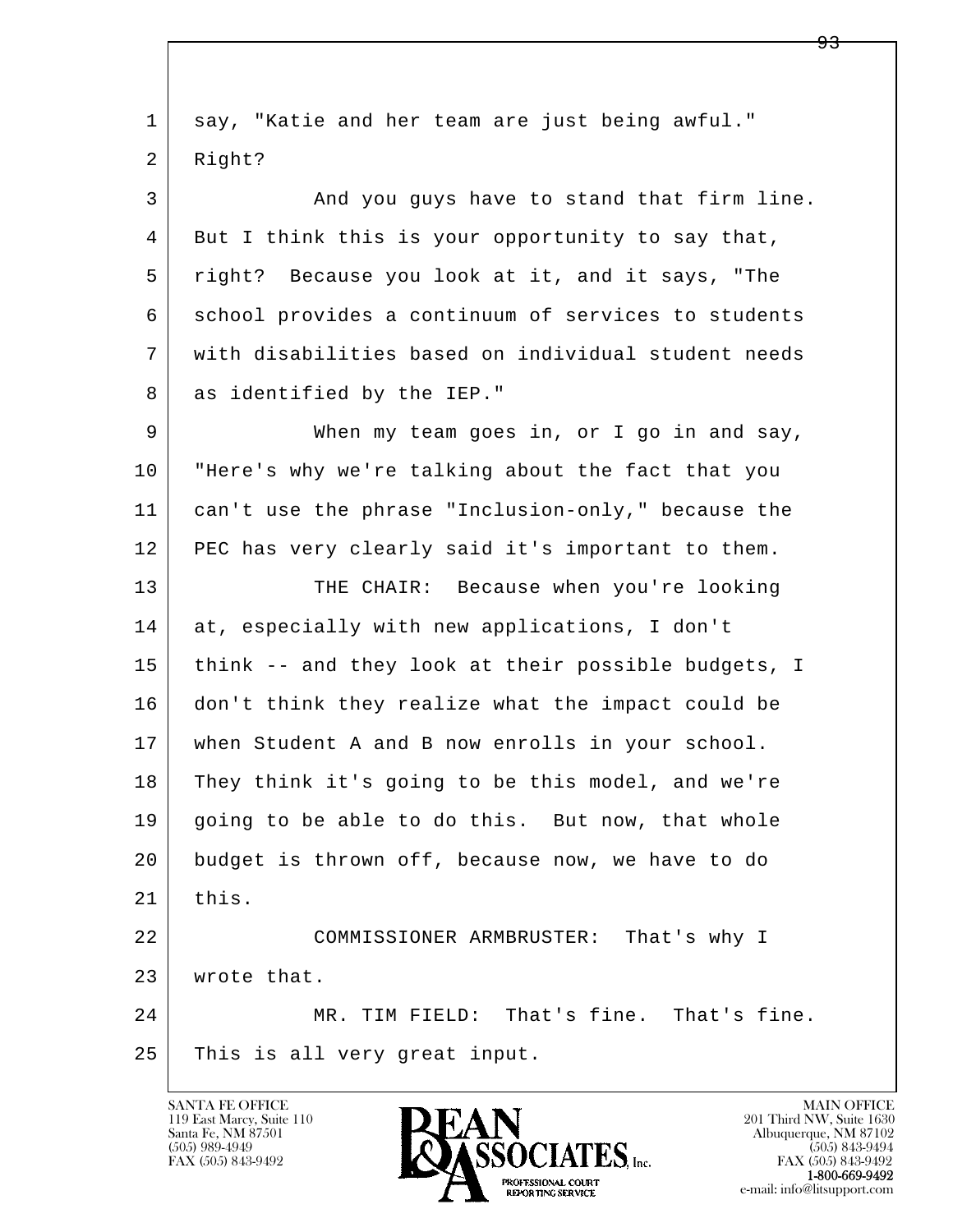say, "Katie and her team are just being awful." Right?

And you guys have to stand that firm line. But I think this is your opportunity to say that, right? Because you look at it, and it says, "The school provides a continuum of services to students with disabilities based on individual student needs as identified by the IEP."

When my team goes in, or I go in and say, "Here's why we're talking about the fact that you can't use the phrase "Inclusion-only," because the PEC has very clearly said it's important to them.

THE CHAIR: Because when you're looking at, especially with new applications, I don't think -- and they look at their possible budgets, I don't think they realize what the impact could be when Student A and B now enrolls in your school. They think it's going to be this model, and we're going to be able to do this. But now, that whole budget is thrown off, because now, we have to do this.

COMMISSIONER ARMBRUSTER: That's why I wrote that.

MR. TIM FIELD: That's fine. That's fine. This is all very great input.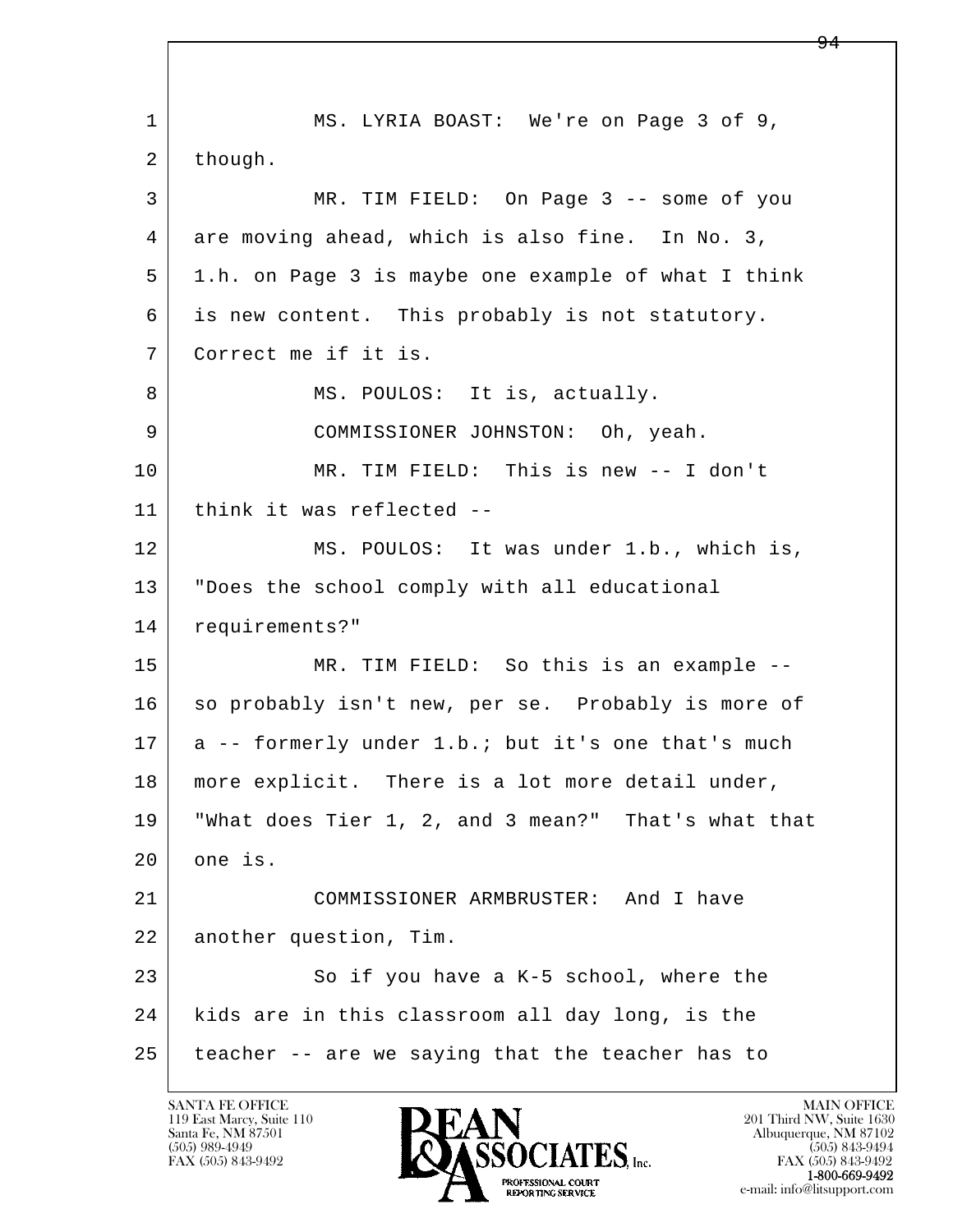MS. LYRIA BOAST: We're on Page 3 of 9, though.

MR. TIM FIELD: On Page 3 -- some of you are moving ahead, which is also fine. In No. 3, 1.h. on Page 3 is maybe one example of what I think is new content. This probably is not statutory. Correct me if it is.

MS. POULOS: It is, actually.

COMMISSIONER JOHNSTON: Oh, yeah.

MR. TIM FIELD: This is new -- I don't think it was reflected --

MS. POULOS: It was under 1.b., which is, "Does the school comply with all educational requirements?"

MR. TIM FIELD: So this is an example -- so probably isn't new, per se. Probably is more of a -- formerly under 1.b.; but it's one that's much more explicit. There is a lot more detail under, "What does Tier 1, 2, and 3 mean?" That's what that one is.

COMMISSIONER ARMBRUSTER: And I have another question, Tim.

So if you have a K-5 school, where the kids are in this classroom all day long, is the teacher -- are we saying that the teacher has to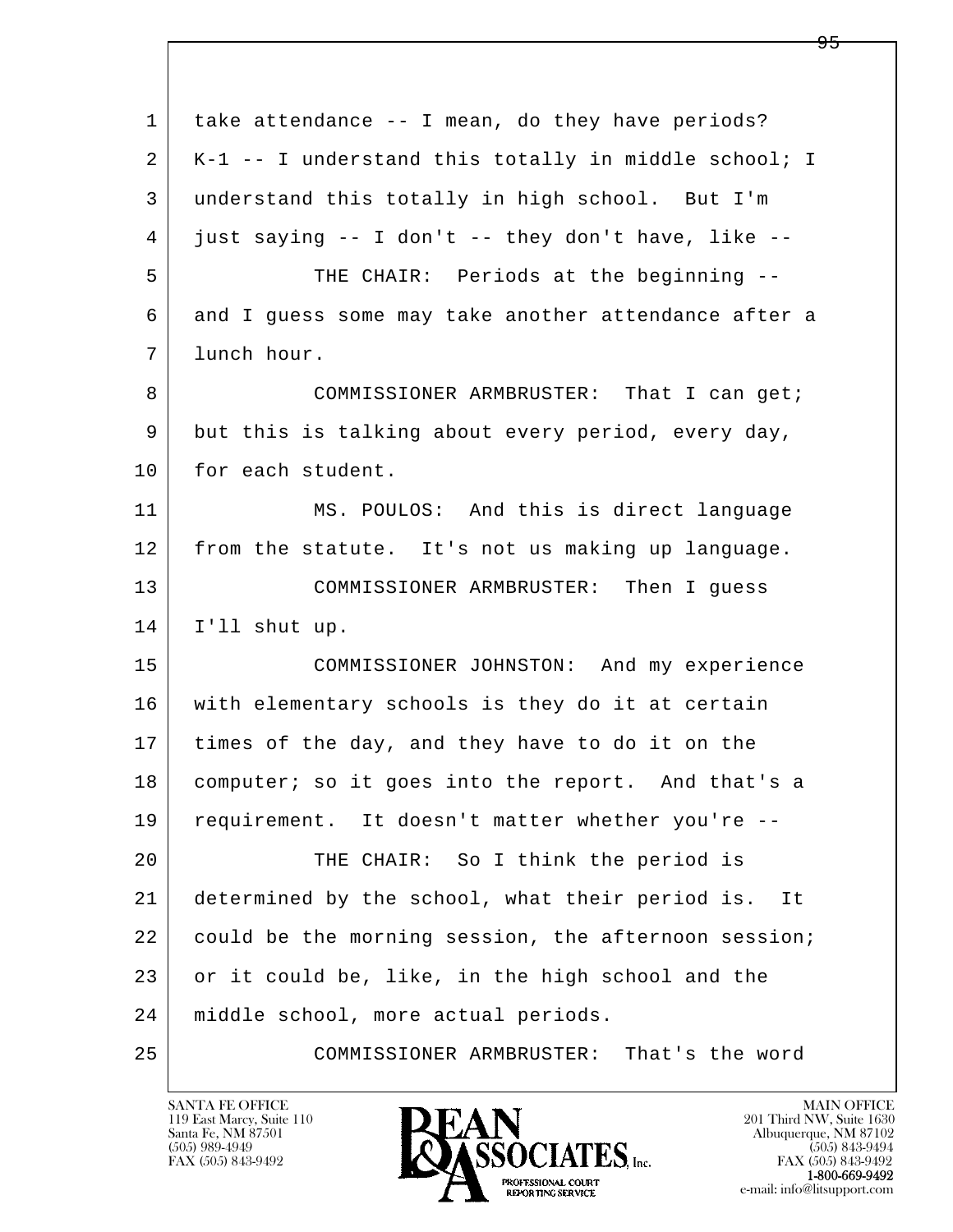1 take attendance -- I mean, do they have periods?
2 K-1 -- I understand this totally in middle school; I
3 understand this totally in high school. But I'm
4 just saying -- I don't -- they don't have, like --
5 THE CHAIR: Periods at the beginning --
6 and I guess some may take another attendance after a
7 lunch hour.
8 COMMISSIONER ARMBRUSTER: That I can get;
9 but this is talking about every period, every day,
10 for each student.
11 MS. POULOS: And this is direct language
12 from the statute. It's not us making up language.
13 COMMISSIONER ARMBRUSTER: Then I guess
14 I'll shut up.
15 COMMISSIONER JOHNSTON: And my experience
16 with elementary schools is they do it at certain
17 times of the day, and they have to do it on the
18 computer; so it goes into the report. And that's a
19 requirement. It doesn't matter whether you're --
20 THE CHAIR: So I think the period is
21 determined by the school, what their period is. It
22 could be the morning session, the afternoon session;
23 or it could be, like, in the high school and the
24 middle school, more actual periods.
25 COMMISSIONER ARMBRUSTER: That's the word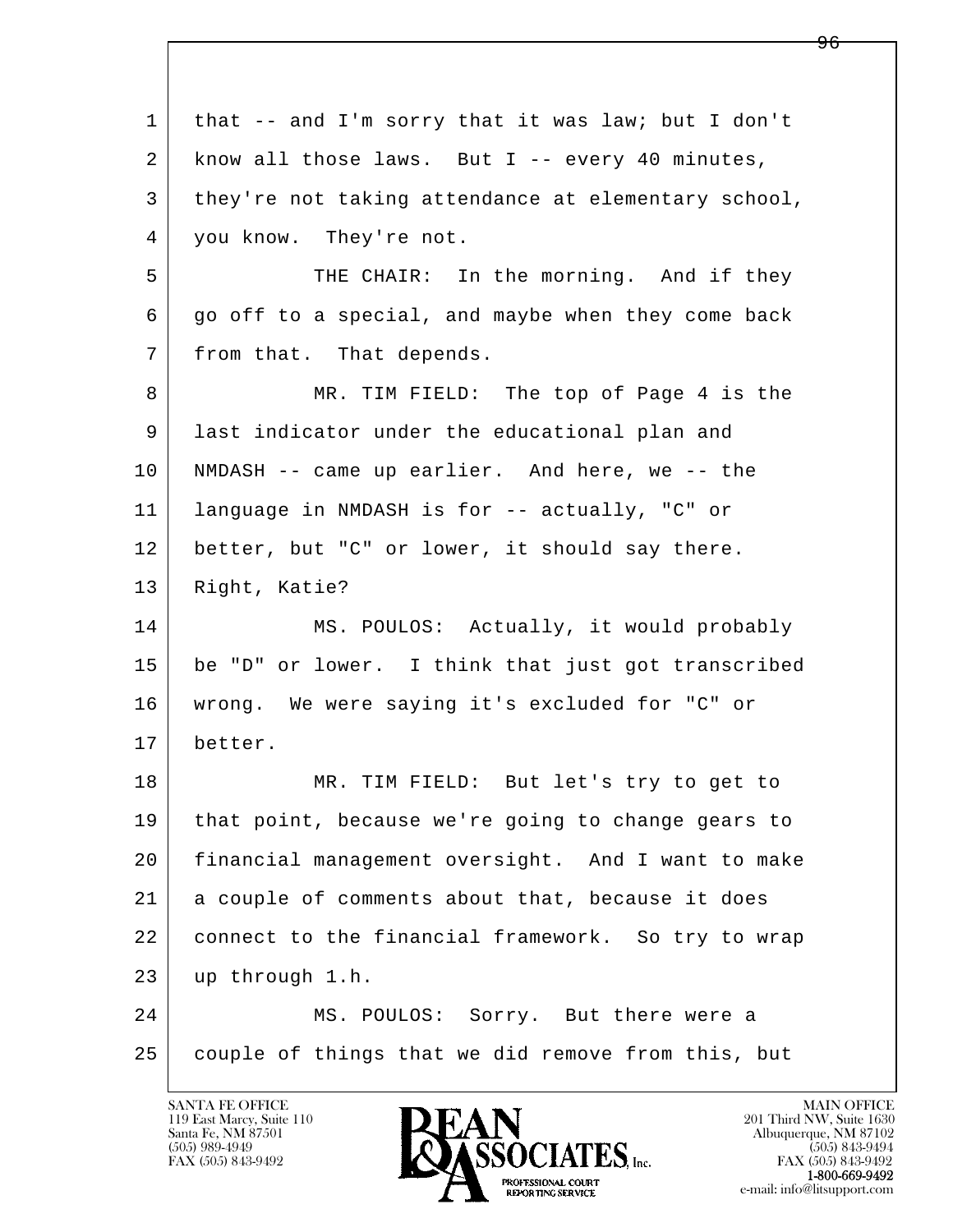1 that -- and I'm sorry that it was law; but I don't
2 know all those laws. But I -- every 40 minutes,
3 they're not taking attendance at elementary school,
4 you know. They're not.
5 THE CHAIR: In the morning. And if they
6 go off to a special, and maybe when they come back
7 from that. That depends.
8 MR. TIM FIELD: The top of Page 4 is the
9 last indicator under the educational plan and
10 NMDASH -- came up earlier. And here, we -- the
11 language in NMDASH is for -- actually, "C" or
12 better, but "C" or lower, it should say there.
13 Right, Katie?
14 MS. POULOS: Actually, it would probably
15 be "D" or lower. I think that just got transcribed
16 wrong. We were saying it's excluded for "C" or
17 better.
18 MR. TIM FIELD: But let's try to get to
19 that point, because we're going to change gears to
20 financial management oversight. And I want to make
21 a couple of comments about that, because it does
22 connect to the financial framework. So try to wrap
23 up through 1.h.
24 MS. POULOS: Sorry. But there were a
25 couple of things that we did remove from this, but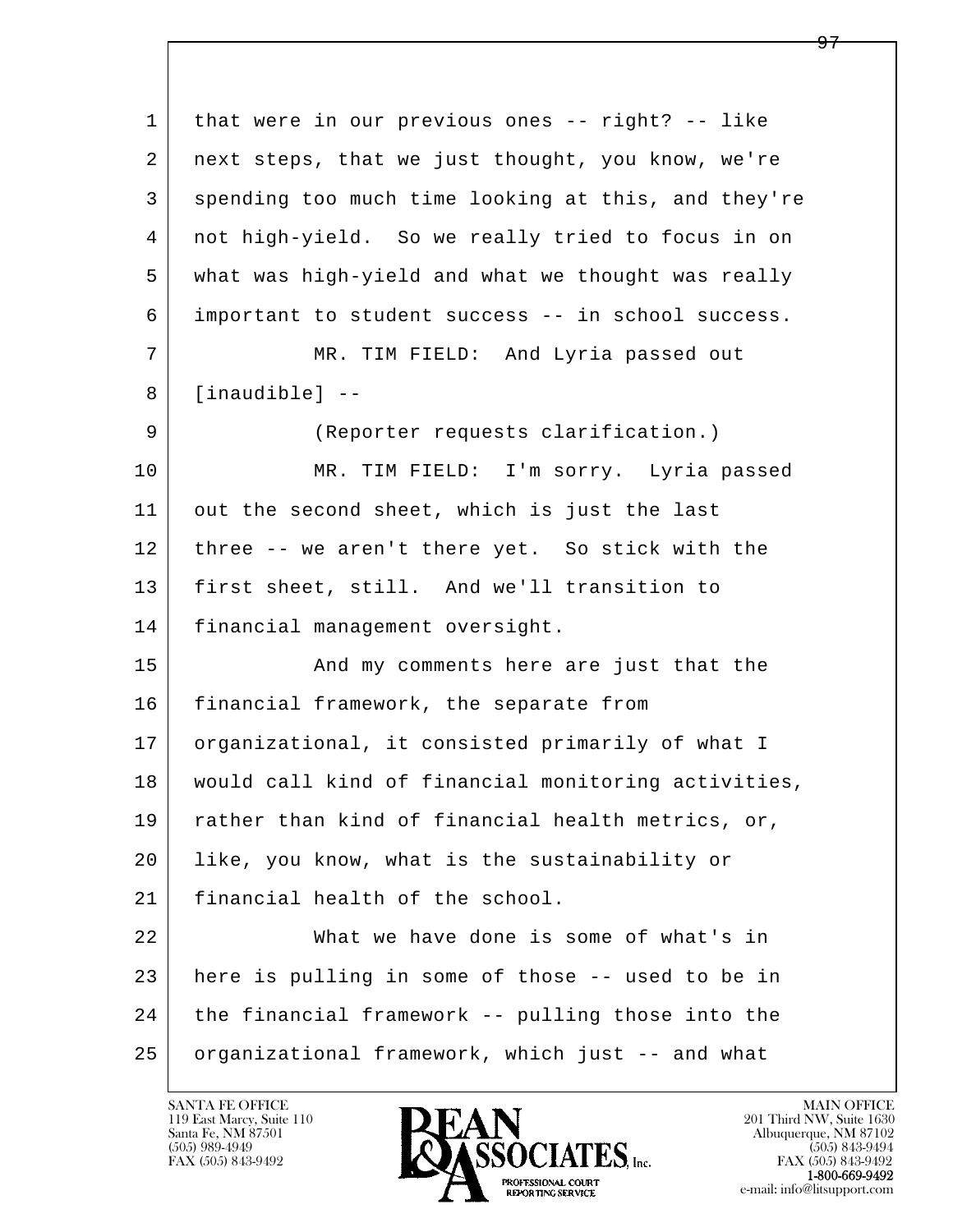1 that were in our previous ones -- right? -- like
2 next steps, that we just thought, you know, we're
3 spending too much time looking at this, and they're
4 not high-yield. So we really tried to focus in on
5 what was high-yield and what we thought was really
6 important to student success -- in school success.
7 MR. TIM FIELD: And Lyria passed out
8 [inaudible] --
9 (Reporter requests clarification.)
10 MR. TIM FIELD: I'm sorry. Lyria passed
11 out the second sheet, which is just the last
12 three -- we aren't there yet. So stick with the
13 first sheet, still. And we'll transition to
14 financial management oversight.
15 And my comments here are just that the
16 financial framework, the separate from
17 organizational, it consisted primarily of what I
18 would call kind of financial monitoring activities,
19 rather than kind of financial health metrics, or,
20 like, you know, what is the sustainability or
21 financial health of the school.
22 What we have done is some of what's in
23 here is pulling in some of those -- used to be in
24 the financial framework -- pulling those into the
25 organizational framework, which just -- and what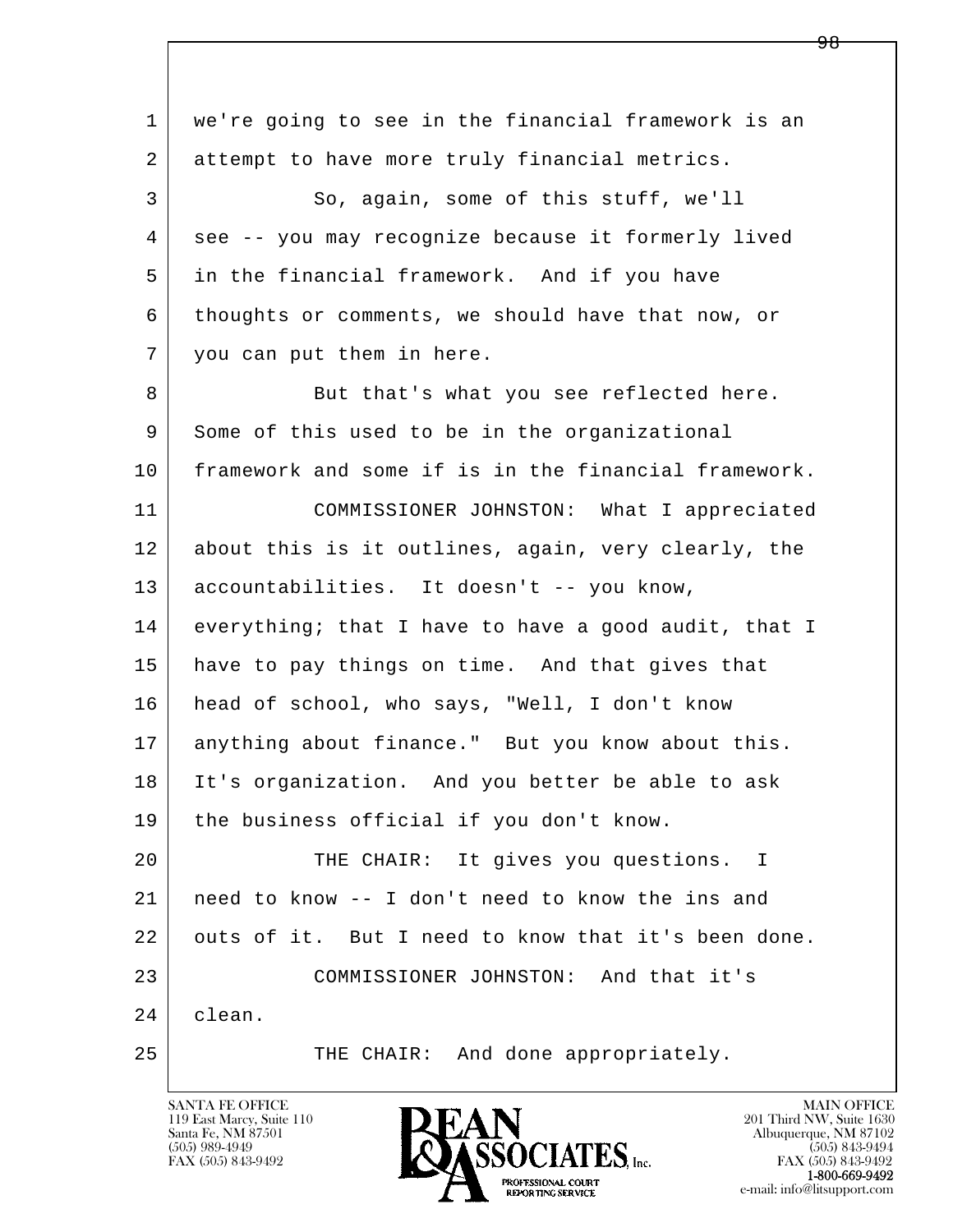1 we're going to see in the financial framework is an
2 attempt to have more truly financial metrics.
3 So, again, some of this stuff, we'll
4 see -- you may recognize because it formerly lived
5 in the financial framework. And if you have
6 thoughts or comments, we should have that now, or
7 you can put them in here.
8 But that's what you see reflected here.
9 Some of this used to be in the organizational
10 framework and some if is in the financial framework.
11 COMMISSIONER JOHNSTON: What I appreciated
12 about this is it outlines, again, very clearly, the
13 accountabilities. It doesn't -- you know,
14 everything; that I have to have a good audit, that I
15 have to pay things on time. And that gives that
16 head of school, who says, "Well, I don't know
17 anything about finance." But you know about this.
18 It's organization. And you better be able to ask
19 the business official if you don't know.
20 THE CHAIR: It gives you questions. I
21 need to know -- I don't need to know the ins and
22 outs of it. But I need to know that it's been done.
23 COMMISSIONER JOHNSTON: And that it's
24 clean.
25 THE CHAIR: And done appropriately.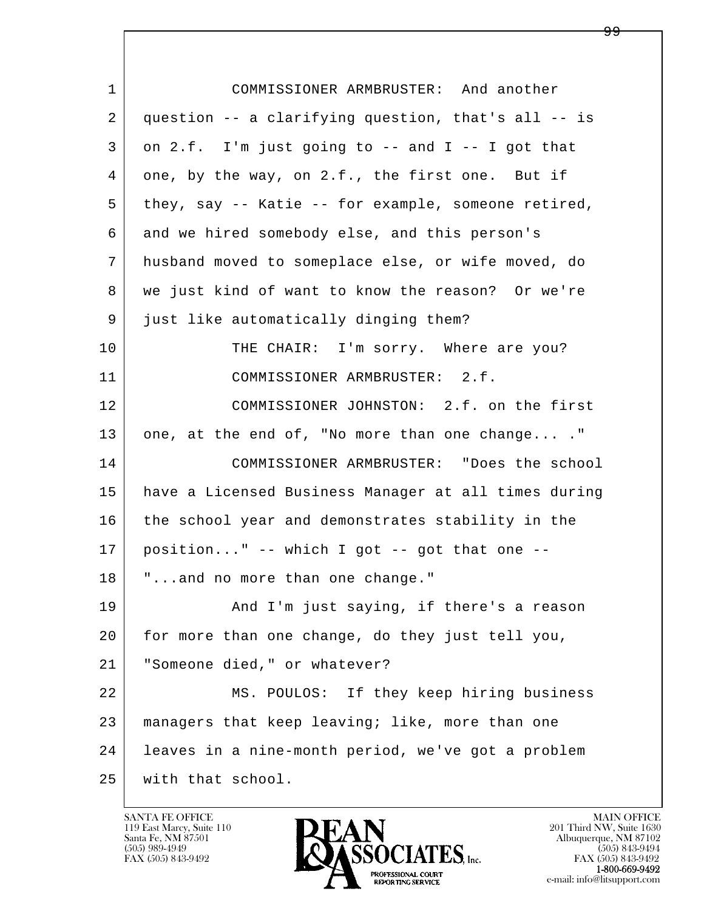1 COMMISSIONER ARMBRUSTER: And another
2 question -- a clarifying question, that's all -- is
3 on 2.f. I'm just going to -- and I -- I got that
4 one, by the way, on 2.f., the first one. But if
5 they, say -- Katie -- for example, someone retired,
6 and we hired somebody else, and this person's
7 husband moved to someplace else, or wife moved, do
8 we just kind of want to know the reason? Or we're
9 just like automatically dinging them?
10 THE CHAIR: I'm sorry. Where are you?
11 COMMISSIONER ARMBRUSTER: 2.f.
12 COMMISSIONER JOHNSTON: 2.f. on the first
13 one, at the end of, "No more than one change... ."
14 COMMISSIONER ARMBRUSTER: "Does the school
15 have a Licensed Business Manager at all times during
16 the school year and demonstrates stability in the
17 position..." -- which I got -- got that one --
18 "...and no more than one change."
19 And I'm just saying, if there's a reason
20 for more than one change, do they just tell you,
21 "Someone died," or whatever?
22 MS. POULOS: If they keep hiring business
23 managers that keep leaving; like, more than one
24 leaves in a nine-month period, we've got a problem
25 with that school.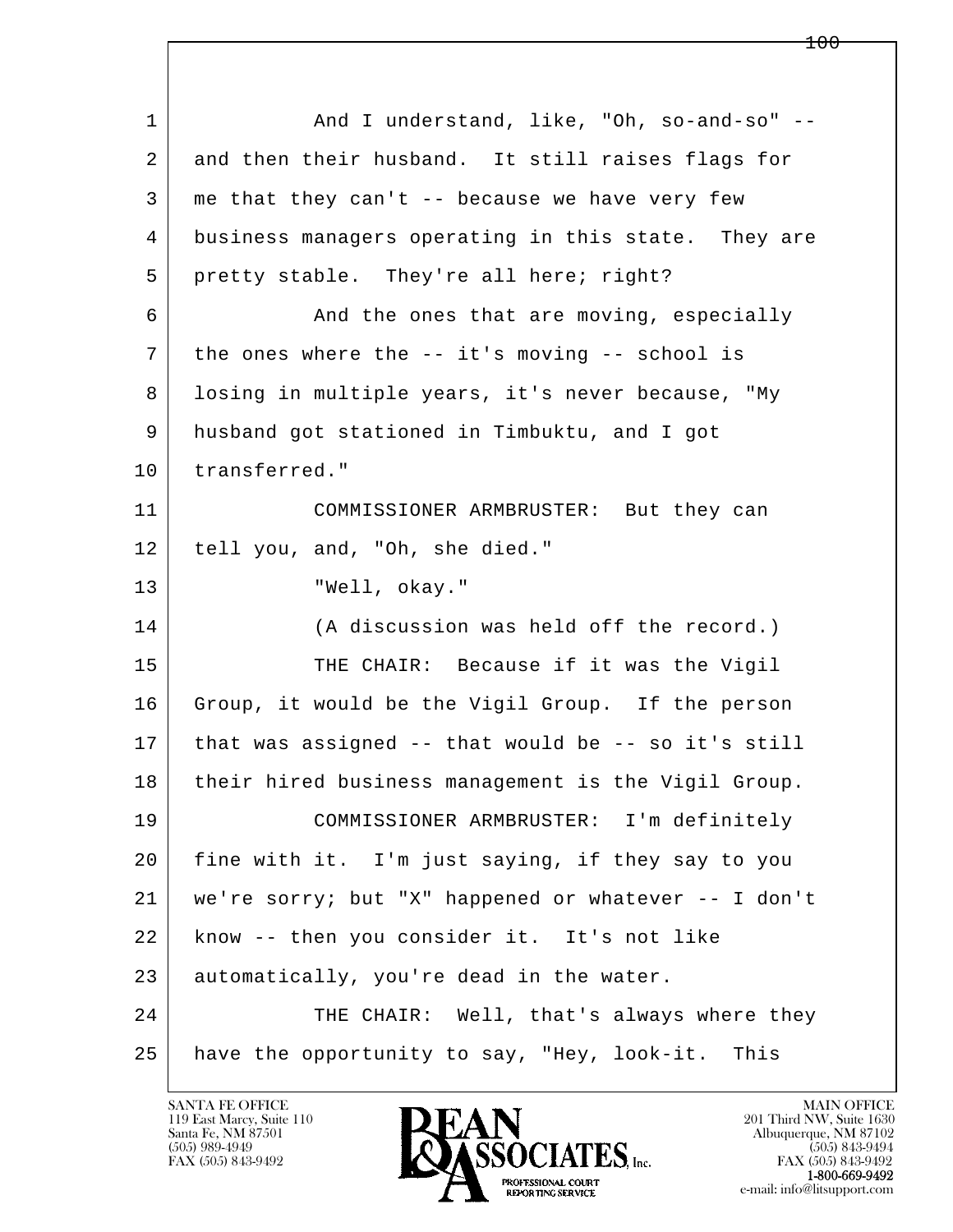1 And I understand, like, "Oh, so-and-so" --
2 and then their husband. It still raises flags for
3 me that they can't -- because we have very few
4 business managers operating in this state. They are
5 pretty stable. They're all here; right?
6 And the ones that are moving, especially
7 the ones where the -- it's moving -- school is
8 losing in multiple years, it's never because, "My
9 husband got stationed in Timbuktu, and I got
10 transferred."
11 COMMISSIONER ARMBRUSTER: But they can
12 tell you, and, "Oh, she died."
13 "Well, okay."
14 (A discussion was held off the record.)
15 THE CHAIR: Because if it was the Vigil
16 Group, it would be the Vigil Group. If the person
17 that was assigned -- that would be -- so it's still
18 their hired business management is the Vigil Group.
19 COMMISSIONER ARMBRUSTER: I'm definitely
20 fine with it. I'm just saying, if they say to you
21 we're sorry; but "X" happened or whatever -- I don't
22 know -- then you consider it. It's not like
23 automatically, you're dead in the water.
24 THE CHAIR: Well, that's always where they
25 have the opportunity to say, "Hey, look-it. This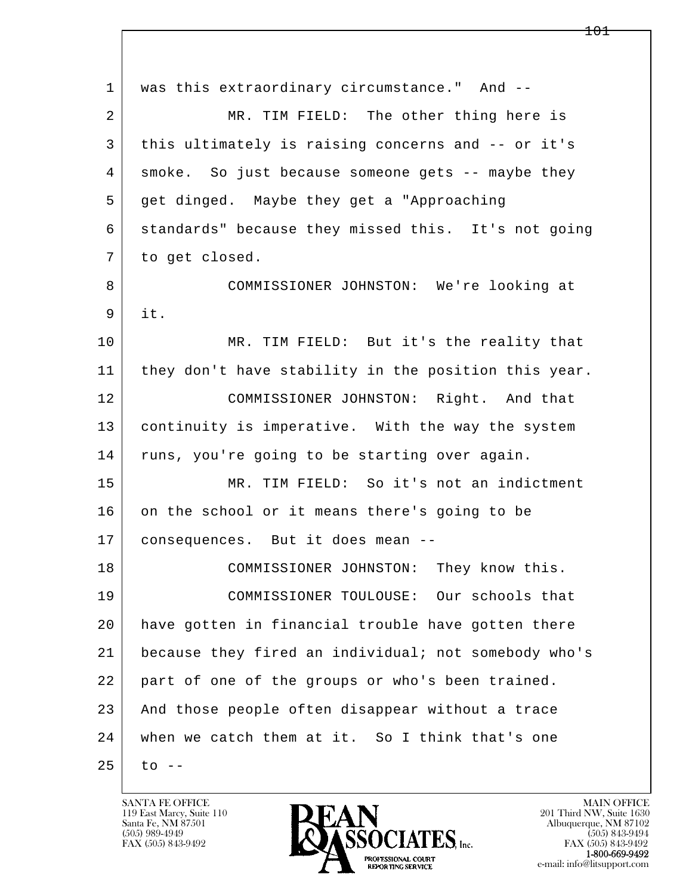was this extraordinary circumstance." And --

MR. TIM FIELD: The other thing here is this ultimately is raising concerns and -- or it's smoke. So just because someone gets -- maybe they get dinged. Maybe they get a "Approaching standards" because they missed this. It's not going to get closed.

COMMISSIONER JOHNSTON: We're looking at it.

MR. TIM FIELD: But it's the reality that they don't have stability in the position this year.

COMMISSIONER JOHNSTON: Right. And that continuity is imperative. With the way the system runs, you're going to be starting over again.

MR. TIM FIELD: So it's not an indictment on the school or it means there's going to be consequences. But it does mean --

COMMISSIONER JOHNSTON: They know this.

COMMISSIONER TOULOUSE: Our schools that have gotten in financial trouble have gotten there because they fired an individual; not somebody who's part of one of the groups or who's been trained. And those people often disappear without a trace when we catch them at it. So I think that's one to --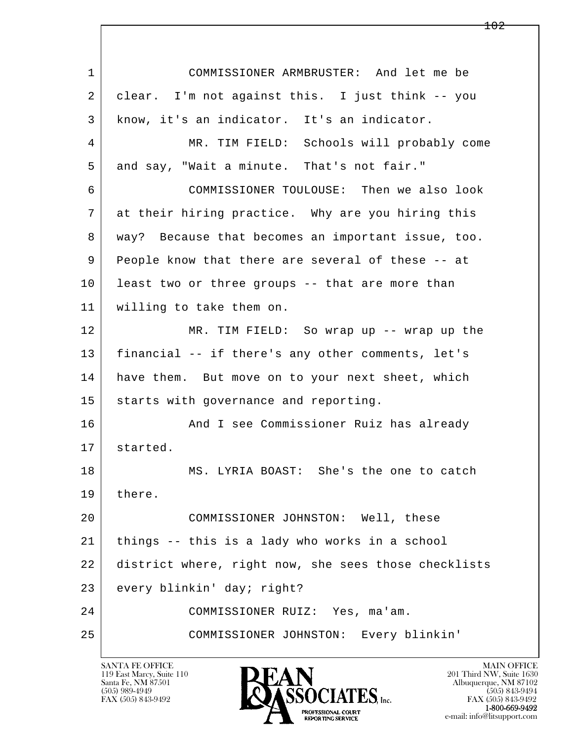COMMISSIONER ARMBRUSTER: And let me be clear. I'm not against this. I just think -- you know, it's an indicator. It's an indicator.

MR. TIM FIELD: Schools will probably come and say, "Wait a minute. That's not fair."

COMMISSIONER TOULOUSE: Then we also look at their hiring practice. Why are you hiring this way? Because that becomes an important issue, too. People know that there are several of these -- at least two or three groups -- that are more than willing to take them on.

MR. TIM FIELD: So wrap up -- wrap up the financial -- if there's any other comments, let's have them. But move on to your next sheet, which starts with governance and reporting.

And I see Commissioner Ruiz has already started.

MS. LYRIA BOAST: She's the one to catch there.

COMMISSIONER JOHNSTON: Well, these things -- this is a lady who works in a school district where, right now, she sees those checklists every blinkin' day; right?

COMMISSIONER RUIZ: Yes, ma'am.

COMMISSIONER JOHNSTON: Every blinkin'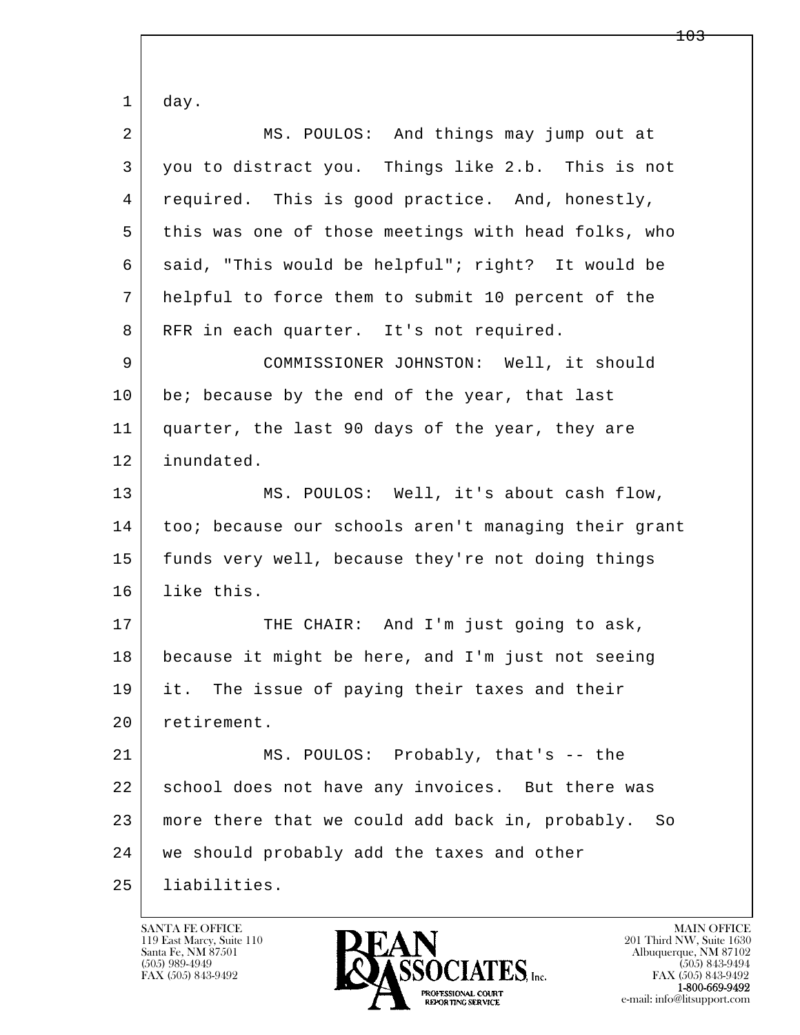1 day.

2 MS. POULOS: And things may jump out at
3 you to distract you. Things like 2.b. This is not
4 required. This is good practice. And, honestly,
5 this was one of those meetings with head folks, who
6 said, "This would be helpful"; right? It would be
7 helpful to force them to submit 10 percent of the
8 RFR in each quarter. It's not required.

9 COMMISSIONER JOHNSTON: Well, it should
10 be; because by the end of the year, that last
11 quarter, the last 90 days of the year, they are
12 inundated.

13 MS. POULOS: Well, it's about cash flow,
14 too; because our schools aren't managing their grant
15 funds very well, because they're not doing things
16 like this.

17 THE CHAIR: And I'm just going to ask,
18 because it might be here, and I'm just not seeing
19 it. The issue of paying their taxes and their
20 retirement.

21 MS. POULOS: Probably, that's -- the
22 school does not have any invoices. But there was
23 more there that we could add back in, probably. So
24 we should probably add the taxes and other
25 liabilities.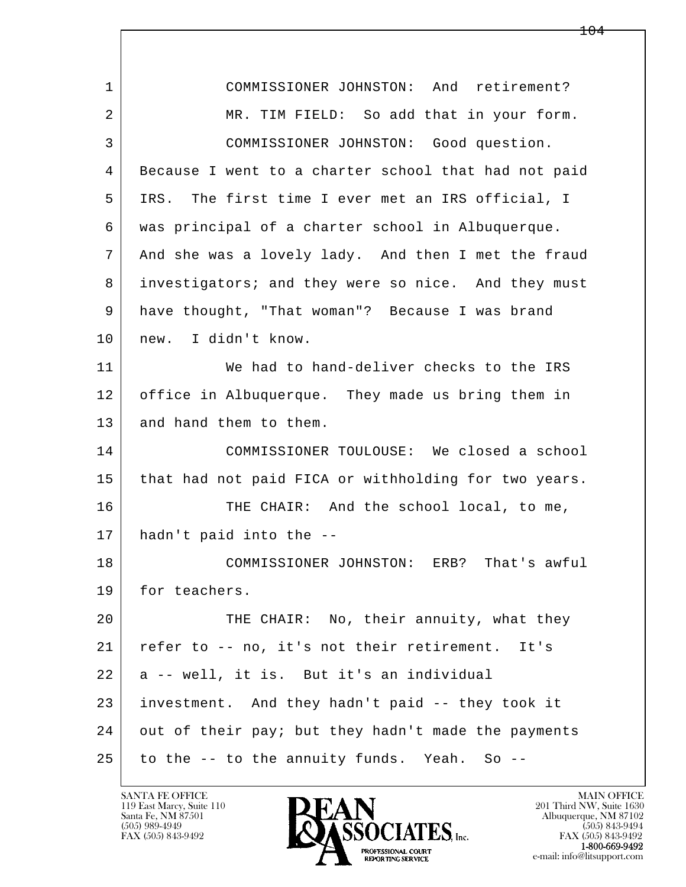1 COMMISSIONER JOHNSTON: And retirement?
2 MR. TIM FIELD: So add that in your form.
3 COMMISSIONER JOHNSTON: Good question.
4 Because I went to a charter school that had not paid
5 IRS. The first time I ever met an IRS official, I
6 was principal of a charter school in Albuquerque.
7 And she was a lovely lady. And then I met the fraud
8 investigators; and they were so nice. And they must
9 have thought, "That woman"? Because I was brand
10 new. I didn't know.
11 We had to hand-deliver checks to the IRS
12 office in Albuquerque. They made us bring them in
13 and hand them to them.
14 COMMISSIONER TOULOUSE: We closed a school
15 that had not paid FICA or withholding for two years.
16 THE CHAIR: And the school local, to me,
17 hadn't paid into the --
18 COMMISSIONER JOHNSTON: ERB? That's awful
19 for teachers.
20 THE CHAIR: No, their annuity, what they
21 refer to -- no, it's not their retirement. It's
22 a -- well, it is. But it's an individual
23 investment. And they hadn't paid -- they took it
24 out of their pay; but they hadn't made the payments
25 to the -- to the annuity funds. Yeah. So --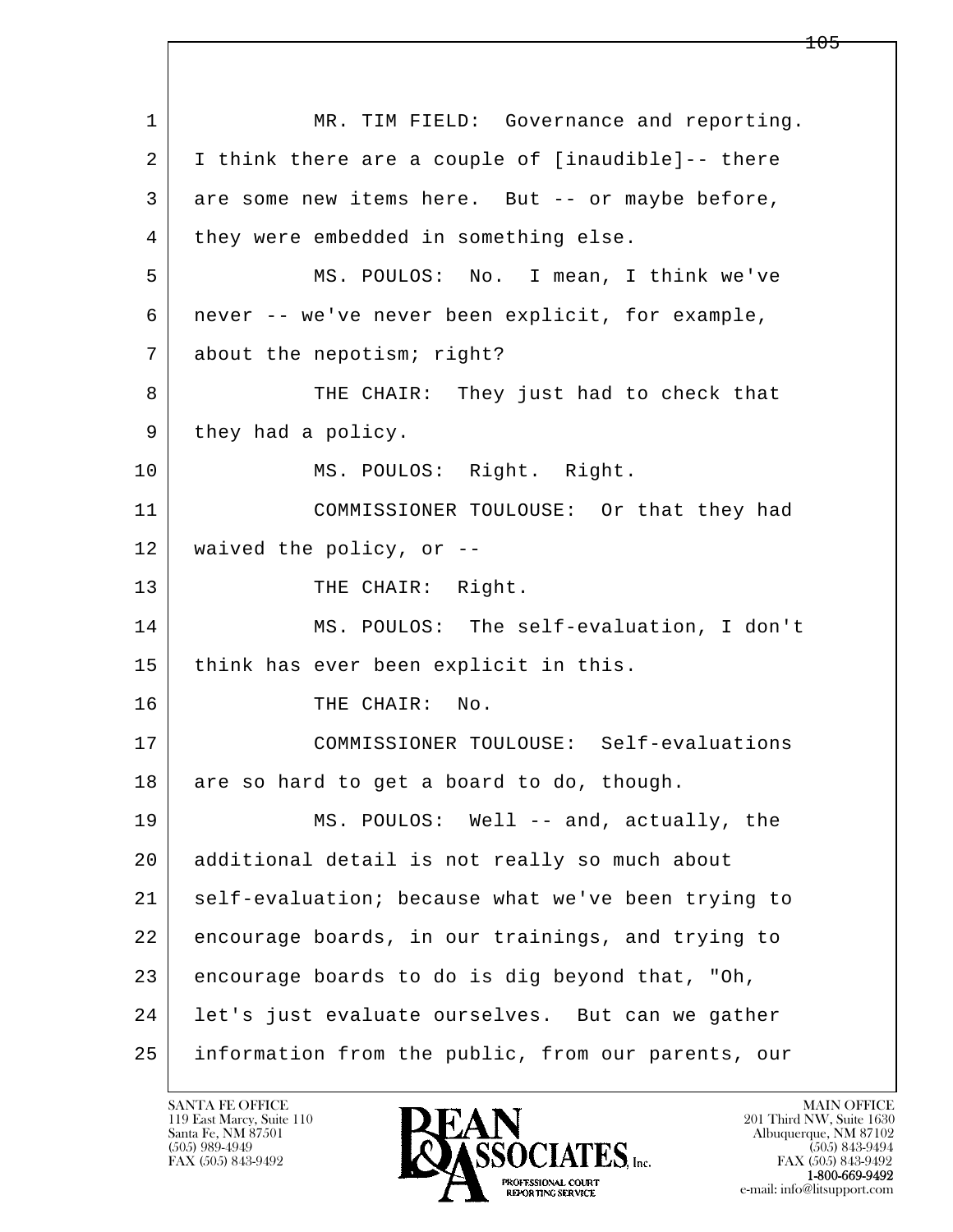1 MR. TIM FIELD: Governance and reporting.
2 I think there are a couple of [inaudible]-- there
3 are some new items here. But -- or maybe before,
4 they were embedded in something else.
5 MS. POULOS: No. I mean, I think we've
6 never -- we've never been explicit, for example,
7 about the nepotism; right?
8 THE CHAIR: They just had to check that
9 they had a policy.
10 MS. POULOS: Right. Right.
11 COMMISSIONER TOULOUSE: Or that they had
12 waived the policy, or --
13 THE CHAIR: Right.
14 MS. POULOS: The self-evaluation, I don't
15 think has ever been explicit in this.
16 THE CHAIR: No.
17 COMMISSIONER TOULOUSE: Self-evaluations
18 are so hard to get a board to do, though.
19 MS. POULOS: Well -- and, actually, the
20 additional detail is not really so much about
21 self-evaluation; because what we've been trying to
22 encourage boards, in our trainings, and trying to
23 encourage boards to do is dig beyond that, "Oh,
24 let's just evaluate ourselves. But can we gather
25 information from the public, from our parents, our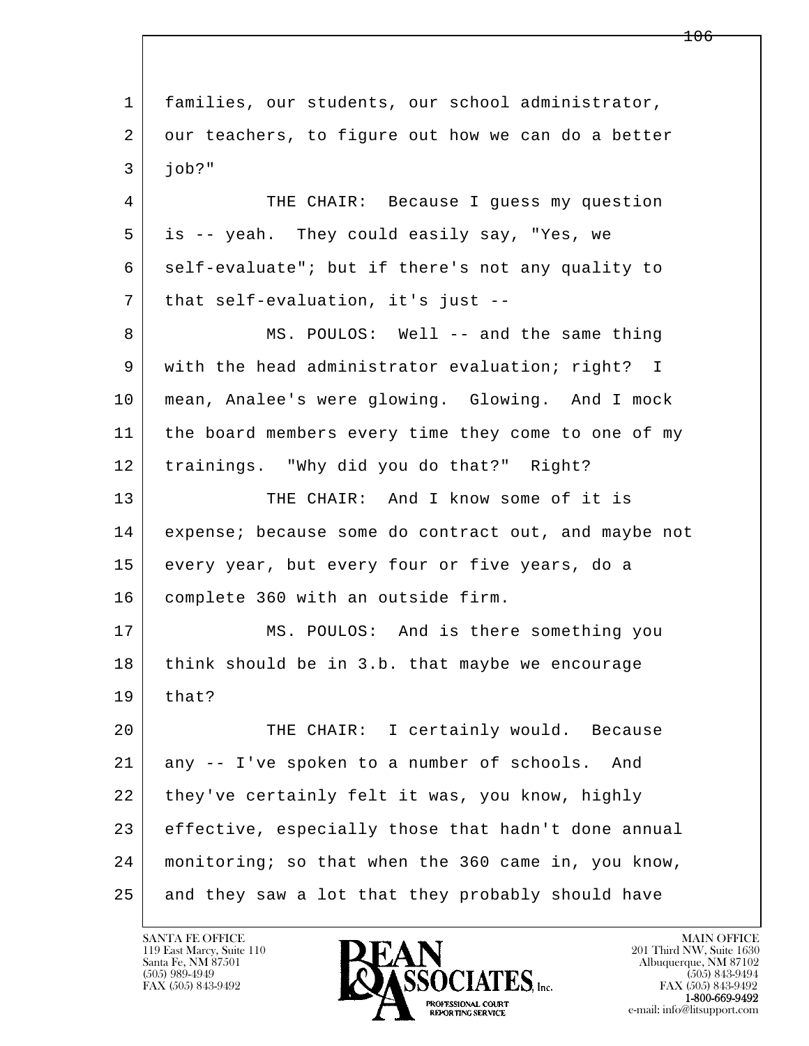1 families, our students, our school administrator,
2 our teachers, to figure out how we can do a better
3 job?"

4 THE CHAIR: Because I guess my question
5 is -- yeah. They could easily say, "Yes, we
6 self-evaluate"; but if there's not any quality to
7 that self-evaluation, it's just --

8 MS. POULOS: Well -- and the same thing
9 with the head administrator evaluation; right? I
10 mean, Analee's were glowing. Glowing. And I mock
11 the board members every time they come to one of my
12 trainings. "Why did you do that?" Right?

13 THE CHAIR: And I know some of it is
14 expense; because some do contract out, and maybe not
15 every year, but every four or five years, do a
16 complete 360 with an outside firm.

17 MS. POULOS: And is there something you
18 think should be in 3.b. that maybe we encourage
19 that?

20 THE CHAIR: I certainly would. Because
21 any -- I've spoken to a number of schools. And
22 they've certainly felt it was, you know, highly
23 effective, especially those that hadn't done annual
24 monitoring; so that when the 360 came in, you know,
25 and they saw a lot that they probably should have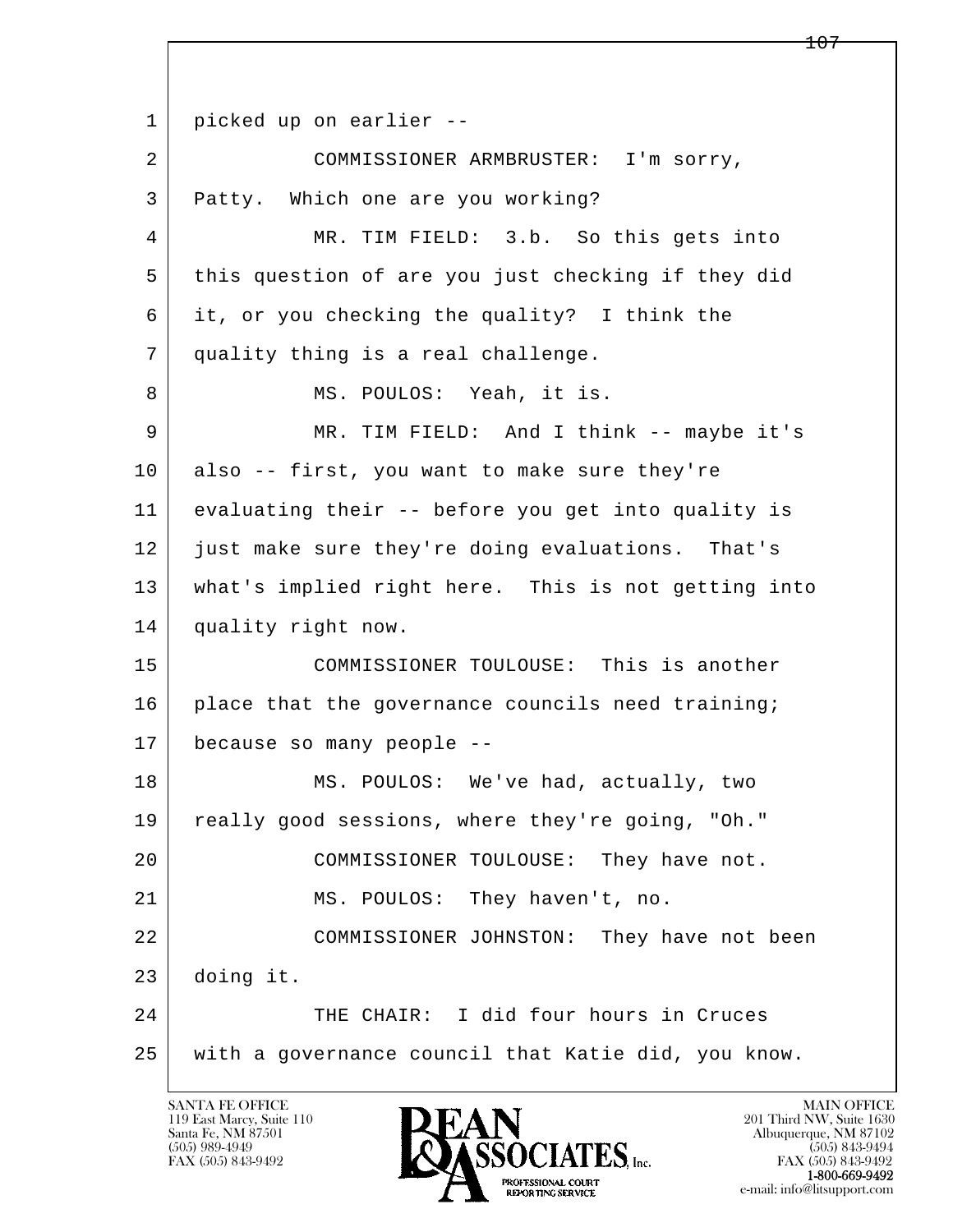1 picked up on earlier --

2 COMMISSIONER ARMBRUSTER: I'm sorry,

3 Patty. Which one are you working?

4 MR. TIM FIELD: 3.b. So this gets into

5 this question of are you just checking if they did

6 it, or you checking the quality? I think the

7 quality thing is a real challenge.

8 MS. POULOS: Yeah, it is.

9 MR. TIM FIELD: And I think -- maybe it's

10 also -- first, you want to make sure they're

11 evaluating their -- before you get into quality is

12 just make sure they're doing evaluations. That's

13 what's implied right here. This is not getting into

14 quality right now.

15 COMMISSIONER TOULOUSE: This is another

16 place that the governance councils need training;

17 because so many people --

18 MS. POULOS: We've had, actually, two

19 really good sessions, where they're going, "Oh."

20 COMMISSIONER TOULOUSE: They have not.

21 MS. POULOS: They haven't, no.

22 COMMISSIONER JOHNSTON: They have not been

23 doing it.

24 THE CHAIR: I did four hours in Cruces

25 with a governance council that Katie did, you know.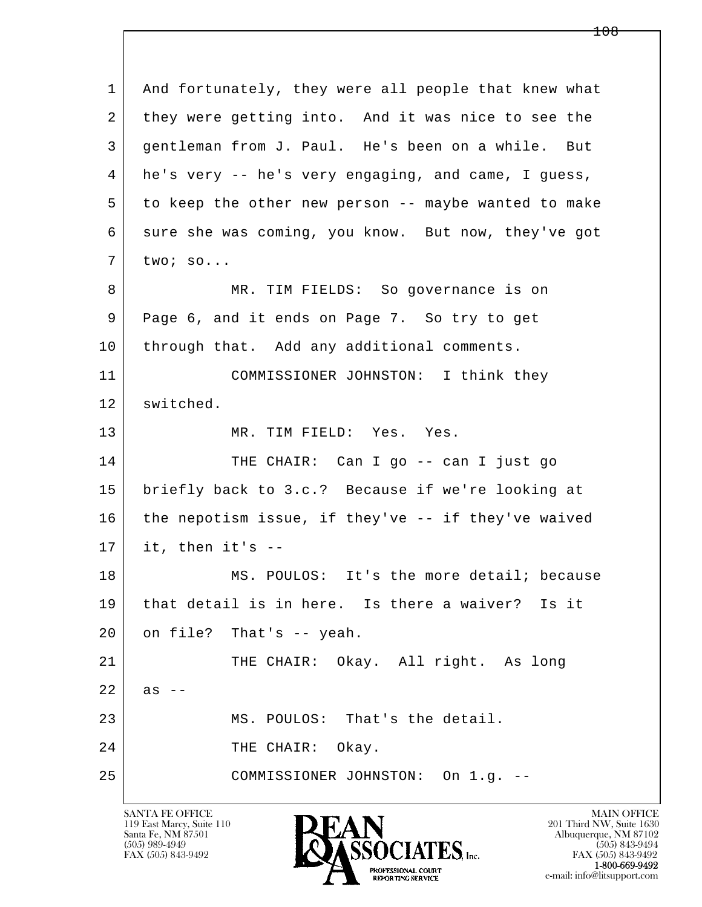1 And fortunately, they were all people that knew what
2 they were getting into. And it was nice to see the
3 gentleman from J. Paul. He's been on a while. But
4 he's very -- he's very engaging, and came, I guess,
5 to keep the other new person -- maybe wanted to make
6 sure she was coming, you know. But now, they've got
7 two; so...
8 MR. TIM FIELDS: So governance is on
9 Page 6, and it ends on Page 7. So try to get
10 through that. Add any additional comments.
11 COMMISSIONER JOHNSTON: I think they
12 switched.
13 MR. TIM FIELD: Yes. Yes.
14 THE CHAIR: Can I go -- can I just go
15 briefly back to 3.c.? Because if we're looking at
16 the nepotism issue, if they've -- if they've waived
17 it, then it's --
18 MS. POULOS: It's the more detail; because
19 that detail is in here. Is there a waiver? Is it
20 on file? That's -- yeah.
21 THE CHAIR: Okay. All right. As long
22 as --
23 MS. POULOS: That's the detail.
24 THE CHAIR: Okay.
25 COMMISSIONER JOHNSTON: On 1.g. --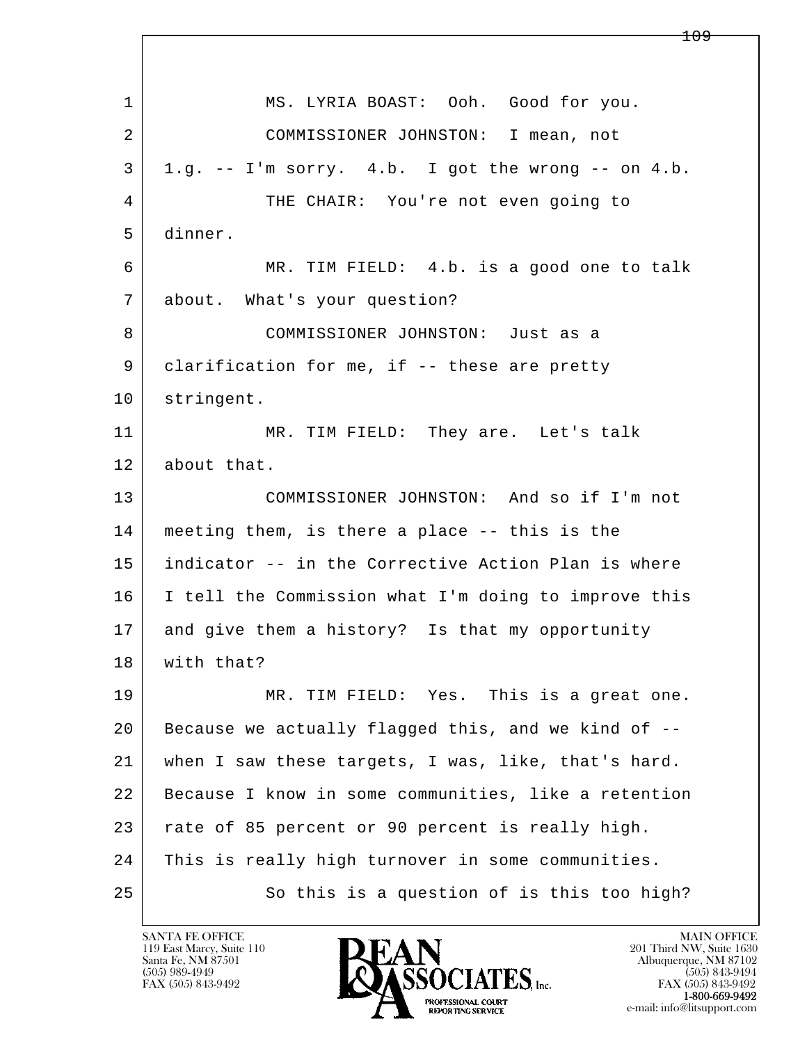MS. LYRIA BOAST: Ooh. Good for you.

COMMISSIONER JOHNSTON: I mean, not 1.g. -- I'm sorry. 4.b. I got the wrong -- on 4.b.

THE CHAIR: You're not even going to dinner.

MR. TIM FIELD: 4.b. is a good one to talk about. What's your question?

COMMISSIONER JOHNSTON: Just as a clarification for me, if -- these are pretty stringent.

MR. TIM FIELD: They are. Let's talk about that.

COMMISSIONER JOHNSTON: And so if I'm not meeting them, is there a place -- this is the indicator -- in the Corrective Action Plan is where I tell the Commission what I'm doing to improve this and give them a history? Is that my opportunity with that?

MR. TIM FIELD: Yes. This is a great one. Because we actually flagged this, and we kind of -- when I saw these targets, I was, like, that's hard. Because I know in some communities, like a retention rate of 85 percent or 90 percent is really high. This is really high turnover in some communities.

So this is a question of is this too high?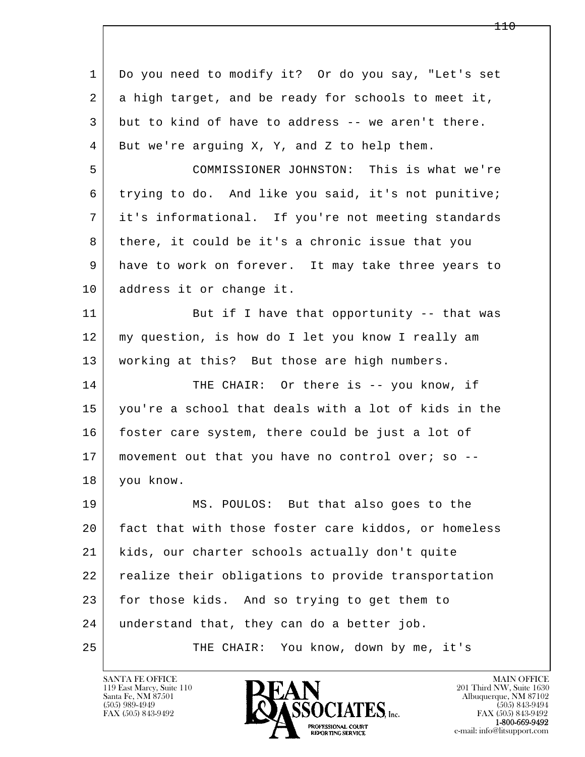1 Do you need to modify it? Or do you say, "Let's set
2 a high target, and be ready for schools to meet it,
3 but to kind of have to address -- we aren't there.
4 But we're arguing X, Y, and Z to help them.
5 COMMISSIONER JOHNSTON: This is what we're
6 trying to do. And like you said, it's not punitive;
7 it's informational. If you're not meeting standards
8 there, it could be it's a chronic issue that you
9 have to work on forever. It may take three years to
10 address it or change it.
11 But if I have that opportunity -- that was
12 my question, is how do I let you know I really am
13 working at this? But those are high numbers.
14 THE CHAIR: Or there is -- you know, if
15 you're a school that deals with a lot of kids in the
16 foster care system, there could be just a lot of
17 movement out that you have no control over; so --
18 you know.
19 MS. POULOS: But that also goes to the
20 fact that with those foster care kiddos, or homeless
21 kids, our charter schools actually don't quite
22 realize their obligations to provide transportation
23 for those kids. And so trying to get them to
24 understand that, they can do a better job.
25 THE CHAIR: You know, down by me, it's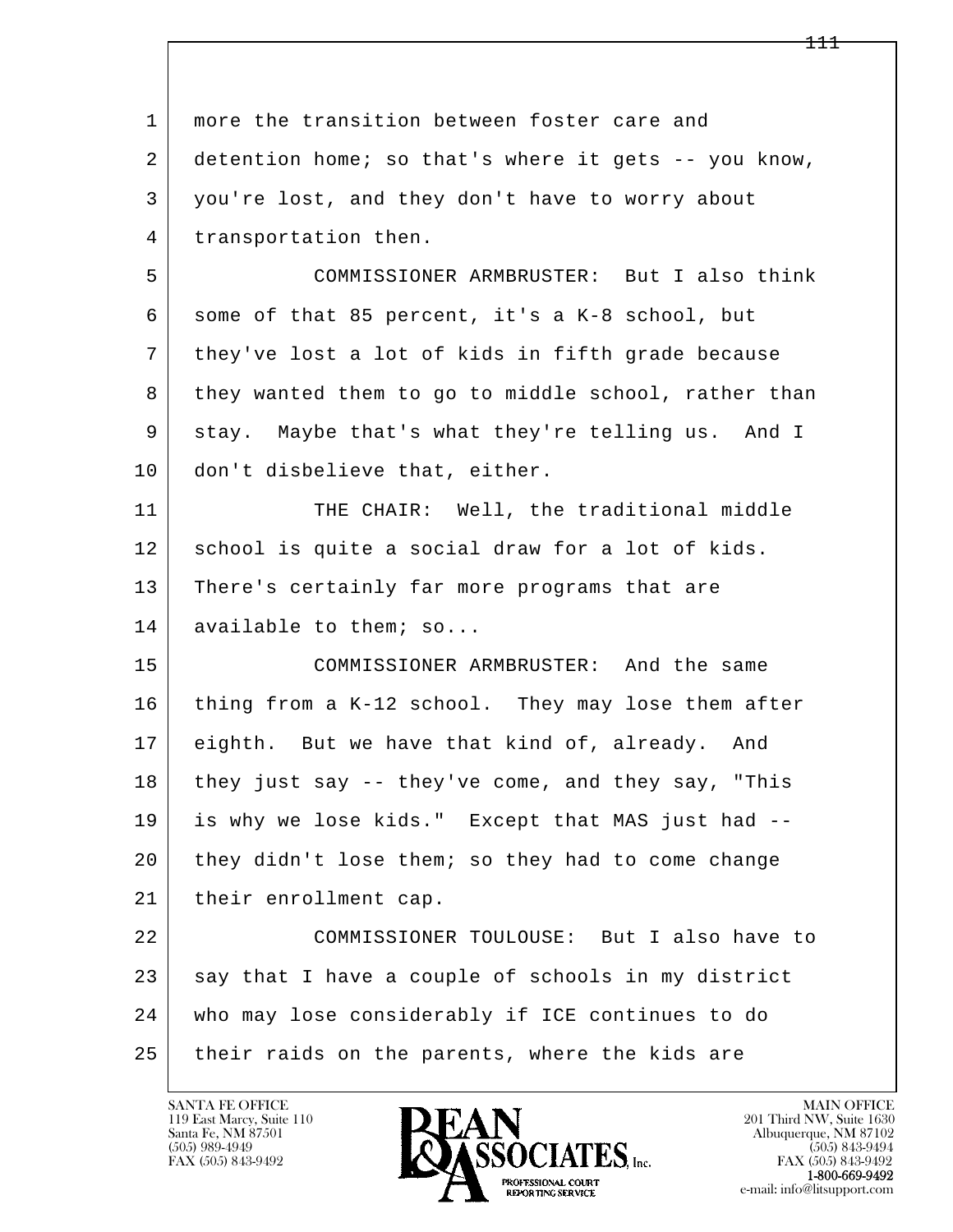more the transition between foster care and detention home; so that's where it gets -- you know, you're lost, and they don't have to worry about transportation then.

COMMISSIONER ARMBRUSTER: But I also think some of that 85 percent, it's a K-8 school, but they've lost a lot of kids in fifth grade because they wanted them to go to middle school, rather than stay. Maybe that's what they're telling us. And I don't disbelieve that, either.

THE CHAIR: Well, the traditional middle school is quite a social draw for a lot of kids. There's certainly far more programs that are available to them; so...

COMMISSIONER ARMBRUSTER: And the same thing from a K-12 school. They may lose them after eighth. But we have that kind of, already. And they just say -- they've come, and they say, "This is why we lose kids." Except that MAS just had -- they didn't lose them; so they had to come change their enrollment cap.

COMMISSIONER TOULOUSE: But I also have to say that I have a couple of schools in my district who may lose considerably if ICE continues to do their raids on the parents, where the kids are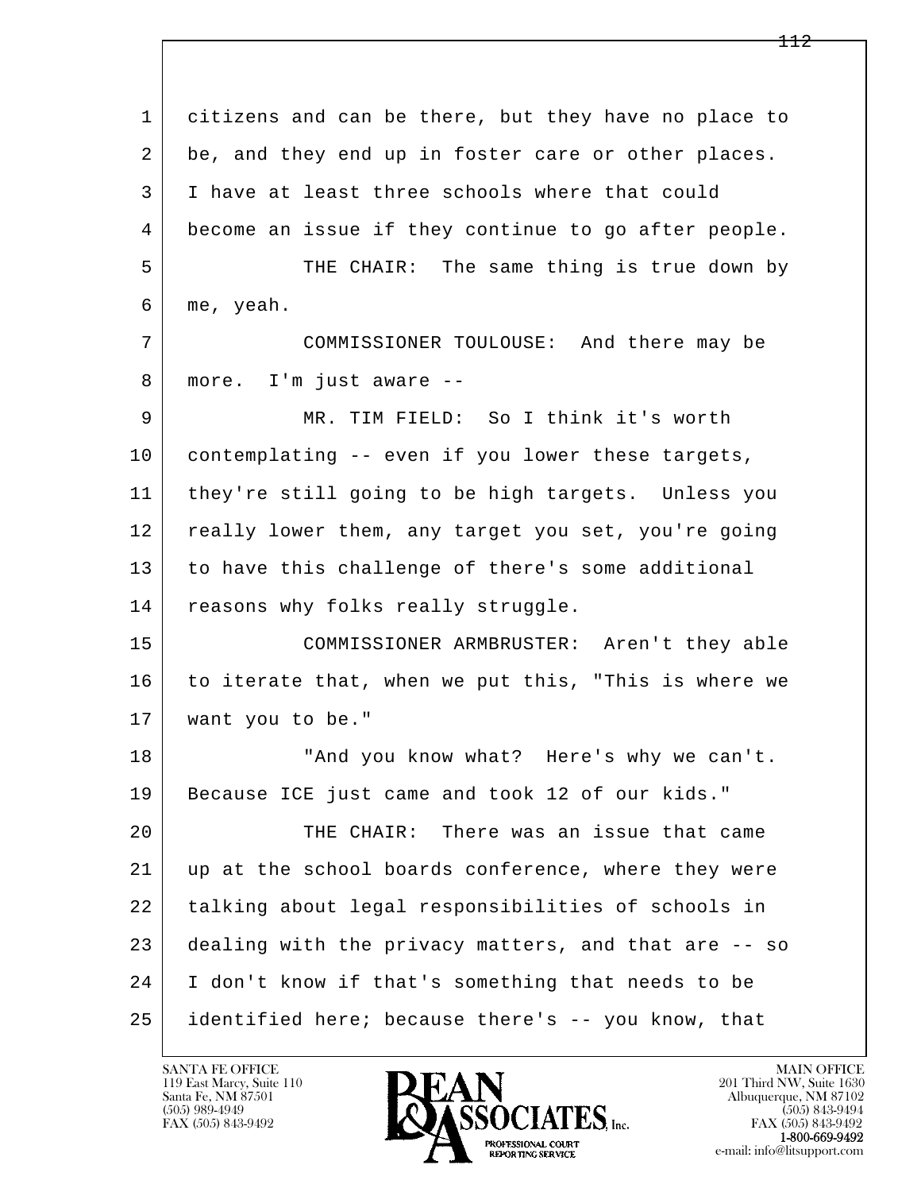1 citizens and can be there, but they have no place to
2 be, and they end up in foster care or other places.
3 I have at least three schools where that could
4 become an issue if they continue to go after people.
5 THE CHAIR: The same thing is true down by
6 me, yeah.
7 COMMISSIONER TOULOUSE: And there may be
8 more. I'm just aware --
9 MR. TIM FIELD: So I think it's worth
10 contemplating -- even if you lower these targets,
11 they're still going to be high targets. Unless you
12 really lower them, any target you set, you're going
13 to have this challenge of there's some additional
14 reasons why folks really struggle.
15 COMMISSIONER ARMBRUSTER: Aren't they able
16 to iterate that, when we put this, "This is where we
17 want you to be."
18 "And you know what? Here's why we can't.
19 Because ICE just came and took 12 of our kids."
20 THE CHAIR: There was an issue that came
21 up at the school boards conference, where they were
22 talking about legal responsibilities of schools in
23 dealing with the privacy matters, and that are -- so
24 I don't know if that's something that needs to be
25 identified here; because there's -- you know, that

SANTA FE OFFICE
119 East Marcy, Suite 110
Santa Fe, NM 87501
(505) 989-4949
FAX (505) 843-9492

MAIN OFFICE
201 Third NW, Suite 1630
Albuquerque, NM 87102
(505) 843-9494
FAX (505) 843-9492
1-800-669-9492
e-mail: info@litsupport.com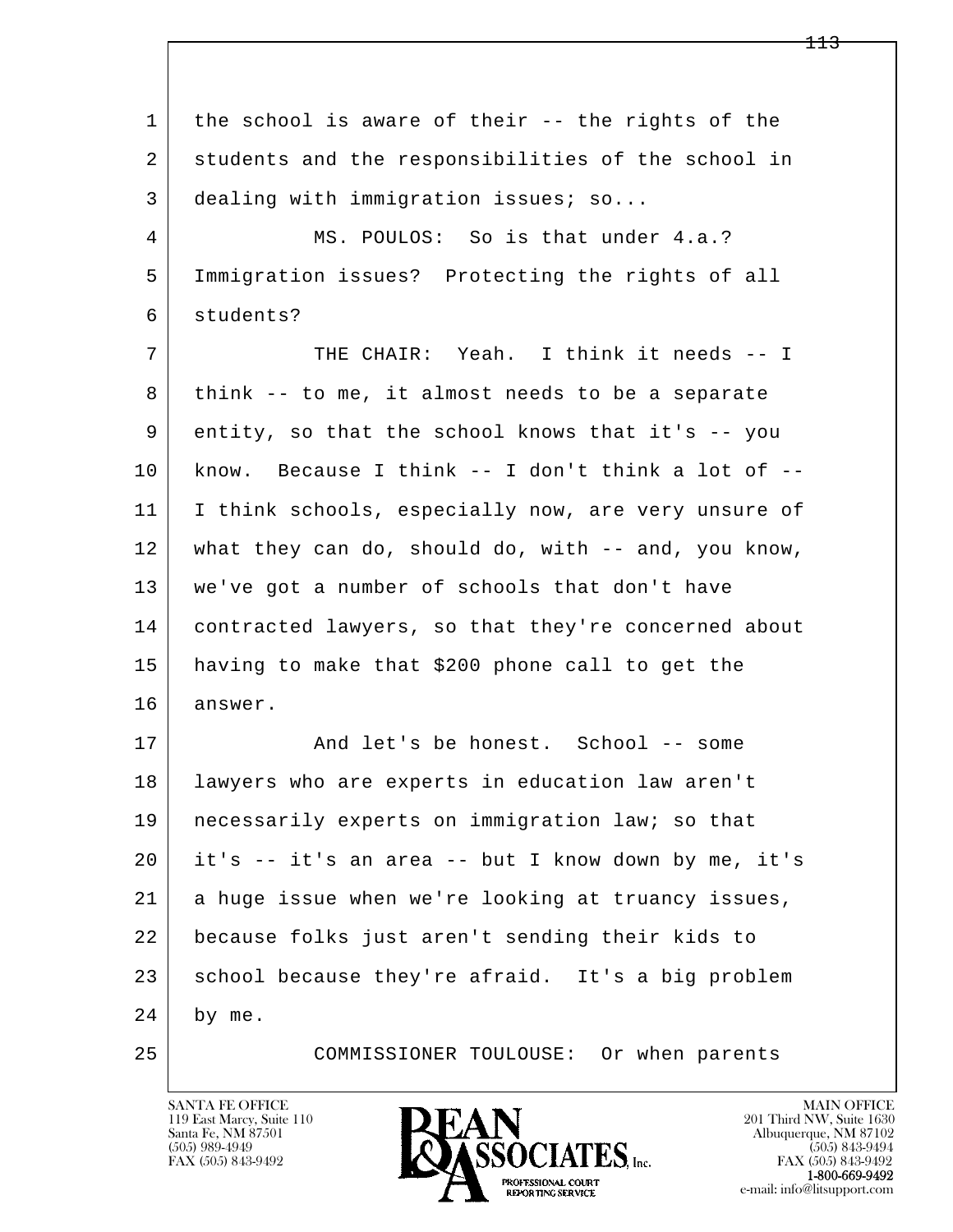1 the school is aware of their -- the rights of the
2 students and the responsibilities of the school in
3 dealing with immigration issues; so...

4 MS. POULOS: So is that under 4.a.?
5 Immigration issues? Protecting the rights of all
6 students?

7 THE CHAIR: Yeah. I think it needs -- I
8 think -- to me, it almost needs to be a separate
9 entity, so that the school knows that it's -- you
10 know. Because I think -- I don't think a lot of --
11 I think schools, especially now, are very unsure of
12 what they can do, should do, with -- and, you know,
13 we've got a number of schools that don't have
14 contracted lawyers, so that they're concerned about
15 having to make that $200 phone call to get the
16 answer.

17 And let's be honest. School -- some
18 lawyers who are experts in education law aren't
19 necessarily experts on immigration law; so that
20 it's -- it's an area -- but I know down by me, it's
21 a huge issue when we're looking at truancy issues,
22 because folks just aren't sending their kids to
23 school because they're afraid. It's a big problem
24 by me.

25 COMMISSIONER TOULOUSE: Or when parents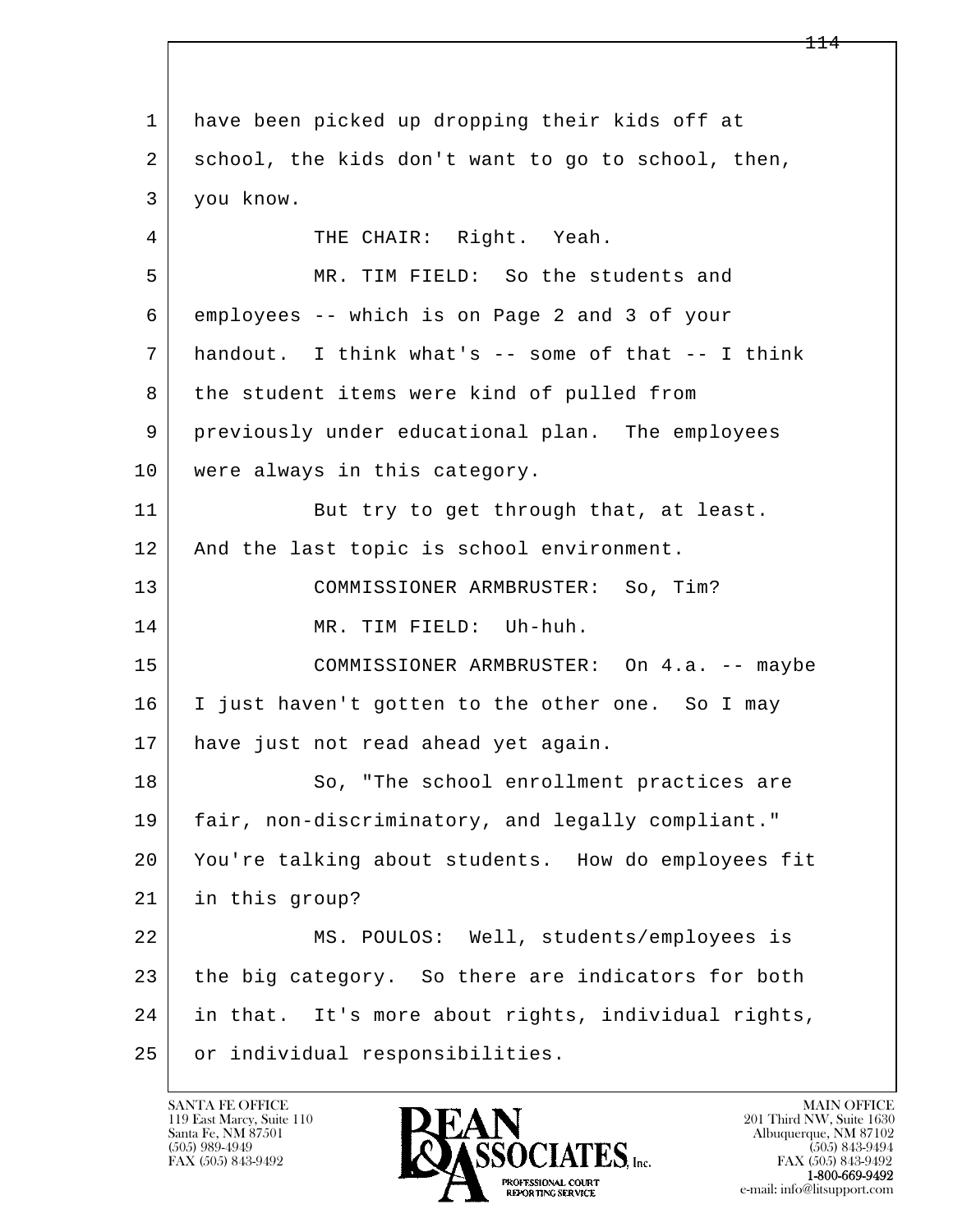have been picked up dropping their kids off at school, the kids don't want to go to school, then, you know.

THE CHAIR: Right. Yeah.

MR. TIM FIELD: So the students and employees -- which is on Page 2 and 3 of your handout. I think what's -- some of that -- I think the student items were kind of pulled from previously under educational plan. The employees were always in this category.

But try to get through that, at least. And the last topic is school environment.

COMMISSIONER ARMBRUSTER: So, Tim?

MR. TIM FIELD: Uh-huh.

COMMISSIONER ARMBRUSTER: On 4.a. -- maybe I just haven't gotten to the other one. So I may have just not read ahead yet again.

So, "The school enrollment practices are fair, non-discriminatory, and legally compliant." You're talking about students. How do employees fit in this group?

MS. POULOS: Well, students/employees is the big category. So there are indicators for both in that. It's more about rights, individual rights, or individual responsibilities.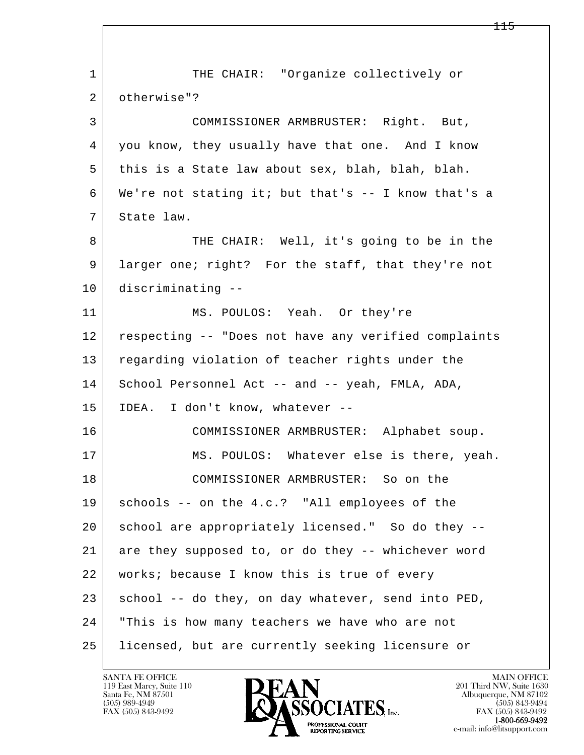1 THE CHAIR: "Organize collectively or
2 otherwise"?
3 COMMISSIONER ARMBRUSTER: Right. But,
4 you know, they usually have that one. And I know
5 this is a State law about sex, blah, blah, blah.
6 We're not stating it; but that's -- I know that's a
7 State law.
8 THE CHAIR: Well, it's going to be in the
9 larger one; right? For the staff, that they're not
10 discriminating --
11 MS. POULOS: Yeah. Or they're
12 respecting -- "Does not have any verified complaints
13 regarding violation of teacher rights under the
14 School Personnel Act -- and -- yeah, FMLA, ADA,
15 IDEA. I don't know, whatever --
16 COMMISSIONER ARMBRUSTER: Alphabet soup.
17 MS. POULOS: Whatever else is there, yeah.
18 COMMISSIONER ARMBRUSTER: So on the
19 schools -- on the 4.c.? "All employees of the
20 school are appropriately licensed." So do they --
21 are they supposed to, or do they -- whichever word
22 works; because I know this is true of every
23 school -- do they, on day whatever, send into PED,
24 "This is how many teachers we have who are not
25 licensed, but are currently seeking licensure or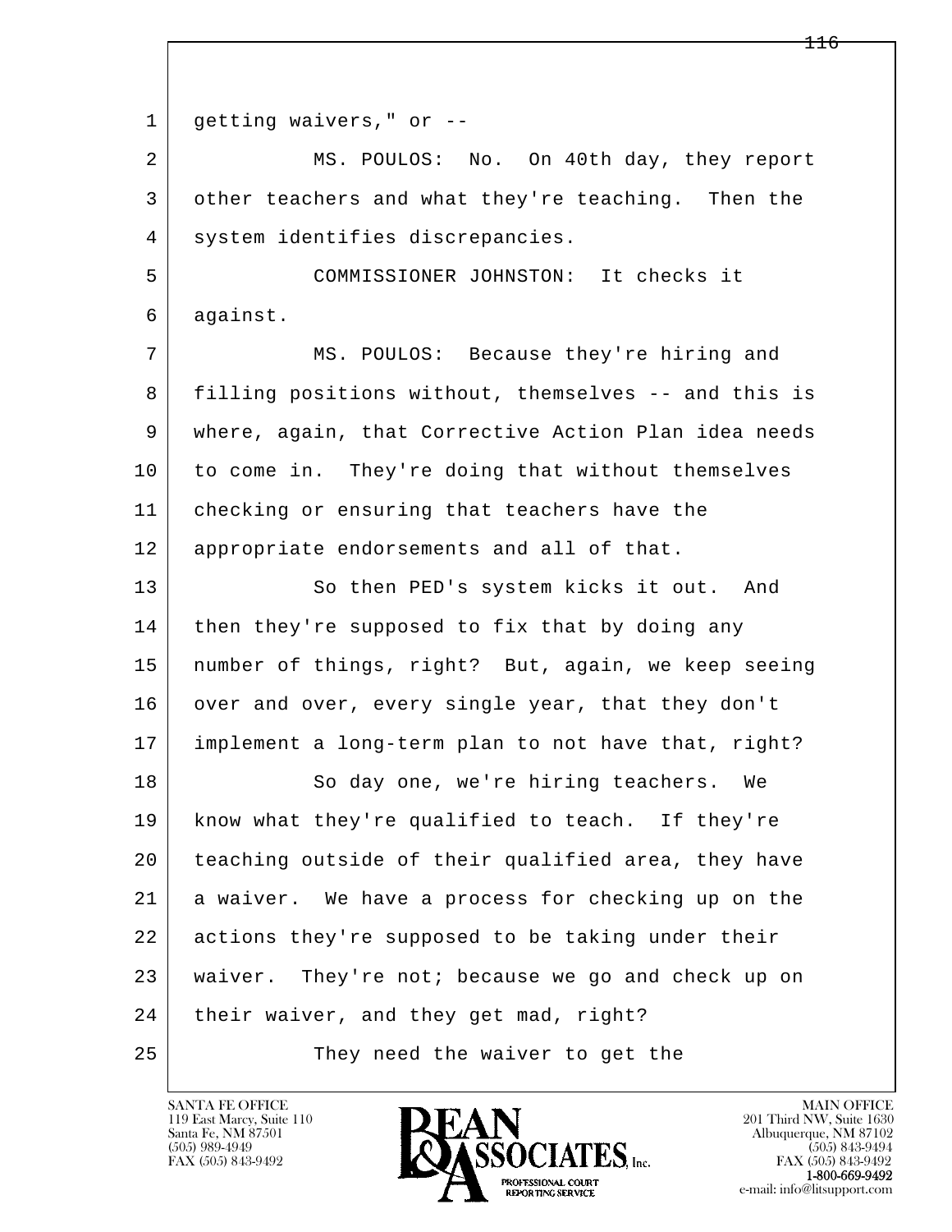getting waivers," or --

MS. POULOS: No. On 40th day, they report other teachers and what they're teaching. Then the system identifies discrepancies.

COMMISSIONER JOHNSTON: It checks it against.

MS. POULOS: Because they're hiring and filling positions without, themselves -- and this is where, again, that Corrective Action Plan idea needs to come in. They're doing that without themselves checking or ensuring that teachers have the appropriate endorsements and all of that.

So then PED's system kicks it out. And then they're supposed to fix that by doing any number of things, right? But, again, we keep seeing over and over, every single year, that they don't implement a long-term plan to not have that, right?

So day one, we're hiring teachers. We know what they're qualified to teach. If they're teaching outside of their qualified area, they have a waiver. We have a process for checking up on the actions they're supposed to be taking under their waiver. They're not; because we go and check up on their waiver, and they get mad, right?

They need the waiver to get the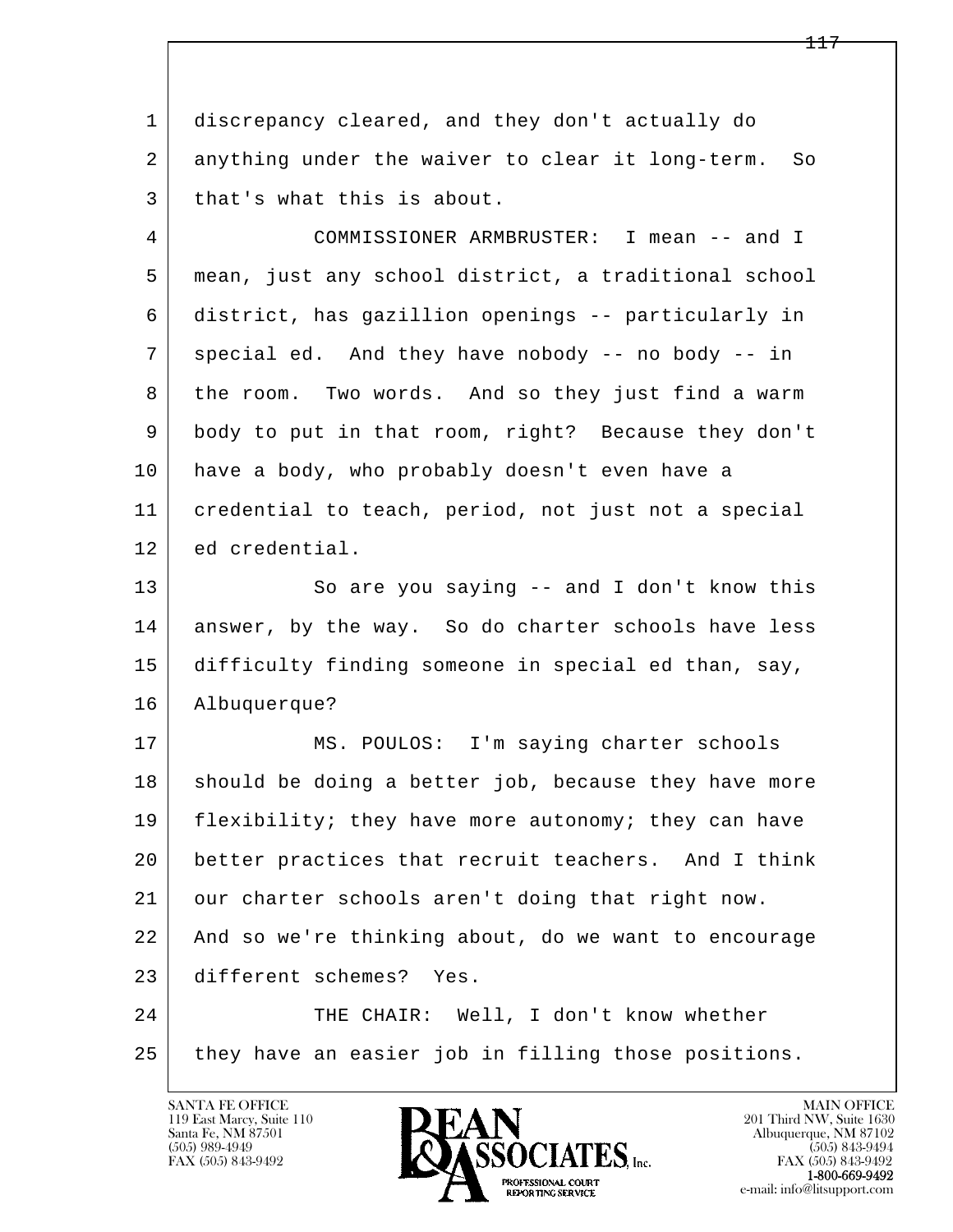discrepancy cleared, and they don't actually do anything under the waiver to clear it long-term. So that's what this is about.

COMMISSIONER ARMBRUSTER: I mean -- and I mean, just any school district, a traditional school district, has gazillion openings -- particularly in special ed. And they have nobody -- no body -- in the room. Two words. And so they just find a warm body to put in that room, right? Because they don't have a body, who probably doesn't even have a credential to teach, period, not just not a special ed credential.

So are you saying -- and I don't know this answer, by the way. So do charter schools have less difficulty finding someone in special ed than, say, Albuquerque?

MS. POULOS: I'm saying charter schools should be doing a better job, because they have more flexibility; they have more autonomy; they can have better practices that recruit teachers. And I think our charter schools aren't doing that right now. And so we're thinking about, do we want to encourage different schemes? Yes.

THE CHAIR: Well, I don't know whether they have an easier job in filling those positions.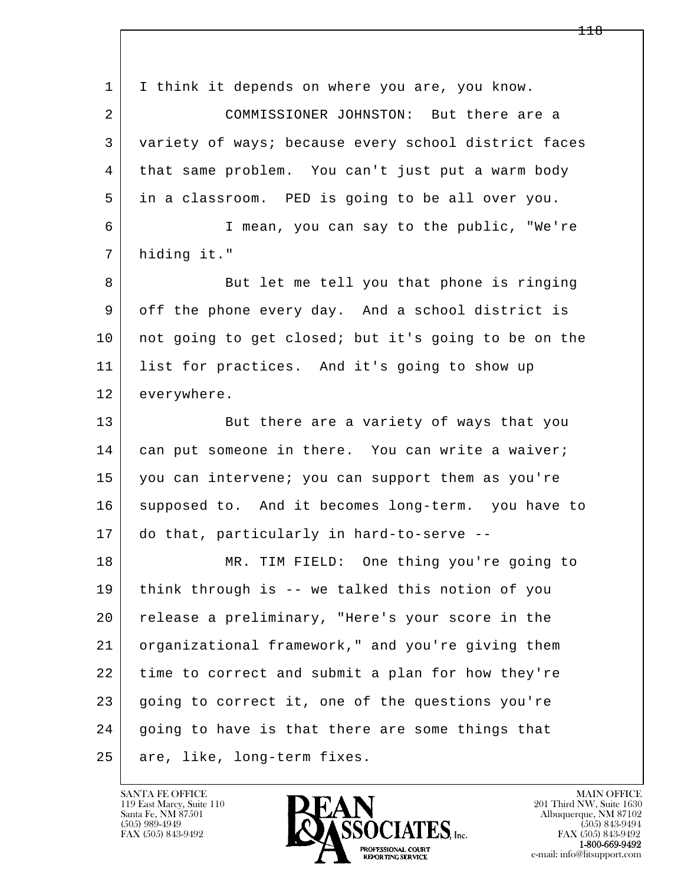I think it depends on where you are, you know.

COMMISSIONER JOHNSTON: But there are a variety of ways; because every school district faces that same problem. You can't just put a warm body in a classroom. PED is going to be all over you.

I mean, you can say to the public, "We're hiding it."

But let me tell you that phone is ringing off the phone every day. And a school district is not going to get closed; but it's going to be on the list for practices. And it's going to show up everywhere.

But there are a variety of ways that you can put someone in there. You can write a waiver; you can intervene; you can support them as you're supposed to. And it becomes long-term. you have to do that, particularly in hard-to-serve --

MR. TIM FIELD: One thing you're going to think through is -- we talked this notion of you release a preliminary, "Here's your score in the organizational framework," and you're giving them time to correct and submit a plan for how they're going to correct it, one of the questions you're going to have is that there are some things that are, like, long-term fixes.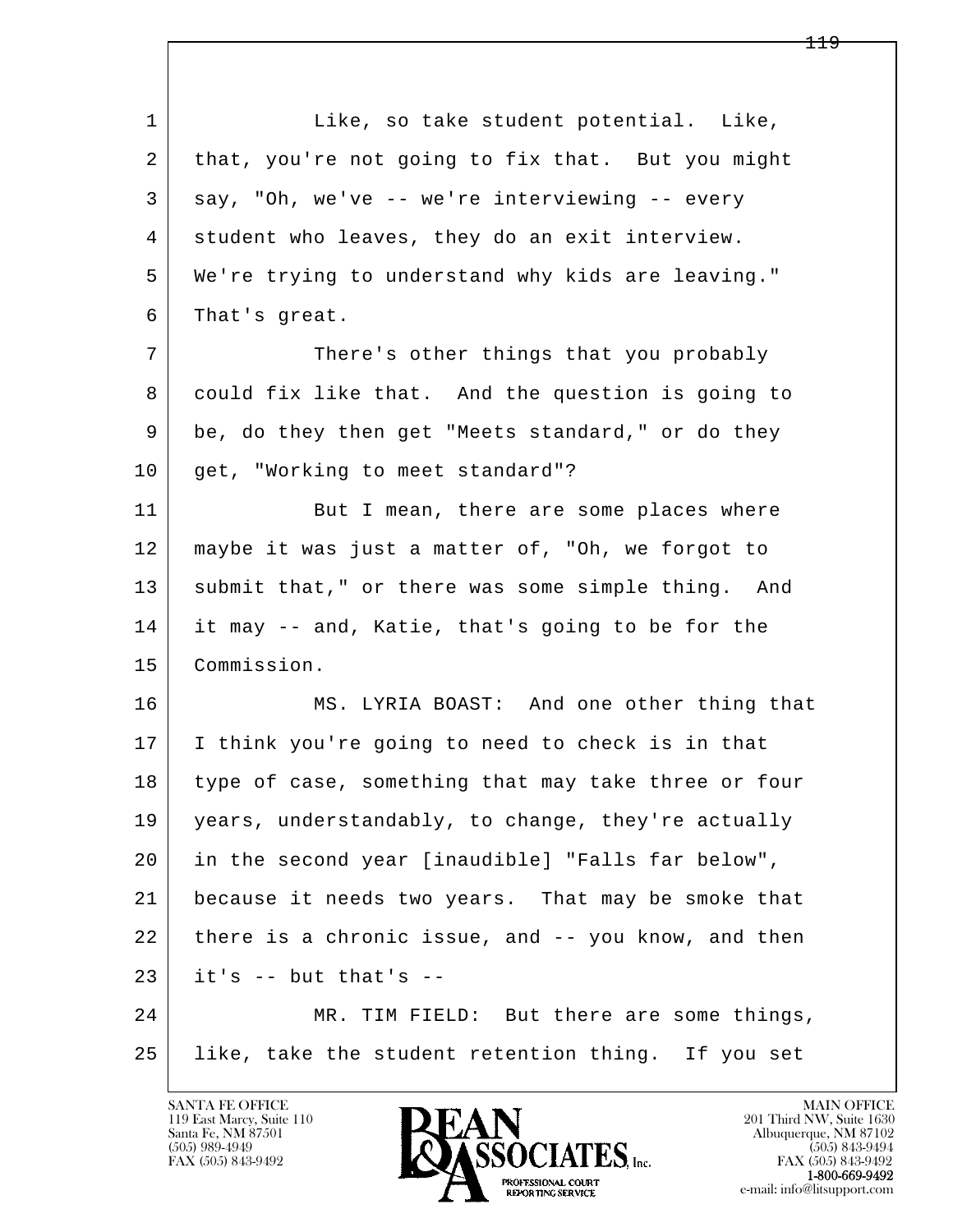1 Like, so take student potential. Like,
2 that, you're not going to fix that. But you might
3 say, "Oh, we've -- we're interviewing -- every
4 student who leaves, they do an exit interview.
5 We're trying to understand why kids are leaving."
6 That's great.
7 There's other things that you probably
8 could fix like that. And the question is going to
9 be, do they then get "Meets standard," or do they
10 get, "Working to meet standard"?
11 But I mean, there are some places where
12 maybe it was just a matter of, "Oh, we forgot to
13 submit that," or there was some simple thing. And
14 it may -- and, Katie, that's going to be for the
15 Commission.
16 MS. LYRIA BOAST: And one other thing that
17 I think you're going to need to check is in that
18 type of case, something that may take three or four
19 years, understandably, to change, they're actually
20 in the second year [inaudible] "Falls far below",
21 because it needs two years. That may be smoke that
22 there is a chronic issue, and -- you know, and then
23 it's -- but that's --
24 MR. TIM FIELD: But there are some things,
25 like, take the student retention thing. If you set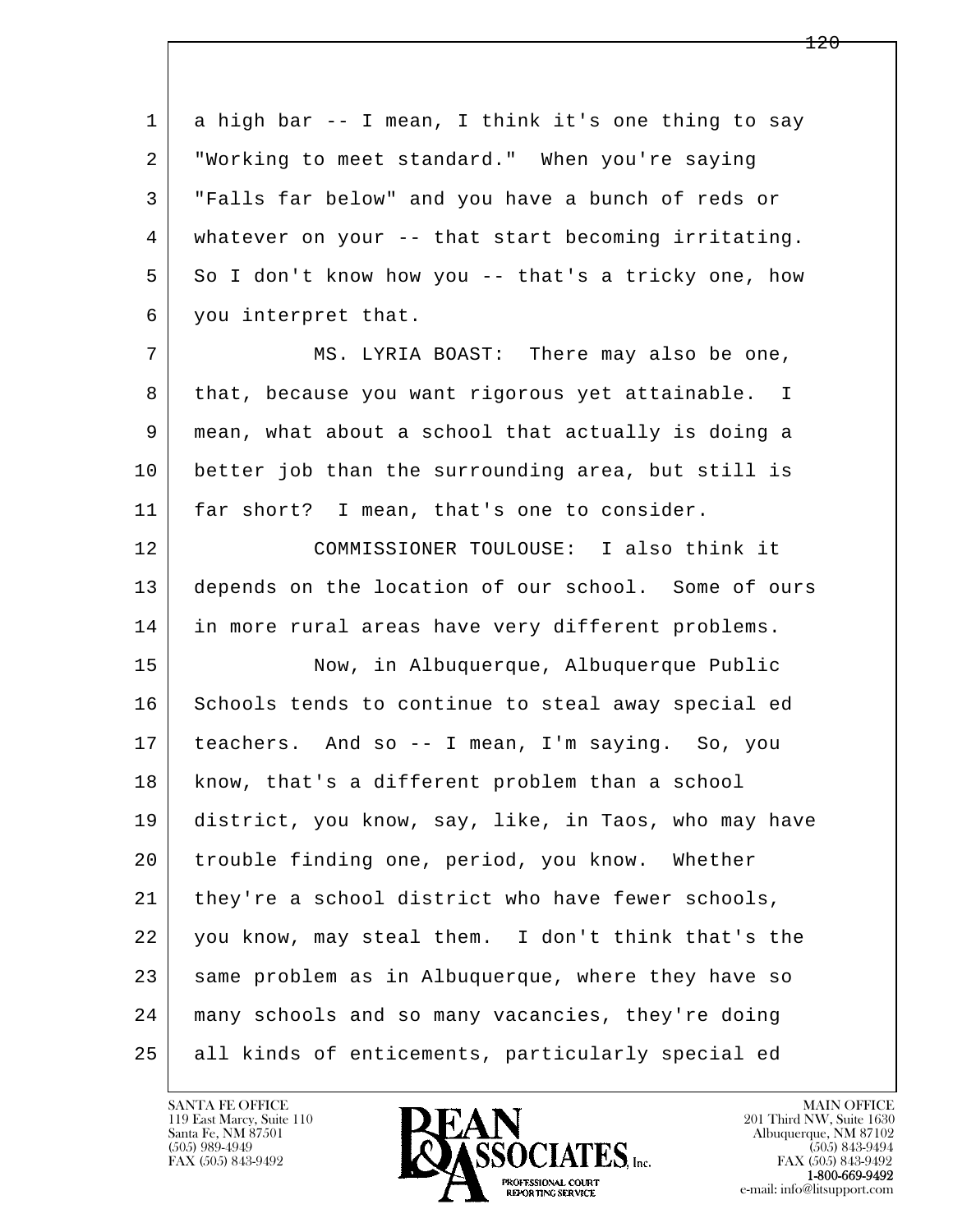a high bar -- I mean, I think it's one thing to say "Working to meet standard." When you're saying "Falls far below" and you have a bunch of reds or whatever on your -- that start becoming irritating. So I don't know how you -- that's a tricky one, how you interpret that.

MS. LYRIA BOAST: There may also be one, that, because you want rigorous yet attainable. I mean, what about a school that actually is doing a better job than the surrounding area, but still is far short? I mean, that's one to consider.

COMMISSIONER TOULOUSE: I also think it depends on the location of our school. Some of ours in more rural areas have very different problems.

Now, in Albuquerque, Albuquerque Public Schools tends to continue to steal away special ed teachers. And so -- I mean, I'm saying. So, you know, that's a different problem than a school district, you know, say, like, in Taos, who may have trouble finding one, period, you know. Whether they're a school district who have fewer schools, you know, may steal them. I don't think that's the same problem as in Albuquerque, where they have so many schools and so many vacancies, they're doing all kinds of enticements, particularly special ed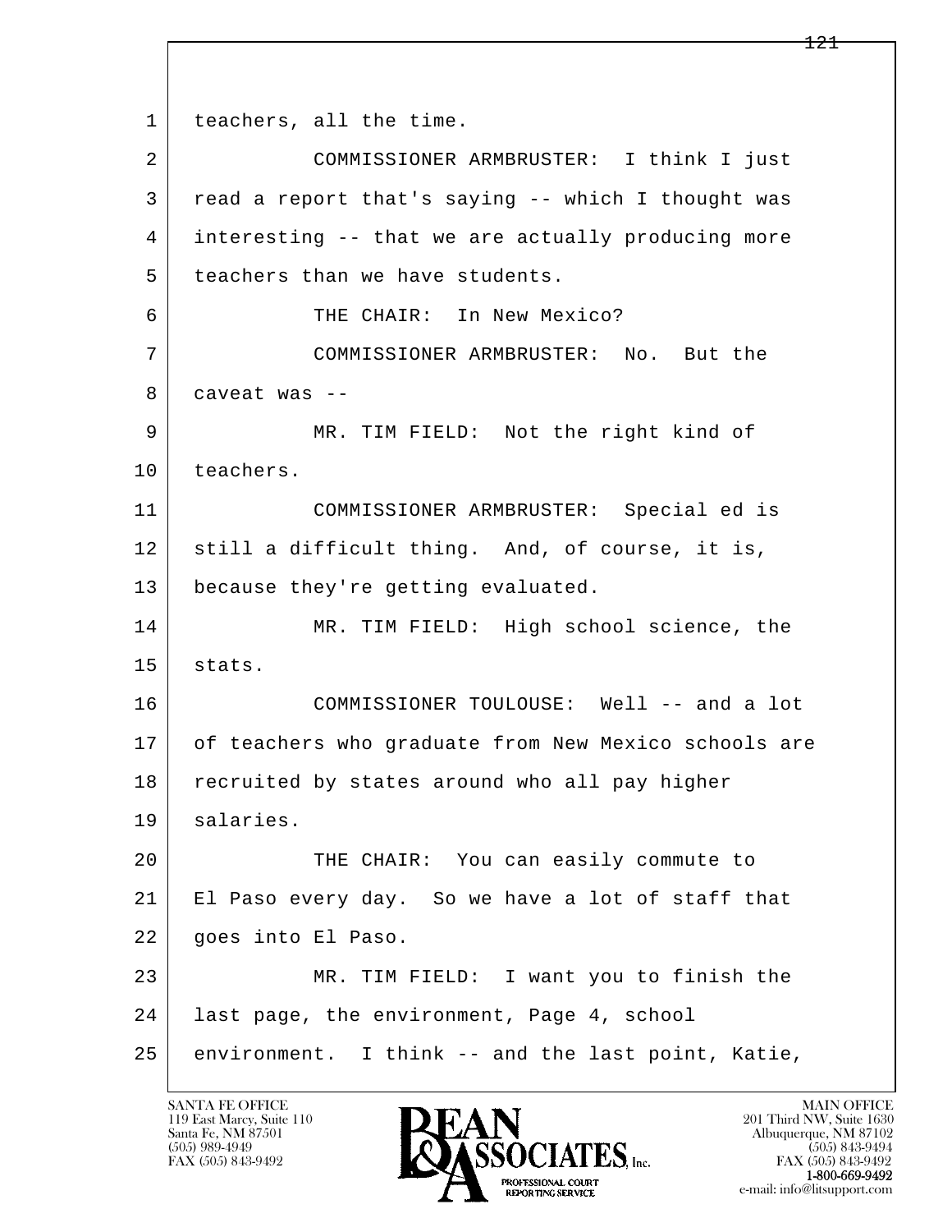teachers, all the time.

COMMISSIONER ARMBRUSTER: I think I just read a report that's saying -- which I thought was interesting -- that we are actually producing more teachers than we have students.

THE CHAIR: In New Mexico?

COMMISSIONER ARMBRUSTER: No. But the caveat was --

MR. TIM FIELD: Not the right kind of teachers.

COMMISSIONER ARMBRUSTER: Special ed is still a difficult thing. And, of course, it is, because they're getting evaluated.

MR. TIM FIELD: High school science, the stats.

COMMISSIONER TOULOUSE: Well -- and a lot of teachers who graduate from New Mexico schools are recruited by states around who all pay higher salaries.

THE CHAIR: You can easily commute to El Paso every day. So we have a lot of staff that goes into El Paso.

MR. TIM FIELD: I want you to finish the last page, the environment, Page 4, school environment. I think -- and the last point, Katie,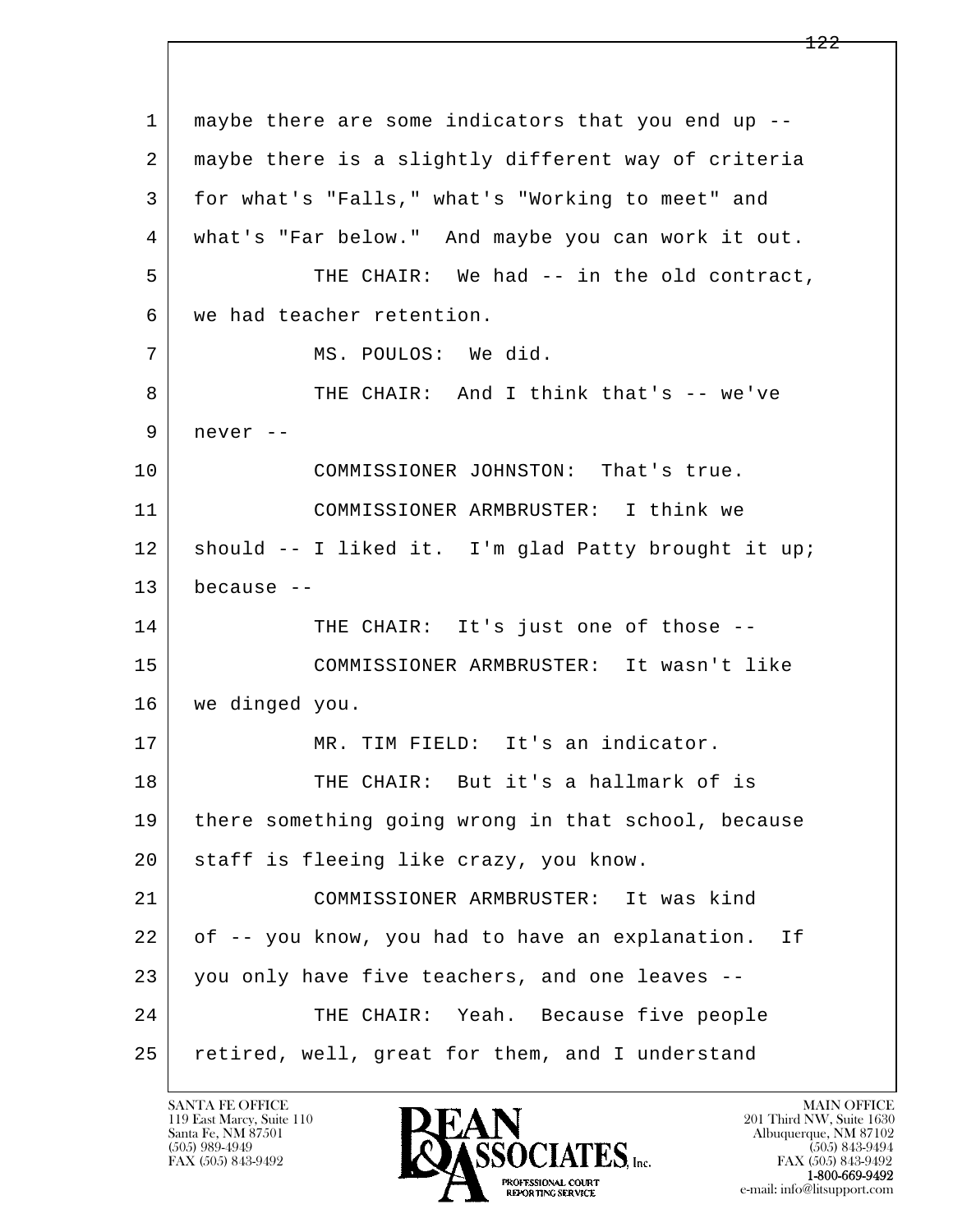1 maybe there are some indicators that you end up --
2 maybe there is a slightly different way of criteria
3 for what's "Falls," what's "Working to meet" and
4 what's "Far below." And maybe you can work it out.
5 THE CHAIR: We had -- in the old contract,
6 we had teacher retention.
7 MS. POULOS: We did.
8 THE CHAIR: And I think that's -- we've
9 never --
10 COMMISSIONER JOHNSTON: That's true.
11 COMMISSIONER ARMBRUSTER: I think we
12 should -- I liked it. I'm glad Patty brought it up;
13 because --
14 THE CHAIR: It's just one of those --
15 COMMISSIONER ARMBRUSTER: It wasn't like
16 we dinged you.
17 MR. TIM FIELD: It's an indicator.
18 THE CHAIR: But it's a hallmark of is
19 there something going wrong in that school, because
20 staff is fleeing like crazy, you know.
21 COMMISSIONER ARMBRUSTER: It was kind
22 of -- you know, you had to have an explanation. If
23 you only have five teachers, and one leaves --
24 THE CHAIR: Yeah. Because five people
25 retired, well, great for them, and I understand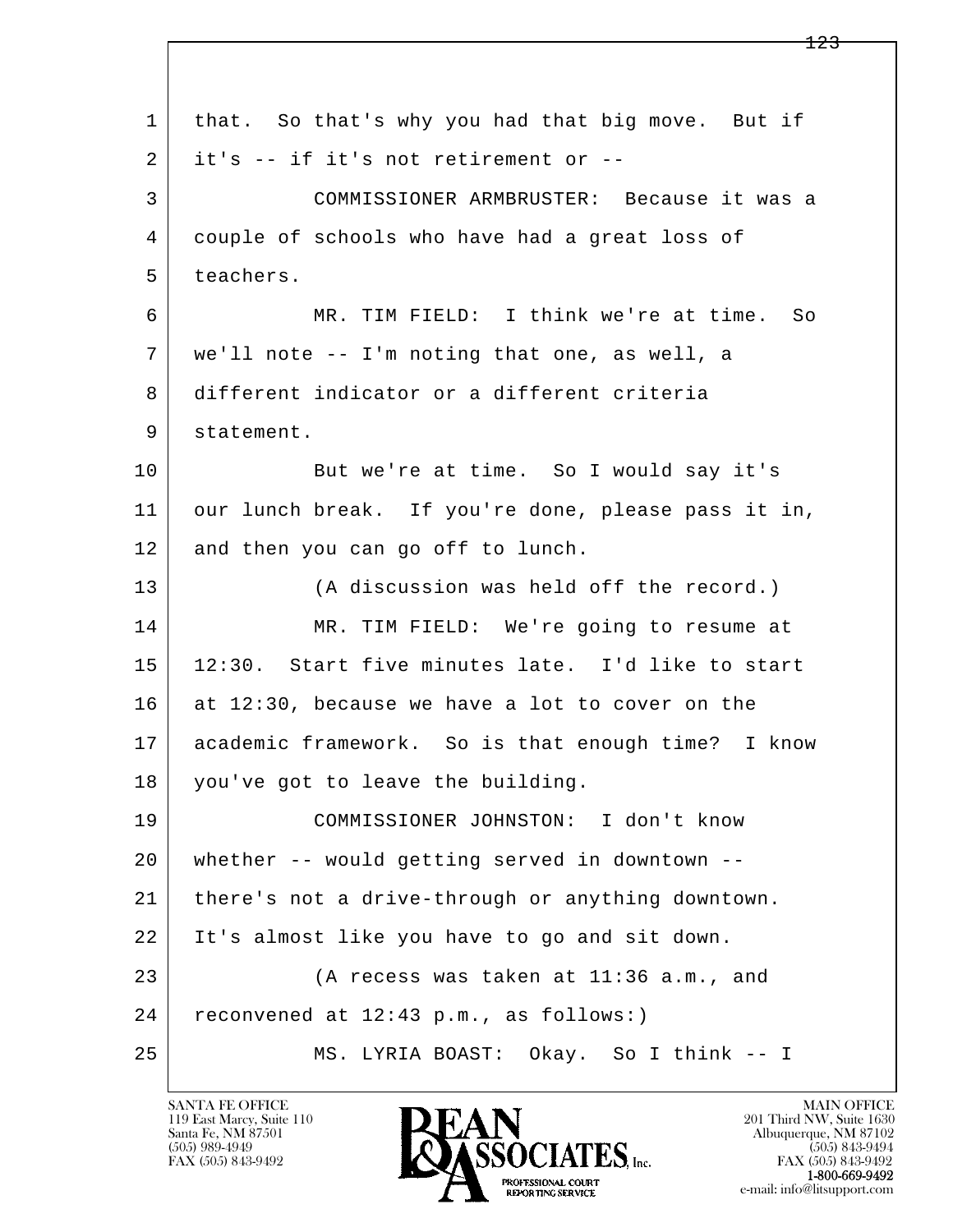1 that. So that's why you had that big move. But if
2 it's -- if it's not retirement or --
3 COMMISSIONER ARMBRUSTER: Because it was a
4 couple of schools who have had a great loss of
5 teachers.
6 MR. TIM FIELD: I think we're at time. So
7 we'll note -- I'm noting that one, as well, a
8 different indicator or a different criteria
9 statement.
10 But we're at time. So I would say it's
11 our lunch break. If you're done, please pass it in,
12 and then you can go off to lunch.
13 (A discussion was held off the record.)
14 MR. TIM FIELD: We're going to resume at
15 12:30. Start five minutes late. I'd like to start
16 at 12:30, because we have a lot to cover on the
17 academic framework. So is that enough time? I know
18 you've got to leave the building.
19 COMMISSIONER JOHNSTON: I don't know
20 whether -- would getting served in downtown --
21 there's not a drive-through or anything downtown.
22 It's almost like you have to go and sit down.
23 (A recess was taken at 11:36 a.m., and
24 reconvened at 12:43 p.m., as follows:)
25 MS. LYRIA BOAST: Okay. So I think -- I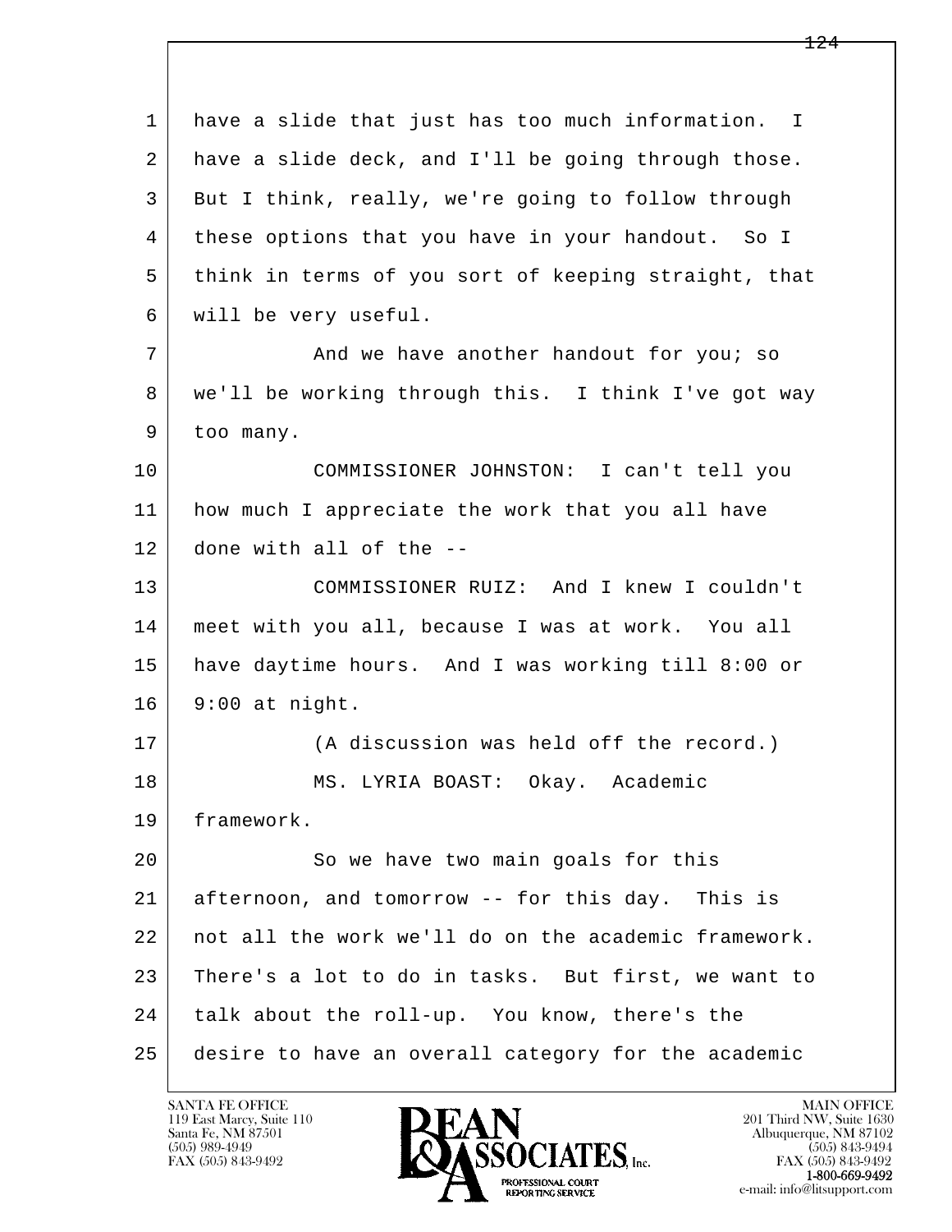1 have a slide that just has too much information. I
2 have a slide deck, and I'll be going through those.
3 But I think, really, we're going to follow through
4 these options that you have in your handout. So I
5 think in terms of you sort of keeping straight, that
6 will be very useful.

7 And we have another handout for you; so
8 we'll be working through this. I think I've got way
9 too many.

10 COMMISSIONER JOHNSTON: I can't tell you
11 how much I appreciate the work that you all have
12 done with all of the --

13 COMMISSIONER RUIZ: And I knew I couldn't
14 meet with you all, because I was at work. You all
15 have daytime hours. And I was working till 8:00 or
16 9:00 at night.

17 (A discussion was held off the record.)

18 MS. LYRIA BOAST: Okay. Academic
19 framework.

20 So we have two main goals for this
21 afternoon, and tomorrow -- for this day. This is
22 not all the work we'll do on the academic framework.
23 There's a lot to do in tasks. But first, we want to
24 talk about the roll-up. You know, there's the
25 desire to have an overall category for the academic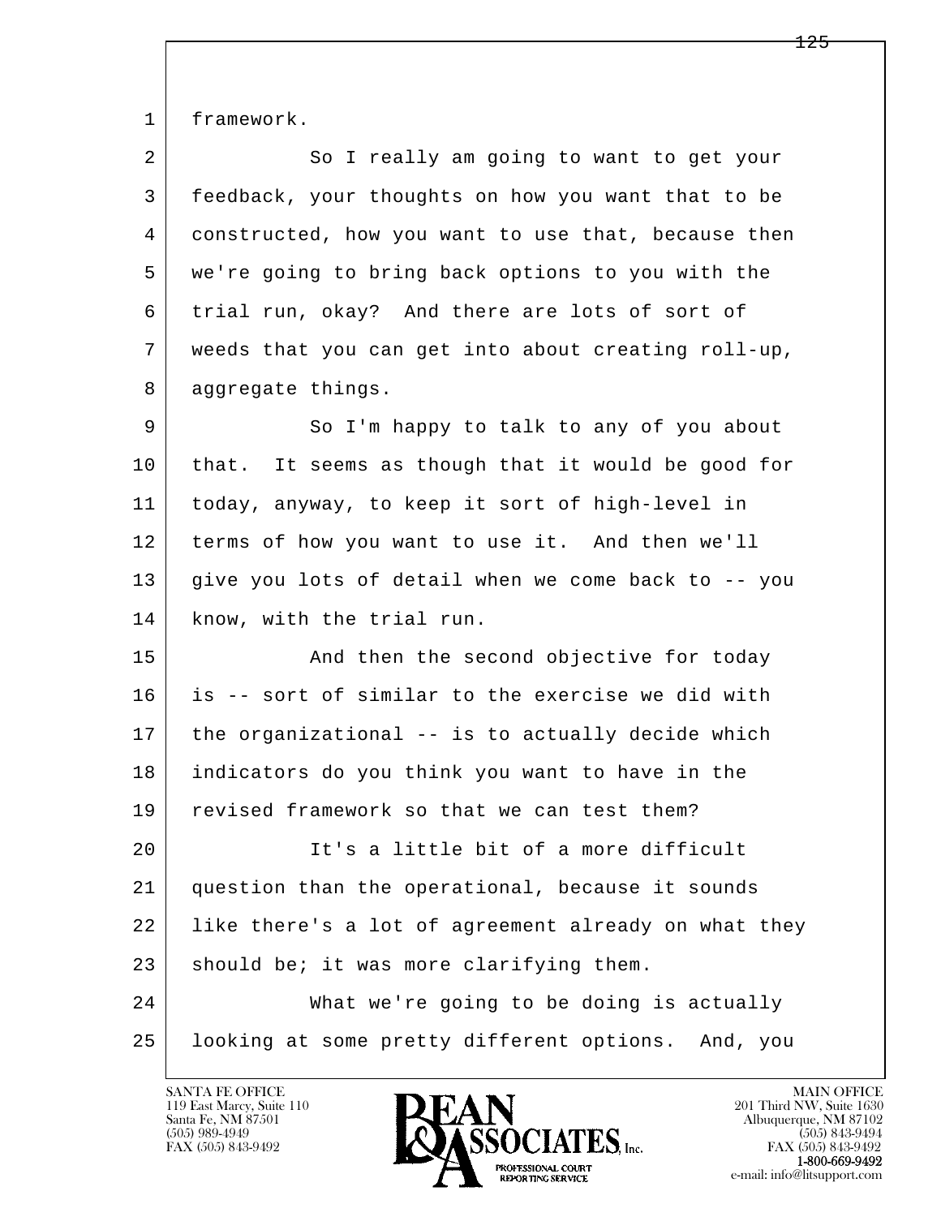framework.

So I really am going to want to get your feedback, your thoughts on how you want that to be constructed, how you want to use that, because then we're going to bring back options to you with the trial run, okay? And there are lots of sort of weeds that you can get into about creating roll-up, aggregate things.

So I'm happy to talk to any of you about that. It seems as though that it would be good for today, anyway, to keep it sort of high-level in terms of how you want to use it. And then we'll give you lots of detail when we come back to -- you know, with the trial run.

And then the second objective for today is -- sort of similar to the exercise we did with the organizational -- is to actually decide which indicators do you think you want to have in the revised framework so that we can test them?

It's a little bit of a more difficult question than the operational, because it sounds like there's a lot of agreement already on what they should be; it was more clarifying them.

What we're going to be doing is actually looking at some pretty different options. And, you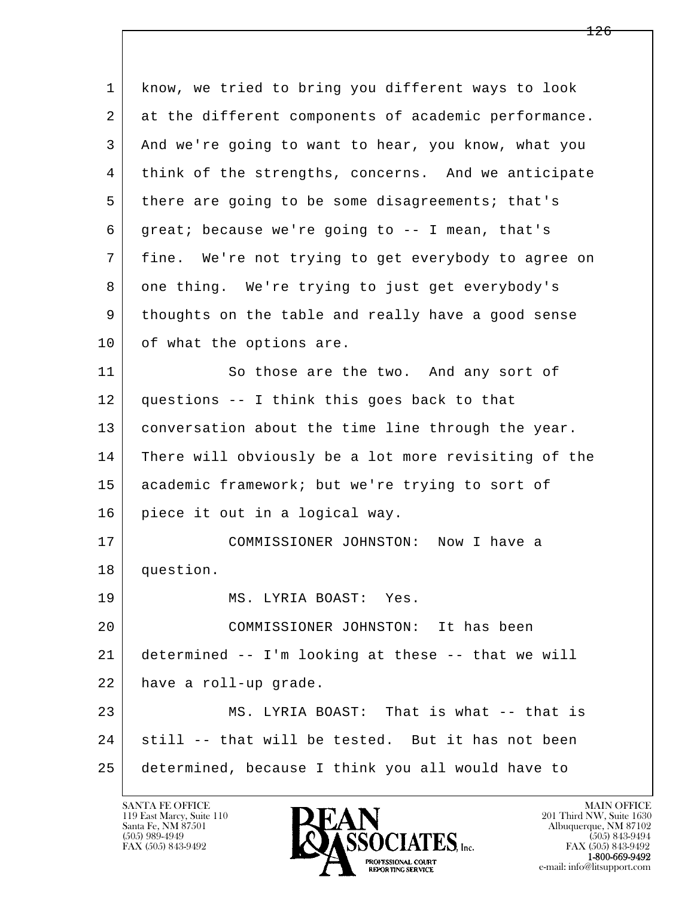know, we tried to bring you different ways to look at the different components of academic performance. And we're going to want to hear, you know, what you think of the strengths, concerns. And we anticipate there are going to be some disagreements; that's great; because we're going to -- I mean, that's fine. We're not trying to get everybody to agree on one thing. We're trying to just get everybody's thoughts on the table and really have a good sense of what the options are.

So those are the two. And any sort of questions -- I think this goes back to that conversation about the time line through the year. There will obviously be a lot more revisiting of the academic framework; but we're trying to sort of piece it out in a logical way.

COMMISSIONER JOHNSTON: Now I have a question.

MS. LYRIA BOAST: Yes.

COMMISSIONER JOHNSTON: It has been determined -- I'm looking at these -- that we will have a roll-up grade.

MS. LYRIA BOAST: That is what -- that is still -- that will be tested. But it has not been determined, because I think you all would have to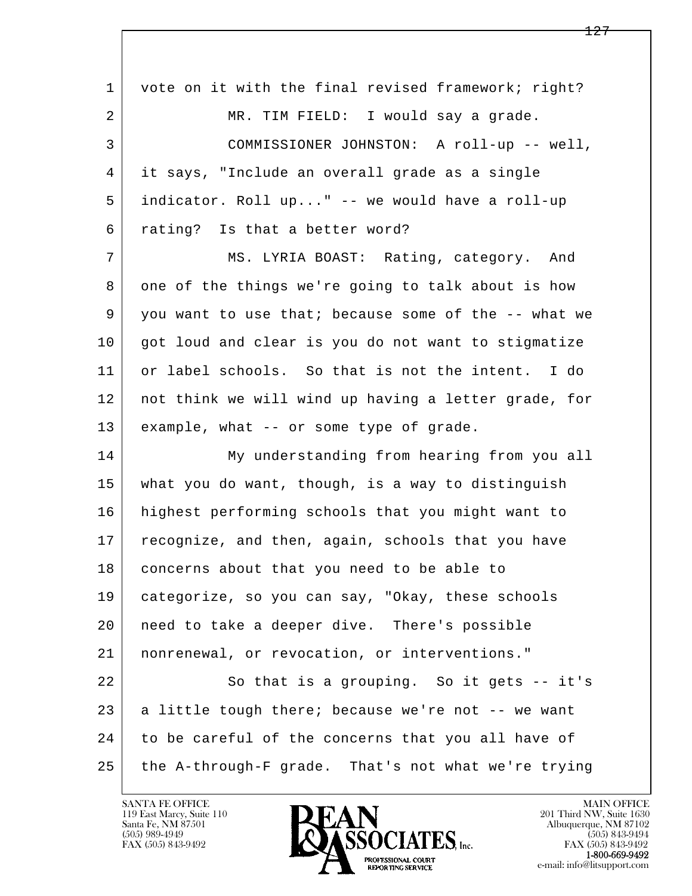vote on it with the final revised framework; right?

MR. TIM FIELD: I would say a grade.

COMMISSIONER JOHNSTON: A roll-up -- well, it says, "Include an overall grade as a single indicator. Roll up..." -- we would have a roll-up rating? Is that a better word?

MS. LYRIA BOAST: Rating, category. And one of the things we're going to talk about is how you want to use that; because some of the -- what we got loud and clear is you do not want to stigmatize or label schools. So that is not the intent. I do not think we will wind up having a letter grade, for example, what -- or some type of grade.

My understanding from hearing from you all what you do want, though, is a way to distinguish highest performing schools that you might want to recognize, and then, again, schools that you have concerns about that you need to be able to categorize, so you can say, "Okay, these schools need to take a deeper dive. There's possible nonrenewal, or revocation, or interventions."

So that is a grouping. So it gets -- it's a little tough there; because we're not -- we want to be careful of the concerns that you all have of the A-through-F grade. That's not what we're trying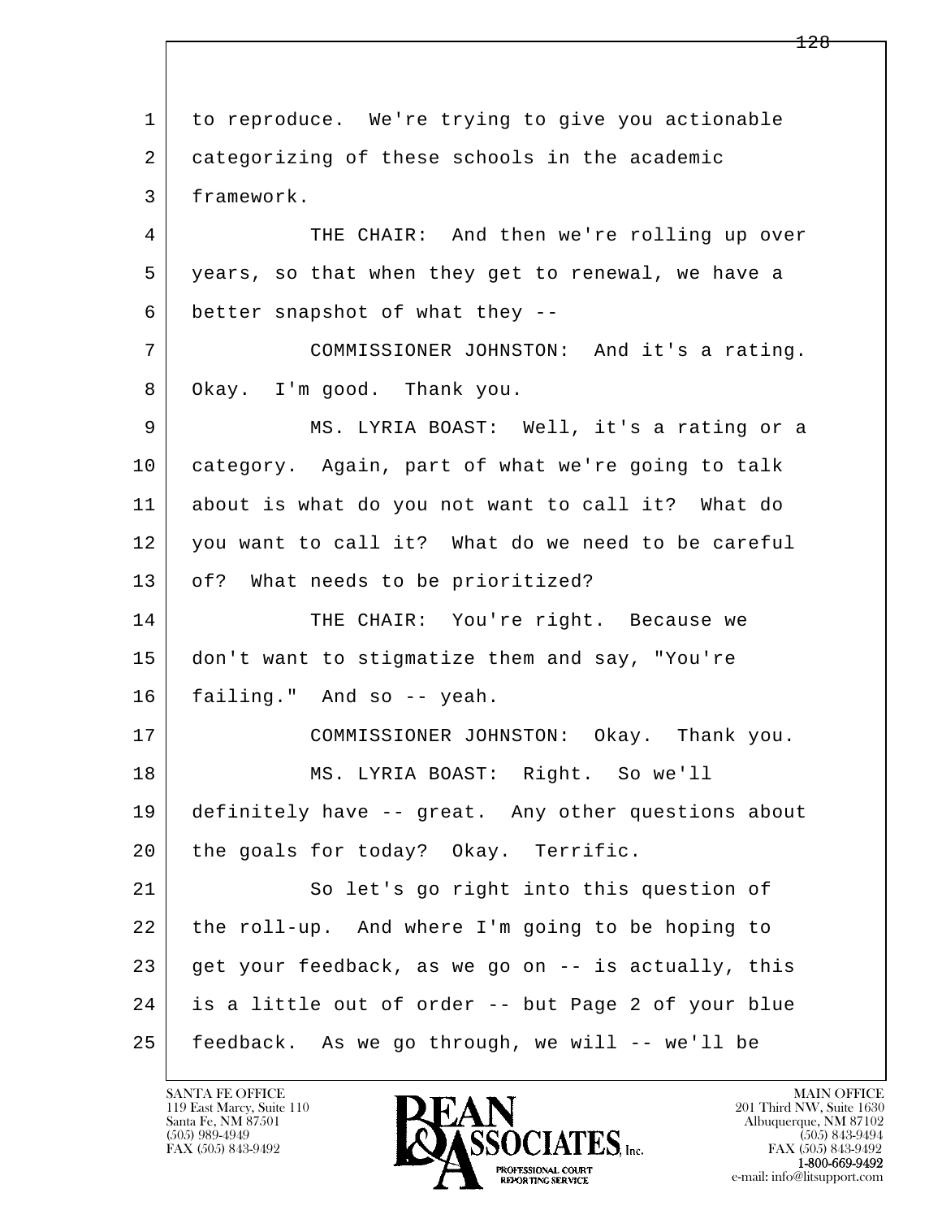to reproduce. We're trying to give you actionable categorizing of these schools in the academic framework.

THE CHAIR: And then we're rolling up over years, so that when they get to renewal, we have a better snapshot of what they --

COMMISSIONER JOHNSTON: And it's a rating. Okay. I'm good. Thank you.

MS. LYRIA BOAST: Well, it's a rating or a category. Again, part of what we're going to talk about is what do you not want to call it? What do you want to call it? What do we need to be careful of? What needs to be prioritized?

THE CHAIR: You're right. Because we don't want to stigmatize them and say, "You're failing." And so -- yeah.

COMMISSIONER JOHNSTON: Okay. Thank you.

MS. LYRIA BOAST: Right. So we'll definitely have -- great. Any other questions about the goals for today? Okay. Terrific.

So let's go right into this question of the roll-up. And where I'm going to be hoping to get your feedback, as we go on -- is actually, this is a little out of order -- but Page 2 of your blue feedback. As we go through, we will -- we'll be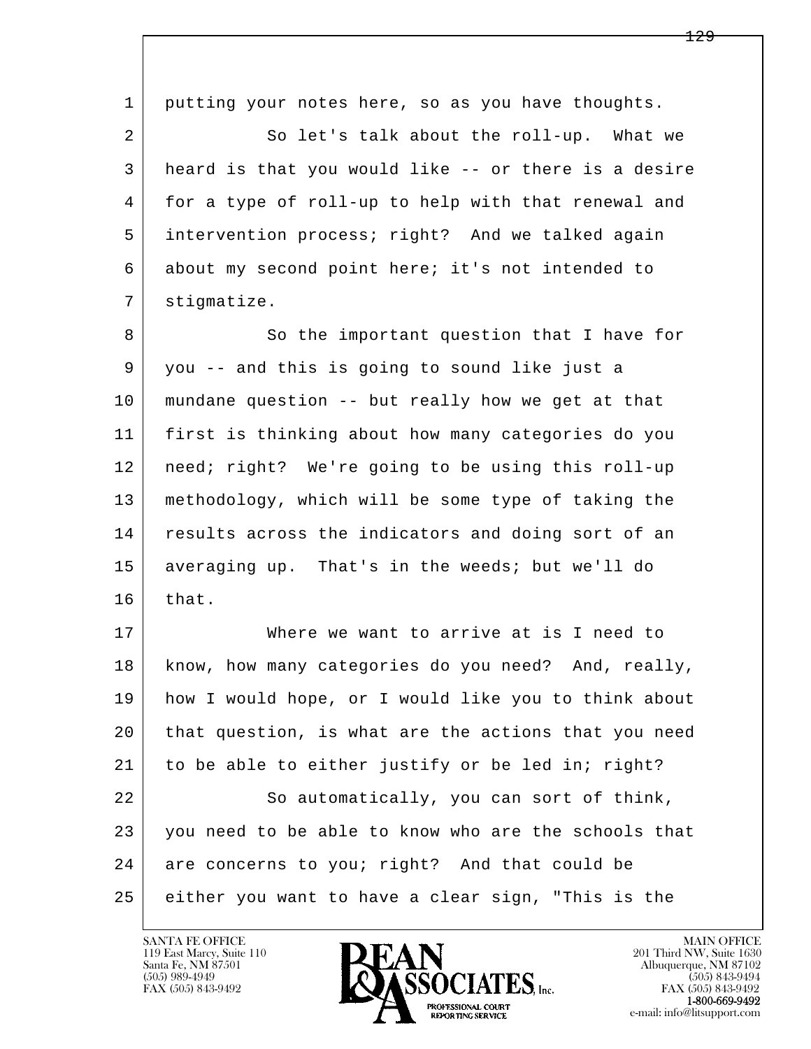1 putting your notes here, so as you have thoughts.

2 So let's talk about the roll-up. What we

3 heard is that you would like -- or there is a desire

4 for a type of roll-up to help with that renewal and

5 intervention process; right? And we talked again

6 about my second point here; it's not intended to

7 stigmatize.

8 So the important question that I have for

9 you -- and this is going to sound like just a

10 mundane question -- but really how we get at that

11 first is thinking about how many categories do you

12 need; right? We're going to be using this roll-up

13 methodology, which will be some type of taking the

14 results across the indicators and doing sort of an

15 averaging up. That's in the weeds; but we'll do

16 that.

17 Where we want to arrive at is I need to

18 know, how many categories do you need? And, really,

19 how I would hope, or I would like you to think about

20 that question, is what are the actions that you need

21 to be able to either justify or be led in; right?

22 So automatically, you can sort of think,

23 you need to be able to know who are the schools that

24 are concerns to you; right? And that could be

25 either you want to have a clear sign, "This is the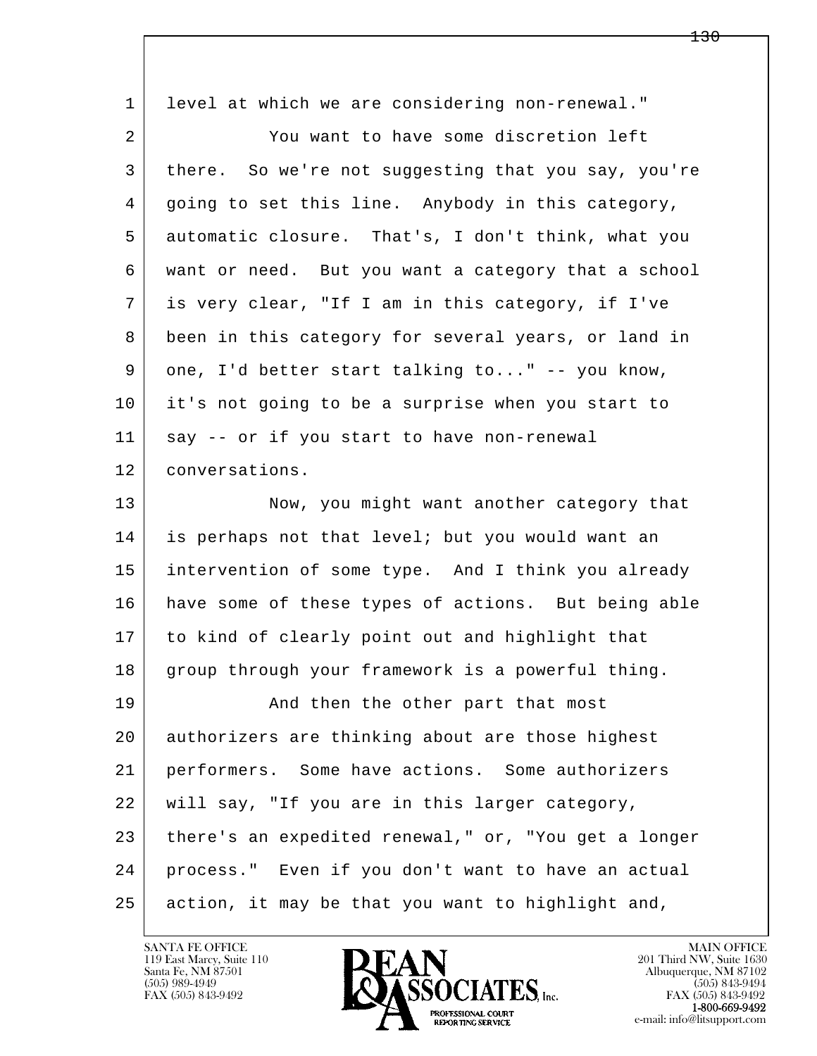1 level at which we are considering non-renewal."

2 You want to have some discretion left

3 there. So we're not suggesting that you say, you're

4 going to set this line. Anybody in this category,

5 automatic closure. That's, I don't think, what you

6 want or need. But you want a category that a school

7 is very clear, "If I am in this category, if I've

8 been in this category for several years, or land in

9 one, I'd better start talking to..." -- you know,

10 it's not going to be a surprise when you start to

11 say -- or if you start to have non-renewal

12 conversations.

13 Now, you might want another category that

14 is perhaps not that level; but you would want an

15 intervention of some type. And I think you already

16 have some of these types of actions. But being able

17 to kind of clearly point out and highlight that

18 group through your framework is a powerful thing.

19 And then the other part that most

20 authorizers are thinking about are those highest

21 performers. Some have actions. Some authorizers

22 will say, "If you are in this larger category,

23 there's an expedited renewal," or, "You get a longer

24 process." Even if you don't want to have an actual

25 action, it may be that you want to highlight and,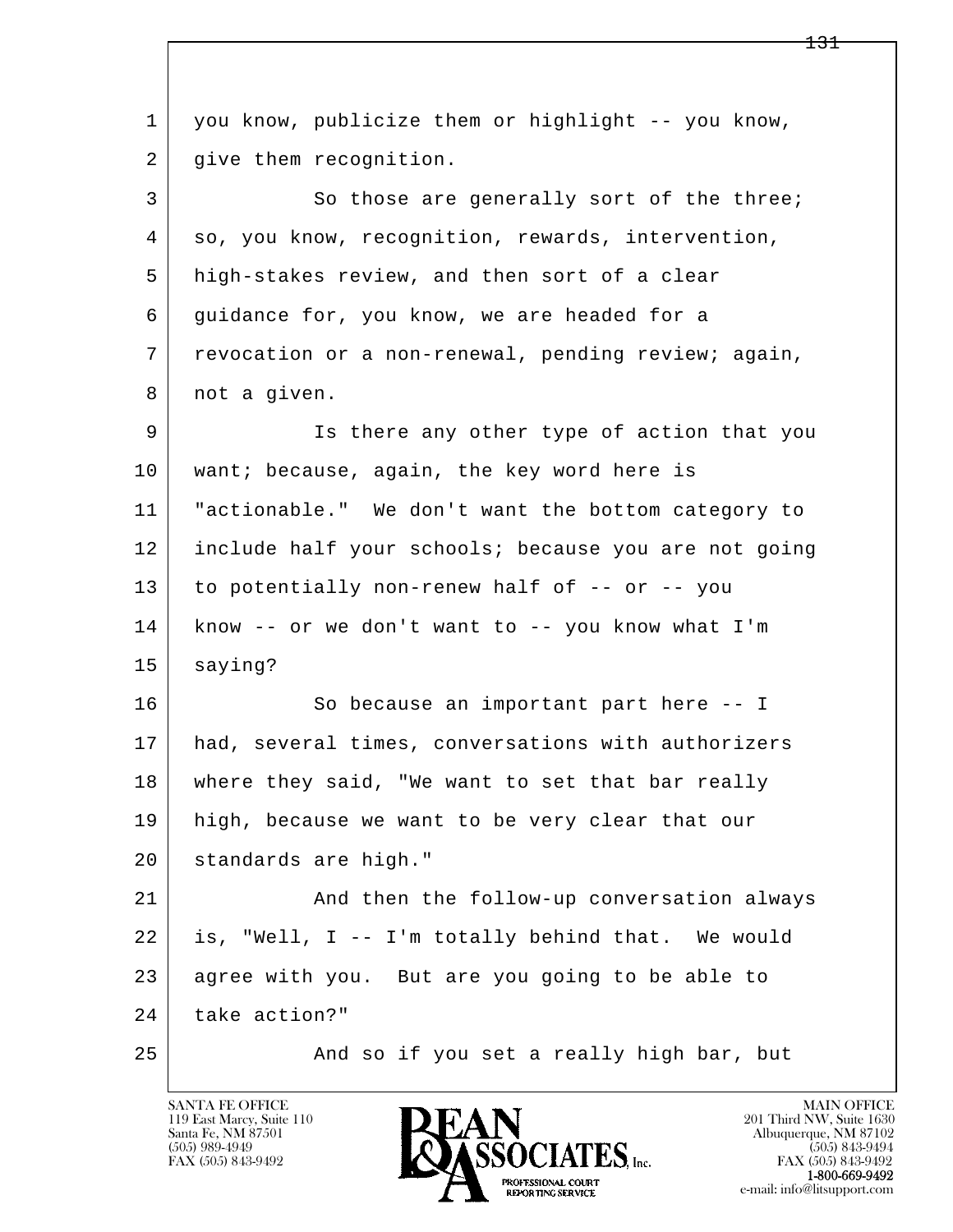1 you know, publicize them or highlight -- you know,
2 give them recognition.

3 So those are generally sort of the three;
4 so, you know, recognition, rewards, intervention,
5 high-stakes review, and then sort of a clear
6 guidance for, you know, we are headed for a
7 revocation or a non-renewal, pending review; again,
8 not a given.

9 Is there any other type of action that you
10 want; because, again, the key word here is
11 "actionable." We don't want the bottom category to
12 include half your schools; because you are not going
13 to potentially non-renew half of -- or -- you
14 know -- or we don't want to -- you know what I'm
15 saying?

16 So because an important part here -- I
17 had, several times, conversations with authorizers
18 where they said, "We want to set that bar really
19 high, because we want to be very clear that our
20 standards are high."

21 And then the follow-up conversation always
22 is, "Well, I -- I'm totally behind that. We would
23 agree with you. But are you going to be able to
24 take action?"

25 And so if you set a really high bar, but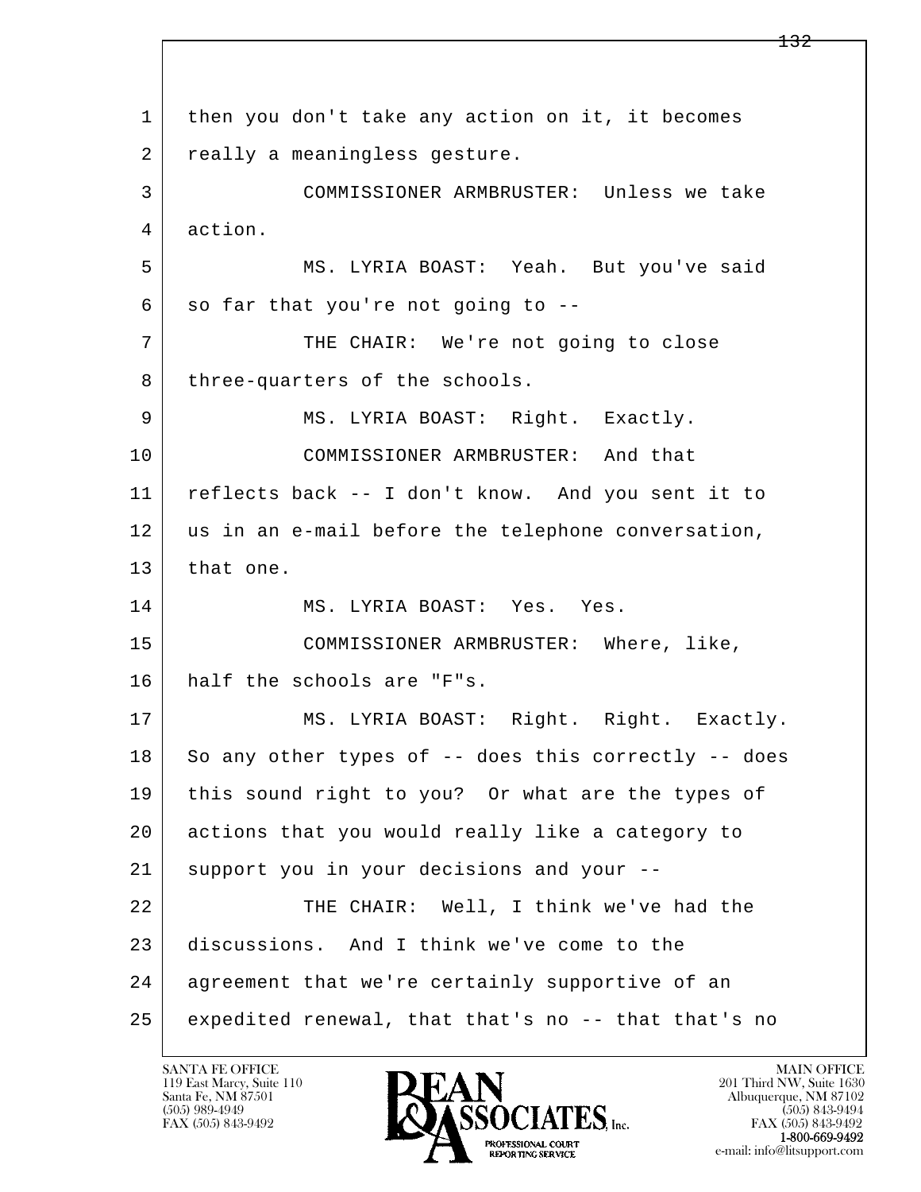1 then you don't take any action on it, it becomes
2 really a meaningless gesture.
3 COMMISSIONER ARMBRUSTER: Unless we take
4 action.
5 MS. LYRIA BOAST: Yeah. But you've said
6 so far that you're not going to --
7 THE CHAIR: We're not going to close
8 three-quarters of the schools.
9 MS. LYRIA BOAST: Right. Exactly.
10 COMMISSIONER ARMBRUSTER: And that
11 reflects back -- I don't know. And you sent it to
12 us in an e-mail before the telephone conversation,
13 that one.
14 MS. LYRIA BOAST: Yes. Yes.
15 COMMISSIONER ARMBRUSTER: Where, like,
16 half the schools are "F"s.
17 MS. LYRIA BOAST: Right. Right. Exactly.
18 So any other types of -- does this correctly -- does
19 this sound right to you? Or what are the types of
20 actions that you would really like a category to
21 support you in your decisions and your --
22 THE CHAIR: Well, I think we've had the
23 discussions. And I think we've come to the
24 agreement that we're certainly supportive of an
25 expedited renewal, that that's no -- that that's no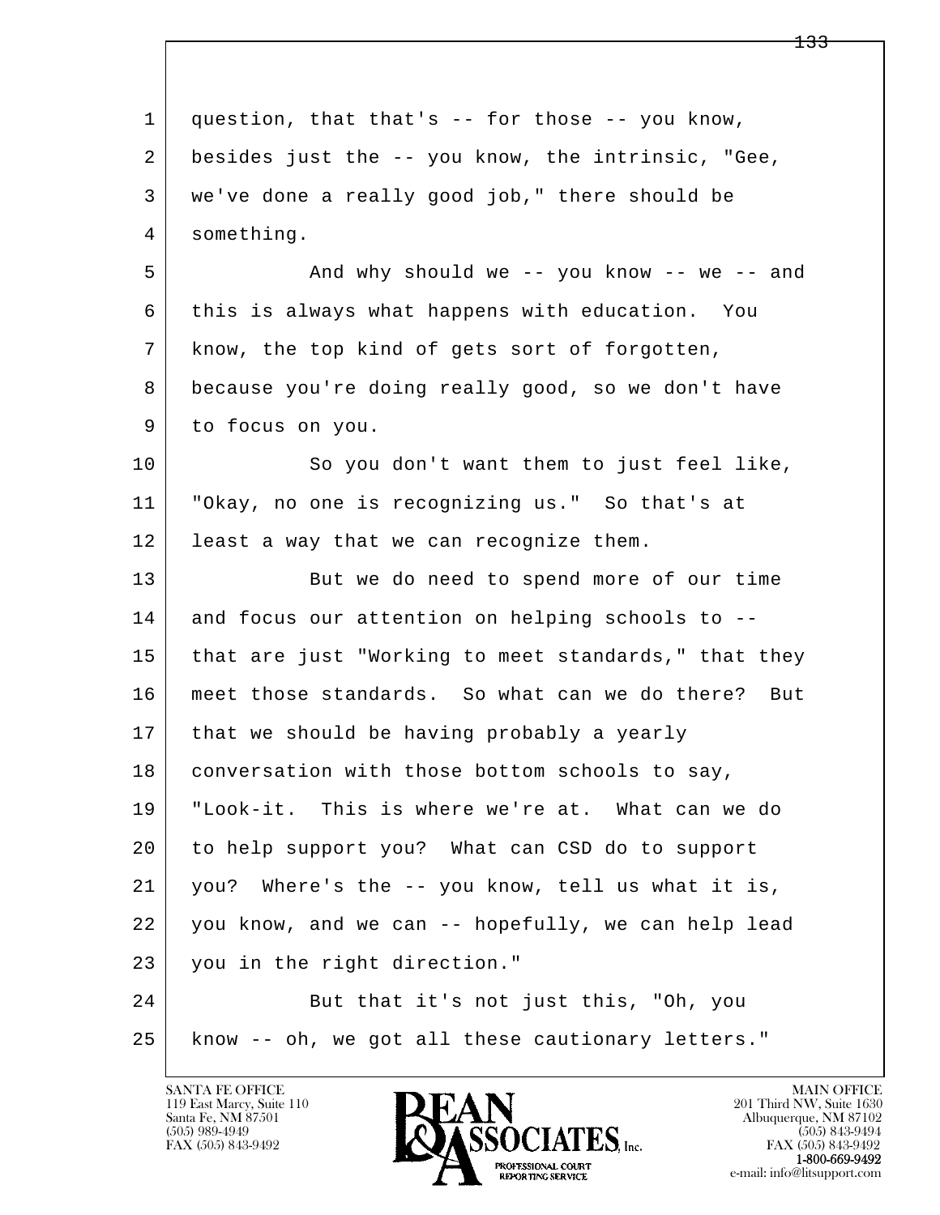1 question, that that's -- for those -- you know,
2 besides just the -- you know, the intrinsic, "Gee,
3 we've done a really good job," there should be
4 something.
5 And why should we -- you know -- we -- and
6 this is always what happens with education. You
7 know, the top kind of gets sort of forgotten,
8 because you're doing really good, so we don't have
9 to focus on you.
10 So you don't want them to just feel like,
11 "Okay, no one is recognizing us." So that's at
12 least a way that we can recognize them.
13 But we do need to spend more of our time
14 and focus our attention on helping schools to --
15 that are just "Working to meet standards," that they
16 meet those standards. So what can we do there? But
17 that we should be having probably a yearly
18 conversation with those bottom schools to say,
19 "Look-it. This is where we're at. What can we do
20 to help support you? What can CSD do to support
21 you? Where's the -- you know, tell us what it is,
22 you know, and we can -- hopefully, we can help lead
23 you in the right direction."
24 But that it's not just this, "Oh, you
25 know -- oh, we got all these cautionary letters."

SANTA FE OFFICE
119 East Marcy, Suite 110
Santa Fe, NM 87501
(505) 989-4949
FAX (505) 843-9492

MAIN OFFICE
201 Third NW, Suite 1630
Albuquerque, NM 87102
(505) 843-9494
FAX (505) 843-9492
1-800-669-9492
e-mail: info@litsupport.com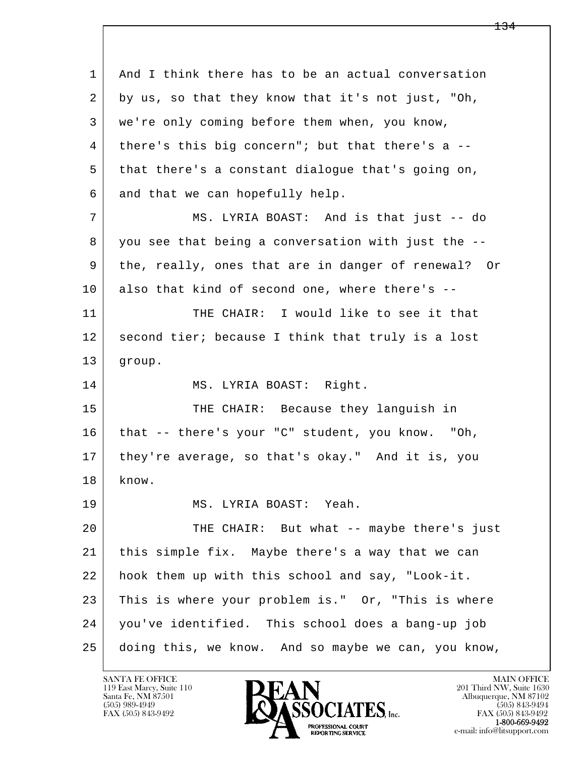1 And I think there has to be an actual conversation
2 by us, so that they know that it's not just, "Oh,
3 we're only coming before them when, you know,
4 there's this big concern"; but that there's a --
5 that there's a constant dialogue that's going on,
6 and that we can hopefully help.
7 MS. LYRIA BOAST: And is that just -- do
8 you see that being a conversation with just the --
9 the, really, ones that are in danger of renewal? Or
10 also that kind of second one, where there's --
11 THE CHAIR: I would like to see it that
12 second tier; because I think that truly is a lost
13 group.
14 MS. LYRIA BOAST: Right.
15 THE CHAIR: Because they languish in
16 that -- there's your "C" student, you know. "Oh,
17 they're average, so that's okay." And it is, you
18 know.
19 MS. LYRIA BOAST: Yeah.
20 THE CHAIR: But what -- maybe there's just
21 this simple fix. Maybe there's a way that we can
22 hook them up with this school and say, "Look-it.
23 This is where your problem is." Or, "This is where
24 you've identified. This school does a bang-up job
25 doing this, we know. And so maybe we can, you know,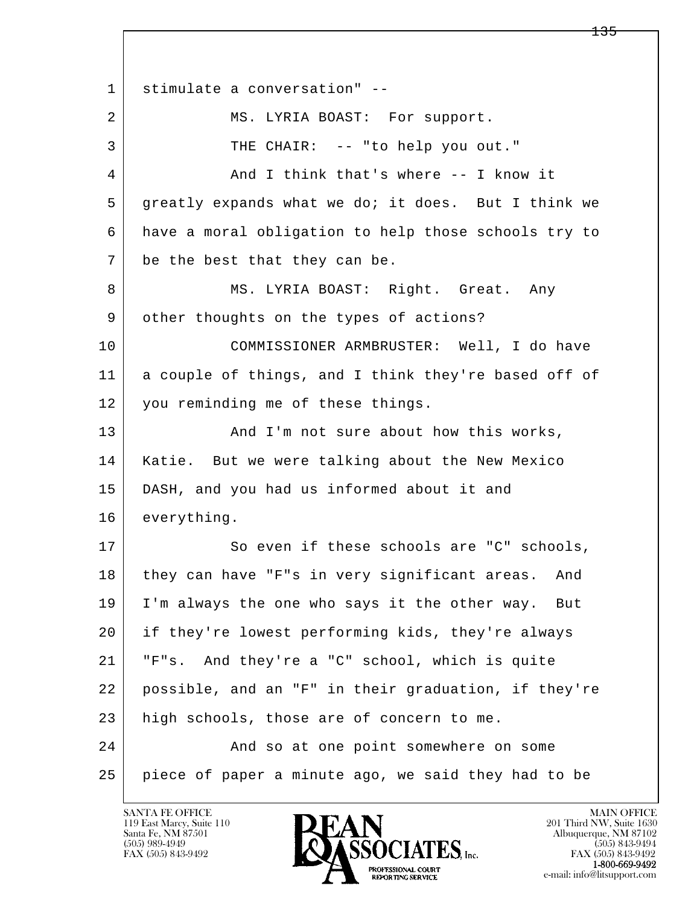1 stimulate a conversation" --

2 MS. LYRIA BOAST: For support.

3 THE CHAIR: -- "to help you out."

4 And I think that's where -- I know it

5 greatly expands what we do; it does. But I think we

6 have a moral obligation to help those schools try to

7 be the best that they can be.

8 MS. LYRIA BOAST: Right. Great. Any

9 other thoughts on the types of actions?

10 COMMISSIONER ARMBRUSTER: Well, I do have

11 a couple of things, and I think they're based off of

12 you reminding me of these things.

13 And I'm not sure about how this works,

14 Katie. But we were talking about the New Mexico

15 DASH, and you had us informed about it and

16 everything.

17 So even if these schools are "C" schools,

18 they can have "F"s in very significant areas. And

19 I'm always the one who says it the other way. But

20 if they're lowest performing kids, they're always

21 "F"s. And they're a "C" school, which is quite

22 possible, and an "F" in their graduation, if they're

23 high schools, those are of concern to me.

24 And so at one point somewhere on some

25 piece of paper a minute ago, we said they had to be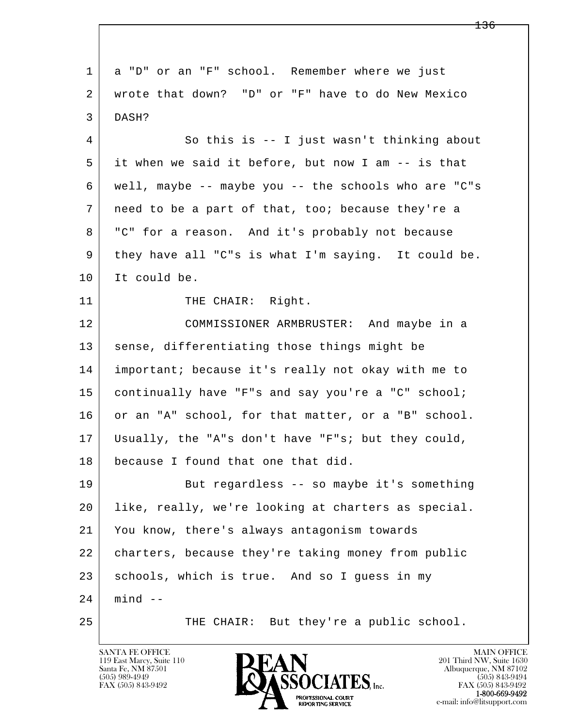a "D" or an "F" school.  Remember where we just wrote that down?  "D" or "F" have to do New Mexico DASH?

So this is -- I just wasn't thinking about it when we said it before, but now I am -- is that well, maybe -- maybe you -- the schools who are "C"s need to be a part of that, too; because they're a "C" for a reason.  And it's probably not because they have all "C"s is what I'm saying.  It could be.  It could be.

THE CHAIR:  Right.

COMMISSIONER ARMBRUSTER:  And maybe in a sense, differentiating those things might be important; because it's really not okay with me to continually have "F"s and say you're a "C" school; or an "A" school, for that matter, or a "B" school.  Usually, the "A"s don't have "F"s; but they could, because I found that one that did.

But regardless -- so maybe it's something like, really, we're looking at charters as special.  You know, there's always antagonism towards charters, because they're taking money from public schools, which is true.  And so I guess in my mind --

THE CHAIR:  But they're a public school.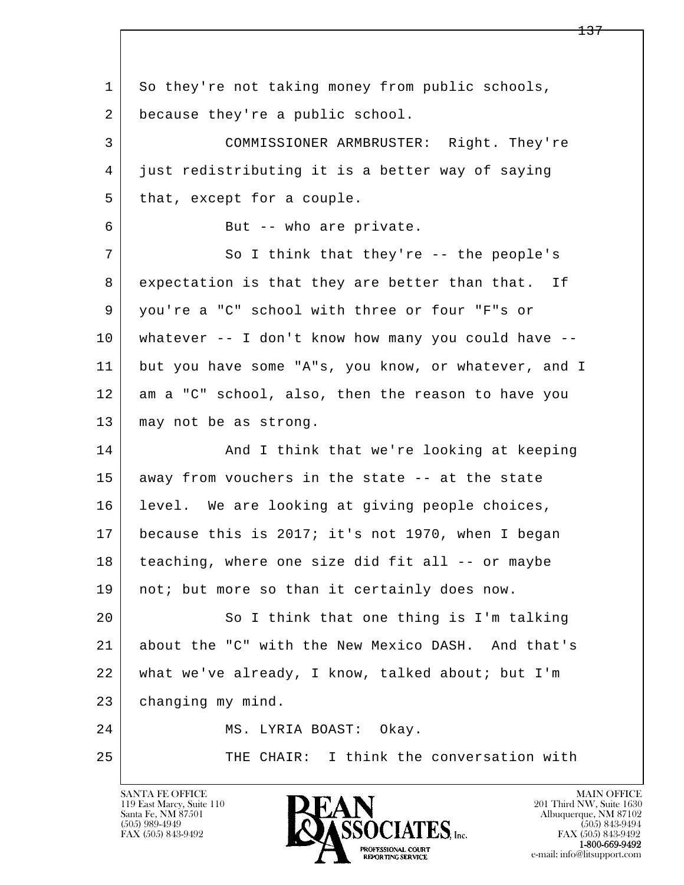1 So they're not taking money from public schools,
2 because they're a public school.
3 COMMISSIONER ARMBRUSTER: Right. They're
4 just redistributing it is a better way of saying
5 that, except for a couple.
6 But -- who are private.
7 So I think that they're -- the people's
8 expectation is that they are better than that. If
9 you're a "C" school with three or four "F"s or
10 whatever -- I don't know how many you could have --
11 but you have some "A"s, you know, or whatever, and I
12 am a "C" school, also, then the reason to have you
13 may not be as strong.
14 And I think that we're looking at keeping
15 away from vouchers in the state -- at the state
16 level. We are looking at giving people choices,
17 because this is 2017; it's not 1970, when I began
18 teaching, where one size did fit all -- or maybe
19 not; but more so than it certainly does now.
20 So I think that one thing is I'm talking
21 about the "C" with the New Mexico DASH. And that's
22 what we've already, I know, talked about; but I'm
23 changing my mind.
24 MS. LYRIA BOAST: Okay.
25 THE CHAIR: I think the conversation with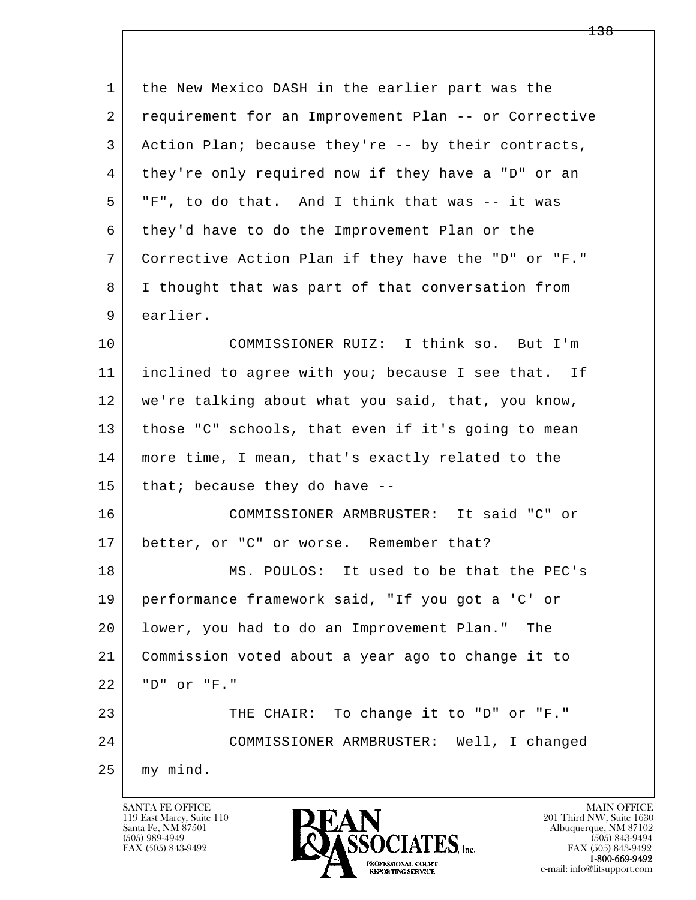1 the New Mexico DASH in the earlier part was the
2 requirement for an Improvement Plan -- or Corrective
3 Action Plan; because they're -- by their contracts,
4 they're only required now if they have a "D" or an
5 "F", to do that. And I think that was -- it was
6 they'd have to do the Improvement Plan or the
7 Corrective Action Plan if they have the "D" or "F."
8 I thought that was part of that conversation from
9 earlier.
10 COMMISSIONER RUIZ: I think so. But I'm
11 inclined to agree with you; because I see that. If
12 we're talking about what you said, that, you know,
13 those "C" schools, that even if it's going to mean
14 more time, I mean, that's exactly related to the
15 that; because they do have --
16 COMMISSIONER ARMBRUSTER: It said "C" or
17 better, or "C" or worse. Remember that?
18 MS. POULOS: It used to be that the PEC's
19 performance framework said, "If you got a 'C' or
20 lower, you had to do an Improvement Plan." The
21 Commission voted about a year ago to change it to
22 "D" or "F."
23 THE CHAIR: To change it to "D" or "F."
24 COMMISSIONER ARMBRUSTER: Well, I changed
25 my mind.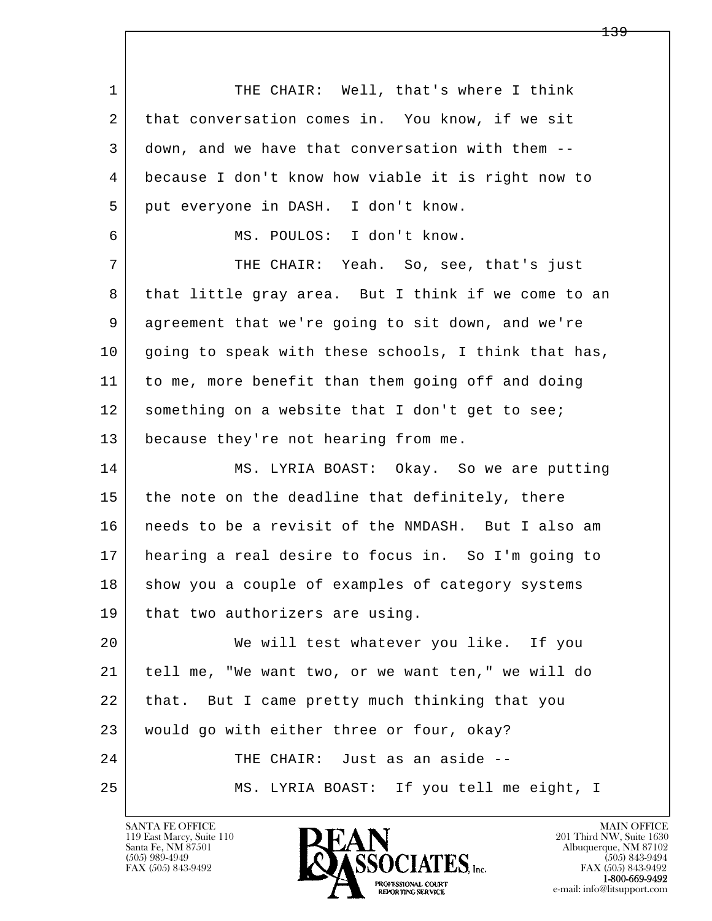1 THE CHAIR: Well, that's where I think
2 that conversation comes in. You know, if we sit
3 down, and we have that conversation with them --
4 because I don't know how viable it is right now to
5 put everyone in DASH. I don't know.
6 MS. POULOS: I don't know.
7 THE CHAIR: Yeah. So, see, that's just
8 that little gray area. But I think if we come to an
9 agreement that we're going to sit down, and we're
10 going to speak with these schools, I think that has,
11 to me, more benefit than them going off and doing
12 something on a website that I don't get to see;
13 because they're not hearing from me.
14 MS. LYRIA BOAST: Okay. So we are putting
15 the note on the deadline that definitely, there
16 needs to be a revisit of the NMDASH. But I also am
17 hearing a real desire to focus in. So I'm going to
18 show you a couple of examples of category systems
19 that two authorizers are using.
20 We will test whatever you like. If you
21 tell me, "We want two, or we want ten," we will do
22 that. But I came pretty much thinking that you
23 would go with either three or four, okay?
24 THE CHAIR: Just as an aside --
25 MS. LYRIA BOAST: If you tell me eight, I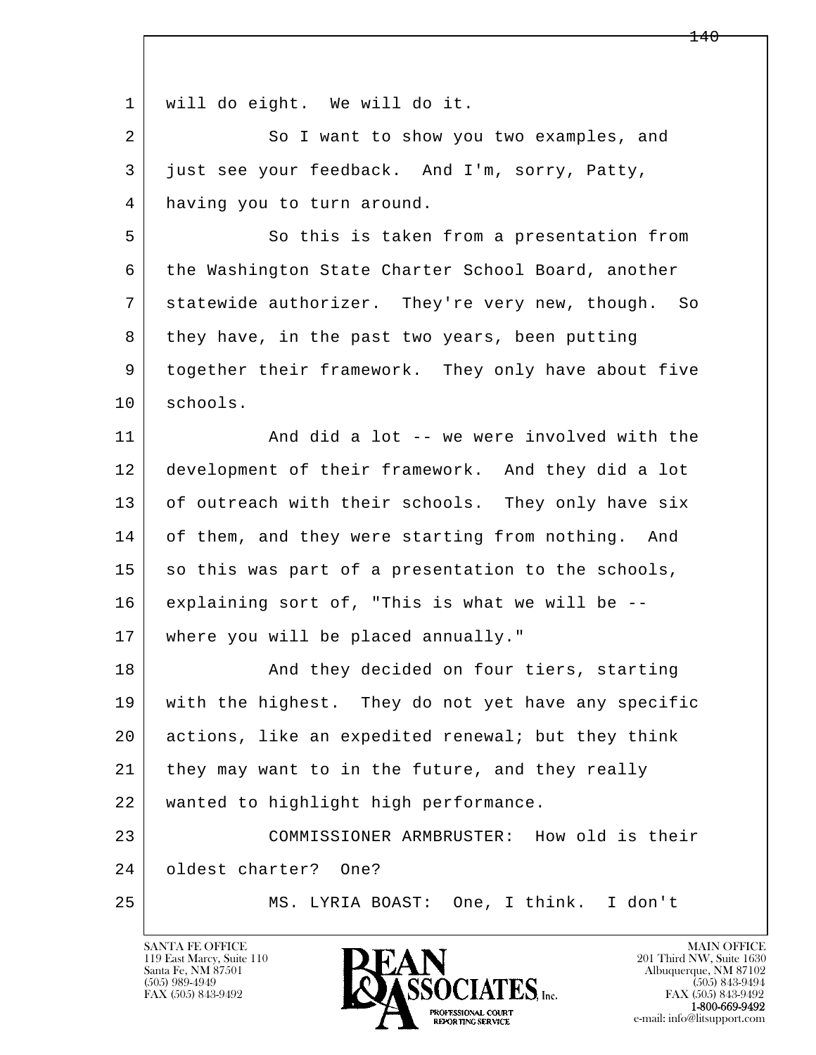1 will do eight.  We will do it.

2 So I want to show you two examples, and

3 just see your feedback.  And I'm, sorry, Patty,

4 having you to turn around.

5 So this is taken from a presentation from

6 the Washington State Charter School Board, another

7 statewide authorizer.  They're very new, though.  So

8 they have, in the past two years, been putting

9 together their framework.  They only have about five

10 schools.

11 And did a lot -- we were involved with the

12 development of their framework.  And they did a lot

13 of outreach with their schools.  They only have six

14 of them, and they were starting from nothing.  And

15 so this was part of a presentation to the schools,

16 explaining sort of, "This is what we will be --

17 where you will be placed annually."

18 And they decided on four tiers, starting

19 with the highest.  They do not yet have any specific

20 actions, like an expedited renewal; but they think

21 they may want to in the future, and they really

22 wanted to highlight high performance.

23 COMMISSIONER ARMBRUSTER:  How old is their

24 oldest charter?  One?

25 MS. LYRIA BOAST:  One, I think.  I don't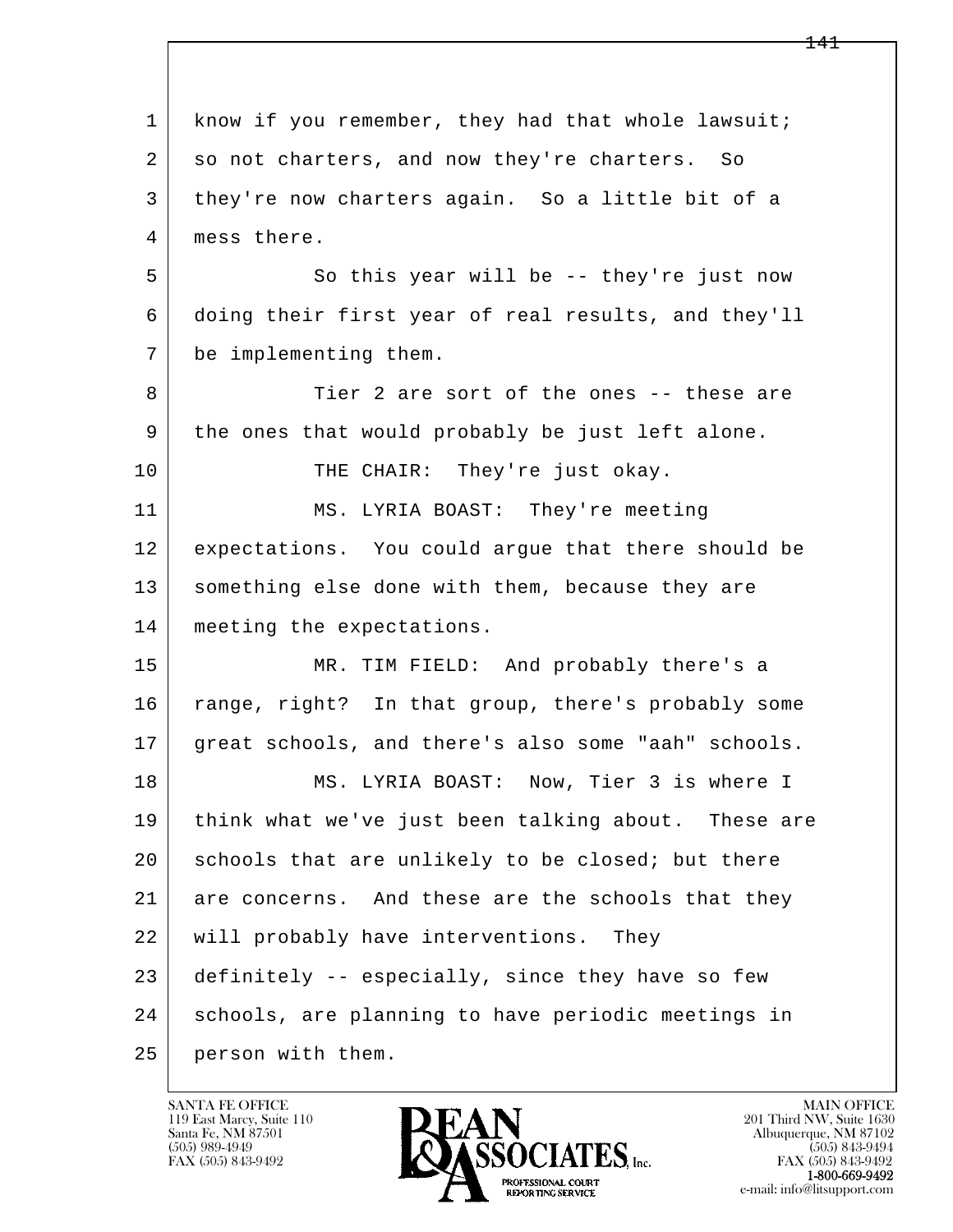know if you remember, they had that whole lawsuit; so not charters, and now they're charters. So they're now charters again. So a little bit of a mess there.

So this year will be -- they're just now doing their first year of real results, and they'll be implementing them.

Tier 2 are sort of the ones -- these are the ones that would probably be just left alone.

THE CHAIR: They're just okay.

MS. LYRIA BOAST: They're meeting expectations. You could argue that there should be something else done with them, because they are meeting the expectations.

MR. TIM FIELD: And probably there's a range, right? In that group, there's probably some great schools, and there's also some "aah" schools.

MS. LYRIA BOAST: Now, Tier 3 is where I think what we've just been talking about. These are schools that are unlikely to be closed; but there are concerns. And these are the schools that they will probably have interventions. They definitely -- especially, since they have so few schools, are planning to have periodic meetings in person with them.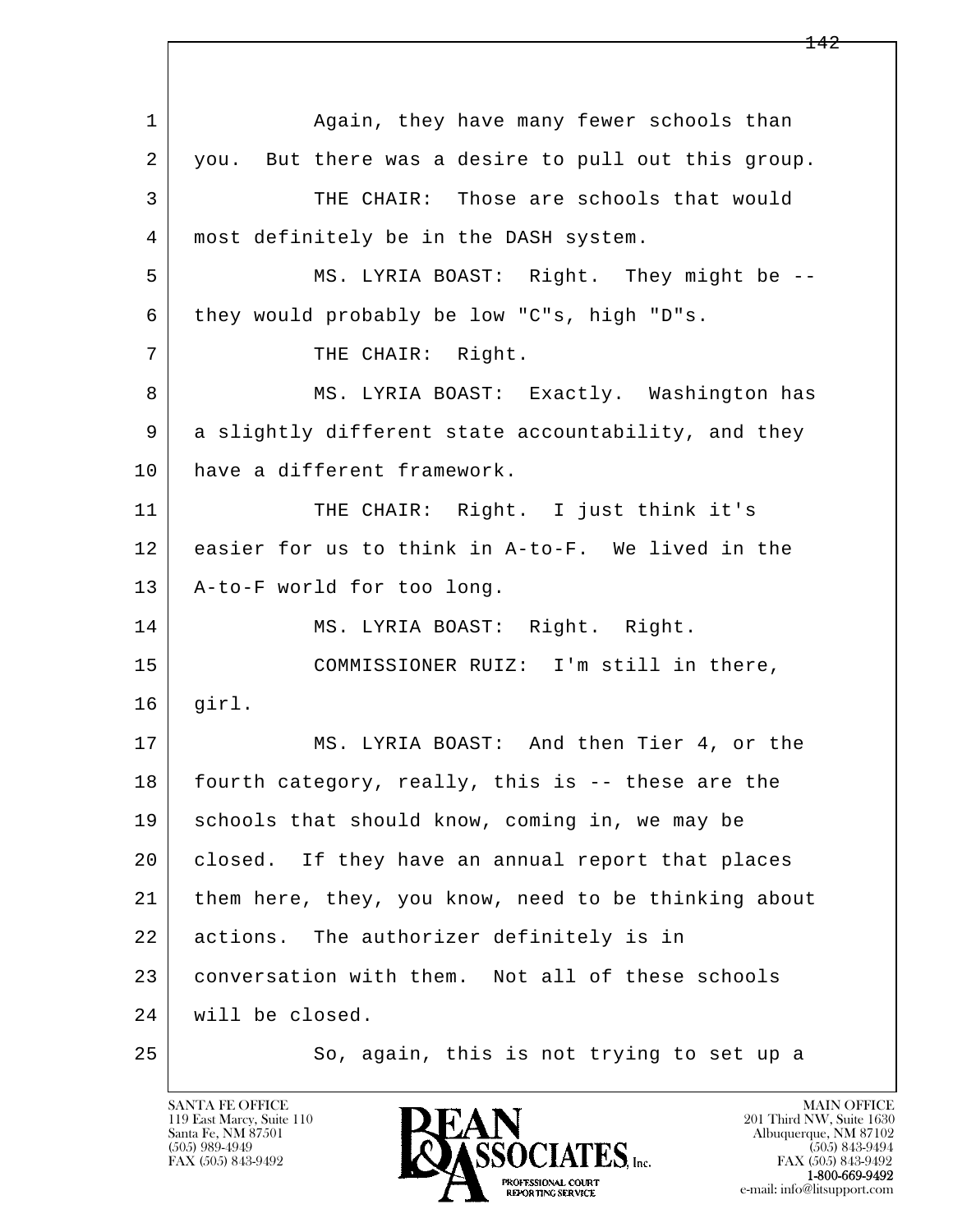Again, they have many fewer schools than you. But there was a desire to pull out this group.

THE CHAIR: Those are schools that would most definitely be in the DASH system.

MS. LYRIA BOAST: Right. They might be -- they would probably be low "C"s, high "D"s.

THE CHAIR: Right.

MS. LYRIA BOAST: Exactly. Washington has a slightly different state accountability, and they have a different framework.

THE CHAIR: Right. I just think it's easier for us to think in A-to-F. We lived in the A-to-F world for too long.

MS. LYRIA BOAST: Right. Right.

COMMISSIONER RUIZ: I'm still in there, girl.

MS. LYRIA BOAST: And then Tier 4, or the fourth category, really, this is -- these are the schools that should know, coming in, we may be closed. If they have an annual report that places them here, they, you know, need to be thinking about actions. The authorizer definitely is in conversation with them. Not all of these schools will be closed.

So, again, this is not trying to set up a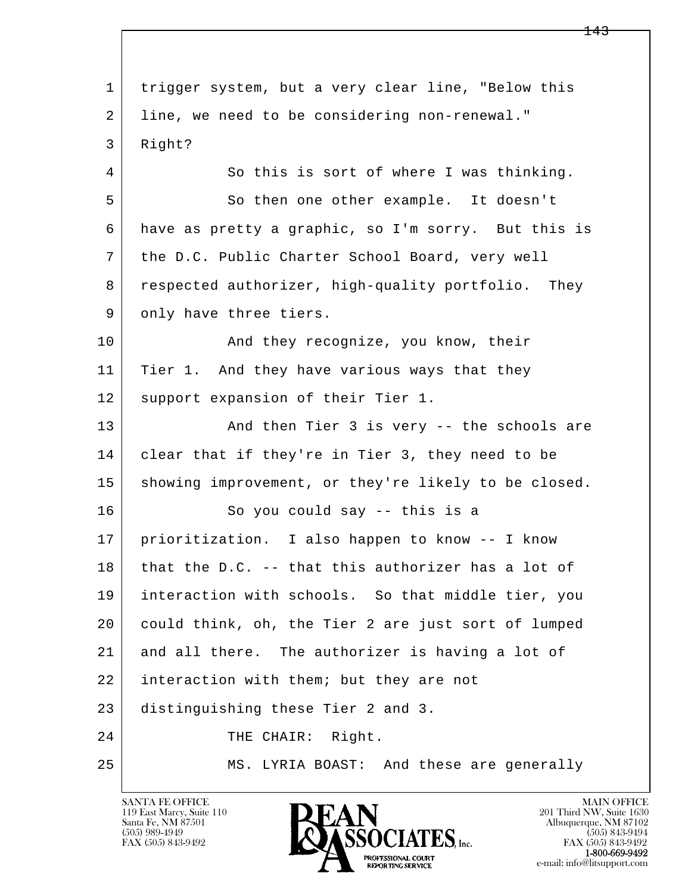1 trigger system, but a very clear line, "Below this
2 line, we need to be considering non-renewal."
3 Right?
4 So this is sort of where I was thinking.
5 So then one other example. It doesn't
6 have as pretty a graphic, so I'm sorry. But this is
7 the D.C. Public Charter School Board, very well
8 respected authorizer, high-quality portfolio. They
9 only have three tiers.
10 And they recognize, you know, their
11 Tier 1. And they have various ways that they
12 support expansion of their Tier 1.
13 And then Tier 3 is very -- the schools are
14 clear that if they're in Tier 3, they need to be
15 showing improvement, or they're likely to be closed.
16 So you could say -- this is a
17 prioritization. I also happen to know -- I know
18 that the D.C. -- that this authorizer has a lot of
19 interaction with schools. So that middle tier, you
20 could think, oh, the Tier 2 are just sort of lumped
21 and all there. The authorizer is having a lot of
22 interaction with them; but they are not
23 distinguishing these Tier 2 and 3.
24 THE CHAIR: Right.
25 MS. LYRIA BOAST: And these are generally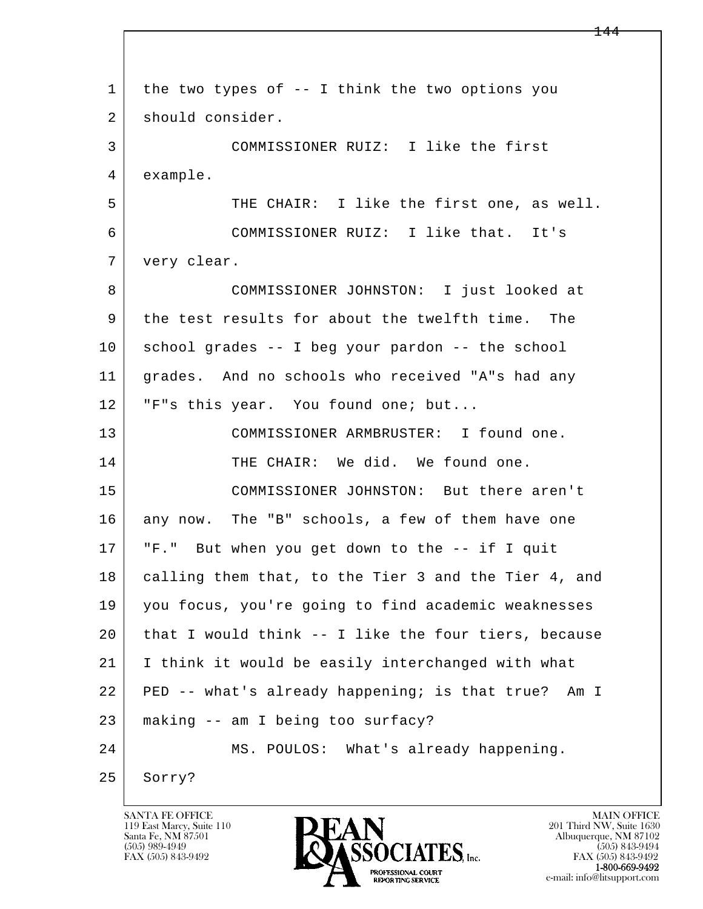1 the two types of -- I think the two options you
2 should consider.

3 COMMISSIONER RUIZ: I like the first
4 example.

5 THE CHAIR: I like the first one, as well.

6 COMMISSIONER RUIZ: I like that. It's
7 very clear.

8 COMMISSIONER JOHNSTON: I just looked at
9 the test results for about the twelfth time. The
10 school grades -- I beg your pardon -- the school
11 grades. And no schools who received "A"s had any
12 "F"s this year. You found one; but...

13 COMMISSIONER ARMBRUSTER: I found one.

14 THE CHAIR: We did. We found one.

15 COMMISSIONER JOHNSTON: But there aren't
16 any now. The "B" schools, a few of them have one
17 "F." But when you get down to the -- if I quit
18 calling them that, to the Tier 3 and the Tier 4, and
19 you focus, you're going to find academic weaknesses
20 that I would think -- I like the four tiers, because
21 I think it would be easily interchanged with what
22 PED -- what's already happening; is that true? Am I
23 making -- am I being too surfacy?

24 MS. POULOS: What's already happening.
25 Sorry?

SANTA FE OFFICE
119 East Marcy, Suite 110
Santa Fe, NM 87501
(505) 989-4949
FAX (505) 843-9492

MAIN OFFICE
201 Third NW, Suite 1630
Albuquerque, NM 87102
(505) 843-9494
FAX (505) 843-9492
1-800-669-9492
e-mail: info@litsupport.com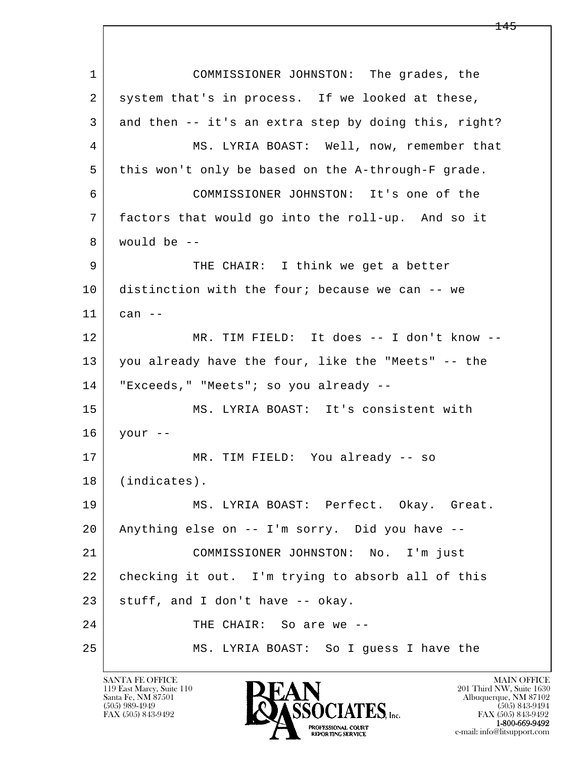1 COMMISSIONER JOHNSTON: The grades, the
2 system that's in process. If we looked at these,
3 and then -- it's an extra step by doing this, right?
4 MS. LYRIA BOAST: Well, now, remember that
5 this won't only be based on the A-through-F grade.
6 COMMISSIONER JOHNSTON: It's one of the
7 factors that would go into the roll-up. And so it
8 would be --
9 THE CHAIR: I think we get a better
10 distinction with the four; because we can -- we
11 can --
12 MR. TIM FIELD: It does -- I don't know --
13 you already have the four, like the "Meets" -- the
14 "Exceeds," "Meets"; so you already --
15 MS. LYRIA BOAST: It's consistent with
16 your --
17 MR. TIM FIELD: You already -- so
18 (indicates).
19 MS. LYRIA BOAST: Perfect. Okay. Great.
20 Anything else on -- I'm sorry. Did you have --
21 COMMISSIONER JOHNSTON: No. I'm just
22 checking it out. I'm trying to absorb all of this
23 stuff, and I don't have -- okay.
24 THE CHAIR: So are we --
25 MS. LYRIA BOAST: So I guess I have the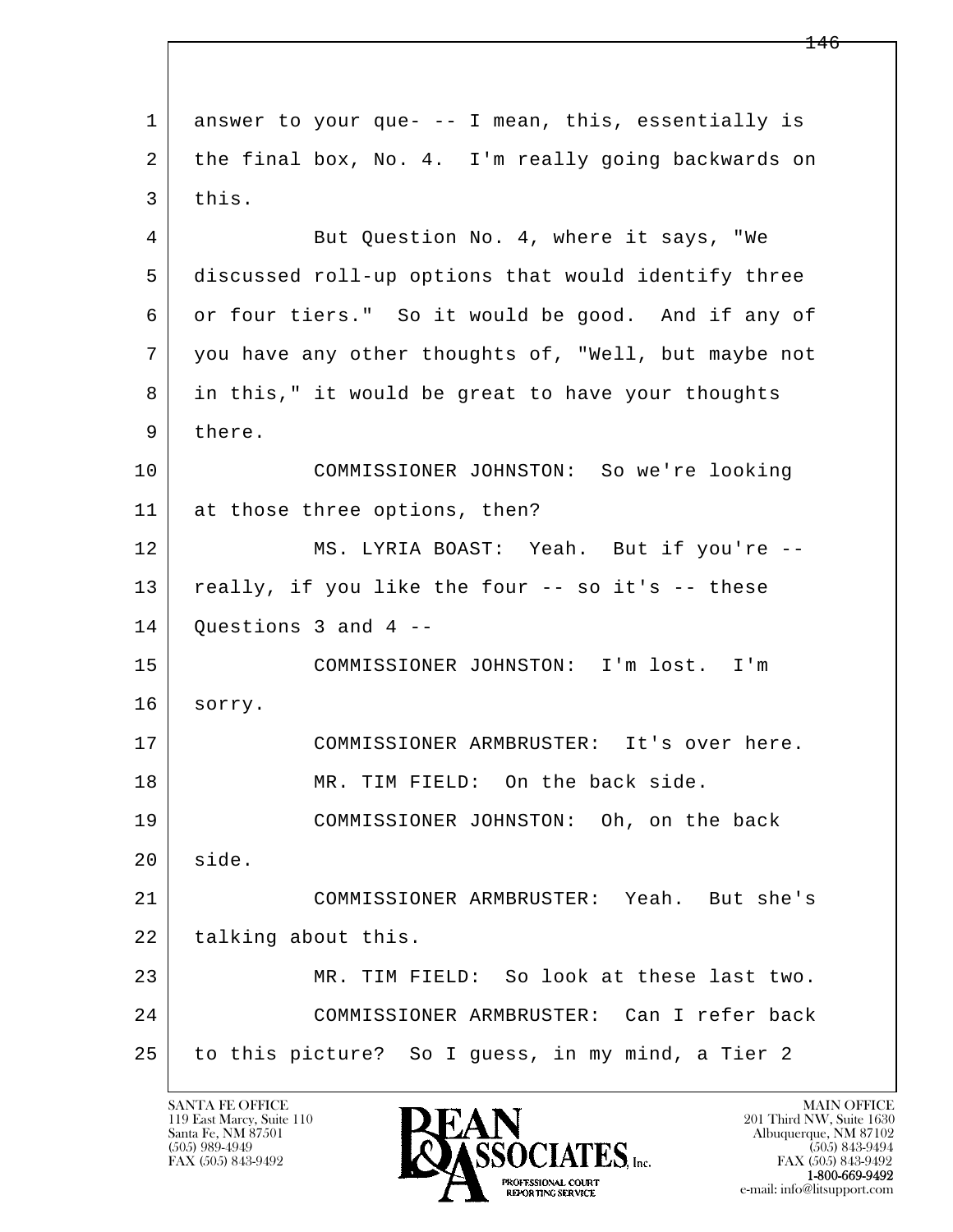1 answer to your que- -- I mean, this, essentially is
2 the final box, No. 4. I'm really going backwards on
3 this.
4 But Question No. 4, where it says, "We
5 discussed roll-up options that would identify three
6 or four tiers." So it would be good. And if any of
7 you have any other thoughts of, "Well, but maybe not
8 in this," it would be great to have your thoughts
9 there.
10 COMMISSIONER JOHNSTON: So we're looking
11 at those three options, then?
12 MS. LYRIA BOAST: Yeah. But if you're --
13 really, if you like the four -- so it's -- these
14 Questions 3 and 4 --
15 COMMISSIONER JOHNSTON: I'm lost. I'm
16 sorry.
17 COMMISSIONER ARMBRUSTER: It's over here.
18 MR. TIM FIELD: On the back side.
19 COMMISSIONER JOHNSTON: Oh, on the back
20 side.
21 COMMISSIONER ARMBRUSTER: Yeah. But she's
22 talking about this.
23 MR. TIM FIELD: So look at these last two.
24 COMMISSIONER ARMBRUSTER: Can I refer back
25 to this picture? So I guess, in my mind, a Tier 2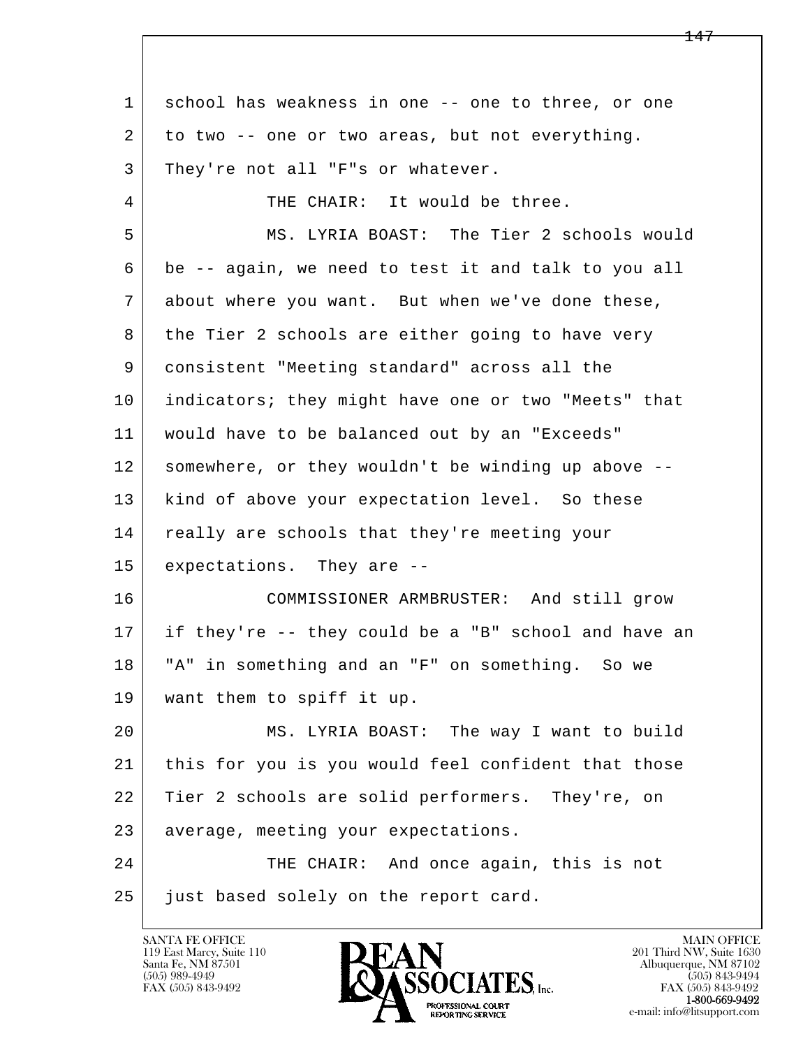school has weakness in one -- one to three, or one to two -- one or two areas, but not everything. They're not all "F"s or whatever.

THE CHAIR: It would be three.

MS. LYRIA BOAST: The Tier 2 schools would be -- again, we need to test it and talk to you all about where you want. But when we've done these, the Tier 2 schools are either going to have very consistent "Meeting standard" across all the indicators; they might have one or two "Meets" that would have to be balanced out by an "Exceeds" somewhere, or they wouldn't be winding up above -- kind of above your expectation level. So these really are schools that they're meeting your expectations. They are --

COMMISSIONER ARMBRUSTER: And still grow if they're -- they could be a "B" school and have an "A" in something and an "F" on something. So we want them to spiff it up.

MS. LYRIA BOAST: The way I want to build this for you is you would feel confident that those Tier 2 schools are solid performers. They're, on average, meeting your expectations.

THE CHAIR: And once again, this is not just based solely on the report card.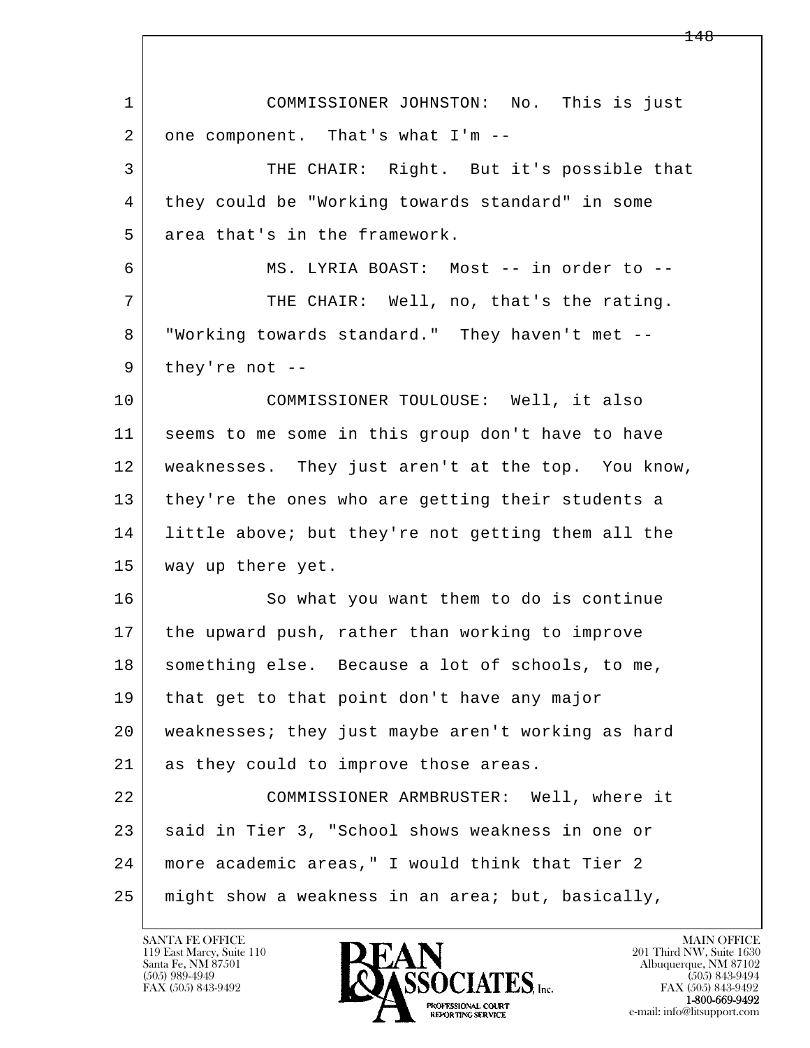1 COMMISSIONER JOHNSTON: No. This is just
2 one component. That's what I'm --
3 THE CHAIR: Right. But it's possible that
4 they could be "Working towards standard" in some
5 area that's in the framework.
6 MS. LYRIA BOAST: Most -- in order to --
7 THE CHAIR: Well, no, that's the rating.
8 "Working towards standard." They haven't met --
9 they're not --
10 COMMISSIONER TOULOUSE: Well, it also
11 seems to me some in this group don't have to have
12 weaknesses. They just aren't at the top. You know,
13 they're the ones who are getting their students a
14 little above; but they're not getting them all the
15 way up there yet.
16 So what you want them to do is continue
17 the upward push, rather than working to improve
18 something else. Because a lot of schools, to me,
19 that get to that point don't have any major
20 weaknesses; they just maybe aren't working as hard
21 as they could to improve those areas.
22 COMMISSIONER ARMBRUSTER: Well, where it
23 said in Tier 3, "School shows weakness in one or
24 more academic areas," I would think that Tier 2
25 might show a weakness in an area; but, basically,

SANTA FE OFFICE
119 East Marcy, Suite 110
Santa Fe, NM 87501
(505) 989-4949
FAX (505) 843-9492

MAIN OFFICE
201 Third NW, Suite 1630
Albuquerque, NM 87102
(505) 843-9494
FAX (505) 843-9492
1-800-669-9492
e-mail: info@litsupport.com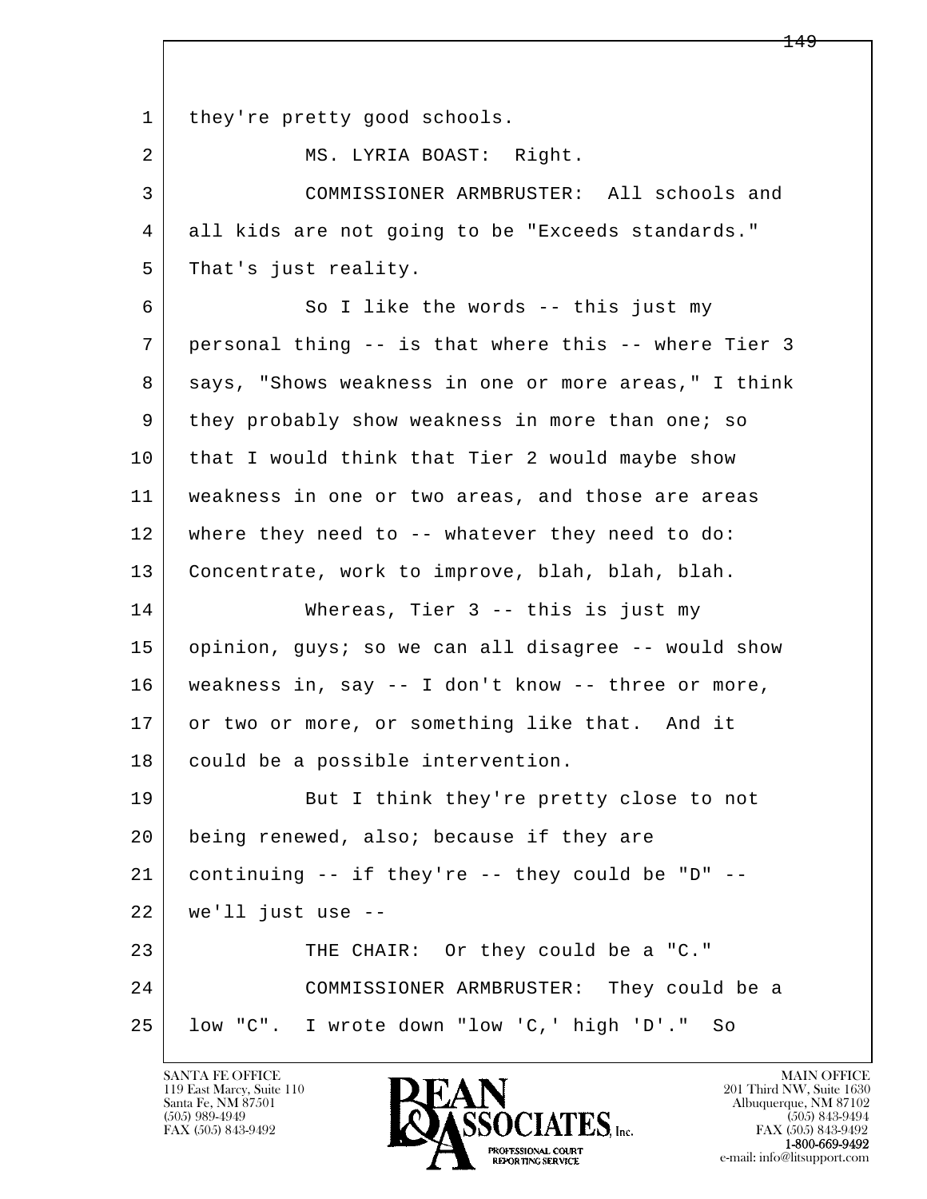1 they're pretty good schools.

2 MS. LYRIA BOAST: Right.

3 COMMISSIONER ARMBRUSTER: All schools and

4 all kids are not going to be "Exceeds standards."

5 That's just reality.

6 So I like the words -- this just my

7 personal thing -- is that where this -- where Tier 3

8 says, "Shows weakness in one or more areas," I think

9 they probably show weakness in more than one; so

10 that I would think that Tier 2 would maybe show

11 weakness in one or two areas, and those are areas

12 where they need to -- whatever they need to do:

13 Concentrate, work to improve, blah, blah, blah.

14 Whereas, Tier 3 -- this is just my

15 opinion, guys; so we can all disagree -- would show

16 weakness in, say -- I don't know -- three or more,

17 or two or more, or something like that. And it

18 could be a possible intervention.

19 But I think they're pretty close to not

20 being renewed, also; because if they are

21 continuing -- if they're -- they could be "D" --

22 we'll just use --

23 THE CHAIR: Or they could be a "C."

24 COMMISSIONER ARMBRUSTER: They could be a

25 low "C". I wrote down "low 'C,' high 'D'." So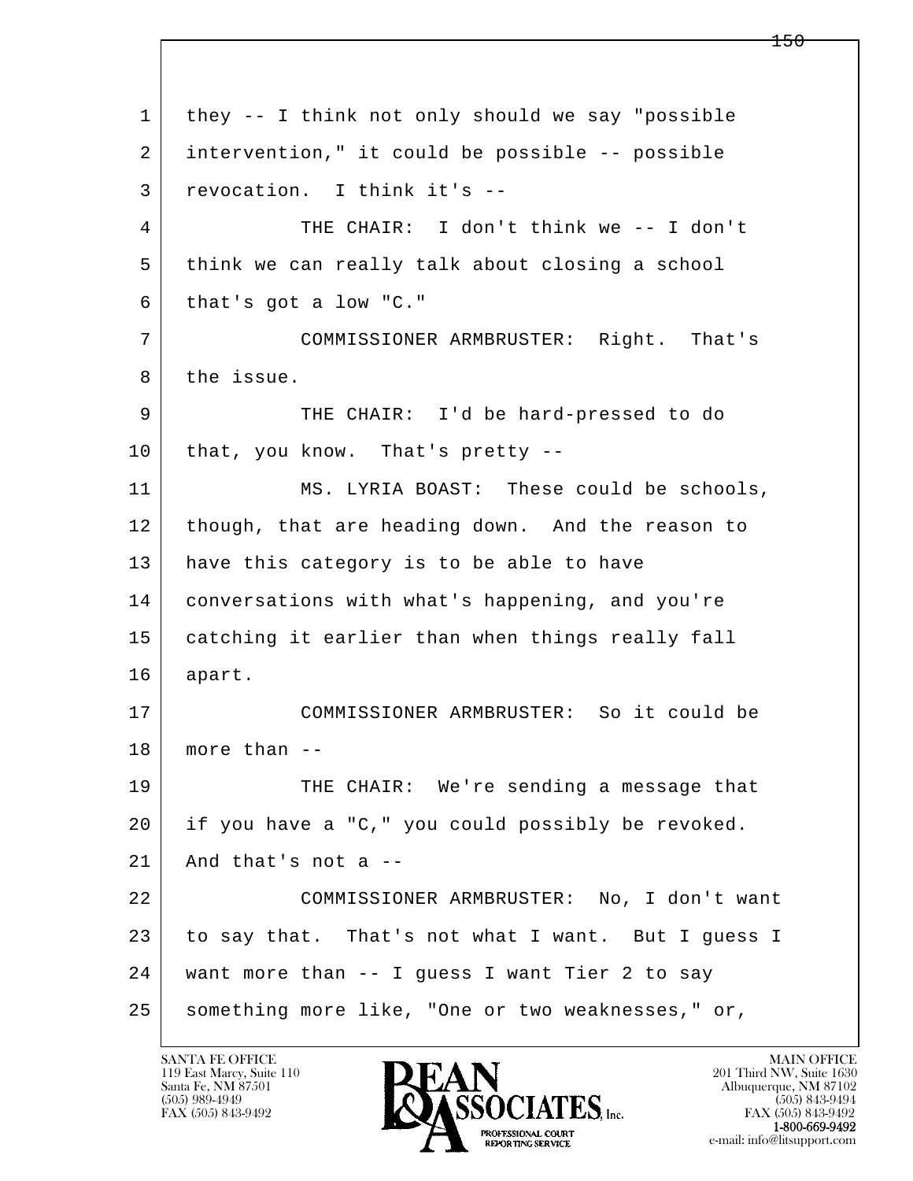1 they -- I think not only should we say "possible
2 intervention," it could be possible -- possible
3 revocation. I think it's --
4 THE CHAIR: I don't think we -- I don't
5 think we can really talk about closing a school
6 that's got a low "C."
7 COMMISSIONER ARMBRUSTER: Right. That's
8 the issue.
9 THE CHAIR: I'd be hard-pressed to do
10 that, you know. That's pretty --
11 MS. LYRIA BOAST: These could be schools,
12 though, that are heading down. And the reason to
13 have this category is to be able to have
14 conversations with what's happening, and you're
15 catching it earlier than when things really fall
16 apart.
17 COMMISSIONER ARMBRUSTER: So it could be
18 more than --
19 THE CHAIR: We're sending a message that
20 if you have a "C," you could possibly be revoked.
21 And that's not a --
22 COMMISSIONER ARMBRUSTER: No, I don't want
23 to say that. That's not what I want. But I guess I
24 want more than -- I guess I want Tier 2 to say
25 something more like, "One or two weaknesses," or,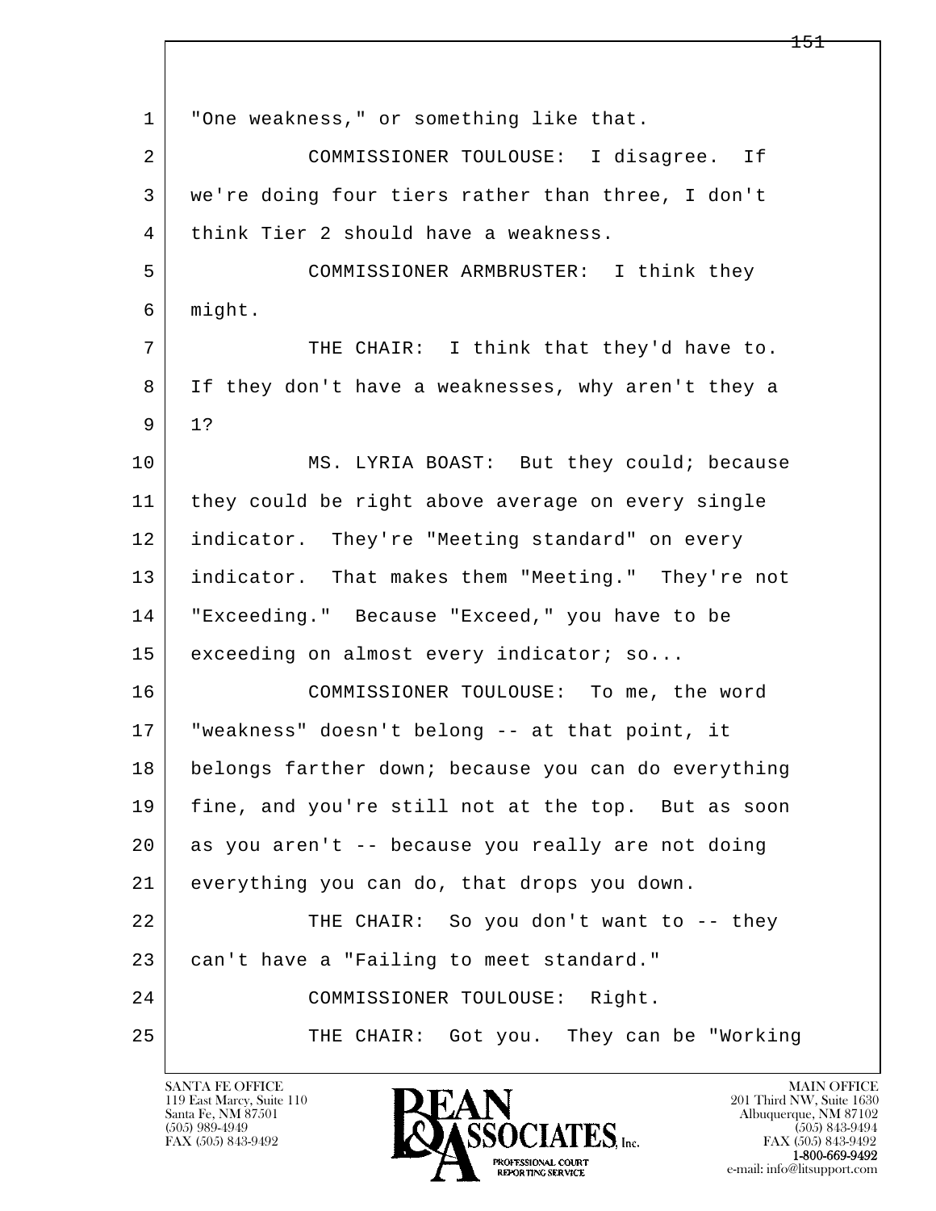1 "One weakness," or something like that.

2 COMMISSIONER TOULOUSE: I disagree. If

3 we're doing four tiers rather than three, I don't

4 think Tier 2 should have a weakness.

5 COMMISSIONER ARMBRUSTER: I think they

6 might.

7 THE CHAIR: I think that they'd have to.

8 If they don't have a weaknesses, why aren't they a

9 1?

10 MS. LYRIA BOAST: But they could; because

11 they could be right above average on every single

12 indicator. They're "Meeting standard" on every

13 indicator. That makes them "Meeting." They're not

14 "Exceeding." Because "Exceed," you have to be

15 exceeding on almost every indicator; so...

16 COMMISSIONER TOULOUSE: To me, the word

17 "weakness" doesn't belong -- at that point, it

18 belongs farther down; because you can do everything

19 fine, and you're still not at the top. But as soon

20 as you aren't -- because you really are not doing

21 everything you can do, that drops you down.

22 THE CHAIR: So you don't want to -- they

23 can't have a "Failing to meet standard."

24 COMMISSIONER TOULOUSE: Right.

25 THE CHAIR: Got you. They can be "Working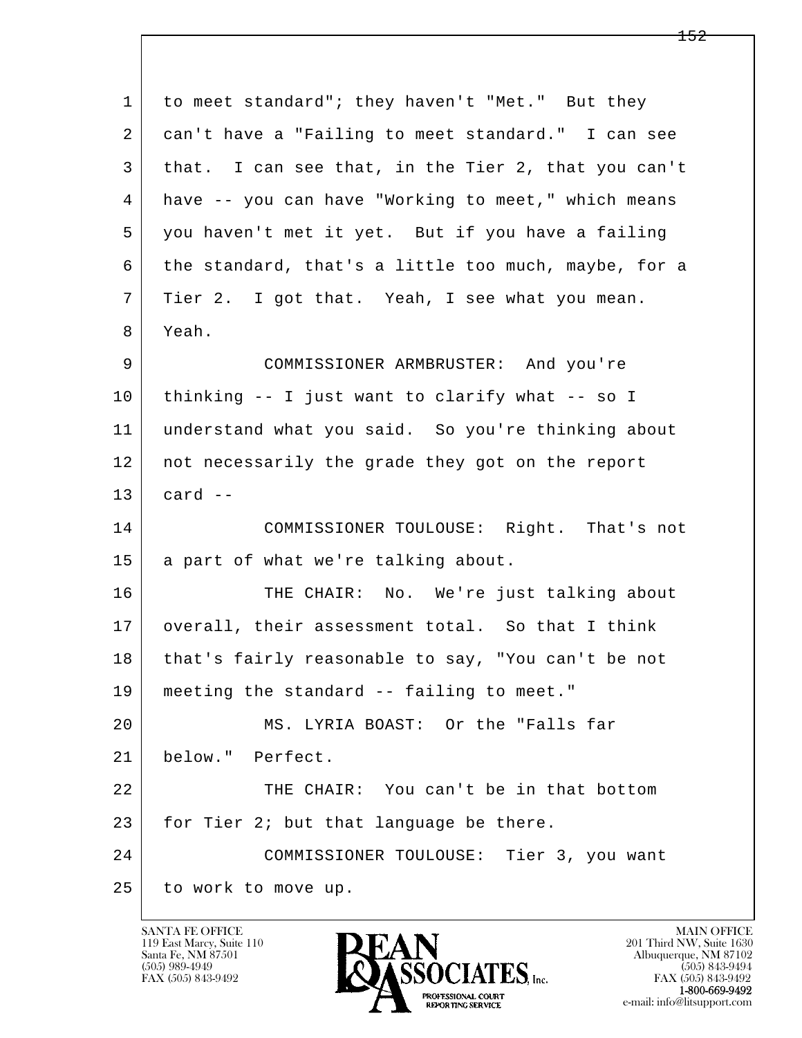1 to meet standard"; they haven't "Met." But they
2 can't have a "Failing to meet standard." I can see
3 that. I can see that, in the Tier 2, that you can't
4 have -- you can have "Working to meet," which means
5 you haven't met it yet. But if you have a failing
6 the standard, that's a little too much, maybe, for a
7 Tier 2. I got that. Yeah, I see what you mean.
8 Yeah.

9 COMMISSIONER ARMBRUSTER: And you're
10 thinking -- I just want to clarify what -- so I
11 understand what you said. So you're thinking about
12 not necessarily the grade they got on the report
13 card --

14 COMMISSIONER TOULOUSE: Right. That's not
15 a part of what we're talking about.

16 THE CHAIR: No. We're just talking about
17 overall, their assessment total. So that I think
18 that's fairly reasonable to say, "You can't be not
19 meeting the standard -- failing to meet."

20 MS. LYRIA BOAST: Or the "Falls far
21 below." Perfect.

22 THE CHAIR: You can't be in that bottom
23 for Tier 2; but that language be there.

24 COMMISSIONER TOULOUSE: Tier 3, you want
25 to work to move up.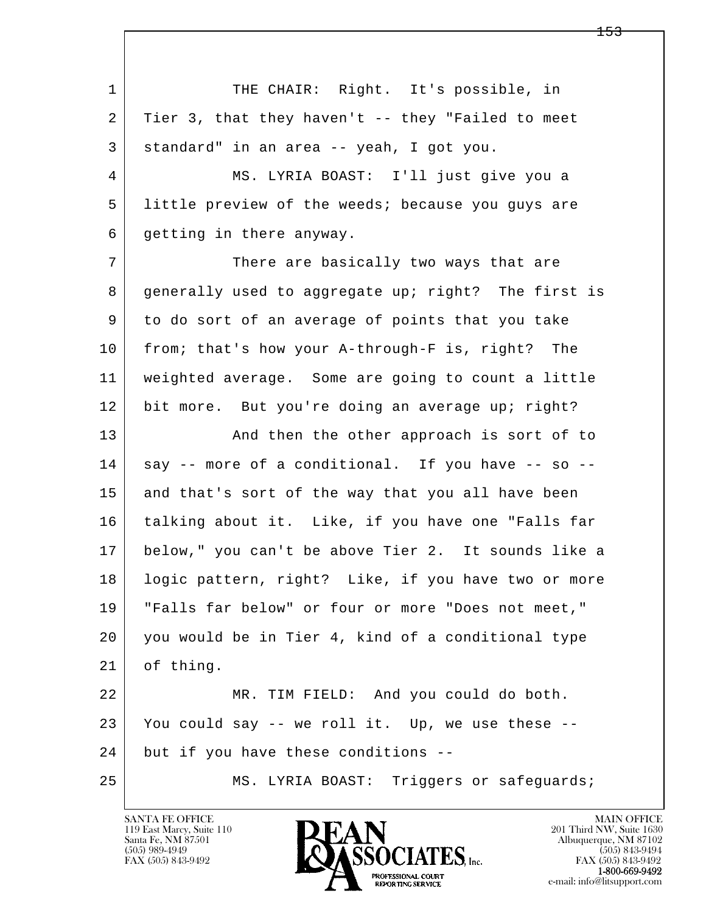THE CHAIR: Right. It's possible, in Tier 3, that they haven't -- they "Failed to meet standard" in an area -- yeah, I got you.

MS. LYRIA BOAST: I'll just give you a little preview of the weeds; because you guys are getting in there anyway.

There are basically two ways that are generally used to aggregate up; right? The first is to do sort of an average of points that you take from; that's how your A-through-F is, right? The weighted average. Some are going to count a little bit more. But you're doing an average up; right?

And then the other approach is sort of to say -- more of a conditional. If you have -- so -- and that's sort of the way that you all have been talking about it. Like, if you have one "Falls far below," you can't be above Tier 2. It sounds like a logic pattern, right? Like, if you have two or more "Falls far below" or four or more "Does not meet," you would be in Tier 4, kind of a conditional type of thing.

MR. TIM FIELD: And you could do both. You could say -- we roll it. Up, we use these -- but if you have these conditions --

MS. LYRIA BOAST: Triggers or safeguards;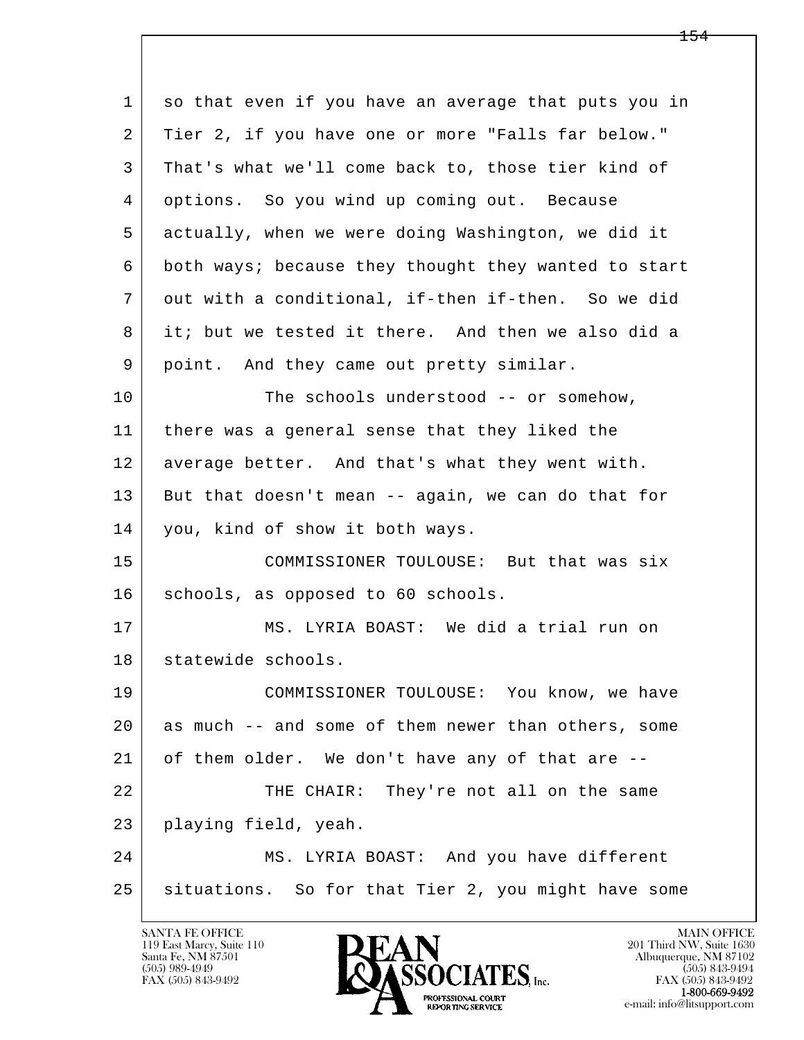1 so that even if you have an average that puts you in
2 Tier 2, if you have one or more "Falls far below."
3 That's what we'll come back to, those tier kind of
4 options. So you wind up coming out. Because
5 actually, when we were doing Washington, we did it
6 both ways; because they thought they wanted to start
7 out with a conditional, if-then if-then. So we did
8 it; but we tested it there. And then we also did a
9 point. And they came out pretty similar.

10 The schools understood -- or somehow,
11 there was a general sense that they liked the
12 average better. And that's what they went with.
13 But that doesn't mean -- again, we can do that for
14 you, kind of show it both ways.

15 COMMISSIONER TOULOUSE: But that was six
16 schools, as opposed to 60 schools.

17 MS. LYRIA BOAST: We did a trial run on
18 statewide schools.

19 COMMISSIONER TOULOUSE: You know, we have
20 as much -- and some of them newer than others, some
21 of them older. We don't have any of that are --

22 THE CHAIR: They're not all on the same
23 playing field, yeah.

24 MS. LYRIA BOAST: And you have different
25 situations. So for that Tier 2, you might have some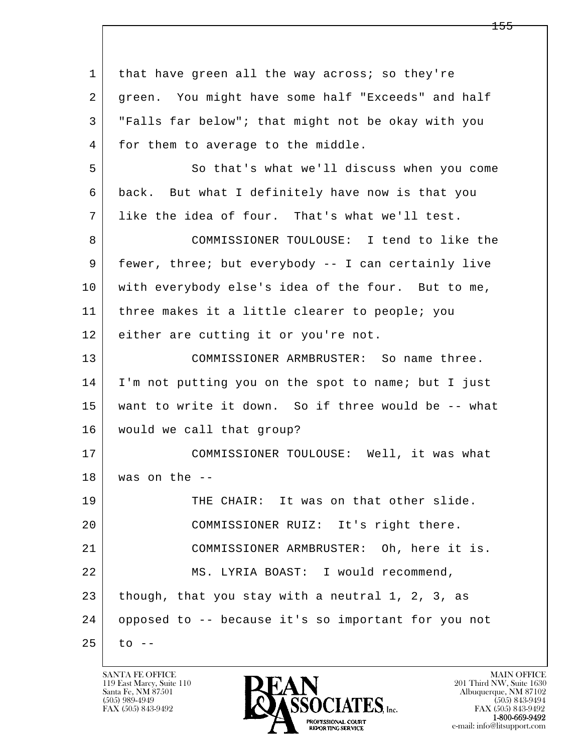1 that have green all the way across; so they're
2 green. You might have some half "Exceeds" and half
3 "Falls far below"; that might not be okay with you
4 for them to average to the middle.

5 So that's what we'll discuss when you come
6 back. But what I definitely have now is that you
7 like the idea of four. That's what we'll test.

8 COMMISSIONER TOULOUSE: I tend to like the
9 fewer, three; but everybody -- I can certainly live
10 with everybody else's idea of the four. But to me,
11 three makes it a little clearer to people; you
12 either are cutting it or you're not.

13 COMMISSIONER ARMBRUSTER: So name three.
14 I'm not putting you on the spot to name; but I just
15 want to write it down. So if three would be -- what
16 would we call that group?

17 COMMISSIONER TOULOUSE: Well, it was what
18 was on the --

19 THE CHAIR: It was on that other slide.

20 COMMISSIONER RUIZ: It's right there.

21 COMMISSIONER ARMBRUSTER: Oh, here it is.

22 MS. LYRIA BOAST: I would recommend,
23 though, that you stay with a neutral 1, 2, 3, as
24 opposed to -- because it's so important for you not
25 to --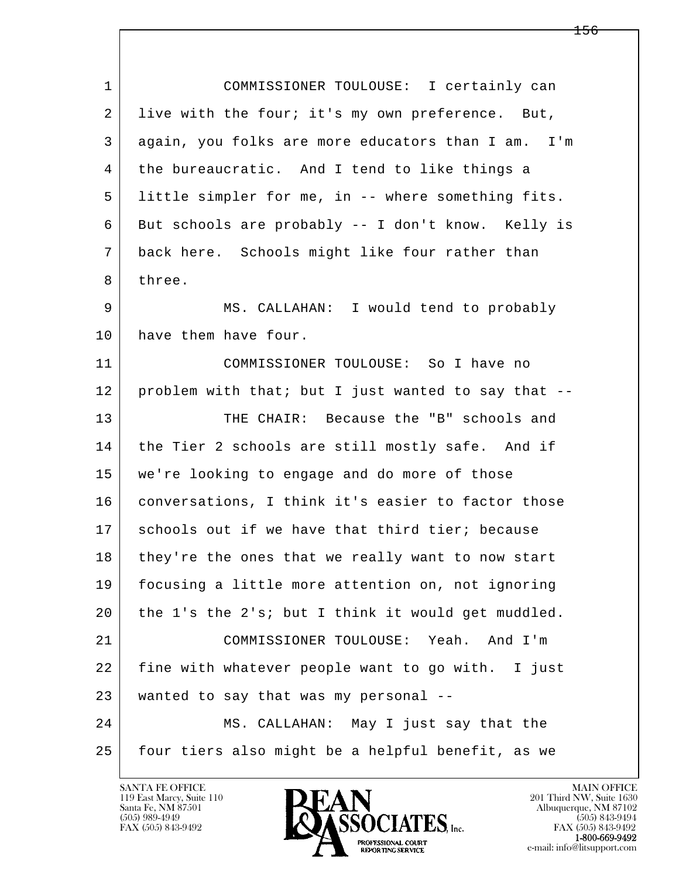1 COMMISSIONER TOULOUSE: I certainly can
2 live with the four; it's my own preference. But,
3 again, you folks are more educators than I am. I'm
4 the bureaucratic. And I tend to like things a
5 little simpler for me, in -- where something fits.
6 But schools are probably -- I don't know. Kelly is
7 back here. Schools might like four rather than
8 three.
9 MS. CALLAHAN: I would tend to probably
10 have them have four.
11 COMMISSIONER TOULOUSE: So I have no
12 problem with that; but I just wanted to say that --
13 THE CHAIR: Because the "B" schools and
14 the Tier 2 schools are still mostly safe. And if
15 we're looking to engage and do more of those
16 conversations, I think it's easier to factor those
17 schools out if we have that third tier; because
18 they're the ones that we really want to now start
19 focusing a little more attention on, not ignoring
20 the 1's the 2's; but I think it would get muddled.
21 COMMISSIONER TOULOUSE: Yeah. And I'm
22 fine with whatever people want to go with. I just
23 wanted to say that was my personal --
24 MS. CALLAHAN: May I just say that the
25 four tiers also might be a helpful benefit, as we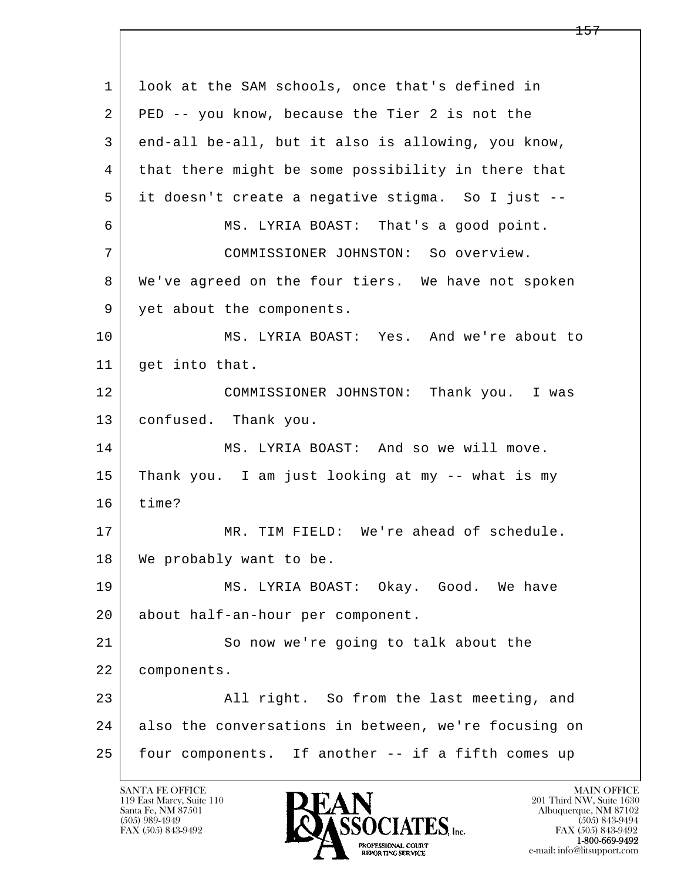1 look at the SAM schools, once that's defined in
2 PED -- you know, because the Tier 2 is not the
3 end-all be-all, but it also is allowing, you know,
4 that there might be some possibility in there that
5 it doesn't create a negative stigma. So I just --
6 MS. LYRIA BOAST: That's a good point.
7 COMMISSIONER JOHNSTON: So overview.
8 We've agreed on the four tiers. We have not spoken
9 yet about the components.
10 MS. LYRIA BOAST: Yes. And we're about to
11 get into that.
12 COMMISSIONER JOHNSTON: Thank you. I was
13 confused. Thank you.
14 MS. LYRIA BOAST: And so we will move.
15 Thank you. I am just looking at my -- what is my
16 time?
17 MR. TIM FIELD: We're ahead of schedule.
18 We probably want to be.
19 MS. LYRIA BOAST: Okay. Good. We have
20 about half-an-hour per component.
21 So now we're going to talk about the
22 components.
23 All right. So from the last meeting, and
24 also the conversations in between, we're focusing on
25 four components. If another -- if a fifth comes up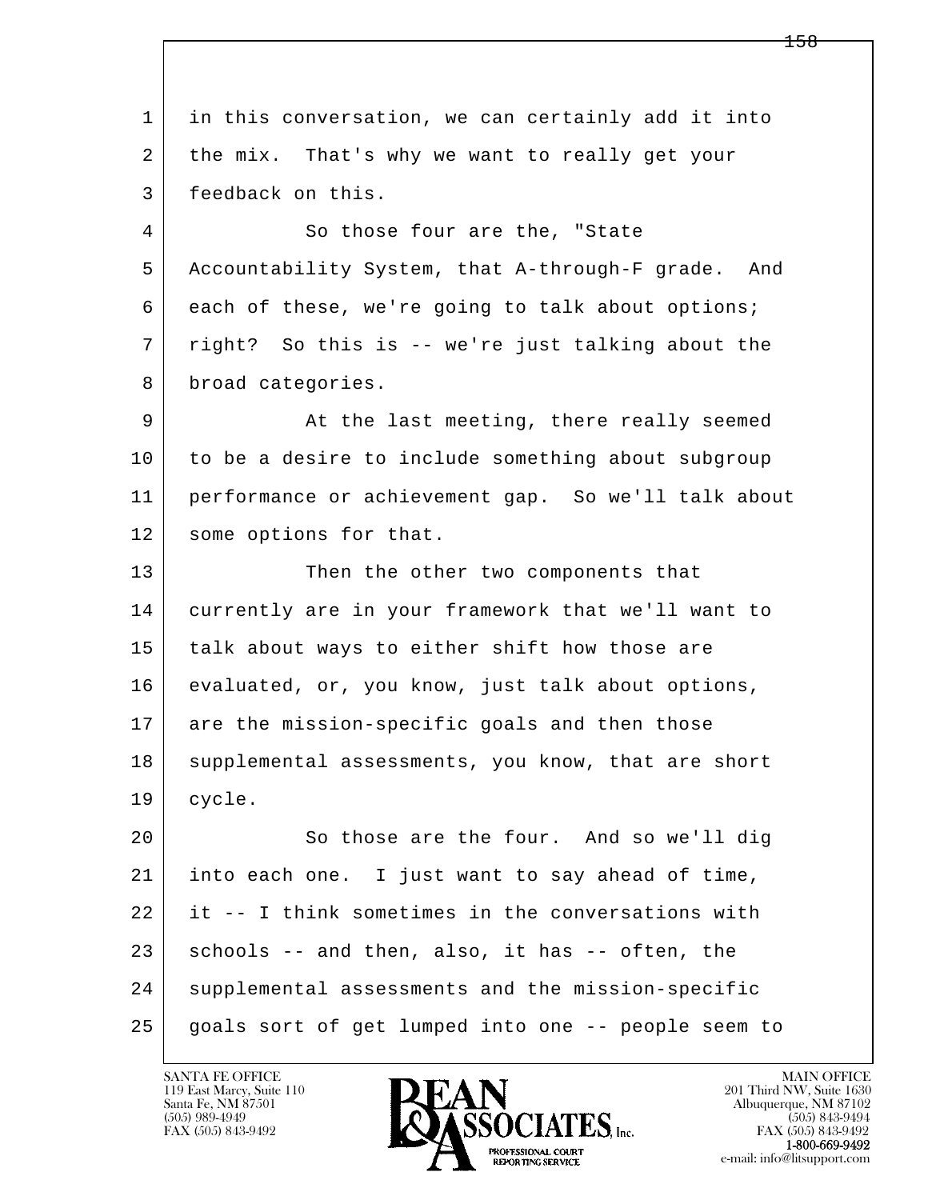1 in this conversation, we can certainly add it into
2 the mix. That's why we want to really get your
3 feedback on this.

4 So those four are the, "State
5 Accountability System, that A-through-F grade. And
6 each of these, we're going to talk about options;
7 right? So this is -- we're just talking about the
8 broad categories.

9 At the last meeting, there really seemed
10 to be a desire to include something about subgroup
11 performance or achievement gap. So we'll talk about
12 some options for that.

13 Then the other two components that
14 currently are in your framework that we'll want to
15 talk about ways to either shift how those are
16 evaluated, or, you know, just talk about options,
17 are the mission-specific goals and then those
18 supplemental assessments, you know, that are short
19 cycle.

20 So those are the four. And so we'll dig
21 into each one. I just want to say ahead of time,
22 it -- I think sometimes in the conversations with
23 schools -- and then, also, it has -- often, the
24 supplemental assessments and the mission-specific
25 goals sort of get lumped into one -- people seem to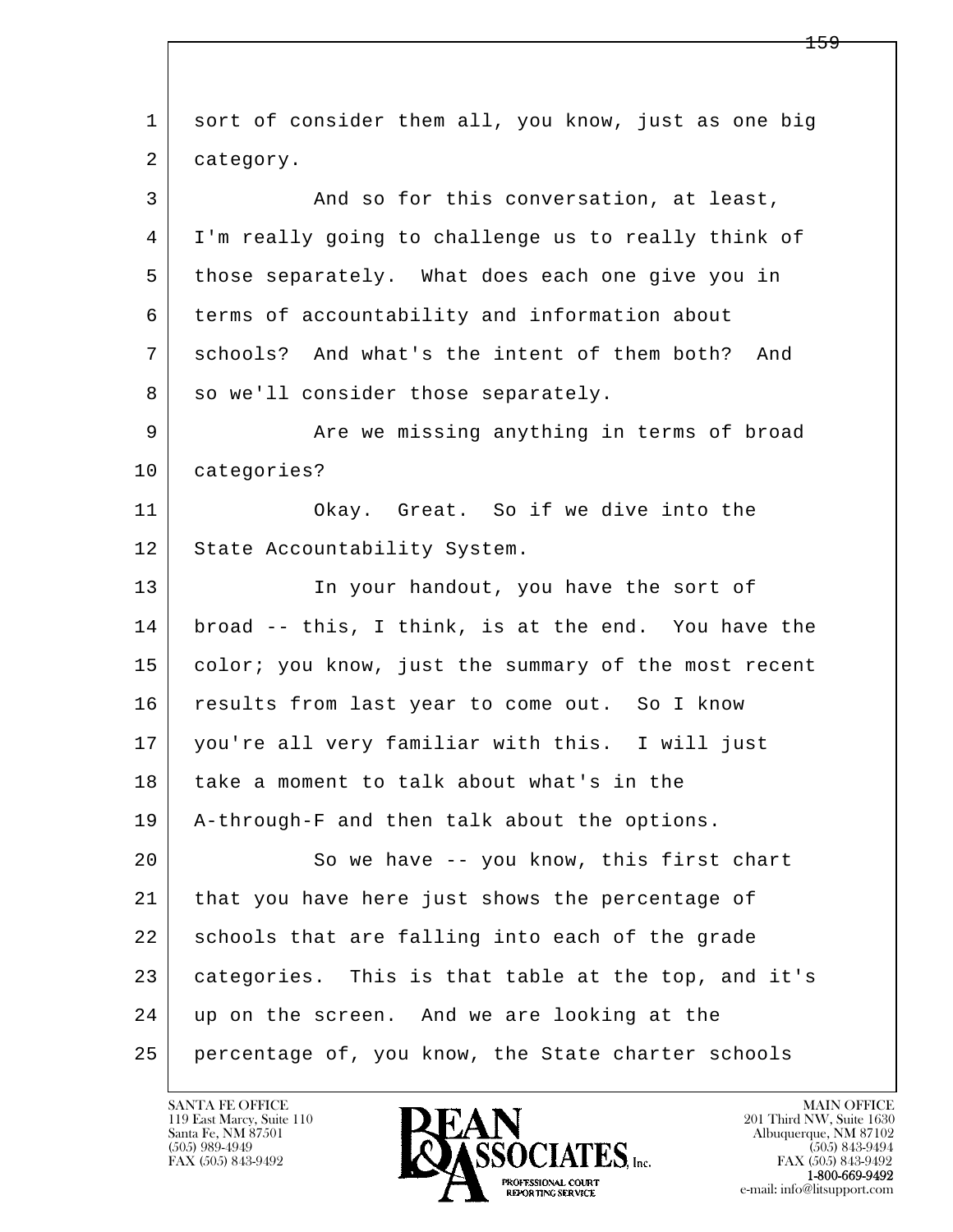1 sort of consider them all, you know, just as one big
2 category.
3 And so for this conversation, at least,
4 I'm really going to challenge us to really think of
5 those separately. What does each one give you in
6 terms of accountability and information about
7 schools? And what's the intent of them both? And
8 so we'll consider those separately.
9 Are we missing anything in terms of broad
10 categories?
11 Okay. Great. So if we dive into the
12 State Accountability System.
13 In your handout, you have the sort of
14 broad -- this, I think, is at the end. You have the
15 color; you know, just the summary of the most recent
16 results from last year to come out. So I know
17 you're all very familiar with this. I will just
18 take a moment to talk about what's in the
19 A-through-F and then talk about the options.
20 So we have -- you know, this first chart
21 that you have here just shows the percentage of
22 schools that are falling into each of the grade
23 categories. This is that table at the top, and it's
24 up on the screen. And we are looking at the
25 percentage of, you know, the State charter schools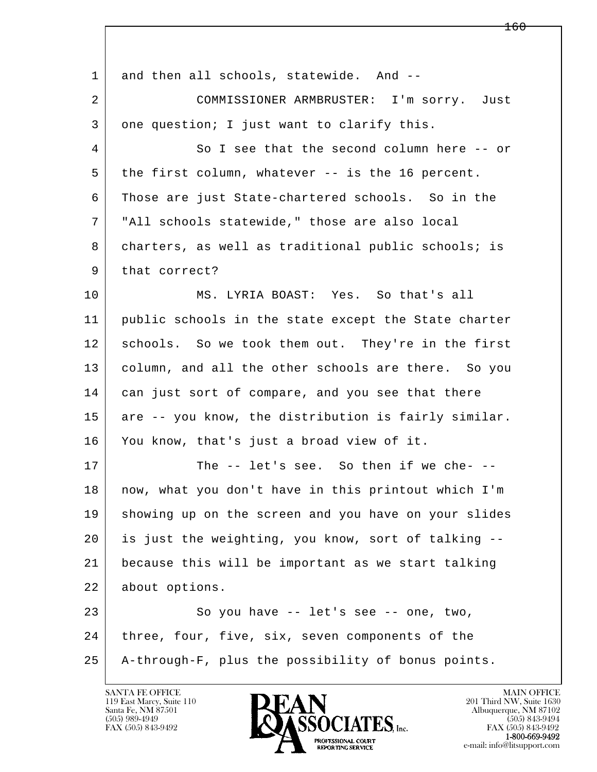1 and then all schools, statewide. And --

2 COMMISSIONER ARMBRUSTER: I'm sorry. Just

3 one question; I just want to clarify this.

4 So I see that the second column here -- or

5 the first column, whatever -- is the 16 percent.

6 Those are just State-chartered schools. So in the

7 "All schools statewide," those are also local

8 charters, as well as traditional public schools; is

9 that correct?

10 MS. LYRIA BOAST: Yes. So that's all

11 public schools in the state except the State charter

12 schools. So we took them out. They're in the first

13 column, and all the other schools are there. So you

14 can just sort of compare, and you see that there

15 are -- you know, the distribution is fairly similar.

16 You know, that's just a broad view of it.

17 The -- let's see. So then if we che- --

18 now, what you don't have in this printout which I'm

19 showing up on the screen and you have on your slides

20 is just the weighting, you know, sort of talking --

21 because this will be important as we start talking

22 about options.

23 So you have -- let's see -- one, two,

24 three, four, five, six, seven components of the

25 A-through-F, plus the possibility of bonus points.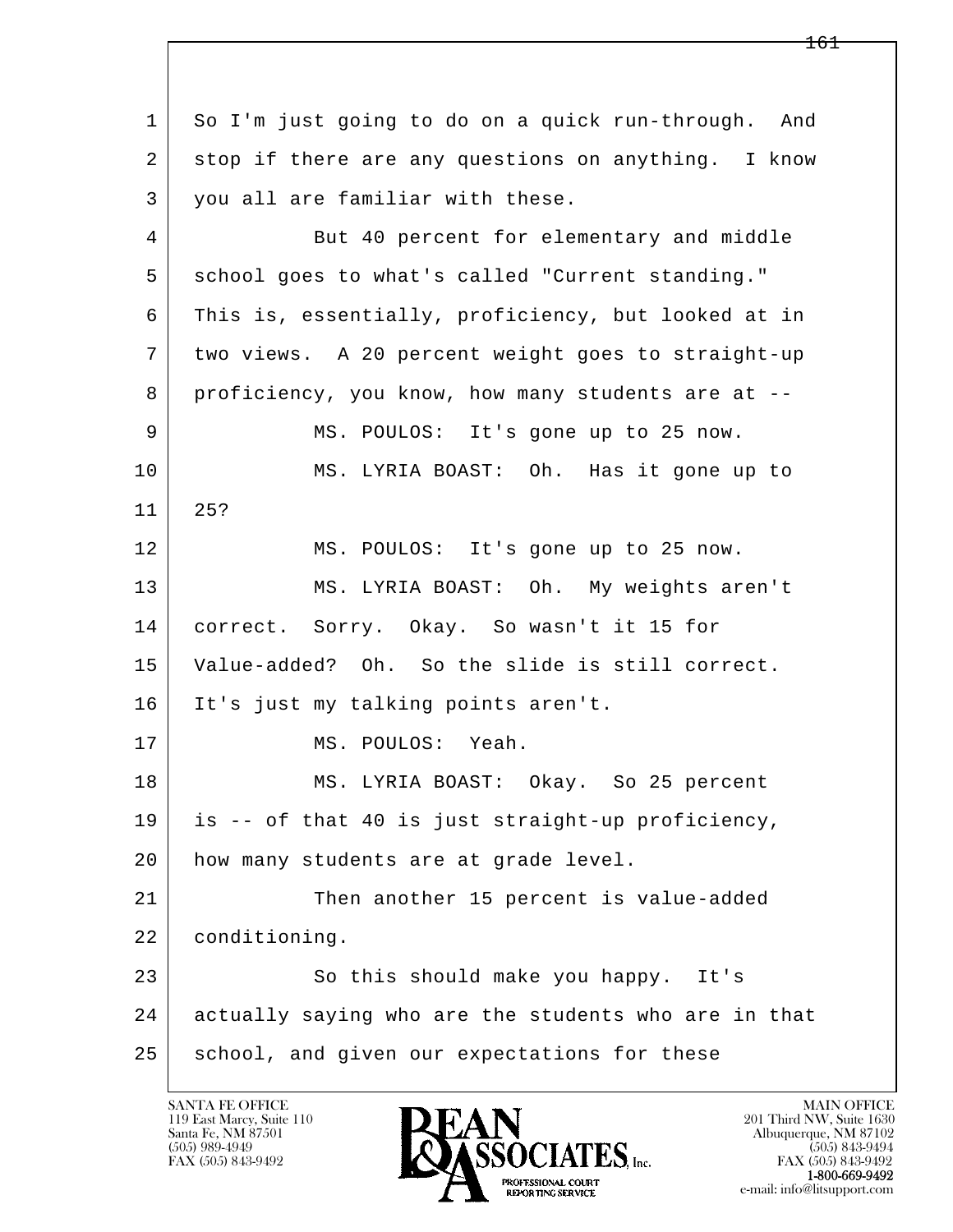1 So I'm just going to do on a quick run-through. And
2 stop if there are any questions on anything. I know
3 you all are familiar with these.
4 But 40 percent for elementary and middle
5 school goes to what's called "Current standing."
6 This is, essentially, proficiency, but looked at in
7 two views. A 20 percent weight goes to straight-up
8 proficiency, you know, how many students are at --
9 MS. POULOS: It's gone up to 25 now.
10 MS. LYRIA BOAST: Oh. Has it gone up to
11 25?
12 MS. POULOS: It's gone up to 25 now.
13 MS. LYRIA BOAST: Oh. My weights aren't
14 correct. Sorry. Okay. So wasn't it 15 for
15 Value-added? Oh. So the slide is still correct.
16 It's just my talking points aren't.
17 MS. POULOS: Yeah.
18 MS. LYRIA BOAST: Okay. So 25 percent
19 is -- of that 40 is just straight-up proficiency,
20 how many students are at grade level.
21 Then another 15 percent is value-added
22 conditioning.
23 So this should make you happy. It's
24 actually saying who are the students who are in that
25 school, and given our expectations for these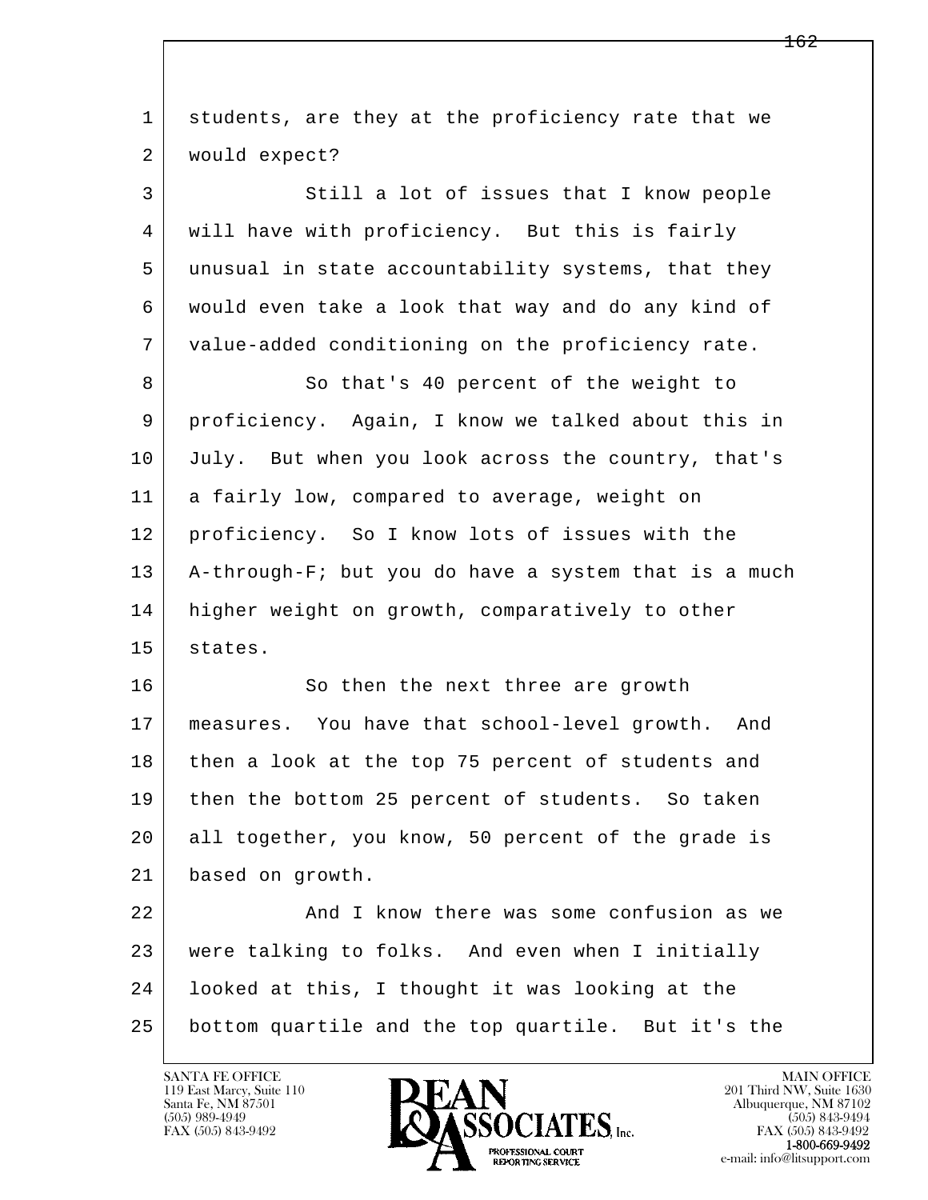students, are they at the proficiency rate that we would expect?

Still a lot of issues that I know people will have with proficiency. But this is fairly unusual in state accountability systems, that they would even take a look that way and do any kind of value-added conditioning on the proficiency rate.

So that's 40 percent of the weight to proficiency. Again, I know we talked about this in July. But when you look across the country, that's a fairly low, compared to average, weight on proficiency. So I know lots of issues with the A-through-F; but you do have a system that is a much higher weight on growth, comparatively to other states.

So then the next three are growth measures. You have that school-level growth. And then a look at the top 75 percent of students and then the bottom 25 percent of students. So taken all together, you know, 50 percent of the grade is based on growth.

And I know there was some confusion as we were talking to folks. And even when I initially looked at this, I thought it was looking at the bottom quartile and the top quartile. But it's the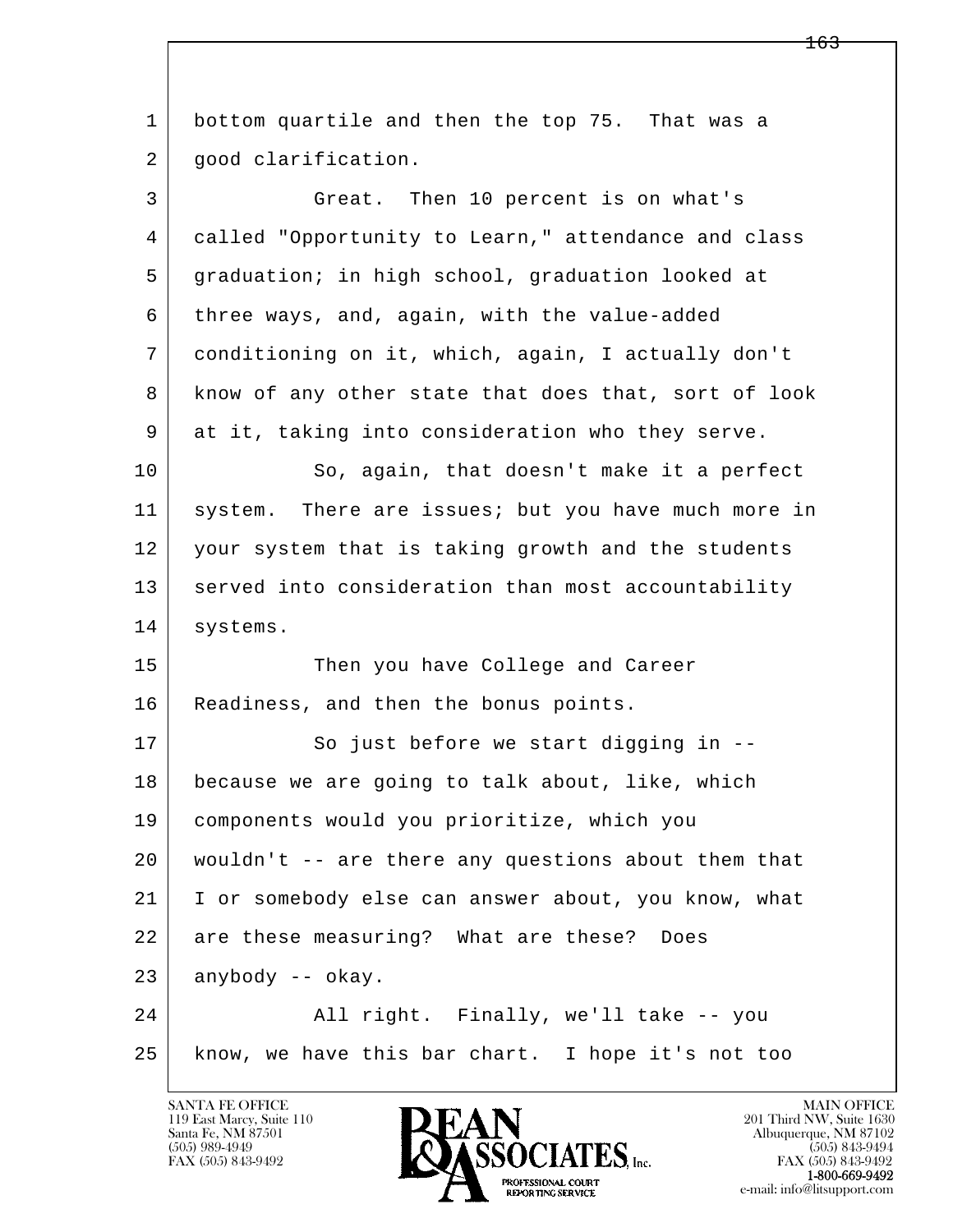1 bottom quartile and then the top 75. That was a
2 good clarification.
3 Great. Then 10 percent is on what's
4 called "Opportunity to Learn," attendance and class
5 graduation; in high school, graduation looked at
6 three ways, and, again, with the value-added
7 conditioning on it, which, again, I actually don't
8 know of any other state that does that, sort of look
9 at it, taking into consideration who they serve.
10 So, again, that doesn't make it a perfect
11 system. There are issues; but you have much more in
12 your system that is taking growth and the students
13 served into consideration than most accountability
14 systems.
15 Then you have College and Career
16 Readiness, and then the bonus points.
17 So just before we start digging in --
18 because we are going to talk about, like, which
19 components would you prioritize, which you
20 wouldn't -- are there any questions about them that
21 I or somebody else can answer about, you know, what
22 are these measuring? What are these? Does
23 anybody -- okay.
24 All right. Finally, we'll take -- you
25 know, we have this bar chart. I hope it's not too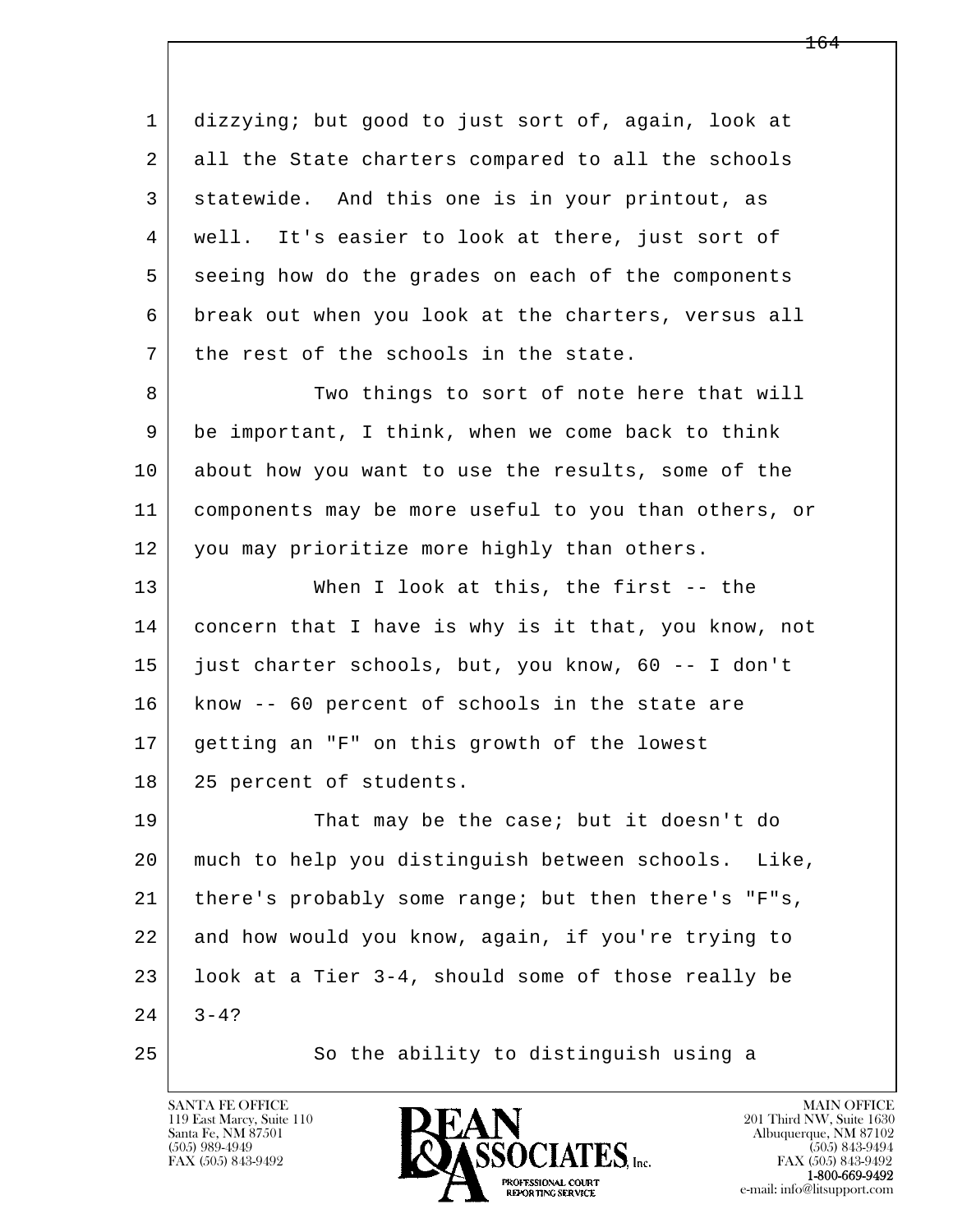1 dizzying; but good to just sort of, again, look at
2 all the State charters compared to all the schools
3 statewide. And this one is in your printout, as
4 well. It's easier to look at there, just sort of
5 seeing how do the grades on each of the components
6 break out when you look at the charters, versus all
7 the rest of the schools in the state.

8 Two things to sort of note here that will
9 be important, I think, when we come back to think
10 about how you want to use the results, some of the
11 components may be more useful to you than others, or
12 you may prioritize more highly than others.

13 When I look at this, the first -- the
14 concern that I have is why is it that, you know, not
15 just charter schools, but, you know, 60 -- I don't
16 know -- 60 percent of schools in the state are
17 getting an "F" on this growth of the lowest
18 25 percent of students.

19 That may be the case; but it doesn't do
20 much to help you distinguish between schools. Like,
21 there's probably some range; but then there's "F"s,
22 and how would you know, again, if you're trying to
23 look at a Tier 3-4, should some of those really be
24 3-4?

25 So the ability to distinguish using a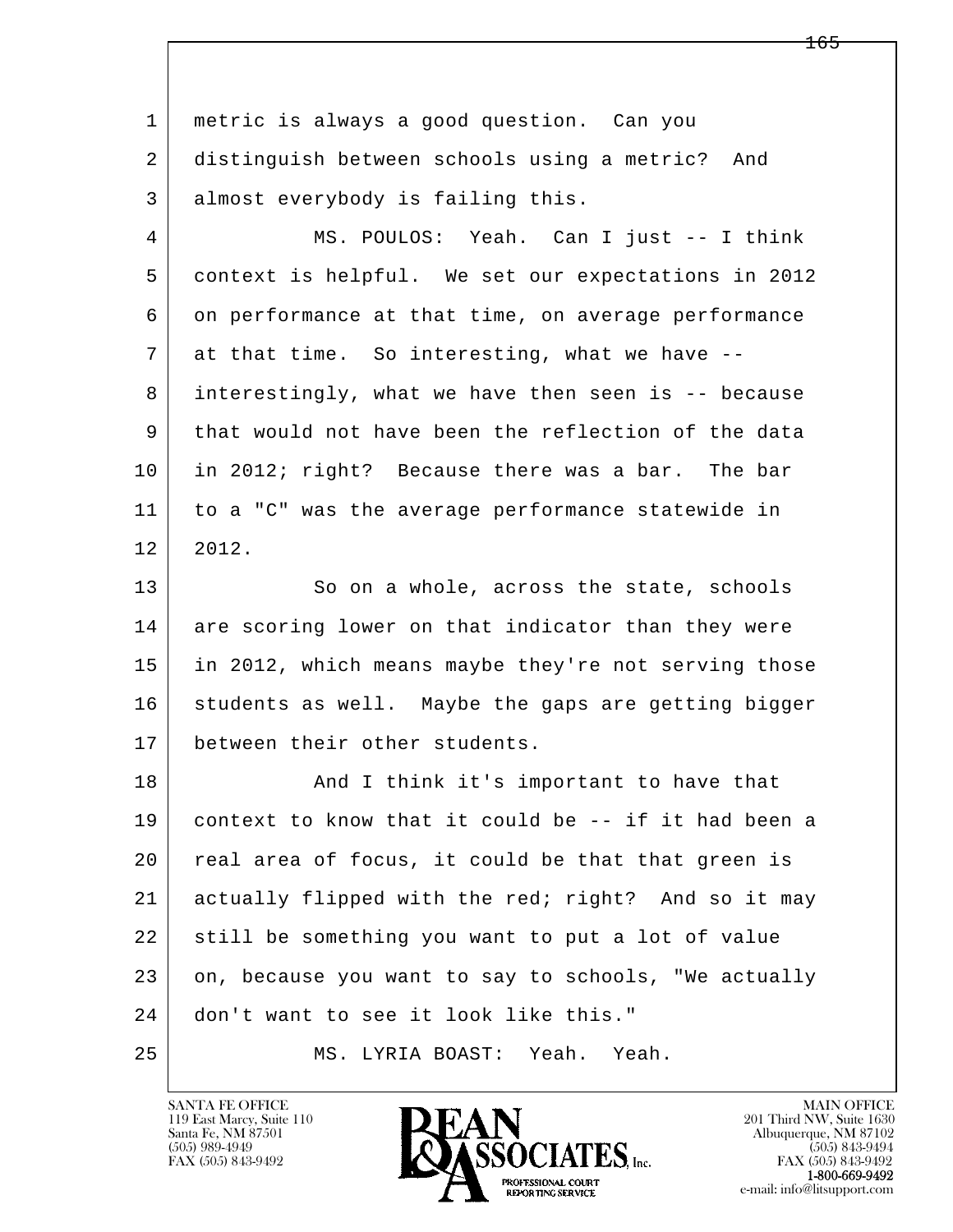metric is always a good question. Can you distinguish between schools using a metric? And almost everybody is failing this.

MS. POULOS: Yeah. Can I just -- I think context is helpful. We set our expectations in 2012 on performance at that time, on average performance at that time. So interesting, what we have -- interestingly, what we have then seen is -- because that would not have been the reflection of the data in 2012; right? Because there was a bar. The bar to a "C" was the average performance statewide in 2012.

So on a whole, across the state, schools are scoring lower on that indicator than they were in 2012, which means maybe they're not serving those students as well. Maybe the gaps are getting bigger between their other students.

And I think it's important to have that context to know that it could be -- if it had been a real area of focus, it could be that that green is actually flipped with the red; right? And so it may still be something you want to put a lot of value on, because you want to say to schools, "We actually don't want to see it look like this."

MS. LYRIA BOAST: Yeah. Yeah.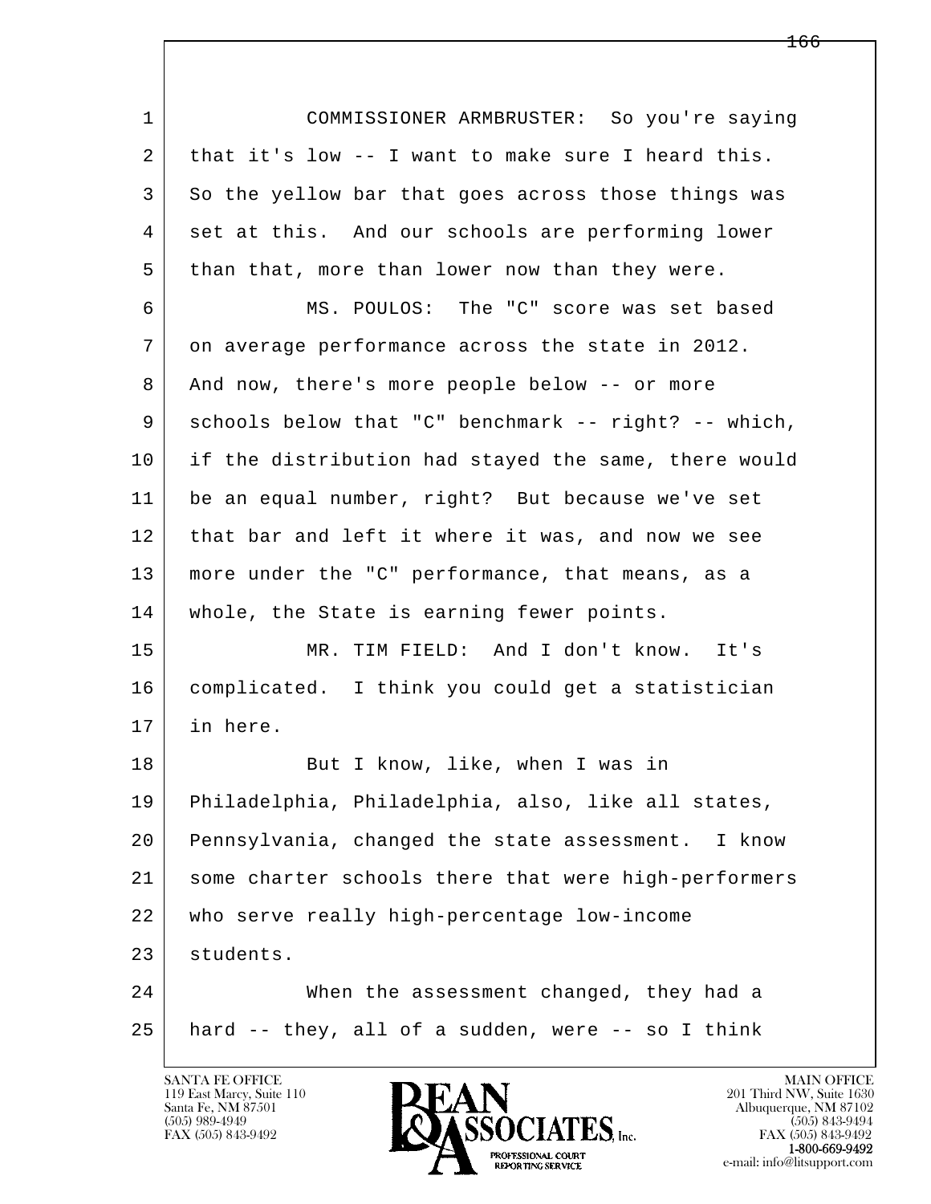1 COMMISSIONER ARMBRUSTER: So you're saying
2 that it's low -- I want to make sure I heard this.
3 So the yellow bar that goes across those things was
4 set at this. And our schools are performing lower
5 than that, more than lower now than they were.
6 MS. POULOS: The "C" score was set based
7 on average performance across the state in 2012.
8 And now, there's more people below -- or more
9 schools below that "C" benchmark -- right? -- which,
10 if the distribution had stayed the same, there would
11 be an equal number, right? But because we've set
12 that bar and left it where it was, and now we see
13 more under the "C" performance, that means, as a
14 whole, the State is earning fewer points.
15 MR. TIM FIELD: And I don't know. It's
16 complicated. I think you could get a statistician
17 in here.
18 But I know, like, when I was in
19 Philadelphia, Philadelphia, also, like all states,
20 Pennsylvania, changed the state assessment. I know
21 some charter schools there that were high-performers
22 who serve really high-percentage low-income
23 students.
24 When the assessment changed, they had a
25 hard -- they, all of a sudden, were -- so I think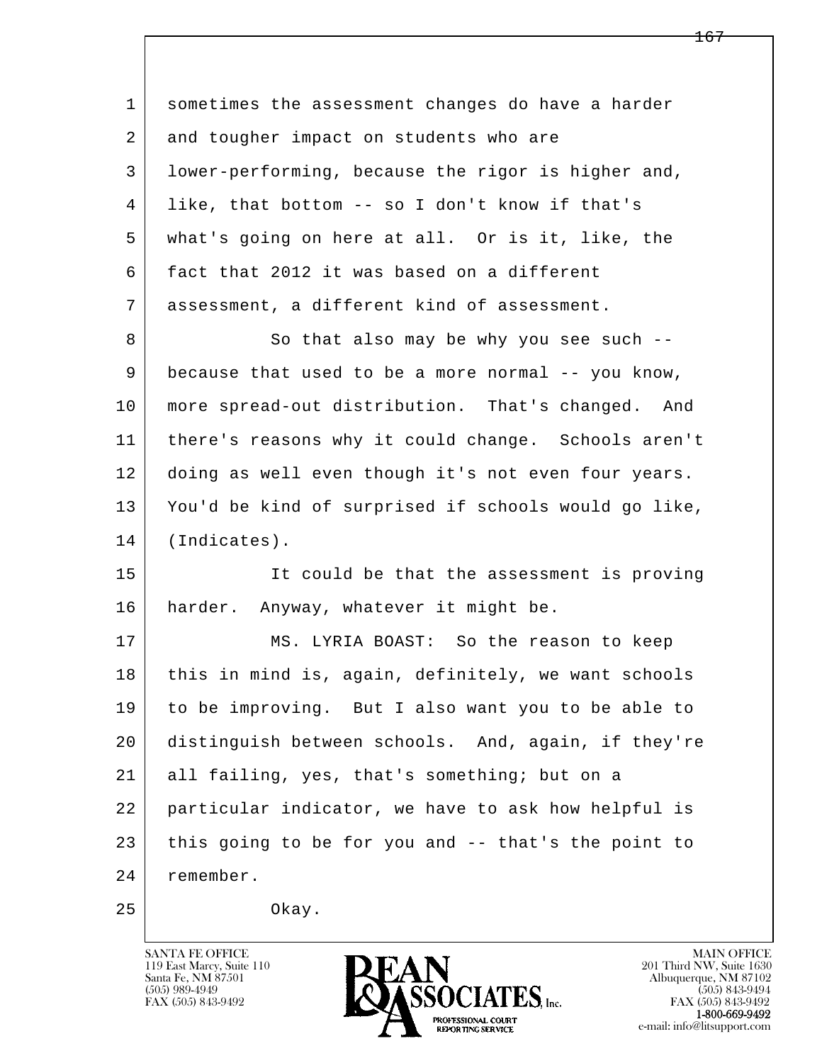1 sometimes the assessment changes do have a harder
2 and tougher impact on students who are
3 lower-performing, because the rigor is higher and,
4 like, that bottom -- so I don't know if that's
5 what's going on here at all. Or is it, like, the
6 fact that 2012 it was based on a different
7 assessment, a different kind of assessment.
8 So that also may be why you see such --
9 because that used to be a more normal -- you know,
10 more spread-out distribution. That's changed. And
11 there's reasons why it could change. Schools aren't
12 doing as well even though it's not even four years.
13 You'd be kind of surprised if schools would go like,
14 (Indicates).
15 It could be that the assessment is proving
16 harder. Anyway, whatever it might be.
17 MS. LYRIA BOAST: So the reason to keep
18 this in mind is, again, definitely, we want schools
19 to be improving. But I also want you to be able to
20 distinguish between schools. And, again, if they're
21 all failing, yes, that's something; but on a
22 particular indicator, we have to ask how helpful is
23 this going to be for you and -- that's the point to
24 remember.
25 Okay.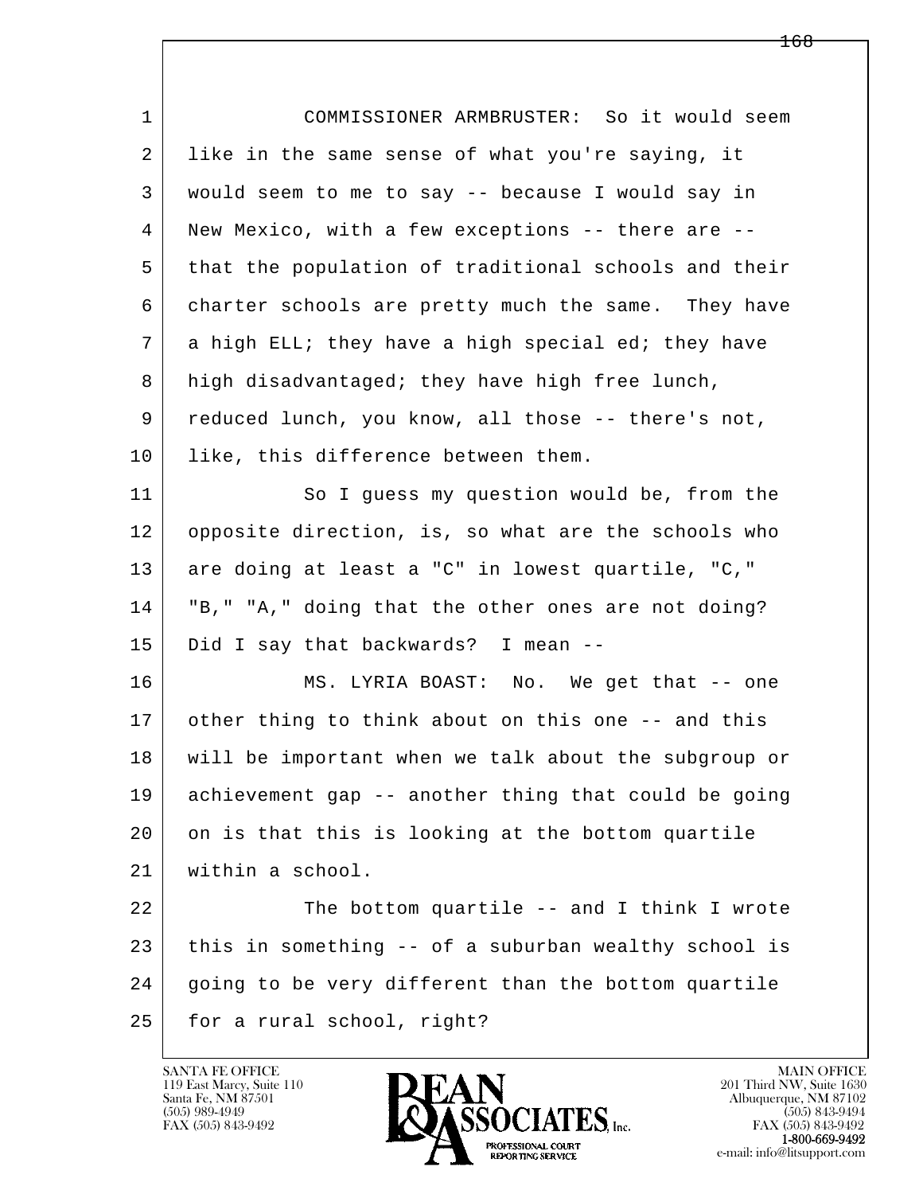COMMISSIONER ARMBRUSTER: So it would seem like in the same sense of what you're saying, it would seem to me to say -- because I would say in New Mexico, with a few exceptions -- there are -- that the population of traditional schools and their charter schools are pretty much the same. They have a high ELL; they have a high special ed; they have high disadvantaged; they have high free lunch, reduced lunch, you know, all those -- there's not, like, this difference between them.

So I guess my question would be, from the opposite direction, is, so what are the schools who are doing at least a "C" in lowest quartile, "C," "B," "A," doing that the other ones are not doing? Did I say that backwards? I mean --

MS. LYRIA BOAST: No. We get that -- one other thing to think about on this one -- and this will be important when we talk about the subgroup or achievement gap -- another thing that could be going on is that this is looking at the bottom quartile within a school.

The bottom quartile -- and I think I wrote this in something -- of a suburban wealthy school is going to be very different than the bottom quartile for a rural school, right?

SANTA FE OFFICE
119 East Marcy, Suite 110
Santa Fe, NM 87501
(505) 989-4949
FAX (505) 843-9492

BEAN & ASSOCIATES, Inc.
PROFESSIONAL COURT REPORTING SERVICE

MAIN OFFICE
201 Third NW, Suite 1630
Albuquerque, NM 87102
(505) 843-9494
FAX (505) 843-9492
1-800-669-9492
e-mail: info@litsupport.com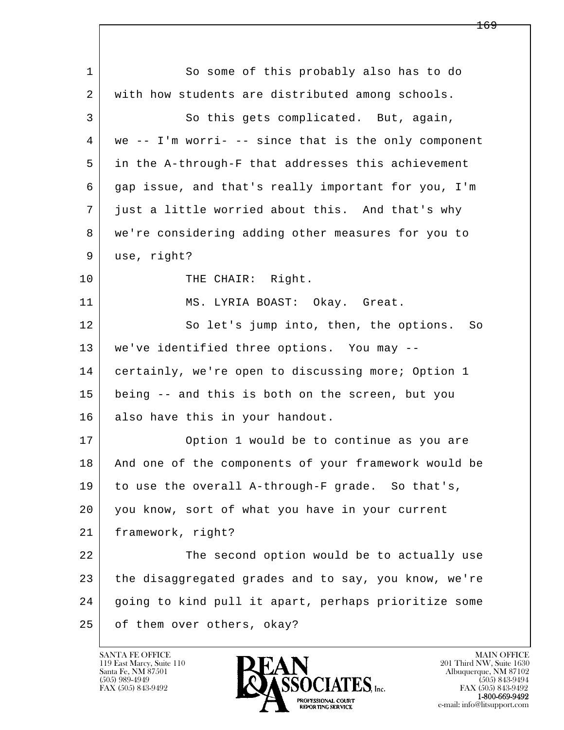So some of this probably also has to do with how students are distributed among schools.

So this gets complicated. But, again, we -- I'm worri- -- since that is the only component in the A-through-F that addresses this achievement gap issue, and that's really important for you, I'm just a little worried about this. And that's why we're considering adding other measures for you to use, right?

THE CHAIR: Right.

MS. LYRIA BOAST: Okay. Great.

So let's jump into, then, the options. So we've identified three options. You may -- certainly, we're open to discussing more; Option 1 being -- and this is both on the screen, but you also have this in your handout.

Option 1 would be to continue as you are And one of the components of your framework would be to use the overall A-through-F grade. So that's, you know, sort of what you have in your current framework, right?

The second option would be to actually use the disaggregated grades and to say, you know, we're going to kind pull it apart, perhaps prioritize some of them over others, okay?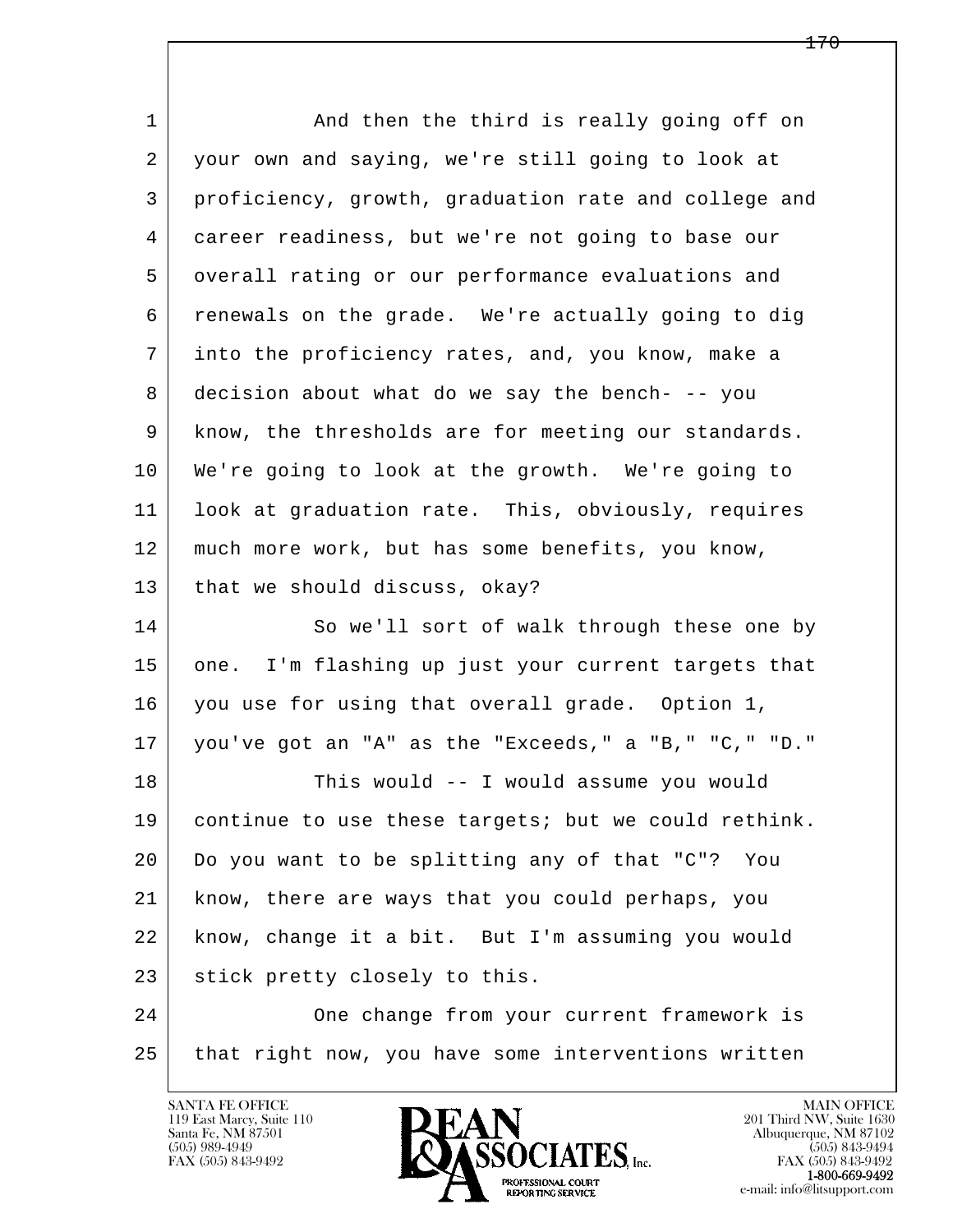1 And then the third is really going off on
2 your own and saying, we're still going to look at
3 proficiency, growth, graduation rate and college and
4 career readiness, but we're not going to base our
5 overall rating or our performance evaluations and
6 renewals on the grade. We're actually going to dig
7 into the proficiency rates, and, you know, make a
8 decision about what do we say the bench- -- you
9 know, the thresholds are for meeting our standards.
10 We're going to look at the growth. We're going to
11 look at graduation rate. This, obviously, requires
12 much more work, but has some benefits, you know,
13 that we should discuss, okay?

14 So we'll sort of walk through these one by
15 one. I'm flashing up just your current targets that
16 you use for using that overall grade. Option 1,
17 you've got an "A" as the "Exceeds," a "B," "C," "D."

18 This would -- I would assume you would
19 continue to use these targets; but we could rethink.
20 Do you want to be splitting any of that "C"? You
21 know, there are ways that you could perhaps, you
22 know, change it a bit. But I'm assuming you would
23 stick pretty closely to this.

24 One change from your current framework is
25 that right now, you have some interventions written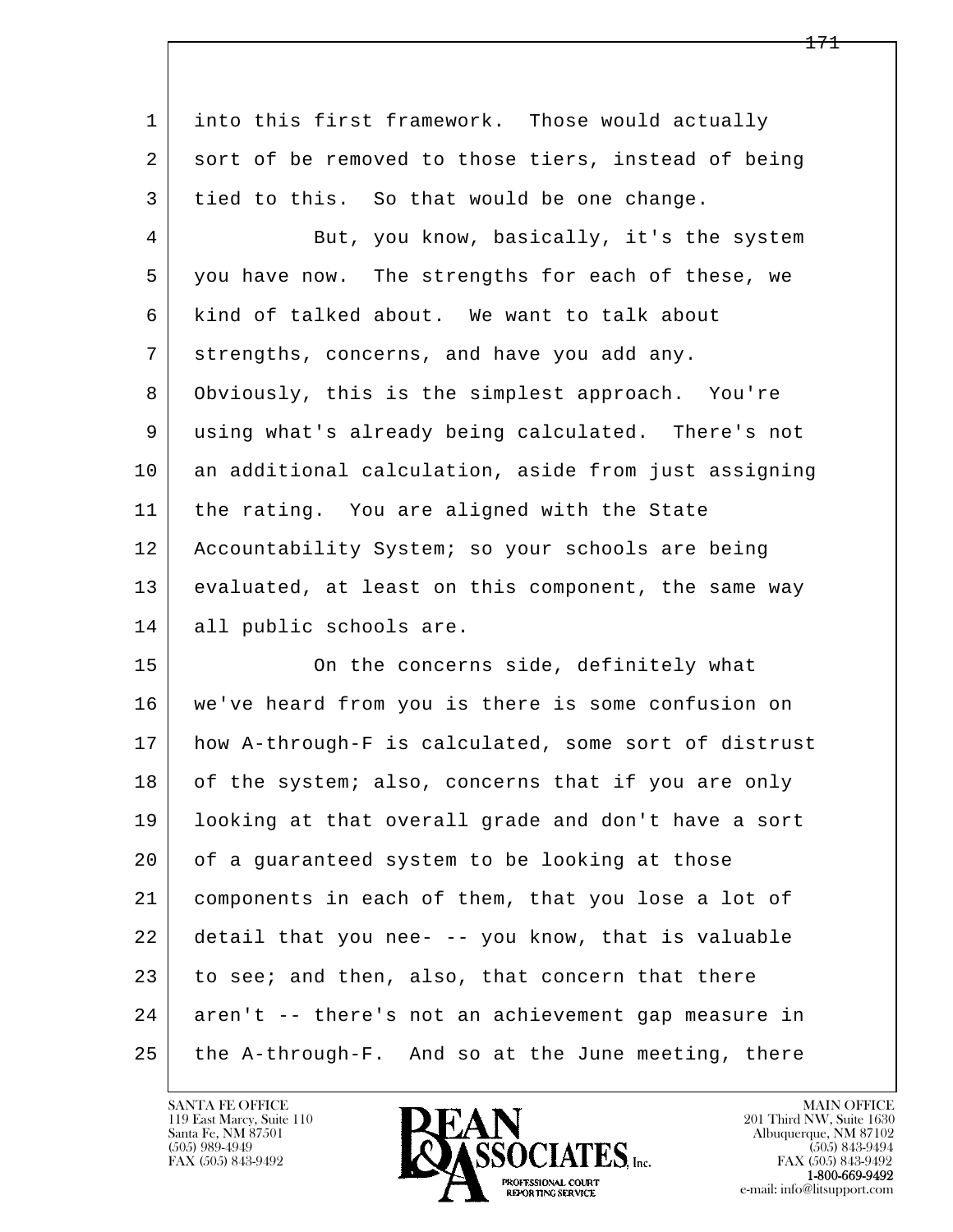into this first framework. Those would actually sort of be removed to those tiers, instead of being tied to this. So that would be one change.

But, you know, basically, it's the system you have now. The strengths for each of these, we kind of talked about. We want to talk about strengths, concerns, and have you add any. Obviously, this is the simplest approach. You're using what's already being calculated. There's not an additional calculation, aside from just assigning the rating. You are aligned with the State Accountability System; so your schools are being evaluated, at least on this component, the same way all public schools are.

On the concerns side, definitely what we've heard from you is there is some confusion on how A-through-F is calculated, some sort of distrust of the system; also, concerns that if you are only looking at that overall grade and don't have a sort of a guaranteed system to be looking at those components in each of them, that you lose a lot of detail that you nee- -- you know, that is valuable to see; and then, also, that concern that there aren't -- there's not an achievement gap measure in the A-through-F. And so at the June meeting, there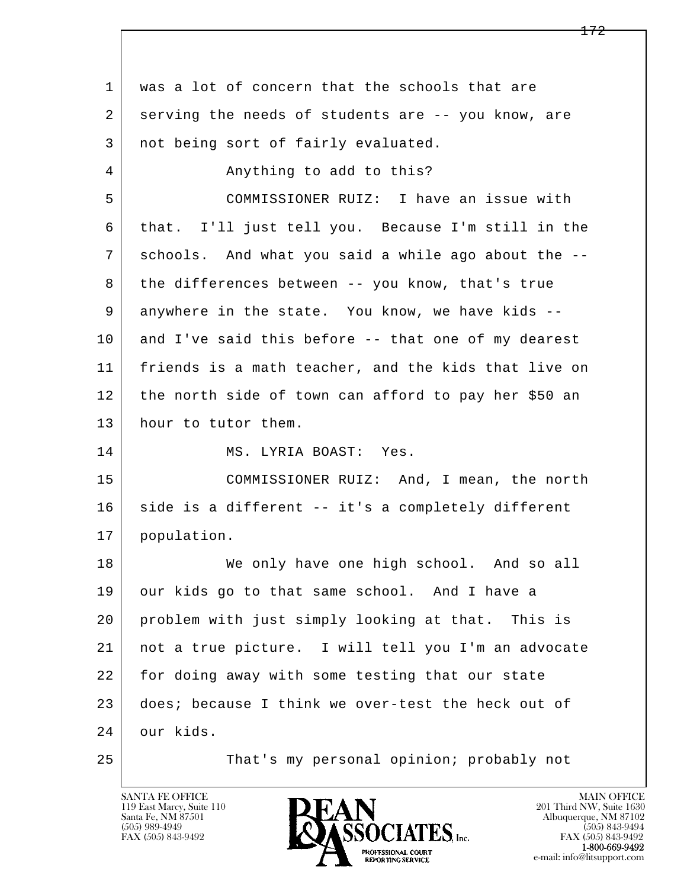1 was a lot of concern that the schools that are
2 serving the needs of students are -- you know, are
3 not being sort of fairly evaluated.

4 Anything to add to this?

5 COMMISSIONER RUIZ: I have an issue with
6 that. I'll just tell you. Because I'm still in the
7 schools. And what you said a while ago about the --
8 the differences between -- you know, that's true
9 anywhere in the state. You know, we have kids --
10 and I've said this before -- that one of my dearest
11 friends is a math teacher, and the kids that live on
12 the north side of town can afford to pay her $50 an
13 hour to tutor them.

14 MS. LYRIA BOAST: Yes.

15 COMMISSIONER RUIZ: And, I mean, the north
16 side is a different -- it's a completely different
17 population.

18 We only have one high school. And so all
19 our kids go to that same school. And I have a
20 problem with just simply looking at that. This is
21 not a true picture. I will tell you I'm an advocate
22 for doing away with some testing that our state
23 does; because I think we over-test the heck out of
24 our kids.

25 That's my personal opinion; probably not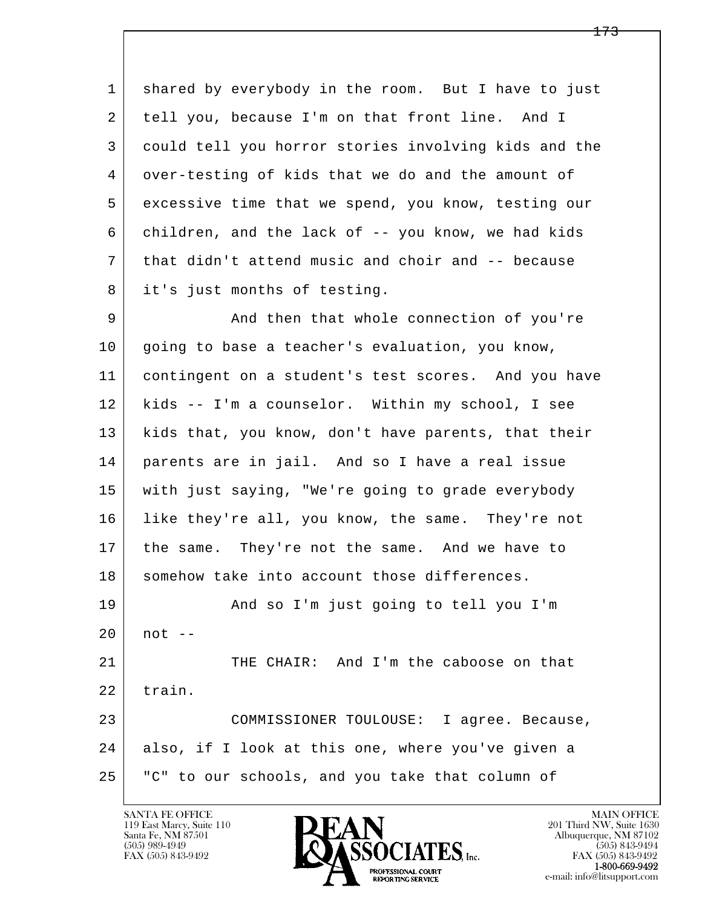shared by everybody in the room. But I have to just tell you, because I'm on that front line. And I could tell you horror stories involving kids and the over-testing of kids that we do and the amount of excessive time that we spend, you know, testing our children, and the lack of -- you know, we had kids that didn't attend music and choir and -- because it's just months of testing.

And then that whole connection of you're going to base a teacher's evaluation, you know, contingent on a student's test scores. And you have kids -- I'm a counselor. Within my school, I see kids that, you know, don't have parents, that their parents are in jail. And so I have a real issue with just saying, "We're going to grade everybody like they're all, you know, the same. They're not the same. They're not the same. And we have to somehow take into account those differences.

And so I'm just going to tell you I'm not --

THE CHAIR: And I'm the caboose on that train.

COMMISSIONER TOULOUSE: I agree. Because, also, if I look at this one, where you've given a "C" to our schools, and you take that column of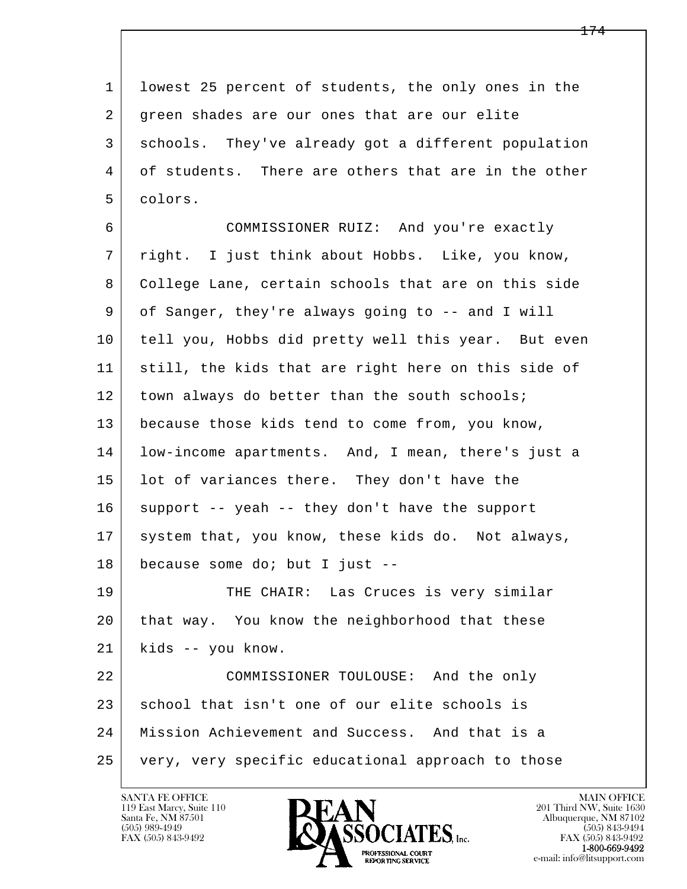lowest 25 percent of students, the only ones in the green shades are our ones that are our elite schools. They've already got a different population of students. There are others that are in the other colors.

COMMISSIONER RUIZ: And you're exactly right. I just think about Hobbs. Like, you know, College Lane, certain schools that are on this side of Sanger, they're always going to -- and I will tell you, Hobbs did pretty well this year. But even still, the kids that are right here on this side of town always do better than the south schools; because those kids tend to come from, you know, low-income apartments. And, I mean, there's just a lot of variances there. They don't have the support -- yeah -- they don't have the support system that, you know, these kids do. Not always, because some do; but I just --

THE CHAIR: Las Cruces is very similar that way. You know the neighborhood that these kids -- you know.

COMMISSIONER TOULOUSE: And the only school that isn't one of our elite schools is Mission Achievement and Success. And that is a very, very specific educational approach to those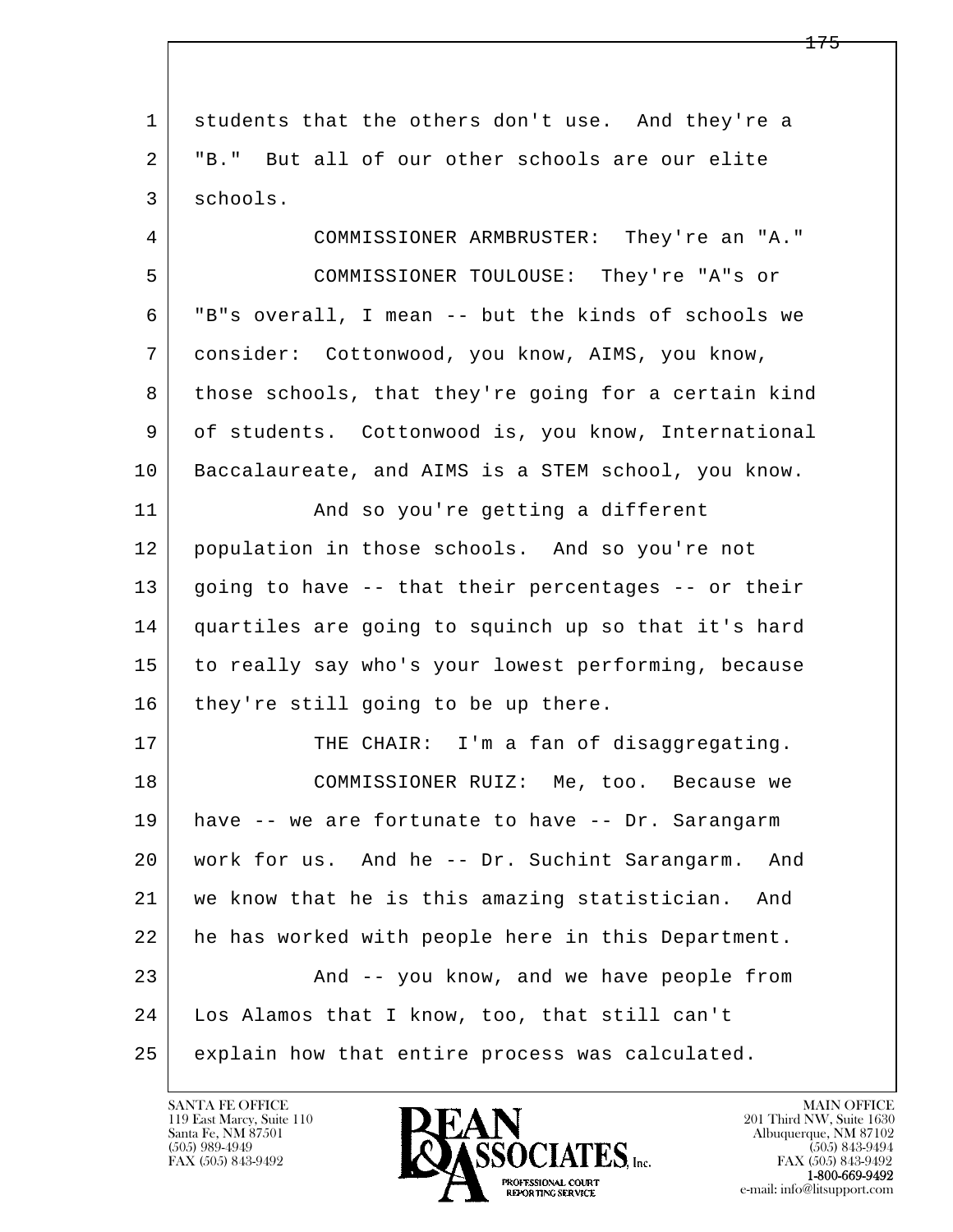students that the others don't use. And they're a "B." But all of our other schools are our elite schools.

COMMISSIONER ARMBRUSTER: They're an "A."

COMMISSIONER TOULOUSE: They're "A"s or "B"s overall, I mean -- but the kinds of schools we consider: Cottonwood, you know, AIMS, you know, those schools, that they're going for a certain kind of students. Cottonwood is, you know, International Baccalaureate, and AIMS is a STEM school, you know.

And so you're getting a different population in those schools. And so you're not going to have -- that their percentages -- or their quartiles are going to squinch up so that it's hard to really say who's your lowest performing, because they're still going to be up there.

THE CHAIR: I'm a fan of disaggregating.

COMMISSIONER RUIZ: Me, too. Because we have -- we are fortunate to have -- Dr. Sarangarm work for us. And he -- Dr. Suchint Sarangarm. And we know that he is this amazing statistician. And he has worked with people here in this Department.

And -- you know, and we have people from Los Alamos that I know, too, that still can't explain how that entire process was calculated.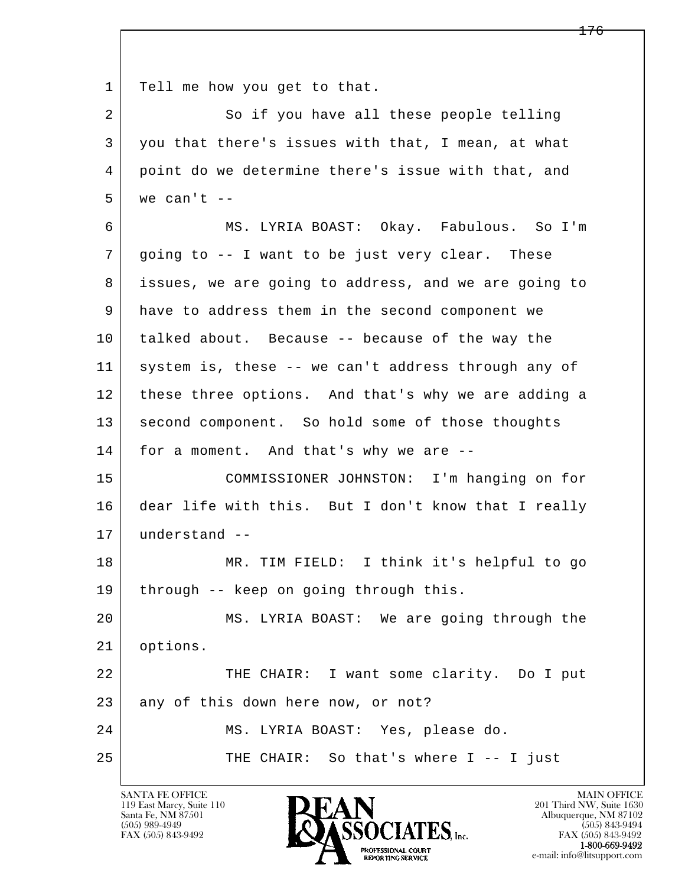1 Tell me how you get to that.

2 So if you have all these people telling

3 you that there's issues with that, I mean, at what

4 point do we determine there's issue with that, and

5 we can't --

6 MS. LYRIA BOAST: Okay. Fabulous. So I'm

7 going to -- I want to be just very clear. These

8 issues, we are going to address, and we are going to

9 have to address them in the second component we

10 talked about. Because -- because of the way the

11 system is, these -- we can't address through any of

12 these three options. And that's why we are adding a

13 second component. So hold some of those thoughts

14 for a moment. And that's why we are --

15 COMMISSIONER JOHNSTON: I'm hanging on for

16 dear life with this. But I don't know that I really

17 understand --

18 MR. TIM FIELD: I think it's helpful to go

19 through -- keep on going through this.

20 MS. LYRIA BOAST: We are going through the

21 options.

22 THE CHAIR: I want some clarity. Do I put

23 any of this down here now, or not?

24 MS. LYRIA BOAST: Yes, please do.

25 THE CHAIR: So that's where I -- I just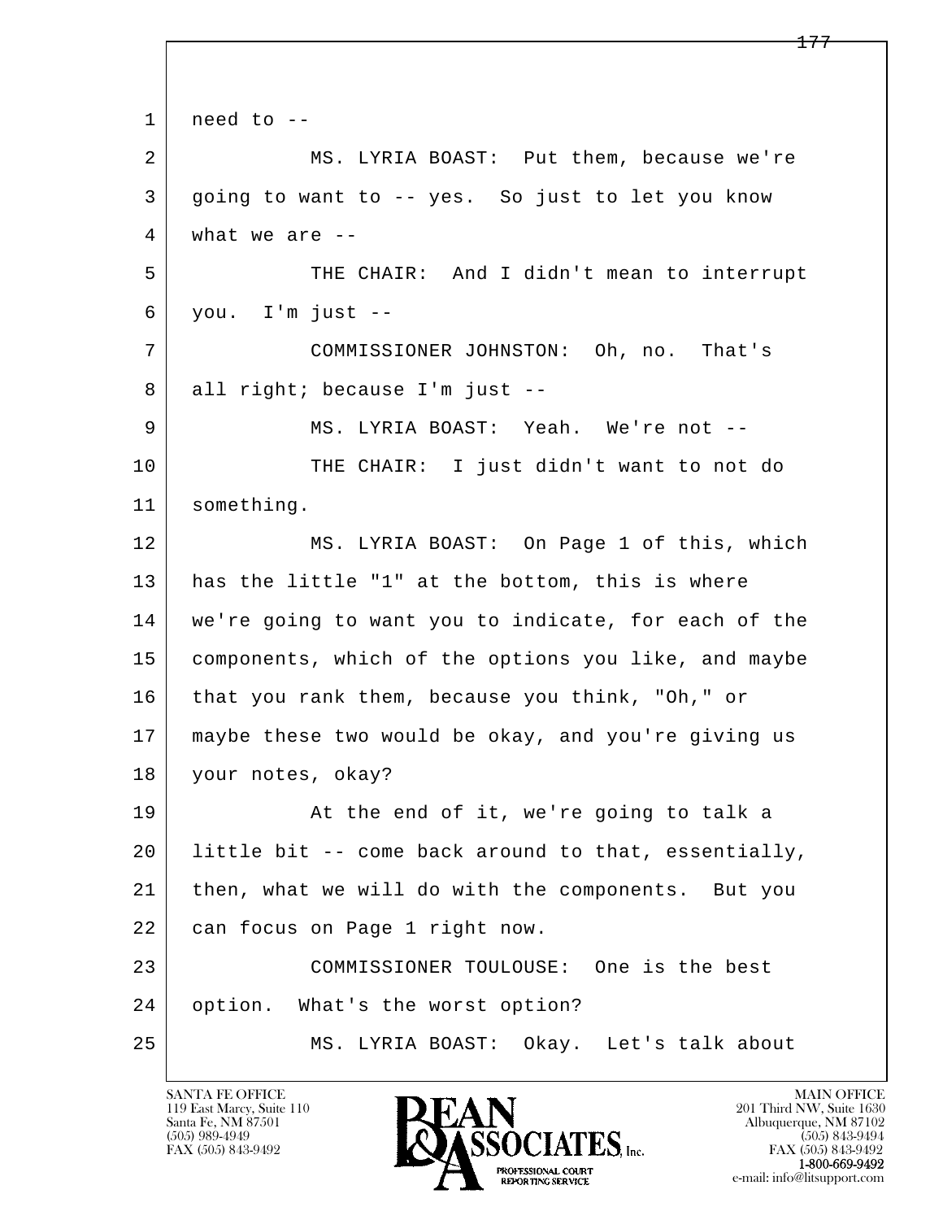1 need to --

2 MS. LYRIA BOAST: Put them, because we're
3 going to want to -- yes. So just to let you know
4 what we are --

5 THE CHAIR: And I didn't mean to interrupt
6 you. I'm just --

7 COMMISSIONER JOHNSTON: Oh, no. That's
8 all right; because I'm just --

9 MS. LYRIA BOAST: Yeah. We're not --

10 THE CHAIR: I just didn't want to not do
11 something.

12 MS. LYRIA BOAST: On Page 1 of this, which
13 has the little "1" at the bottom, this is where
14 we're going to want you to indicate, for each of the
15 components, which of the options you like, and maybe
16 that you rank them, because you think, "Oh," or
17 maybe these two would be okay, and you're giving us
18 your notes, okay?

19 At the end of it, we're going to talk a
20 little bit -- come back around to that, essentially,
21 then, what we will do with the components. But you
22 can focus on Page 1 right now.

23 COMMISSIONER TOULOUSE: One is the best
24 option. What's the worst option?

25 MS. LYRIA BOAST: Okay. Let's talk about

SANTA FE OFFICE
119 East Marcy, Suite 110
Santa Fe, NM 87501
(505) 989-4949
FAX (505) 843-9492

MAIN OFFICE
201 Third NW, Suite 1630
Albuquerque, NM 87102
(505) 843-9494
FAX (505) 843-9492
1-800-669-9492
e-mail: info@litsupport.com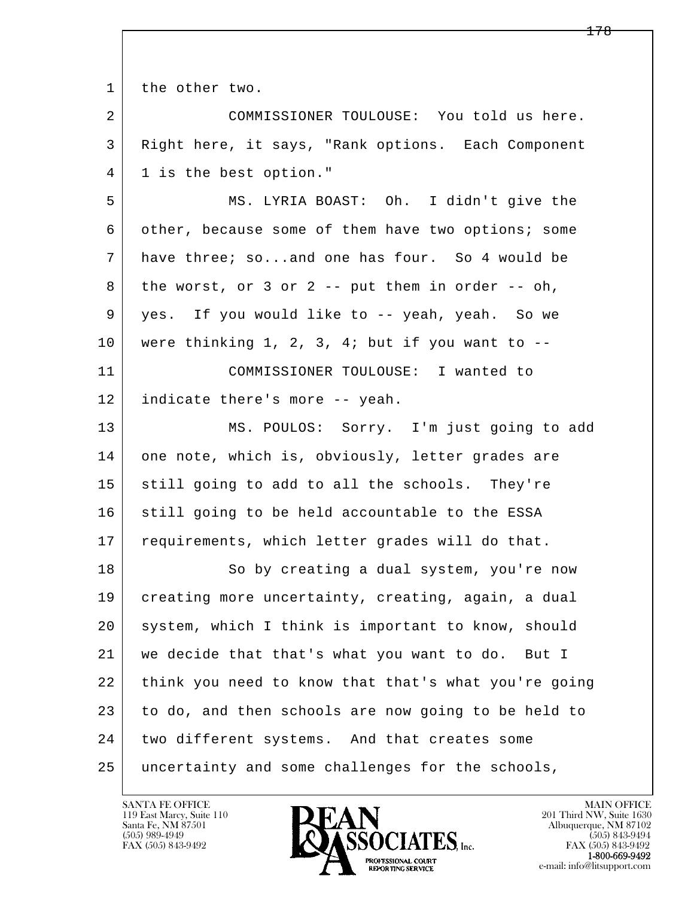the other two.

COMMISSIONER TOULOUSE: You told us here. Right here, it says, "Rank options. Each Component 1 is the best option."

MS. LYRIA BOAST: Oh. I didn't give the other, because some of them have two options; some have three; so...and one has four. So 4 would be the worst, or 3 or 2 -- put them in order -- oh, yes. If you would like to -- yeah, yeah. So we were thinking 1, 2, 3, 4; but if you want to --

COMMISSIONER TOULOUSE: I wanted to indicate there's more -- yeah.

MS. POULOS: Sorry. I'm just going to add one note, which is, obviously, letter grades are still going to add to all the schools. They're still going to be held accountable to the ESSA requirements, which letter grades will do that.

So by creating a dual system, you're now creating more uncertainty, creating, again, a dual system, which I think is important to know, should we decide that that's what you want to do. But I think you need to know that that's what you're going to do, and then schools are now going to be held to two different systems. And that creates some uncertainty and some challenges for the schools,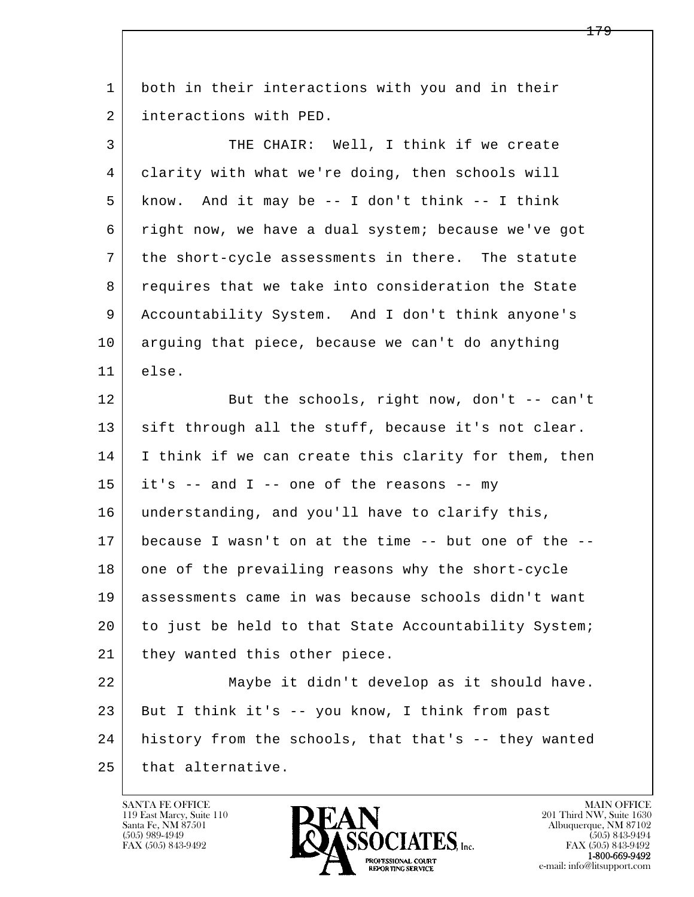both in their interactions with you and in their interactions with PED.

THE CHAIR: Well, I think if we create clarity with what we're doing, then schools will know. And it may be -- I don't think -- I think right now, we have a dual system; because we've got the short-cycle assessments in there. The statute requires that we take into consideration the State Accountability System. And I don't think anyone's arguing that piece, because we can't do anything else.

But the schools, right now, don't -- can't sift through all the stuff, because it's not clear. I think if we can create this clarity for them, then it's -- and I -- one of the reasons -- my understanding, and you'll have to clarify this, because I wasn't on at the time -- but one of the -- one of the prevailing reasons why the short-cycle assessments came in was because schools didn't want to just be held to that State Accountability System; they wanted this other piece.

Maybe it didn't develop as it should have. But I think it's -- you know, I think from past history from the schools, that that's -- they wanted that alternative.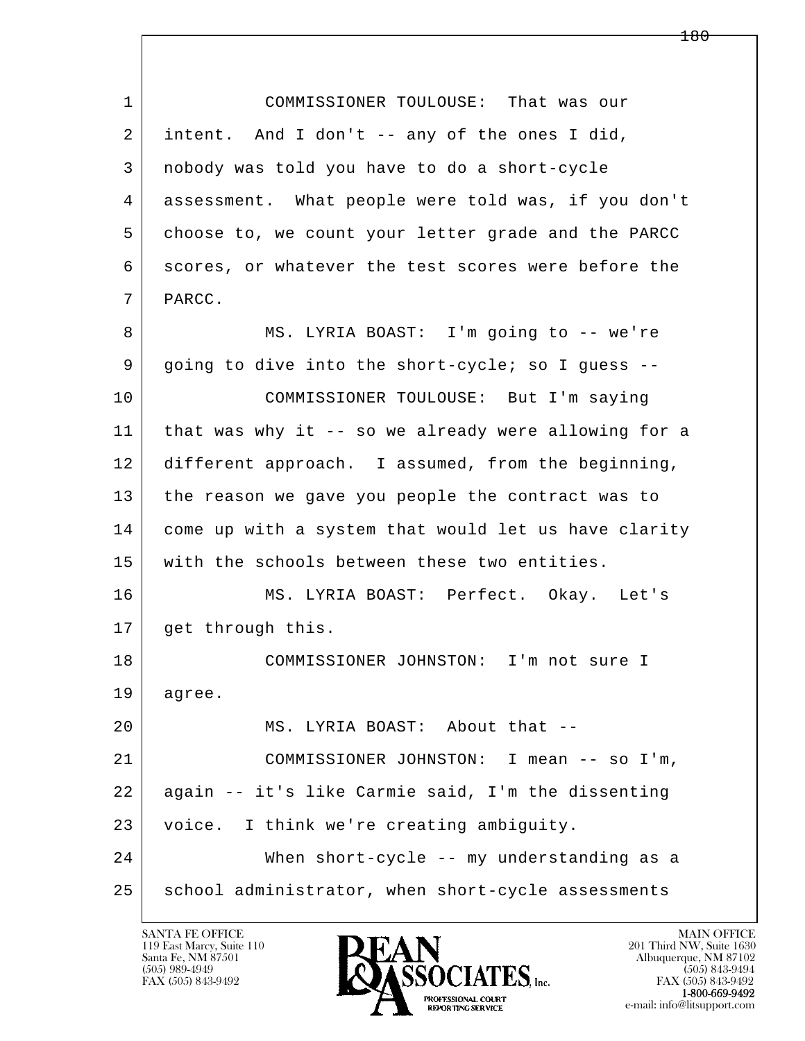1 COMMISSIONER TOULOUSE: That was our
2 intent. And I don't -- any of the ones I did,
3 nobody was told you have to do a short-cycle
4 assessment. What people were told was, if you don't
5 choose to, we count your letter grade and the PARCC
6 scores, or whatever the test scores were before the
7 PARCC.
8 MS. LYRIA BOAST: I'm going to -- we're
9 going to dive into the short-cycle; so I guess --
10 COMMISSIONER TOULOUSE: But I'm saying
11 that was why it -- so we already were allowing for a
12 different approach. I assumed, from the beginning,
13 the reason we gave you people the contract was to
14 come up with a system that would let us have clarity
15 with the schools between these two entities.
16 MS. LYRIA BOAST: Perfect. Okay. Let's
17 get through this.
18 COMMISSIONER JOHNSTON: I'm not sure I
19 agree.
20 MS. LYRIA BOAST: About that --
21 COMMISSIONER JOHNSTON: I mean -- so I'm,
22 again -- it's like Carmie said, I'm the dissenting
23 voice. I think we're creating ambiguity.
24 When short-cycle -- my understanding as a
25 school administrator, when short-cycle assessments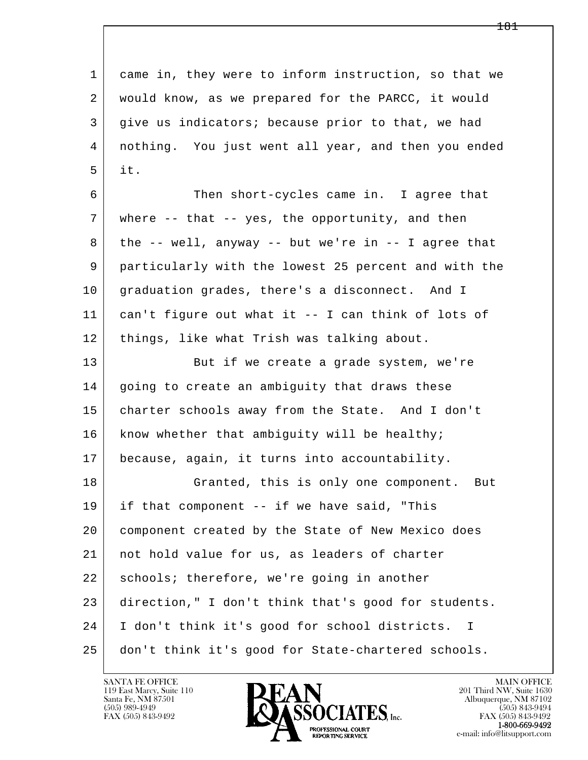1 came in, they were to inform instruction, so that we
2 would know, as we prepared for the PARCC, it would
3 give us indicators; because prior to that, we had
4 nothing. You just went all year, and then you ended
5 it.

6 Then short-cycles came in. I agree that
7 where -- that -- yes, the opportunity, and then
8 the -- well, anyway -- but we're in -- I agree that
9 particularly with the lowest 25 percent and with the
10 graduation grades, there's a disconnect. And I
11 can't figure out what it -- I can think of lots of
12 things, like what Trish was talking about.

13 But if we create a grade system, we're
14 going to create an ambiguity that draws these
15 charter schools away from the State. And I don't
16 know whether that ambiguity will be healthy;
17 because, again, it turns into accountability.

18 Granted, this is only one component. But
19 if that component -- if we have said, "This
20 component created by the State of New Mexico does
21 not hold value for us, as leaders of charter
22 schools; therefore, we're going in another
23 direction," I don't think that's good for students.
24 I don't think it's good for school districts. I
25 don't think it's good for State-chartered schools.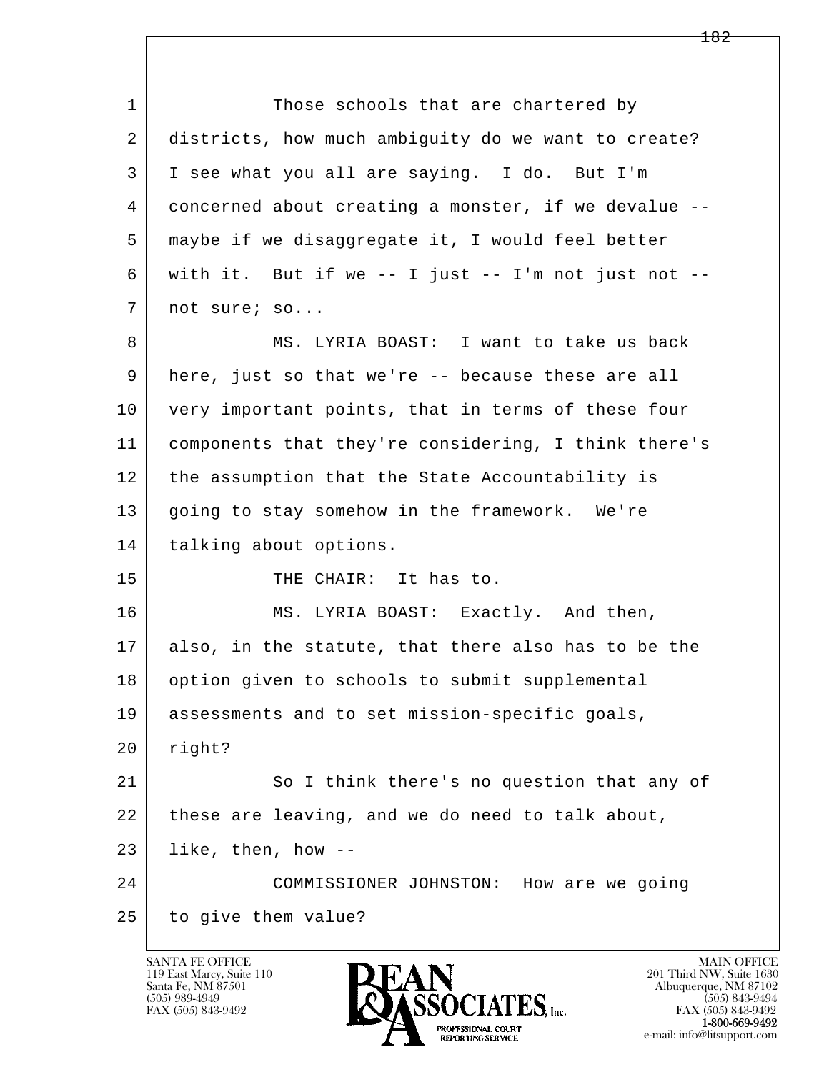Those schools that are chartered by districts, how much ambiguity do we want to create? I see what you all are saying. I do. But I'm concerned about creating a monster, if we devalue -- maybe if we disaggregate it, I would feel better with it. But if we -- I just -- I'm not just not -- not sure; so...

MS. LYRIA BOAST: I want to take us back here, just so that we're -- because these are all very important points, that in terms of these four components that they're considering, I think there's the assumption that the State Accountability is going to stay somehow in the framework. We're talking about options.

THE CHAIR: It has to.

MS. LYRIA BOAST: Exactly. And then, also, in the statute, that there also has to be the option given to schools to submit supplemental assessments and to set mission-specific goals, right?

So I think there's no question that any of these are leaving, and we do need to talk about, like, then, how --

COMMISSIONER JOHNSTON: How are we going to give them value?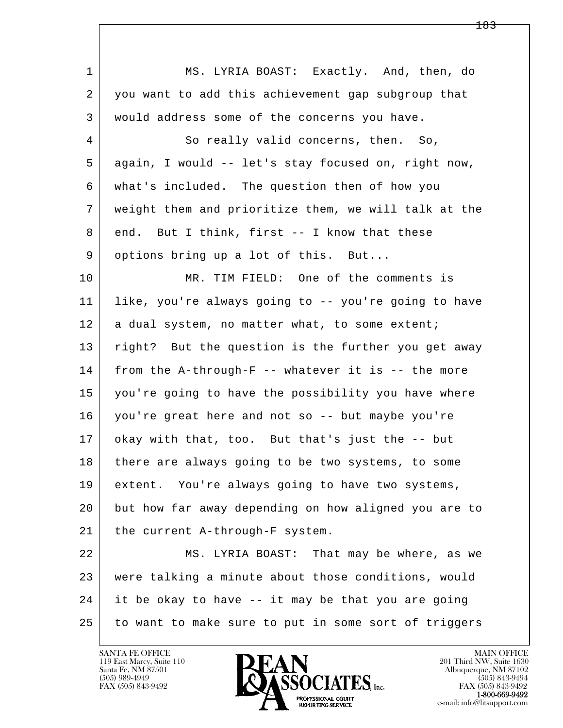1 MS. LYRIA BOAST: Exactly. And, then, do
2 you want to add this achievement gap subgroup that
3 would address some of the concerns you have.
4 So really valid concerns, then. So,
5 again, I would -- let's stay focused on, right now,
6 what's included. The question then of how you
7 weight them and prioritize them, we will talk at the
8 end. But I think, first -- I know that these
9 options bring up a lot of this. But...
10 MR. TIM FIELD: One of the comments is
11 like, you're always going to -- you're going to have
12 a dual system, no matter what, to some extent;
13 right? But the question is the further you get away
14 from the A-through-F -- whatever it is -- the more
15 you're going to have the possibility you have where
16 you're great here and not so -- but maybe you're
17 okay with that, too. But that's just the -- but
18 there are always going to be two systems, to some
19 extent. You're always going to have two systems,
20 but how far away depending on how aligned you are to
21 the current A-through-F system.
22 MS. LYRIA BOAST: That may be where, as we
23 were talking a minute about those conditions, would
24 it be okay to have -- it may be that you are going
25 to want to make sure to put in some sort of triggers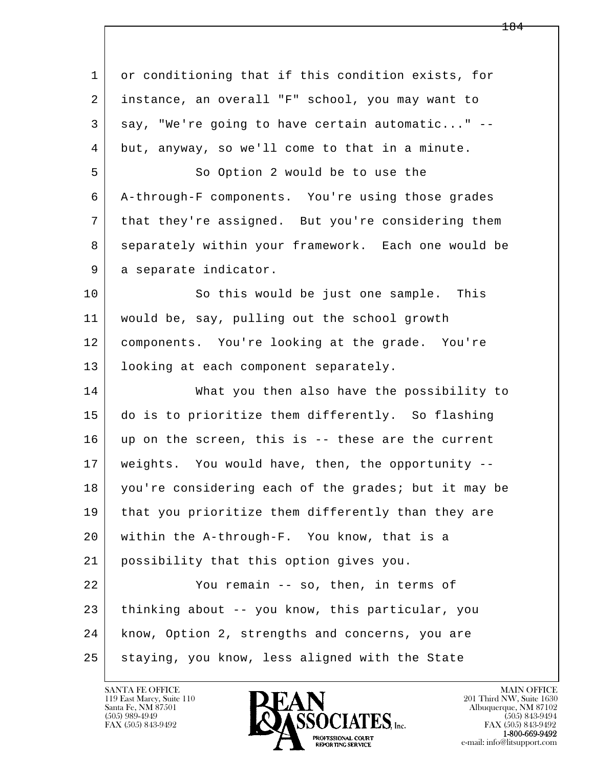or conditioning that if this condition exists, for instance, an overall "F" school, you may want to say, "We're going to have certain automatic..." -- but, anyway, so we'll come to that in a minute.

So Option 2 would be to use the A-through-F components. You're using those grades that they're assigned. But you're considering them separately within your framework. Each one would be a separate indicator.

So this would be just one sample. This would be, say, pulling out the school growth components. You're looking at the grade. You're looking at each component separately.

What you then also have the possibility to do is to prioritize them differently. So flashing up on the screen, this is -- these are the current weights. You would have, then, the opportunity -- you're considering each of the grades; but it may be that you prioritize them differently than they are within the A-through-F. You know, that is a possibility that this option gives you.

You remain -- so, then, in terms of thinking about -- you know, this particular, you know, Option 2, strengths and concerns, you are staying, you know, less aligned with the State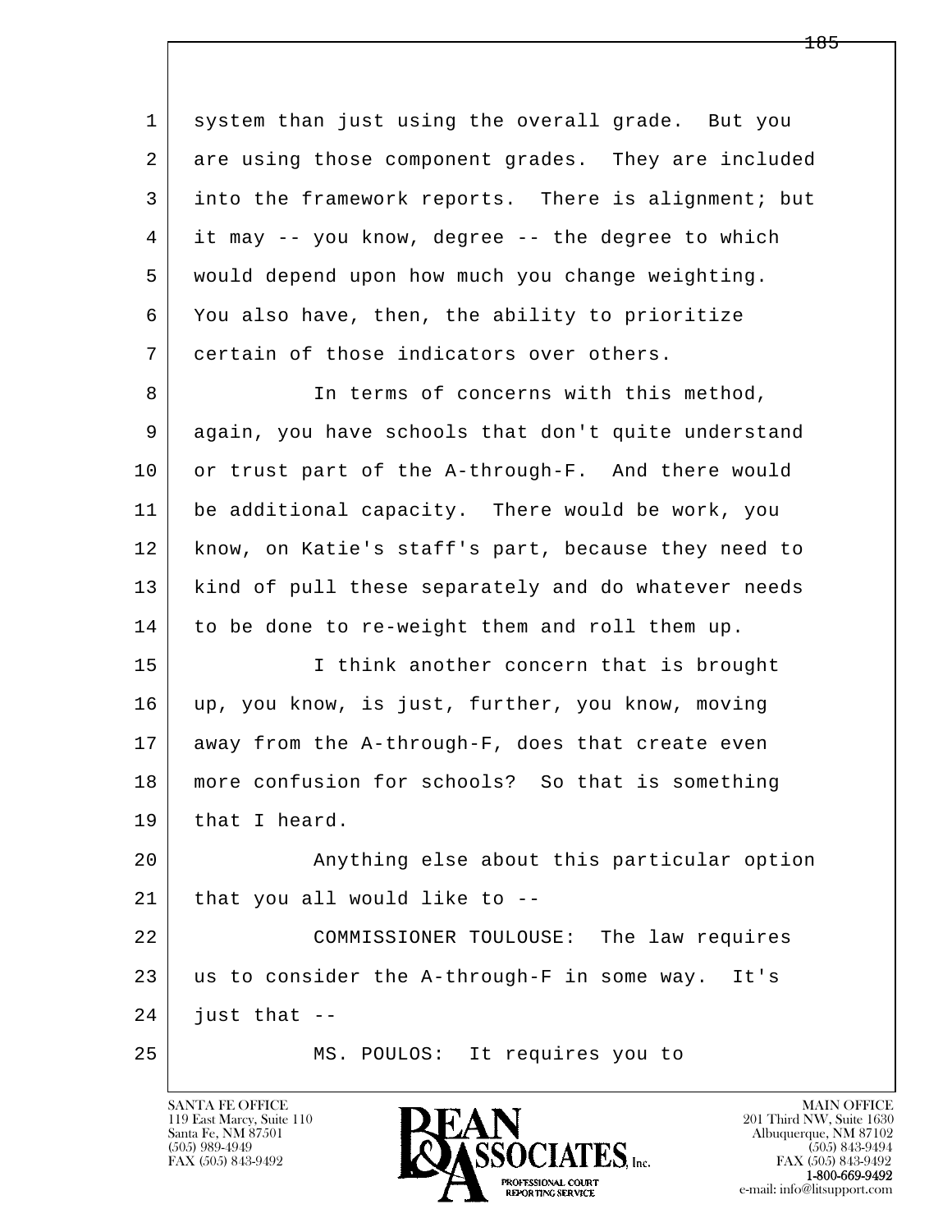1 system than just using the overall grade. But you
2 are using those component grades. They are included
3 into the framework reports. There is alignment; but
4 it may -- you know, degree -- the degree to which
5 would depend upon how much you change weighting.
6 You also have, then, the ability to prioritize
7 certain of those indicators over others.

8 In terms of concerns with this method,
9 again, you have schools that don't quite understand
10 or trust part of the A-through-F. And there would
11 be additional capacity. There would be work, you
12 know, on Katie's staff's part, because they need to
13 kind of pull these separately and do whatever needs
14 to be done to re-weight them and roll them up.

15 I think another concern that is brought
16 up, you know, is just, further, you know, moving
17 away from the A-through-F, does that create even
18 more confusion for schools? So that is something
19 that I heard.

20 Anything else about this particular option
21 that you all would like to --

22 COMMISSIONER TOULOUSE: The law requires
23 us to consider the A-through-F in some way. It's
24 just that --

25 MS. POULOS: It requires you to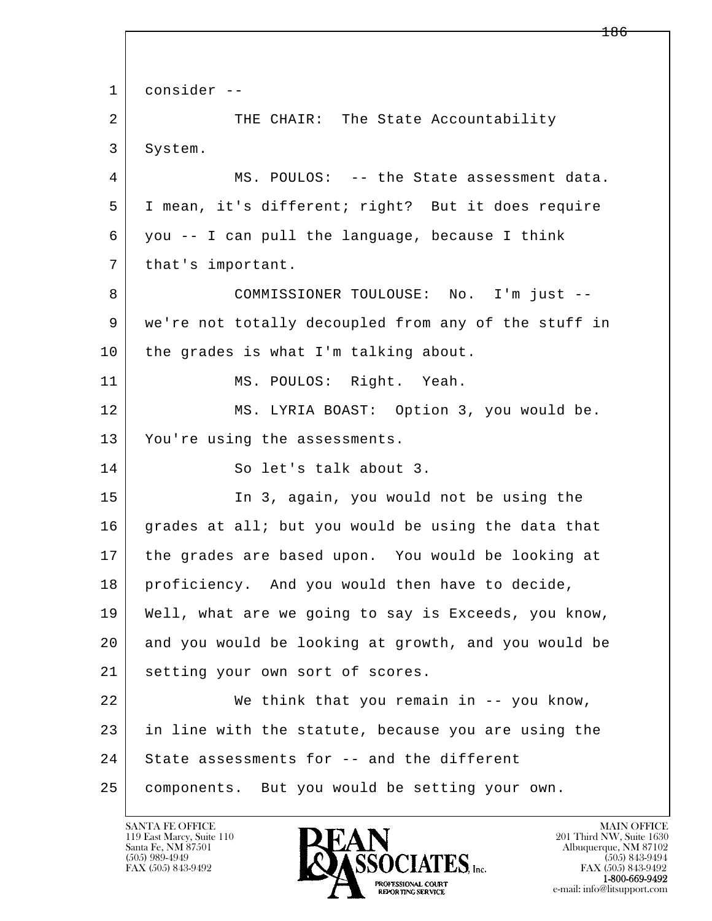1 consider --

2 THE CHAIR: The State Accountability

3 System.

4 MS. POULOS: -- the State assessment data.

5 I mean, it's different; right? But it does require

6 you -- I can pull the language, because I think

7 that's important.

8 COMMISSIONER TOULOUSE: No. I'm just --

9 we're not totally decoupled from any of the stuff in

10 the grades is what I'm talking about.

11 MS. POULOS: Right. Yeah.

12 MS. LYRIA BOAST: Option 3, you would be.

13 You're using the assessments.

14 So let's talk about 3.

15 In 3, again, you would not be using the

16 grades at all; but you would be using the data that

17 the grades are based upon. You would be looking at

18 proficiency. And you would then have to decide,

19 Well, what are we going to say is Exceeds, you know,

20 and you would be looking at growth, and you would be

21 setting your own sort of scores.

22 We think that you remain in -- you know,

23 in line with the statute, because you are using the

24 State assessments for -- and the different

25 components. But you would be setting your own.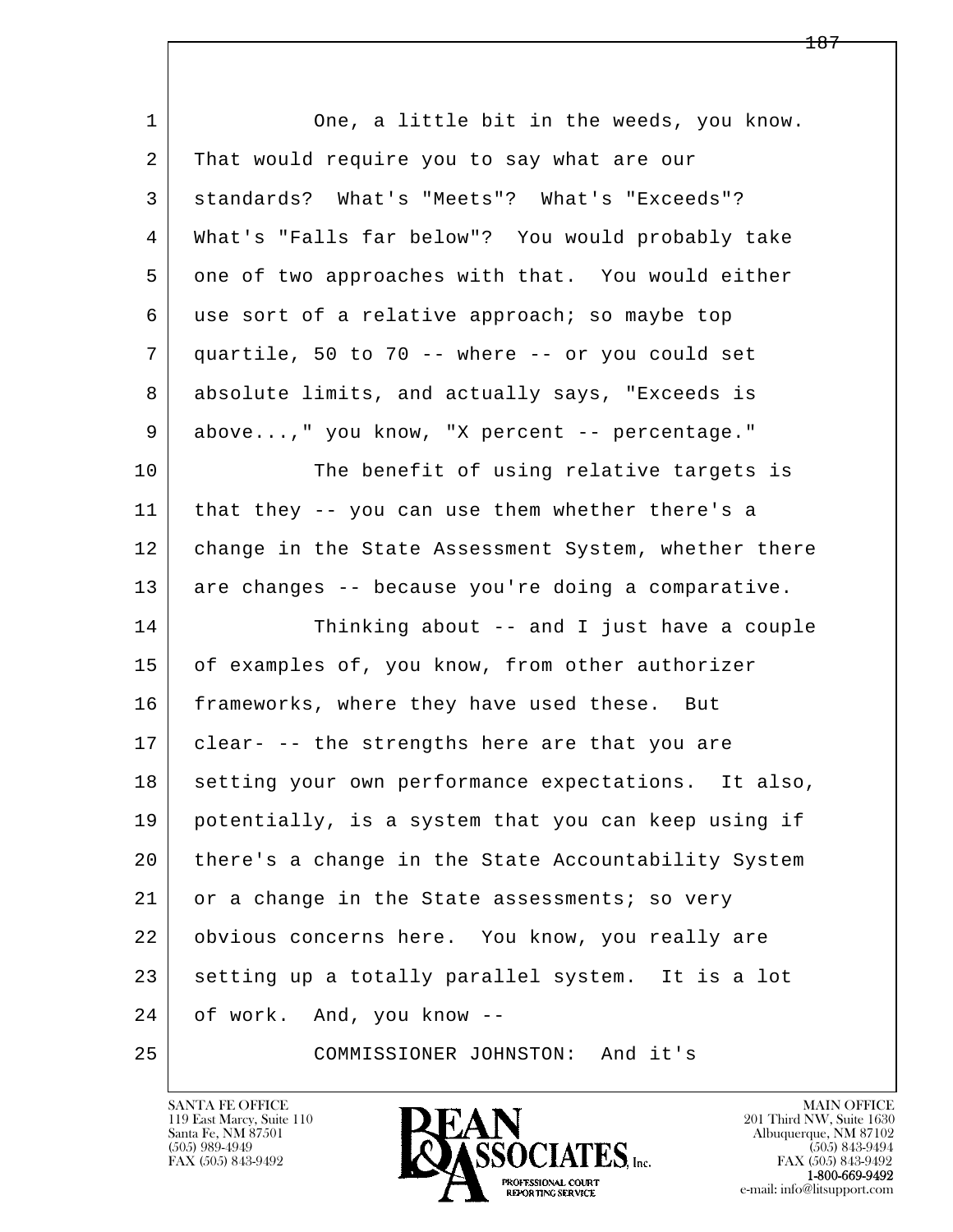1 One, a little bit in the weeds, you know.
2 That would require you to say what are our
3 standards? What's "Meets"? What's "Exceeds"?
4 What's "Falls far below"? You would probably take
5 one of two approaches with that. You would either
6 use sort of a relative approach; so maybe top
7 quartile, 50 to 70 -- where -- or you could set
8 absolute limits, and actually says, "Exceeds is
9 above...," you know, "X percent -- percentage."
10 The benefit of using relative targets is
11 that they -- you can use them whether there's a
12 change in the State Assessment System, whether there
13 are changes -- because you're doing a comparative.
14 Thinking about -- and I just have a couple
15 of examples of, you know, from other authorizer
16 frameworks, where they have used these. But
17 clear- -- the strengths here are that you are
18 setting your own performance expectations. It also,
19 potentially, is a system that you can keep using if
20 there's a change in the State Accountability System
21 or a change in the State assessments; so very
22 obvious concerns here. You know, you really are
23 setting up a totally parallel system. It is a lot
24 of work. And, you know --
25 COMMISSIONER JOHNSTON: And it's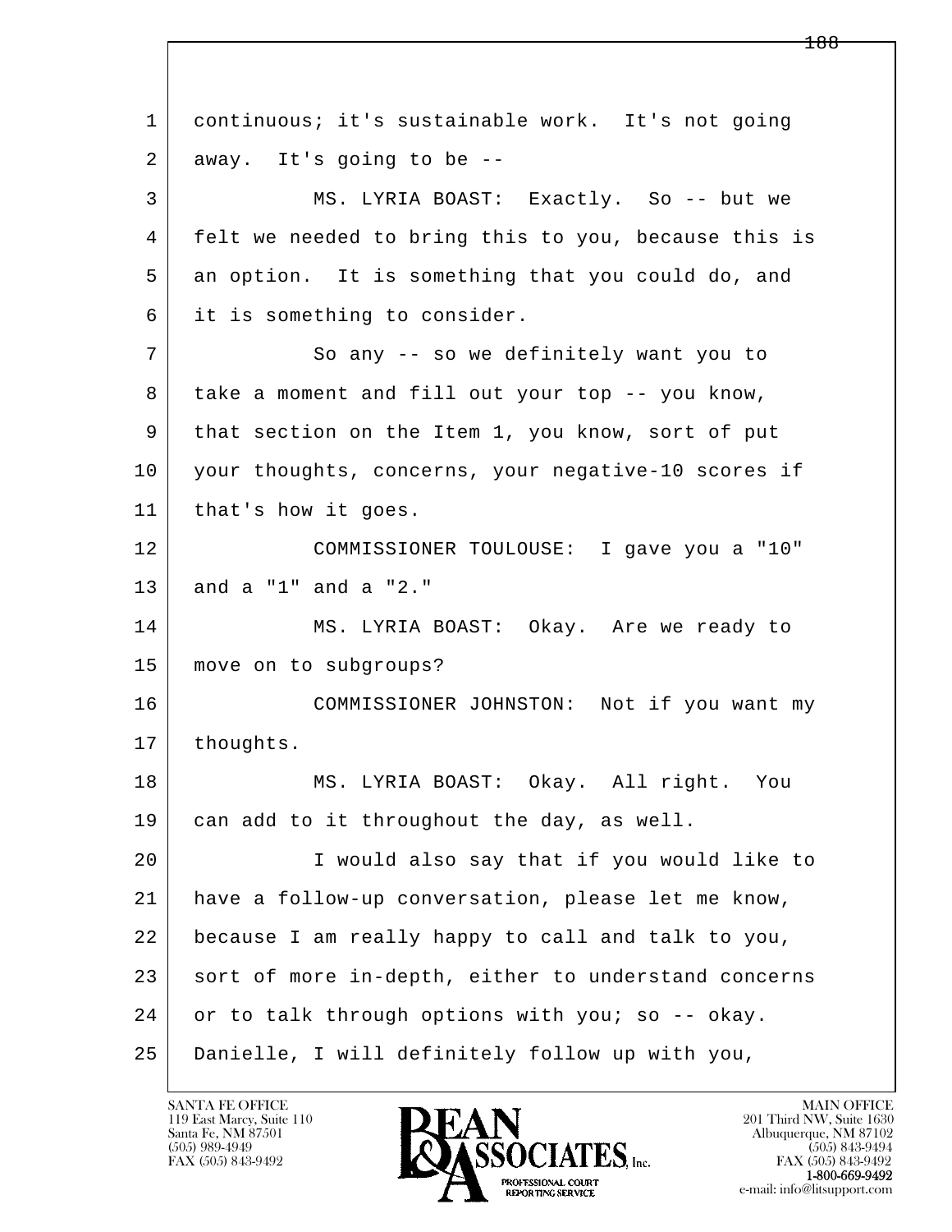1 continuous; it's sustainable work. It's not going
2 away. It's going to be --

3 MS. LYRIA BOAST: Exactly. So -- but we
4 felt we needed to bring this to you, because this is
5 an option. It is something that you could do, and
6 it is something to consider.

7 So any -- so we definitely want you to
8 take a moment and fill out your top -- you know,
9 that section on the Item 1, you know, sort of put
10 your thoughts, concerns, your negative-10 scores if
11 that's how it goes.

12 COMMISSIONER TOULOUSE: I gave you a "10"
13 and a "1" and a "2."

14 MS. LYRIA BOAST: Okay. Are we ready to
15 move on to subgroups?

16 COMMISSIONER JOHNSTON: Not if you want my
17 thoughts.

18 MS. LYRIA BOAST: Okay. All right. You
19 can add to it throughout the day, as well.

20 I would also say that if you would like to
21 have a follow-up conversation, please let me know,
22 because I am really happy to call and talk to you,
23 sort of more in-depth, either to understand concerns
24 or to talk through options with you; so -- okay.
25 Danielle, I will definitely follow up with you,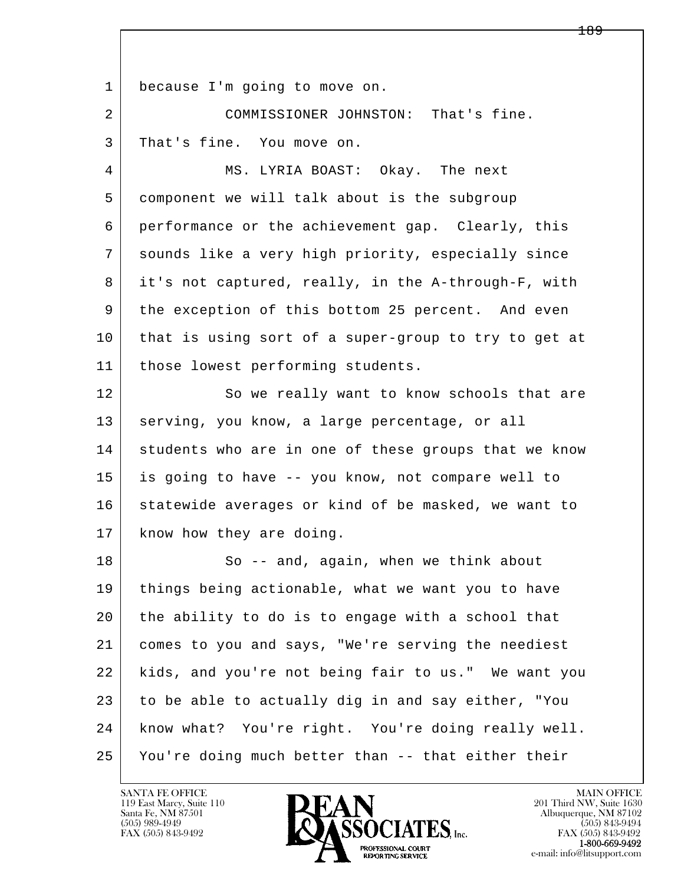because I'm going to move on.

COMMISSIONER JOHNSTON: That's fine. That's fine. You move on.

MS. LYRIA BOAST: Okay. The next component we will talk about is the subgroup performance or the achievement gap. Clearly, this sounds like a very high priority, especially since it's not captured, really, in the A-through-F, with the exception of this bottom 25 percent. And even that is using sort of a super-group to try to get at those lowest performing students.

So we really want to know schools that are serving, you know, a large percentage, or all students who are in one of these groups that we know is going to have -- you know, not compare well to statewide averages or kind of be masked, we want to know how they are doing.

So -- and, again, when we think about things being actionable, what we want you to have the ability to do is to engage with a school that comes to you and says, "We're serving the neediest kids, and you're not being fair to us." We want you to be able to actually dig in and say either, "You know what? You're right. You're doing really well. You're doing much better than -- that either their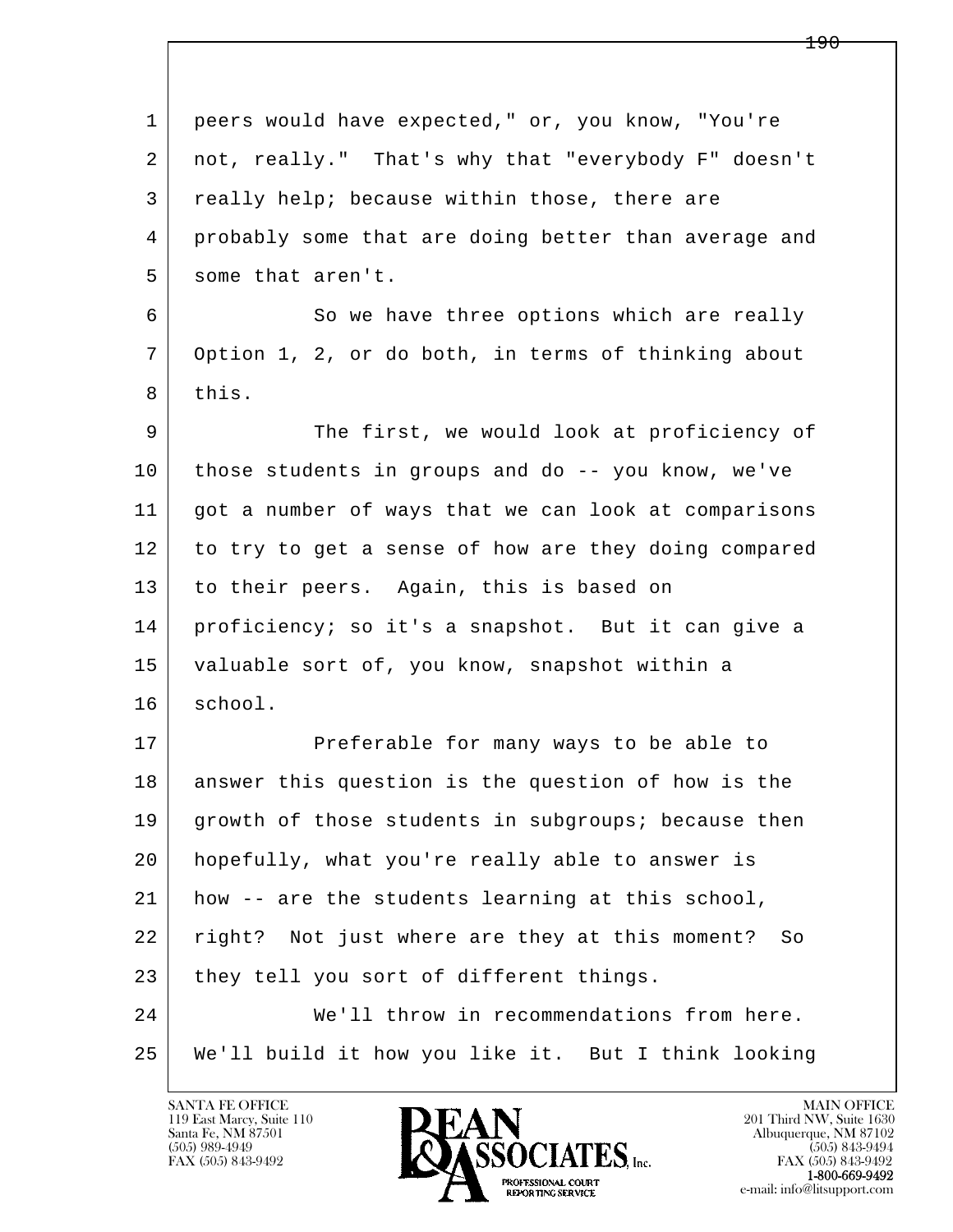peers would have expected," or, you know, "You're not, really." That's why that "everybody F" doesn't really help; because within those, there are probably some that are doing better than average and some that aren't.

So we have three options which are really Option 1, 2, or do both, in terms of thinking about this.

The first, we would look at proficiency of those students in groups and do -- you know, we've got a number of ways that we can look at comparisons to try to get a sense of how are they doing compared to their peers. Again, this is based on proficiency; so it's a snapshot. But it can give a valuable sort of, you know, snapshot within a school.

Preferable for many ways to be able to answer this question is the question of how is the growth of those students in subgroups; because then hopefully, what you're really able to answer is how -- are the students learning at this school, right? Not just where are they at this moment? So they tell you sort of different things.

We'll throw in recommendations from here. We'll build it how you like it. But I think looking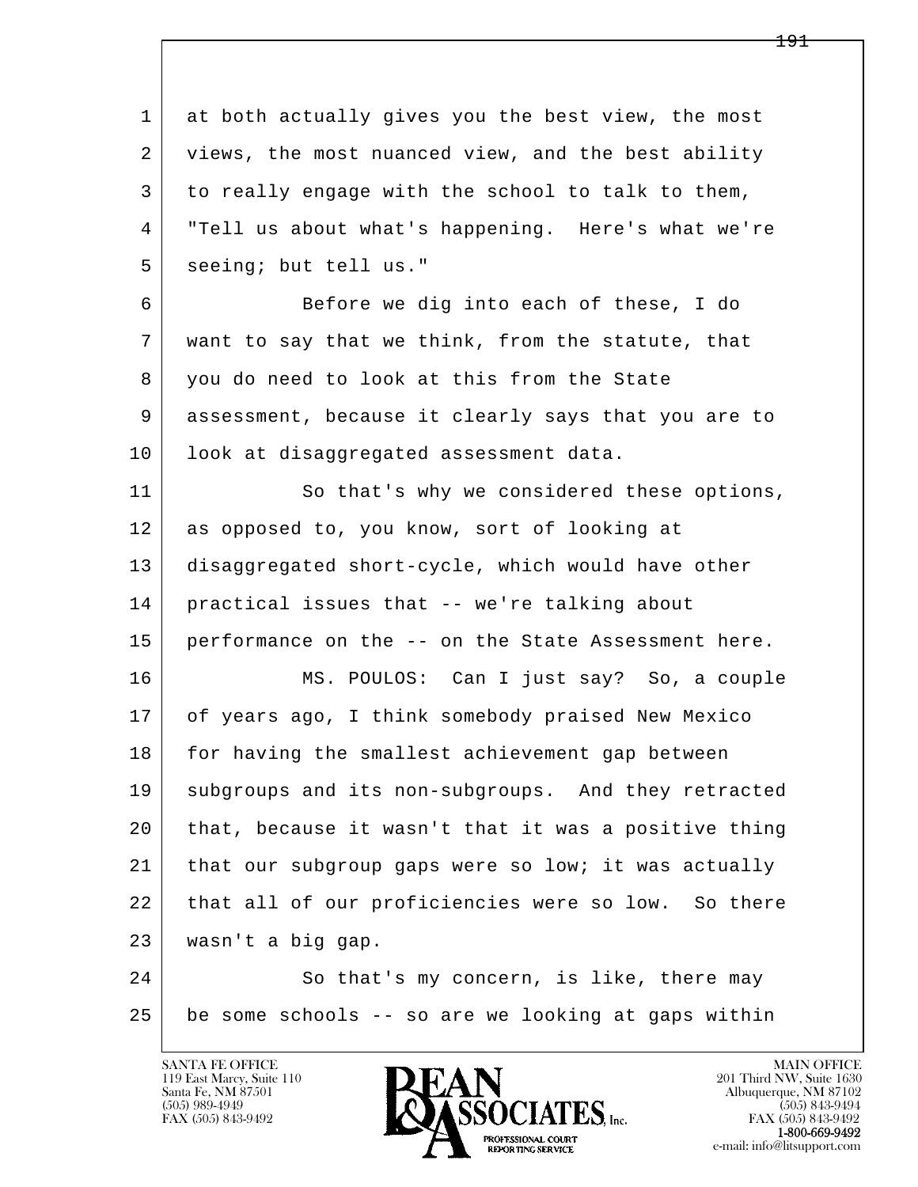at both actually gives you the best view, the most views, the most nuanced view, and the best ability to really engage with the school to talk to them, "Tell us about what's happening. Here's what we're seeing; but tell us."

Before we dig into each of these, I do want to say that we think, from the statute, that you do need to look at this from the State assessment, because it clearly says that you are to look at disaggregated assessment data.

So that's why we considered these options, as opposed to, you know, sort of looking at disaggregated short-cycle, which would have other practical issues that -- we're talking about performance on the -- on the State Assessment here.

MS. POULOS: Can I just say? So, a couple of years ago, I think somebody praised New Mexico for having the smallest achievement gap between subgroups and its non-subgroups. And they retracted that, because it wasn't that it was a positive thing that our subgroup gaps were so low; it was actually that all of our proficiencies were so low. So there wasn't a big gap.

So that's my concern, is like, there may be some schools -- so are we looking at gaps within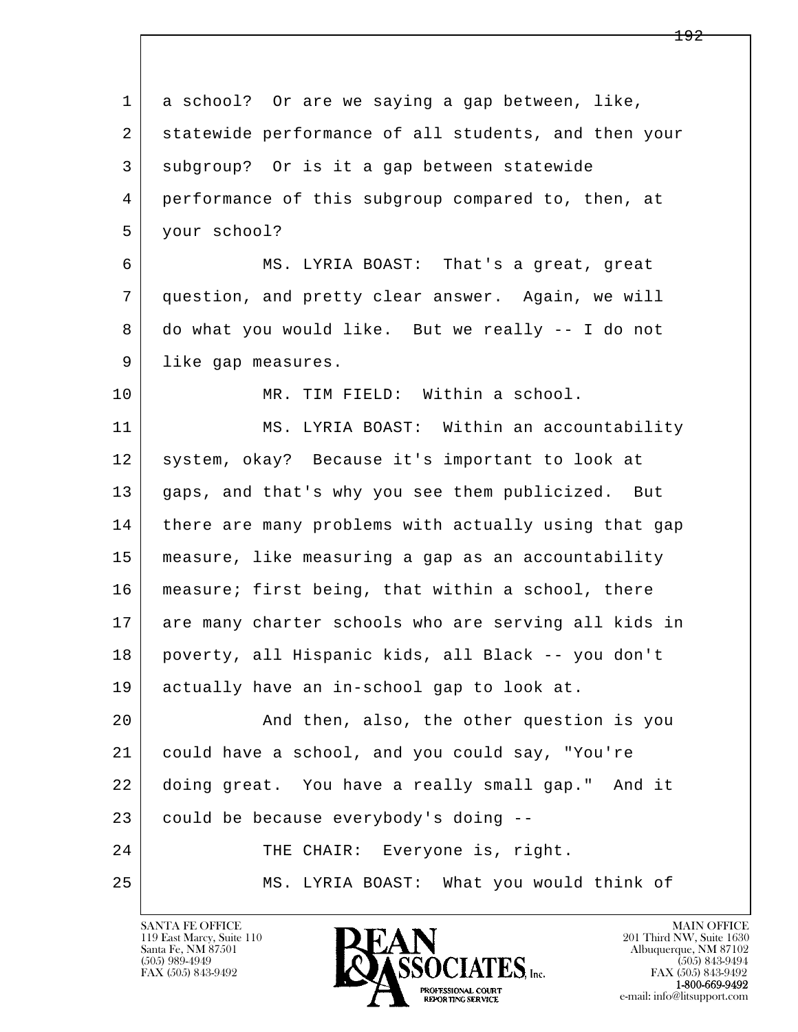a school? Or are we saying a gap between, like, statewide performance of all students, and then your subgroup? Or is it a gap between statewide performance of this subgroup compared to, then, at your school?

MS. LYRIA BOAST: That's a great, great question, and pretty clear answer. Again, we will do what you would like. But we really -- I do not like gap measures.

MR. TIM FIELD: Within a school.

MS. LYRIA BOAST: Within an accountability system, okay? Because it's important to look at gaps, and that's why you see them publicized. But there are many problems with actually using that gap measure, like measuring a gap as an accountability measure; first being, that within a school, there are many charter schools who are serving all kids in poverty, all Hispanic kids, all Black -- you don't actually have an in-school gap to look at.

And then, also, the other question is you could have a school, and you could say, "You're doing great. You have a really small gap." And it could be because everybody's doing --

THE CHAIR: Everyone is, right.

MS. LYRIA BOAST: What you would think of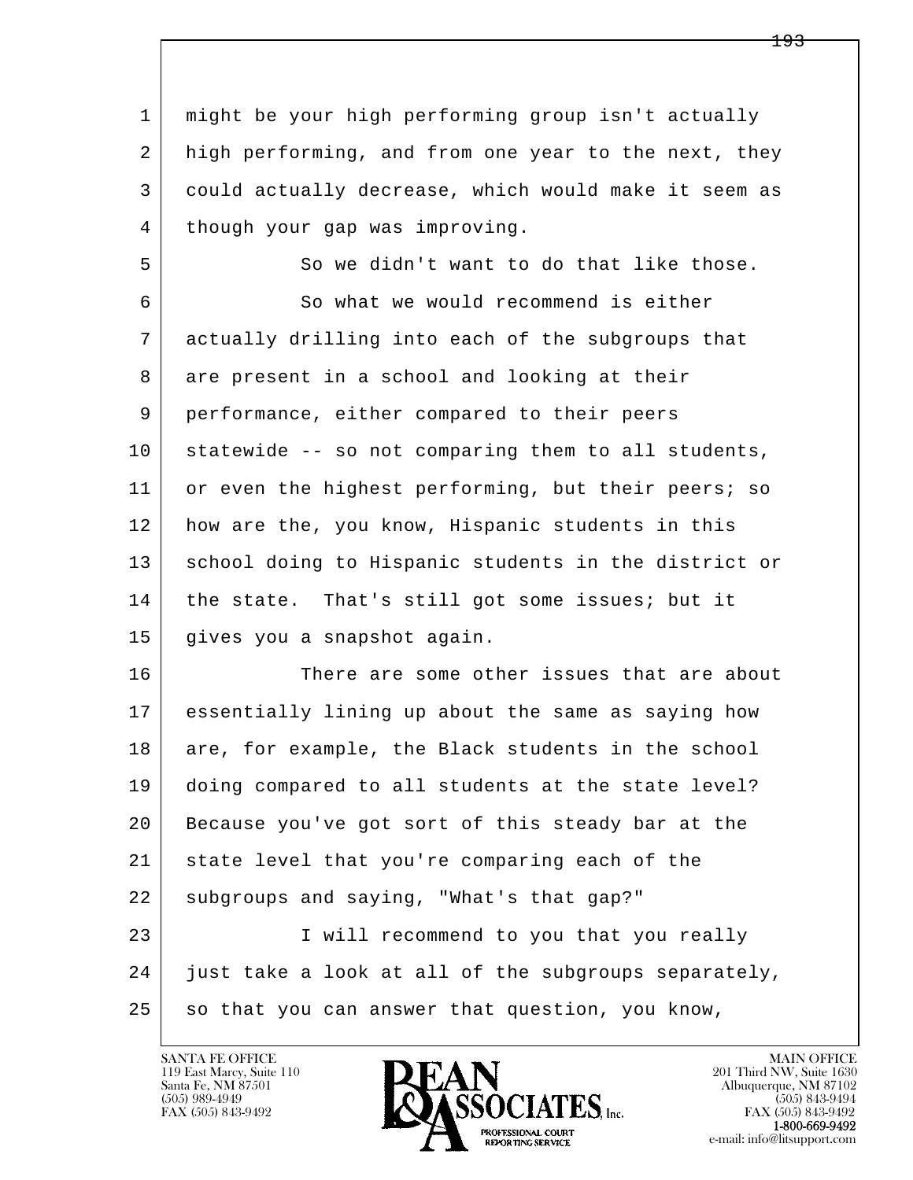1 might be your high performing group isn't actually
2 high performing, and from one year to the next, they
3 could actually decrease, which would make it seem as
4 though your gap was improving.

5 So we didn't want to do that like those.

6 So what we would recommend is either
7 actually drilling into each of the subgroups that
8 are present in a school and looking at their
9 performance, either compared to their peers
10 statewide -- so not comparing them to all students,
11 or even the highest performing, but their peers; so
12 how are the, you know, Hispanic students in this
13 school doing to Hispanic students in the district or
14 the state. That's still got some issues; but it
15 gives you a snapshot again.

16 There are some other issues that are about
17 essentially lining up about the same as saying how
18 are, for example, the Black students in the school
19 doing compared to all students at the state level?
20 Because you've got sort of this steady bar at the
21 state level that you're comparing each of the
22 subgroups and saying, "What's that gap?"

23 I will recommend to you that you really
24 just take a look at all of the subgroups separately,
25 so that you can answer that question, you know,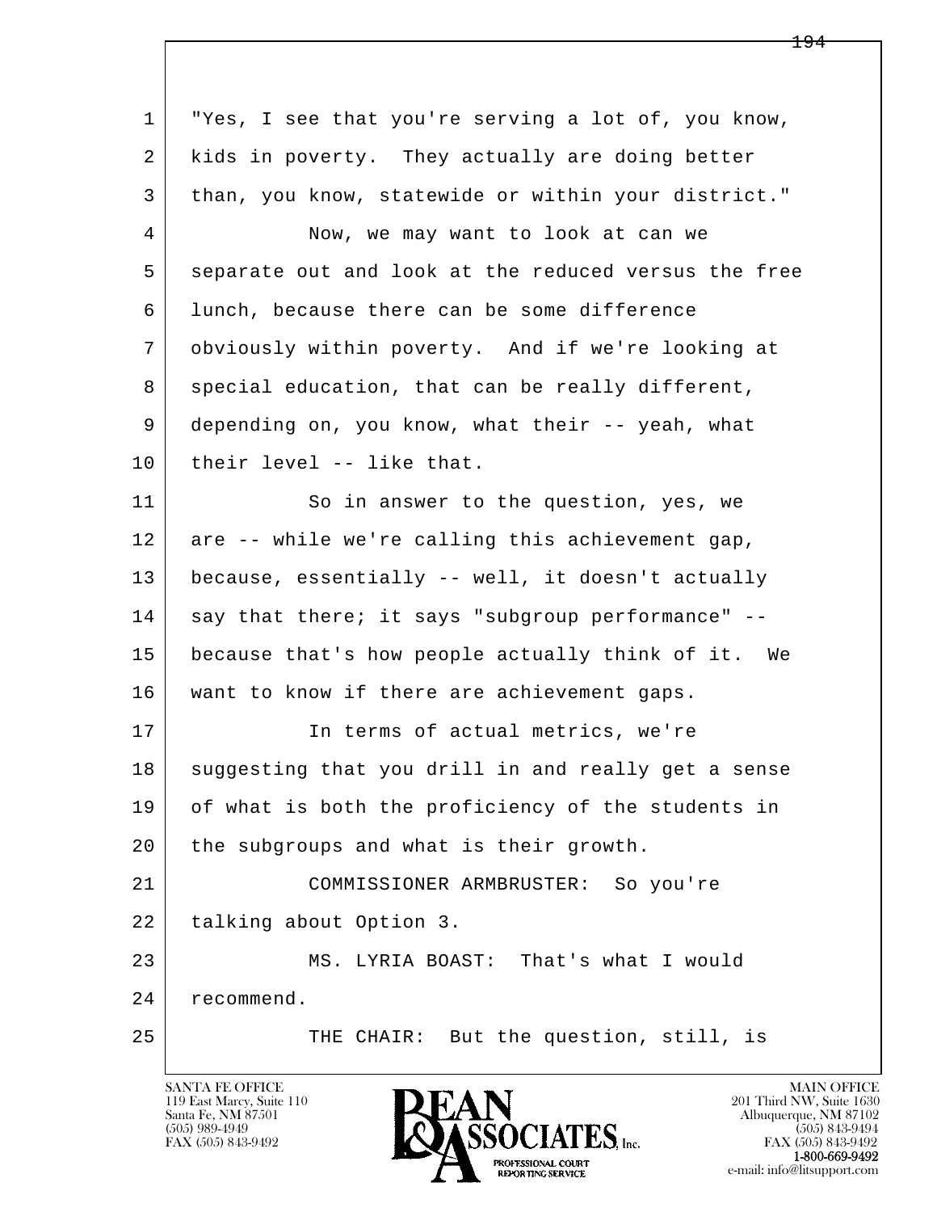1 "Yes, I see that you're serving a lot of, you know,
2 kids in poverty. They actually are doing better
3 than, you know, statewide or within your district."
4 Now, we may want to look at can we
5 separate out and look at the reduced versus the free
6 lunch, because there can be some difference
7 obviously within poverty. And if we're looking at
8 special education, that can be really different,
9 depending on, you know, what their -- yeah, what
10 their level -- like that.
11 So in answer to the question, yes, we
12 are -- while we're calling this achievement gap,
13 because, essentially -- well, it doesn't actually
14 say that there; it says "subgroup performance" --
15 because that's how people actually think of it. We
16 want to know if there are achievement gaps.
17 In terms of actual metrics, we're
18 suggesting that you drill in and really get a sense
19 of what is both the proficiency of the students in
20 the subgroups and what is their growth.
21 COMMISSIONER ARMBRUSTER: So you're
22 talking about Option 3.
23 MS. LYRIA BOAST: That's what I would
24 recommend.
25 THE CHAIR: But the question, still, is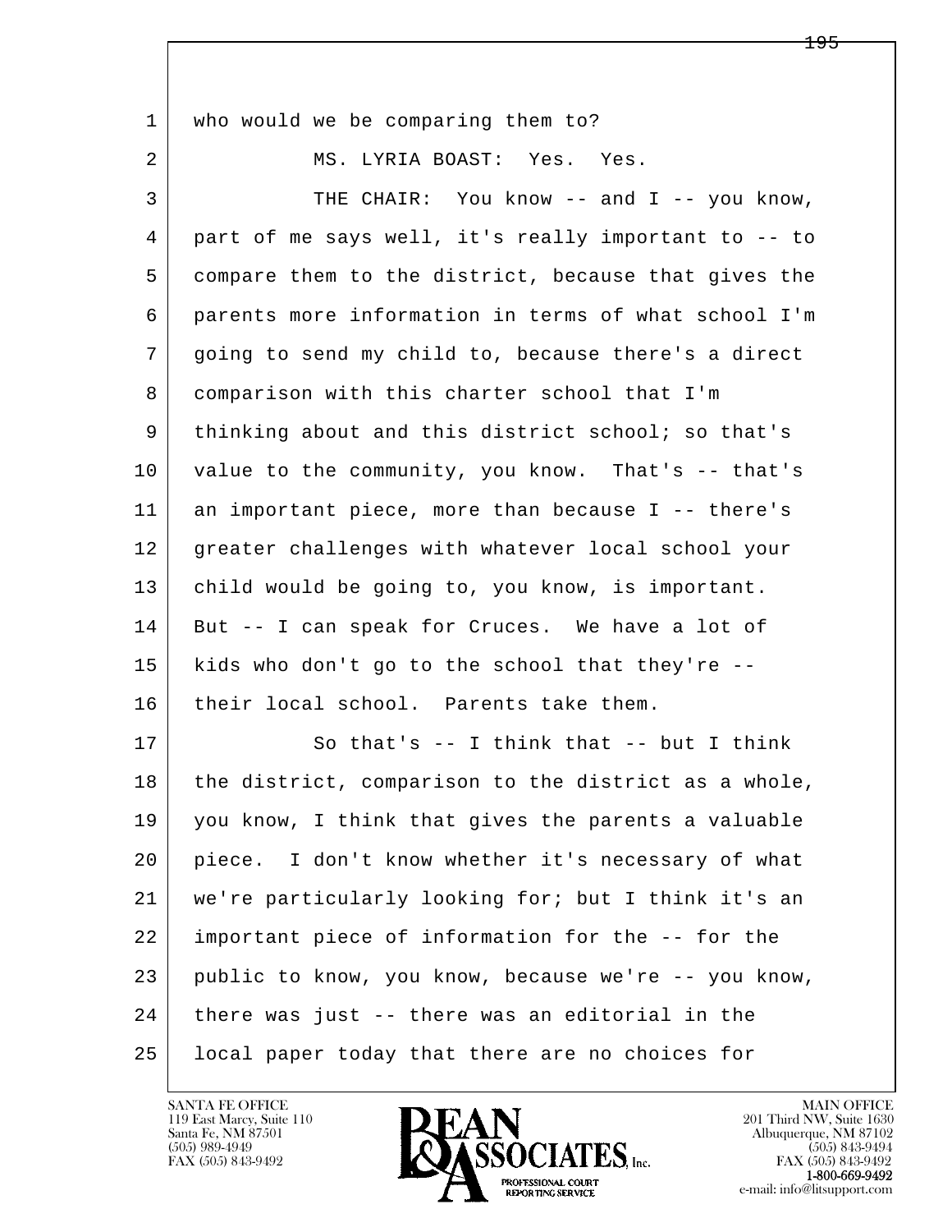1 who would we be comparing them to?

2 MS. LYRIA BOAST: Yes. Yes.

3 THE CHAIR: You know -- and I -- you know,
4 part of me says well, it's really important to -- to
5 compare them to the district, because that gives the
6 parents more information in terms of what school I'm
7 going to send my child to, because there's a direct
8 comparison with this charter school that I'm
9 thinking about and this district school; so that's
10 value to the community, you know. That's -- that's
11 an important piece, more than because I -- there's
12 greater challenges with whatever local school your
13 child would be going to, you know, is important.
14 But -- I can speak for Cruces. We have a lot of
15 kids who don't go to the school that they're --
16 their local school. Parents take them.

17 So that's -- I think that -- but I think
18 the district, comparison to the district as a whole,
19 you know, I think that gives the parents a valuable
20 piece. I don't know whether it's necessary of what
21 we're particularly looking for; but I think it's an
22 important piece of information for the -- for the
23 public to know, you know, because we're -- you know,
24 there was just -- there was an editorial in the
25 local paper today that there are no choices for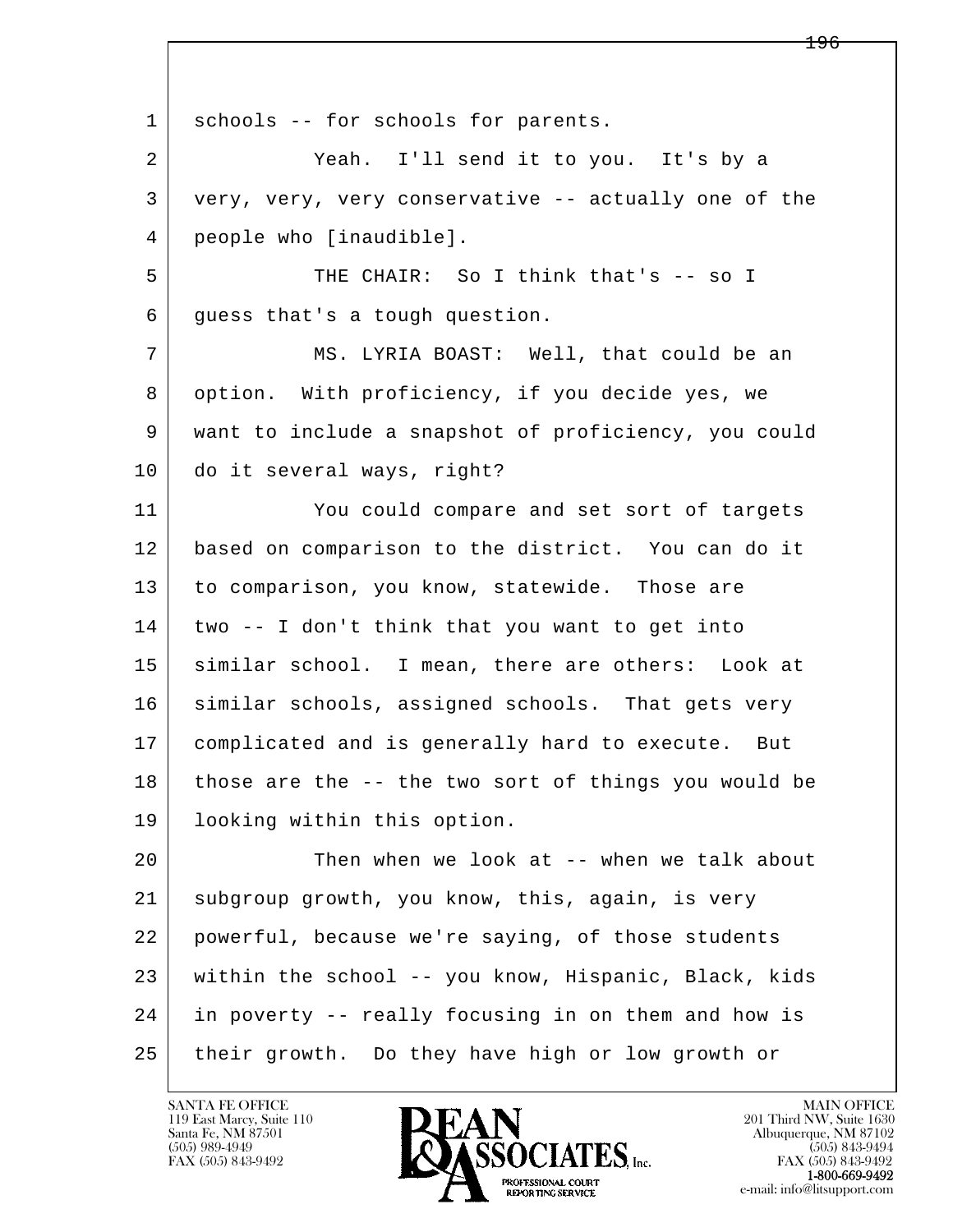1 schools -- for schools for parents.

2 Yeah. I'll send it to you. It's by a

3 very, very, very conservative -- actually one of the

4 people who [inaudible].

5 THE CHAIR: So I think that's -- so I

6 guess that's a tough question.

7 MS. LYRIA BOAST: Well, that could be an

8 option. With proficiency, if you decide yes, we

9 want to include a snapshot of proficiency, you could

10 do it several ways, right?

11 You could compare and set sort of targets

12 based on comparison to the district. You can do it

13 to comparison, you know, statewide. Those are

14 two -- I don't think that you want to get into

15 similar school. I mean, there are others: Look at

16 similar schools, assigned schools. That gets very

17 complicated and is generally hard to execute. But

18 those are the -- the two sort of things you would be

19 looking within this option.

20 Then when we look at -- when we talk about

21 subgroup growth, you know, this, again, is very

22 powerful, because we're saying, of those students

23 within the school -- you know, Hispanic, Black, kids

24 in poverty -- really focusing in on them and how is

25 their growth. Do they have high or low growth or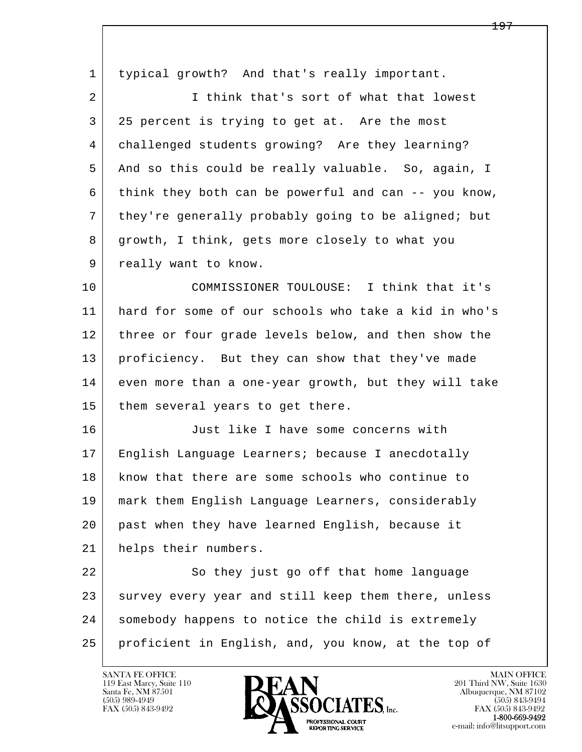typical growth? And that's really important.

I think that's sort of what that lowest 25 percent is trying to get at. Are the most challenged students growing? Are they learning? And so this could be really valuable. So, again, I think they both can be powerful and can -- you know, they're generally probably going to be aligned; but growth, I think, gets more closely to what you really want to know.

COMMISSIONER TOULOUSE: I think that it's hard for some of our schools who take a kid in who's three or four grade levels below, and then show the proficiency. But they can show that they've made even more than a one-year growth, but they will take them several years to get there.

Just like I have some concerns with English Language Learners; because I anecdotally know that there are some schools who continue to mark them English Language Learners, considerably past when they have learned English, because it helps their numbers.

So they just go off that home language survey every year and still keep them there, unless somebody happens to notice the child is extremely proficient in English, and, you know, at the top of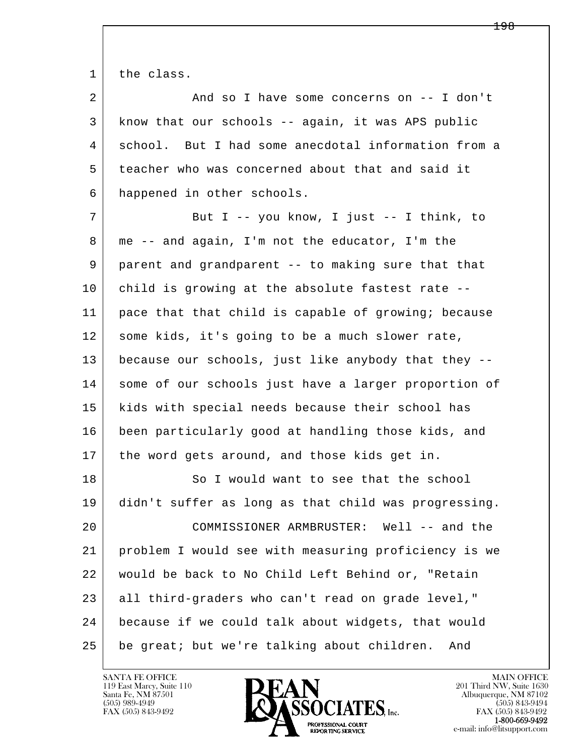1 the class.

2 And so I have some concerns on -- I don't

3 know that our schools -- again, it was APS public

4 school. But I had some anecdotal information from a

5 teacher who was concerned about that and said it

6 happened in other schools.

7 But I -- you know, I just -- I think, to

8 me -- and again, I'm not the educator, I'm the

9 parent and grandparent -- to making sure that that

10 child is growing at the absolute fastest rate --

11 pace that that child is capable of growing; because

12 some kids, it's going to be a much slower rate,

13 because our schools, just like anybody that they --

14 some of our schools just have a larger proportion of

15 kids with special needs because their school has

16 been particularly good at handling those kids, and

17 the word gets around, and those kids get in.

18 So I would want to see that the school

19 didn't suffer as long as that child was progressing.

20 COMMISSIONER ARMBRUSTER: Well -- and the

21 problem I would see with measuring proficiency is we

22 would be back to No Child Left Behind or, "Retain

23 all third-graders who can't read on grade level,"

24 because if we could talk about widgets, that would

25 be great; but we're talking about children. And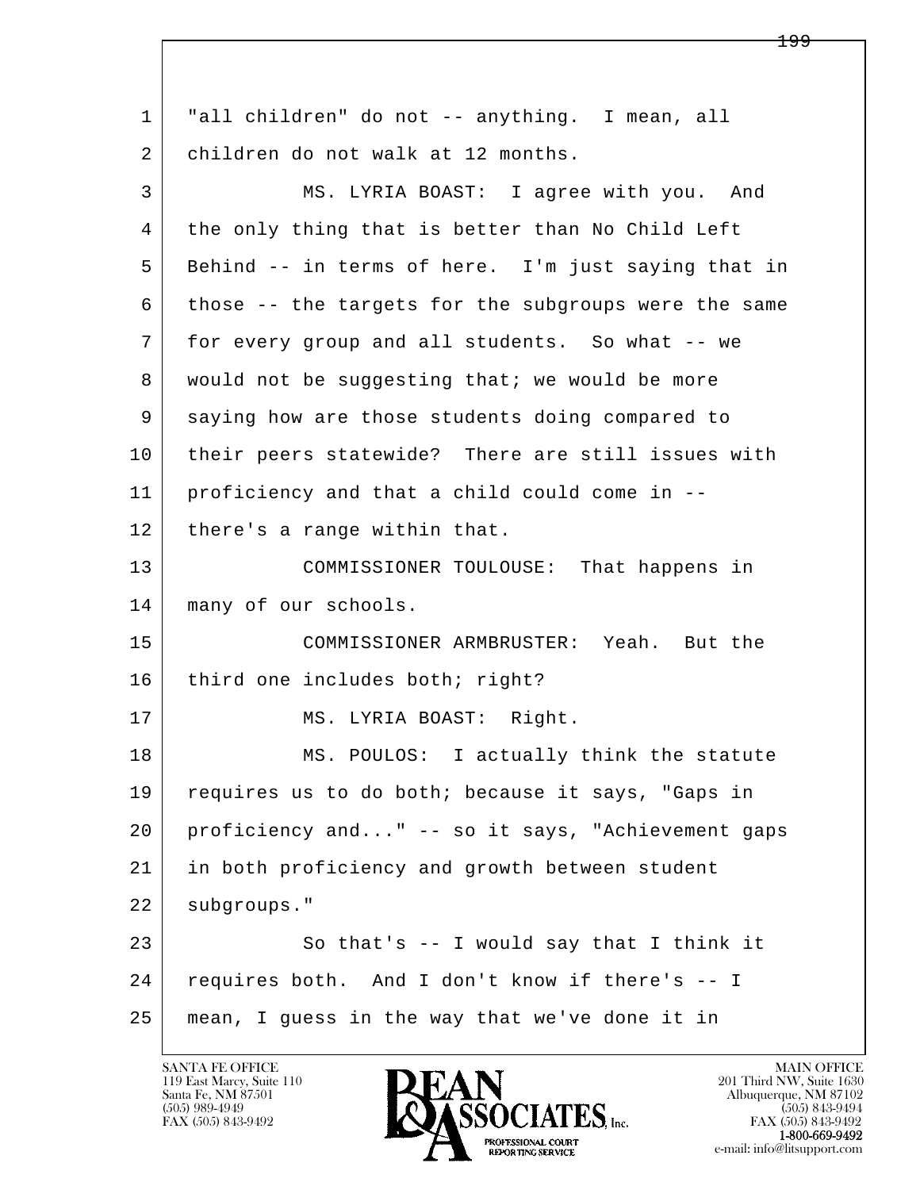"all children" do not -- anything. I mean, all children do not walk at 12 months.

MS. LYRIA BOAST: I agree with you. And the only thing that is better than No Child Left Behind -- in terms of here. I'm just saying that in those -- the targets for the subgroups were the same for every group and all students. So what -- we would not be suggesting that; we would be more saying how are those students doing compared to their peers statewide? There are still issues with proficiency and that a child could come in -- there's a range within that.

COMMISSIONER TOULOUSE: That happens in many of our schools.

COMMISSIONER ARMBRUSTER: Yeah. But the third one includes both; right?

MS. LYRIA BOAST: Right.

MS. POULOS: I actually think the statute requires us to do both; because it says, "Gaps in proficiency and..." -- so it says, "Achievement gaps in both proficiency and growth between student subgroups."

So that's -- I would say that I think it requires both. And I don't know if there's -- I mean, I guess in the way that we've done it in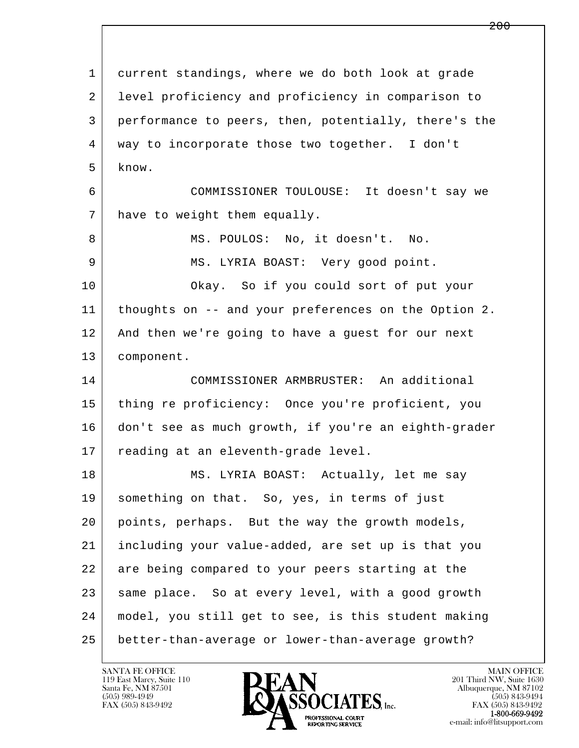current standings, where we do both look at grade level proficiency and proficiency in comparison to performance to peers, then, potentially, there's the way to incorporate those two together. I don't know.

COMMISSIONER TOULOUSE: It doesn't say we have to weight them equally.

MS. POULOS: No, it doesn't. No.

MS. LYRIA BOAST: Very good point.

Okay. So if you could sort of put your thoughts on -- and your preferences on the Option 2. And then we're going to have a guest for our next component.

COMMISSIONER ARMBRUSTER: An additional thing re proficiency: Once you're proficient, you don't see as much growth, if you're an eighth-grader reading at an eleventh-grade level.

MS. LYRIA BOAST: Actually, let me say something on that. So, yes, in terms of just points, perhaps. But the way the growth models, including your value-added, are set up is that you are being compared to your peers starting at the same place. So at every level, with a good growth model, you still get to see, is this student making better-than-average or lower-than-average growth?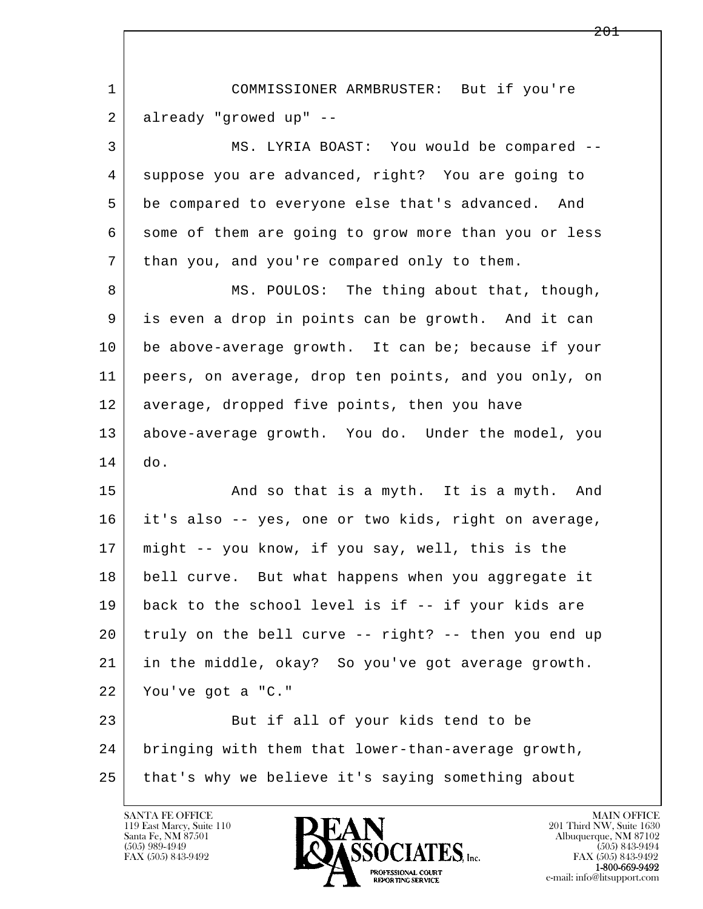COMMISSIONER ARMBRUSTER: But if you're already "growed up" --

MS. LYRIA BOAST: You would be compared -- suppose you are advanced, right? You are going to be compared to everyone else that's advanced. And some of them are going to grow more than you or less than you, and you're compared only to them.

MS. POULOS: The thing about that, though, is even a drop in points can be growth. And it can be above-average growth. It can be; because if your peers, on average, drop ten points, and you only, on average, dropped five points, then you have above-average growth. You do. Under the model, you do.

And so that is a myth. It is a myth. And it's also -- yes, one or two kids, right on average, might -- you know, if you say, well, this is the bell curve. But what happens when you aggregate it back to the school level is if -- if your kids are truly on the bell curve -- right? -- then you end up in the middle, okay? So you've got average growth. You've got a "C."

But if all of your kids tend to be bringing with them that lower-than-average growth, that's why we believe it's saying something about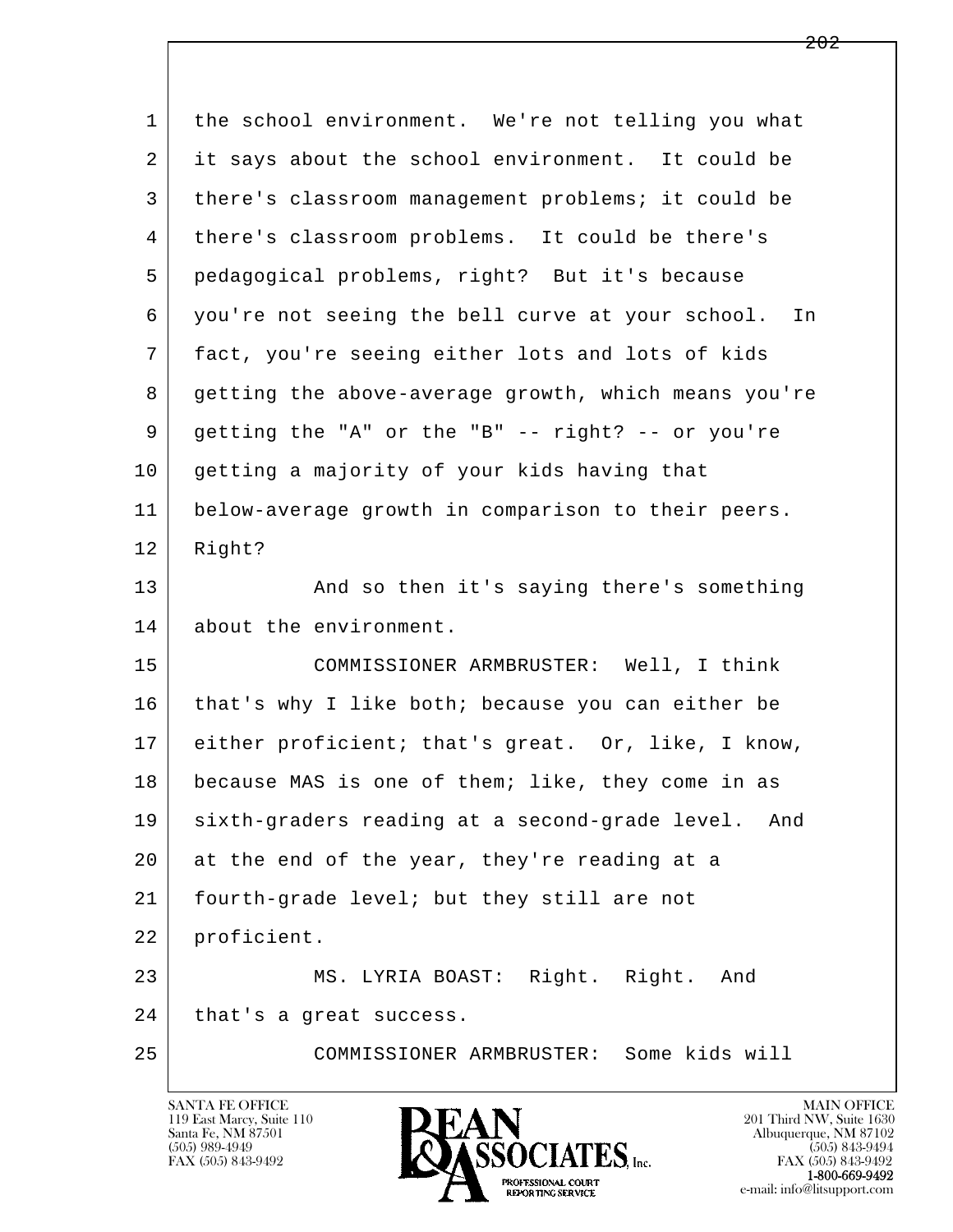1 the school environment. We're not telling you what
2 it says about the school environment. It could be
3 there's classroom management problems; it could be
4 there's classroom problems. It could be there's
5 pedagogical problems, right? But it's because
6 you're not seeing the bell curve at your school. In
7 fact, you're seeing either lots and lots of kids
8 getting the above-average growth, which means you're
9 getting the "A" or the "B" -- right? -- or you're
10 getting a majority of your kids having that
11 below-average growth in comparison to their peers.
12 Right?
13 And so then it's saying there's something
14 about the environment.
15 COMMISSIONER ARMBRUSTER: Well, I think
16 that's why I like both; because you can either be
17 either proficient; that's great. Or, like, I know,
18 because MAS is one of them; like, they come in as
19 sixth-graders reading at a second-grade level. And
20 at the end of the year, they're reading at a
21 fourth-grade level; but they still are not
22 proficient.
23 MS. LYRIA BOAST: Right. Right. And
24 that's a great success.
25 COMMISSIONER ARMBRUSTER: Some kids will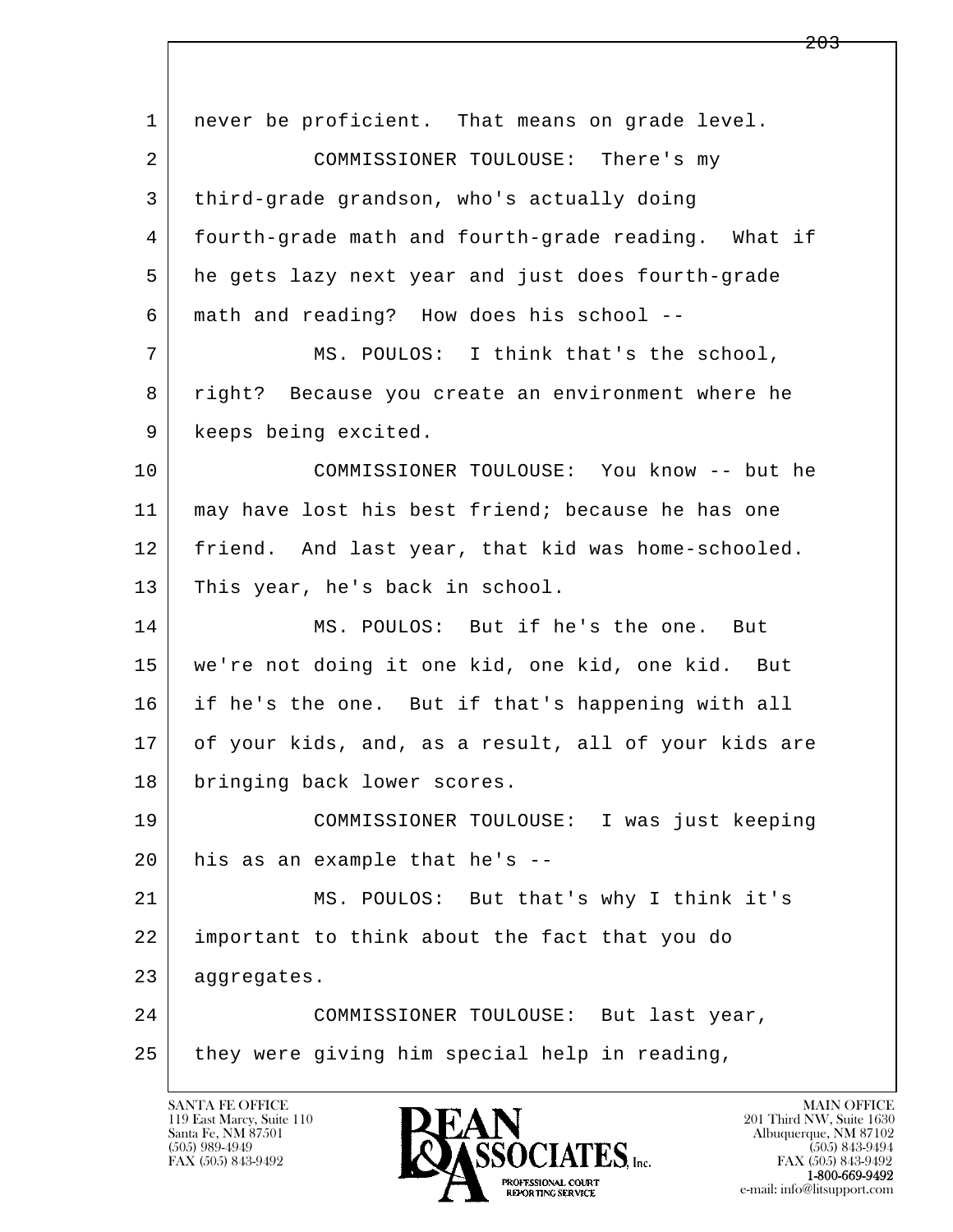1 never be proficient. That means on grade level.

2 COMMISSIONER TOULOUSE: There's my

3 third-grade grandson, who's actually doing

4 fourth-grade math and fourth-grade reading. What if

5 he gets lazy next year and just does fourth-grade

6 math and reading? How does his school --

7 MS. POULOS: I think that's the school,

8 right? Because you create an environment where he

9 keeps being excited.

10 COMMISSIONER TOULOUSE: You know -- but he

11 may have lost his best friend; because he has one

12 friend. And last year, that kid was home-schooled.

13 This year, he's back in school.

14 MS. POULOS: But if he's the one. But

15 we're not doing it one kid, one kid, one kid. But

16 if he's the one. But if that's happening with all

17 of your kids, and, as a result, all of your kids are

18 bringing back lower scores.

19 COMMISSIONER TOULOUSE: I was just keeping

20 his as an example that he's --

21 MS. POULOS: But that's why I think it's

22 important to think about the fact that you do

23 aggregates.

24 COMMISSIONER TOULOUSE: But last year,

25 they were giving him special help in reading,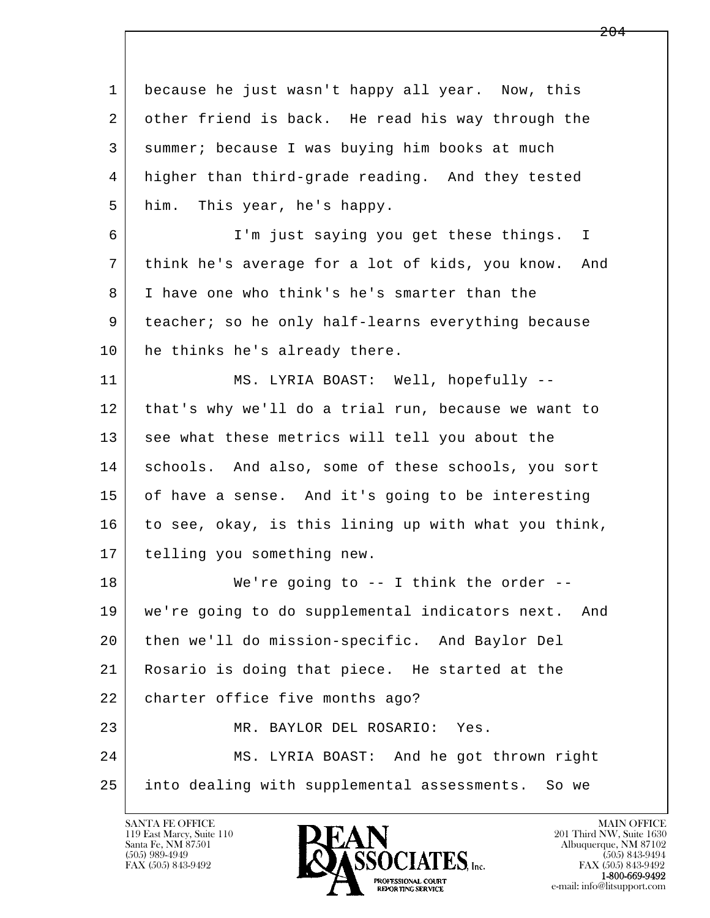because he just wasn't happy all year. Now, this other friend is back. He read his way through the summer; because I was buying him books at much higher than third-grade reading. And they tested him. This year, he's happy.

I'm just saying you get these things. I think he's average for a lot of kids, you know. And I have one who think's he's smarter than the teacher; so he only half-learns everything because he thinks he's already there.

MS. LYRIA BOAST: Well, hopefully -- that's why we'll do a trial run, because we want to see what these metrics will tell you about the schools. And also, some of these schools, you sort of have a sense. And it's going to be interesting to see, okay, is this lining up with what you think, telling you something new.

We're going to -- I think the order -- we're going to do supplemental indicators next. And then we'll do mission-specific. And Baylor Del Rosario is doing that piece. He started at the charter office five months ago?

MR. BAYLOR DEL ROSARIO: Yes.

MS. LYRIA BOAST: And he got thrown right into dealing with supplemental assessments. So we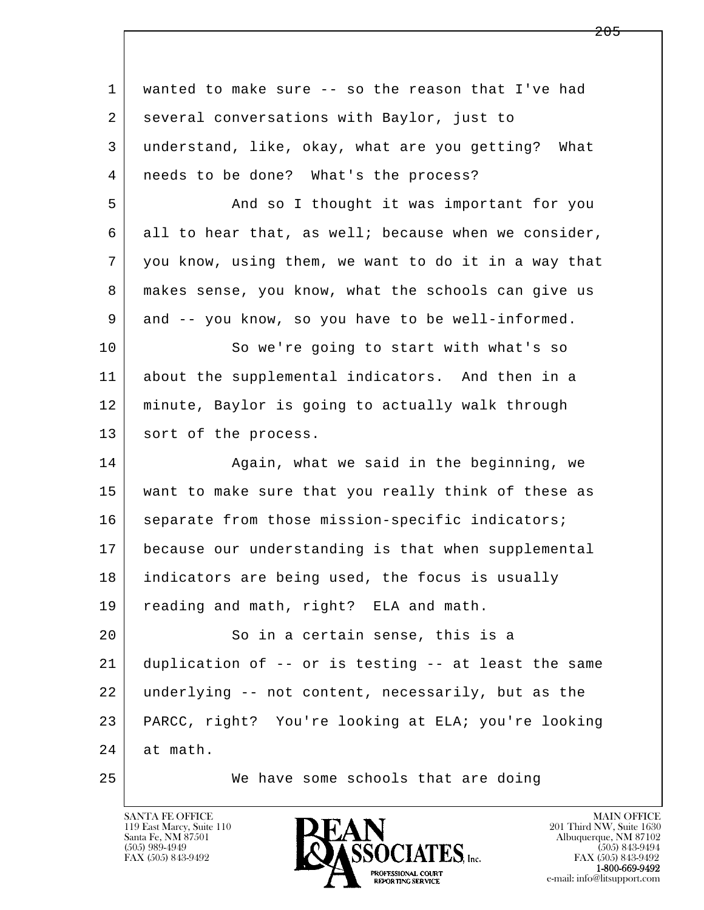1 wanted to make sure -- so the reason that I've had
2 several conversations with Baylor, just to
3 understand, like, okay, what are you getting? What
4 needs to be done? What's the process?
5 And so I thought it was important for you
6 all to hear that, as well; because when we consider,
7 you know, using them, we want to do it in a way that
8 makes sense, you know, what the schools can give us
9 and -- you know, so you have to be well-informed.
10 So we're going to start with what's so
11 about the supplemental indicators. And then in a
12 minute, Baylor is going to actually walk through
13 sort of the process.
14 Again, what we said in the beginning, we
15 want to make sure that you really think of these as
16 separate from those mission-specific indicators;
17 because our understanding is that when supplemental
18 indicators are being used, the focus is usually
19 reading and math, right? ELA and math.
20 So in a certain sense, this is a
21 duplication of -- or is testing -- at least the same
22 underlying -- not content, necessarily, but as the
23 PARCC, right? You're looking at ELA; you're looking
24 at math.
25 We have some schools that are doing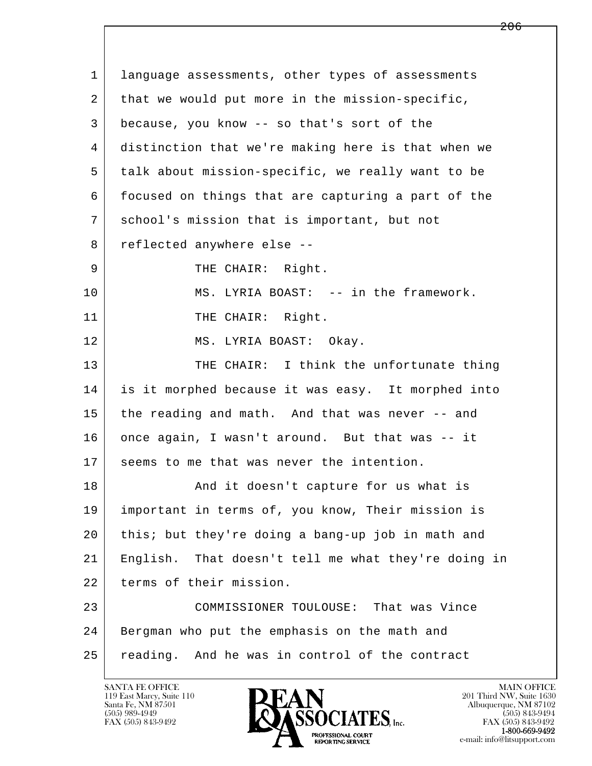1 language assessments, other types of assessments
2 that we would put more in the mission-specific,
3 because, you know -- so that's sort of the
4 distinction that we're making here is that when we
5 talk about mission-specific, we really want to be
6 focused on things that are capturing a part of the
7 school's mission that is important, but not
8 reflected anywhere else --

9 THE CHAIR: Right.

10 MS. LYRIA BOAST: -- in the framework.

11 THE CHAIR: Right.

12 MS. LYRIA BOAST: Okay.

13 THE CHAIR: I think the unfortunate thing
14 is it morphed because it was easy. It morphed into
15 the reading and math. And that was never -- and
16 once again, I wasn't around. But that was -- it
17 seems to me that was never the intention.

18 And it doesn't capture for us what is
19 important in terms of, you know, Their mission is
20 this; but they're doing a bang-up job in math and
21 English. That doesn't tell me what they're doing in
22 terms of their mission.

23 COMMISSIONER TOULOUSE: That was Vince
24 Bergman who put the emphasis on the math and
25 reading. And he was in control of the contract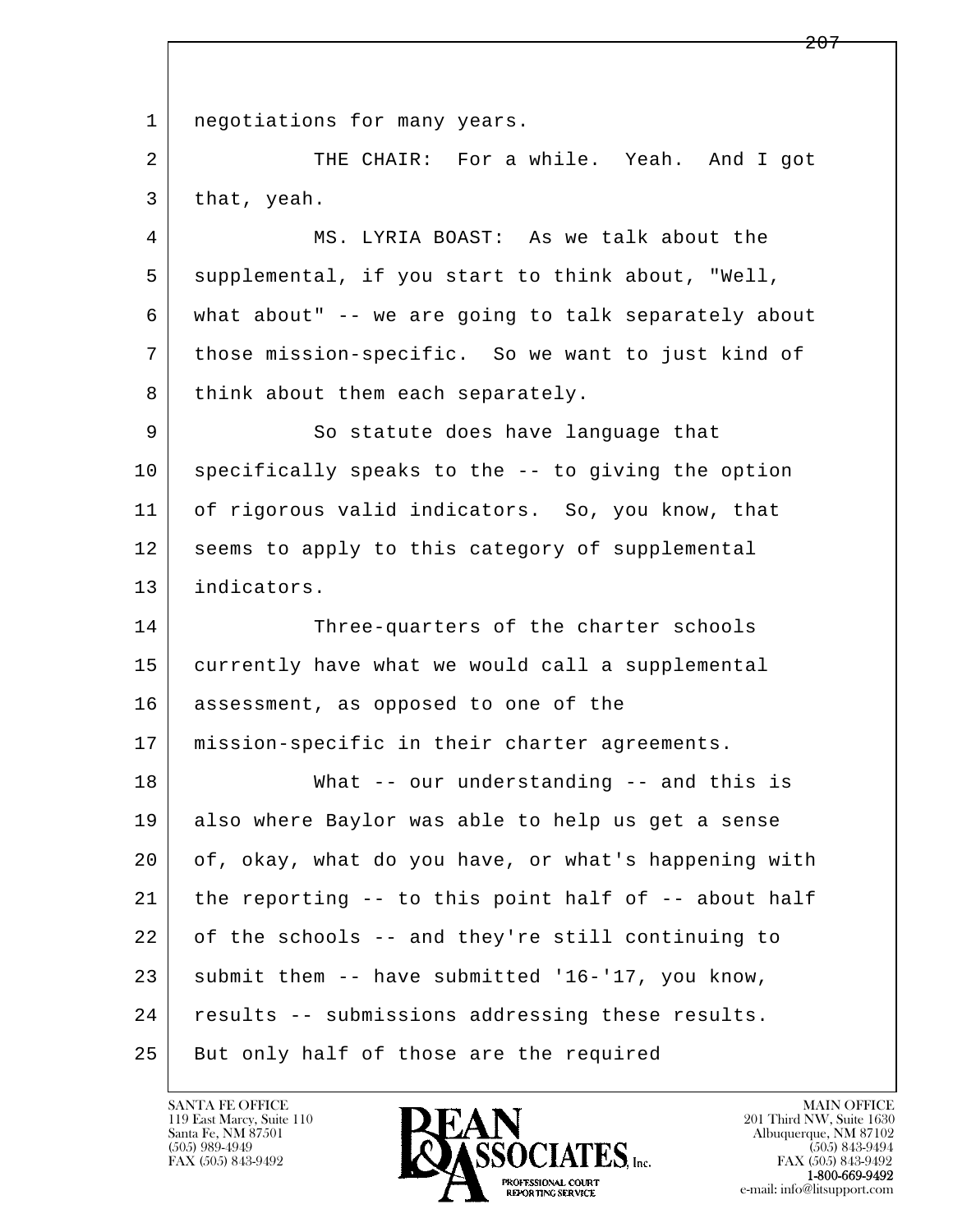negotiations for many years.

THE CHAIR: For a while. Yeah. And I got that, yeah.

MS. LYRIA BOAST: As we talk about the supplemental, if you start to think about, "Well, what about" -- we are going to talk separately about those mission-specific. So we want to just kind of think about them each separately.

So statute does have language that specifically speaks to the -- to giving the option of rigorous valid indicators. So, you know, that seems to apply to this category of supplemental indicators.

Three-quarters of the charter schools currently have what we would call a supplemental assessment, as opposed to one of the mission-specific in their charter agreements.

What -- our understanding -- and this is also where Baylor was able to help us get a sense of, okay, what do you have, or what's happening with the reporting -- to this point half of -- about half of the schools -- and they're still continuing to submit them -- have submitted '16-'17, you know, results -- submissions addressing these results. But only half of those are the required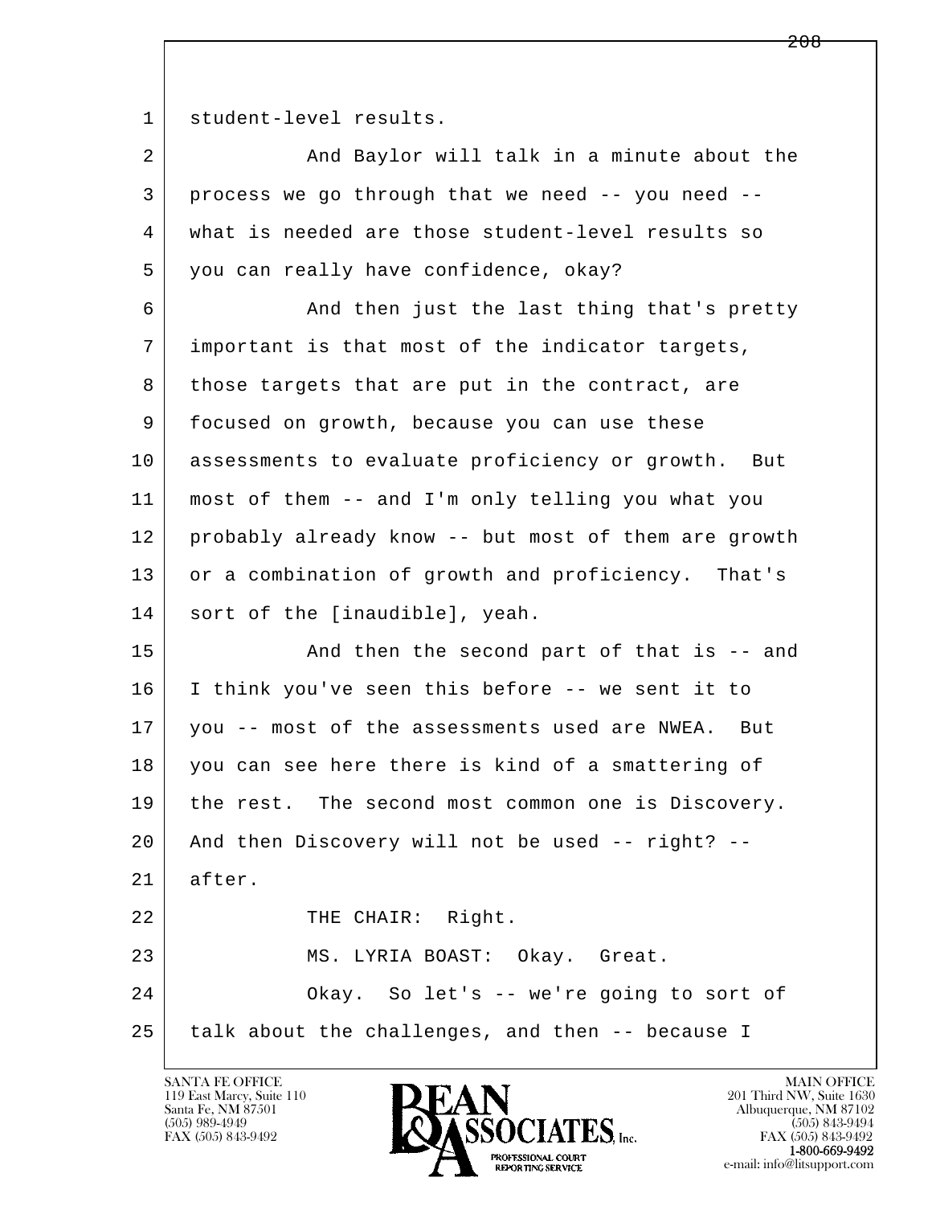1 student-level results.

2 And Baylor will talk in a minute about the

3 process we go through that we need -- you need --

4 what is needed are those student-level results so

5 you can really have confidence, okay?

6 And then just the last thing that's pretty

7 important is that most of the indicator targets,

8 those targets that are put in the contract, are

9 focused on growth, because you can use these

10 assessments to evaluate proficiency or growth. But

11 most of them -- and I'm only telling you what you

12 probably already know -- but most of them are growth

13 or a combination of growth and proficiency. That's

14 sort of the [inaudible], yeah.

15 And then the second part of that is -- and

16 I think you've seen this before -- we sent it to

17 you -- most of the assessments used are NWEA. But

18 you can see here there is kind of a smattering of

19 the rest. The second most common one is Discovery.

20 And then Discovery will not be used -- right? --

21 after.

22 THE CHAIR: Right.

23 MS. LYRIA BOAST: Okay. Great.

24 Okay. So let's -- we're going to sort of

25 talk about the challenges, and then -- because I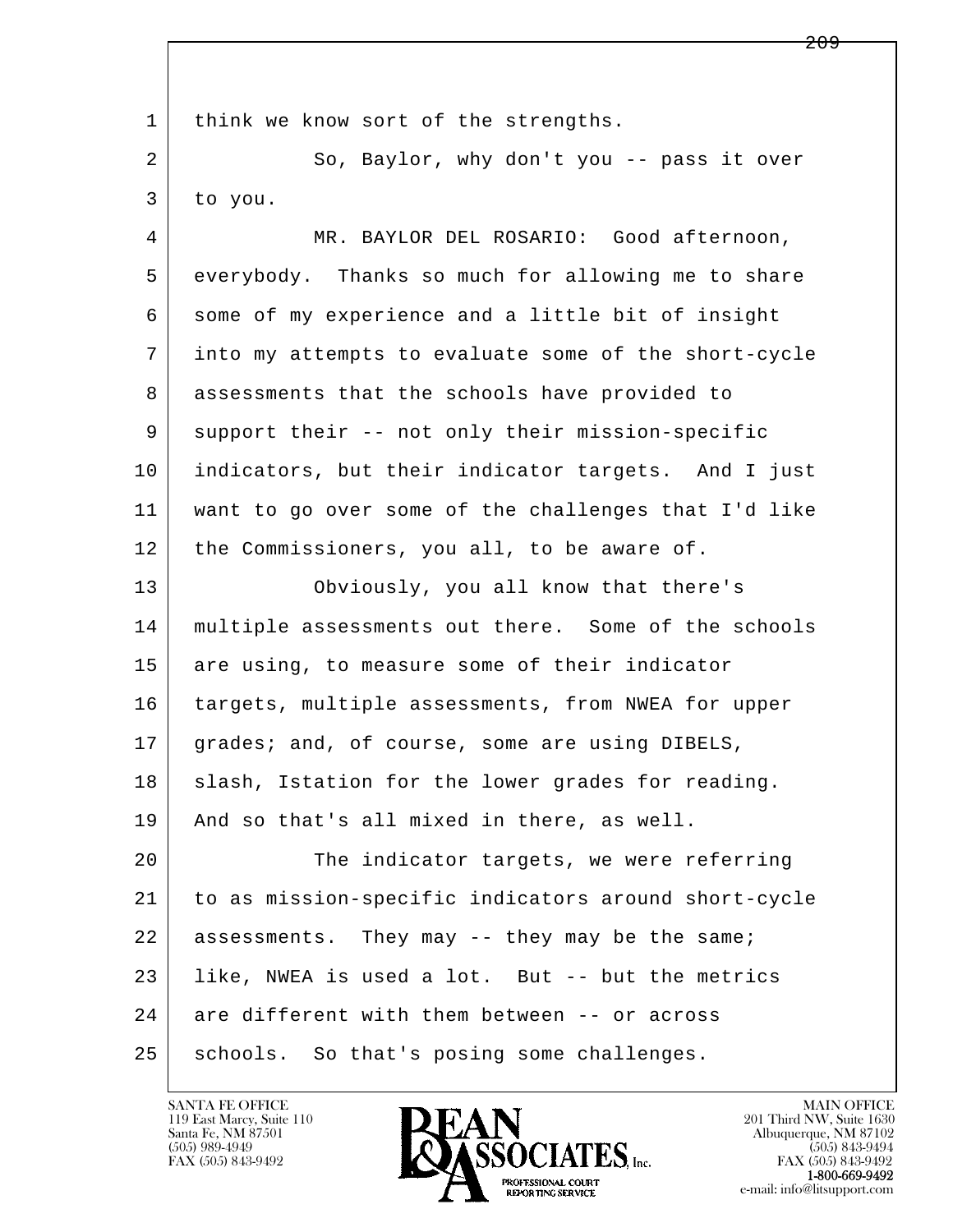1 think we know sort of the strengths.

2 So, Baylor, why don't you -- pass it over

3 to you.

4 MR. BAYLOR DEL ROSARIO: Good afternoon,

5 everybody. Thanks so much for allowing me to share

6 some of my experience and a little bit of insight

7 into my attempts to evaluate some of the short-cycle

8 assessments that the schools have provided to

9 support their -- not only their mission-specific

10 indicators, but their indicator targets. And I just

11 want to go over some of the challenges that I'd like

12 the Commissioners, you all, to be aware of.

13 Obviously, you all know that there's

14 multiple assessments out there. Some of the schools

15 are using, to measure some of their indicator

16 targets, multiple assessments, from NWEA for upper

17 grades; and, of course, some are using DIBELS,

18 slash, Istation for the lower grades for reading.

19 And so that's all mixed in there, as well.

20 The indicator targets, we were referring

21 to as mission-specific indicators around short-cycle

22 assessments. They may -- they may be the same;

23 like, NWEA is used a lot. But -- but the metrics

24 are different with them between -- or across

25 schools. So that's posing some challenges.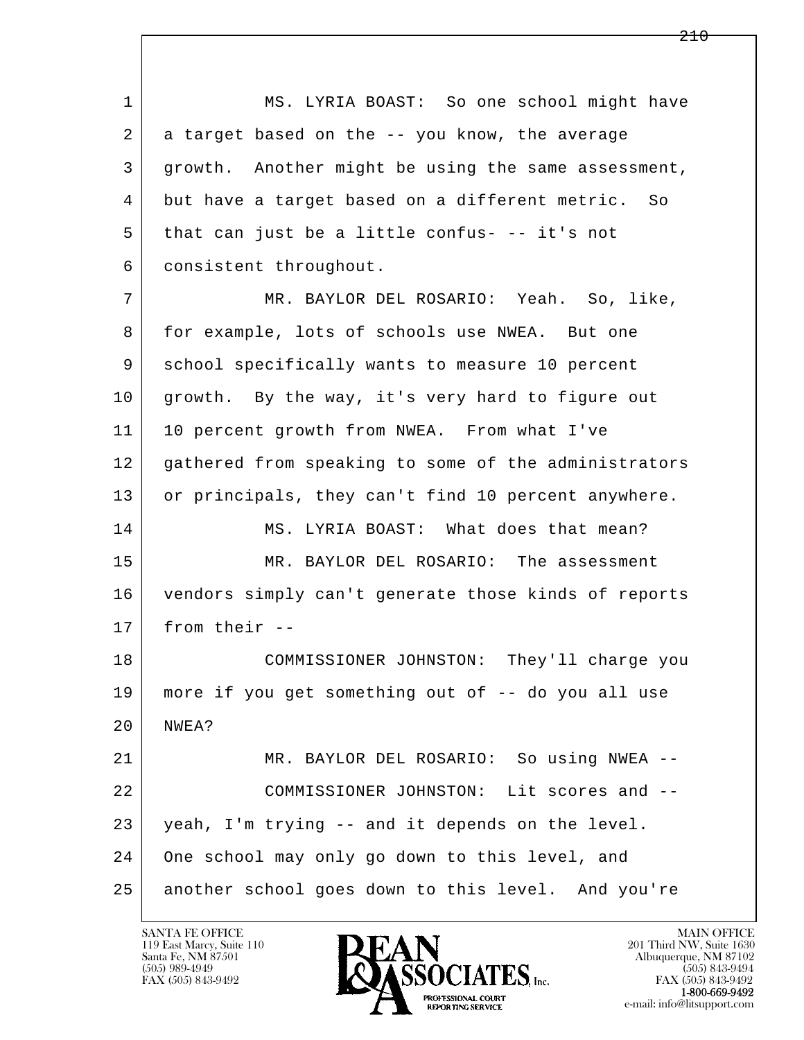1 MS. LYRIA BOAST: So one school might have
2 a target based on the -- you know, the average
3 growth. Another might be using the same assessment,
4 but have a target based on a different metric. So
5 that can just be a little confus- -- it's not
6 consistent throughout.
7 MR. BAYLOR DEL ROSARIO: Yeah. So, like,
8 for example, lots of schools use NWEA. But one
9 school specifically wants to measure 10 percent
10 growth. By the way, it's very hard to figure out
11 10 percent growth from NWEA. From what I've
12 gathered from speaking to some of the administrators
13 or principals, they can't find 10 percent anywhere.
14 MS. LYRIA BOAST: What does that mean?
15 MR. BAYLOR DEL ROSARIO: The assessment
16 vendors simply can't generate those kinds of reports
17 from their --
18 COMMISSIONER JOHNSTON: They'll charge you
19 more if you get something out of -- do you all use
20 NWEA?
21 MR. BAYLOR DEL ROSARIO: So using NWEA --
22 COMMISSIONER JOHNSTON: Lit scores and --
23 yeah, I'm trying -- and it depends on the level.
24 One school may only go down to this level, and
25 another school goes down to this level. And you're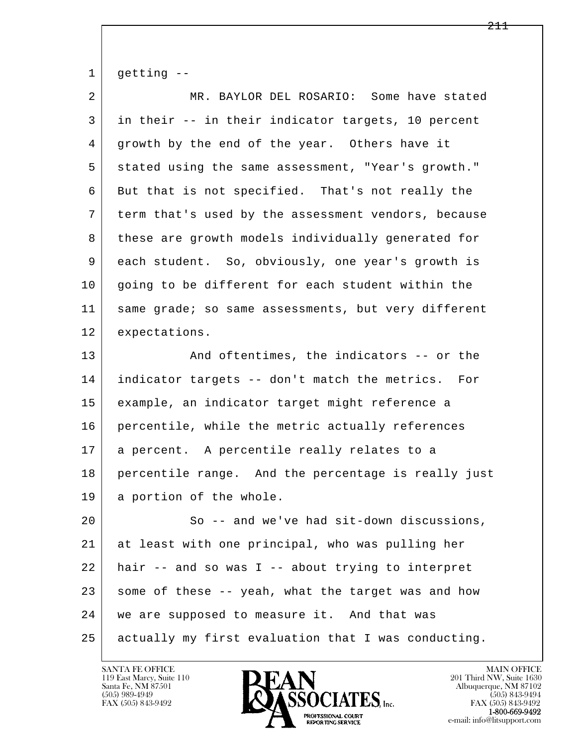1 getting --

2 MR. BAYLOR DEL ROSARIO: Some have stated
3 in their -- in their indicator targets, 10 percent
4 growth by the end of the year. Others have it
5 stated using the same assessment, "Year's growth."
6 But that is not specified. That's not really the
7 term that's used by the assessment vendors, because
8 these are growth models individually generated for
9 each student. So, obviously, one year's growth is
10 going to be different for each student within the
11 same grade; so same assessments, but very different
12 expectations.

13 And oftentimes, the indicators -- or the
14 indicator targets -- don't match the metrics. For
15 example, an indicator target might reference a
16 percentile, while the metric actually references
17 a percent. A percentile really relates to a
18 percentile range. And the percentage is really just
19 a portion of the whole.

20 So -- and we've had sit-down discussions,
21 at least with one principal, who was pulling her
22 hair -- and so was I -- about trying to interpret
23 some of these -- yeah, what the target was and how
24 we are supposed to measure it. And that was
25 actually my first evaluation that I was conducting.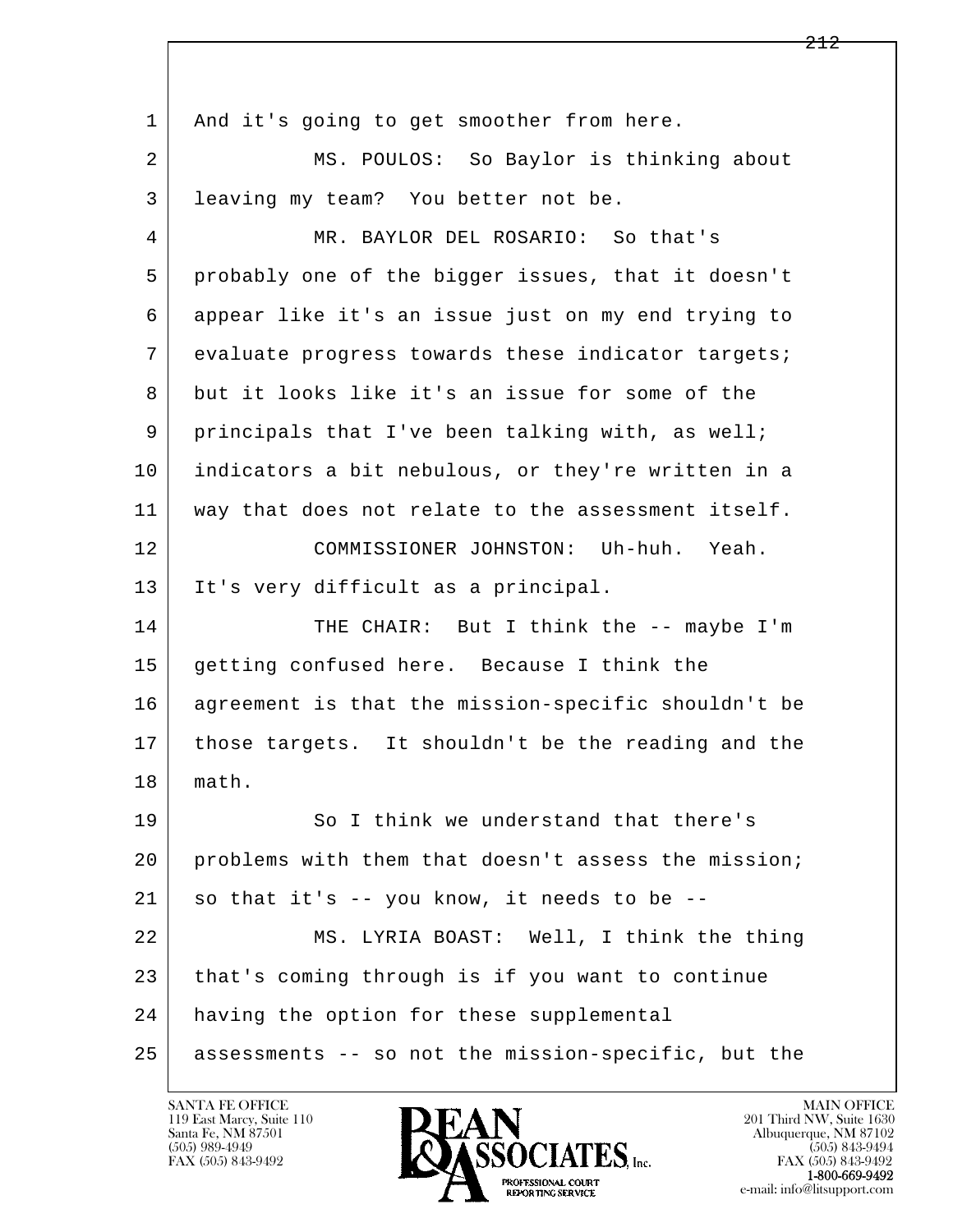1 And it's going to get smoother from here.

2 MS. POULOS: So Baylor is thinking about

3 leaving my team? You better not be.

4 MR. BAYLOR DEL ROSARIO: So that's

5 probably one of the bigger issues, that it doesn't

6 appear like it's an issue just on my end trying to

7 evaluate progress towards these indicator targets;

8 but it looks like it's an issue for some of the

9 principals that I've been talking with, as well;

10 indicators a bit nebulous, or they're written in a

11 way that does not relate to the assessment itself.

12 COMMISSIONER JOHNSTON: Uh-huh. Yeah.

13 It's very difficult as a principal.

14 THE CHAIR: But I think the -- maybe I'm

15 getting confused here. Because I think the

16 agreement is that the mission-specific shouldn't be

17 those targets. It shouldn't be the reading and the

18 math.

19 So I think we understand that there's

20 problems with them that doesn't assess the mission;

21 so that it's -- you know, it needs to be --

22 MS. LYRIA BOAST: Well, I think the thing

23 that's coming through is if you want to continue

24 having the option for these supplemental

25 assessments -- so not the mission-specific, but the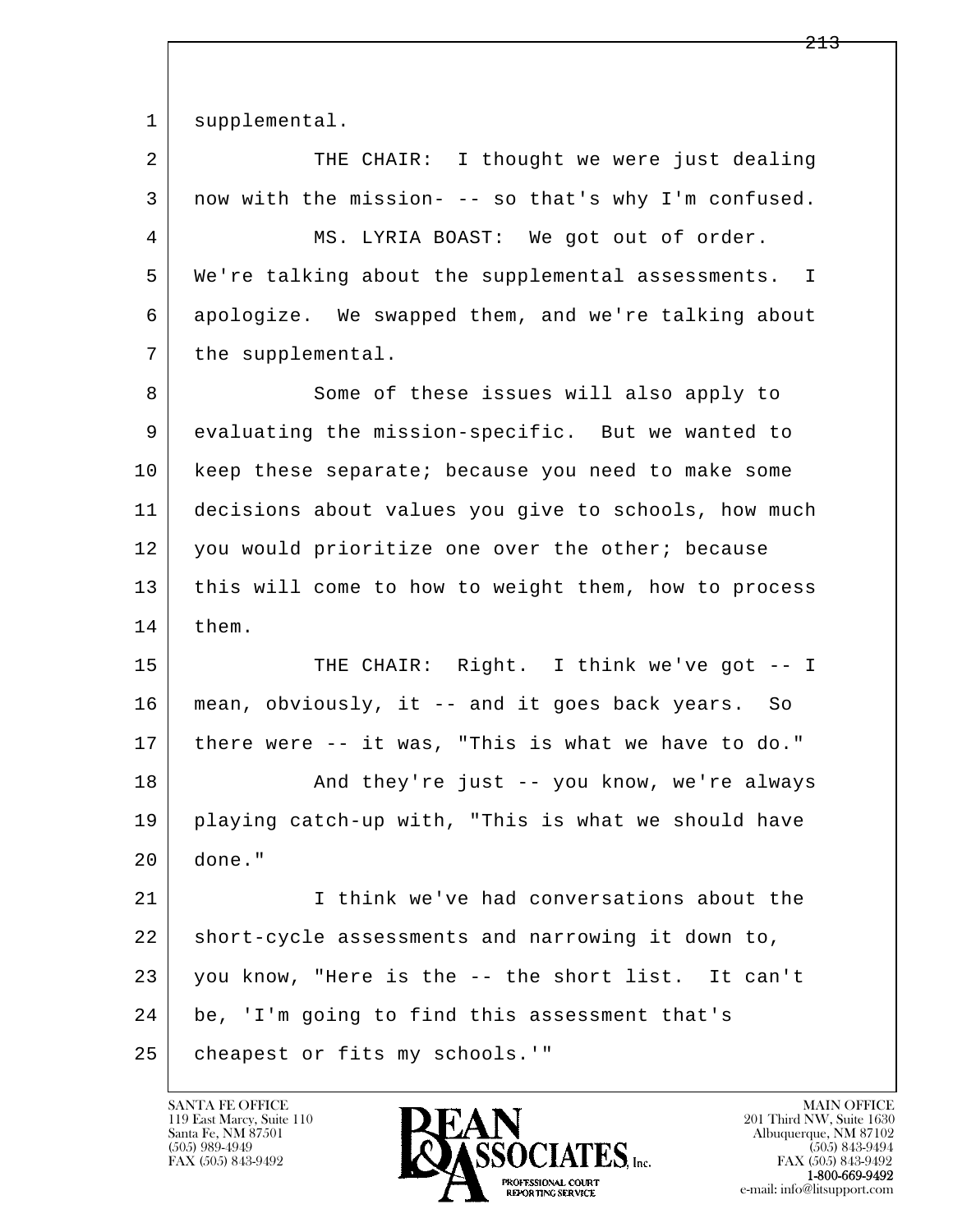supplemental.

THE CHAIR: I thought we were just dealing now with the mission- -- so that's why I'm confused.

MS. LYRIA BOAST: We got out of order. We're talking about the supplemental assessments. I apologize. We swapped them, and we're talking about the supplemental.

Some of these issues will also apply to evaluating the mission-specific. But we wanted to keep these separate; because you need to make some decisions about values you give to schools, how much you would prioritize one over the other; because this will come to how to weight them, how to process them.

THE CHAIR: Right. I think we've got -- I mean, obviously, it -- and it goes back years. So there were -- it was, "This is what we have to do."

And they're just -- you know, we're always playing catch-up with, "This is what we should have done."

I think we've had conversations about the short-cycle assessments and narrowing it down to, you know, "Here is the -- the short list. It can't be, 'I'm going to find this assessment that's cheapest or fits my schools.'"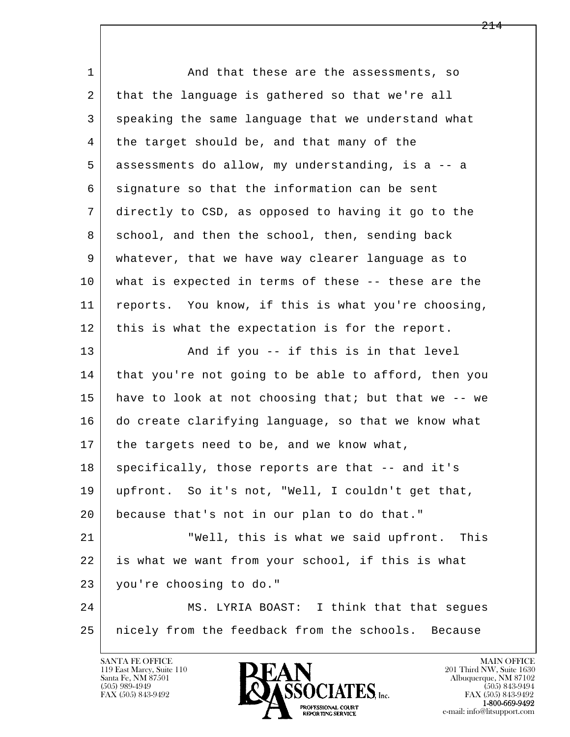And that these are the assessments, so that the language is gathered so that we're all speaking the same language that we understand what the target should be, and that many of the assessments do allow, my understanding, is a -- a signature so that the information can be sent directly to CSD, as opposed to having it go to the school, and then the school, then, sending back whatever, that we have way clearer language as to what is expected in terms of these -- these are the reports. You know, if this is what you're choosing, this is what the expectation is for the report.

And if you -- if this is in that level that you're not going to be able to afford, then you have to look at not choosing that; but that we -- we do create clarifying language, so that we know what the targets need to be, and we know what, specifically, those reports are that -- and it's upfront. So it's not, "Well, I couldn't get that, because that's not in our plan to do that."

"Well, this is what we said upfront. This is what we want from your school, if this is what you're choosing to do."

MS. LYRIA BOAST: I think that that segues nicely from the feedback from the schools. Because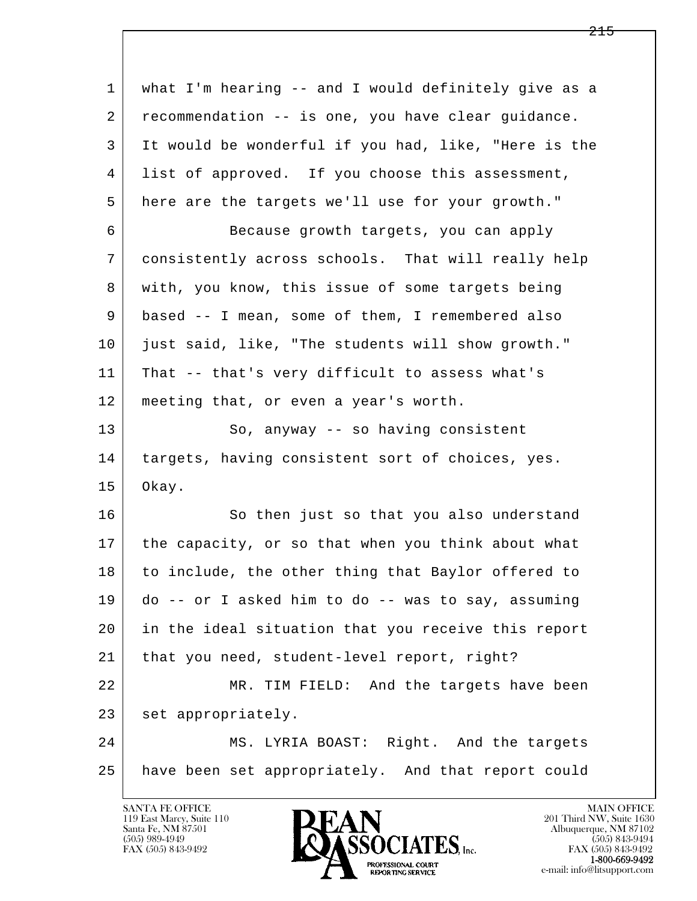what I'm hearing -- and I would definitely give as a recommendation -- is one, you have clear guidance. It would be wonderful if you had, like, "Here is the list of approved. If you choose this assessment, here are the targets we'll use for your growth."

Because growth targets, you can apply consistently across schools. That will really help with, you know, this issue of some targets being based -- I mean, some of them, I remembered also just said, like, "The students will show growth." That -- that's very difficult to assess what's meeting that, or even a year's worth.

So, anyway -- so having consistent targets, having consistent sort of choices, yes. Okay.

So then just so that you also understand the capacity, or so that when you think about what to include, the other thing that Baylor offered to do -- or I asked him to do -- was to say, assuming in the ideal situation that you receive this report that you need, student-level report, right?

MR. TIM FIELD: And the targets have been set appropriately.

MS. LYRIA BOAST: Right. And the targets have been set appropriately. And that report could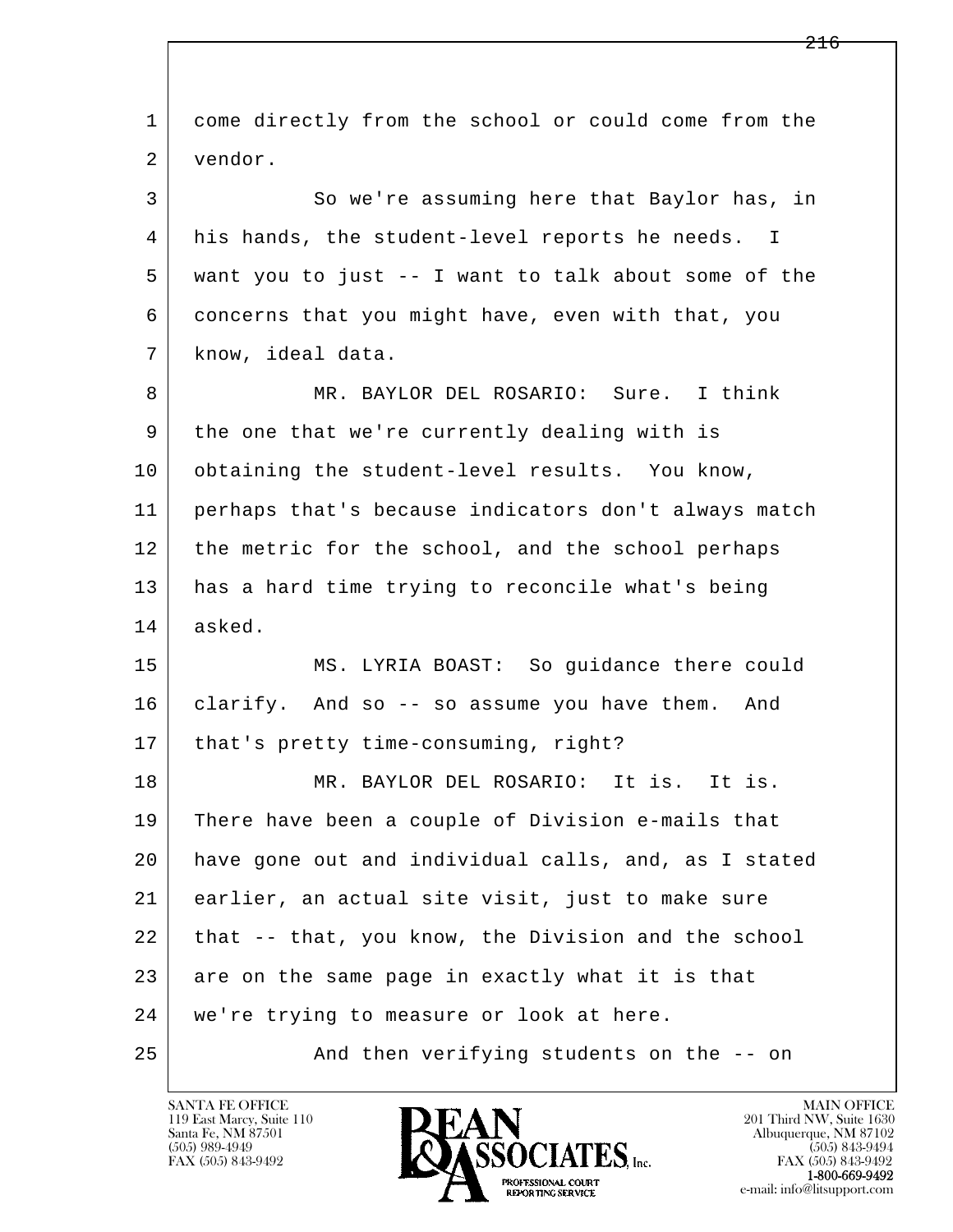1 come directly from the school or could come from the
2 vendor.

3 So we're assuming here that Baylor has, in
4 his hands, the student-level reports he needs. I
5 want you to just -- I want to talk about some of the
6 concerns that you might have, even with that, you
7 know, ideal data.

8 MR. BAYLOR DEL ROSARIO: Sure. I think
9 the one that we're currently dealing with is
10 obtaining the student-level results. You know,
11 perhaps that's because indicators don't always match
12 the metric for the school, and the school perhaps
13 has a hard time trying to reconcile what's being
14 asked.

15 MS. LYRIA BOAST: So guidance there could
16 clarify. And so -- so assume you have them. And
17 that's pretty time-consuming, right?

18 MR. BAYLOR DEL ROSARIO: It is. It is.
19 There have been a couple of Division e-mails that
20 have gone out and individual calls, and, as I stated
21 earlier, an actual site visit, just to make sure
22 that -- that, you know, the Division and the school
23 are on the same page in exactly what it is that
24 we're trying to measure or look at here.

25 And then verifying students on the -- on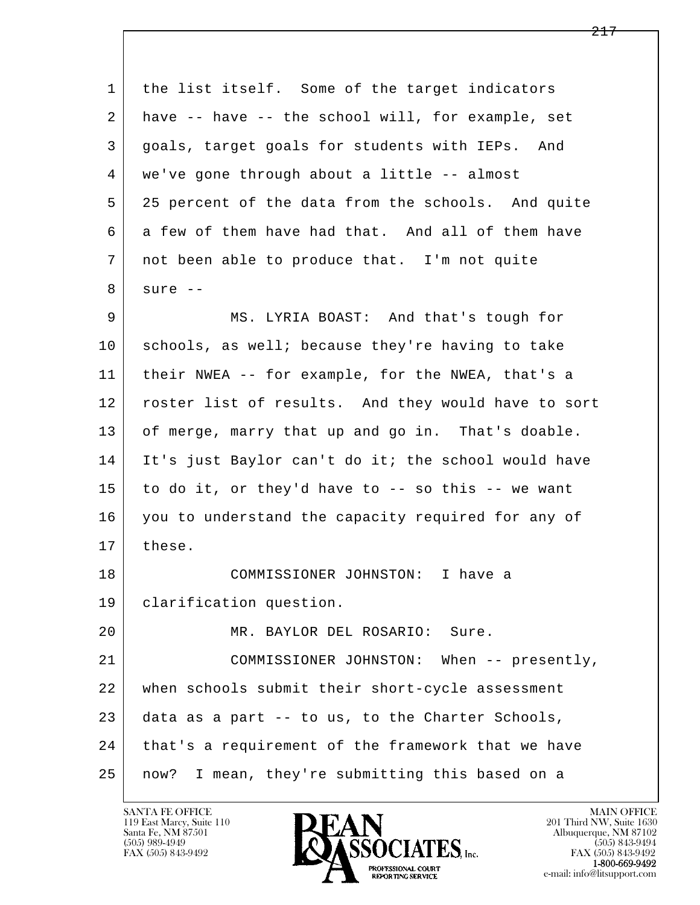1 the list itself. Some of the target indicators
2 have -- have -- the school will, for example, set
3 goals, target goals for students with IEPs. And
4 we've gone through about a little -- almost
5 25 percent of the data from the schools. And quite
6 a few of them have had that. And all of them have
7 not been able to produce that. I'm not quite
8 sure --

9 MS. LYRIA BOAST: And that's tough for
10 schools, as well; because they're having to take
11 their NWEA -- for example, for the NWEA, that's a
12 roster list of results. And they would have to sort
13 of merge, marry that up and go in. That's doable.
14 It's just Baylor can't do it; the school would have
15 to do it, or they'd have to -- so this -- we want
16 you to understand the capacity required for any of
17 these.

18 COMMISSIONER JOHNSTON: I have a
19 clarification question.

20 MR. BAYLOR DEL ROSARIO: Sure.

21 COMMISSIONER JOHNSTON: When -- presently,
22 when schools submit their short-cycle assessment
23 data as a part -- to us, to the Charter Schools,
24 that's a requirement of the framework that we have
25 now? I mean, they're submitting this based on a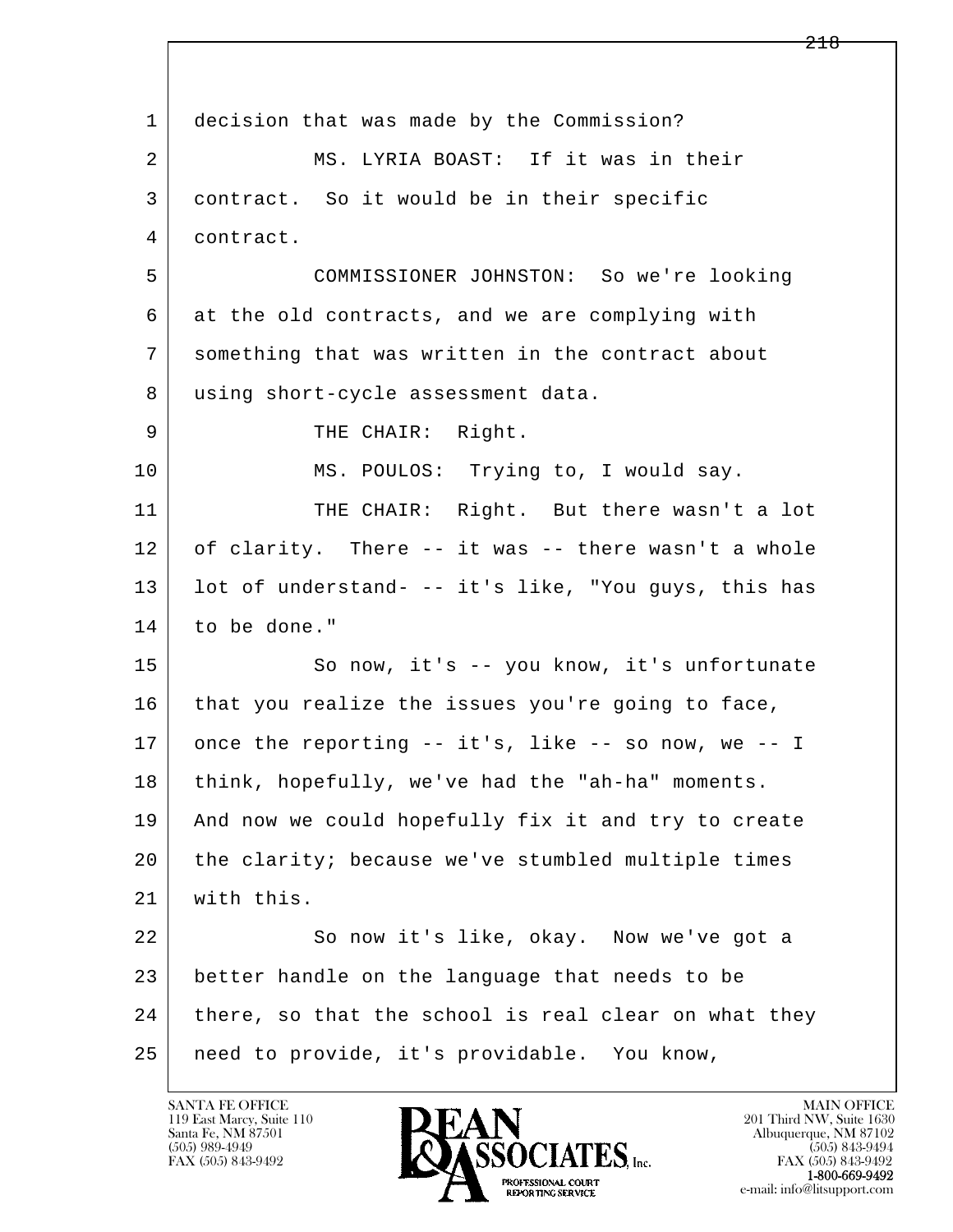1 decision that was made by the Commission?

2 MS. LYRIA BOAST: If it was in their

3 contract. So it would be in their specific

4 contract.

5 COMMISSIONER JOHNSTON: So we're looking

6 at the old contracts, and we are complying with

7 something that was written in the contract about

8 using short-cycle assessment data.

9 THE CHAIR: Right.

10 MS. POULOS: Trying to, I would say.

11 THE CHAIR: Right. But there wasn't a lot

12 of clarity. There -- it was -- there wasn't a whole

13 lot of understand- -- it's like, "You guys, this has

14 to be done."

15 So now, it's -- you know, it's unfortunate

16 that you realize the issues you're going to face,

17 once the reporting -- it's, like -- so now, we -- I

18 think, hopefully, we've had the "ah-ha" moments.

19 And now we could hopefully fix it and try to create

20 the clarity; because we've stumbled multiple times

21 with this.

22 So now it's like, okay. Now we've got a

23 better handle on the language that needs to be

24 there, so that the school is real clear on what they

25 need to provide, it's providable. You know,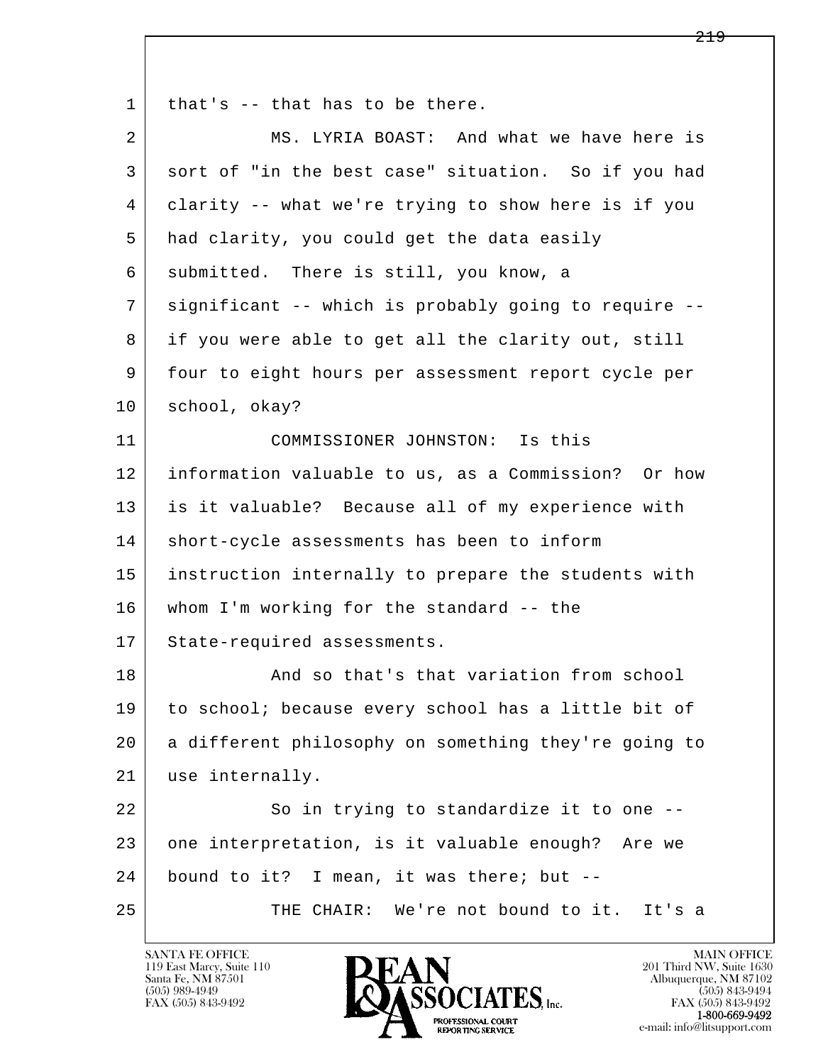that's -- that has to be there.

MS. LYRIA BOAST: And what we have here is sort of "in the best case" situation. So if you had clarity -- what we're trying to show here is if you had clarity, you could get the data easily submitted. There is still, you know, a significant -- which is probably going to require -- if you were able to get all the clarity out, still four to eight hours per assessment report cycle per school, okay?

COMMISSIONER JOHNSTON: Is this information valuable to us, as a Commission? Or how is it valuable? Because all of my experience with short-cycle assessments has been to inform instruction internally to prepare the students with whom I'm working for the standard -- the State-required assessments.

And so that's that variation from school to school; because every school has a little bit of a different philosophy on something they're going to use internally.

So in trying to standardize it to one -- one interpretation, is it valuable enough? Are we bound to it? I mean, it was there; but --

THE CHAIR: We're not bound to it. It's a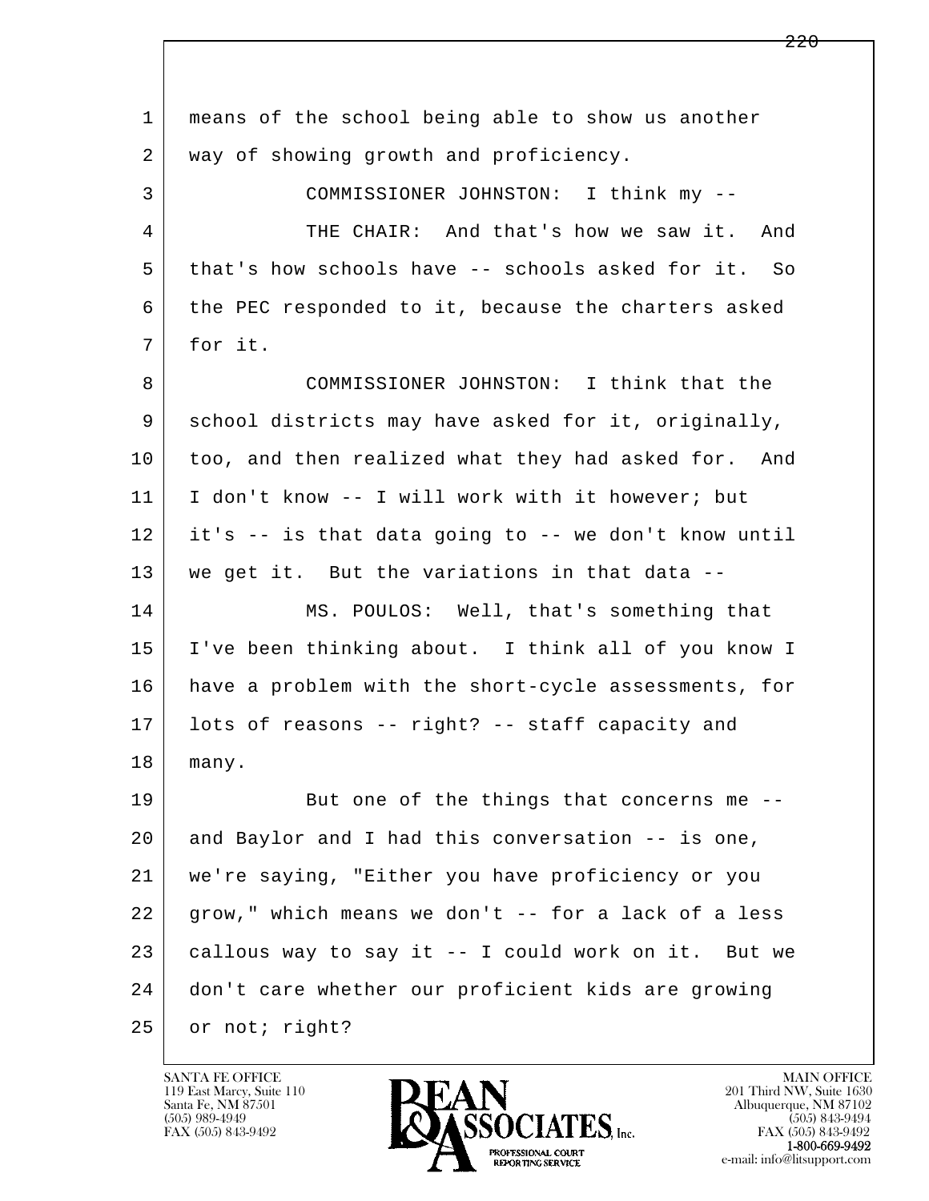1 means of the school being able to show us another
2 way of showing growth and proficiency.

3 COMMISSIONER JOHNSTON: I think my --

4 THE CHAIR: And that's how we saw it. And
5 that's how schools have -- schools asked for it. So
6 the PEC responded to it, because the charters asked
7 for it.

8 COMMISSIONER JOHNSTON: I think that the
9 school districts may have asked for it, originally,
10 too, and then realized what they had asked for. And
11 I don't know -- I will work with it however; but
12 it's -- is that data going to -- we don't know until
13 we get it. But the variations in that data --

14 MS. POULOS: Well, that's something that
15 I've been thinking about. I think all of you know I
16 have a problem with the short-cycle assessments, for
17 lots of reasons -- right? -- staff capacity and
18 many.

19 But one of the things that concerns me --
20 and Baylor and I had this conversation -- is one,
21 we're saying, "Either you have proficiency or you
22 grow," which means we don't -- for a lack of a less
23 callous way to say it -- I could work on it. But we
24 don't care whether our proficient kids are growing
25 or not; right?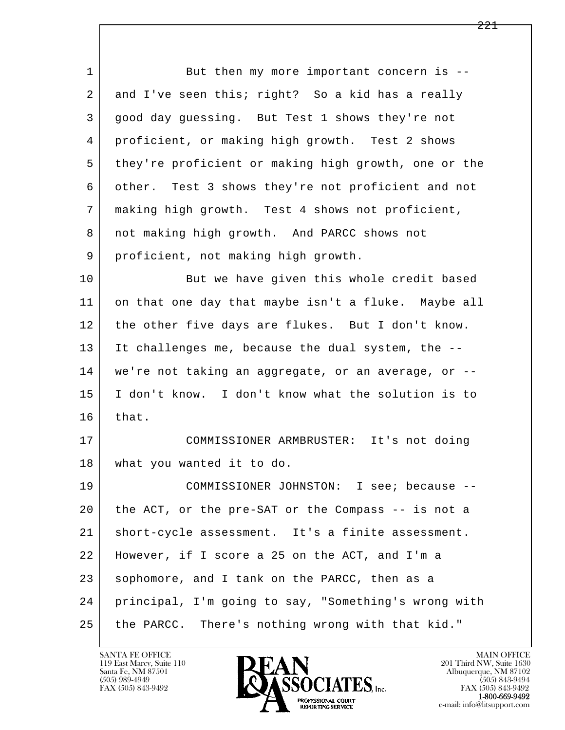1 But then my more important concern is --
2 and I've seen this; right? So a kid has a really
3 good day guessing. But Test 1 shows they're not
4 proficient, or making high growth. Test 2 shows
5 they're proficient or making high growth, one or the
6 other. Test 3 shows they're not proficient and not
7 making high growth. Test 4 shows not proficient,
8 not making high growth. And PARCC shows not
9 proficient, not making high growth.
10 But we have given this whole credit based
11 on that one day that maybe isn't a fluke. Maybe all
12 the other five days are flukes. But I don't know.
13 It challenges me, because the dual system, the --
14 we're not taking an aggregate, or an average, or --
15 I don't know. I don't know what the solution is to
16 that.
17 COMMISSIONER ARMBRUSTER: It's not doing
18 what you wanted it to do.
19 COMMISSIONER JOHNSTON: I see; because --
20 the ACT, or the pre-SAT or the Compass -- is not a
21 short-cycle assessment. It's a finite assessment.
22 However, if I score a 25 on the ACT, and I'm a
23 sophomore, and I tank on the PARCC, then as a
24 principal, I'm going to say, "Something's wrong with
25 the PARCC. There's nothing wrong with that kid."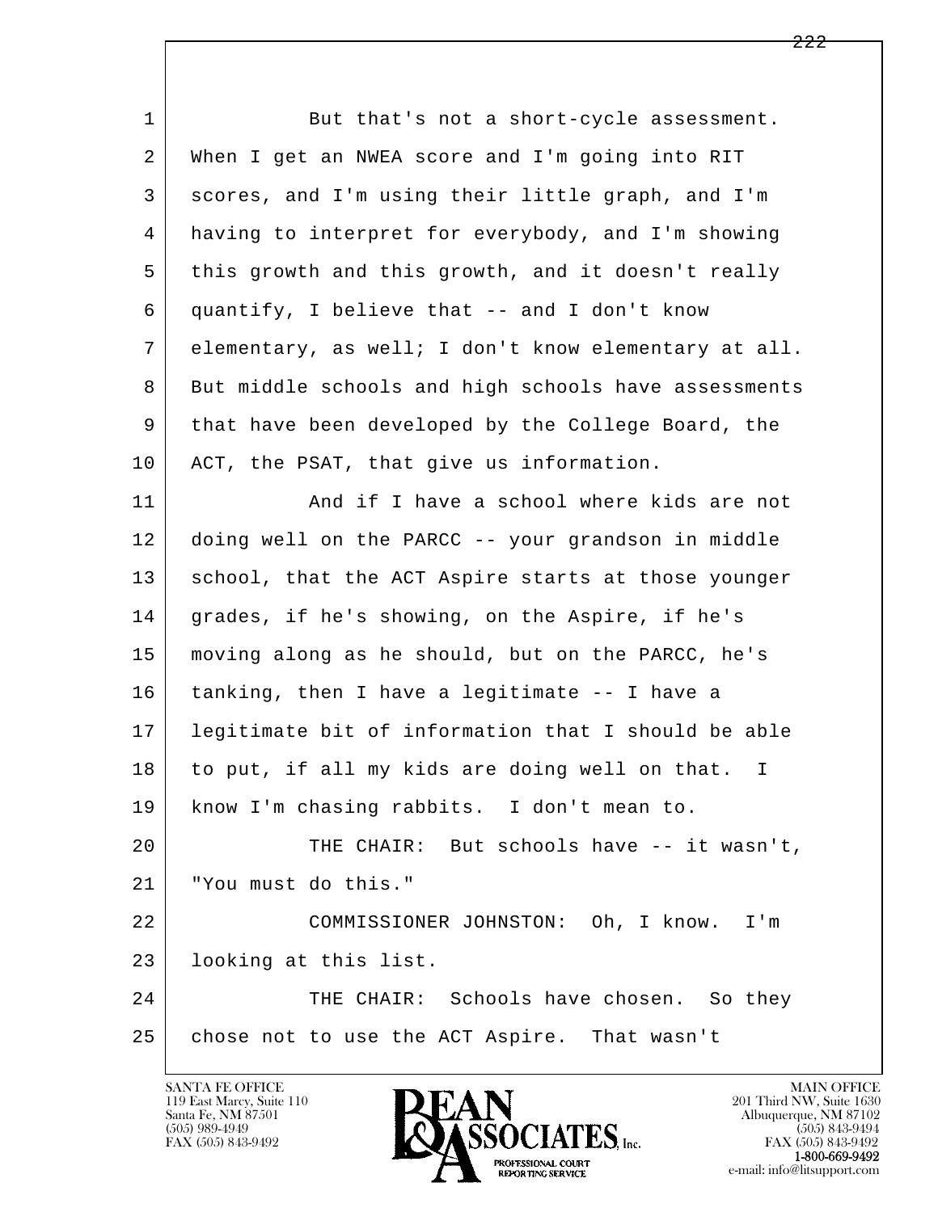1 But that's not a short-cycle assessment.
2 When I get an NWEA score and I'm going into RIT
3 scores, and I'm using their little graph, and I'm
4 having to interpret for everybody, and I'm showing
5 this growth and this growth, and it doesn't really
6 quantify, I believe that -- and I don't know
7 elementary, as well; I don't know elementary at all.
8 But middle schools and high schools have assessments
9 that have been developed by the College Board, the
10 ACT, the PSAT, that give us information.
11 And if I have a school where kids are not
12 doing well on the PARCC -- your grandson in middle
13 school, that the ACT Aspire starts at those younger
14 grades, if he's showing, on the Aspire, if he's
15 moving along as he should, but on the PARCC, he's
16 tanking, then I have a legitimate -- I have a
17 legitimate bit of information that I should be able
18 to put, if all my kids are doing well on that. I
19 know I'm chasing rabbits. I don't mean to.
20 THE CHAIR: But schools have -- it wasn't,
21 "You must do this."
22 COMMISSIONER JOHNSTON: Oh, I know. I'm
23 looking at this list.
24 THE CHAIR: Schools have chosen. So they
25 chose not to use the ACT Aspire. That wasn't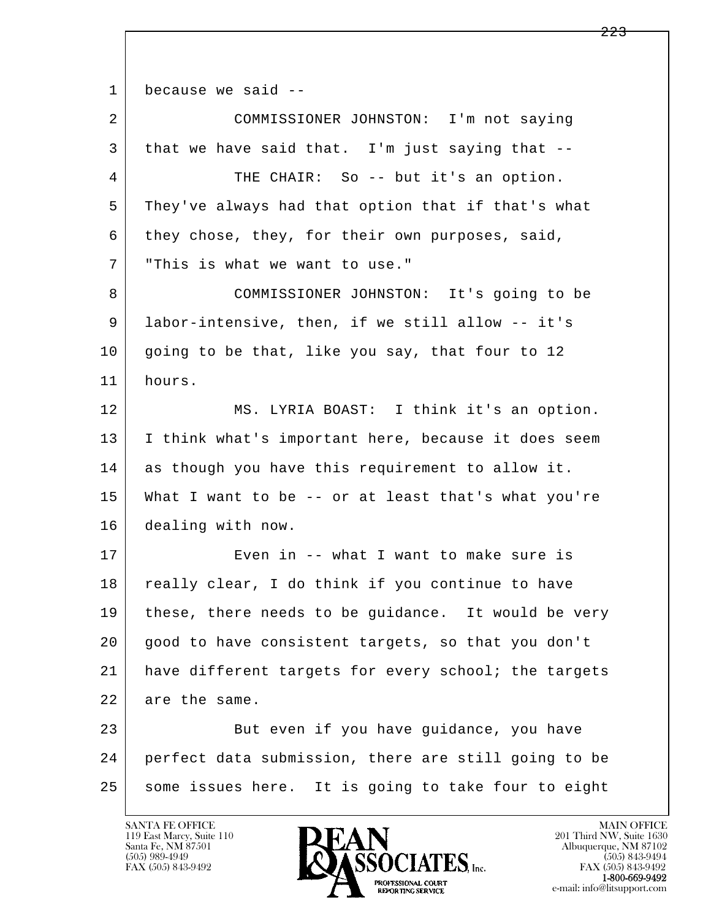1 because we said --

2 COMMISSIONER JOHNSTON: I'm not saying

3 that we have said that. I'm just saying that --

4 THE CHAIR: So -- but it's an option.

5 They've always had that option that if that's what

6 they chose, they, for their own purposes, said,

7 "This is what we want to use."

8 COMMISSIONER JOHNSTON: It's going to be

9 labor-intensive, then, if we still allow -- it's

10 going to be that, like you say, that four to 12

11 hours.

12 MS. LYRIA BOAST: I think it's an option.

13 I think what's important here, because it does seem

14 as though you have this requirement to allow it.

15 What I want to be -- or at least that's what you're

16 dealing with now.

17 Even in -- what I want to make sure is

18 really clear, I do think if you continue to have

19 these, there needs to be guidance. It would be very

20 good to have consistent targets, so that you don't

21 have different targets for every school; the targets

22 are the same.

23 But even if you have guidance, you have

24 perfect data submission, there are still going to be

25 some issues here. It is going to take four to eight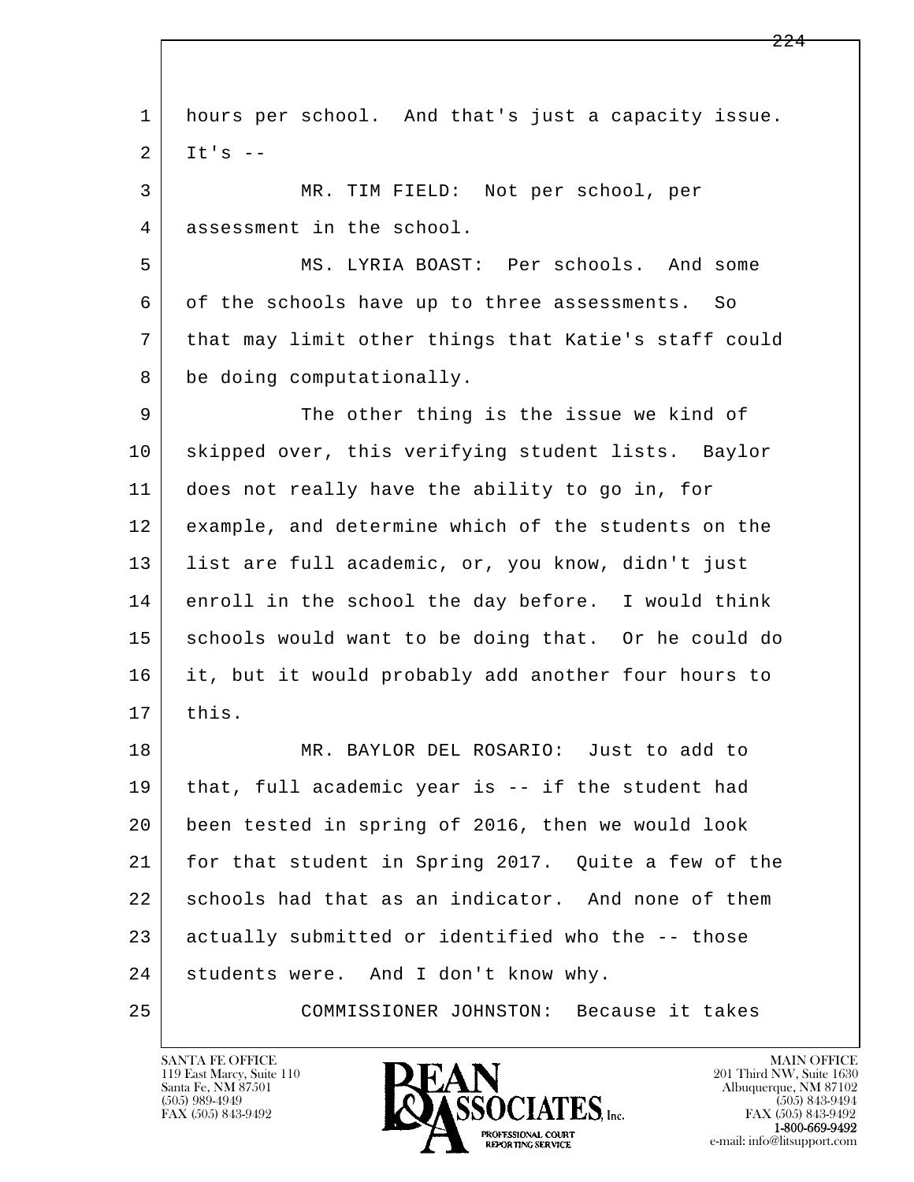1 hours per school. And that's just a capacity issue.
2 It's --

3 MR. TIM FIELD: Not per school, per
4 assessment in the school.

5 MS. LYRIA BOAST: Per schools. And some
6 of the schools have up to three assessments. So
7 that may limit other things that Katie's staff could
8 be doing computationally.

9 The other thing is the issue we kind of
10 skipped over, this verifying student lists. Baylor
11 does not really have the ability to go in, for
12 example, and determine which of the students on the
13 list are full academic, or, you know, didn't just
14 enroll in the school the day before. I would think
15 schools would want to be doing that. Or he could do
16 it, but it would probably add another four hours to
17 this.

18 MR. BAYLOR DEL ROSARIO: Just to add to
19 that, full academic year is -- if the student had
20 been tested in spring of 2016, then we would look
21 for that student in Spring 2017. Quite a few of the
22 schools had that as an indicator. And none of them
23 actually submitted or identified who the -- those
24 students were. And I don't know why.

25 COMMISSIONER JOHNSTON: Because it takes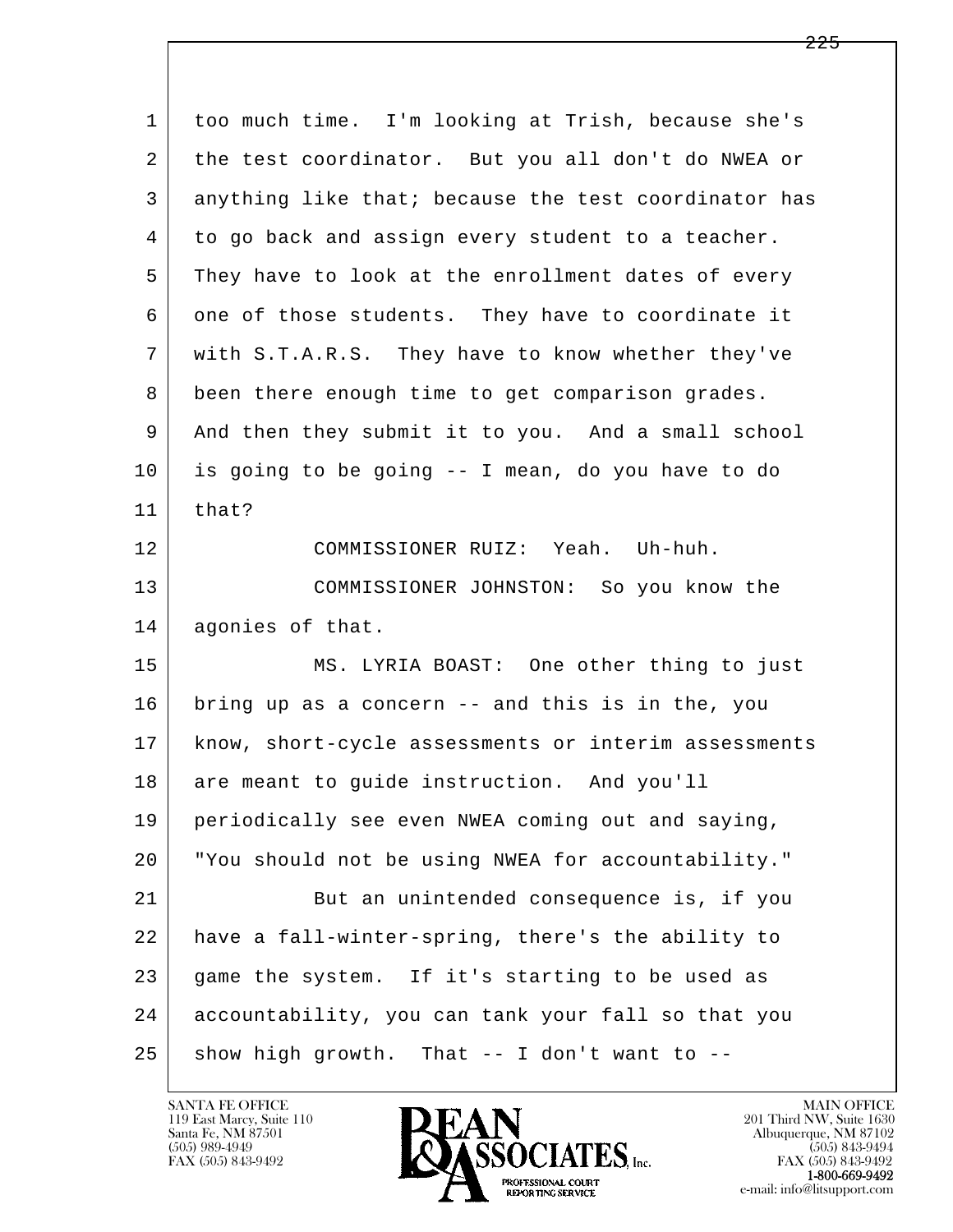1 too much time. I'm looking at Trish, because she's
2 the test coordinator. But you all don't do NWEA or
3 anything like that; because the test coordinator has
4 to go back and assign every student to a teacher.
5 They have to look at the enrollment dates of every
6 one of those students. They have to coordinate it
7 with S.T.A.R.S. They have to know whether they've
8 been there enough time to get comparison grades.
9 And then they submit it to you. And a small school
10 is going to be going -- I mean, do you have to do
11 that?
12 COMMISSIONER RUIZ: Yeah. Uh-huh.
13 COMMISSIONER JOHNSTON: So you know the
14 agonies of that.
15 MS. LYRIA BOAST: One other thing to just
16 bring up as a concern -- and this is in the, you
17 know, short-cycle assessments or interim assessments
18 are meant to guide instruction. And you'll
19 periodically see even NWEA coming out and saying,
20 "You should not be using NWEA for accountability."
21 But an unintended consequence is, if you
22 have a fall-winter-spring, there's the ability to
23 game the system. If it's starting to be used as
24 accountability, you can tank your fall so that you
25 show high growth. That -- I don't want to --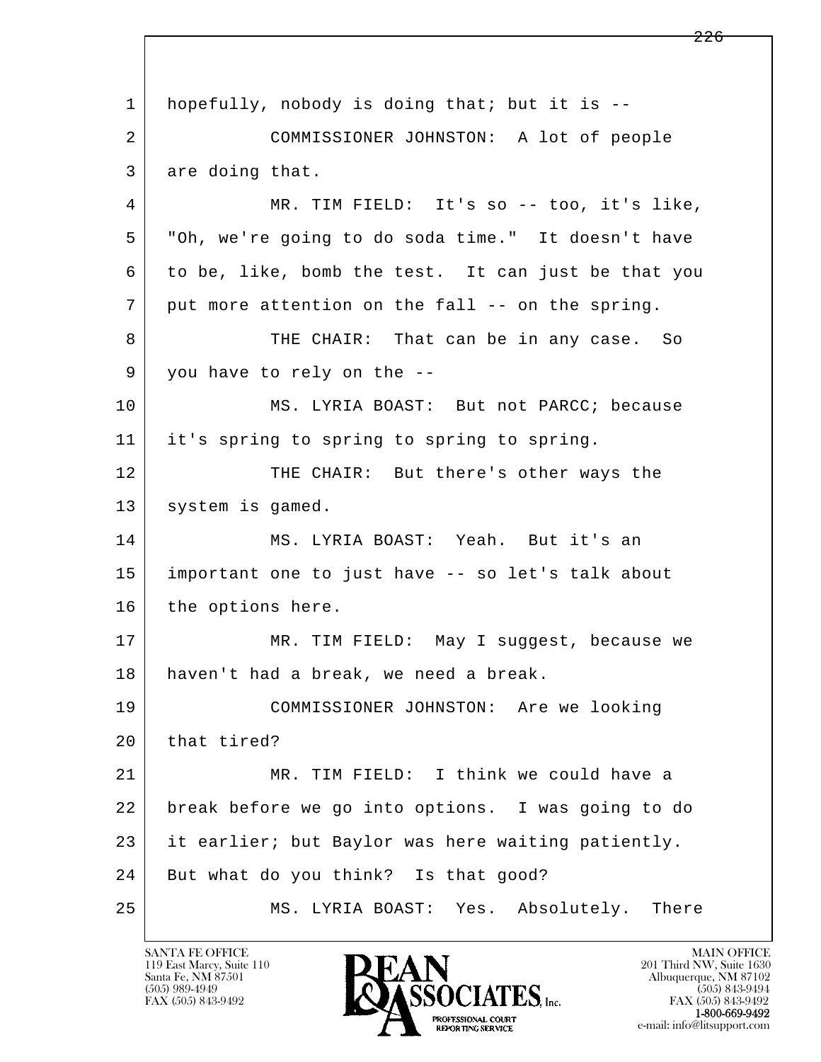1 hopefully, nobody is doing that; but it is --

2 COMMISSIONER JOHNSTON: A lot of people

3 are doing that.

4 MR. TIM FIELD: It's so -- too, it's like,

5 "Oh, we're going to do soda time." It doesn't have

6 to be, like, bomb the test. It can just be that you

7 put more attention on the fall -- on the spring.

8 THE CHAIR: That can be in any case. So

9 you have to rely on the --

10 MS. LYRIA BOAST: But not PARCC; because

11 it's spring to spring to spring to spring.

12 THE CHAIR: But there's other ways the

13 system is gamed.

14 MS. LYRIA BOAST: Yeah. But it's an

15 important one to just have -- so let's talk about

16 the options here.

17 MR. TIM FIELD: May I suggest, because we

18 haven't had a break, we need a break.

19 COMMISSIONER JOHNSTON: Are we looking

20 that tired?

21 MR. TIM FIELD: I think we could have a

22 break before we go into options. I was going to do

23 it earlier; but Baylor was here waiting patiently.

24 But what do you think? Is that good?

25 MS. LYRIA BOAST: Yes. Absolutely. There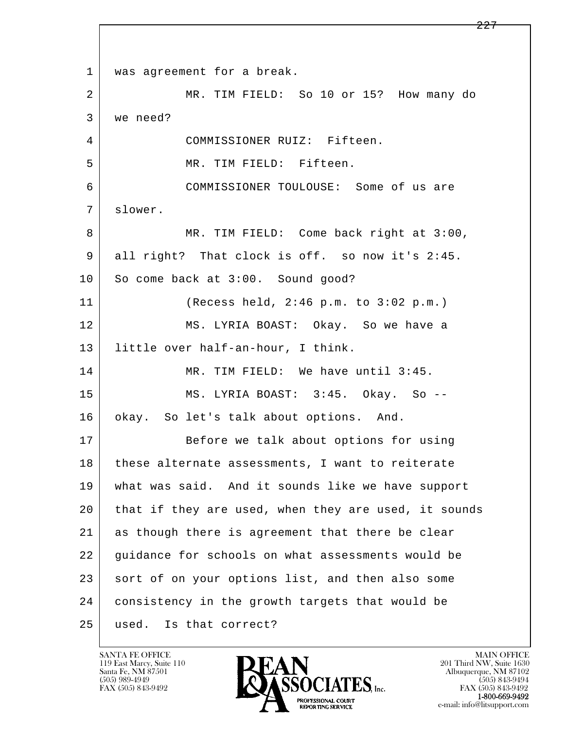was agreement for a break.

MR. TIM FIELD: So 10 or 15? How many do we need?

COMMISSIONER RUIZ: Fifteen.

MR. TIM FIELD: Fifteen.

COMMISSIONER TOULOUSE: Some of us are slower.

MR. TIM FIELD: Come back right at 3:00, all right? That clock is off. so now it's 2:45. So come back at 3:00. Sound good?

(Recess held, 2:46 p.m. to 3:02 p.m.)

MS. LYRIA BOAST: Okay. So we have a little over half-an-hour, I think.

MR. TIM FIELD: We have until 3:45.

MS. LYRIA BOAST: 3:45. Okay. So -- okay. So let's talk about options. And.

Before we talk about options for using these alternate assessments, I want to reiterate what was said. And it sounds like we have support that if they are used, when they are used, it sounds as though there is agreement that there be clear guidance for schools on what assessments would be sort of on your options list, and then also some consistency in the growth targets that would be used. Is that correct?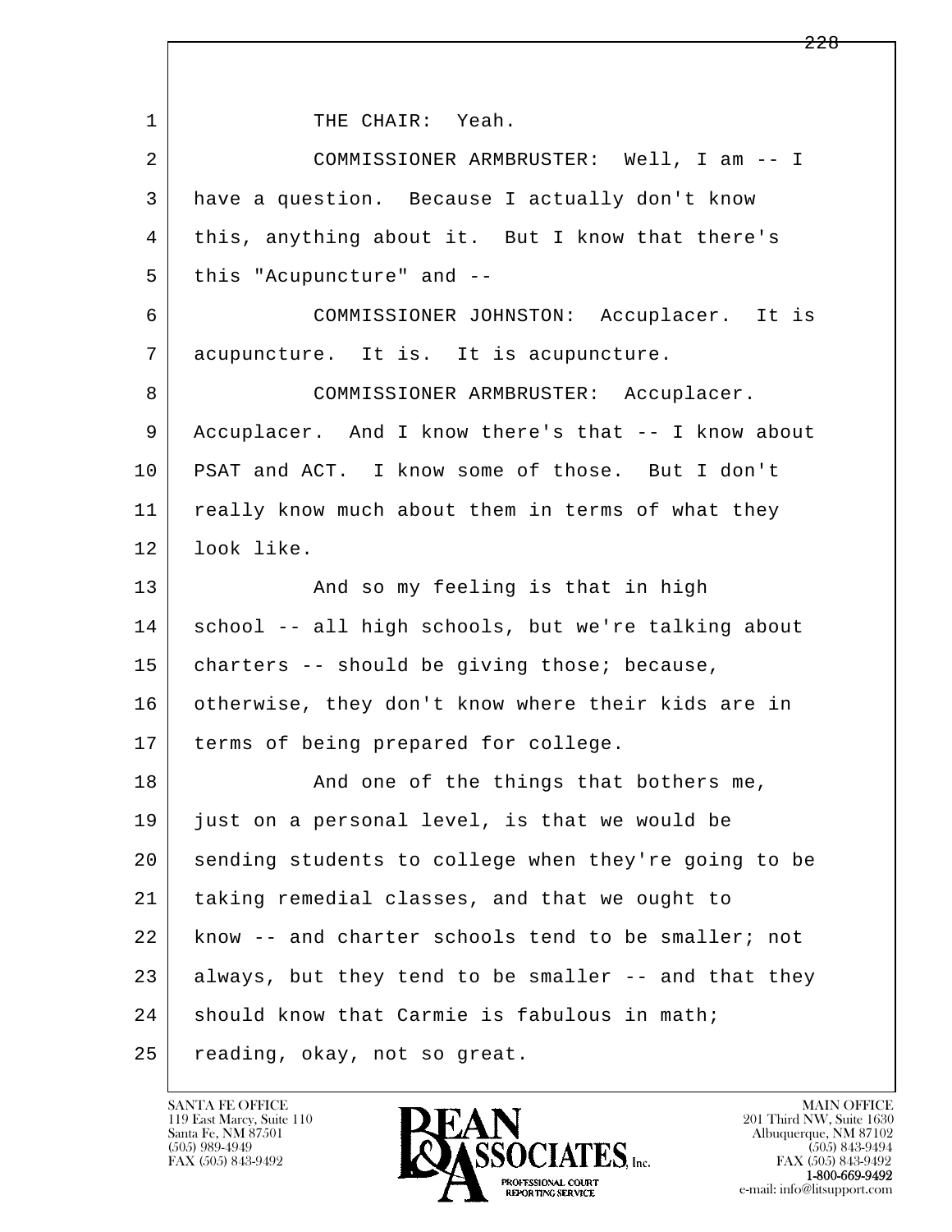1 THE CHAIR: Yeah.

2 COMMISSIONER ARMBRUSTER: Well, I am -- I
3 have a question. Because I actually don't know
4 this, anything about it. But I know that there's
5 this "Acupuncture" and --

6 COMMISSIONER JOHNSTON: Accuplacer. It is
7 acupuncture. It is. It is acupuncture.

8 COMMISSIONER ARMBRUSTER: Accuplacer.
9 Accuplacer. And I know there's that -- I know about
10 PSAT and ACT. I know some of those. But I don't
11 really know much about them in terms of what they
12 look like.

13 And so my feeling is that in high
14 school -- all high schools, but we're talking about
15 charters -- should be giving those; because,
16 otherwise, they don't know where their kids are in
17 terms of being prepared for college.

18 And one of the things that bothers me,
19 just on a personal level, is that we would be
20 sending students to college when they're going to be
21 taking remedial classes, and that we ought to
22 know -- and charter schools tend to be smaller; not
23 always, but they tend to be smaller -- and that they
24 should know that Carmie is fabulous in math;
25 reading, okay, not so great.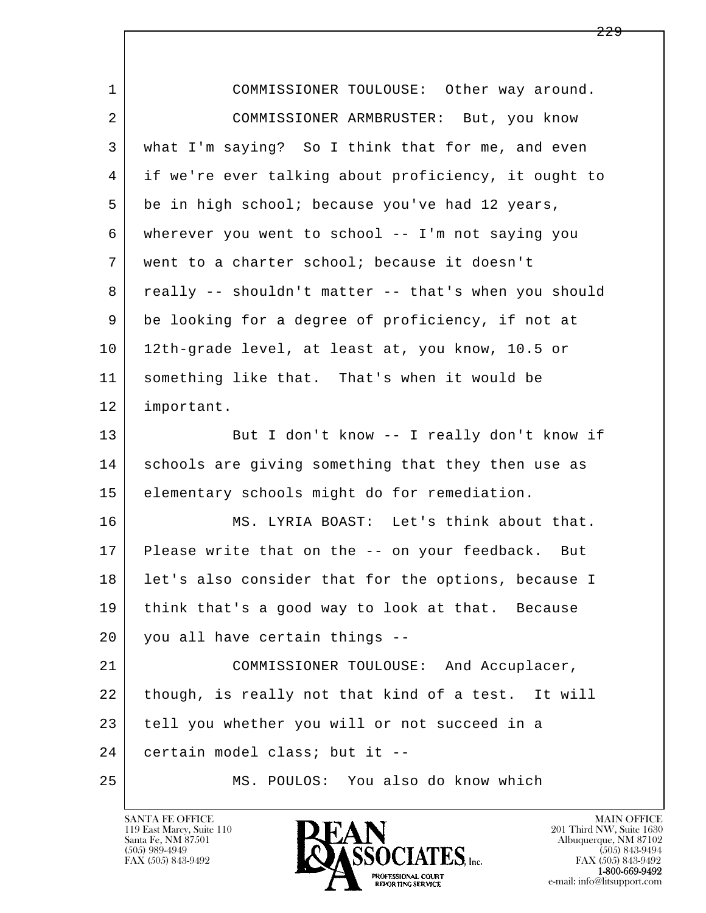COMMISSIONER TOULOUSE: Other way around.

COMMISSIONER ARMBRUSTER: But, you know what I'm saying? So I think that for me, and even if we're ever talking about proficiency, it ought to be in high school; because you've had 12 years, wherever you went to school -- I'm not saying you went to a charter school; because it doesn't really -- shouldn't matter -- that's when you should be looking for a degree of proficiency, if not at 12th-grade level, at least at, you know, 10.5 or something like that. That's when it would be important.

But I don't know -- I really don't know if schools are giving something that they then use as elementary schools might do for remediation.

MS. LYRIA BOAST: Let's think about that. Please write that on the -- on your feedback. But let's also consider that for the options, because I think that's a good way to look at that. Because you all have certain things --

COMMISSIONER TOULOUSE: And Accuplacer, though, is really not that kind of a test. It will tell you whether you will or not succeed in a certain model class; but it --

MS. POULOS: You also do know which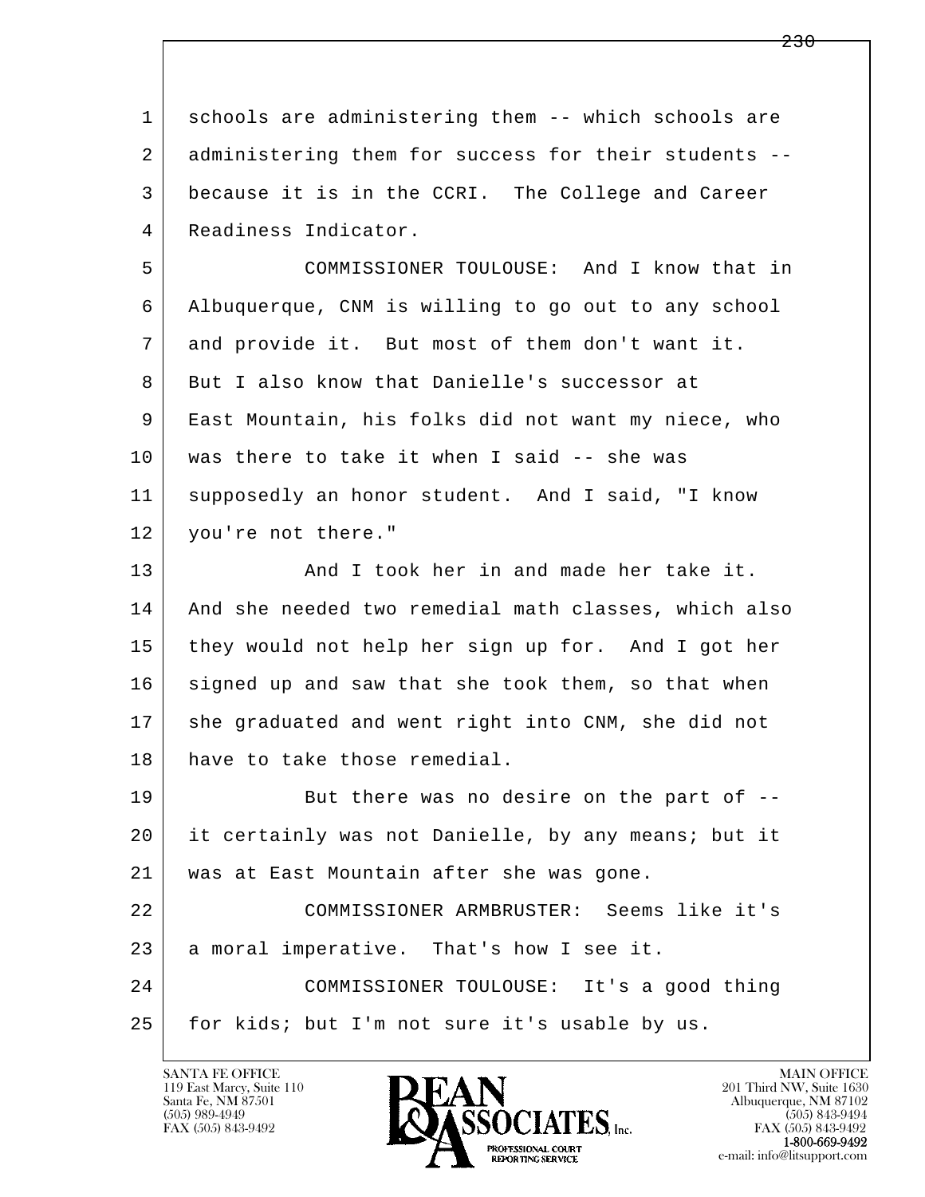1 schools are administering them -- which schools are
2 administering them for success for their students --
3 because it is in the CCRI. The College and Career
4 Readiness Indicator.

5 COMMISSIONER TOULOUSE: And I know that in
6 Albuquerque, CNM is willing to go out to any school
7 and provide it. But most of them don't want it.
8 But I also know that Danielle's successor at
9 East Mountain, his folks did not want my niece, who
10 was there to take it when I said -- she was
11 supposedly an honor student. And I said, "I know
12 you're not there."

13 And I took her in and made her take it.
14 And she needed two remedial math classes, which also
15 they would not help her sign up for. And I got her
16 signed up and saw that she took them, so that when
17 she graduated and went right into CNM, she did not
18 have to take those remedial.

19 But there was no desire on the part of --
20 it certainly was not Danielle, by any means; but it
21 was at East Mountain after she was gone.

22 COMMISSIONER ARMBRUSTER: Seems like it's
23 a moral imperative. That's how I see it.

24 COMMISSIONER TOULOUSE: It's a good thing
25 for kids; but I'm not sure it's usable by us.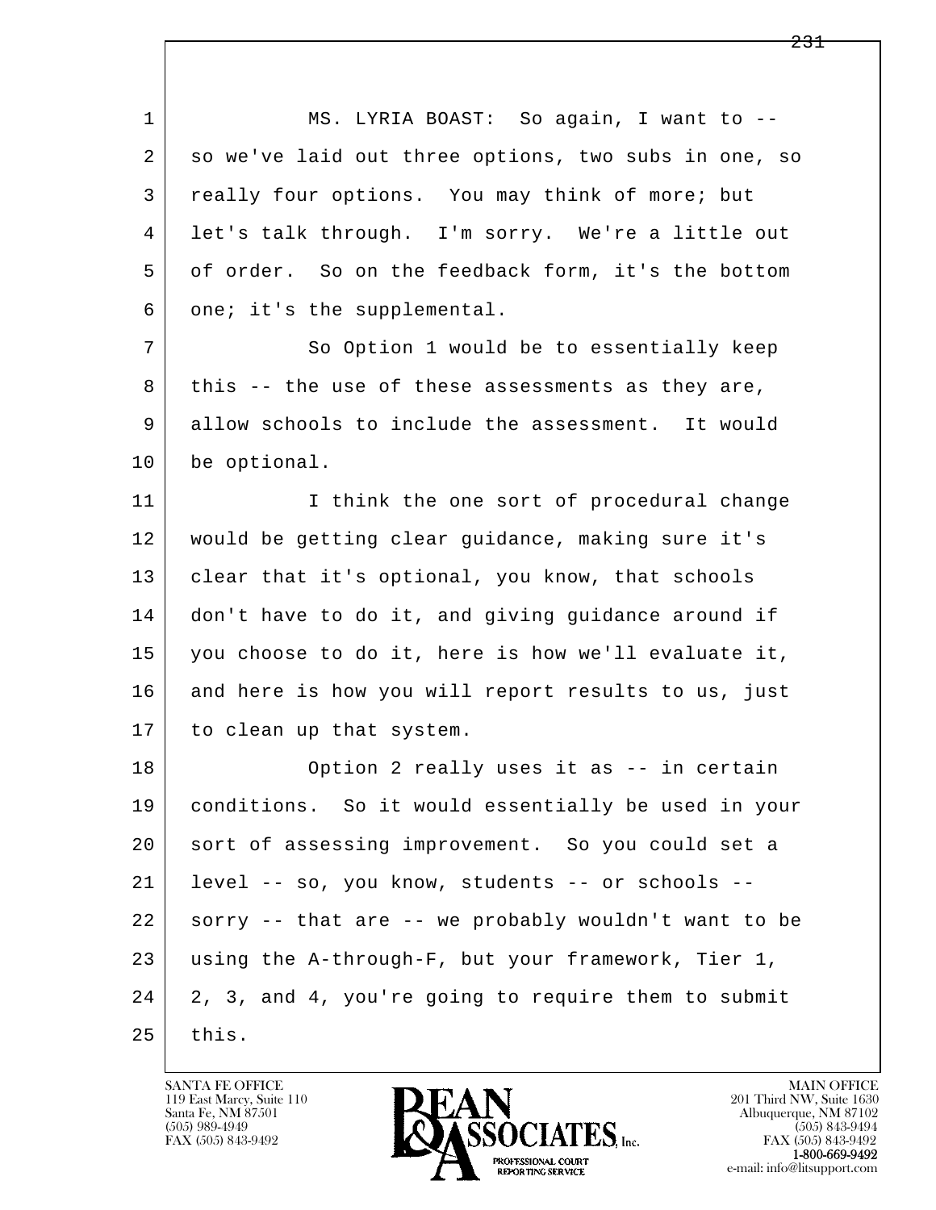MS. LYRIA BOAST: So again, I want to -- so we've laid out three options, two subs in one, so really four options. You may think of more; but let's talk through. I'm sorry. We're a little out of order. So on the feedback form, it's the bottom one; it's the supplemental.

So Option 1 would be to essentially keep this -- the use of these assessments as they are, allow schools to include the assessment. It would be optional.

I think the one sort of procedural change would be getting clear guidance, making sure it's clear that it's optional, you know, that schools don't have to do it, and giving guidance around if you choose to do it, here is how we'll evaluate it, and here is how you will report results to us, just to clean up that system.

Option 2 really uses it as -- in certain conditions. So it would essentially be used in your sort of assessing improvement. So you could set a level -- so, you know, students -- or schools -- sorry -- that are -- we probably wouldn't want to be using the A-through-F, but your framework, Tier 1, 2, 3, and 4, you're going to require them to submit this.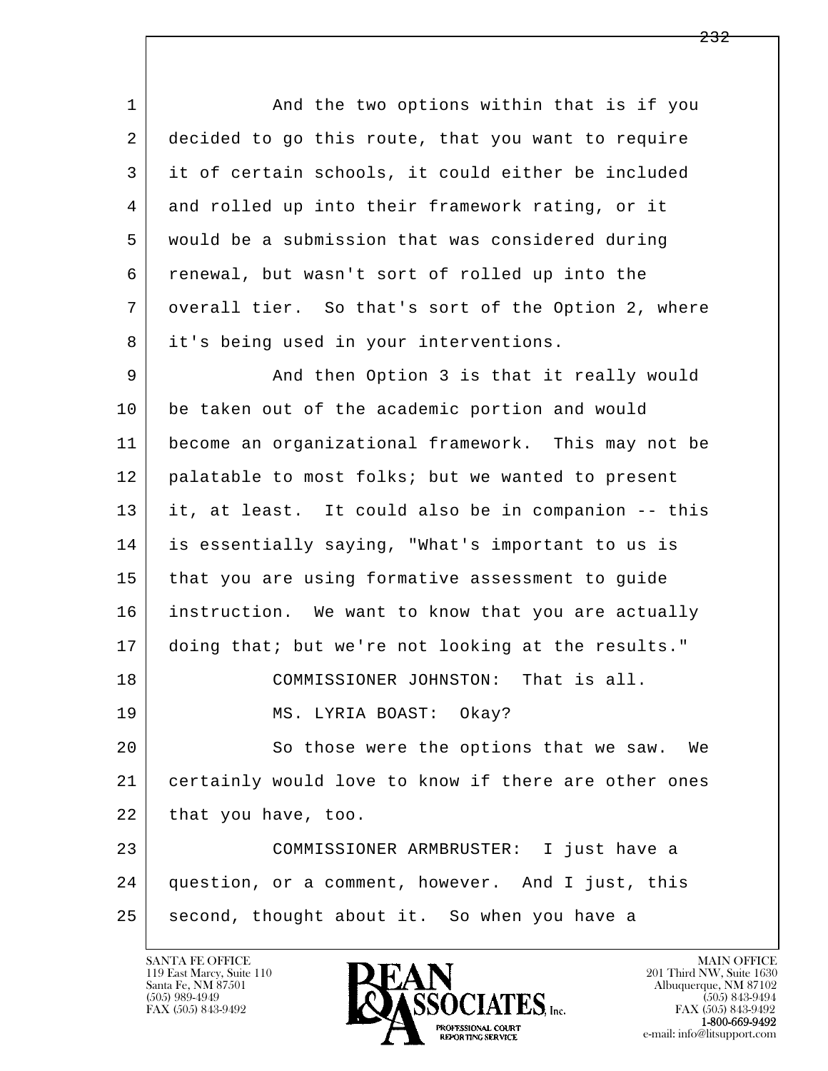1 And the two options within that is if you
2 decided to go this route, that you want to require
3 it of certain schools, it could either be included
4 and rolled up into their framework rating, or it
5 would be a submission that was considered during
6 renewal, but wasn't sort of rolled up into the
7 overall tier. So that's sort of the Option 2, where
8 it's being used in your interventions.

9 And then Option 3 is that it really would
10 be taken out of the academic portion and would
11 become an organizational framework. This may not be
12 palatable to most folks; but we wanted to present
13 it, at least. It could also be in companion -- this
14 is essentially saying, "What's important to us is
15 that you are using formative assessment to guide
16 instruction. We want to know that you are actually
17 doing that; but we're not looking at the results."

18 COMMISSIONER JOHNSTON: That is all.

19 MS. LYRIA BOAST: Okay?

20 So those were the options that we saw. We
21 certainly would love to know if there are other ones
22 that you have, too.

23 COMMISSIONER ARMBRUSTER: I just have a
24 question, or a comment, however. And I just, this
25 second, thought about it. So when you have a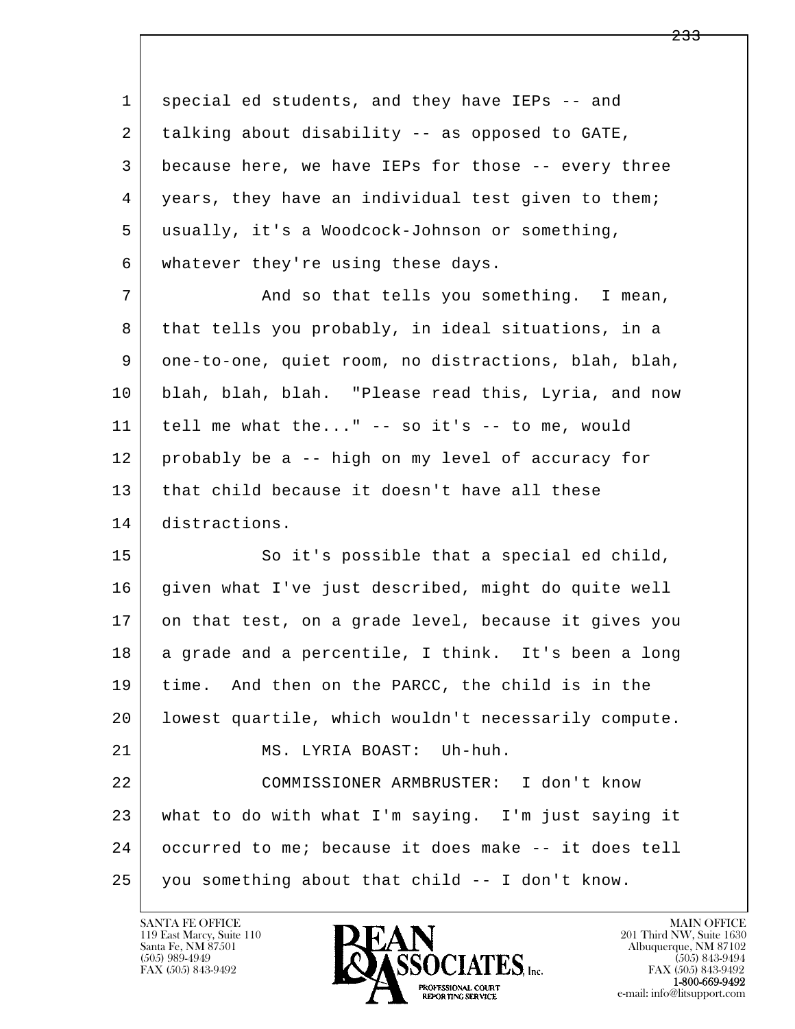special ed students, and they have IEPs -- and talking about disability -- as opposed to GATE, because here, we have IEPs for those -- every three years, they have an individual test given to them; usually, it's a Woodcock-Johnson or something, whatever they're using these days.

And so that tells you something. I mean, that tells you probably, in ideal situations, in a one-to-one, quiet room, no distractions, blah, blah, blah, blah, blah. "Please read this, Lyria, and now tell me what the..." -- so it's -- to me, would probably be a -- high on my level of accuracy for that child because it doesn't have all these distractions.

So it's possible that a special ed child, given what I've just described, might do quite well on that test, on a grade level, because it gives you a grade and a percentile, I think. It's been a long time. And then on the PARCC, the child is in the lowest quartile, which wouldn't necessarily compute.

MS. LYRIA BOAST: Uh-huh.

COMMISSIONER ARMBRUSTER: I don't know what to do with what I'm saying. I'm just saying it occurred to me; because it does make -- it does tell you something about that child -- I don't know.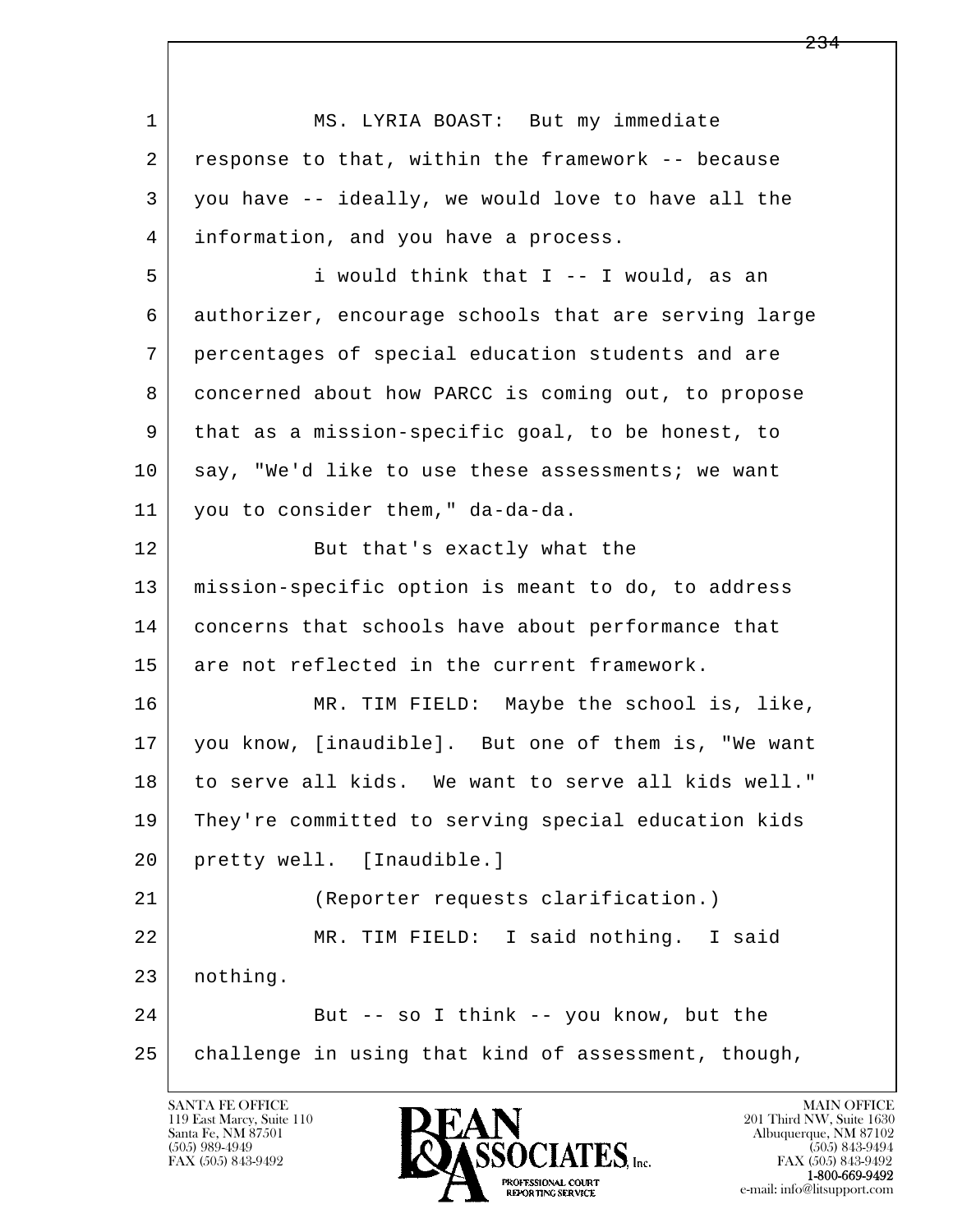MS. LYRIA BOAST: But my immediate response to that, within the framework -- because you have -- ideally, we would love to have all the information, and you have a process.

i would think that I -- I would, as an authorizer, encourage schools that are serving large percentages of special education students and are concerned about how PARCC is coming out, to propose that as a mission-specific goal, to be honest, to say, "We'd like to use these assessments; we want you to consider them," da-da-da.

But that's exactly what the mission-specific option is meant to do, to address concerns that schools have about performance that are not reflected in the current framework.

MR. TIM FIELD: Maybe the school is, like, you know, [inaudible]. But one of them is, "We want to serve all kids. We want to serve all kids well." They're committed to serving special education kids pretty well. [Inaudible.]

(Reporter requests clarification.)

MR. TIM FIELD: I said nothing. I said nothing.

But -- so I think -- you know, but the challenge in using that kind of assessment, though,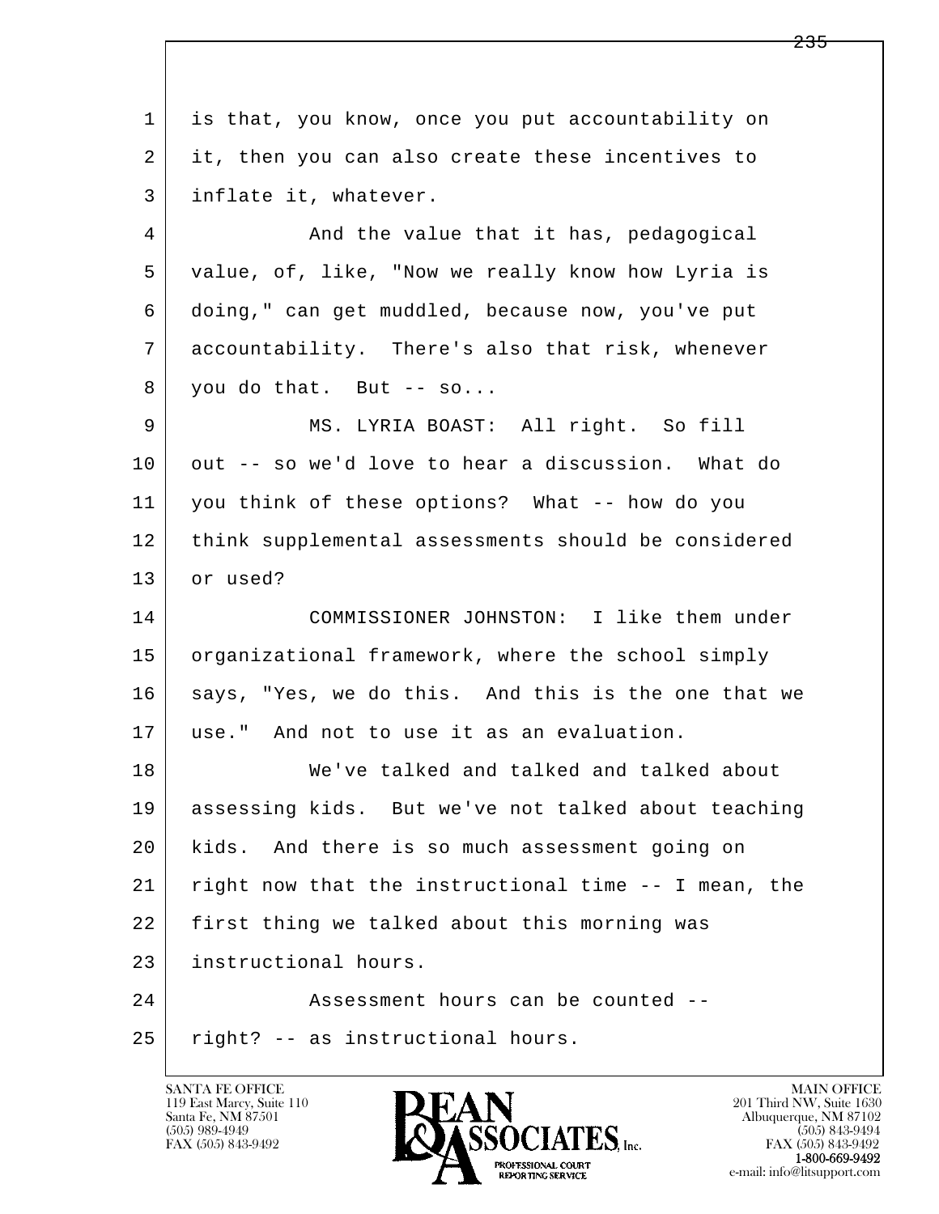is that, you know, once you put accountability on it, then you can also create these incentives to inflate it, whatever.

And the value that it has, pedagogical value, of, like, "Now we really know how Lyria is doing," can get muddled, because now, you've put accountability. There's also that risk, whenever you do that. But -- so...

MS. LYRIA BOAST: All right. So fill out -- so we'd love to hear a discussion. What do you think of these options? What -- how do you think supplemental assessments should be considered or used?

COMMISSIONER JOHNSTON: I like them under organizational framework, where the school simply says, "Yes, we do this. And this is the one that we use." And not to use it as an evaluation.

We've talked and talked and talked about assessing kids. But we've not talked about teaching kids. And there is so much assessment going on right now that the instructional time -- I mean, the first thing we talked about this morning was instructional hours.

Assessment hours can be counted -- right? -- as instructional hours.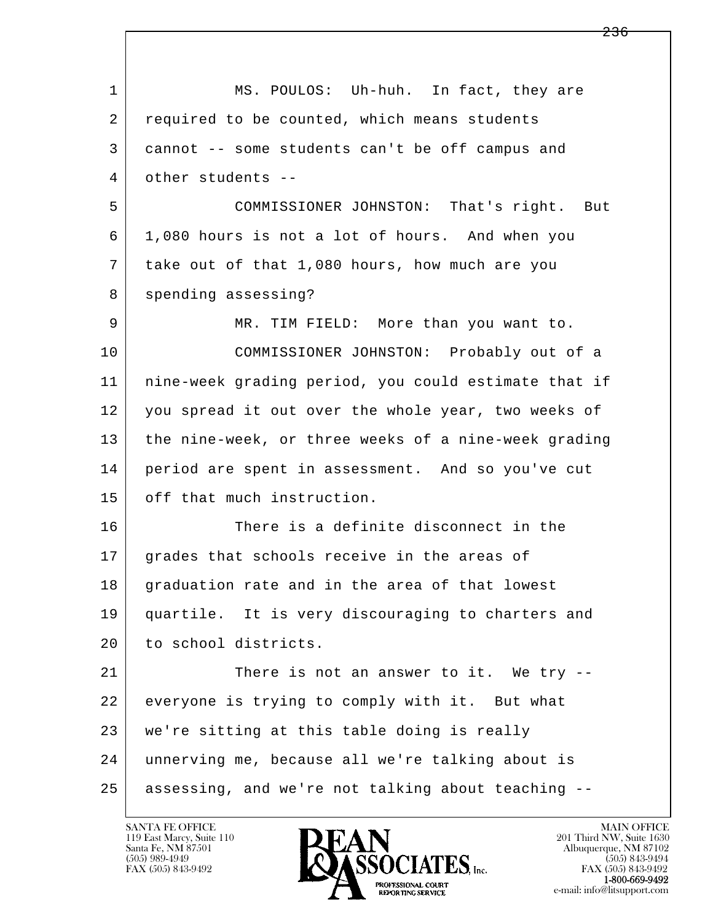MS. POULOS: Uh-huh. In fact, they are required to be counted, which means students cannot -- some students can't be off campus and other students --

COMMISSIONER JOHNSTON: That's right. But 1,080 hours is not a lot of hours. And when you take out of that 1,080 hours, how much are you spending assessing?

MR. TIM FIELD: More than you want to.

COMMISSIONER JOHNSTON: Probably out of a nine-week grading period, you could estimate that if you spread it out over the whole year, two weeks of the nine-week, or three weeks of a nine-week grading period are spent in assessment. And so you've cut off that much instruction.

There is a definite disconnect in the grades that schools receive in the areas of graduation rate and in the area of that lowest quartile. It is very discouraging to charters and to school districts.

There is not an answer to it. We try -- everyone is trying to comply with it. But what we're sitting at this table doing is really unnerving me, because all we're talking about is assessing, and we're not talking about teaching --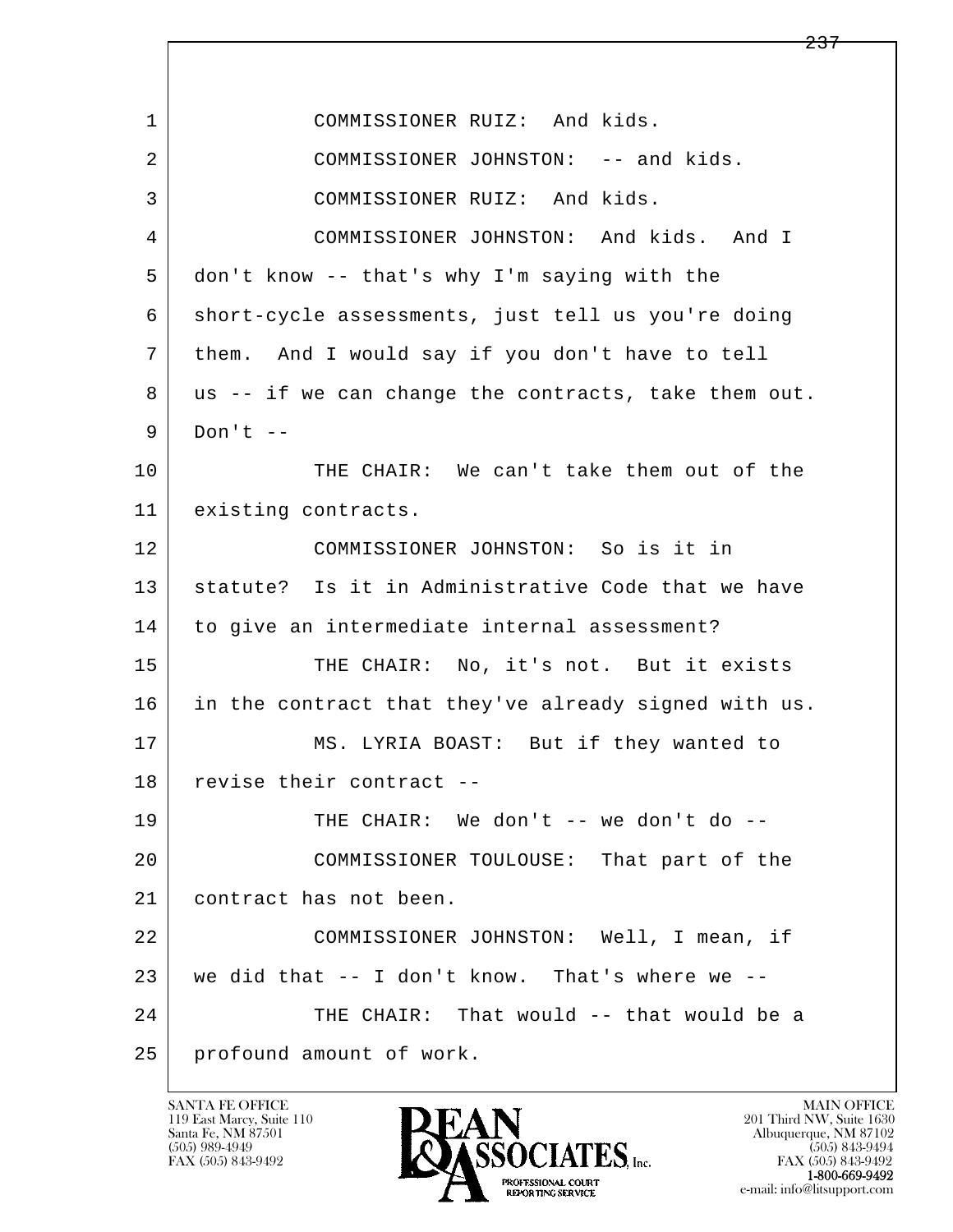COMMISSIONER RUIZ: And kids.

COMMISSIONER JOHNSTON: -- and kids.

COMMISSIONER RUIZ: And kids.

COMMISSIONER JOHNSTON: And kids. And I don't know -- that's why I'm saying with the short-cycle assessments, just tell us you're doing them. And I would say if you don't have to tell us -- if we can change the contracts, take them out. Don't --

THE CHAIR: We can't take them out of the existing contracts.

COMMISSIONER JOHNSTON: So is it in statute? Is it in Administrative Code that we have to give an intermediate internal assessment?

THE CHAIR: No, it's not. But it exists in the contract that they've already signed with us.

MS. LYRIA BOAST: But if they wanted to revise their contract --

THE CHAIR: We don't -- we don't do --

COMMISSIONER TOULOUSE: That part of the contract has not been.

COMMISSIONER JOHNSTON: Well, I mean, if we did that -- I don't know. That's where we --

THE CHAIR: That would -- that would be a profound amount of work.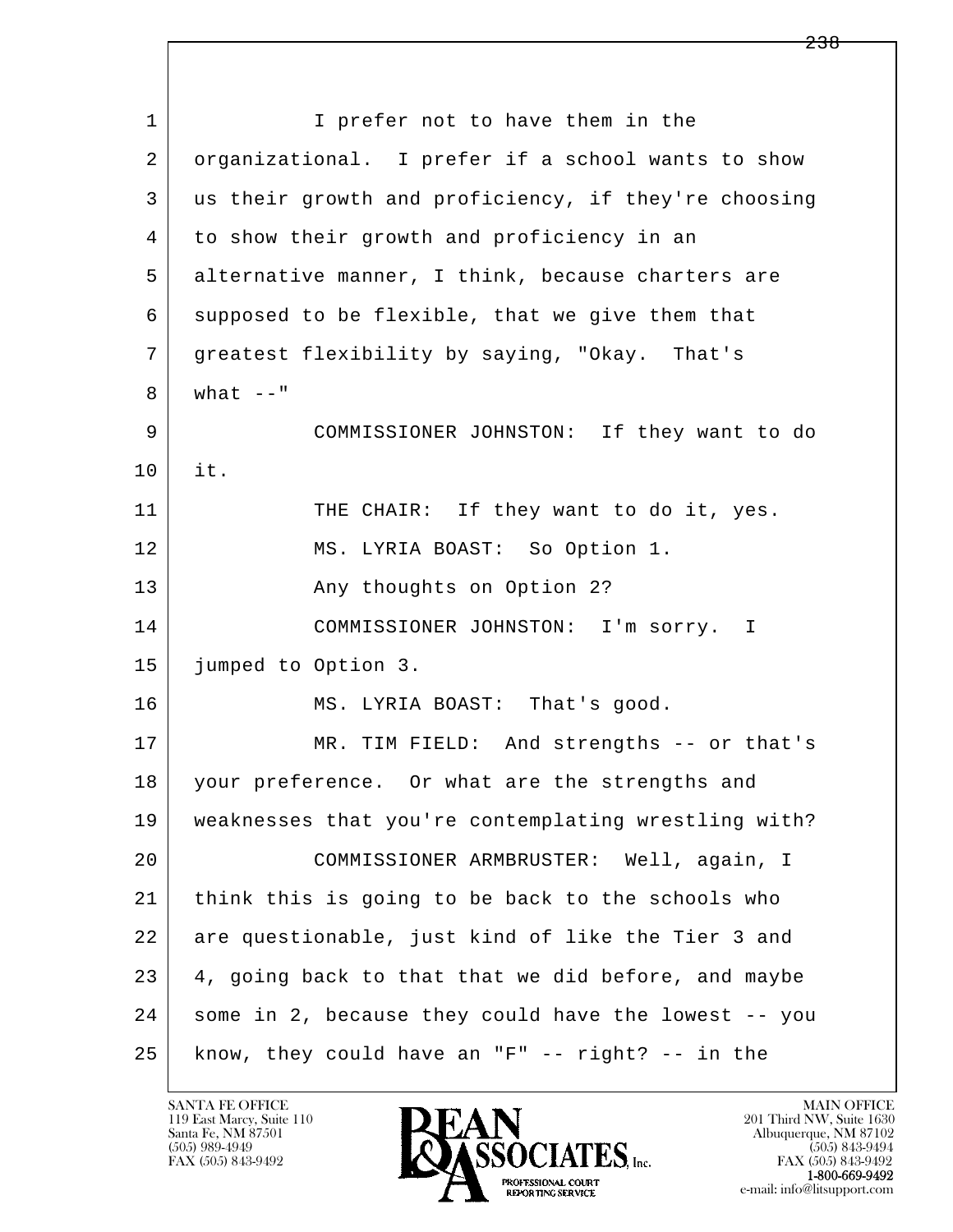1 I prefer not to have them in the
2 organizational. I prefer if a school wants to show
3 us their growth and proficiency, if they're choosing
4 to show their growth and proficiency in an
5 alternative manner, I think, because charters are
6 supposed to be flexible, that we give them that
7 greatest flexibility by saying, "Okay. That's
8 what --"
9 COMMISSIONER JOHNSTON: If they want to do
10 it.
11 THE CHAIR: If they want to do it, yes.
12 MS. LYRIA BOAST: So Option 1.
13 Any thoughts on Option 2?
14 COMMISSIONER JOHNSTON: I'm sorry. I
15 jumped to Option 3.
16 MS. LYRIA BOAST: That's good.
17 MR. TIM FIELD: And strengths -- or that's
18 your preference. Or what are the strengths and
19 weaknesses that you're contemplating wrestling with?
20 COMMISSIONER ARMBRUSTER: Well, again, I
21 think this is going to be back to the schools who
22 are questionable, just kind of like the Tier 3 and
23 4, going back to that that we did before, and maybe
24 some in 2, because they could have the lowest -- you
25 know, they could have an "F" -- right? -- in the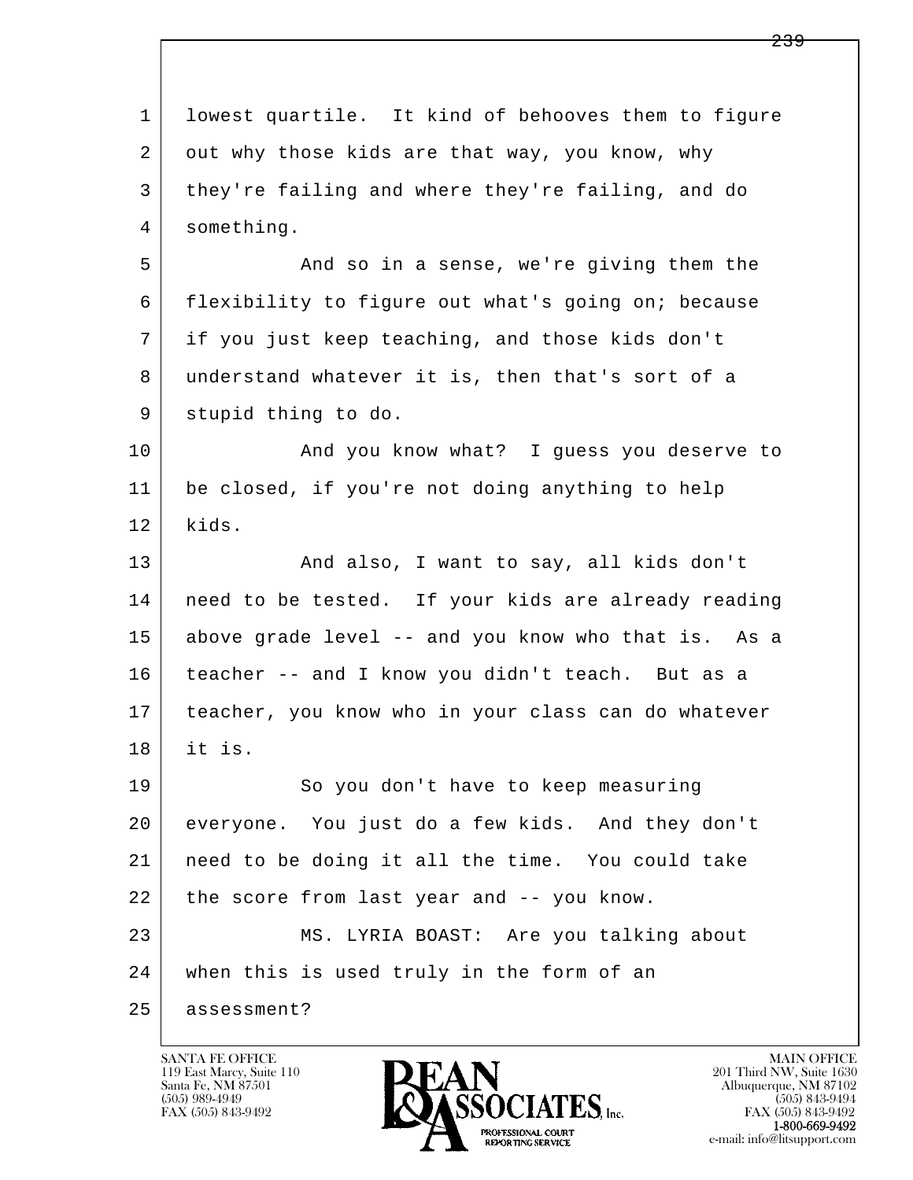1 lowest quartile. It kind of behooves them to figure
2 out why those kids are that way, you know, why
3 they're failing and where they're failing, and do
4 something.

5 And so in a sense, we're giving them the
6 flexibility to figure out what's going on; because
7 if you just keep teaching, and those kids don't
8 understand whatever it is, then that's sort of a
9 stupid thing to do.

10 And you know what? I guess you deserve to
11 be closed, if you're not doing anything to help
12 kids.

13 And also, I want to say, all kids don't
14 need to be tested. If your kids are already reading
15 above grade level -- and you know who that is. As a
16 teacher -- and I know you didn't teach. But as a
17 teacher, you know who in your class can do whatever
18 it is.

19 So you don't have to keep measuring
20 everyone. You just do a few kids. And they don't
21 need to be doing it all the time. You could take
22 the score from last year and -- you know.

23 MS. LYRIA BOAST: Are you talking about
24 when this is used truly in the form of an
25 assessment?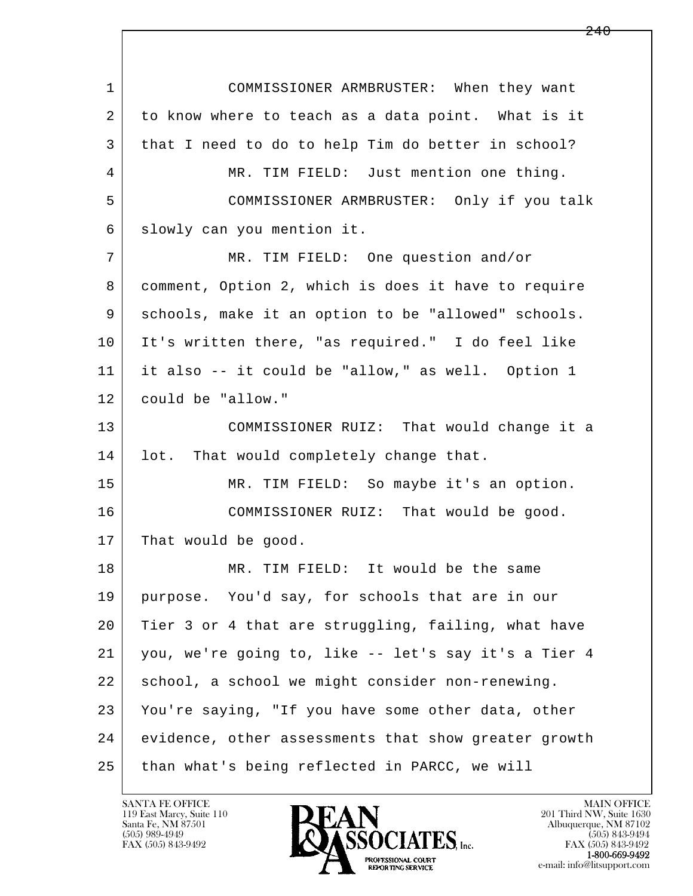COMMISSIONER ARMBRUSTER: When they want to know where to teach as a data point. What is it that I need to do to help Tim do better in school?

MR. TIM FIELD: Just mention one thing.

COMMISSIONER ARMBRUSTER: Only if you talk slowly can you mention it.

MR. TIM FIELD: One question and/or comment, Option 2, which is does it have to require schools, make it an option to be "allowed" schools. It's written there, "as required." I do feel like it also -- it could be "allow," as well. Option 1 could be "allow."

COMMISSIONER RUIZ: That would change it a lot. That would completely change that.

MR. TIM FIELD: So maybe it's an option.

COMMISSIONER RUIZ: That would be good. That would be good.

MR. TIM FIELD: It would be the same purpose. You'd say, for schools that are in our Tier 3 or 4 that are struggling, failing, what have you, we're going to, like -- let's say it's a Tier 4 school, a school we might consider non-renewing. You're saying, "If you have some other data, other evidence, other assessments that show greater growth than what's being reflected in PARCC, we will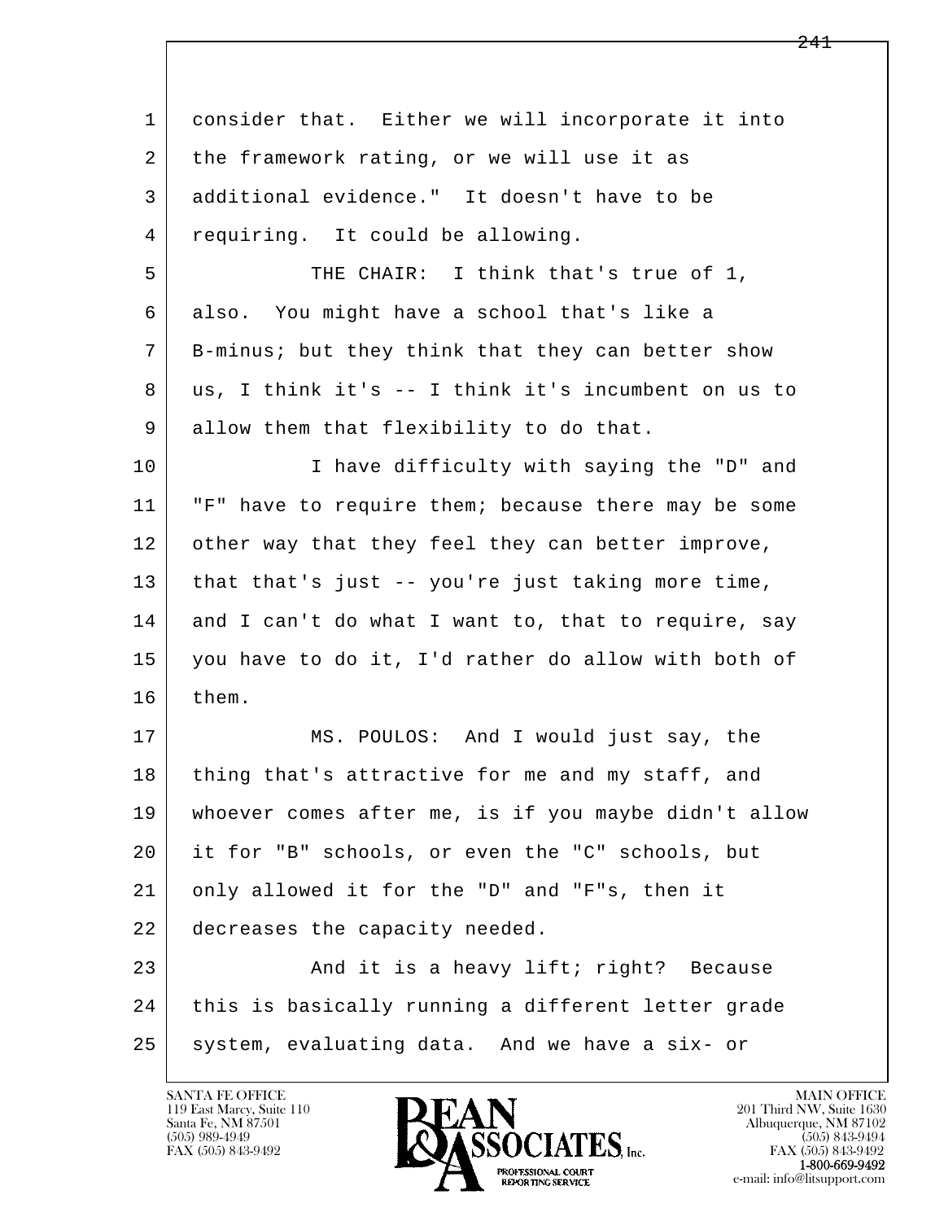consider that. Either we will incorporate it into the framework rating, or we will use it as additional evidence." It doesn't have to be requiring. It could be allowing.

THE CHAIR: I think that's true of 1, also. You might have a school that's like a B-minus; but they think that they can better show us, I think it's -- I think it's incumbent on us to allow them that flexibility to do that.

I have difficulty with saying the "D" and "F" have to require them; because there may be some other way that they feel they can better improve, that that's just -- you're just taking more time, and I can't do what I want to, that to require, say you have to do it, I'd rather do allow with both of them.

MS. POULOS: And I would just say, the thing that's attractive for me and my staff, and whoever comes after me, is if you maybe didn't allow it for "B" schools, or even the "C" schools, but only allowed it for the "D" and "F"s, then it decreases the capacity needed.

And it is a heavy lift; right? Because this is basically running a different letter grade system, evaluating data. And we have a six- or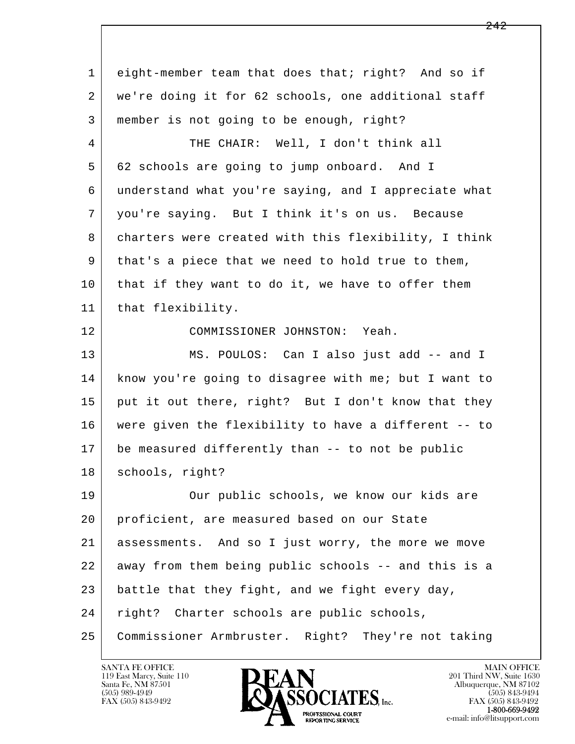1 eight-member team that does that; right? And so if
2 we're doing it for 62 schools, one additional staff
3 member is not going to be enough, right?

4 THE CHAIR: Well, I don't think all
5 62 schools are going to jump onboard. And I
6 understand what you're saying, and I appreciate what
7 you're saying. But I think it's on us. Because
8 charters were created with this flexibility, I think
9 that's a piece that we need to hold true to them,
10 that if they want to do it, we have to offer them
11 that flexibility.

12 COMMISSIONER JOHNSTON: Yeah.

13 MS. POULOS: Can I also just add -- and I
14 know you're going to disagree with me; but I want to
15 put it out there, right? But I don't know that they
16 were given the flexibility to have a different -- to
17 be measured differently than -- to not be public
18 schools, right?

19 Our public schools, we know our kids are
20 proficient, are measured based on our State
21 assessments. And so I just worry, the more we move
22 away from them being public schools -- and this is a
23 battle that they fight, and we fight every day,
24 right? Charter schools are public schools,
25 Commissioner Armbruster. Right? They're not taking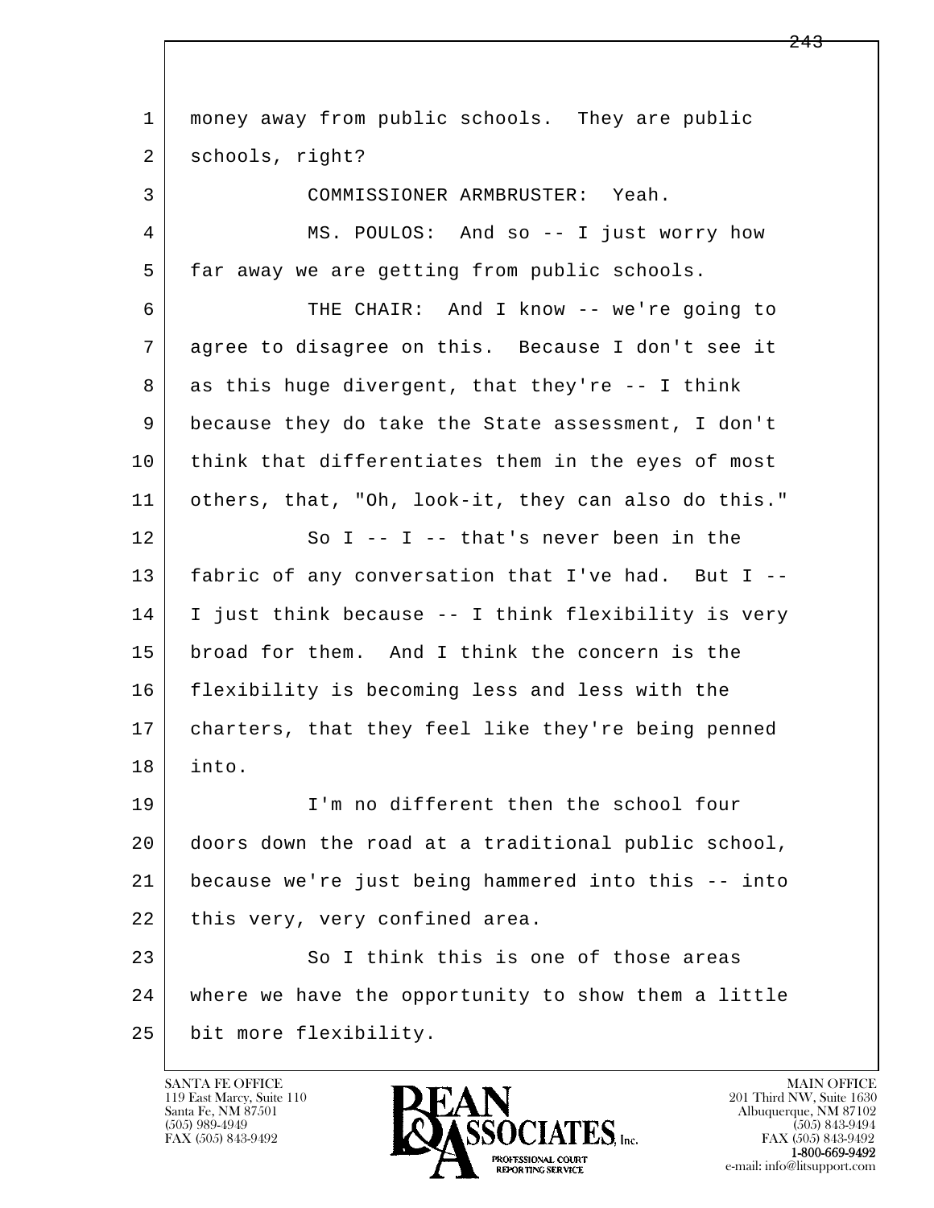1 money away from public schools. They are public
2 schools, right?
3 COMMISSIONER ARMBRUSTER: Yeah.
4 MS. POULOS: And so -- I just worry how
5 far away we are getting from public schools.
6 THE CHAIR: And I know -- we're going to
7 agree to disagree on this. Because I don't see it
8 as this huge divergent, that they're -- I think
9 because they do take the State assessment, I don't
10 think that differentiates them in the eyes of most
11 others, that, "Oh, look-it, they can also do this."
12 So I -- I -- that's never been in the
13 fabric of any conversation that I've had. But I --
14 I just think because -- I think flexibility is very
15 broad for them. And I think the concern is the
16 flexibility is becoming less and less with the
17 charters, that they feel like they're being penned
18 into.
19 I'm no different then the school four
20 doors down the road at a traditional public school,
21 because we're just being hammered into this -- into
22 this very, very confined area.
23 So I think this is one of those areas
24 where we have the opportunity to show them a little
25 bit more flexibility.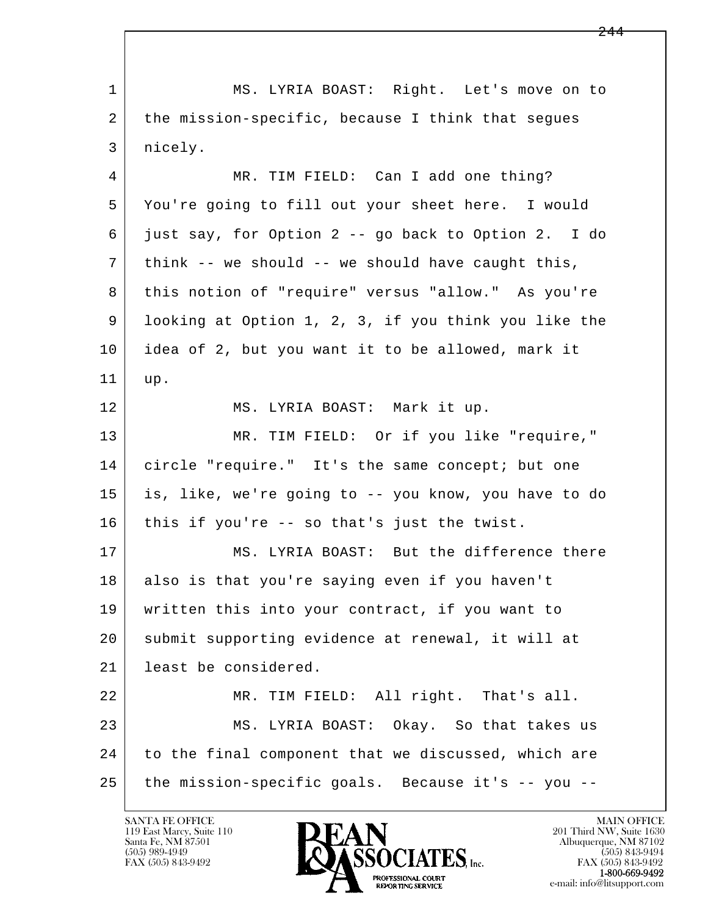MS. LYRIA BOAST: Right. Let's move on to the mission-specific, because I think that segues nicely.

MR. TIM FIELD: Can I add one thing? You're going to fill out your sheet here. I would just say, for Option 2 -- go back to Option 2. I do think -- we should -- we should have caught this, this notion of "require" versus "allow." As you're looking at Option 1, 2, 3, if you think you like the idea of 2, but you want it to be allowed, mark it up.

MS. LYRIA BOAST: Mark it up.

MR. TIM FIELD: Or if you like "require," circle "require." It's the same concept; but one is, like, we're going to -- you know, you have to do this if you're -- so that's just the twist.

MS. LYRIA BOAST: But the difference there also is that you're saying even if you haven't written this into your contract, if you want to submit supporting evidence at renewal, it will at least be considered.

MR. TIM FIELD: All right. That's all.

MS. LYRIA BOAST: Okay. So that takes us to the final component that we discussed, which are the mission-specific goals. Because it's -- you --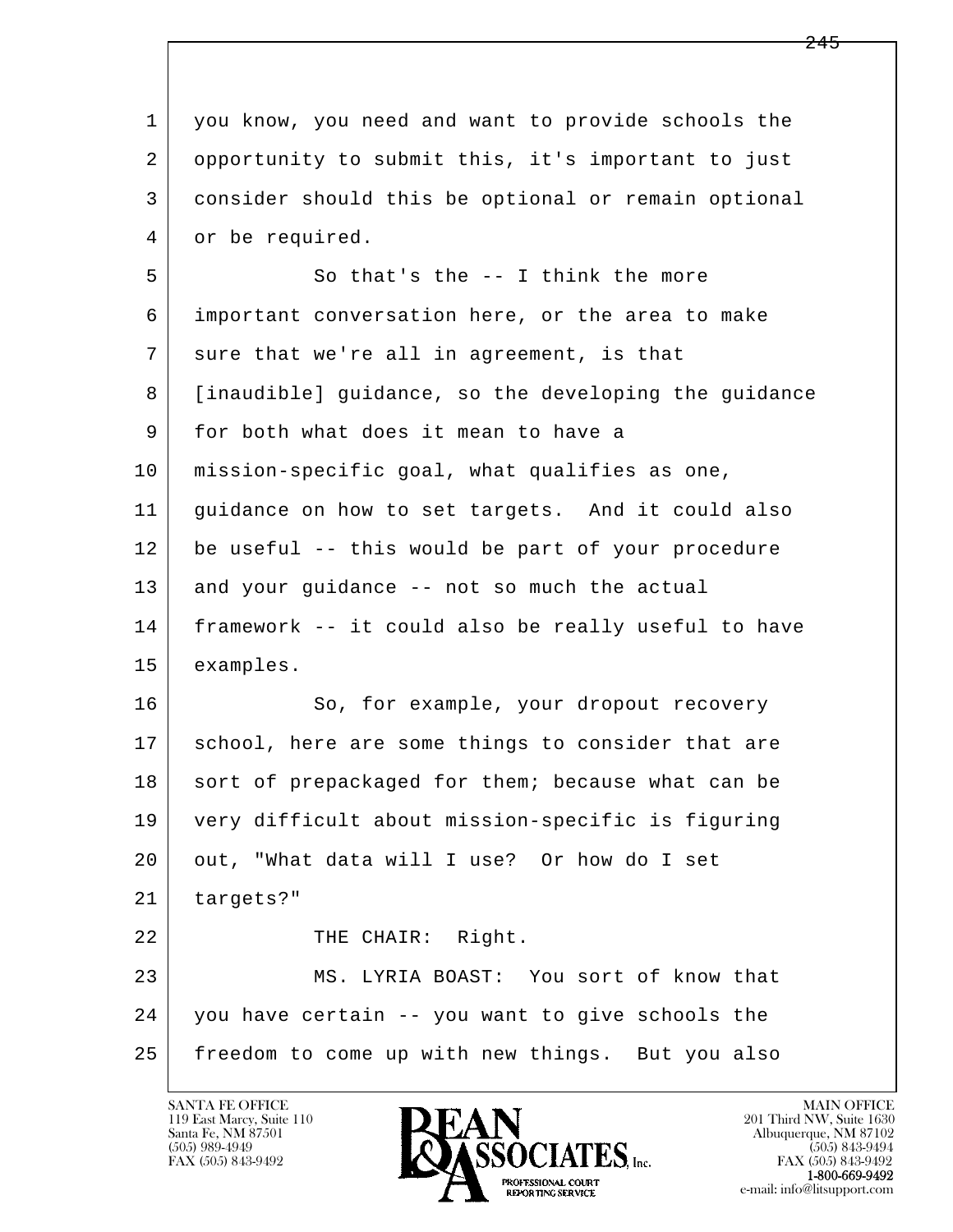you know, you need and want to provide schools the opportunity to submit this, it's important to just consider should this be optional or remain optional or be required.

So that's the -- I think the more important conversation here, or the area to make sure that we're all in agreement, is that [inaudible] guidance, so the developing the guidance for both what does it mean to have a mission-specific goal, what qualifies as one, guidance on how to set targets. And it could also be useful -- this would be part of your procedure and your guidance -- not so much the actual framework -- it could also be really useful to have examples.

So, for example, your dropout recovery school, here are some things to consider that are sort of prepackaged for them; because what can be very difficult about mission-specific is figuring out, "What data will I use? Or how do I set targets?"

THE CHAIR: Right.

MS. LYRIA BOAST: You sort of know that you have certain -- you want to give schools the freedom to come up with new things. But you also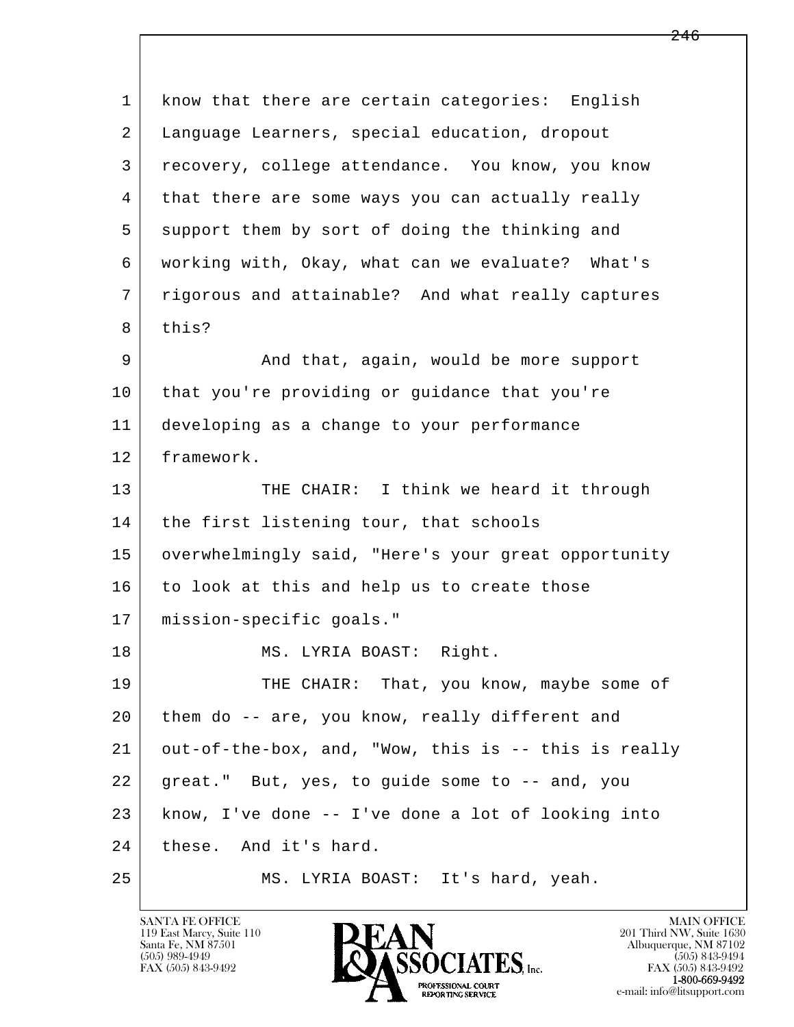1 know that there are certain categories: English
2 Language Learners, special education, dropout
3 recovery, college attendance. You know, you know
4 that there are some ways you can actually really
5 support them by sort of doing the thinking and
6 working with, Okay, what can we evaluate? What's
7 rigorous and attainable? And what really captures
8 this?

9 And that, again, would be more support
10 that you're providing or guidance that you're
11 developing as a change to your performance
12 framework.

13 THE CHAIR: I think we heard it through
14 the first listening tour, that schools
15 overwhelmingly said, "Here's your great opportunity
16 to look at this and help us to create those
17 mission-specific goals."

18 MS. LYRIA BOAST: Right.

19 THE CHAIR: That, you know, maybe some of
20 them do -- are, you know, really different and
21 out-of-the-box, and, "Wow, this is -- this is really
22 great." But, yes, to guide some to -- and, you
23 know, I've done -- I've done a lot of looking into
24 these. And it's hard.

25 MS. LYRIA BOAST: It's hard, yeah.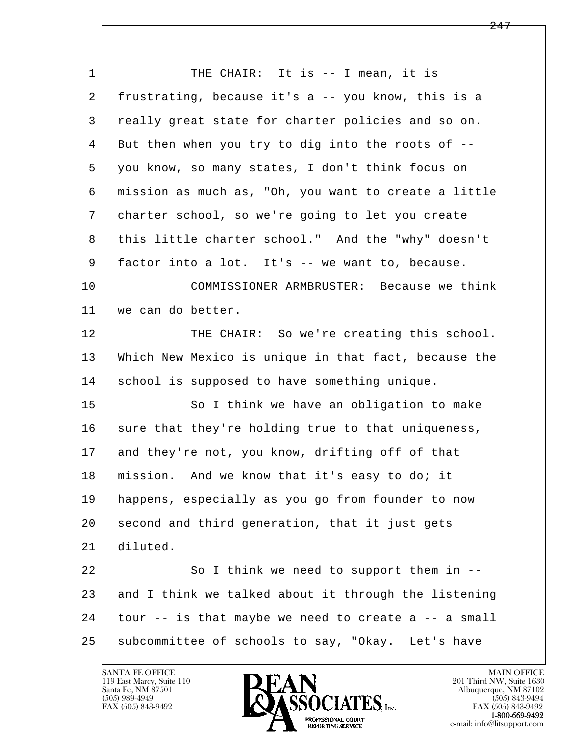1 THE CHAIR: It is -- I mean, it is
2 frustrating, because it's a -- you know, this is a
3 really great state for charter policies and so on.
4 But then when you try to dig into the roots of --
5 you know, so many states, I don't think focus on
6 mission as much as, "Oh, you want to create a little
7 charter school, so we're going to let you create
8 this little charter school." And the "why" doesn't
9 factor into a lot. It's -- we want to, because.
10 COMMISSIONER ARMBRUSTER: Because we think
11 we can do better.
12 THE CHAIR: So we're creating this school.
13 Which New Mexico is unique in that fact, because the
14 school is supposed to have something unique.
15 So I think we have an obligation to make
16 sure that they're holding true to that uniqueness,
17 and they're not, you know, drifting off of that
18 mission. And we know that it's easy to do; it
19 happens, especially as you go from founder to now
20 second and third generation, that it just gets
21 diluted.
22 So I think we need to support them in --
23 and I think we talked about it through the listening
24 tour -- is that maybe we need to create a -- a small
25 subcommittee of schools to say, "Okay. Let's have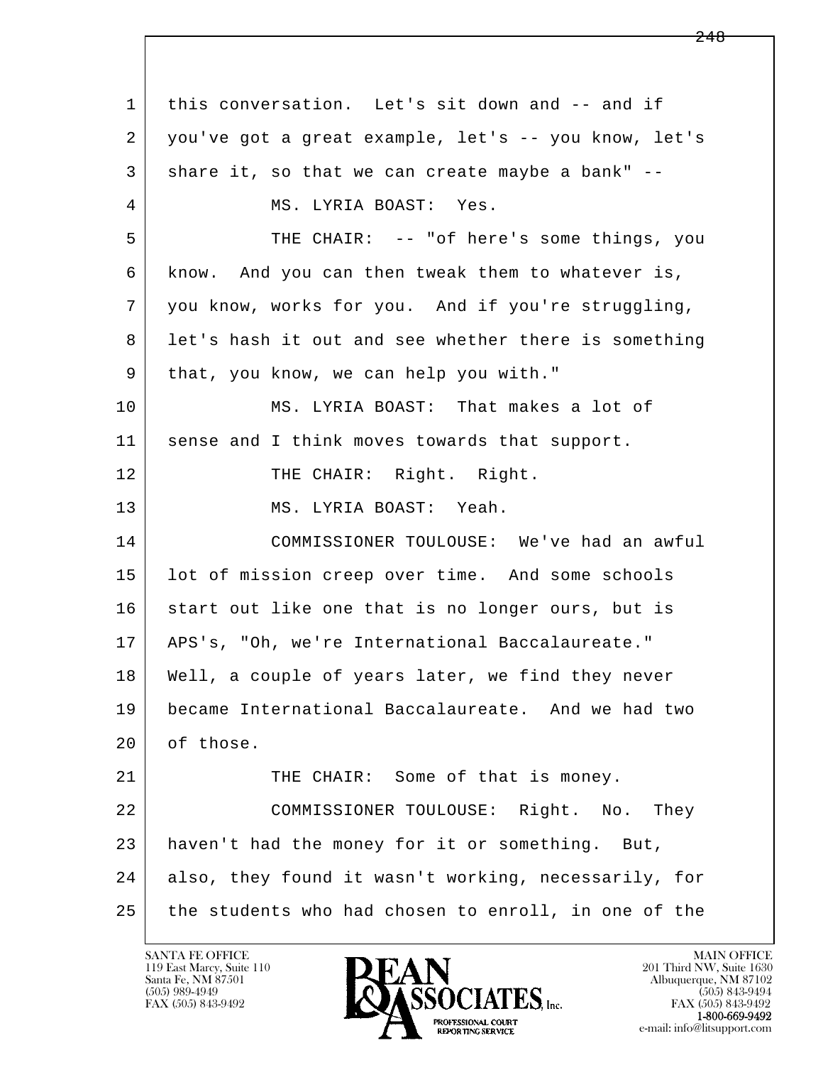this conversation. Let's sit down and -- and if you've got a great example, let's -- you know, let's share it, so that we can create maybe a bank" --

MS. LYRIA BOAST: Yes.

THE CHAIR: -- "of here's some things, you know. And you can then tweak them to whatever is, you know, works for you. And if you're struggling, let's hash it out and see whether there is something that, you know, we can help you with."

MS. LYRIA BOAST: That makes a lot of sense and I think moves towards that support.

THE CHAIR: Right. Right.

MS. LYRIA BOAST: Yeah.

COMMISSIONER TOULOUSE: We've had an awful lot of mission creep over time. And some schools start out like one that is no longer ours, but is APS's, "Oh, we're International Baccalaureate." Well, a couple of years later, we find they never became International Baccalaureate. And we had two of those.

THE CHAIR: Some of that is money.

COMMISSIONER TOULOUSE: Right. No. They haven't had the money for it or something. But, also, they found it wasn't working, necessarily, for the students who had chosen to enroll, in one of the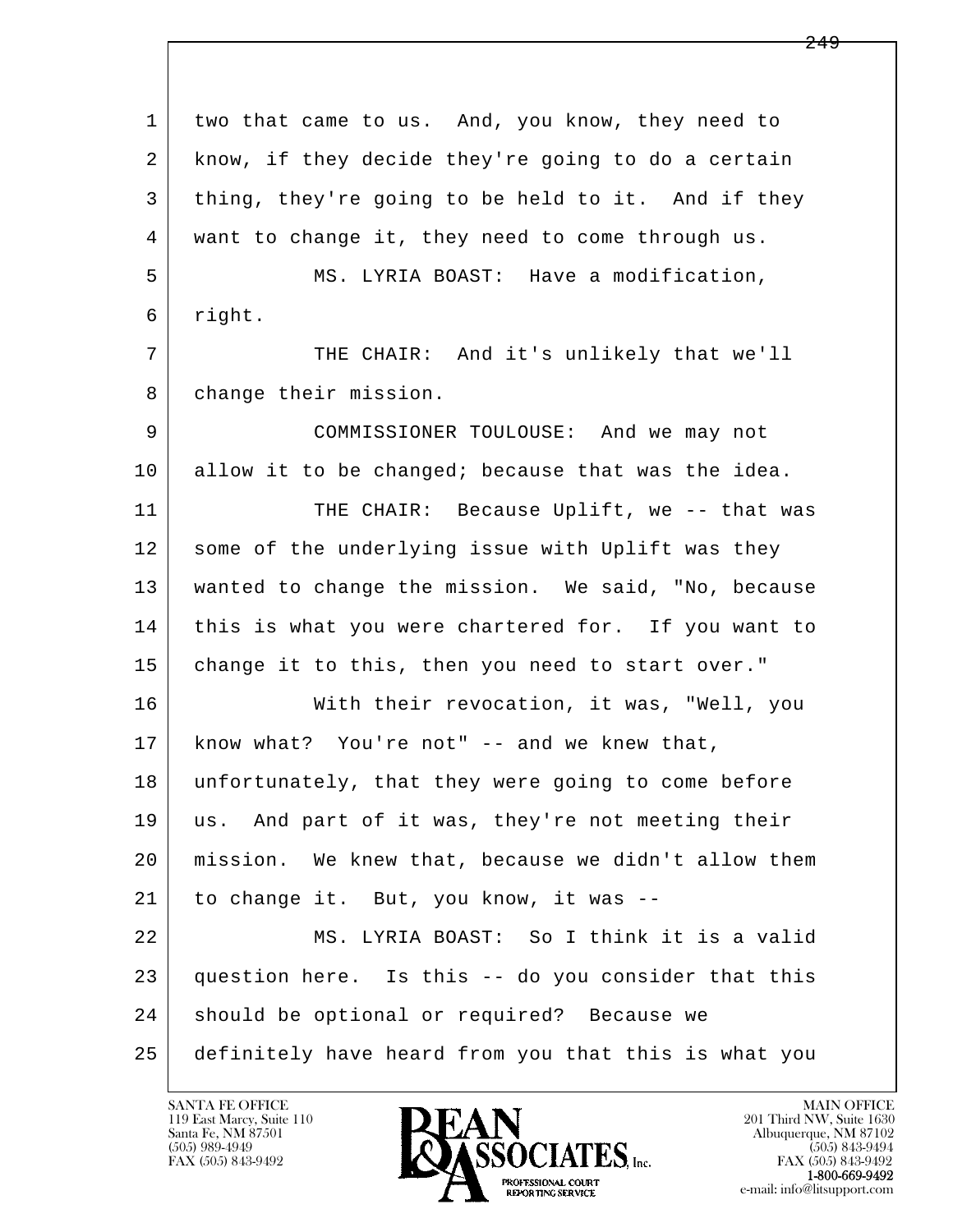two that came to us. And, you know, they need to know, if they decide they're going to do a certain thing, they're going to be held to it. And if they want to change it, they need to come through us.

MS. LYRIA BOAST: Have a modification, right.

THE CHAIR: And it's unlikely that we'll change their mission.

COMMISSIONER TOULOUSE: And we may not allow it to be changed; because that was the idea.

THE CHAIR: Because Uplift, we -- that was some of the underlying issue with Uplift was they wanted to change the mission. We said, "No, because this is what you were chartered for. If you want to change it to this, then you need to start over."

With their revocation, it was, "Well, you know what? You're not" -- and we knew that, unfortunately, that they were going to come before us. And part of it was, they're not meeting their mission. We knew that, because we didn't allow them to change it. But, you know, it was --

MS. LYRIA BOAST: So I think it is a valid question here. Is this -- do you consider that this should be optional or required? Because we definitely have heard from you that this is what you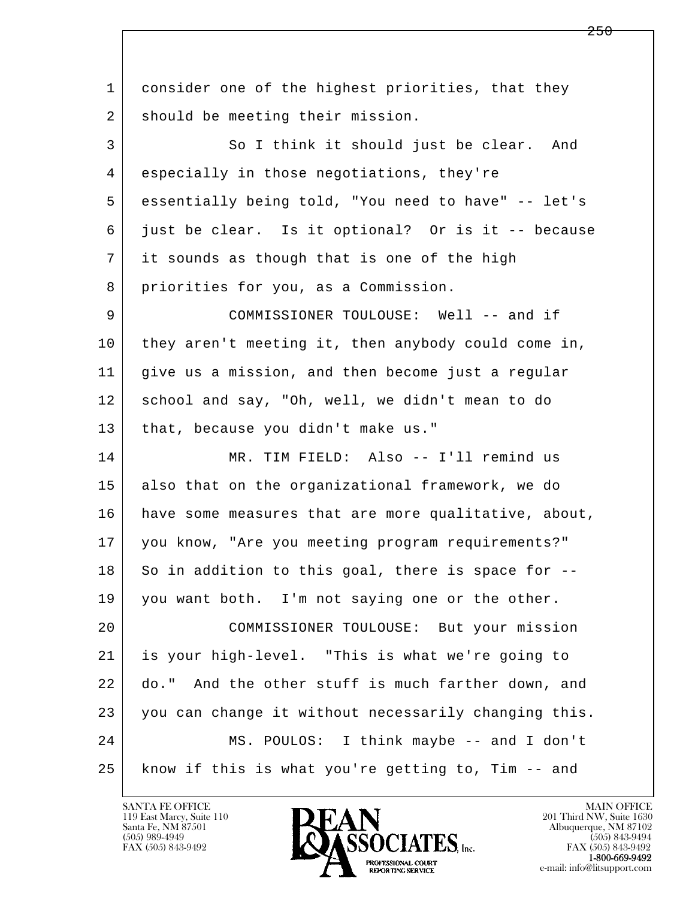1 consider one of the highest priorities, that they
2 should be meeting their mission.

3 So I think it should just be clear. And
4 especially in those negotiations, they're
5 essentially being told, "You need to have" -- let's
6 just be clear. Is it optional? Or is it -- because
7 it sounds as though that is one of the high
8 priorities for you, as a Commission.

9 COMMISSIONER TOULOUSE: Well -- and if
10 they aren't meeting it, then anybody could come in,
11 give us a mission, and then become just a regular
12 school and say, "Oh, well, we didn't mean to do
13 that, because you didn't make us."

14 MR. TIM FIELD: Also -- I'll remind us
15 also that on the organizational framework, we do
16 have some measures that are more qualitative, about,
17 you know, "Are you meeting program requirements?"
18 So in addition to this goal, there is space for --
19 you want both. I'm not saying one or the other.

20 COMMISSIONER TOULOUSE: But your mission
21 is your high-level. "This is what we're going to
22 do." And the other stuff is much farther down, and
23 you can change it without necessarily changing this.

24 MS. POULOS: I think maybe -- and I don't
25 know if this is what you're getting to, Tim -- and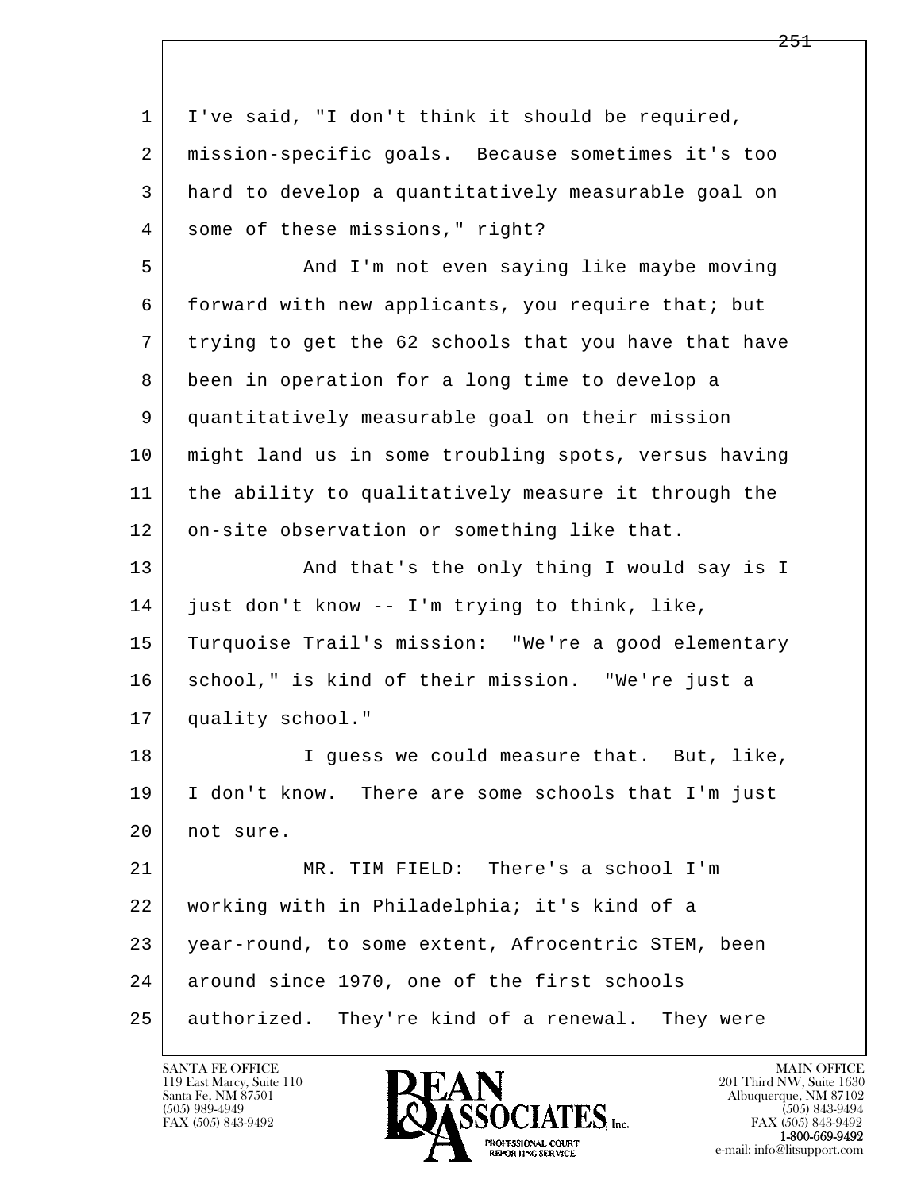I've said, "I don't think it should be required, mission-specific goals. Because sometimes it's too hard to develop a quantitatively measurable goal on some of these missions," right?

And I'm not even saying like maybe moving forward with new applicants, you require that; but trying to get the 62 schools that you have that have been in operation for a long time to develop a quantitatively measurable goal on their mission might land us in some troubling spots, versus having the ability to qualitatively measure it through the on-site observation or something like that.

And that's the only thing I would say is I just don't know -- I'm trying to think, like, Turquoise Trail's mission: "We're a good elementary school," is kind of their mission. "We're just a quality school."

I guess we could measure that. But, like, I don't know. There are some schools that I'm just not sure.

MR. TIM FIELD: There's a school I'm working with in Philadelphia; it's kind of a year-round, to some extent, Afrocentric STEM, been around since 1970, one of the first schools authorized. They're kind of a renewal. They were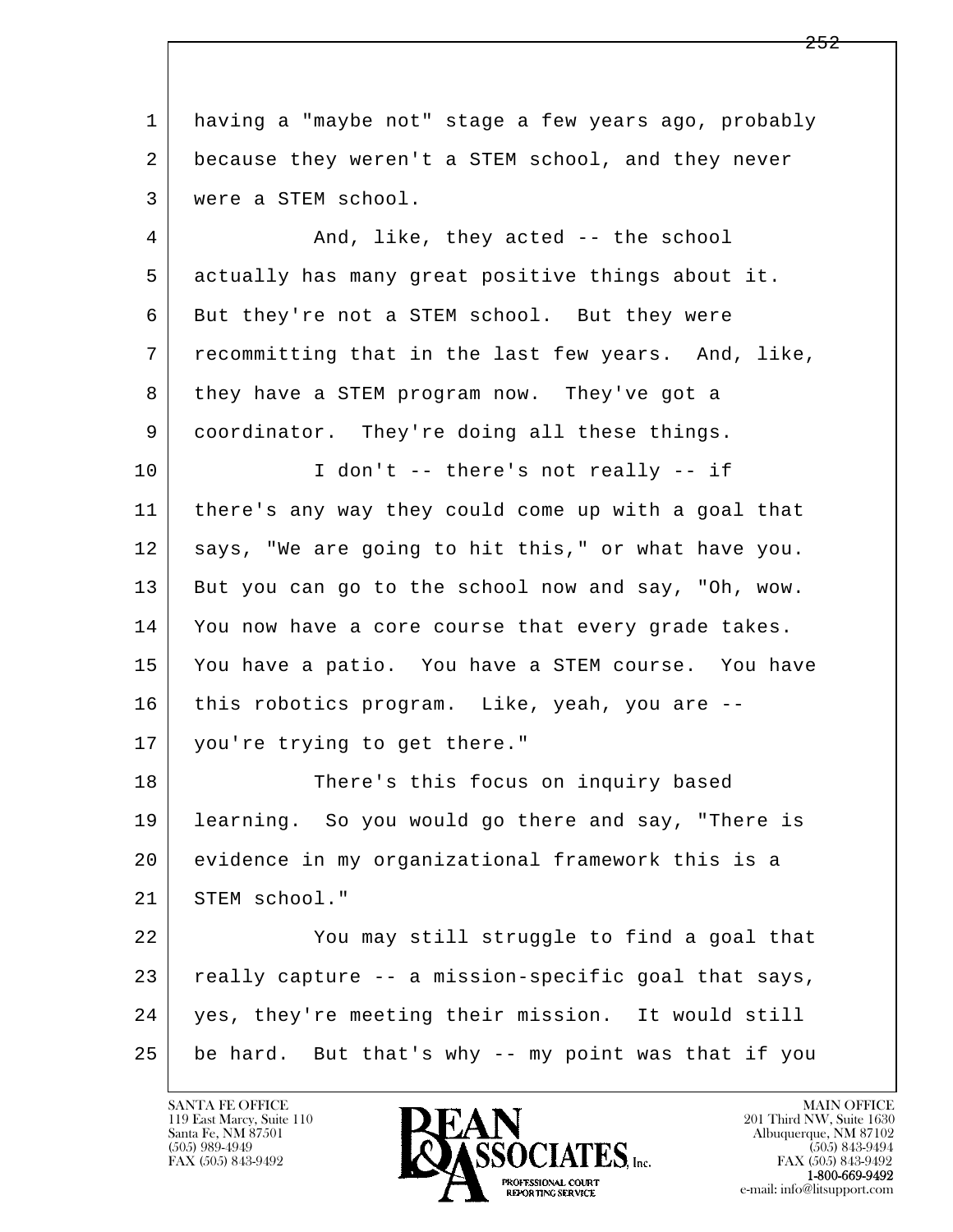having a "maybe not" stage a few years ago, probably because they weren't a STEM school, and they never were a STEM school.

And, like, they acted -- the school actually has many great positive things about it. But they're not a STEM school. But they were recommitting that in the last few years. And, like, they have a STEM program now. They've got a coordinator. They're doing all these things.

I don't -- there's not really -- if there's any way they could come up with a goal that says, "We are going to hit this," or what have you. But you can go to the school now and say, "Oh, wow. You now have a core course that every grade takes. You have a patio. You have a STEM course. You have this robotics program. Like, yeah, you are -- you're trying to get there."

There's this focus on inquiry based learning. So you would go there and say, "There is evidence in my organizational framework this is a STEM school."

You may still struggle to find a goal that really capture -- a mission-specific goal that says, yes, they're meeting their mission. It would still be hard. But that's why -- my point was that if you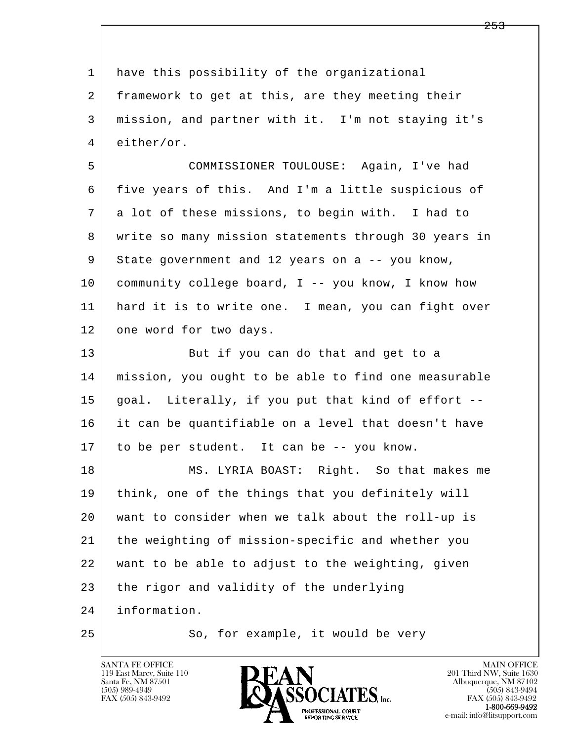have this possibility of the organizational framework to get at this, are they meeting their mission, and partner with it. I'm not staying it's either/or.

COMMISSIONER TOULOUSE: Again, I've had five years of this. And I'm a little suspicious of a lot of these missions, to begin with. I had to write so many mission statements through 30 years in State government and 12 years on a -- you know, community college board, I -- you know, I know how hard it is to write one. I mean, you can fight over one word for two days.

But if you can do that and get to a mission, you ought to be able to find one measurable goal. Literally, if you put that kind of effort -- it can be quantifiable on a level that doesn't have to be per student. It can be -- you know.

MS. LYRIA BOAST: Right. So that makes me think, one of the things that you definitely will want to consider when we talk about the roll-up is the weighting of mission-specific and whether you want to be able to adjust to the weighting, given the rigor and validity of the underlying information.

So, for example, it would be very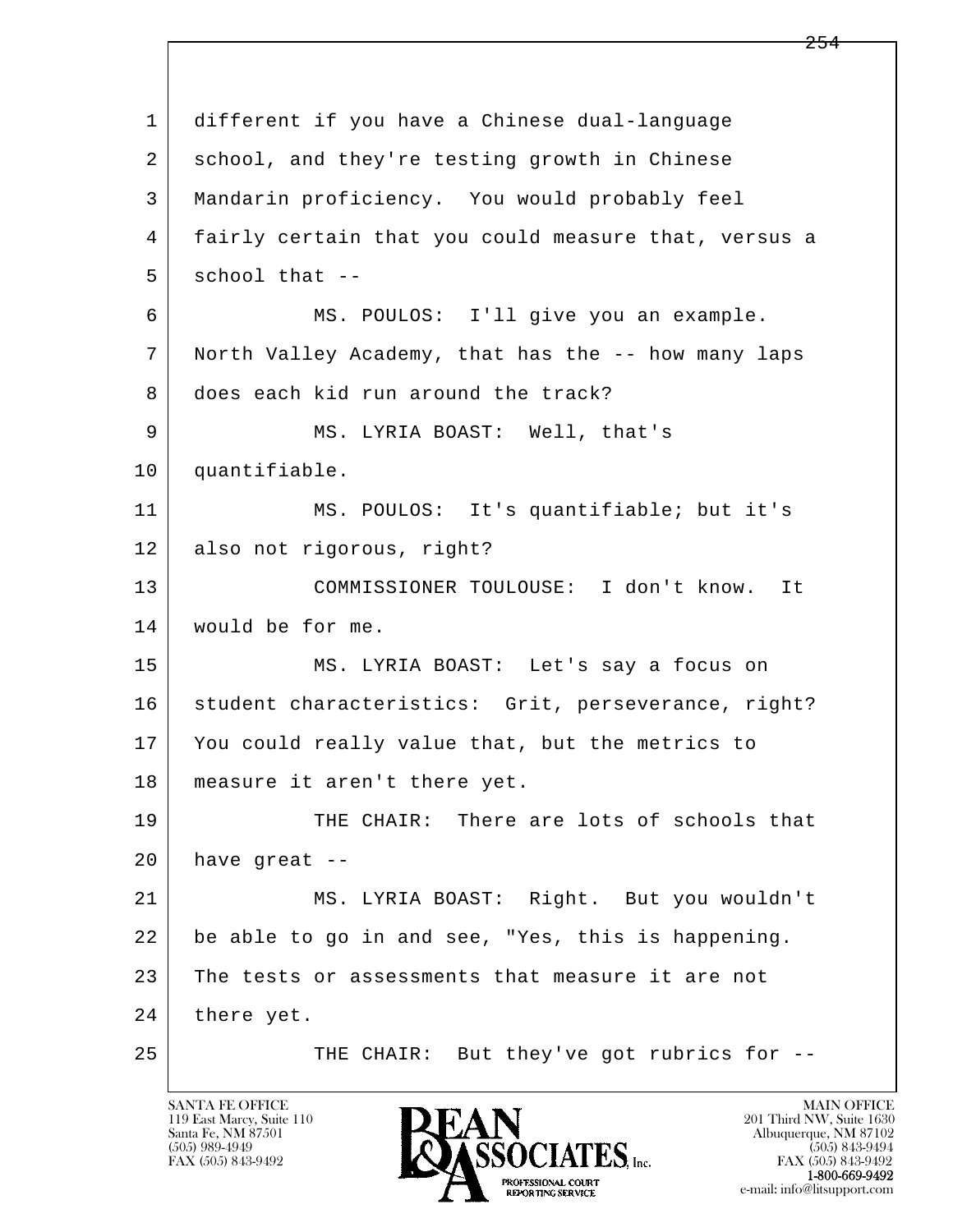1 different if you have a Chinese dual-language
2 school, and they're testing growth in Chinese
3 Mandarin proficiency. You would probably feel
4 fairly certain that you could measure that, versus a
5 school that --
6 MS. POULOS: I'll give you an example.
7 North Valley Academy, that has the -- how many laps
8 does each kid run around the track?
9 MS. LYRIA BOAST: Well, that's
10 quantifiable.
11 MS. POULOS: It's quantifiable; but it's
12 also not rigorous, right?
13 COMMISSIONER TOULOUSE: I don't know. It
14 would be for me.
15 MS. LYRIA BOAST: Let's say a focus on
16 student characteristics: Grit, perseverance, right?
17 You could really value that, but the metrics to
18 measure it aren't there yet.
19 THE CHAIR: There are lots of schools that
20 have great --
21 MS. LYRIA BOAST: Right. But you wouldn't
22 be able to go in and see, "Yes, this is happening.
23 The tests or assessments that measure it are not
24 there yet.
25 THE CHAIR: But they've got rubrics for --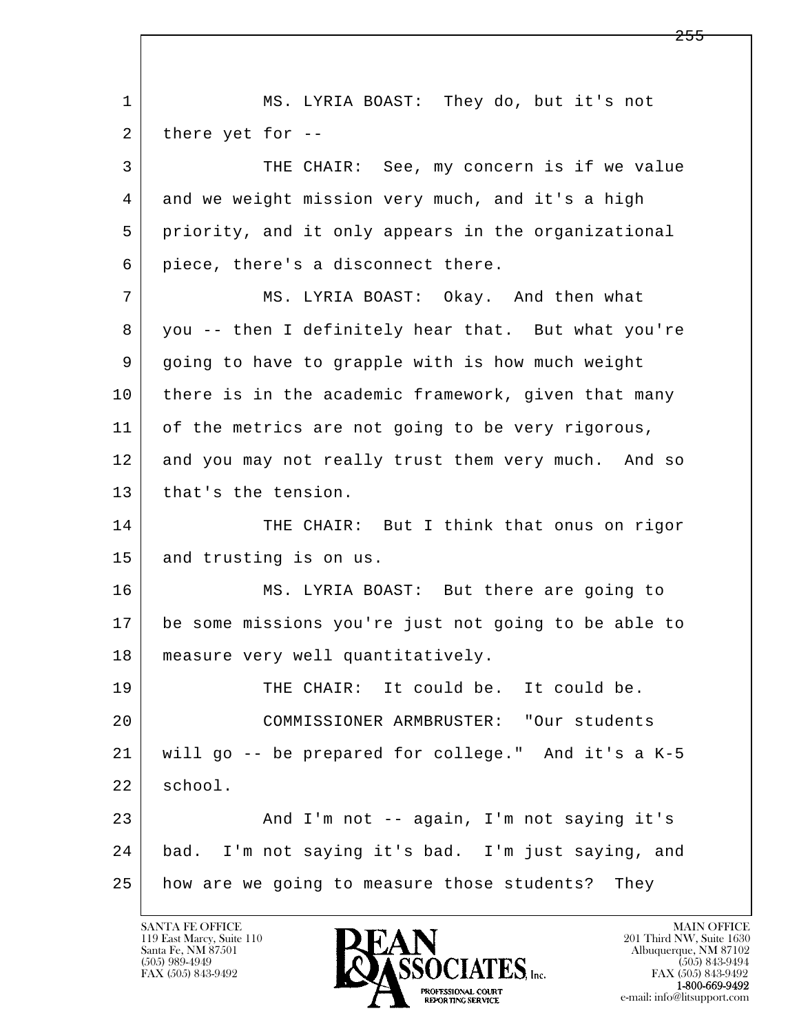MS. LYRIA BOAST: They do, but it's not there yet for --

THE CHAIR: See, my concern is if we value and we weight mission very much, and it's a high priority, and it only appears in the organizational piece, there's a disconnect there.

MS. LYRIA BOAST: Okay. And then what you -- then I definitely hear that. But what you're going to have to grapple with is how much weight there is in the academic framework, given that many of the metrics are not going to be very rigorous, and you may not really trust them very much. And so that's the tension.

THE CHAIR: But I think that onus on rigor and trusting is on us.

MS. LYRIA BOAST: But there are going to be some missions you're just not going to be able to measure very well quantitatively.

THE CHAIR: It could be. It could be.

COMMISSIONER ARMBRUSTER: "Our students will go -- be prepared for college." And it's a K-5 school.

And I'm not -- again, I'm not saying it's bad. I'm not saying it's bad. I'm just saying, and how are we going to measure those students? They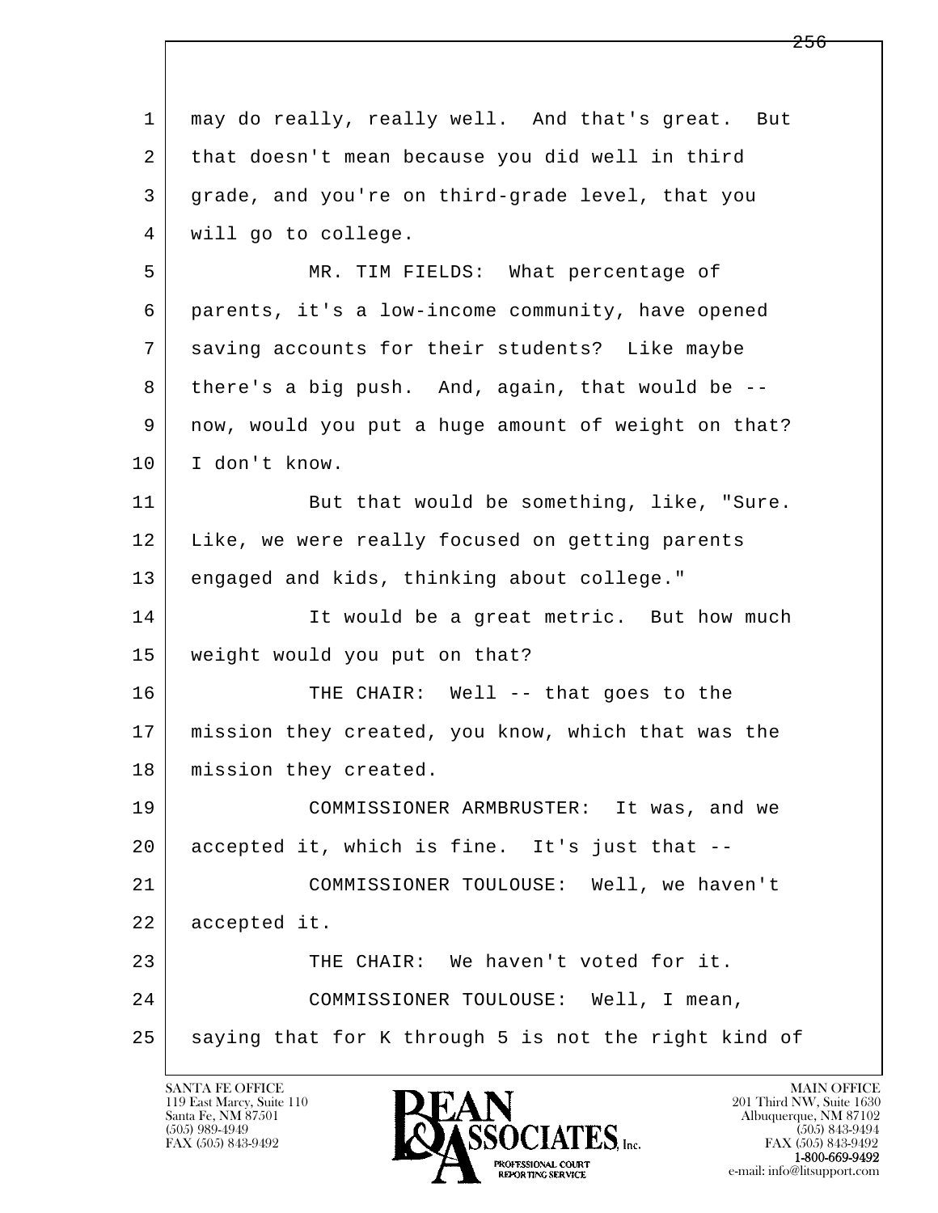1 may do really, really well. And that's great. But
2 that doesn't mean because you did well in third
3 grade, and you're on third-grade level, that you
4 will go to college.

5 MR. TIM FIELDS: What percentage of
6 parents, it's a low-income community, have opened
7 saving accounts for their students? Like maybe
8 there's a big push. And, again, that would be --
9 now, would you put a huge amount of weight on that?
10 I don't know.

11 But that would be something, like, "Sure.
12 Like, we were really focused on getting parents
13 engaged and kids, thinking about college."

14 It would be a great metric. But how much
15 weight would you put on that?

16 THE CHAIR: Well -- that goes to the
17 mission they created, you know, which that was the
18 mission they created.

19 COMMISSIONER ARMBRUSTER: It was, and we
20 accepted it, which is fine. It's just that --

21 COMMISSIONER TOULOUSE: Well, we haven't
22 accepted it.

23 THE CHAIR: We haven't voted for it.

24 COMMISSIONER TOULOUSE: Well, I mean,
25 saying that for K through 5 is not the right kind of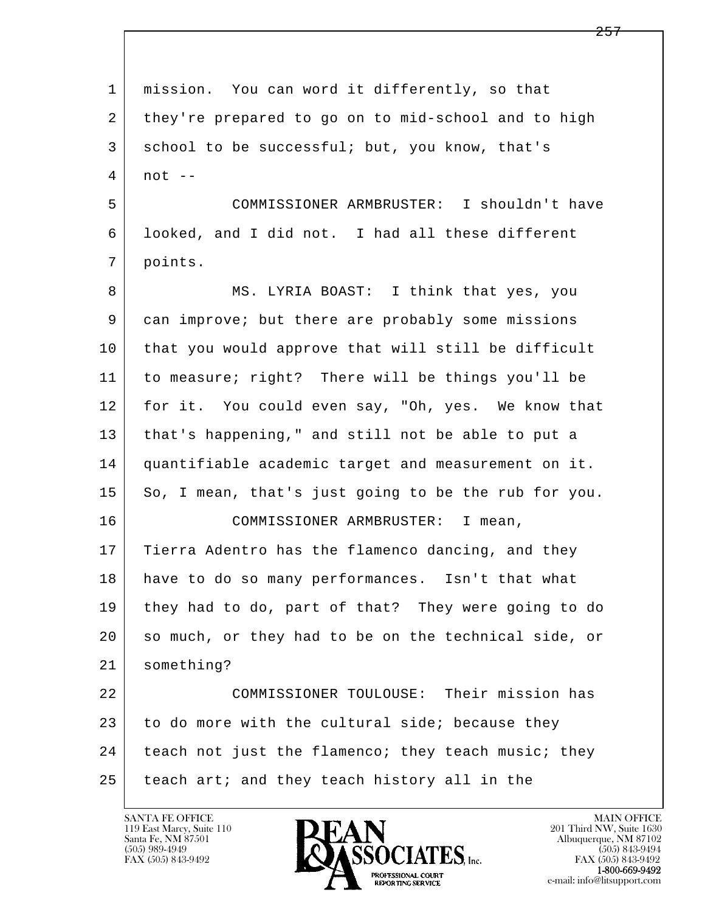1 mission. You can word it differently, so that
2 they're prepared to go on to mid-school and to high
3 school to be successful; but, you know, that's
4 not --
5 COMMISSIONER ARMBRUSTER: I shouldn't have
6 looked, and I did not. I had all these different
7 points.
8 MS. LYRIA BOAST: I think that yes, you
9 can improve; but there are probably some missions
10 that you would approve that will still be difficult
11 to measure; right? There will be things you'll be
12 for it. You could even say, "Oh, yes. We know that
13 that's happening," and still not be able to put a
14 quantifiable academic target and measurement on it.
15 So, I mean, that's just going to be the rub for you.
16 COMMISSIONER ARMBRUSTER: I mean,
17 Tierra Adentro has the flamenco dancing, and they
18 have to do so many performances. Isn't that what
19 they had to do, part of that? They were going to do
20 so much, or they had to be on the technical side, or
21 something?
22 COMMISSIONER TOULOUSE: Their mission has
23 to do more with the cultural side; because they
24 teach not just the flamenco; they teach music; they
25 teach art; and they teach history all in the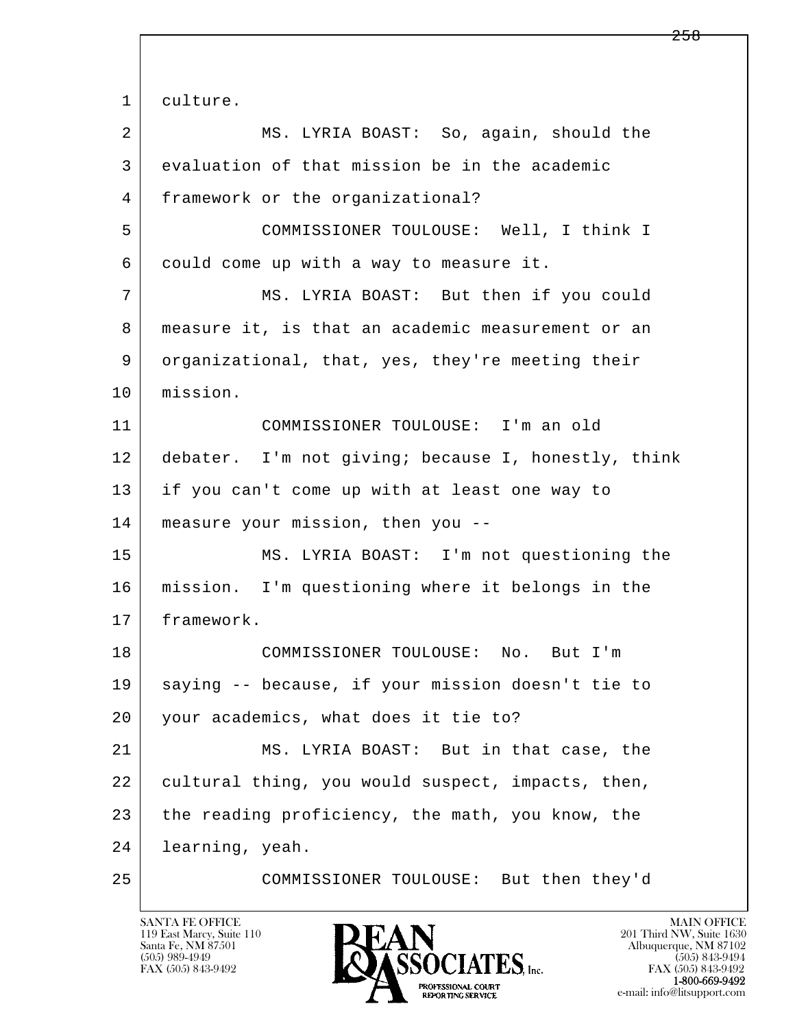culture.

MS. LYRIA BOAST: So, again, should the evaluation of that mission be in the academic framework or the organizational?

COMMISSIONER TOULOUSE: Well, I think I could come up with a way to measure it.

MS. LYRIA BOAST: But then if you could measure it, is that an academic measurement or an organizational, that, yes, they're meeting their mission.

COMMISSIONER TOULOUSE: I'm an old debater. I'm not giving; because I, honestly, think if you can't come up with at least one way to measure your mission, then you --

MS. LYRIA BOAST: I'm not questioning the mission. I'm questioning where it belongs in the framework.

COMMISSIONER TOULOUSE: No. But I'm saying -- because, if your mission doesn't tie to your academics, what does it tie to?

MS. LYRIA BOAST: But in that case, the cultural thing, you would suspect, impacts, then, the reading proficiency, the math, you know, the learning, yeah.

COMMISSIONER TOULOUSE: But then they'd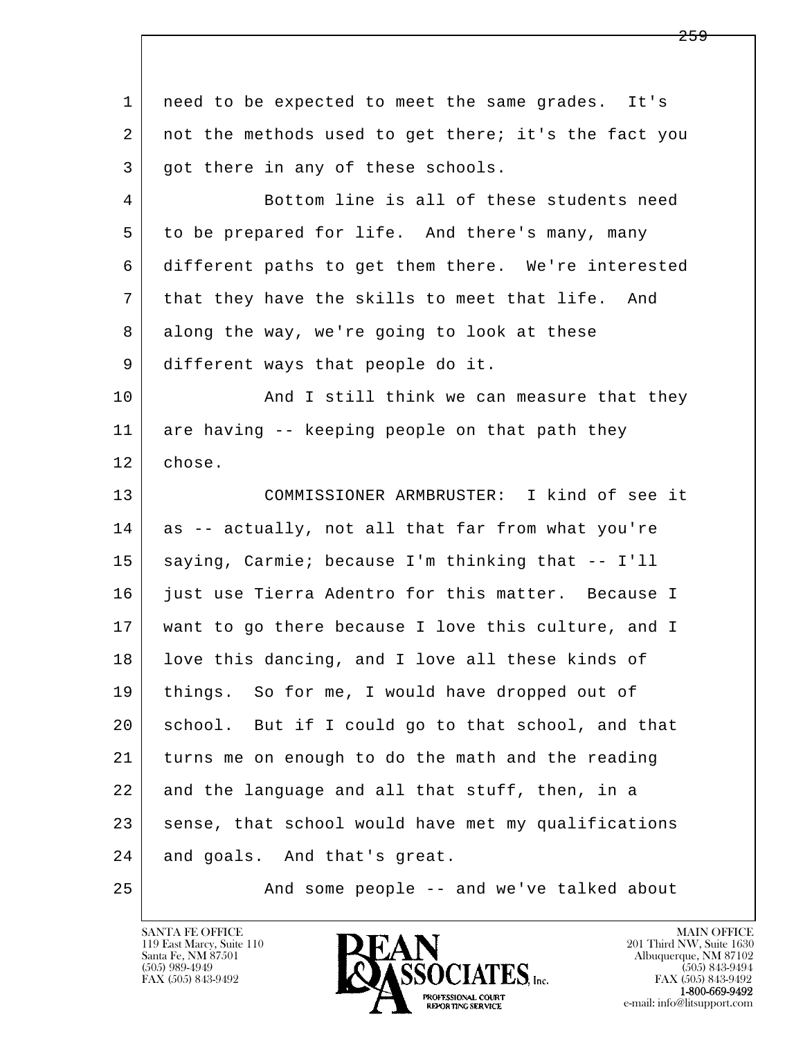need to be expected to meet the same grades. It's not the methods used to get there; it's the fact you got there in any of these schools.

Bottom line is all of these students need to be prepared for life. And there's many, many different paths to get them there. We're interested that they have the skills to meet that life. And along the way, we're going to look at these different ways that people do it.

And I still think we can measure that they are having -- keeping people on that path they chose.

COMMISSIONER ARMBRUSTER: I kind of see it as -- actually, not all that far from what you're saying, Carmie; because I'm thinking that -- I'll just use Tierra Adentro for this matter. Because I want to go there because I love this culture, and I love this dancing, and I love all these kinds of things. So for me, I would have dropped out of school. But if I could go to that school, and that turns me on enough to do the math and the reading and the language and all that stuff, then, in a sense, that school would have met my qualifications and goals. And that's great.

And some people -- and we've talked about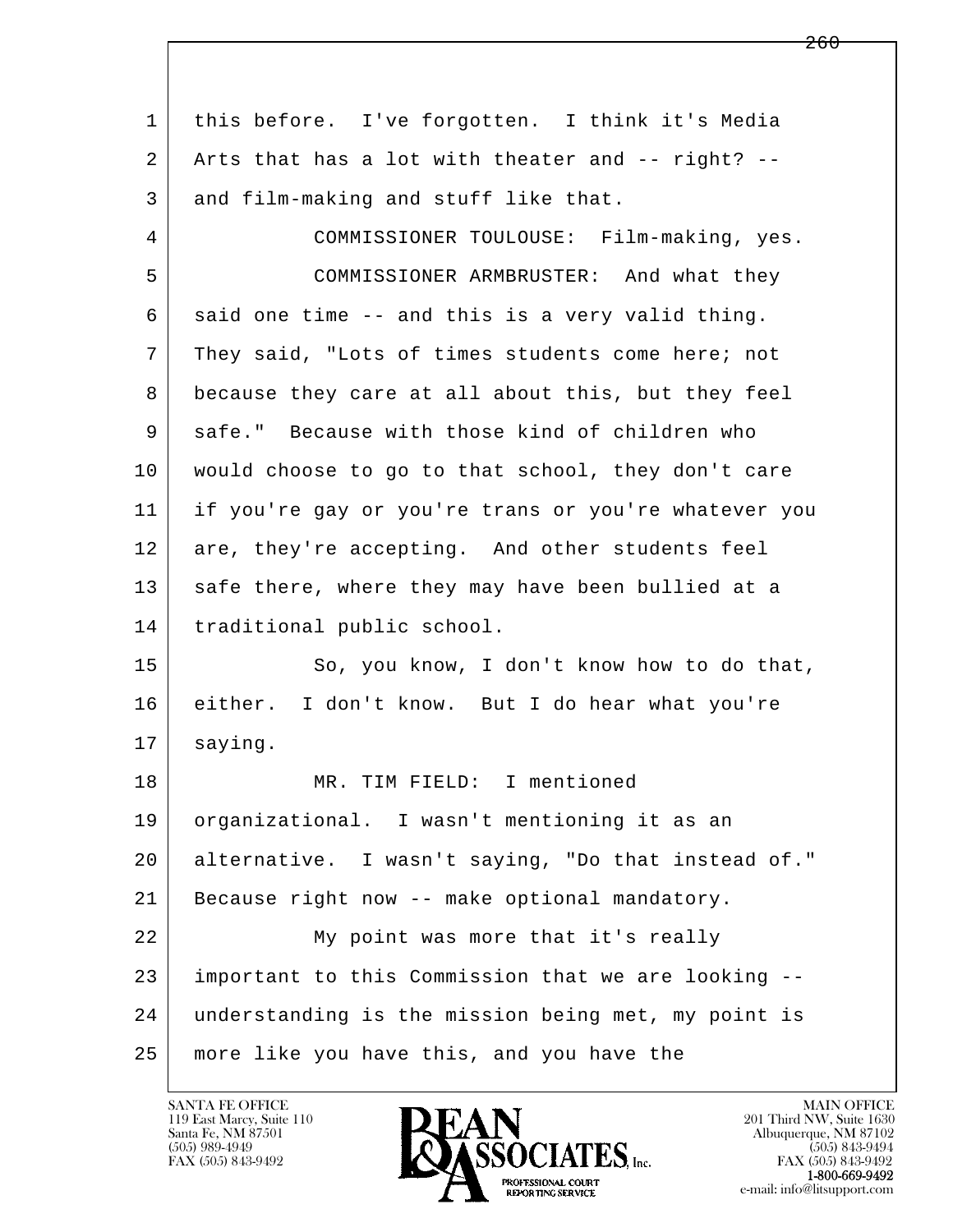1 this before. I've forgotten. I think it's Media
2 Arts that has a lot with theater and -- right? --
3 and film-making and stuff like that.

4 COMMISSIONER TOULOUSE: Film-making, yes.

5 COMMISSIONER ARMBRUSTER: And what they
6 said one time -- and this is a very valid thing.
7 They said, "Lots of times students come here; not
8 because they care at all about this, but they feel
9 safe." Because with those kind of children who
10 would choose to go to that school, they don't care
11 if you're gay or you're trans or you're whatever you
12 are, they're accepting. And other students feel
13 safe there, where they may have been bullied at a
14 traditional public school.

15 So, you know, I don't know how to do that,
16 either. I don't know. But I do hear what you're
17 saying.

18 MR. TIM FIELD: I mentioned
19 organizational. I wasn't mentioning it as an
20 alternative. I wasn't saying, "Do that instead of."
21 Because right now -- make optional mandatory.

22 My point was more that it's really
23 important to this Commission that we are looking --
24 understanding is the mission being met, my point is
25 more like you have this, and you have the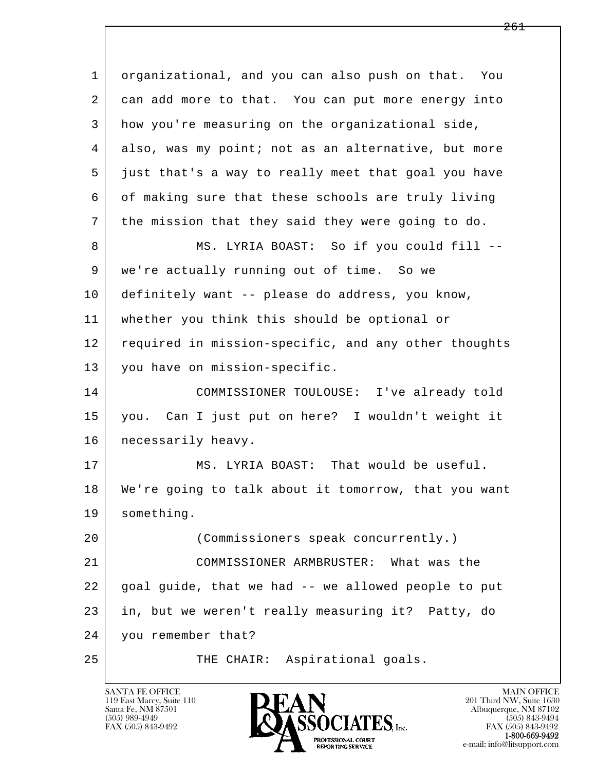1 organizational, and you can also push on that. You
2 can add more to that. You can put more energy into
3 how you're measuring on the organizational side,
4 also, was my point; not as an alternative, but more
5 just that's a way to really meet that goal you have
6 of making sure that these schools are truly living
7 the mission that they said they were going to do.
8 MS. LYRIA BOAST: So if you could fill --
9 we're actually running out of time. So we
10 definitely want -- please do address, you know,
11 whether you think this should be optional or
12 required in mission-specific, and any other thoughts
13 you have on mission-specific.
14 COMMISSIONER TOULOUSE: I've already told
15 you. Can I just put on here? I wouldn't weight it
16 necessarily heavy.
17 MS. LYRIA BOAST: That would be useful.
18 We're going to talk about it tomorrow, that you want
19 something.
20 (Commissioners speak concurrently.)
21 COMMISSIONER ARMBRUSTER: What was the
22 goal guide, that we had -- we allowed people to put
23 in, but we weren't really measuring it? Patty, do
24 you remember that?
25 THE CHAIR: Aspirational goals.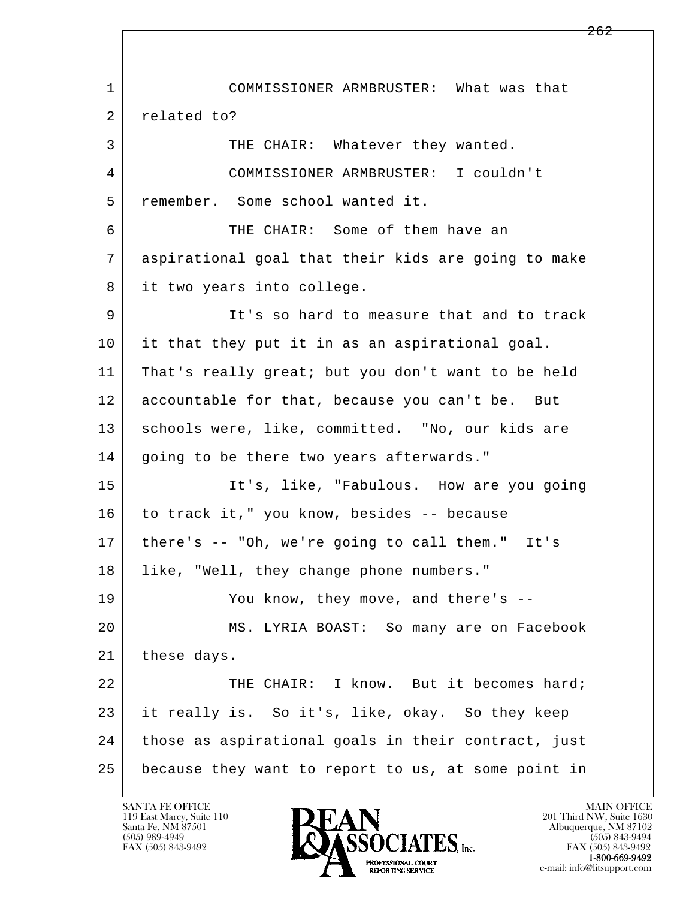1 COMMISSIONER ARMBRUSTER: What was that
2 related to?
3 THE CHAIR: Whatever they wanted.
4 COMMISSIONER ARMBRUSTER: I couldn't
5 remember. Some school wanted it.
6 THE CHAIR: Some of them have an
7 aspirational goal that their kids are going to make
8 it two years into college.
9 It's so hard to measure that and to track
10 it that they put it in as an aspirational goal.
11 That's really great; but you don't want to be held
12 accountable for that, because you can't be. But
13 schools were, like, committed. "No, our kids are
14 going to be there two years afterwards."
15 It's, like, "Fabulous. How are you going
16 to track it," you know, besides -- because
17 there's -- "Oh, we're going to call them." It's
18 like, "Well, they change phone numbers."
19 You know, they move, and there's --
20 MS. LYRIA BOAST: So many are on Facebook
21 these days.
22 THE CHAIR: I know. But it becomes hard;
23 it really is. So it's, like, okay. So they keep
24 those as aspirational goals in their contract, just
25 because they want to report to us, at some point in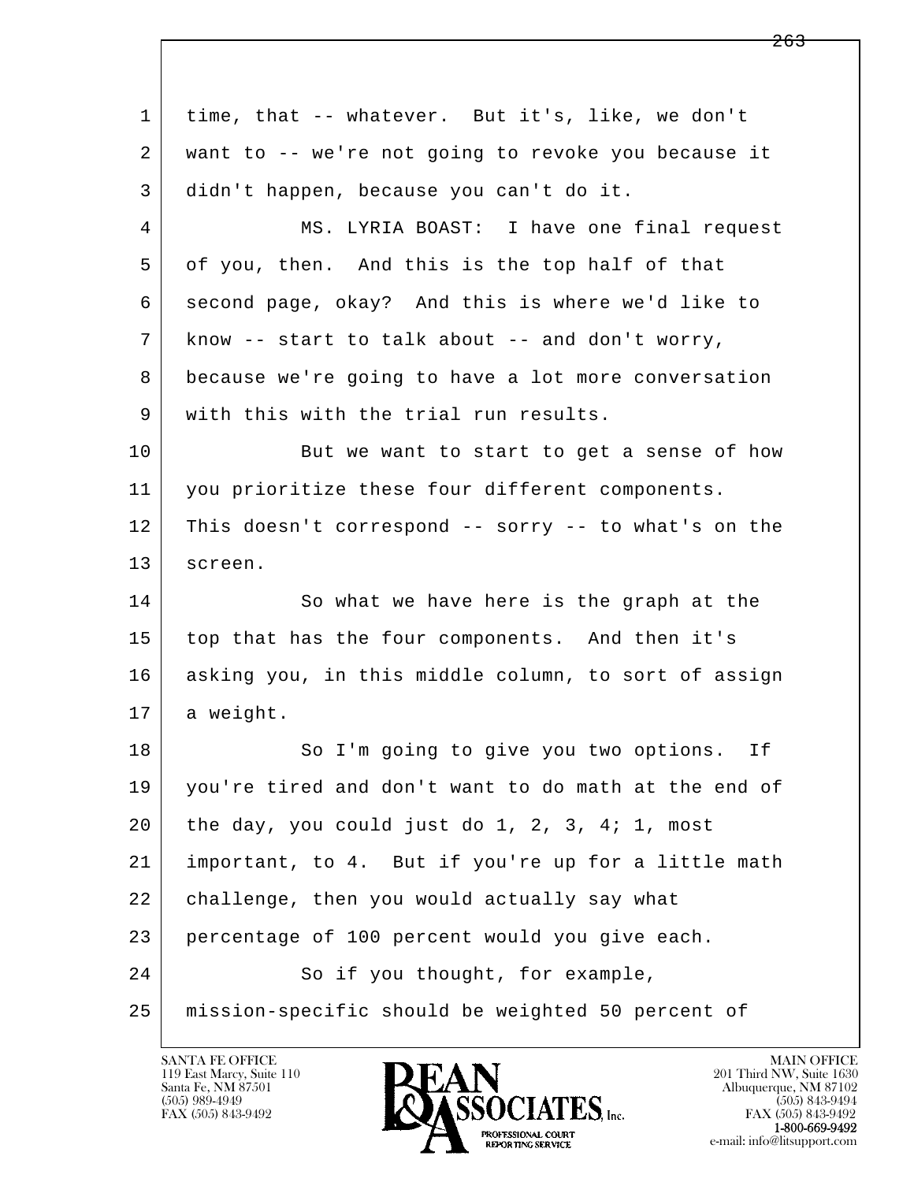1 time, that -- whatever. But it's, like, we don't
2 want to -- we're not going to revoke you because it
3 didn't happen, because you can't do it.
4 MS. LYRIA BOAST: I have one final request
5 of you, then. And this is the top half of that
6 second page, okay? And this is where we'd like to
7 know -- start to talk about -- and don't worry,
8 because we're going to have a lot more conversation
9 with this with the trial run results.
10 But we want to start to get a sense of how
11 you prioritize these four different components.
12 This doesn't correspond -- sorry -- to what's on the
13 screen.
14 So what we have here is the graph at the
15 top that has the four components. And then it's
16 asking you, in this middle column, to sort of assign
17 a weight.
18 So I'm going to give you two options. If
19 you're tired and don't want to do math at the end of
20 the day, you could just do 1, 2, 3, 4; 1, most
21 important, to 4. But if you're up for a little math
22 challenge, then you would actually say what
23 percentage of 100 percent would you give each.
24 So if you thought, for example,
25 mission-specific should be weighted 50 percent of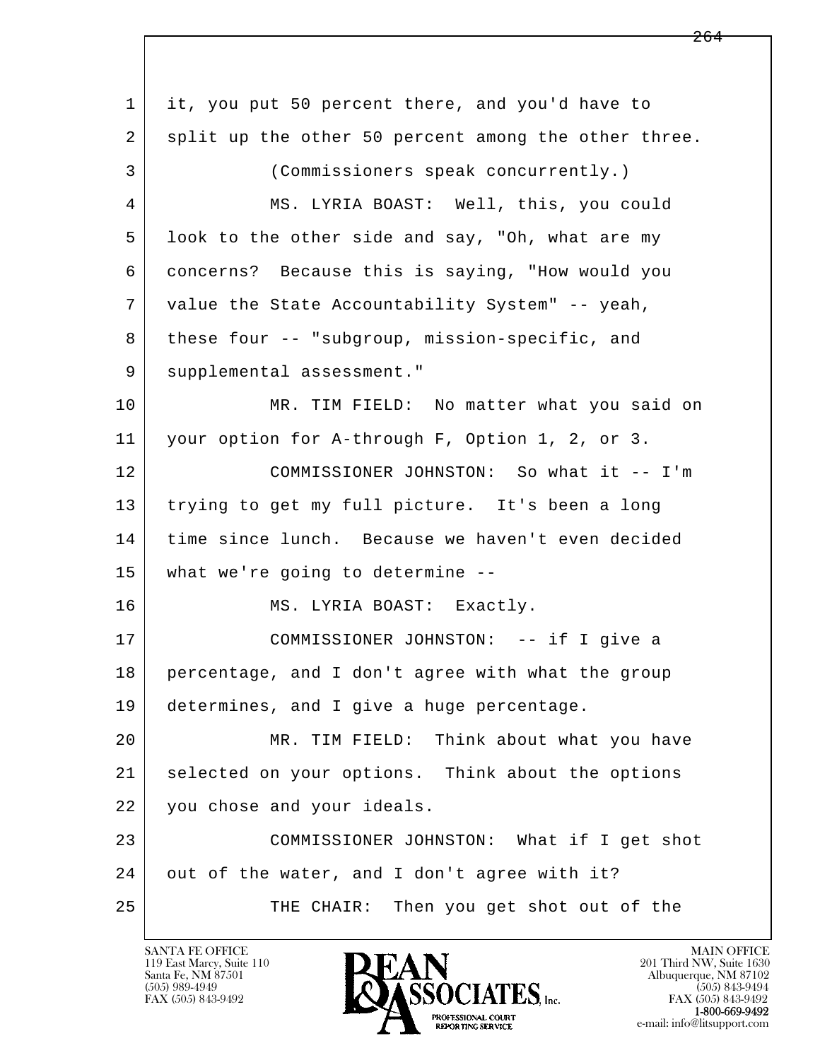1 it, you put 50 percent there, and you'd have to
2 split up the other 50 percent among the other three.
3 (Commissioners speak concurrently.)
4 MS. LYRIA BOAST: Well, this, you could
5 look to the other side and say, "Oh, what are my
6 concerns? Because this is saying, "How would you
7 value the State Accountability System" -- yeah,
8 these four -- "subgroup, mission-specific, and
9 supplemental assessment."
10 MR. TIM FIELD: No matter what you said on
11 your option for A-through F, Option 1, 2, or 3.
12 COMMISSIONER JOHNSTON: So what it -- I'm
13 trying to get my full picture. It's been a long
14 time since lunch. Because we haven't even decided
15 what we're going to determine --
16 MS. LYRIA BOAST: Exactly.
17 COMMISSIONER JOHNSTON: -- if I give a
18 percentage, and I don't agree with what the group
19 determines, and I give a huge percentage.
20 MR. TIM FIELD: Think about what you have
21 selected on your options. Think about the options
22 you chose and your ideals.
23 COMMISSIONER JOHNSTON: What if I get shot
24 out of the water, and I don't agree with it?
25 THE CHAIR: Then you get shot out of the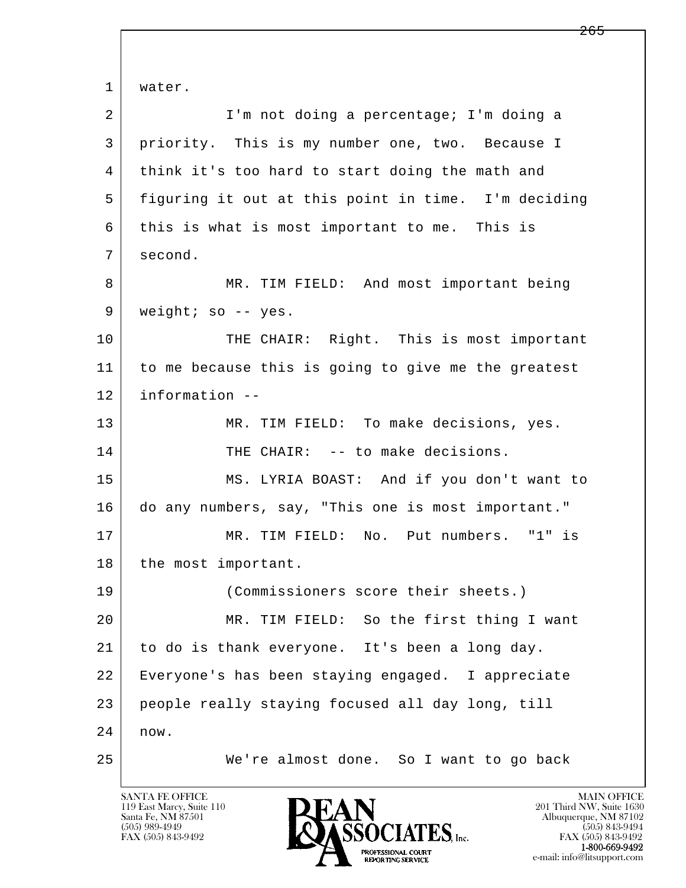1 water.

2 I'm not doing a percentage; I'm doing a

3 priority. This is my number one, two. Because I

4 think it's too hard to start doing the math and

5 figuring it out at this point in time. I'm deciding

6 this is what is most important to me. This is

7 second.

8 MR. TIM FIELD: And most important being

9 weight; so -- yes.

10 THE CHAIR: Right. This is most important

11 to me because this is going to give me the greatest

12 information --

13 MR. TIM FIELD: To make decisions, yes.

14 THE CHAIR: -- to make decisions.

15 MS. LYRIA BOAST: And if you don't want to

16 do any numbers, say, "This one is most important."

17 MR. TIM FIELD: No. Put numbers. "1" is

18 the most important.

19 (Commissioners score their sheets.)

20 MR. TIM FIELD: So the first thing I want

21 to do is thank everyone. It's been a long day.

22 Everyone's has been staying engaged. I appreciate

23 people really staying focused all day long, till

24 now.

25 We're almost done. So I want to go back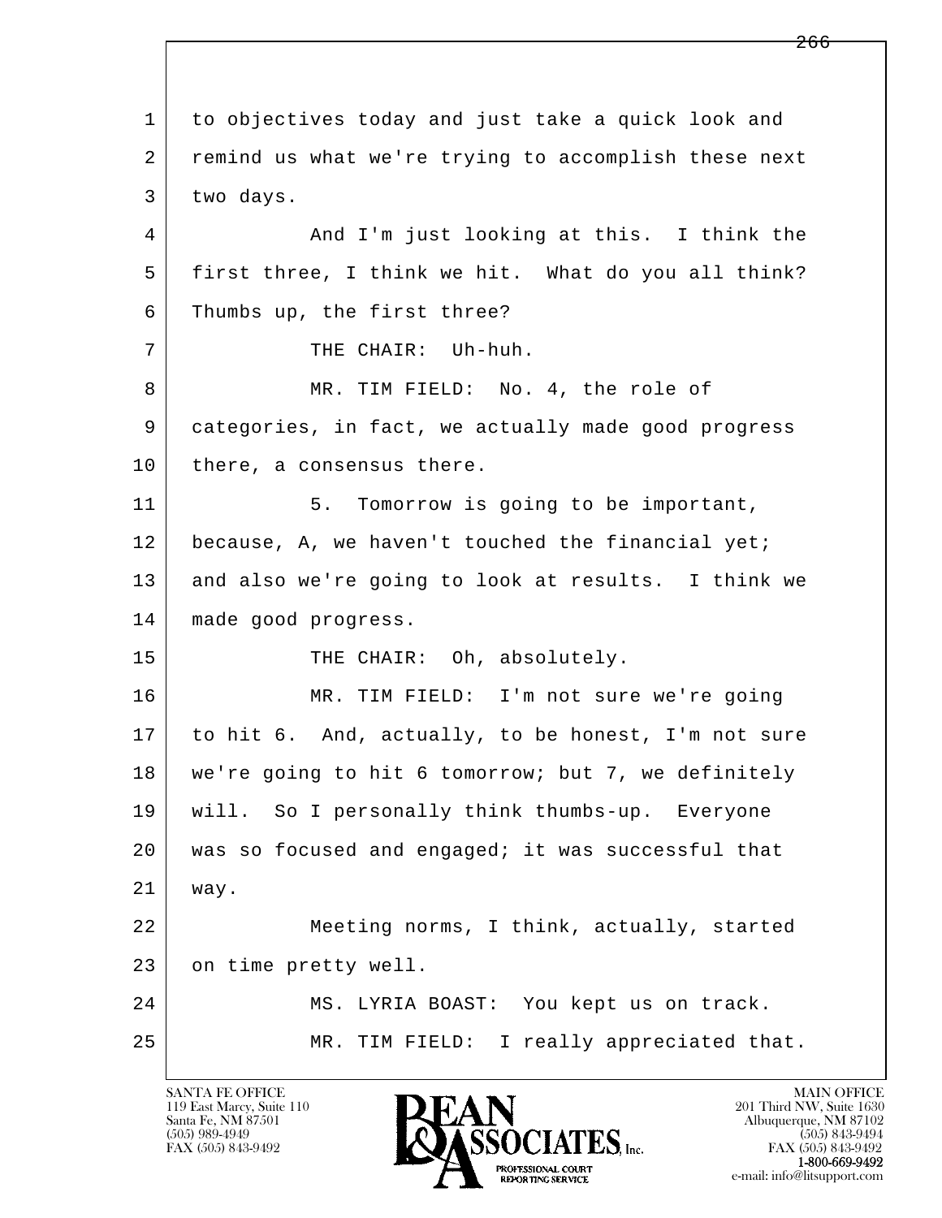1 to objectives today and just take a quick look and
2 remind us what we're trying to accomplish these next
3 two days.

4 And I'm just looking at this. I think the
5 first three, I think we hit. What do you all think?
6 Thumbs up, the first three?

7 THE CHAIR: Uh-huh.

8 MR. TIM FIELD: No. 4, the role of
9 categories, in fact, we actually made good progress
10 there, a consensus there.

11 5. Tomorrow is going to be important,
12 because, A, we haven't touched the financial yet;
13 and also we're going to look at results. I think we
14 made good progress.

15 THE CHAIR: Oh, absolutely.

16 MR. TIM FIELD: I'm not sure we're going
17 to hit 6. And, actually, to be honest, I'm not sure
18 we're going to hit 6 tomorrow; but 7, we definitely
19 will. So I personally think thumbs-up. Everyone
20 was so focused and engaged; it was successful that
21 way.

22 Meeting norms, I think, actually, started
23 on time pretty well.

24 MS. LYRIA BOAST: You kept us on track.

25 MR. TIM FIELD: I really appreciated that.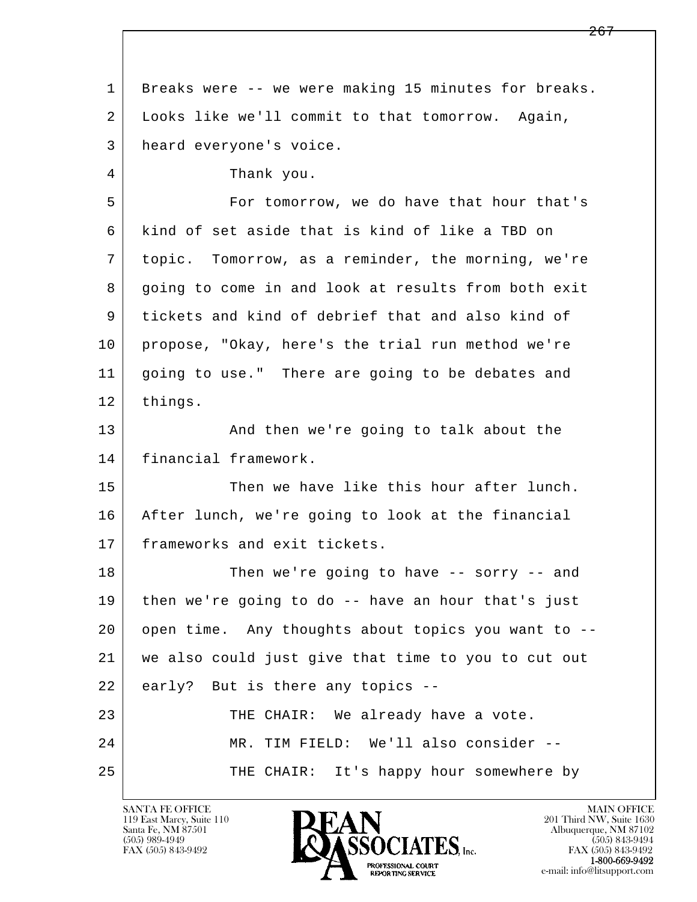Breaks were -- we were making 15 minutes for breaks. Looks like we'll commit to that tomorrow. Again, heard everyone's voice.

Thank you.

For tomorrow, we do have that hour that's kind of set aside that is kind of like a TBD on topic. Tomorrow, as a reminder, the morning, we're going to come in and look at results from both exit tickets and kind of debrief that and also kind of propose, "Okay, here's the trial run method we're going to use." There are going to be debates and things.

And then we're going to talk about the financial framework.

Then we have like this hour after lunch. After lunch, we're going to look at the financial frameworks and exit tickets.

Then we're going to have -- sorry -- and then we're going to do -- have an hour that's just open time. Any thoughts about topics you want to -- we also could just give that time to you to cut out early? But is there any topics --

THE CHAIR: We already have a vote.

MR. TIM FIELD: We'll also consider --

THE CHAIR: It's happy hour somewhere by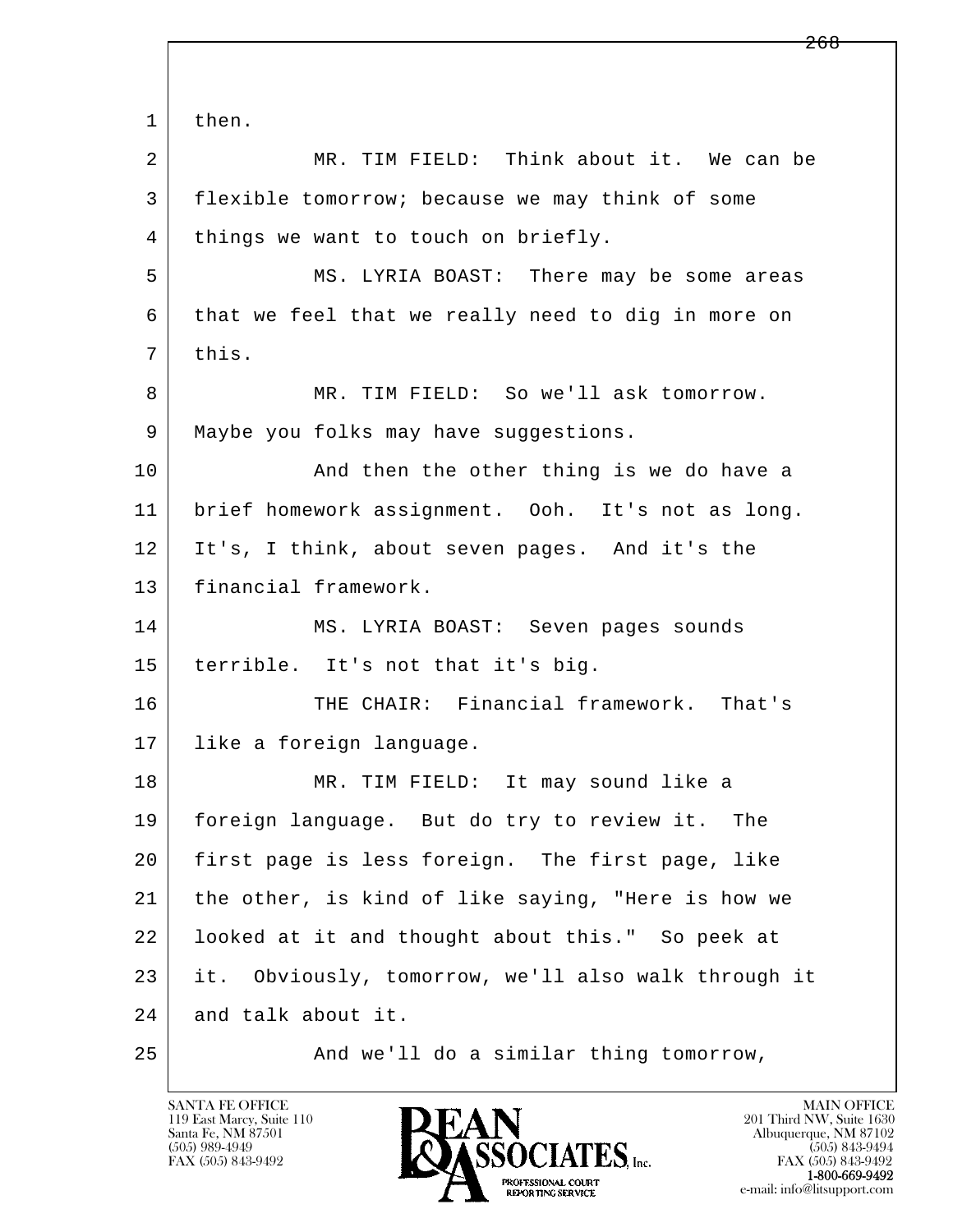1 then.

2 MR. TIM FIELD: Think about it. We can be

3 flexible tomorrow; because we may think of some

4 things we want to touch on briefly.

5 MS. LYRIA BOAST: There may be some areas

6 that we feel that we really need to dig in more on

7 this.

8 MR. TIM FIELD: So we'll ask tomorrow.

9 Maybe you folks may have suggestions.

10 And then the other thing is we do have a

11 brief homework assignment. Ooh. It's not as long.

12 It's, I think, about seven pages. And it's the

13 financial framework.

14 MS. LYRIA BOAST: Seven pages sounds

15 terrible. It's not that it's big.

16 THE CHAIR: Financial framework. That's

17 like a foreign language.

18 MR. TIM FIELD: It may sound like a

19 foreign language. But do try to review it. The

20 first page is less foreign. The first page, like

21 the other, is kind of like saying, "Here is how we

22 looked at it and thought about this." So peek at

23 it. Obviously, tomorrow, we'll also walk through it

24 and talk about it.

25 And we'll do a similar thing tomorrow,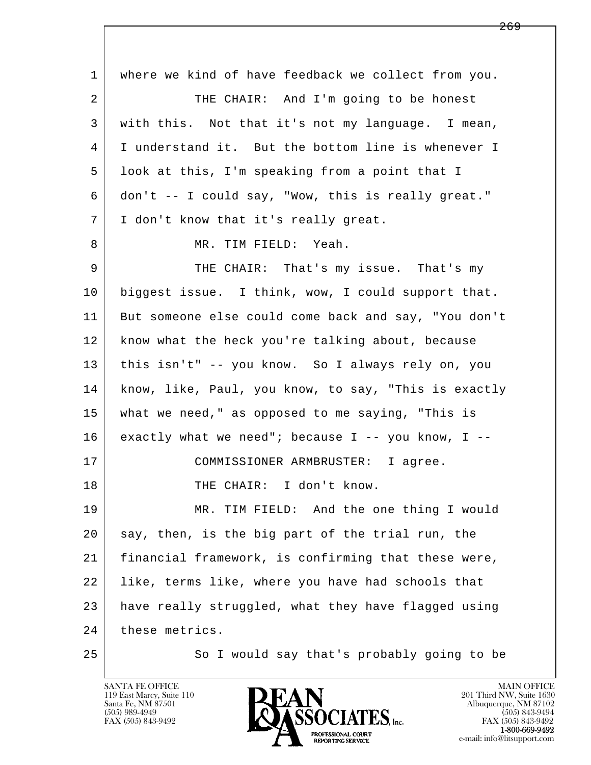1 where we kind of have feedback we collect from you.

2 THE CHAIR: And I'm going to be honest

3 with this. Not that it's not my language. I mean,

4 I understand it. But the bottom line is whenever I

5 look at this, I'm speaking from a point that I

6 don't -- I could say, "Wow, this is really great."

7 I don't know that it's really great.

8 MR. TIM FIELD: Yeah.

9 THE CHAIR: That's my issue. That's my

10 biggest issue. I think, wow, I could support that.

11 But someone else could come back and say, "You don't

12 know what the heck you're talking about, because

13 this isn't" -- you know. So I always rely on, you

14 know, like, Paul, you know, to say, "This is exactly

15 what we need," as opposed to me saying, "This is

16 exactly what we need"; because I -- you know, I --

17 COMMISSIONER ARMBRUSTER: I agree.

18 THE CHAIR: I don't know.

19 MR. TIM FIELD: And the one thing I would

20 say, then, is the big part of the trial run, the

21 financial framework, is confirming that these were,

22 like, terms like, where you have had schools that

23 have really struggled, what they have flagged using

24 these metrics.

25 So I would say that's probably going to be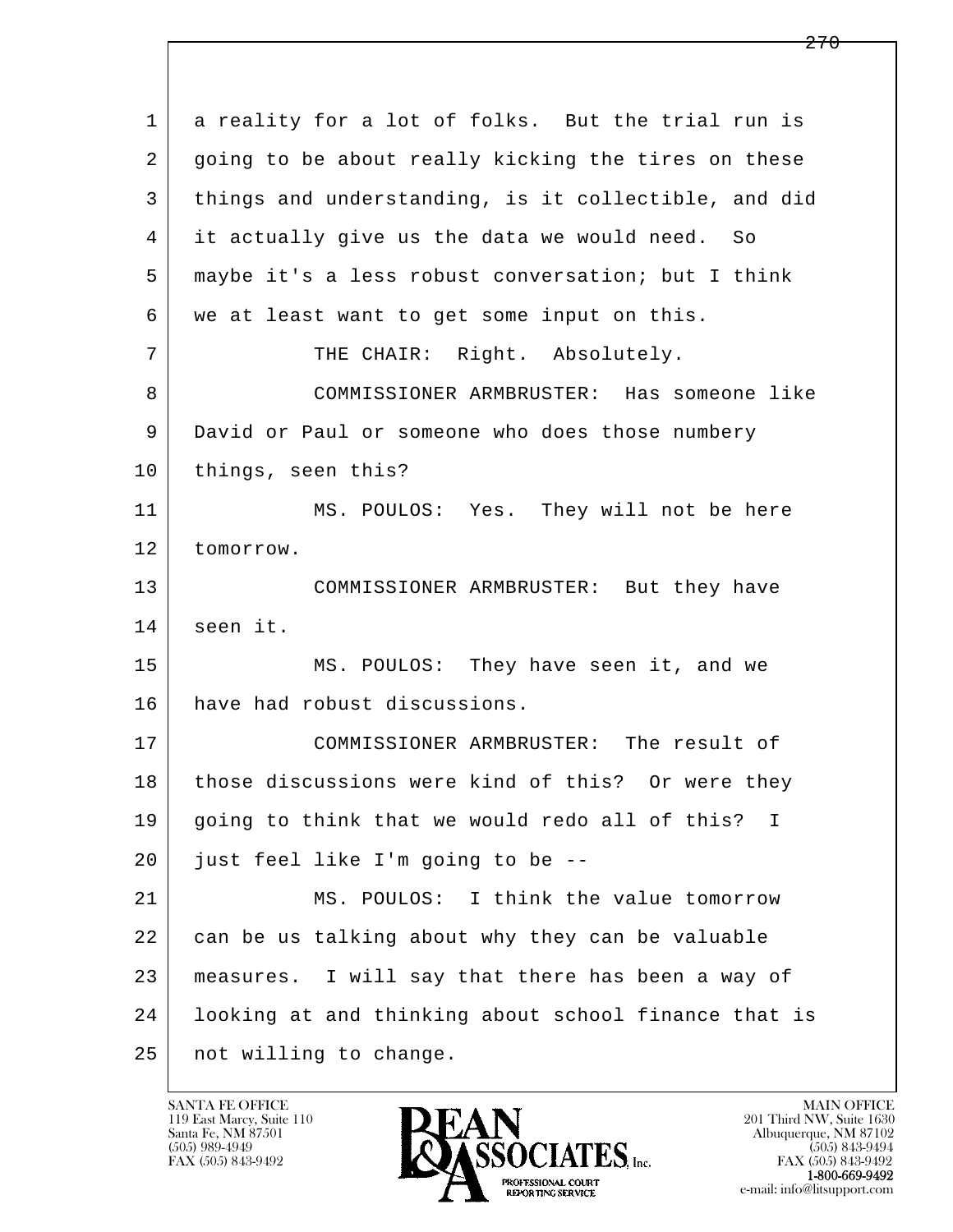1 a reality for a lot of folks. But the trial run is
2 going to be about really kicking the tires on these
3 things and understanding, is it collectible, and did
4 it actually give us the data we would need. So
5 maybe it's a less robust conversation; but I think
6 we at least want to get some input on this.
7 THE CHAIR: Right. Absolutely.
8 COMMISSIONER ARMBRUSTER: Has someone like
9 David or Paul or someone who does those numbery
10 things, seen this?
11 MS. POULOS: Yes. They will not be here
12 tomorrow.
13 COMMISSIONER ARMBRUSTER: But they have
14 seen it.
15 MS. POULOS: They have seen it, and we
16 have had robust discussions.
17 COMMISSIONER ARMBRUSTER: The result of
18 those discussions were kind of this? Or were they
19 going to think that we would redo all of this? I
20 just feel like I'm going to be --
21 MS. POULOS: I think the value tomorrow
22 can be us talking about why they can be valuable
23 measures. I will say that there has been a way of
24 looking at and thinking about school finance that is
25 not willing to change.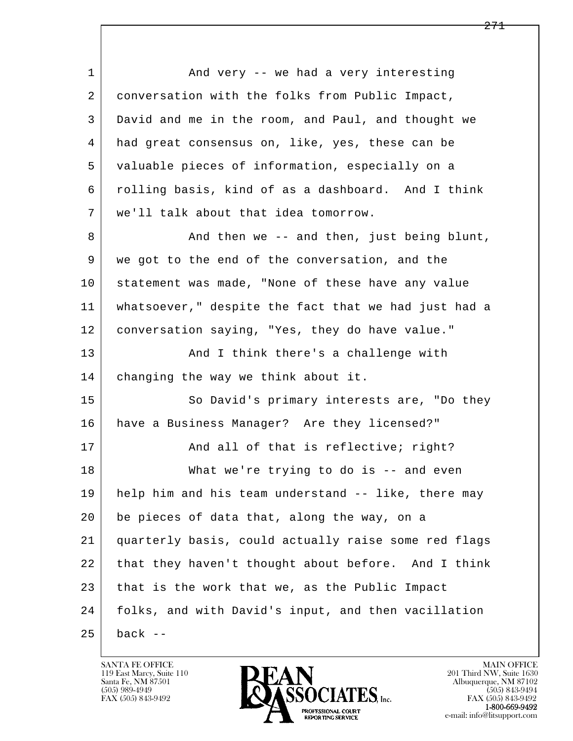And very -- we had a very interesting conversation with the folks from Public Impact, David and me in the room, and Paul, and thought we had great consensus on, like, yes, these can be valuable pieces of information, especially on a rolling basis, kind of as a dashboard. And I think we'll talk about that idea tomorrow.

And then we -- and then, just being blunt, we got to the end of the conversation, and the statement was made, "None of these have any value whatsoever," despite the fact that we had just had a conversation saying, "Yes, they do have value."

And I think there's a challenge with changing the way we think about it.

So David's primary interests are, "Do they have a Business Manager? Are they licensed?"

And all of that is reflective; right?

What we're trying to do is -- and even help him and his team understand -- like, there may be pieces of data that, along the way, on a quarterly basis, could actually raise some red flags that they haven't thought about before. And I think that is the work that we, as the Public Impact folks, and with David's input, and then vacillation back --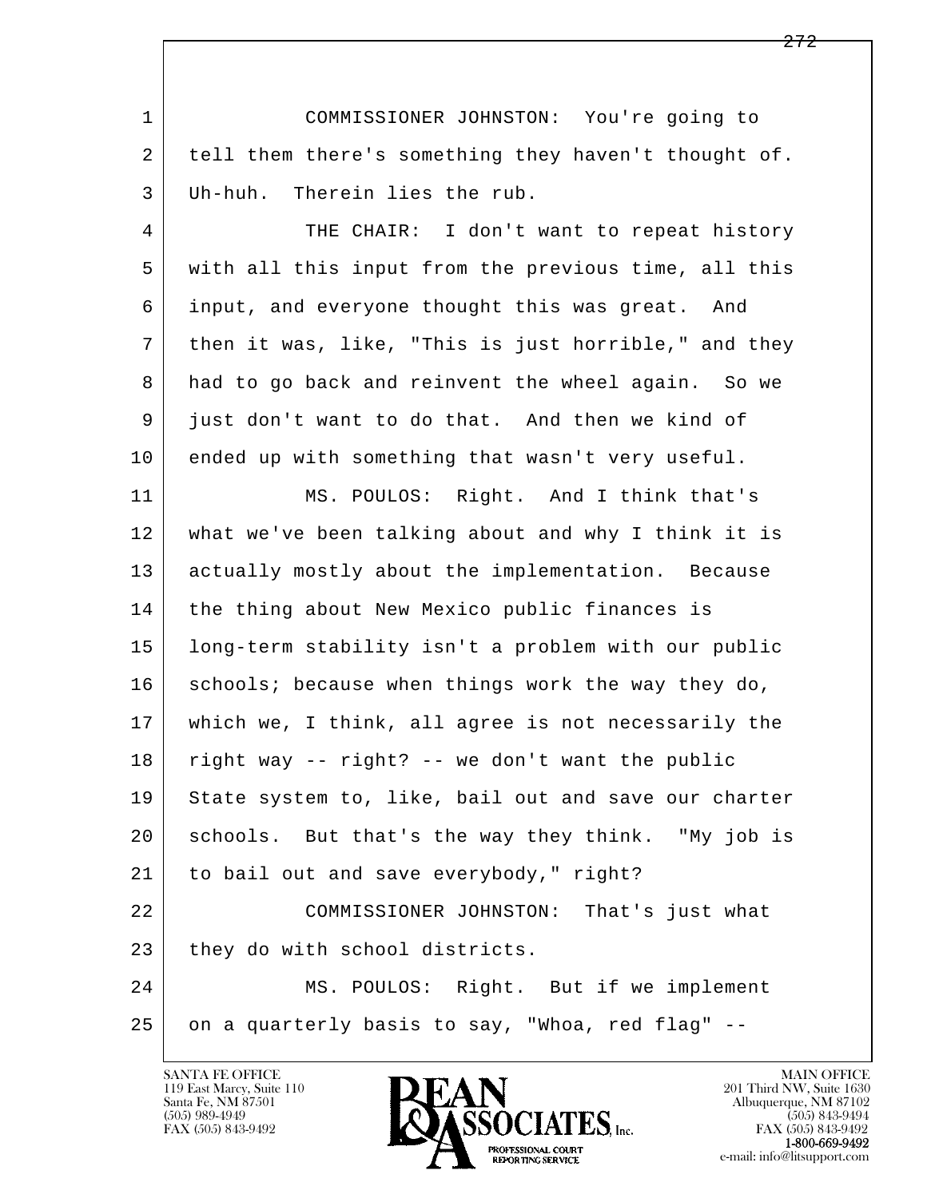1 COMMISSIONER JOHNSTON: You're going to
2 tell them there's something they haven't thought of.
3 Uh-huh. Therein lies the rub.
4 THE CHAIR: I don't want to repeat history
5 with all this input from the previous time, all this
6 input, and everyone thought this was great. And
7 then it was, like, "This is just horrible," and they
8 had to go back and reinvent the wheel again. So we
9 just don't want to do that. And then we kind of
10 ended up with something that wasn't very useful.
11 MS. POULOS: Right. And I think that's
12 what we've been talking about and why I think it is
13 actually mostly about the implementation. Because
14 the thing about New Mexico public finances is
15 long-term stability isn't a problem with our public
16 schools; because when things work the way they do,
17 which we, I think, all agree is not necessarily the
18 right way -- right? -- we don't want the public
19 State system to, like, bail out and save our charter
20 schools. But that's the way they think. "My job is
21 to bail out and save everybody," right?
22 COMMISSIONER JOHNSTON: That's just what
23 they do with school districts.
24 MS. POULOS: Right. But if we implement
25 on a quarterly basis to say, "Whoa, red flag" --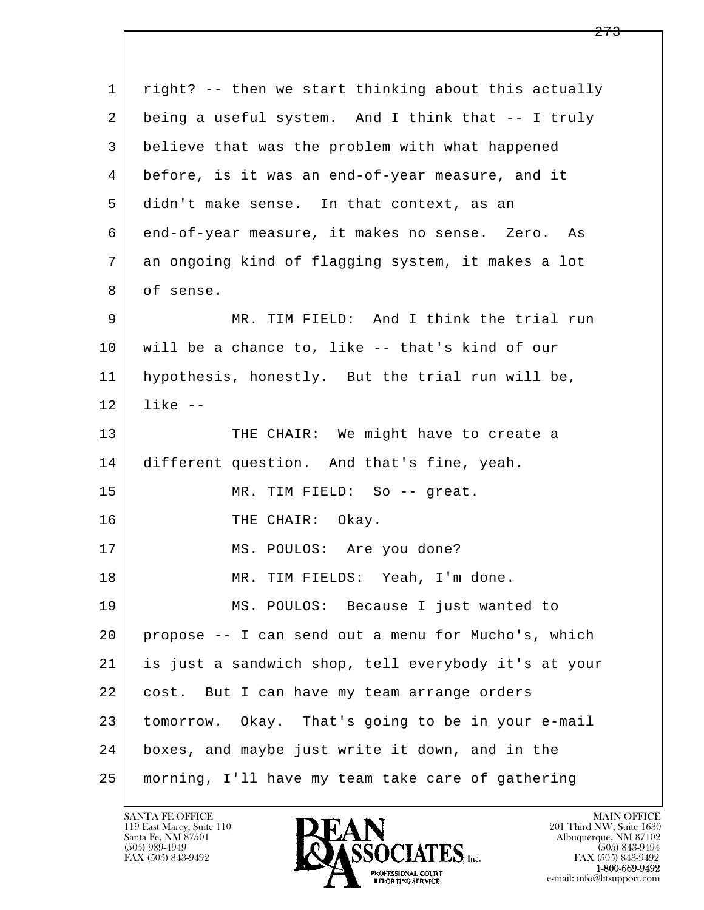1 right? -- then we start thinking about this actually
2 being a useful system. And I think that -- I truly
3 believe that was the problem with what happened
4 before, is it was an end-of-year measure, and it
5 didn't make sense. In that context, as an
6 end-of-year measure, it makes no sense. Zero. As
7 an ongoing kind of flagging system, it makes a lot
8 of sense.

9 MR. TIM FIELD: And I think the trial run
10 will be a chance to, like -- that's kind of our
11 hypothesis, honestly. But the trial run will be,
12 like --

13 THE CHAIR: We might have to create a
14 different question. And that's fine, yeah.

15 MR. TIM FIELD: So -- great.

16 THE CHAIR: Okay.

17 MS. POULOS: Are you done?

18 MR. TIM FIELDS: Yeah, I'm done.

19 MS. POULOS: Because I just wanted to
20 propose -- I can send out a menu for Mucho's, which
21 is just a sandwich shop, tell everybody it's at your
22 cost. But I can have my team arrange orders
23 tomorrow. Okay. That's going to be in your e-mail
24 boxes, and maybe just write it down, and in the
25 morning, I'll have my team take care of gathering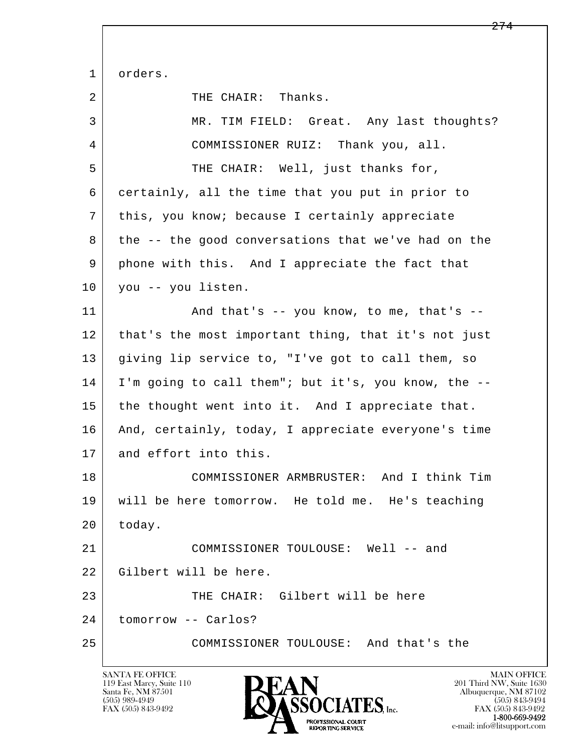1 orders.

2 THE CHAIR: Thanks.

3 MR. TIM FIELD: Great. Any last thoughts?

4 COMMISSIONER RUIZ: Thank you, all.

5 THE CHAIR: Well, just thanks for,

6 certainly, all the time that you put in prior to

7 this, you know; because I certainly appreciate

8 the -- the good conversations that we've had on the

9 phone with this. And I appreciate the fact that

10 you -- you listen.

11 And that's -- you know, to me, that's --

12 that's the most important thing, that it's not just

13 giving lip service to, "I've got to call them, so

14 I'm going to call them"; but it's, you know, the --

15 the thought went into it. And I appreciate that.

16 And, certainly, today, I appreciate everyone's time

17 and effort into this.

18 COMMISSIONER ARMBRUSTER: And I think Tim

19 will be here tomorrow. He told me. He's teaching

20 today.

21 COMMISSIONER TOULOUSE: Well -- and

22 Gilbert will be here.

23 THE CHAIR: Gilbert will be here

24 tomorrow -- Carlos?

25 COMMISSIONER TOULOUSE: And that's the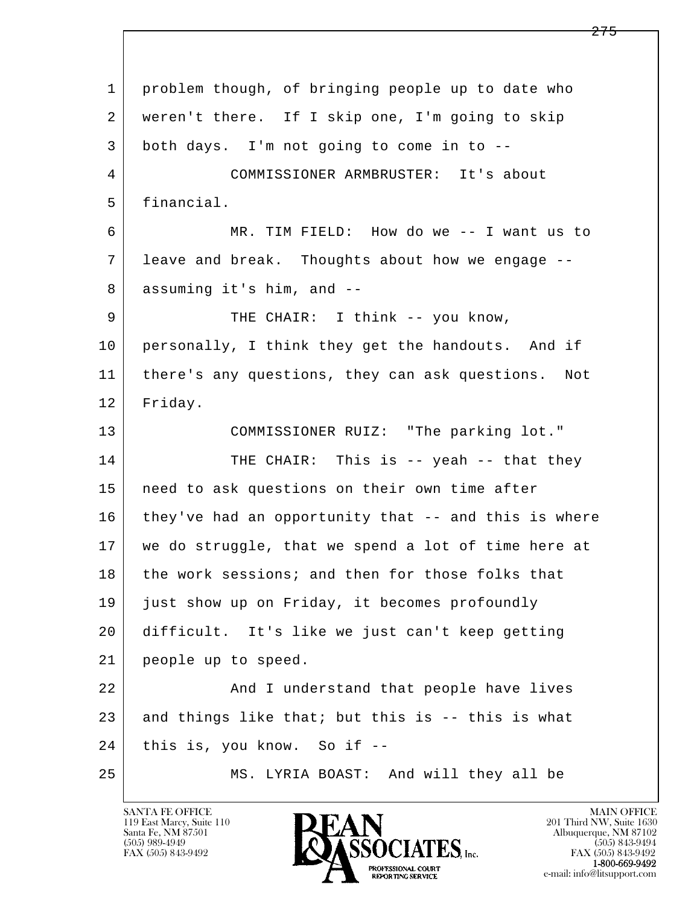1 problem though, of bringing people up to date who
2 weren't there. If I skip one, I'm going to skip
3 both days. I'm not going to come in to --
4 COMMISSIONER ARMBRUSTER: It's about
5 financial.
6 MR. TIM FIELD: How do we -- I want us to
7 leave and break. Thoughts about how we engage --
8 assuming it's him, and --
9 THE CHAIR: I think -- you know,
10 personally, I think they get the handouts. And if
11 there's any questions, they can ask questions. Not
12 Friday.
13 COMMISSIONER RUIZ: "The parking lot."
14 THE CHAIR: This is -- yeah -- that they
15 need to ask questions on their own time after
16 they've had an opportunity that -- and this is where
17 we do struggle, that we spend a lot of time here at
18 the work sessions; and then for those folks that
19 just show up on Friday, it becomes profoundly
20 difficult. It's like we just can't keep getting
21 people up to speed.
22 And I understand that people have lives
23 and things like that; but this is -- this is what
24 this is, you know. So if --
25 MS. LYRIA BOAST: And will they all be

SANTA FE OFFICE
119 East Marcy, Suite 110
Santa Fe, NM 87501
(505) 989-4949
FAX (505) 843-9492

MAIN OFFICE
201 Third NW, Suite 1630
Albuquerque, NM 87102
(505) 843-9494
FAX (505) 843-9492
1-800-669-9492
e-mail: info@litsupport.com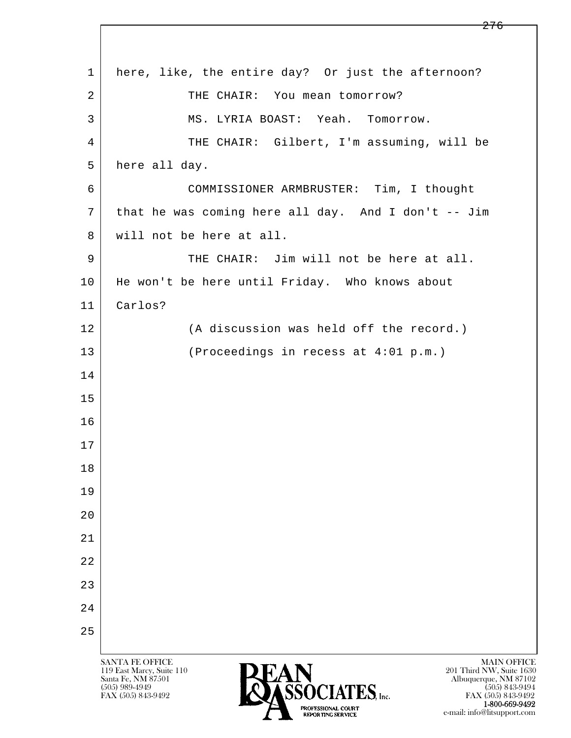here, like, the entire day? Or just the afternoon?

THE CHAIR: You mean tomorrow?

MS. LYRIA BOAST: Yeah. Tomorrow.

THE CHAIR: Gilbert, I'm assuming, will be here all day.

COMMISSIONER ARMBRUSTER: Tim, I thought that he was coming here all day. And I don't -- Jim will not be here at all.

THE CHAIR: Jim will not be here at all. He won't be here until Friday. Who knows about Carlos?

(A discussion was held off the record.)

(Proceedings in recess at 4:01 p.m.)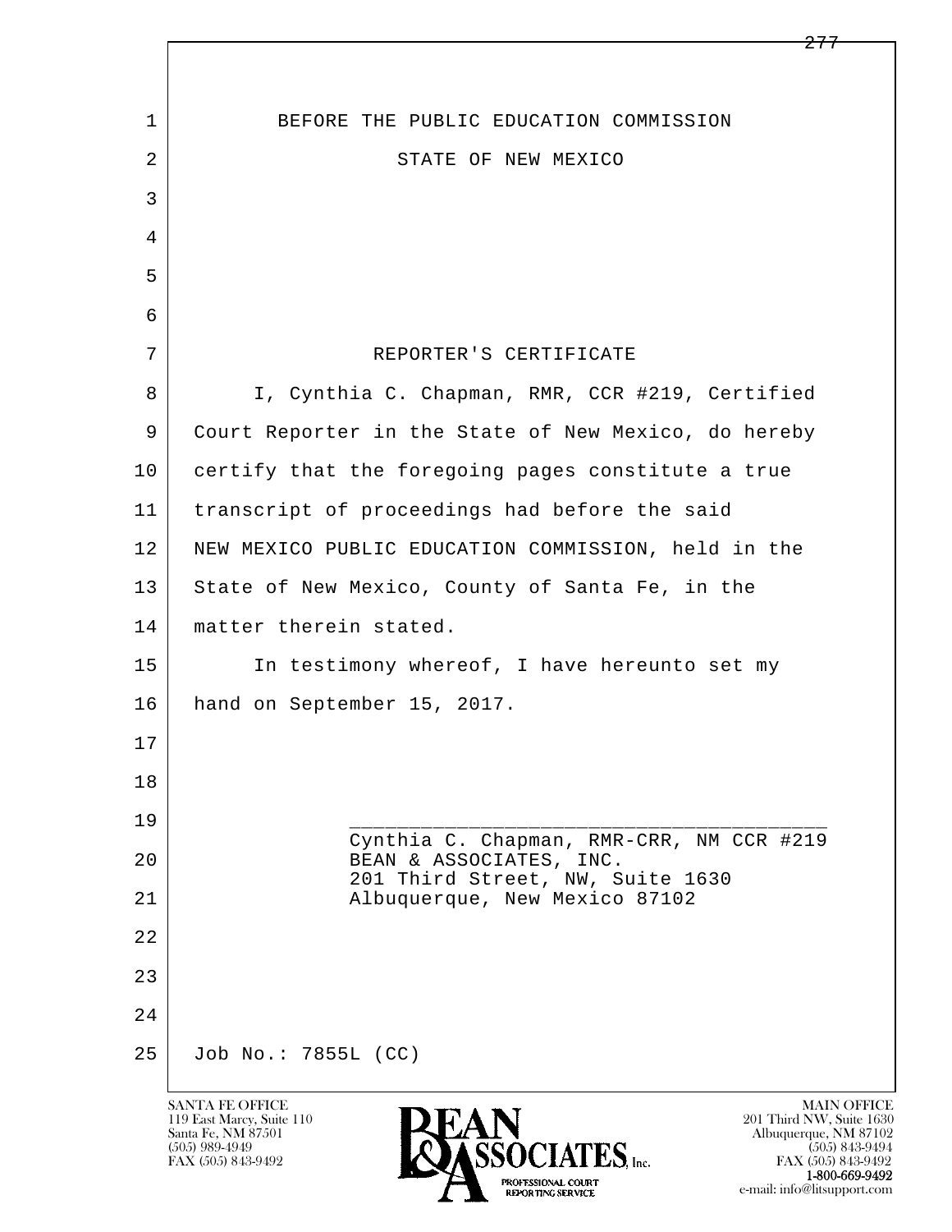BEFORE THE PUBLIC EDUCATION COMMISSION

STATE OF NEW MEXICO

REPORTER'S CERTIFICATE

I, Cynthia C. Chapman, RMR, CCR #219, Certified Court Reporter in the State of New Mexico, do hereby certify that the foregoing pages constitute a true transcript of proceedings had before the said NEW MEXICO PUBLIC EDUCATION COMMISSION, held in the State of New Mexico, County of Santa Fe, in the matter therein stated.

In testimony whereof, I have hereunto set my hand on September 15, 2017.

\_\_\_\_\_\_\_\_\_\_\_\_\_\_\_\_\_\_\_\_\_\_\_\_\_\_\_\_\_\_\_\_\_\_\_\_\_\_\_\_
Cynthia C. Chapman, RMR-CRR, NM CCR #219
BEAN & ASSOCIATES, INC.
201 Third Street, NW, Suite 1630
Albuquerque, New Mexico 87102

Job No.: 7855L (CC)

SANTA FE OFFICE
119 East Marcy, Suite 110
Santa Fe, NM 87501
(505) 989-4949
FAX (505) 843-9492

MAIN OFFICE
201 Third NW, Suite 1630
Albuquerque, NM 87102
(505) 843-9494
FAX (505) 843-9492
1-800-669-9492
e-mail: info@litsupport.com